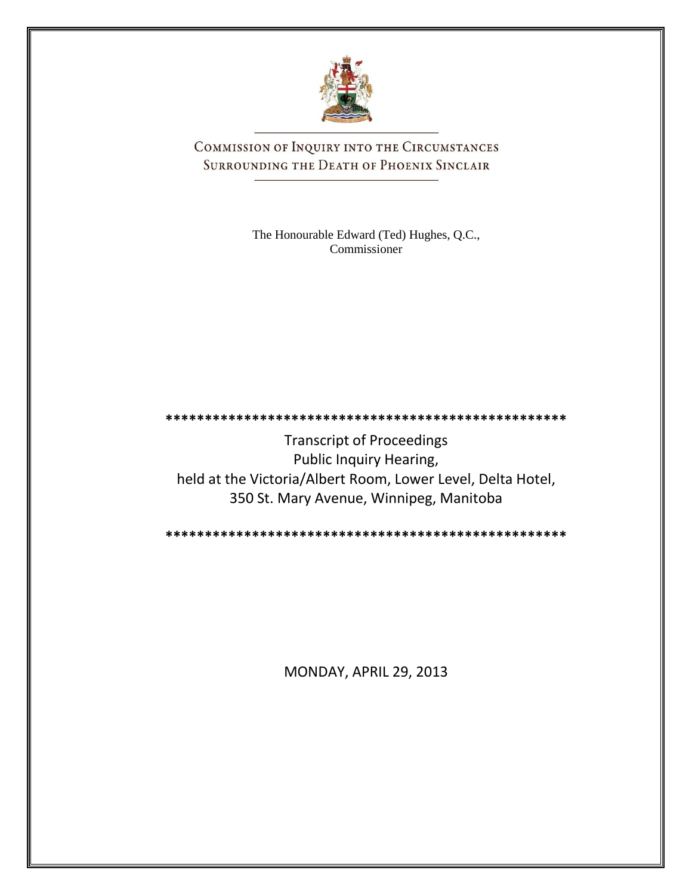# COMMISSION OF INQUIRY INTO THE CIRCUMSTANCES SURROUNDING THE DEATH OF PHOENIX SINCLAIR

The Honourable Edward (Ted) Hughes, Q.C.,
Commissioner

***************************************************

Transcript of Proceedings
Public Inquiry Hearing,
held at the Victoria/Albert Room, Lower Level, Delta Hotel,
350 St. Mary Avenue, Winnipeg, Manitoba

***************************************************

MONDAY, APRIL 29, 2013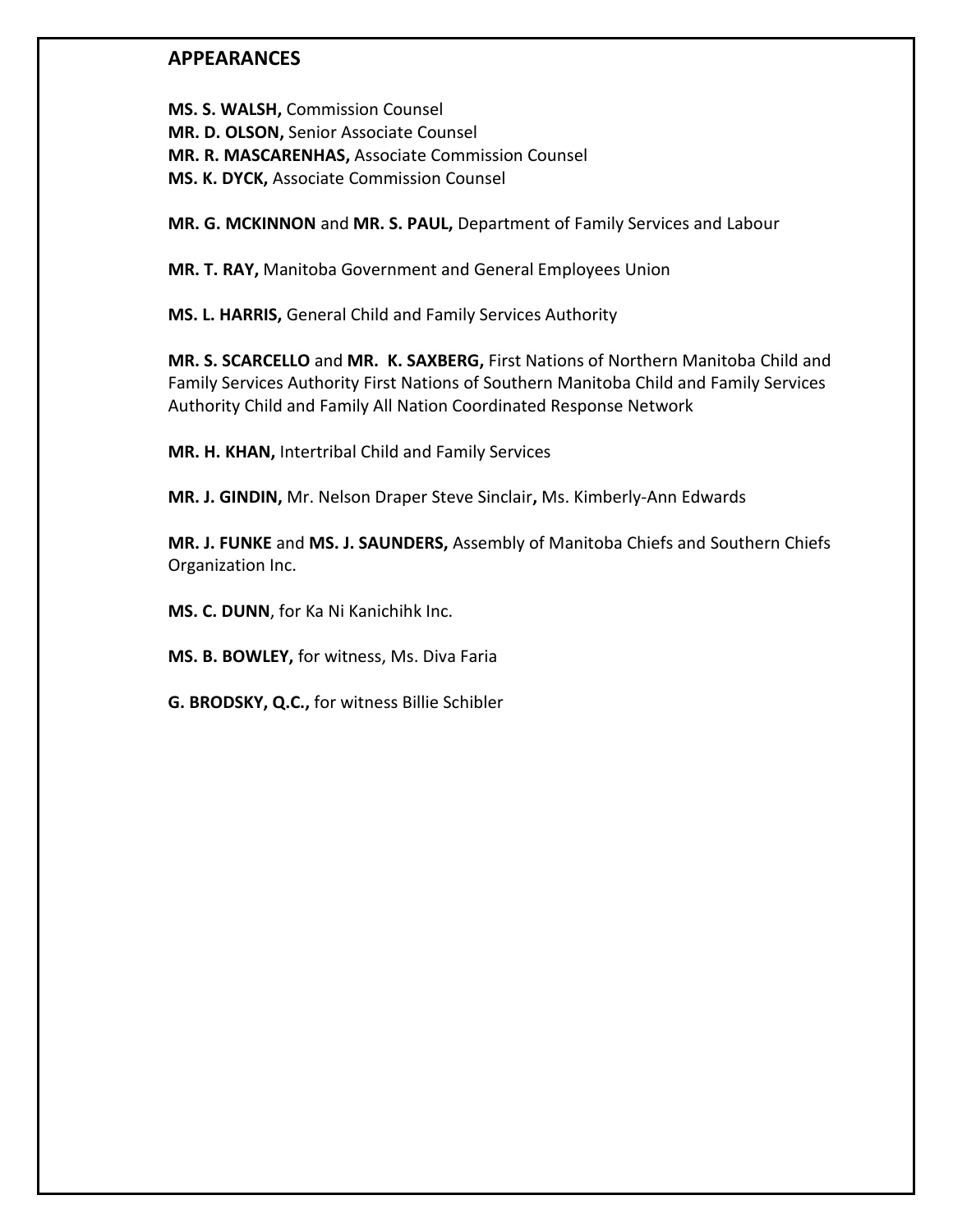## APPEARANCES

**MS. S. WALSH,** Commission Counsel
**MR. D. OLSON,** Senior Associate Counsel
**MR. R. MASCARENHAS,** Associate Commission Counsel
**MS. K. DYCK,** Associate Commission Counsel

**MR. G. MCKINNON** and **MR. S. PAUL,** Department of Family Services and Labour

**MR. T. RAY,** Manitoba Government and General Employees Union

**MS. L. HARRIS,** General Child and Family Services Authority

**MR. S. SCARCELLO** and **MR. K. SAXBERG,** First Nations of Northern Manitoba Child and Family Services Authority First Nations of Southern Manitoba Child and Family Services Authority Child and Family All Nation Coordinated Response Network

**MR. H. KHAN,** Intertribal Child and Family Services

**MR. J. GINDIN,** Mr. Nelson Draper Steve Sinclair**,** Ms. Kimberly-Ann Edwards

**MR. J. FUNKE** and **MS. J. SAUNDERS,** Assembly of Manitoba Chiefs and Southern Chiefs Organization Inc.

**MS. C. DUNN**, for Ka Ni Kanichihk Inc.

**MS. B. BOWLEY,** for witness, Ms. Diva Faria

**G. BRODSKY, Q.C.,** for witness Billie Schibler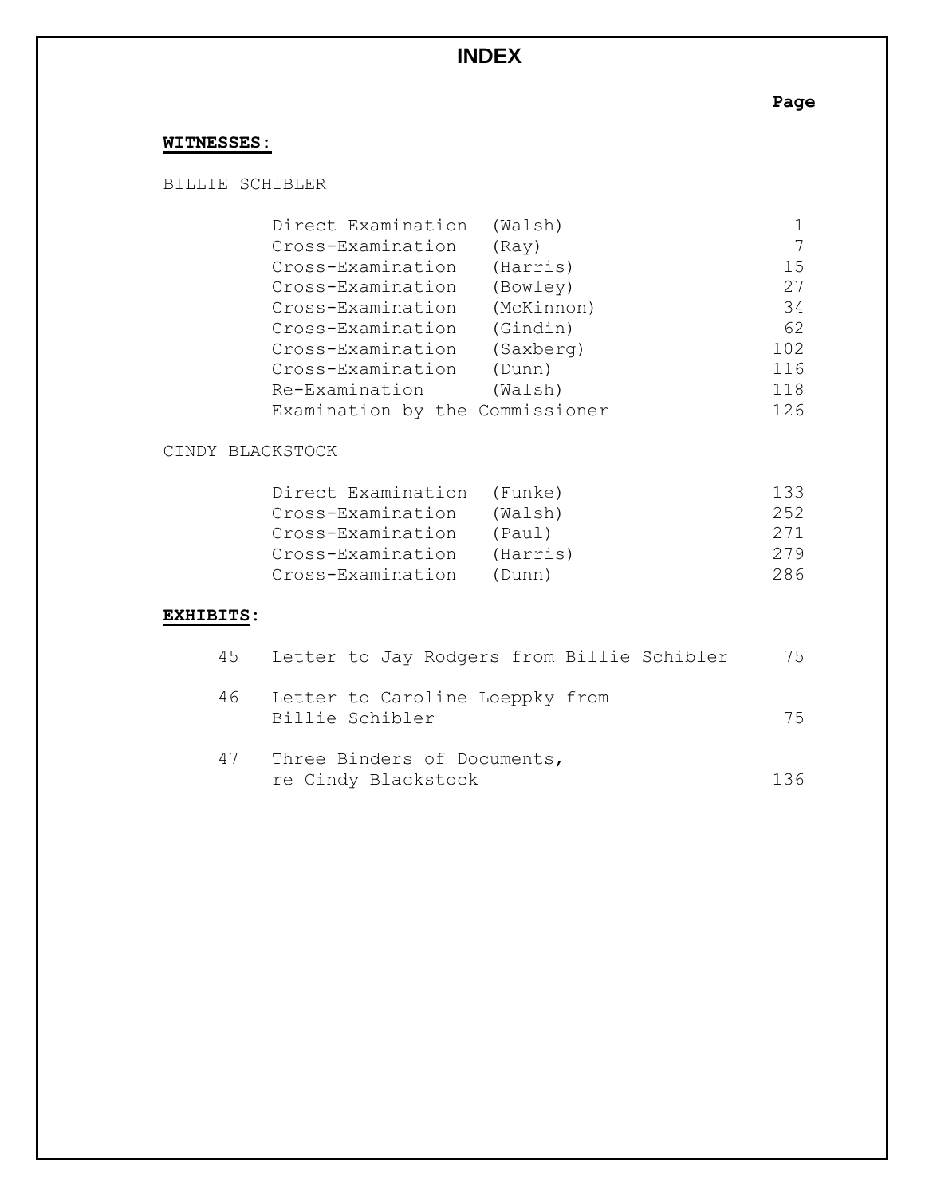# INDEX

| | | Page |
|---|---|---|
| **WITNESSES:** | | |
| BILLIE SCHIBLER | | |
| Direct Examination | (Walsh) | 1 |
| Cross-Examination | (Ray) | 7 |
| Cross-Examination | (Harris) | 15 |
| Cross-Examination | (Bowley) | 27 |
| Cross-Examination | (McKinnon) | 34 |
| Cross-Examination | (Gindin) | 62 |
| Cross-Examination | (Saxberg) | 102 |
| Cross-Examination | (Dunn) | 116 |
| Re-Examination | (Walsh) | 118 |
| Examination by the Commissioner | | 126 |
| CINDY BLACKSTOCK | | |
| Direct Examination | (Funke) | 133 |
| Cross-Examination | (Walsh) | 252 |
| Cross-Examination | (Paul) | 271 |
| Cross-Examination | (Harris) | 279 |
| Cross-Examination | (Dunn) | 286 |

**EXHIBITS:**

| | | |
|---|---|---|
| 45 | Letter to Jay Rodgers from Billie Schibler | 75 |
| 46 | Letter to Caroline Loeppky from Billie Schibler | 75 |
| 47 | Three Binders of Documents, re Cindy Blackstock | 136 |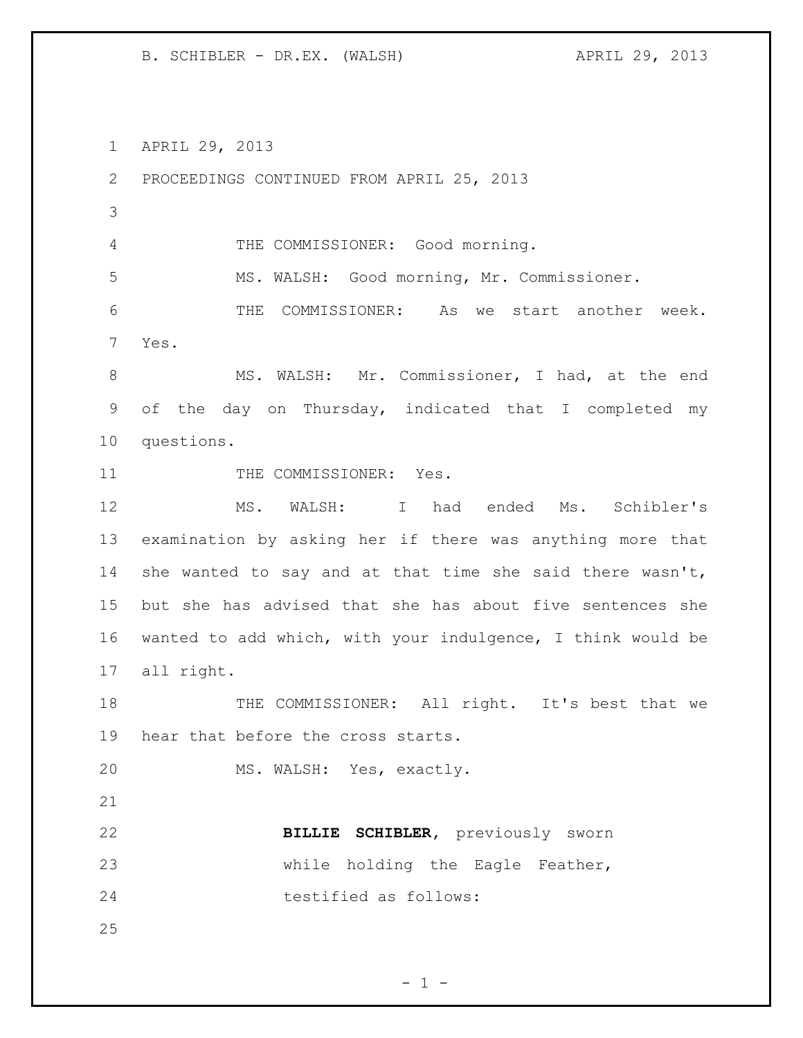APRIL 29, 2013
PROCEEDINGS CONTINUED FROM APRIL 25, 2013

THE COMMISSIONER: Good morning.

MS. WALSH: Good morning, Mr. Commissioner.

THE COMMISSIONER: As we start another week. Yes.

MS. WALSH: Mr. Commissioner, I had, at the end of the day on Thursday, indicated that I completed my questions.

THE COMMISSIONER: Yes.

MS. WALSH: I had ended Ms. Schibler's examination by asking her if there was anything more that she wanted to say and at that time she said there wasn't, but she has advised that she has about five sentences she wanted to add which, with your indulgence, I think would be all right.

THE COMMISSIONER: All right. It's best that we hear that before the cross starts.

MS. WALSH: Yes, exactly.

**BILLIE SCHIBLER**, previously sworn while holding the Eagle Feather, testified as follows: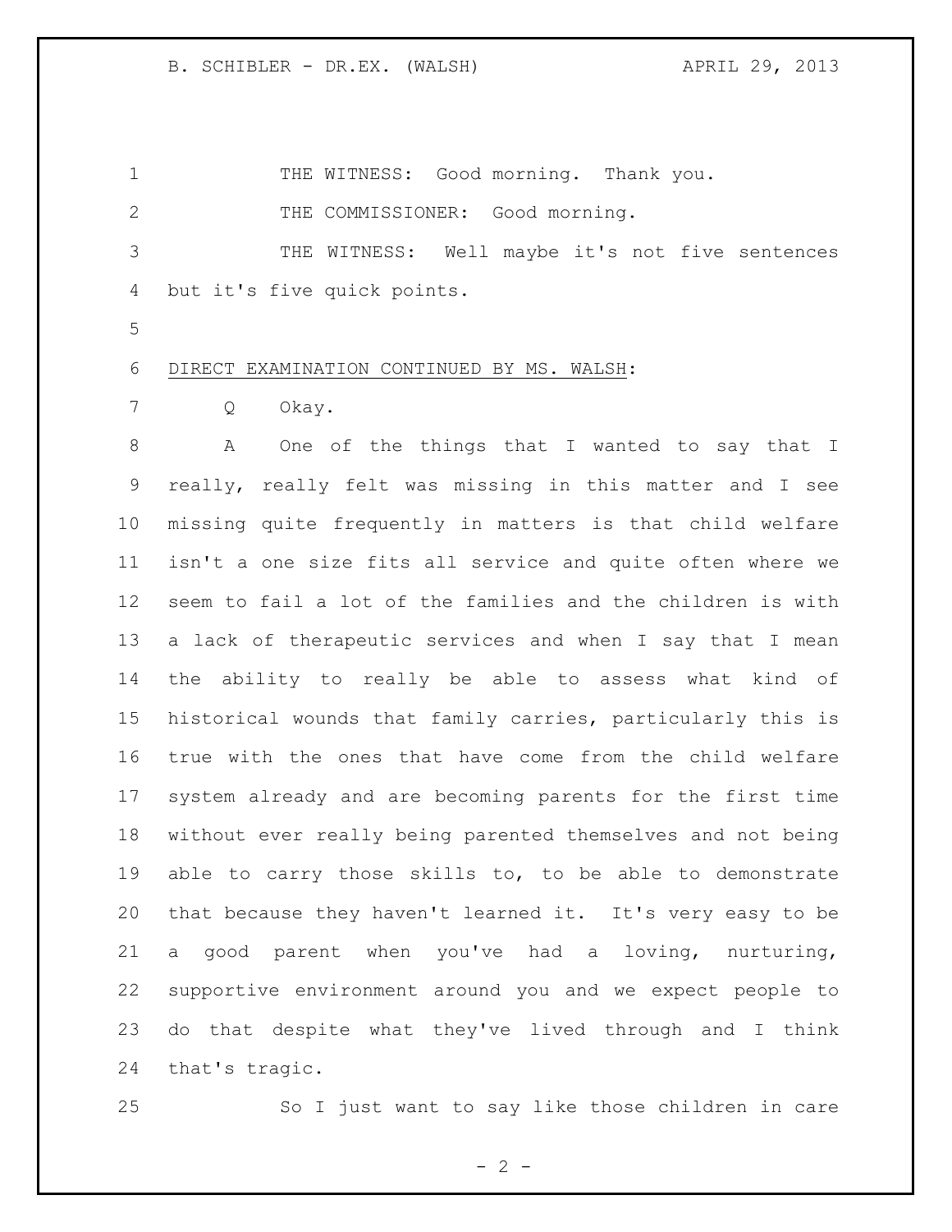THE WITNESS: Good morning. Thank you.

THE COMMISSIONER: Good morning.

THE WITNESS: Well maybe it's not five sentences but it's five quick points.

DIRECT EXAMINATION CONTINUED BY MS. WALSH:

Q Okay.

A One of the things that I wanted to say that I really, really felt was missing in this matter and I see missing quite frequently in matters is that child welfare isn't a one size fits all service and quite often where we seem to fail a lot of the families and the children is with a lack of therapeutic services and when I say that I mean the ability to really be able to assess what kind of historical wounds that family carries, particularly this is true with the ones that have come from the child welfare system already and are becoming parents for the first time without ever really being parented themselves and not being able to carry those skills to, to be able to demonstrate that because they haven't learned it. It's very easy to be a good parent when you've had a loving, nurturing, supportive environment around you and we expect people to do that despite what they've lived through and I think that's tragic.

So I just want to say like those children in care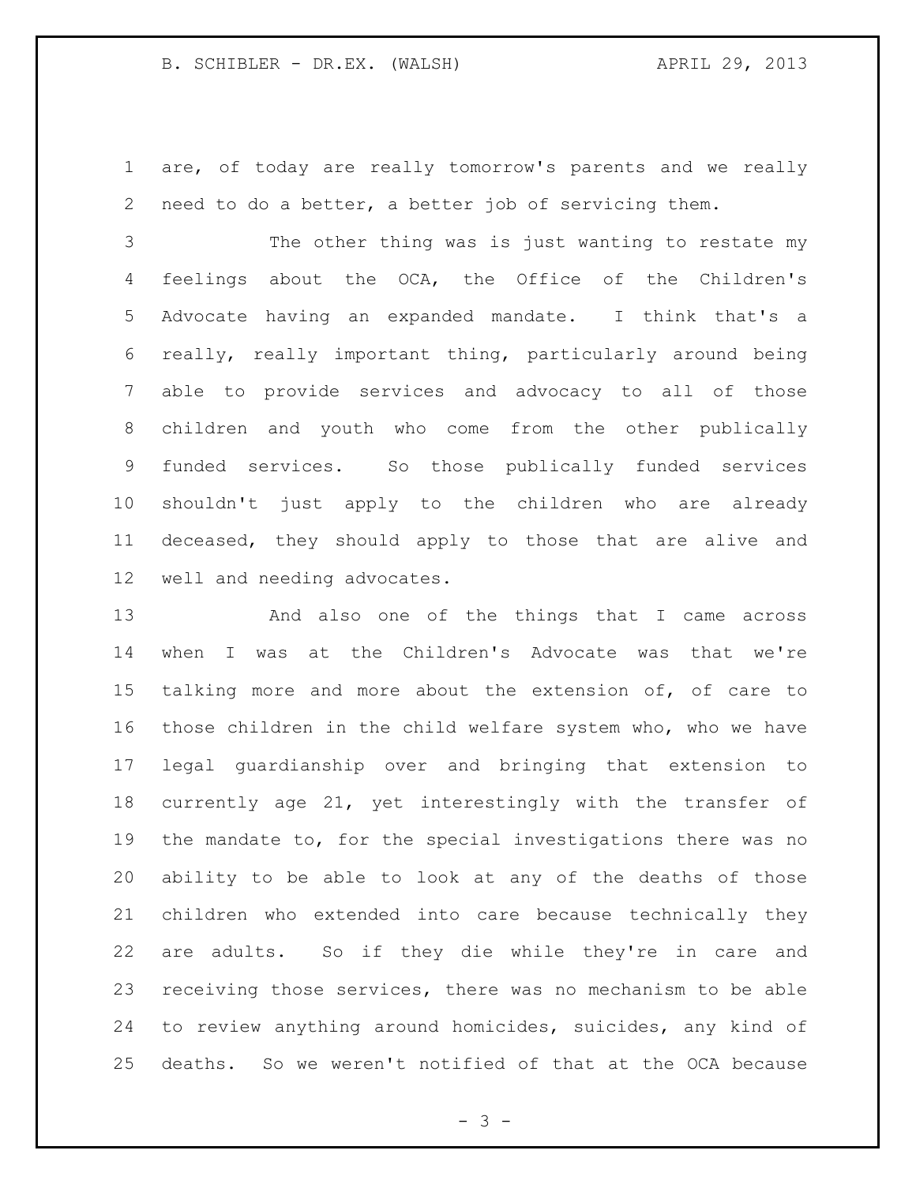are, of today are really tomorrow's parents and we really need to do a better, a better job of servicing them.

The other thing was is just wanting to restate my feelings about the OCA, the Office of the Children's Advocate having an expanded mandate. I think that's a really, really important thing, particularly around being able to provide services and advocacy to all of those children and youth who come from the other publically funded services. So those publically funded services shouldn't just apply to the children who are already deceased, they should apply to those that are alive and well and needing advocates.

And also one of the things that I came across when I was at the Children's Advocate was that we're talking more and more about the extension of, of care to those children in the child welfare system who, who we have legal guardianship over and bringing that extension to currently age 21, yet interestingly with the transfer of the mandate to, for the special investigations there was no ability to be able to look at any of the deaths of those children who extended into care because technically they are adults. So if they die while they're in care and receiving those services, there was no mechanism to be able to review anything around homicides, suicides, any kind of deaths. So we weren't notified of that at the OCA because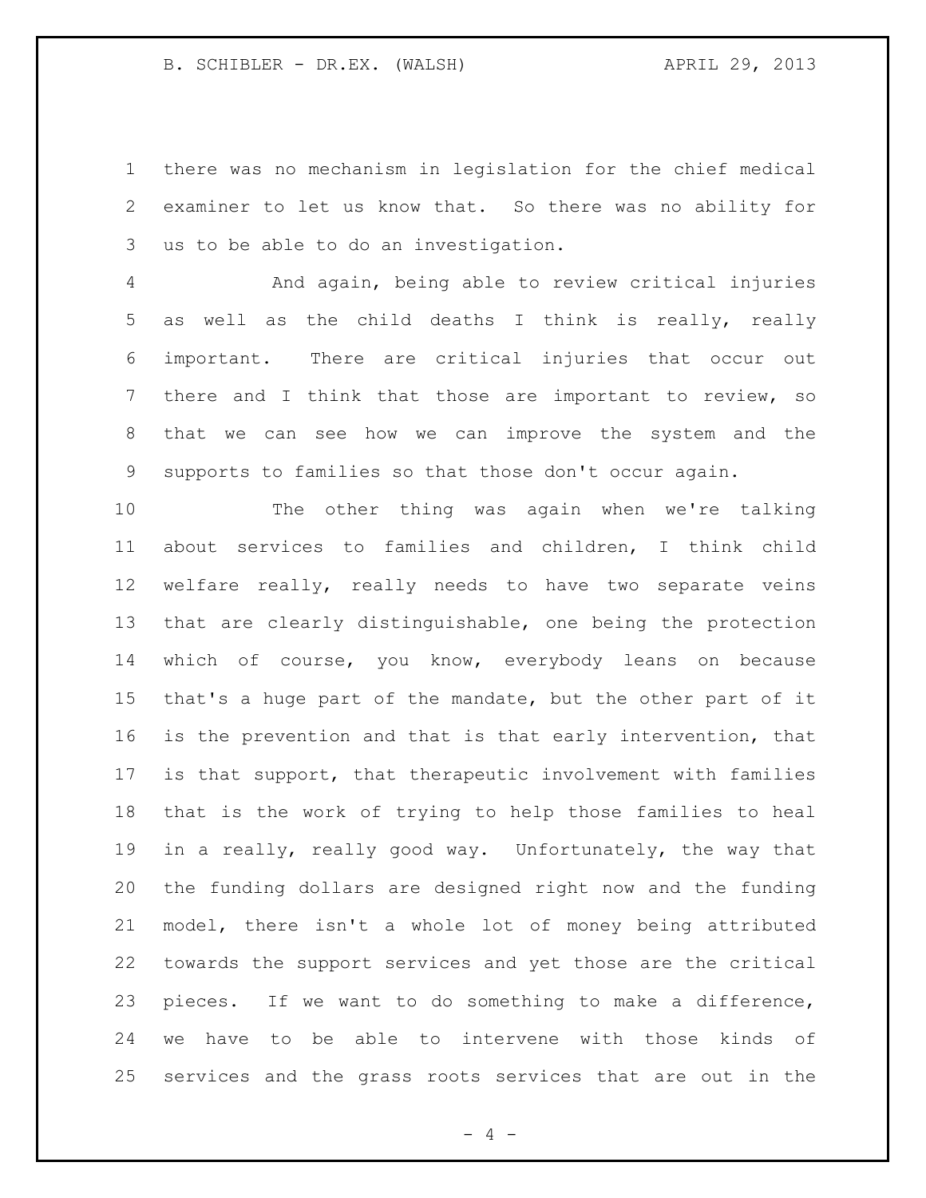there was no mechanism in legislation for the chief medical examiner to let us know that. So there was no ability for us to be able to do an investigation.

And again, being able to review critical injuries as well as the child deaths I think is really, really important. There are critical injuries that occur out there and I think that those are important to review, so that we can see how we can improve the system and the supports to families so that those don't occur again.

The other thing was again when we're talking about services to families and children, I think child welfare really, really needs to have two separate veins that are clearly distinguishable, one being the protection which of course, you know, everybody leans on because that's a huge part of the mandate, but the other part of it is the prevention and that is that early intervention, that is that support, that therapeutic involvement with families that is the work of trying to help those families to heal in a really, really good way. Unfortunately, the way that the funding dollars are designed right now and the funding model, there isn't a whole lot of money being attributed towards the support services and yet those are the critical pieces. If we want to do something to make a difference, we have to be able to intervene with those kinds of services and the grass roots services that are out in the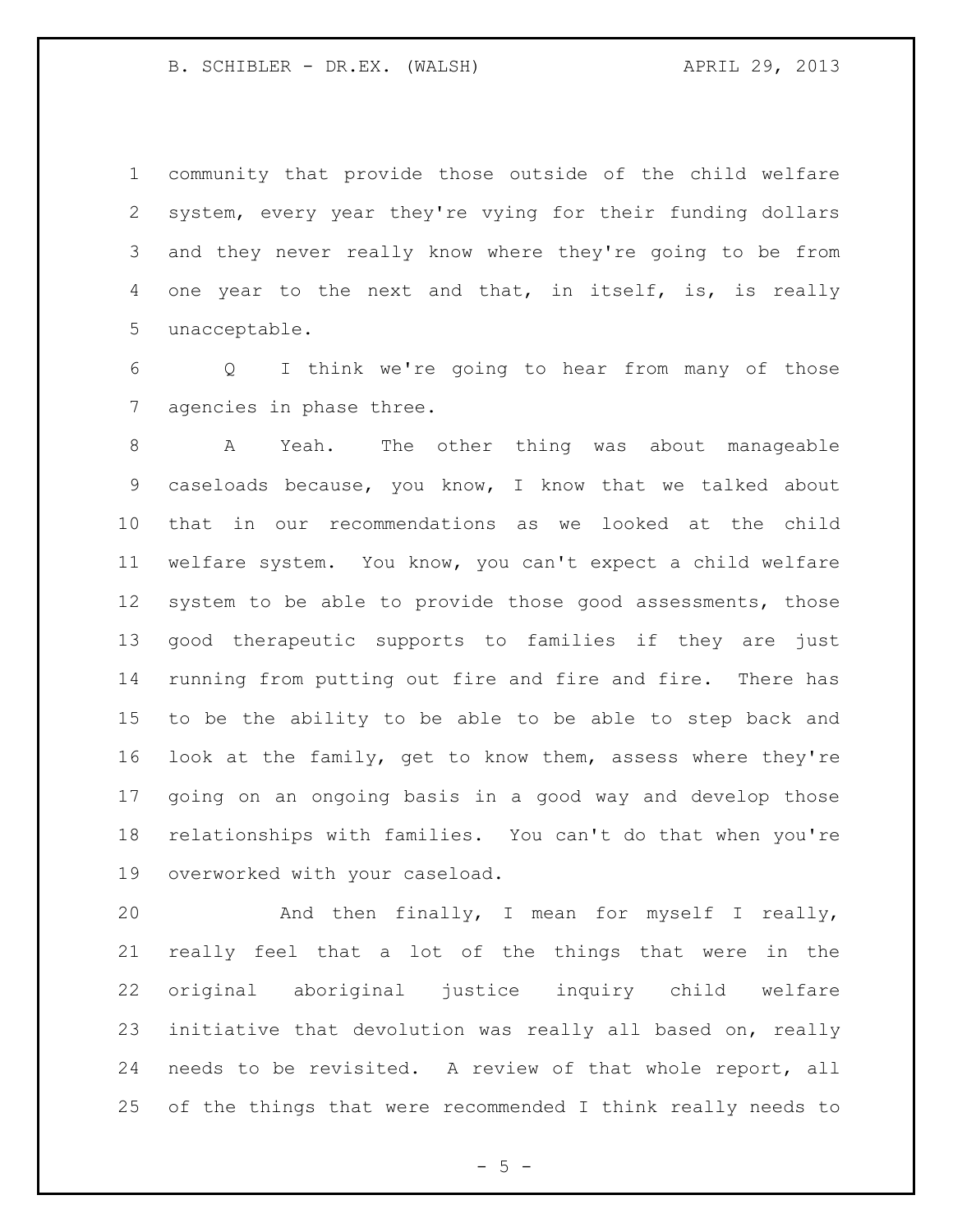community that provide those outside of the child welfare system, every year they're vying for their funding dollars and they never really know where they're going to be from one year to the next and that, in itself, is, is really unacceptable.

Q I think we're going to hear from many of those agencies in phase three.

A Yeah. The other thing was about manageable caseloads because, you know, I know that we talked about that in our recommendations as we looked at the child welfare system. You know, you can't expect a child welfare system to be able to provide those good assessments, those good therapeutic supports to families if they are just running from putting out fire and fire and fire. There has to be the ability to be able to be able to step back and look at the family, get to know them, assess where they're going on an ongoing basis in a good way and develop those relationships with families. You can't do that when you're overworked with your caseload.

And then finally, I mean for myself I really, really feel that a lot of the things that were in the original aboriginal justice inquiry child welfare initiative that devolution was really all based on, really needs to be revisited. A review of that whole report, all of the things that were recommended I think really needs to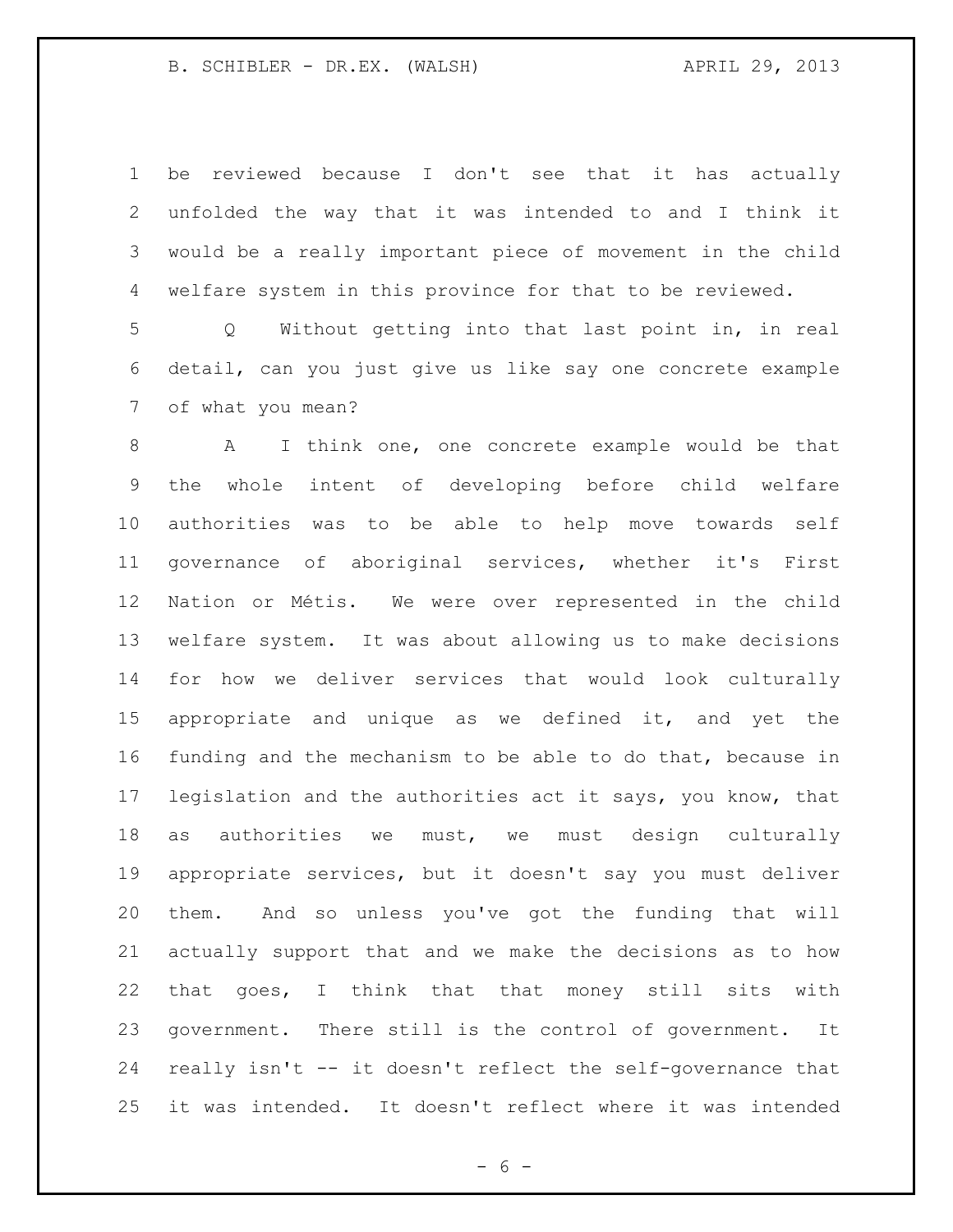be reviewed because I don't see that it has actually unfolded the way that it was intended to and I think it would be a really important piece of movement in the child welfare system in this province for that to be reviewed.

Q Without getting into that last point in, in real detail, can you just give us like say one concrete example of what you mean?

A I think one, one concrete example would be that the whole intent of developing before child welfare authorities was to be able to help move towards self governance of aboriginal services, whether it's First Nation or Métis. We were over represented in the child welfare system. It was about allowing us to make decisions for how we deliver services that would look culturally appropriate and unique as we defined it, and yet the funding and the mechanism to be able to do that, because in legislation and the authorities act it says, you know, that as authorities we must, we must design culturally appropriate services, but it doesn't say you must deliver them. And so unless you've got the funding that will actually support that and we make the decisions as to how that goes, I think that that money still sits with government. There still is the control of government. It really isn't -- it doesn't reflect the self-governance that it was intended. It doesn't reflect where it was intended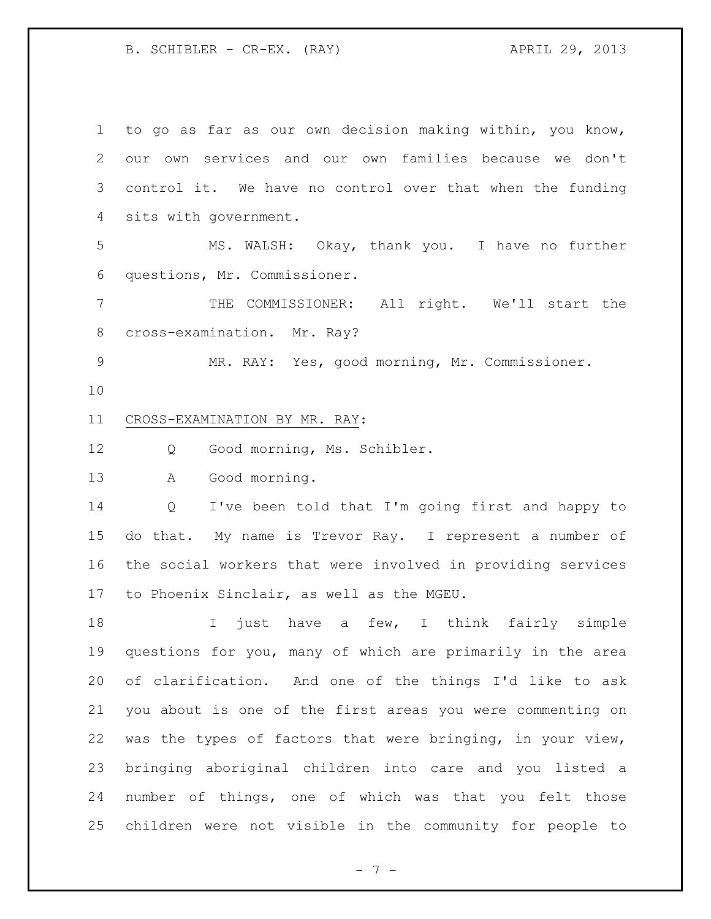to go as far as our own decision making within, you know, our own services and our own families because we don't control it. We have no control over that when the funding sits with government.

MS. WALSH: Okay, thank you. I have no further questions, Mr. Commissioner.

THE COMMISSIONER: All right. We'll start the cross-examination. Mr. Ray?

MR. RAY: Yes, good morning, Mr. Commissioner.

CROSS-EXAMINATION BY MR. RAY:

Q Good morning, Ms. Schibler.

A Good morning.

Q I've been told that I'm going first and happy to do that. My name is Trevor Ray. I represent a number of the social workers that were involved in providing services to Phoenix Sinclair, as well as the MGEU.

I just have a few, I think fairly simple questions for you, many of which are primarily in the area of clarification. And one of the things I'd like to ask you about is one of the first areas you were commenting on was the types of factors that were bringing, in your view, bringing aboriginal children into care and you listed a number of things, one of which was that you felt those children were not visible in the community for people to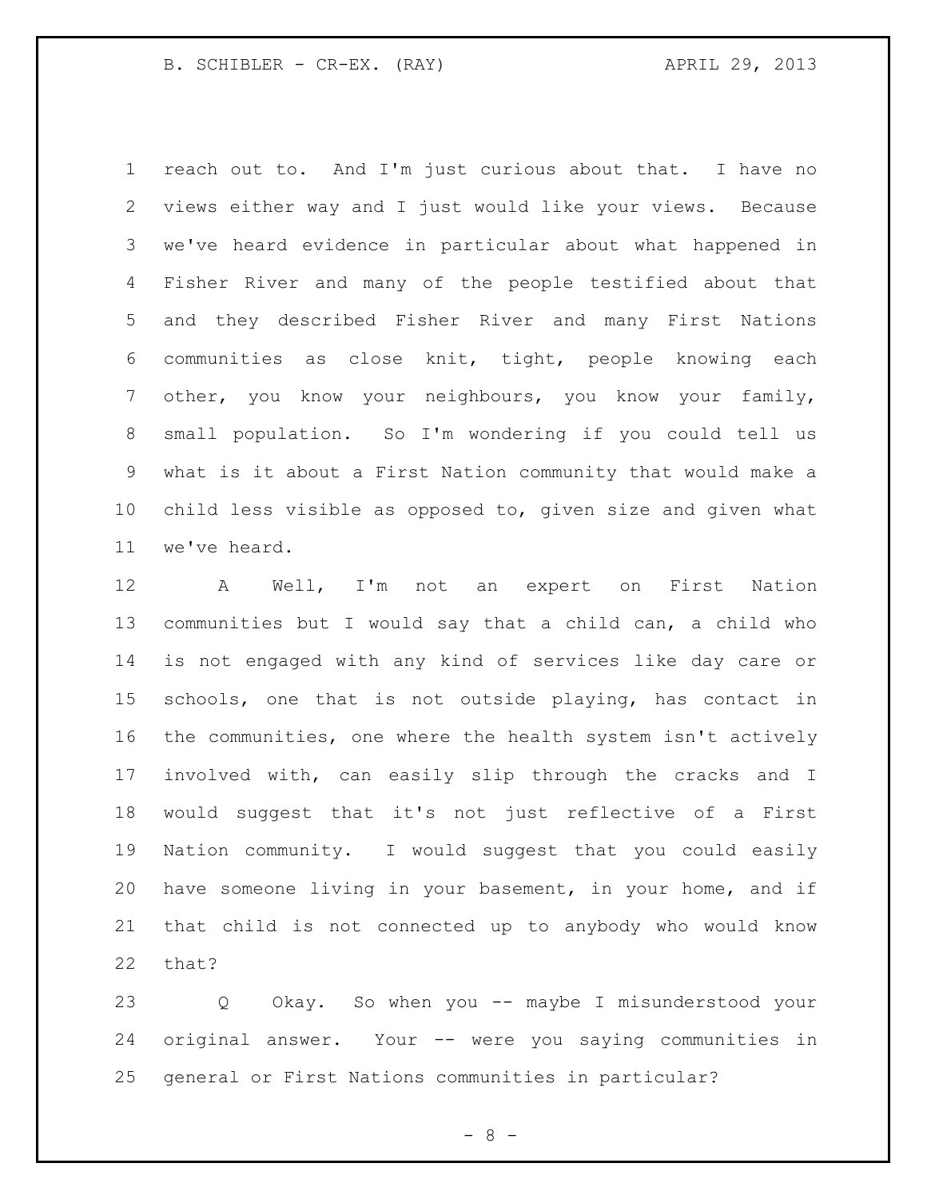reach out to. And I'm just curious about that. I have no views either way and I just would like your views. Because we've heard evidence in particular about what happened in Fisher River and many of the people testified about that and they described Fisher River and many First Nations communities as close knit, tight, people knowing each other, you know your neighbours, you know your family, small population. So I'm wondering if you could tell us what is it about a First Nation community that would make a child less visible as opposed to, given size and given what we've heard.

A Well, I'm not an expert on First Nation communities but I would say that a child can, a child who is not engaged with any kind of services like day care or schools, one that is not outside playing, has contact in the communities, one where the health system isn't actively involved with, can easily slip through the cracks and I would suggest that it's not just reflective of a First Nation community. I would suggest that you could easily have someone living in your basement, in your home, and if that child is not connected up to anybody who would know that?

Q Okay. So when you -- maybe I misunderstood your original answer. Your -- were you saying communities in general or First Nations communities in particular?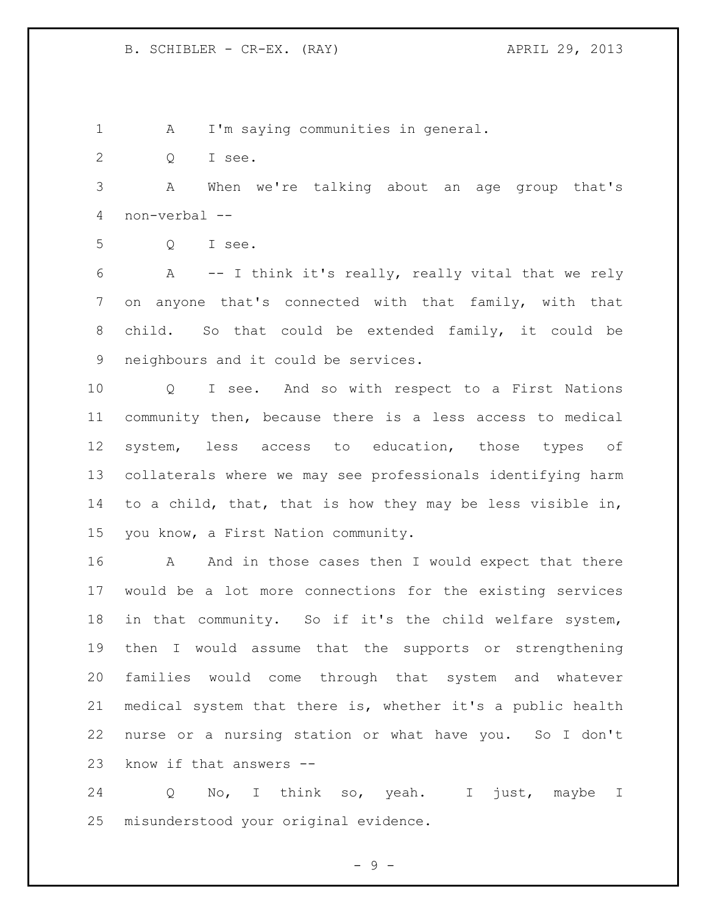A I'm saying communities in general.

Q I see.

A When we're talking about an age group that's non-verbal --

Q I see.

A -- I think it's really, really vital that we rely on anyone that's connected with that family, with that child. So that could be extended family, it could be neighbours and it could be services.

Q I see. And so with respect to a First Nations community then, because there is a less access to medical system, less access to education, those types of collaterals where we may see professionals identifying harm to a child, that, that is how they may be less visible in, you know, a First Nation community.

A And in those cases then I would expect that there would be a lot more connections for the existing services in that community. So if it's the child welfare system, then I would assume that the supports or strengthening families would come through that system and whatever medical system that there is, whether it's a public health nurse or a nursing station or what have you. So I don't know if that answers --

Q No, I think so, yeah. I just, maybe I misunderstood your original evidence.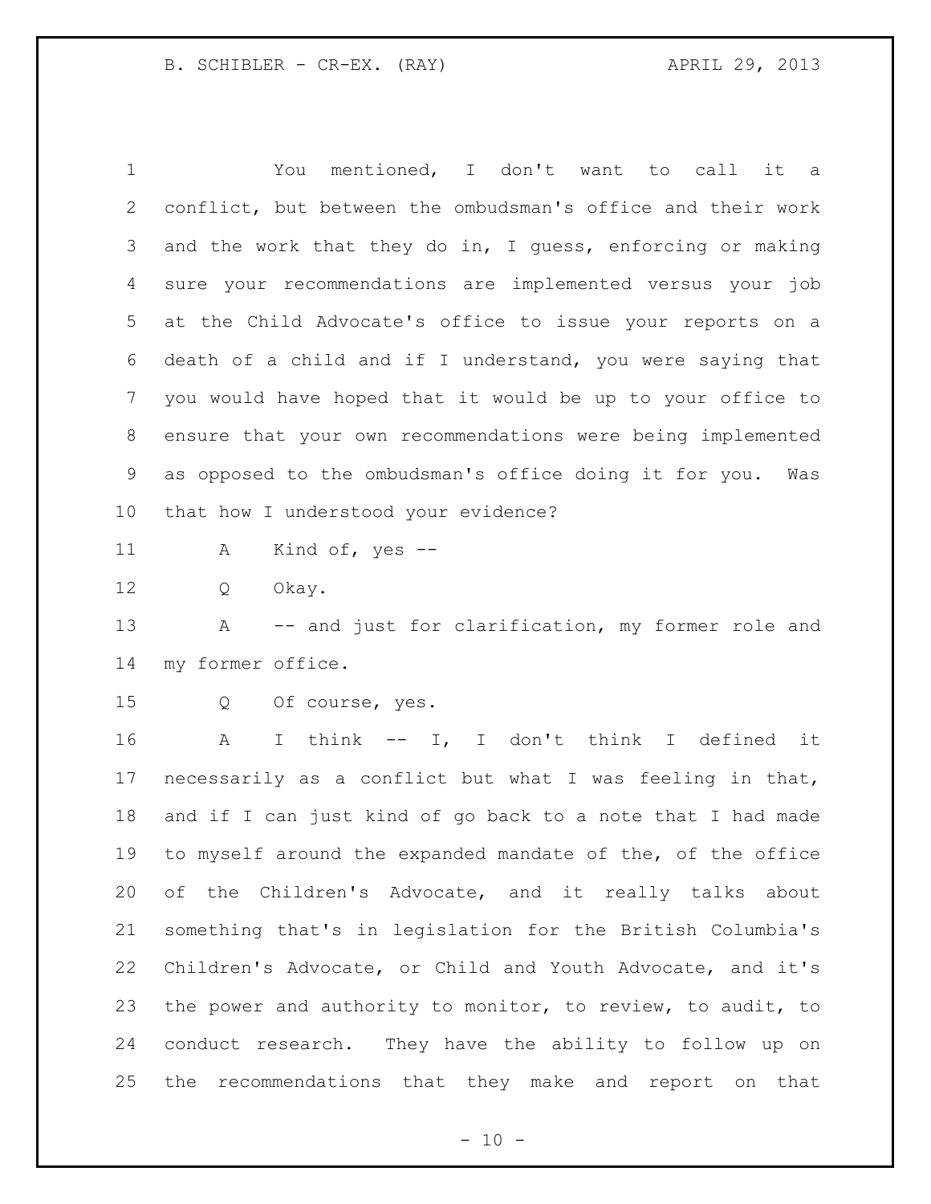You mentioned, I don't want to call it a conflict, but between the ombudsman's office and their work and the work that they do in, I guess, enforcing or making sure your recommendations are implemented versus your job at the Child Advocate's office to issue your reports on a death of a child and if I understand, you were saying that you would have hoped that it would be up to your office to ensure that your own recommendations were being implemented as opposed to the ombudsman's office doing it for you. Was that how I understood your evidence?

A Kind of, yes --

Q Okay.

A -- and just for clarification, my former role and my former office.

Q Of course, yes.

A I think -- I, I don't think I defined it necessarily as a conflict but what I was feeling in that, and if I can just kind of go back to a note that I had made to myself around the expanded mandate of the, of the office of the Children's Advocate, and it really talks about something that's in legislation for the British Columbia's Children's Advocate, or Child and Youth Advocate, and it's the power and authority to monitor, to review, to audit, to conduct research. They have the ability to follow up on the recommendations that they make and report on that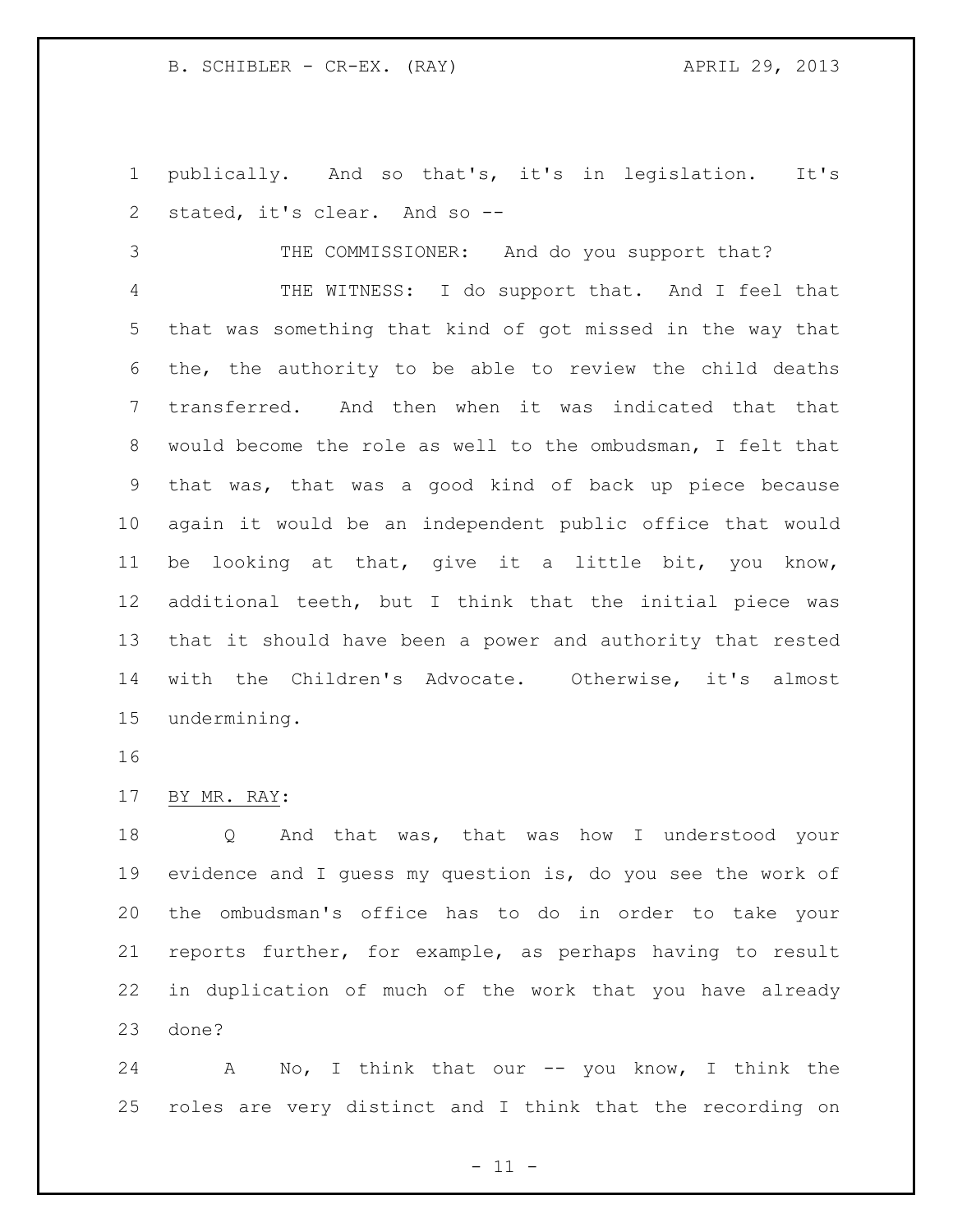publically. And so that's, it's in legislation. It's stated, it's clear. And so --

THE COMMISSIONER: And do you support that?

THE WITNESS: I do support that. And I feel that that was something that kind of got missed in the way that the, the authority to be able to review the child deaths transferred. And then when it was indicated that that would become the role as well to the ombudsman, I felt that that was, that was a good kind of back up piece because again it would be an independent public office that would be looking at that, give it a little bit, you know, additional teeth, but I think that the initial piece was that it should have been a power and authority that rested with the Children's Advocate. Otherwise, it's almost undermining.

BY MR. RAY:

Q And that was, that was how I understood your evidence and I guess my question is, do you see the work of the ombudsman's office has to do in order to take your reports further, for example, as perhaps having to result in duplication of much of the work that you have already done?

A No, I think that our -- you know, I think the roles are very distinct and I think that the recording on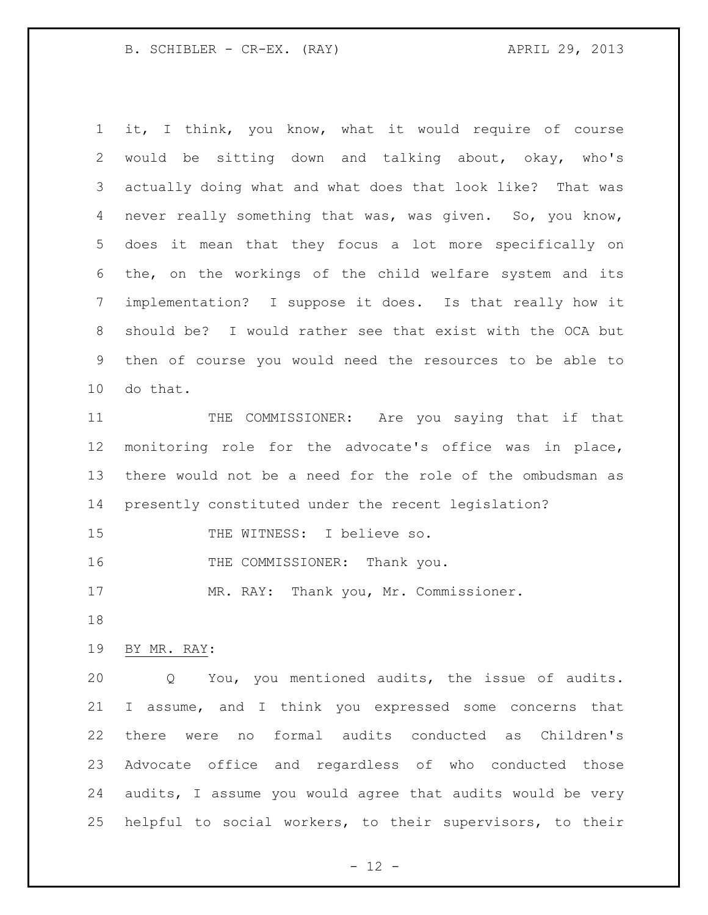it, I think, you know, what it would require of course would be sitting down and talking about, okay, who's actually doing what and what does that look like? That was never really something that was, was given. So, you know, does it mean that they focus a lot more specifically on the, on the workings of the child welfare system and its implementation? I suppose it does. Is that really how it should be? I would rather see that exist with the OCA but then of course you would need the resources to be able to do that.

THE COMMISSIONER: Are you saying that if that monitoring role for the advocate's office was in place, there would not be a need for the role of the ombudsman as presently constituted under the recent legislation?

THE WITNESS: I believe so.

THE COMMISSIONER: Thank you.

MR. RAY: Thank you, Mr. Commissioner.

BY MR. RAY:

Q You, you mentioned audits, the issue of audits. I assume, and I think you expressed some concerns that there were no formal audits conducted as Children's Advocate office and regardless of who conducted those audits, I assume you would agree that audits would be very helpful to social workers, to their supervisors, to their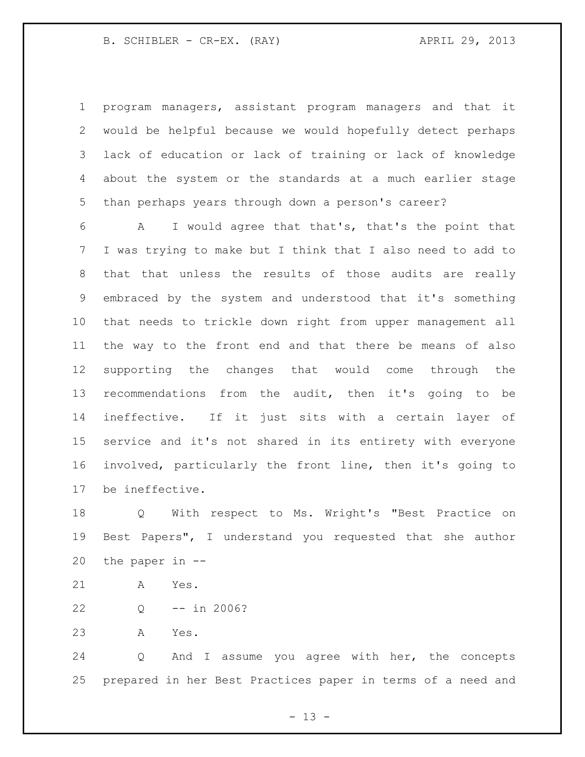program managers, assistant program managers and that it would be helpful because we would hopefully detect perhaps lack of education or lack of training or lack of knowledge about the system or the standards at a much earlier stage than perhaps years through down a person's career?

A I would agree that that's, that's the point that I was trying to make but I think that I also need to add to that that unless the results of those audits are really embraced by the system and understood that it's something that needs to trickle down right from upper management all the way to the front end and that there be means of also supporting the changes that would come through the recommendations from the audit, then it's going to be ineffective. If it just sits with a certain layer of service and it's not shared in its entirety with everyone involved, particularly the front line, then it's going to be ineffective.

Q With respect to Ms. Wright's "Best Practice on Best Papers", I understand you requested that she author the paper in --

A Yes.

Q -- in 2006?

A Yes.

Q And I assume you agree with her, the concepts prepared in her Best Practices paper in terms of a need and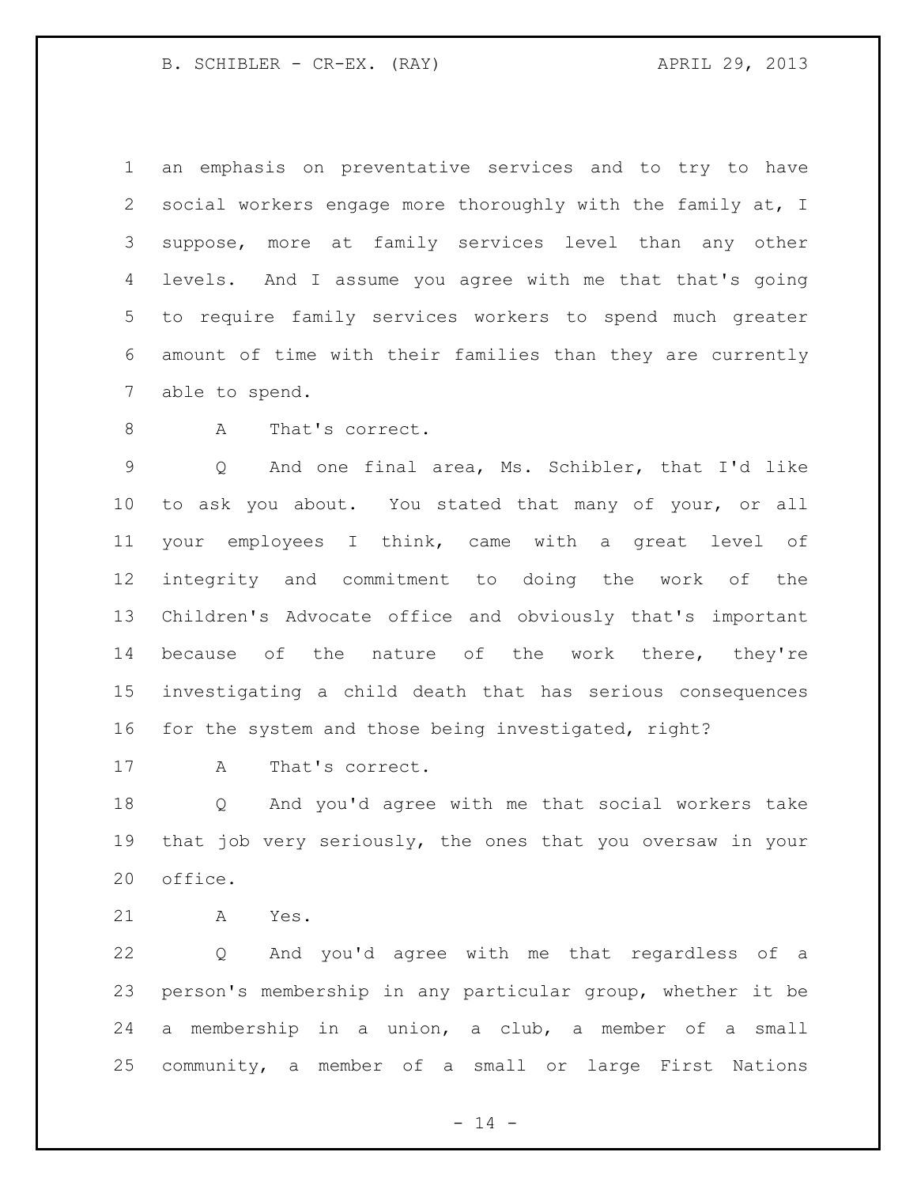an emphasis on preventative services and to try to have social workers engage more thoroughly with the family at, I suppose, more at family services level than any other levels. And I assume you agree with me that that's going to require family services workers to spend much greater amount of time with their families than they are currently able to spend.

A That's correct.

Q And one final area, Ms. Schibler, that I'd like to ask you about. You stated that many of your, or all your employees I think, came with a great level of integrity and commitment to doing the work of the Children's Advocate office and obviously that's important because of the nature of the work there, they're investigating a child death that has serious consequences for the system and those being investigated, right?

A That's correct.

Q And you'd agree with me that social workers take that job very seriously, the ones that you oversaw in your office.

A Yes.

Q And you'd agree with me that regardless of a person's membership in any particular group, whether it be a membership in a union, a club, a member of a small community, a member of a small or large First Nations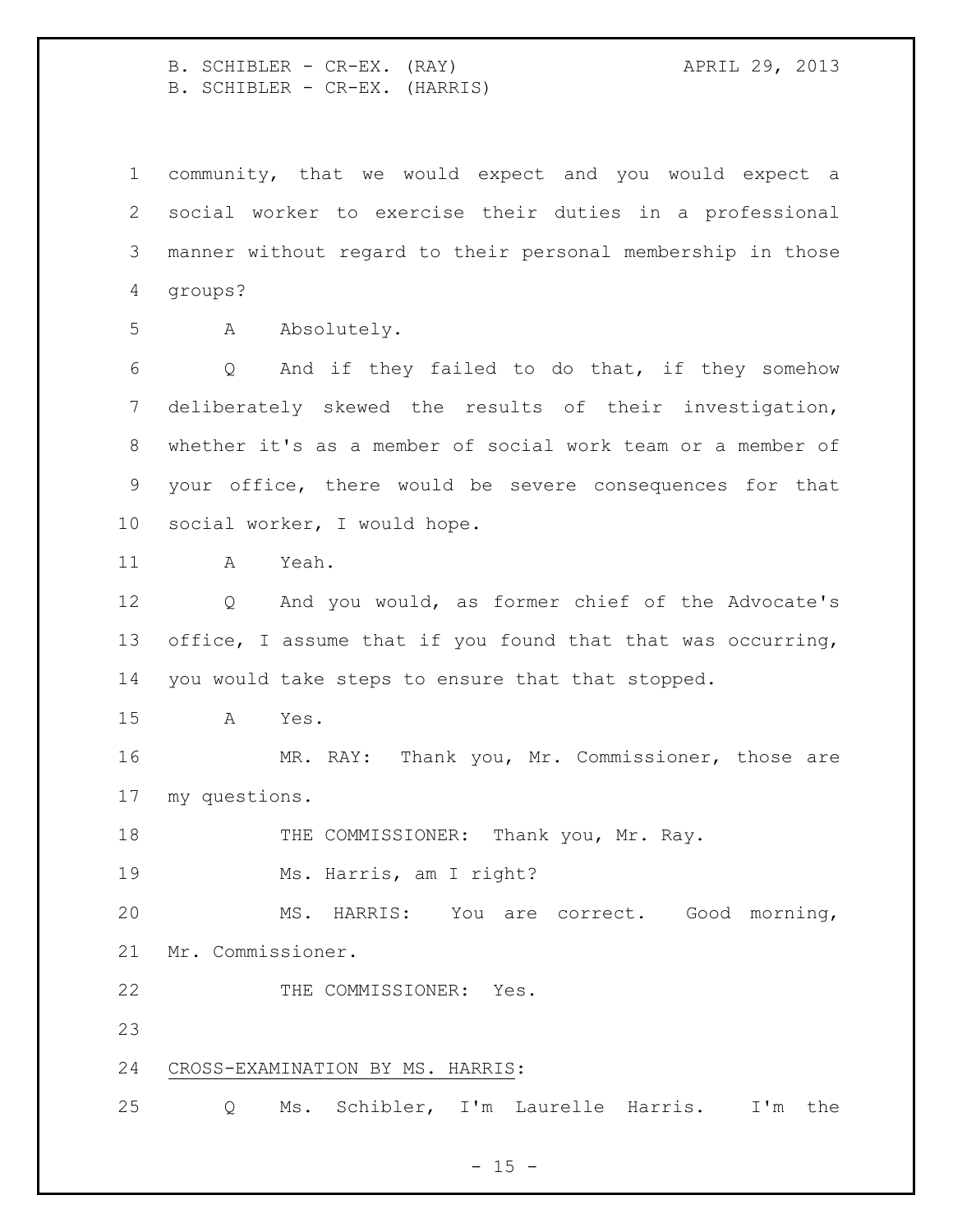community, that we would expect and you would expect a social worker to exercise their duties in a professional manner without regard to their personal membership in those groups?

A Absolutely.

Q And if they failed to do that, if they somehow deliberately skewed the results of their investigation, whether it's as a member of social work team or a member of your office, there would be severe consequences for that social worker, I would hope.

A Yeah.

Q And you would, as former chief of the Advocate's office, I assume that if you found that that was occurring, you would take steps to ensure that that stopped.

A Yes.

MR. RAY: Thank you, Mr. Commissioner, those are my questions.

THE COMMISSIONER: Thank you, Mr. Ray.

Ms. Harris, am I right?

MS. HARRIS: You are correct. Good morning, Mr. Commissioner.

THE COMMISSIONER: Yes.

CROSS-EXAMINATION BY MS. HARRIS:

Q Ms. Schibler, I'm Laurelle Harris. I'm the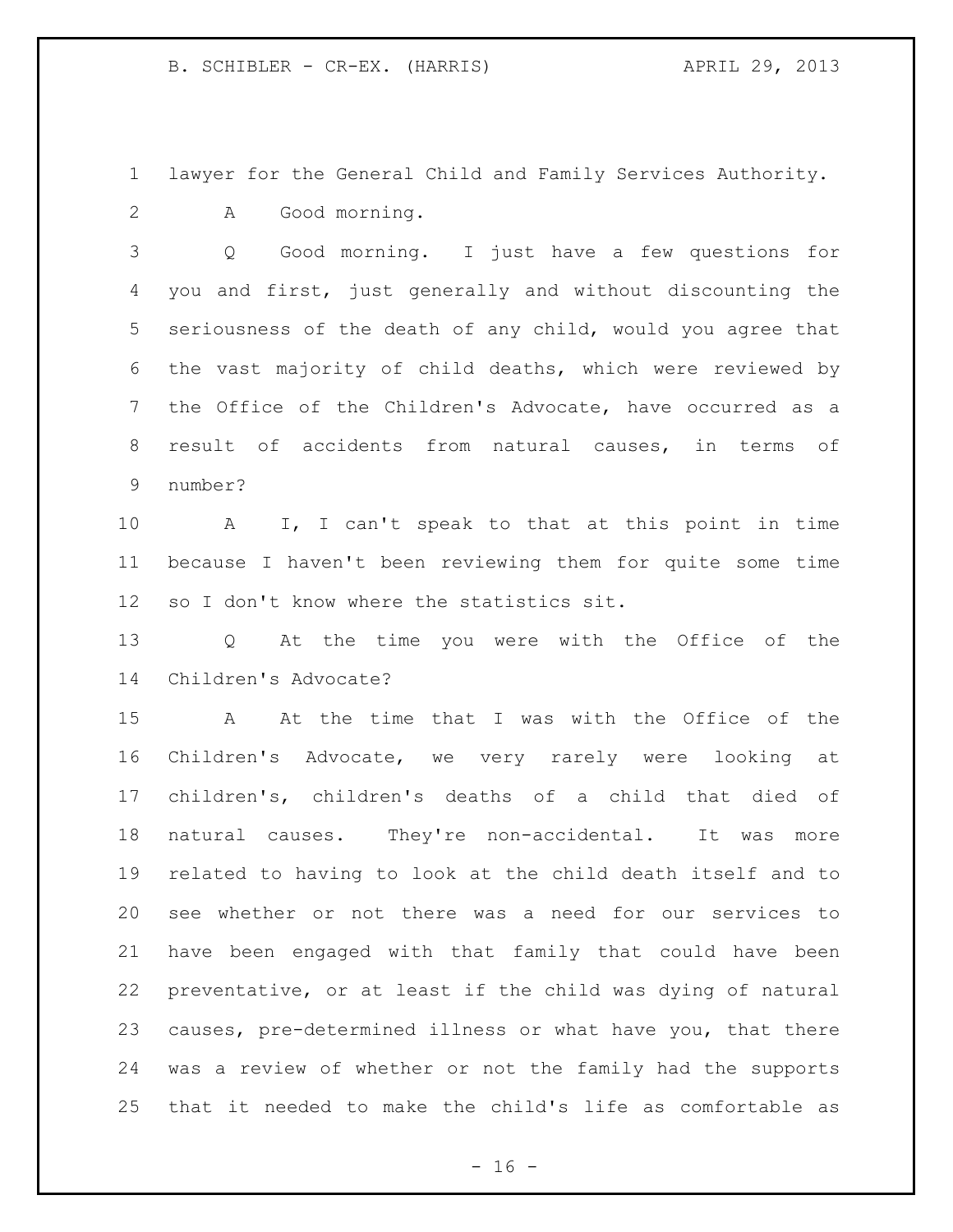lawyer for the General Child and Family Services Authority.

A Good morning.

Q Good morning. I just have a few questions for you and first, just generally and without discounting the seriousness of the death of any child, would you agree that the vast majority of child deaths, which were reviewed by the Office of the Children's Advocate, have occurred as a result of accidents from natural causes, in terms of number?

A I, I can't speak to that at this point in time because I haven't been reviewing them for quite some time so I don't know where the statistics sit.

Q At the time you were with the Office of the Children's Advocate?

A At the time that I was with the Office of the Children's Advocate, we very rarely were looking at children's, children's deaths of a child that died of natural causes. They're non-accidental. It was more related to having to look at the child death itself and to see whether or not there was a need for our services to have been engaged with that family that could have been preventative, or at least if the child was dying of natural causes, pre-determined illness or what have you, that there was a review of whether or not the family had the supports that it needed to make the child's life as comfortable as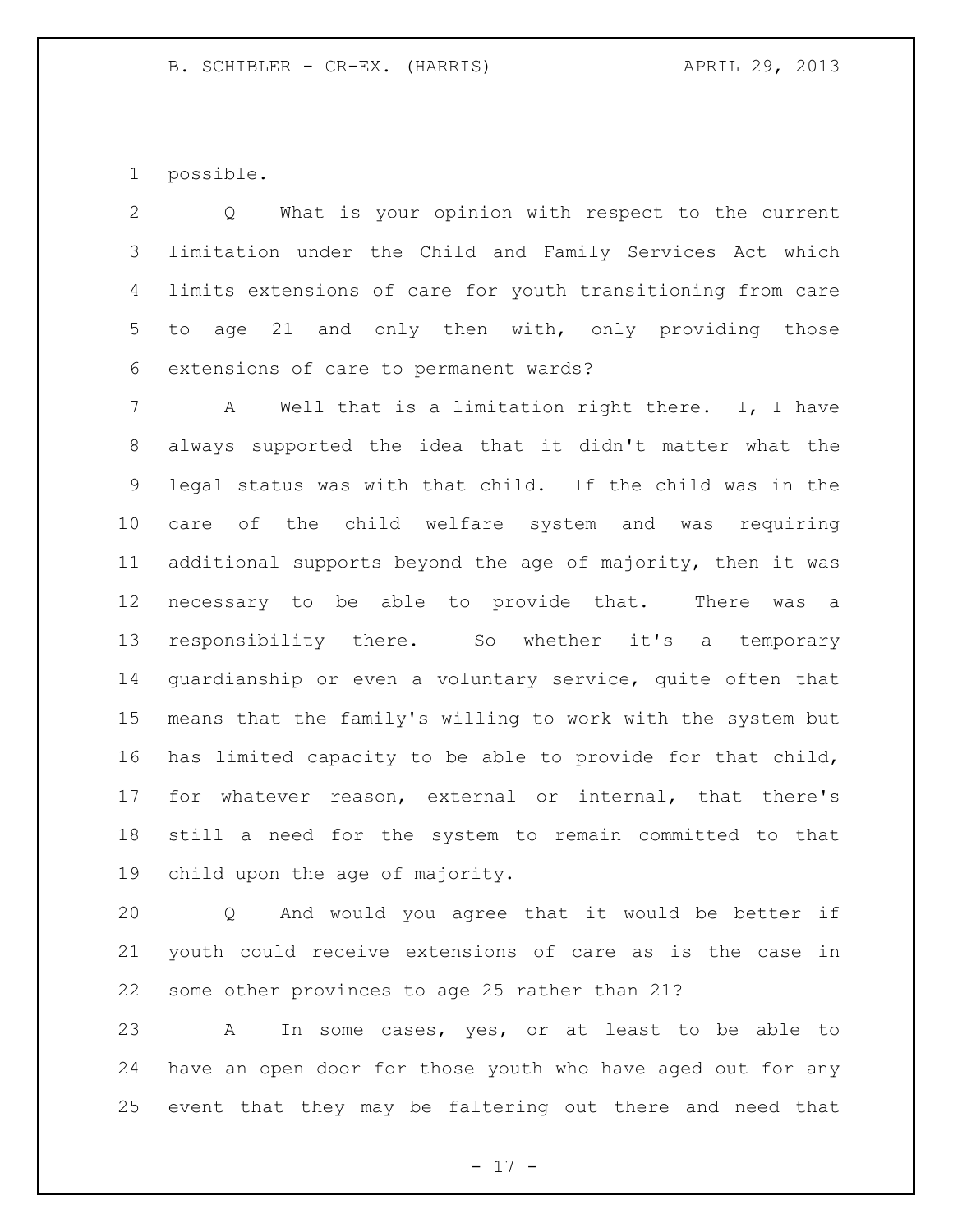possible.

Q What is your opinion with respect to the current limitation under the Child and Family Services Act which limits extensions of care for youth transitioning from care to age 21 and only then with, only providing those extensions of care to permanent wards?

A Well that is a limitation right there. I, I have always supported the idea that it didn't matter what the legal status was with that child. If the child was in the care of the child welfare system and was requiring additional supports beyond the age of majority, then it was necessary to be able to provide that. There was a responsibility there. So whether it's a temporary guardianship or even a voluntary service, quite often that means that the family's willing to work with the system but has limited capacity to be able to provide for that child, for whatever reason, external or internal, that there's still a need for the system to remain committed to that child upon the age of majority.

Q And would you agree that it would be better if youth could receive extensions of care as is the case in some other provinces to age 25 rather than 21?

A In some cases, yes, or at least to be able to have an open door for those youth who have aged out for any event that they may be faltering out there and need that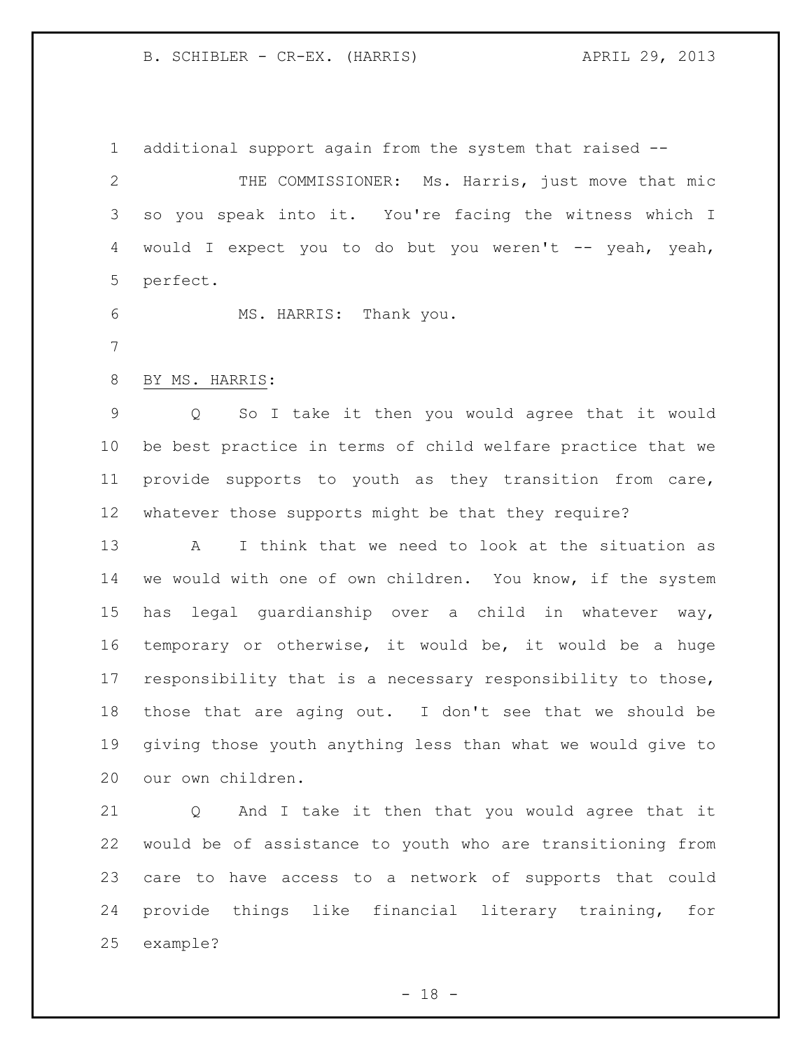additional support again from the system that raised --

THE COMMISSIONER: Ms. Harris, just move that mic so you speak into it. You're facing the witness which I would I expect you to do but you weren't -- yeah, yeah, perfect.

MS. HARRIS: Thank you.

BY MS. HARRIS:

Q So I take it then you would agree that it would be best practice in terms of child welfare practice that we provide supports to youth as they transition from care, whatever those supports might be that they require?

A I think that we need to look at the situation as we would with one of own children. You know, if the system has legal guardianship over a child in whatever way, temporary or otherwise, it would be, it would be a huge responsibility that is a necessary responsibility to those, those that are aging out. I don't see that we should be giving those youth anything less than what we would give to our own children.

Q And I take it then that you would agree that it would be of assistance to youth who are transitioning from care to have access to a network of supports that could provide things like financial literary training, for example?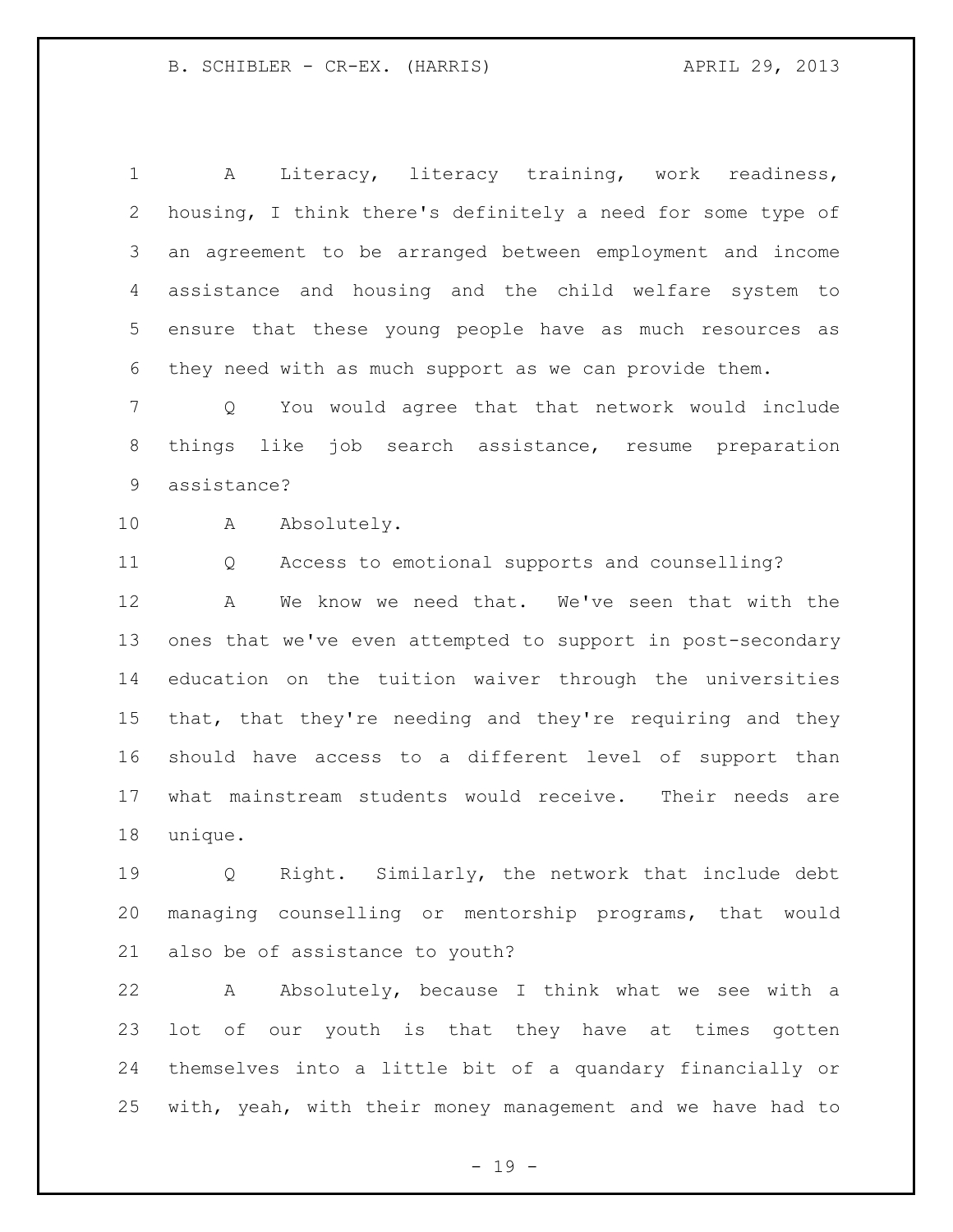A Literacy, literacy training, work readiness, housing, I think there's definitely a need for some type of an agreement to be arranged between employment and income assistance and housing and the child welfare system to ensure that these young people have as much resources as they need with as much support as we can provide them.

Q You would agree that that network would include things like job search assistance, resume preparation assistance?

A Absolutely.

Q Access to emotional supports and counselling?

A We know we need that. We've seen that with the ones that we've even attempted to support in post-secondary education on the tuition waiver through the universities that, that they're needing and they're requiring and they should have access to a different level of support than what mainstream students would receive. Their needs are unique.

Q Right. Similarly, the network that include debt managing counselling or mentorship programs, that would also be of assistance to youth?

A Absolutely, because I think what we see with a lot of our youth is that they have at times gotten themselves into a little bit of a quandary financially or with, yeah, with their money management and we have had to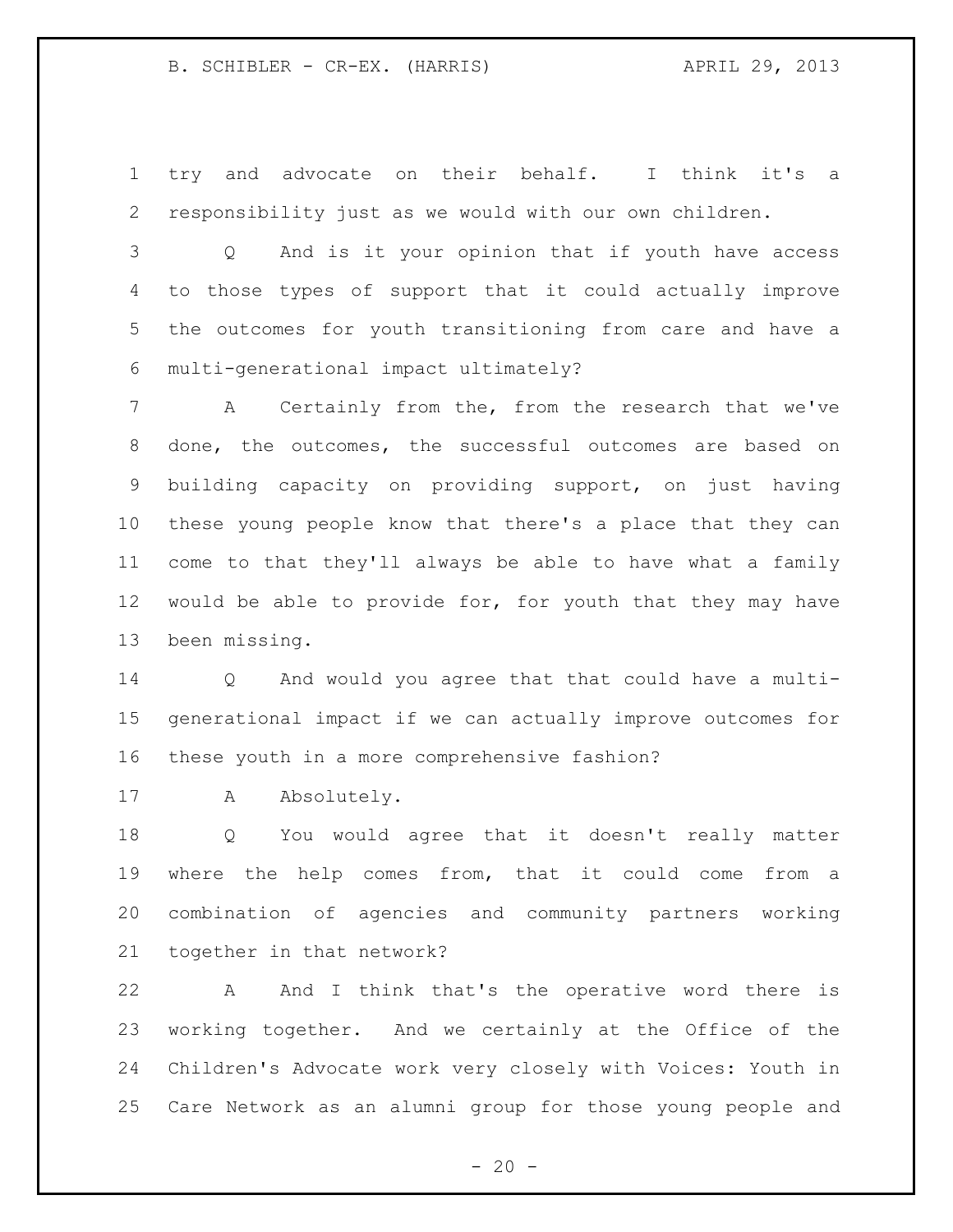try and advocate on their behalf. I think it's a responsibility just as we would with our own children.

Q And is it your opinion that if youth have access to those types of support that it could actually improve the outcomes for youth transitioning from care and have a multi-generational impact ultimately?

A Certainly from the, from the research that we've done, the outcomes, the successful outcomes are based on building capacity on providing support, on just having these young people know that there's a place that they can come to that they'll always be able to have what a family would be able to provide for, for youth that they may have been missing.

Q And would you agree that that could have a multi-generational impact if we can actually improve outcomes for these youth in a more comprehensive fashion?

A Absolutely.

Q You would agree that it doesn't really matter where the help comes from, that it could come from a combination of agencies and community partners working together in that network?

A And I think that's the operative word there is working together. And we certainly at the Office of the Children's Advocate work very closely with Voices: Youth in Care Network as an alumni group for those young people and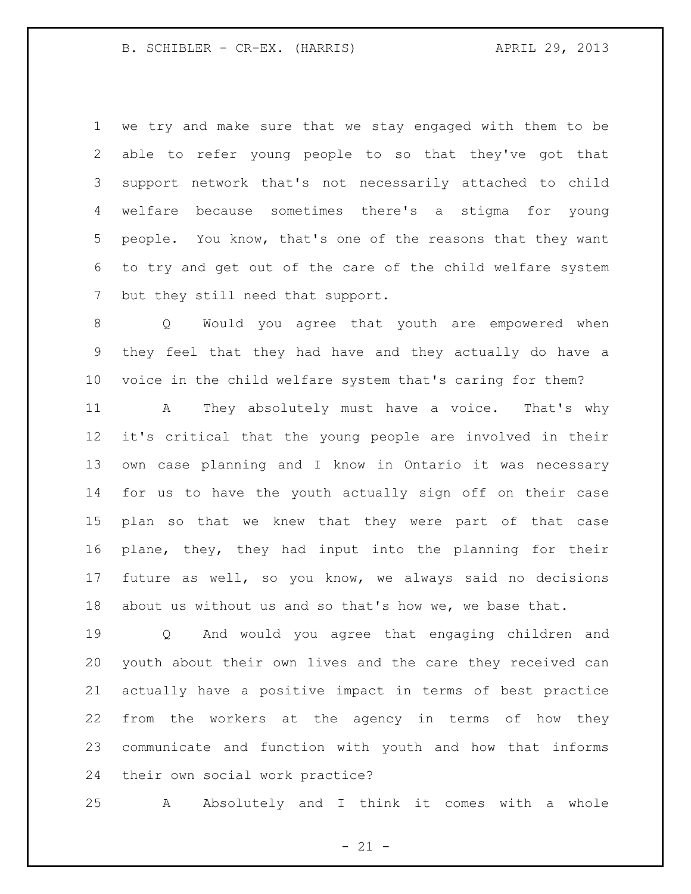we try and make sure that we stay engaged with them to be able to refer young people to so that they've got that support network that's not necessarily attached to child welfare because sometimes there's a stigma for young people. You know, that's one of the reasons that they want to try and get out of the care of the child welfare system but they still need that support.

Q Would you agree that youth are empowered when they feel that they had have and they actually do have a voice in the child welfare system that's caring for them?

A They absolutely must have a voice. That's why it's critical that the young people are involved in their own case planning and I know in Ontario it was necessary for us to have the youth actually sign off on their case plan so that we knew that they were part of that case plane, they, they had input into the planning for their future as well, so you know, we always said no decisions about us without us and so that's how we, we base that.

Q And would you agree that engaging children and youth about their own lives and the care they received can actually have a positive impact in terms of best practice from the workers at the agency in terms of how they communicate and function with youth and how that informs their own social work practice?

A Absolutely and I think it comes with a whole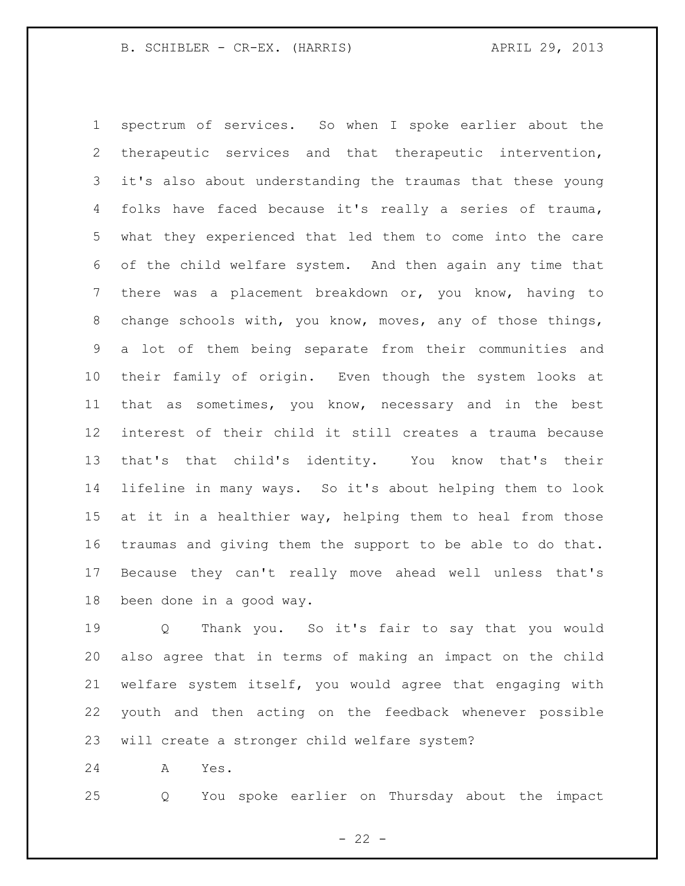spectrum of services. So when I spoke earlier about the therapeutic services and that therapeutic intervention, it's also about understanding the traumas that these young folks have faced because it's really a series of trauma, what they experienced that led them to come into the care of the child welfare system. And then again any time that there was a placement breakdown or, you know, having to change schools with, you know, moves, any of those things, a lot of them being separate from their communities and their family of origin. Even though the system looks at that as sometimes, you know, necessary and in the best interest of their child it still creates a trauma because that's that child's identity. You know that's their lifeline in many ways. So it's about helping them to look at it in a healthier way, helping them to heal from those traumas and giving them the support to be able to do that. Because they can't really move ahead well unless that's been done in a good way.

Q Thank you. So it's fair to say that you would also agree that in terms of making an impact on the child welfare system itself, you would agree that engaging with youth and then acting on the feedback whenever possible will create a stronger child welfare system?

A Yes.

Q You spoke earlier on Thursday about the impact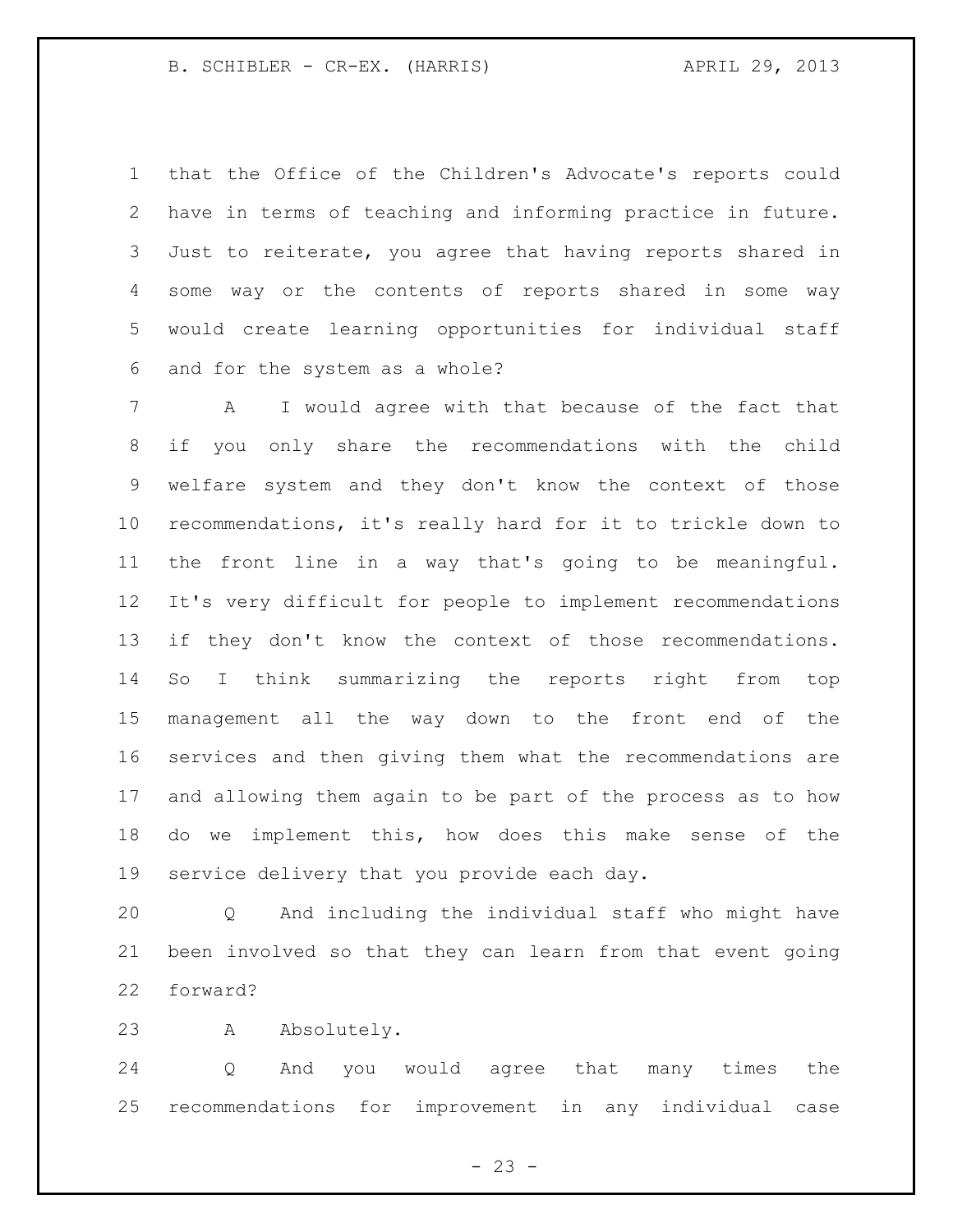that the Office of the Children's Advocate's reports could have in terms of teaching and informing practice in future. Just to reiterate, you agree that having reports shared in some way or the contents of reports shared in some way would create learning opportunities for individual staff and for the system as a whole?

A I would agree with that because of the fact that if you only share the recommendations with the child welfare system and they don't know the context of those recommendations, it's really hard for it to trickle down to the front line in a way that's going to be meaningful. It's very difficult for people to implement recommendations if they don't know the context of those recommendations. So I think summarizing the reports right from top management all the way down to the front end of the services and then giving them what the recommendations are and allowing them again to be part of the process as to how do we implement this, how does this make sense of the service delivery that you provide each day.

Q And including the individual staff who might have been involved so that they can learn from that event going forward?

A Absolutely.

Q And you would agree that many times the recommendations for improvement in any individual case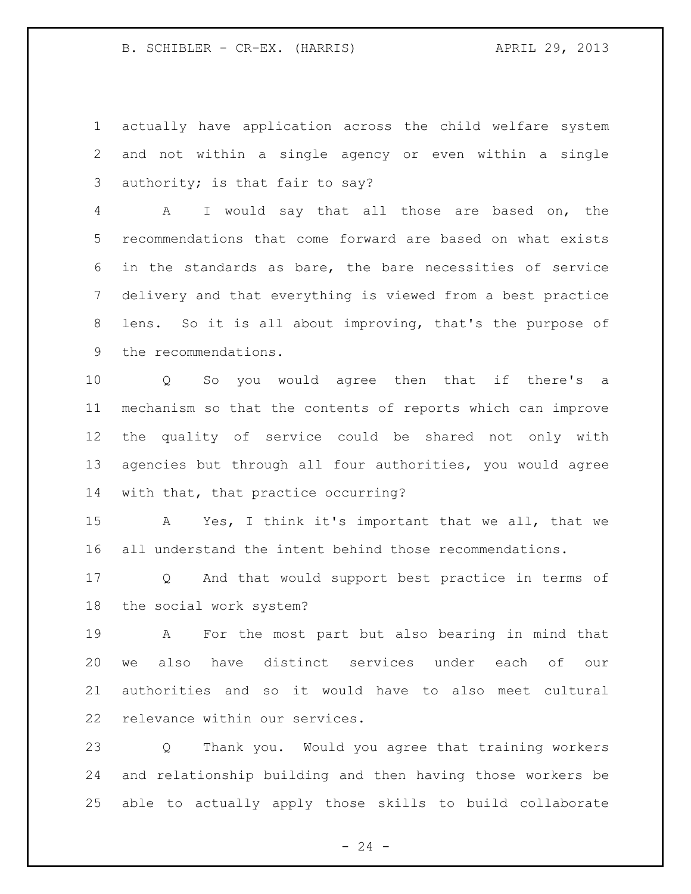actually have application across the child welfare system and not within a single agency or even within a single authority; is that fair to say?

A I would say that all those are based on, the recommendations that come forward are based on what exists in the standards as bare, the bare necessities of service delivery and that everything is viewed from a best practice lens. So it is all about improving, that's the purpose of the recommendations.

Q So you would agree then that if there's a mechanism so that the contents of reports which can improve the quality of service could be shared not only with agencies but through all four authorities, you would agree with that, that practice occurring?

A Yes, I think it's important that we all, that we all understand the intent behind those recommendations.

Q And that would support best practice in terms of the social work system?

A For the most part but also bearing in mind that we also have distinct services under each of our authorities and so it would have to also meet cultural relevance within our services.

Q Thank you. Would you agree that training workers and relationship building and then having those workers be able to actually apply those skills to build collaborate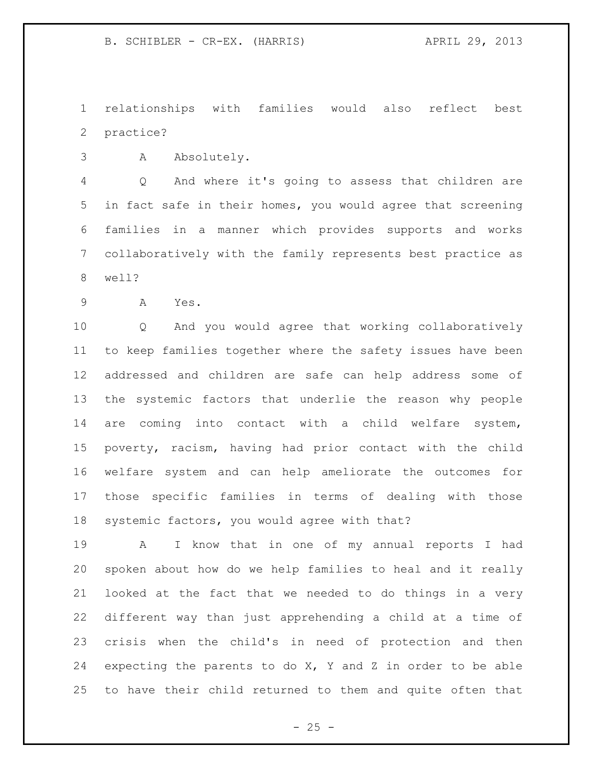relationships with families would also reflect best practice?

A Absolutely.

Q And where it's going to assess that children are in fact safe in their homes, you would agree that screening families in a manner which provides supports and works collaboratively with the family represents best practice as well?

A Yes.

Q And you would agree that working collaboratively to keep families together where the safety issues have been addressed and children are safe can help address some of the systemic factors that underlie the reason why people are coming into contact with a child welfare system, poverty, racism, having had prior contact with the child welfare system and can help ameliorate the outcomes for those specific families in terms of dealing with those systemic factors, you would agree with that?

A I know that in one of my annual reports I had spoken about how do we help families to heal and it really looked at the fact that we needed to do things in a very different way than just apprehending a child at a time of crisis when the child's in need of protection and then expecting the parents to do X, Y and Z in order to be able to have their child returned to them and quite often that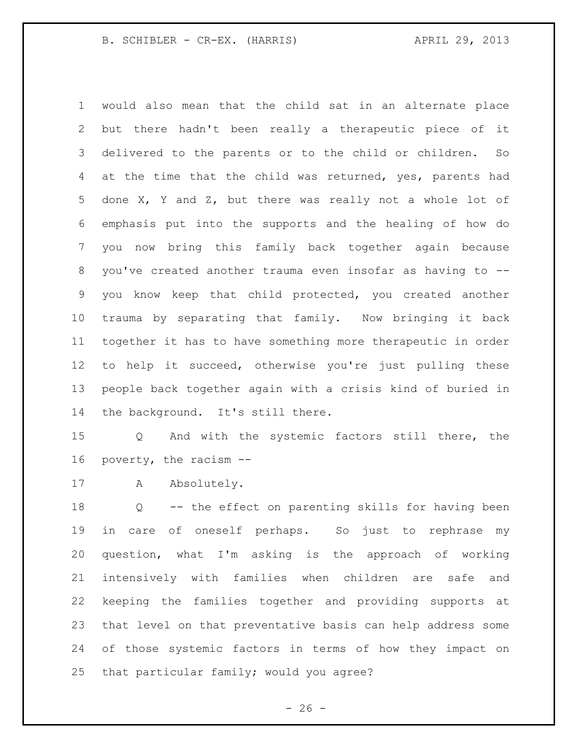would also mean that the child sat in an alternate place but there hadn't been really a therapeutic piece of it delivered to the parents or to the child or children. So at the time that the child was returned, yes, parents had done X, Y and Z, but there was really not a whole lot of emphasis put into the supports and the healing of how do you now bring this family back together again because you've created another trauma even insofar as having to -- you know keep that child protected, you created another trauma by separating that family. Now bringing it back together it has to have something more therapeutic in order to help it succeed, otherwise you're just pulling these people back together again with a crisis kind of buried in the background. It's still there.

Q And with the systemic factors still there, the poverty, the racism --

A Absolutely.

Q -- the effect on parenting skills for having been in care of oneself perhaps. So just to rephrase my question, what I'm asking is the approach of working intensively with families when children are safe and keeping the families together and providing supports at that level on that preventative basis can help address some of those systemic factors in terms of how they impact on that particular family; would you agree?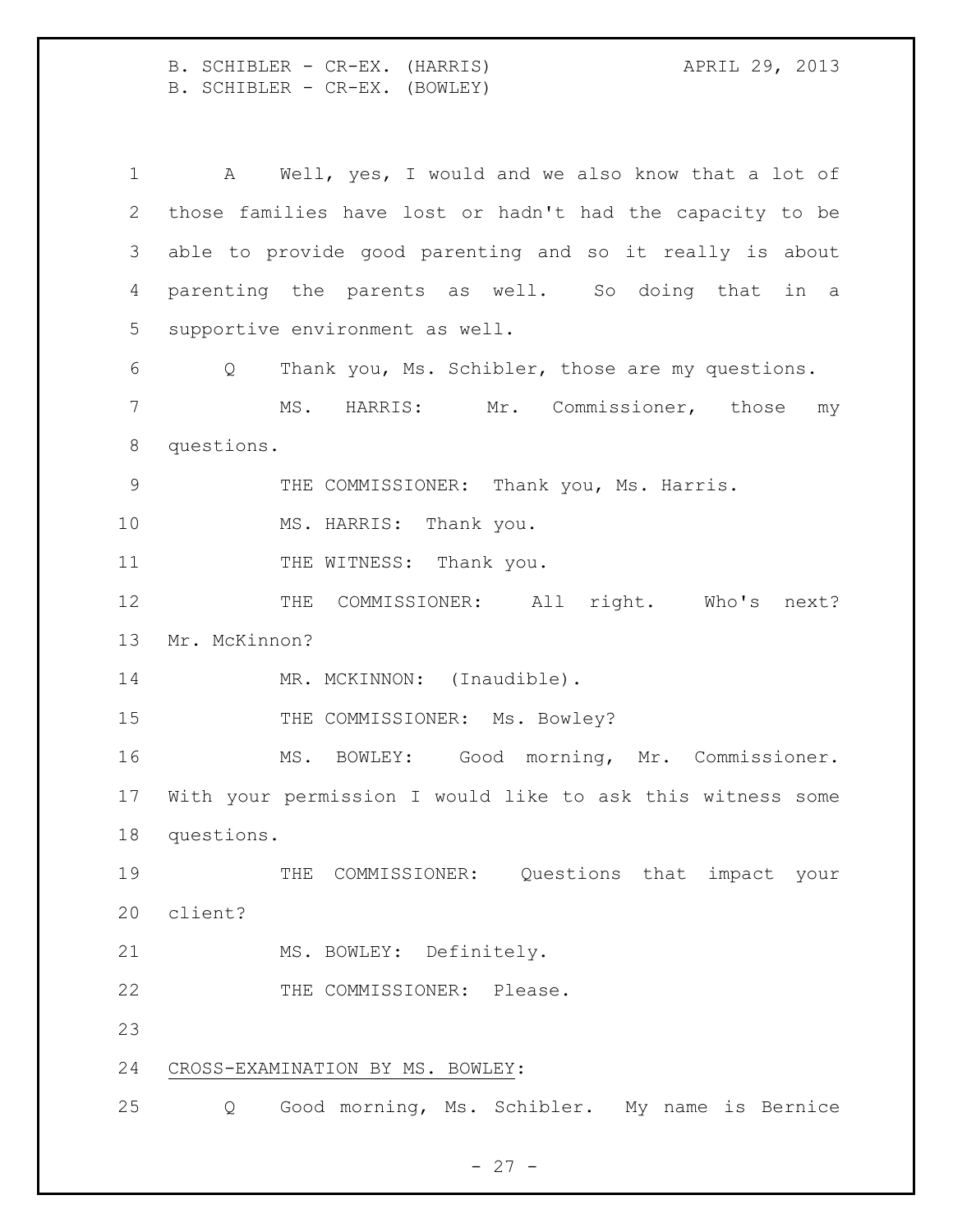A Well, yes, I would and we also know that a lot of those families have lost or hadn't had the capacity to be able to provide good parenting and so it really is about parenting the parents as well. So doing that in a supportive environment as well.

Q Thank you, Ms. Schibler, those are my questions.

MS. HARRIS: Mr. Commissioner, those my questions.

THE COMMISSIONER: Thank you, Ms. Harris.

MS. HARRIS: Thank you.

THE WITNESS: Thank you.

THE COMMISSIONER: All right. Who's next? Mr. McKinnon?

MR. MCKINNON: (Inaudible).

THE COMMISSIONER: Ms. Bowley?

MS. BOWLEY: Good morning, Mr. Commissioner. With your permission I would like to ask this witness some questions.

THE COMMISSIONER: Questions that impact your client?

MS. BOWLEY: Definitely.

THE COMMISSIONER: Please.

## CROSS-EXAMINATION BY MS. BOWLEY:

Q Good morning, Ms. Schibler. My name is Bernice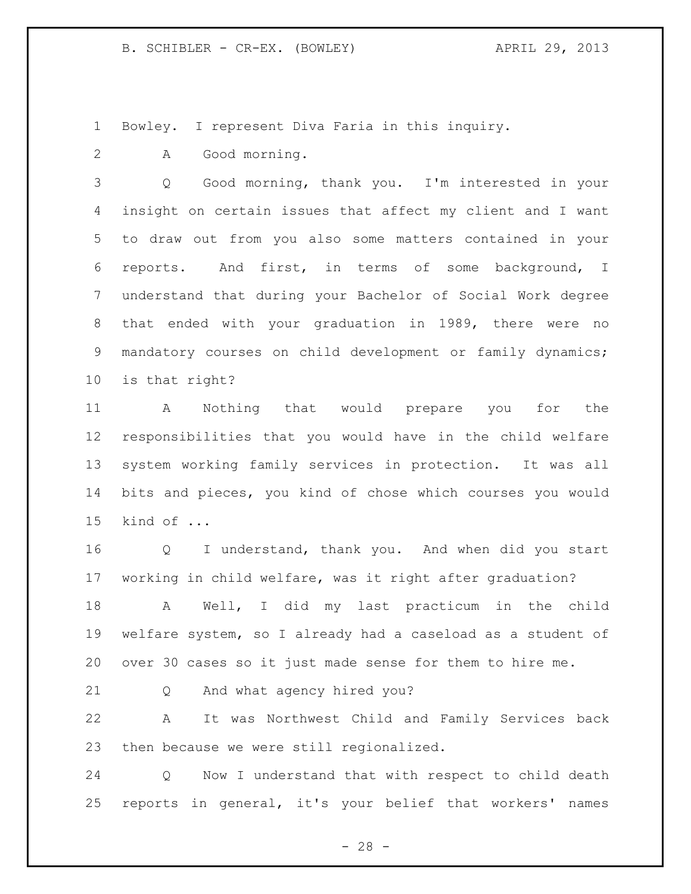Bowley. I represent Diva Faria in this inquiry.

A Good morning.

Q Good morning, thank you. I'm interested in your insight on certain issues that affect my client and I want to draw out from you also some matters contained in your reports. And first, in terms of some background, I understand that during your Bachelor of Social Work degree that ended with your graduation in 1989, there were no mandatory courses on child development or family dynamics; is that right?

A Nothing that would prepare you for the responsibilities that you would have in the child welfare system working family services in protection. It was all bits and pieces, you kind of chose which courses you would kind of ...

Q I understand, thank you. And when did you start working in child welfare, was it right after graduation?

A Well, I did my last practicum in the child welfare system, so I already had a caseload as a student of over 30 cases so it just made sense for them to hire me.

Q And what agency hired you?

A It was Northwest Child and Family Services back then because we were still regionalized.

Q Now I understand that with respect to child death reports in general, it's your belief that workers' names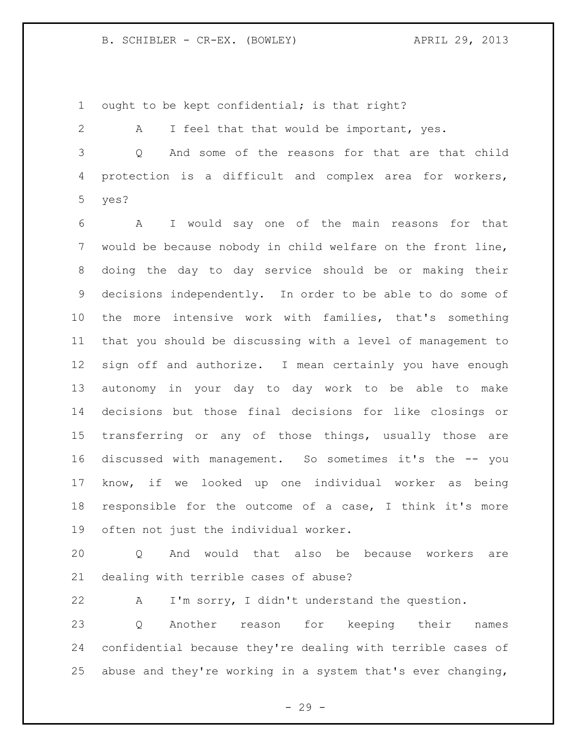ought to be kept confidential; is that right?

A I feel that that would be important, yes.

Q And some of the reasons for that are that child protection is a difficult and complex area for workers, yes?

A I would say one of the main reasons for that would be because nobody in child welfare on the front line, doing the day to day service should be or making their decisions independently. In order to be able to do some of the more intensive work with families, that's something that you should be discussing with a level of management to sign off and authorize. I mean certainly you have enough autonomy in your day to day work to be able to make decisions but those final decisions for like closings or transferring or any of those things, usually those are discussed with management. So sometimes it's the -- you know, if we looked up one individual worker as being responsible for the outcome of a case, I think it's more often not just the individual worker.

Q And would that also be because workers are dealing with terrible cases of abuse?

A I'm sorry, I didn't understand the question.

Q Another reason for keeping their names confidential because they're dealing with terrible cases of abuse and they're working in a system that's ever changing,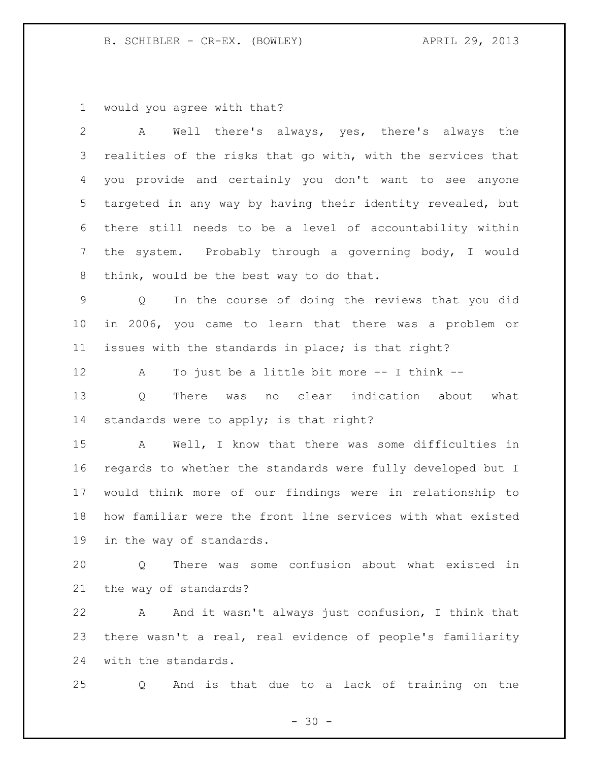would you agree with that?

A Well there's always, yes, there's always the realities of the risks that go with, with the services that you provide and certainly you don't want to see anyone targeted in any way by having their identity revealed, but there still needs to be a level of accountability within the system. Probably through a governing body, I would think, would be the best way to do that.

Q In the course of doing the reviews that you did in 2006, you came to learn that there was a problem or issues with the standards in place; is that right?

A To just be a little bit more -- I think --

Q There was no clear indication about what standards were to apply; is that right?

A Well, I know that there was some difficulties in regards to whether the standards were fully developed but I would think more of our findings were in relationship to how familiar were the front line services with what existed in the way of standards.

Q There was some confusion about what existed in the way of standards?

A And it wasn't always just confusion, I think that there wasn't a real, real evidence of people's familiarity with the standards.

Q And is that due to a lack of training on the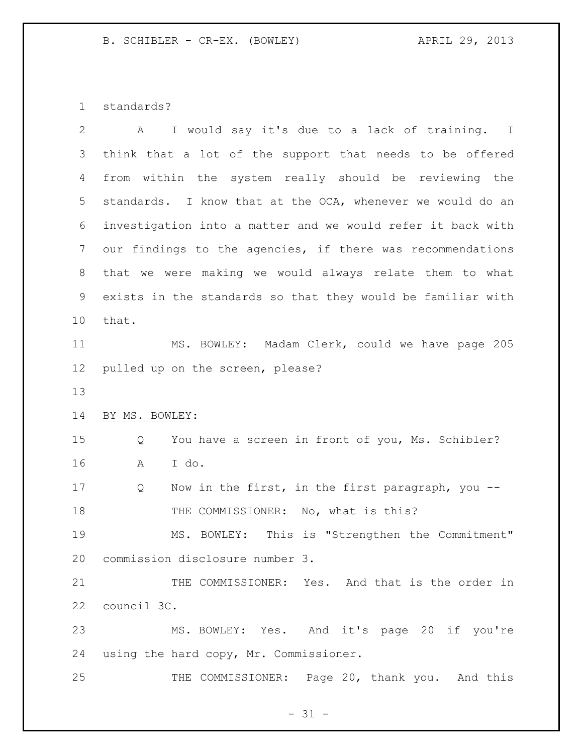standards?

A I would say it's due to a lack of training. I think that a lot of the support that needs to be offered from within the system really should be reviewing the standards. I know that at the OCA, whenever we would do an investigation into a matter and we would refer it back with our findings to the agencies, if there was recommendations that we were making we would always relate them to what exists in the standards so that they would be familiar with that.

MS. BOWLEY: Madam Clerk, could we have page 205 pulled up on the screen, please?

BY MS. BOWLEY:

Q You have a screen in front of you, Ms. Schibler?

A I do.

Q Now in the first, in the first paragraph, you --

THE COMMISSIONER: No, what is this?

MS. BOWLEY: This is "Strengthen the Commitment" commission disclosure number 3.

THE COMMISSIONER: Yes. And that is the order in council 3C.

MS. BOWLEY: Yes. And it's page 20 if you're using the hard copy, Mr. Commissioner.

THE COMMISSIONER: Page 20, thank you. And this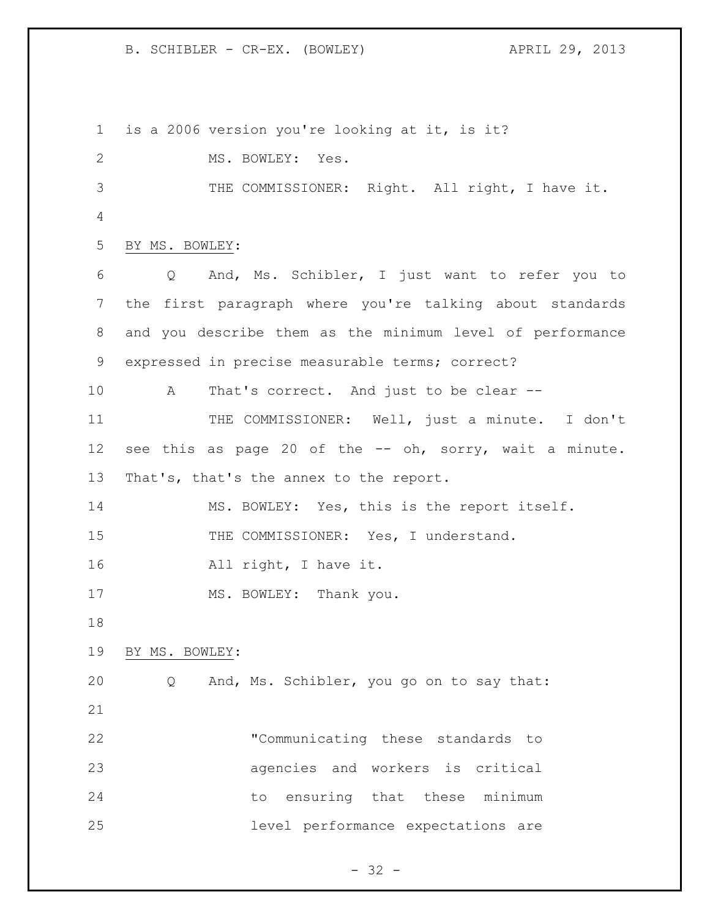is a 2006 version you're looking at it, is it?

MS. BOWLEY: Yes.

THE COMMISSIONER: Right. All right, I have it.

BY MS. BOWLEY:

Q And, Ms. Schibler, I just want to refer you to the first paragraph where you're talking about standards and you describe them as the minimum level of performance expressed in precise measurable terms; correct?

A That's correct. And just to be clear --

THE COMMISSIONER: Well, just a minute. I don't see this as page 20 of the -- oh, sorry, wait a minute. That's, that's the annex to the report.

MS. BOWLEY: Yes, this is the report itself.

THE COMMISSIONER: Yes, I understand.

All right, I have it.

MS. BOWLEY: Thank you.

BY MS. BOWLEY:

Q And, Ms. Schibler, you go on to say that:

> "Communicating these standards to agencies and workers is critical to ensuring that these minimum level performance expectations are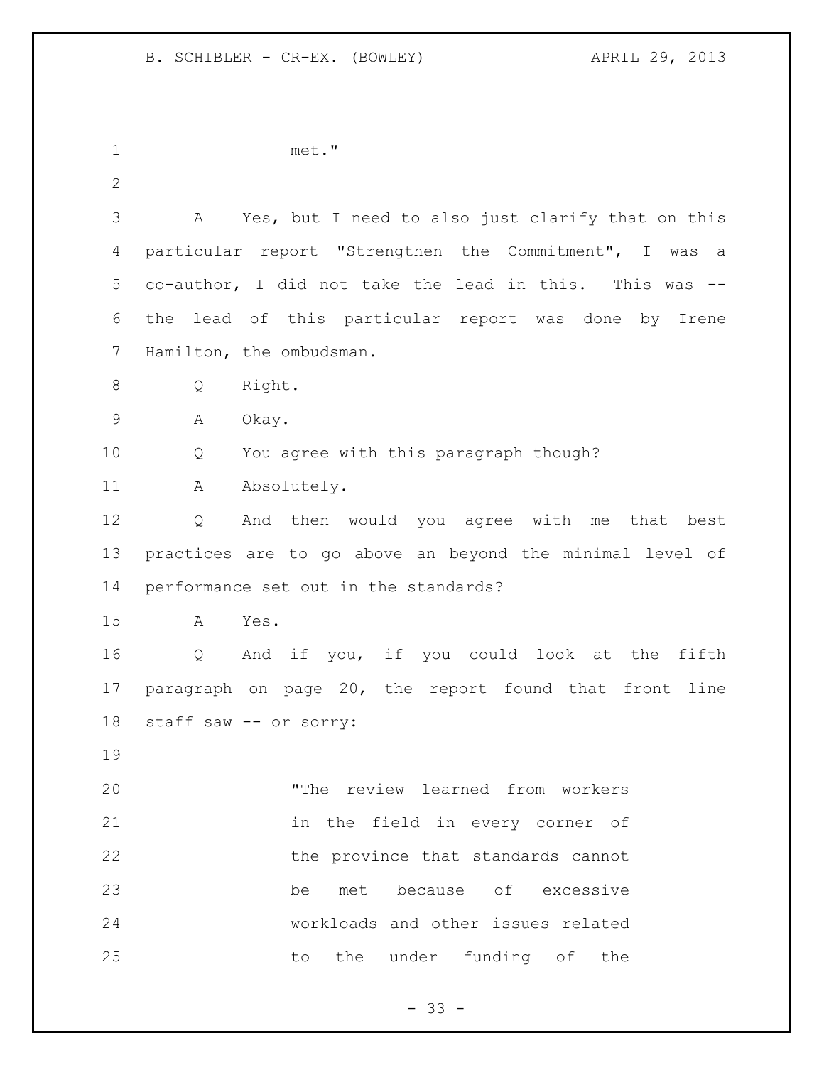met."

A Yes, but I need to also just clarify that on this particular report "Strengthen the Commitment", I was a co-author, I did not take the lead in this. This was -- the lead of this particular report was done by Irene Hamilton, the ombudsman.

Q Right.

A Okay.

Q You agree with this paragraph though?

A Absolutely.

Q And then would you agree with me that best practices are to go above an beyond the minimal level of performance set out in the standards?

A Yes.

Q And if you, if you could look at the fifth paragraph on page 20, the report found that front line staff saw -- or sorry:

> "The review learned from workers in the field in every corner of the province that standards cannot be met because of excessive workloads and other issues related to the under funding of the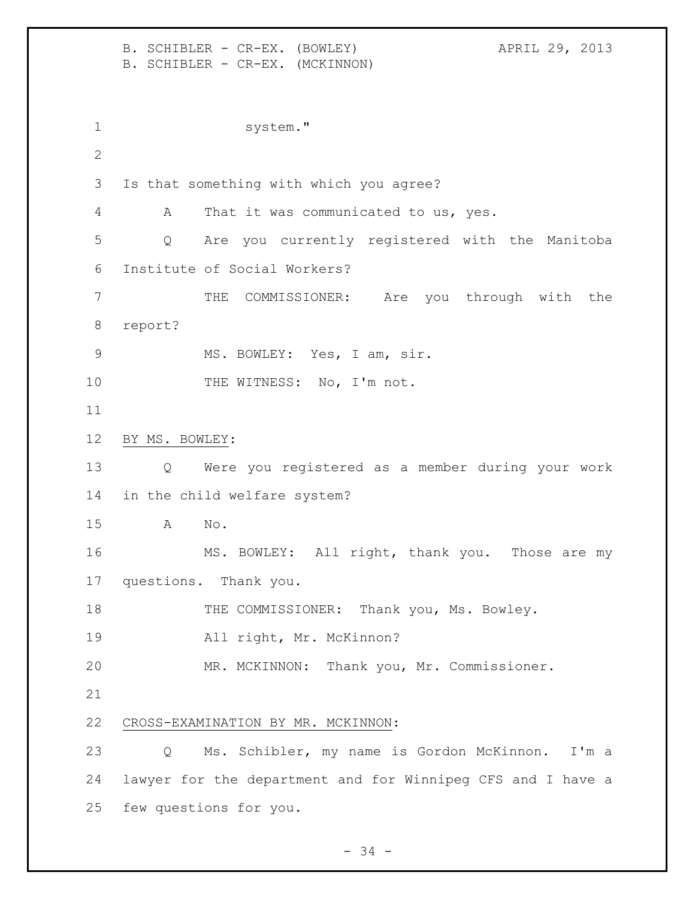system."

Is that something with which you agree?

A That it was communicated to us, yes.

Q Are you currently registered with the Manitoba Institute of Social Workers?

THE COMMISSIONER: Are you through with the report?

MS. BOWLEY: Yes, I am, sir.

THE WITNESS: No, I'm not.

BY MS. BOWLEY:

Q Were you registered as a member during your work in the child welfare system?

A No.

MS. BOWLEY: All right, thank you. Those are my questions. Thank you.

THE COMMISSIONER: Thank you, Ms. Bowley.

All right, Mr. McKinnon?

MR. MCKINNON: Thank you, Mr. Commissioner.

CROSS-EXAMINATION BY MR. MCKINNON:

Q Ms. Schibler, my name is Gordon McKinnon. I'm a lawyer for the department and for Winnipeg CFS and I have a few questions for you.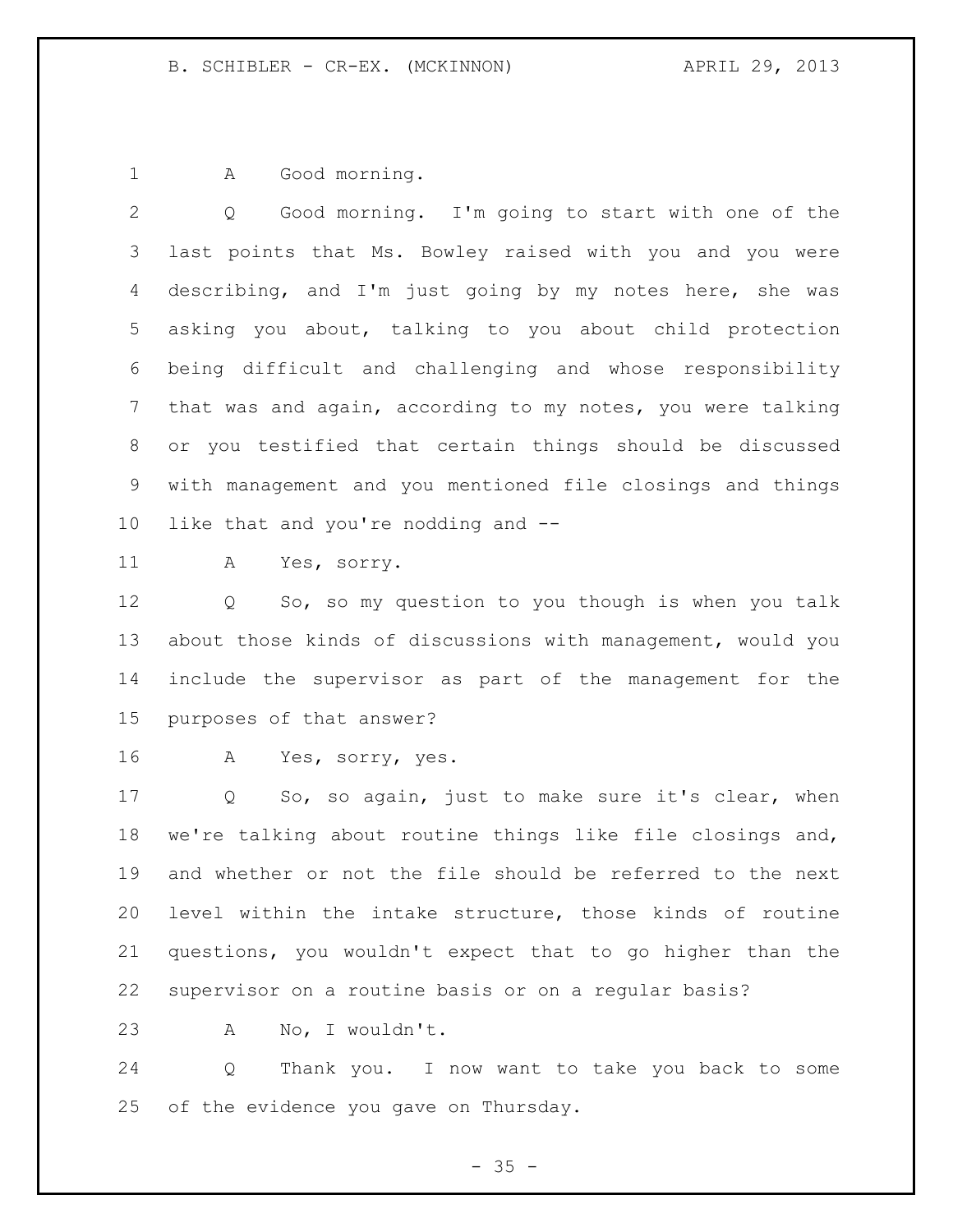A Good morning.

Q Good morning. I'm going to start with one of the last points that Ms. Bowley raised with you and you were describing, and I'm just going by my notes here, she was asking you about, talking to you about child protection being difficult and challenging and whose responsibility that was and again, according to my notes, you were talking or you testified that certain things should be discussed with management and you mentioned file closings and things like that and you're nodding and --

A Yes, sorry.

Q So, so my question to you though is when you talk about those kinds of discussions with management, would you include the supervisor as part of the management for the purposes of that answer?

A Yes, sorry, yes.

Q So, so again, just to make sure it's clear, when we're talking about routine things like file closings and, and whether or not the file should be referred to the next level within the intake structure, those kinds of routine questions, you wouldn't expect that to go higher than the supervisor on a routine basis or on a regular basis?

A No, I wouldn't.

Q Thank you. I now want to take you back to some of the evidence you gave on Thursday.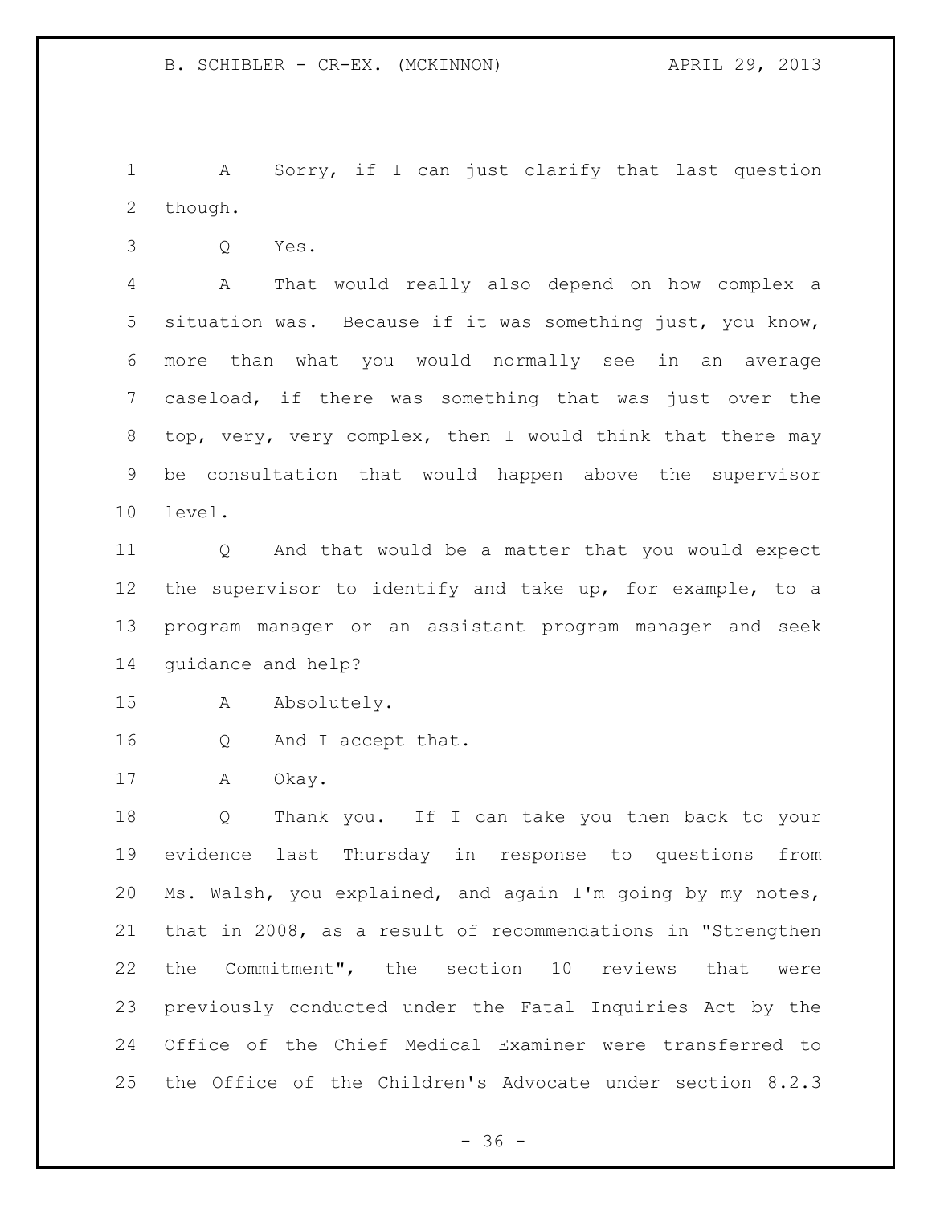A Sorry, if I can just clarify that last question though.

Q Yes.

A That would really also depend on how complex a situation was. Because if it was something just, you know, more than what you would normally see in an average caseload, if there was something that was just over the top, very, very complex, then I would think that there may be consultation that would happen above the supervisor level.

Q And that would be a matter that you would expect the supervisor to identify and take up, for example, to a program manager or an assistant program manager and seek guidance and help?

A Absolutely.

Q And I accept that.

A Okay.

Q Thank you. If I can take you then back to your evidence last Thursday in response to questions from Ms. Walsh, you explained, and again I'm going by my notes, that in 2008, as a result of recommendations in "Strengthen the Commitment", the section 10 reviews that were previously conducted under the Fatal Inquiries Act by the Office of the Chief Medical Examiner were transferred to the Office of the Children's Advocate under section 8.2.3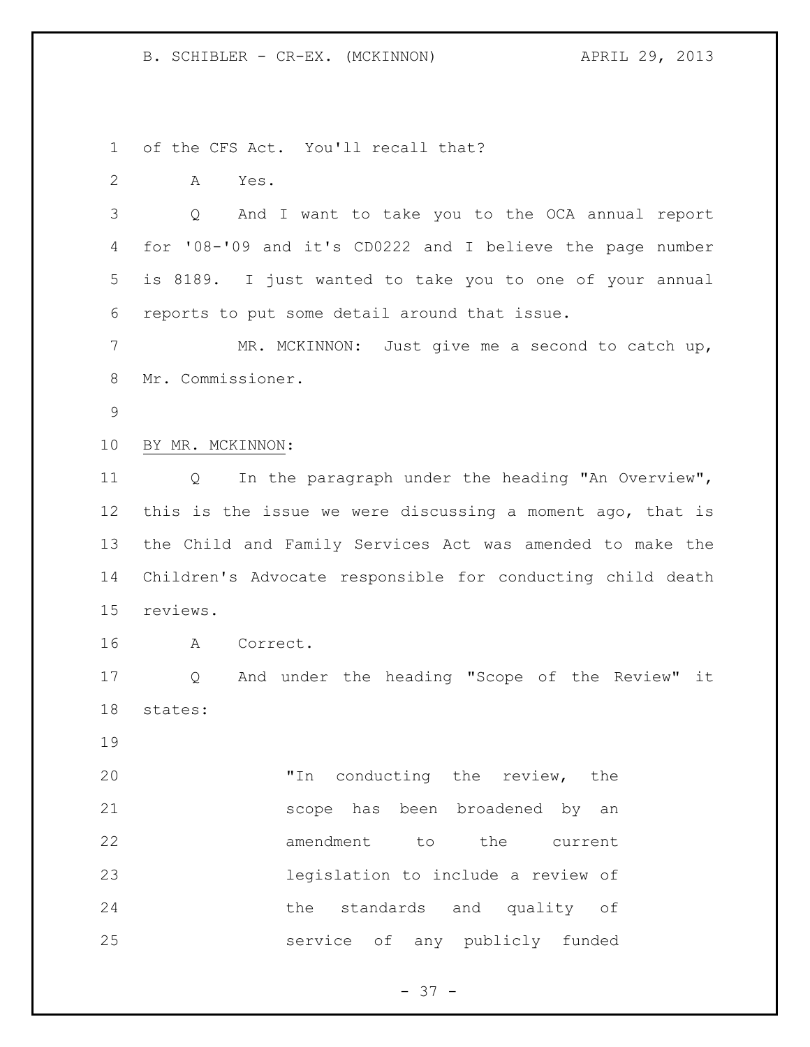of the CFS Act. You'll recall that?

A Yes.

Q And I want to take you to the OCA annual report for '08-'09 and it's CD0222 and I believe the page number is 8189. I just wanted to take you to one of your annual reports to put some detail around that issue.

MR. MCKINNON: Just give me a second to catch up, Mr. Commissioner.

BY MR. MCKINNON:

Q In the paragraph under the heading "An Overview", this is the issue we were discussing a moment ago, that is the Child and Family Services Act was amended to make the Children's Advocate responsible for conducting child death reviews.

A Correct.

Q And under the heading "Scope of the Review" it states:

> "In conducting the review, the scope has been broadened by an amendment to the current legislation to include a review of the standards and quality of service of any publicly funded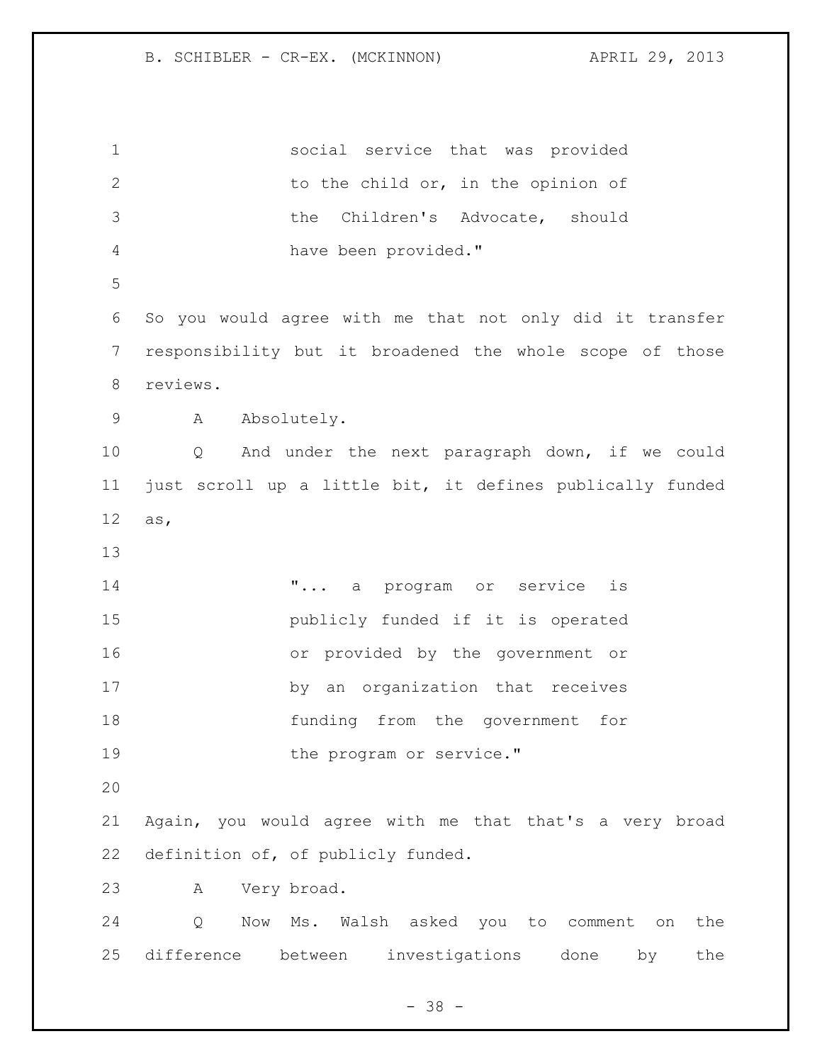social service that was provided to the child or, in the opinion of the Children's Advocate, should have been provided."

So you would agree with me that not only did it transfer responsibility but it broadened the whole scope of those reviews.

A Absolutely.

Q And under the next paragraph down, if we could just scroll up a little bit, it defines publically funded as,

"... a program or service is publicly funded if it is operated or provided by the government or by an organization that receives funding from the government for the program or service."

Again, you would agree with me that that's a very broad definition of, of publicly funded.

A Very broad.

Q Now Ms. Walsh asked you to comment on the difference between investigations done by the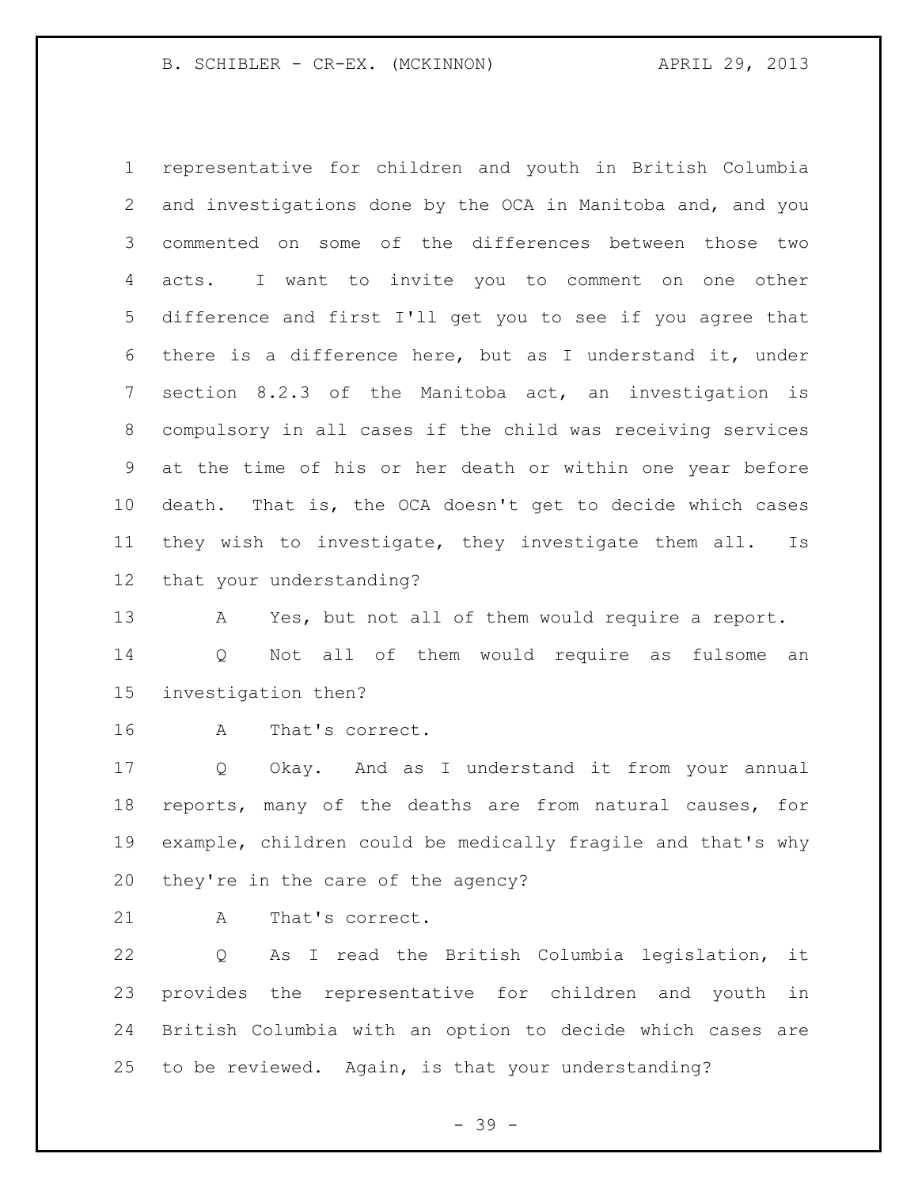representative for children and youth in British Columbia and investigations done by the OCA in Manitoba and, and you commented on some of the differences between those two acts. I want to invite you to comment on one other difference and first I'll get you to see if you agree that there is a difference here, but as I understand it, under section 8.2.3 of the Manitoba act, an investigation is compulsory in all cases if the child was receiving services at the time of his or her death or within one year before death. That is, the OCA doesn't get to decide which cases they wish to investigate, they investigate them all. Is that your understanding?

A Yes, but not all of them would require a report.

Q Not all of them would require as fulsome an investigation then?

A That's correct.

Q Okay. And as I understand it from your annual reports, many of the deaths are from natural causes, for example, children could be medically fragile and that's why they're in the care of the agency?

A That's correct.

Q As I read the British Columbia legislation, it provides the representative for children and youth in British Columbia with an option to decide which cases are to be reviewed. Again, is that your understanding?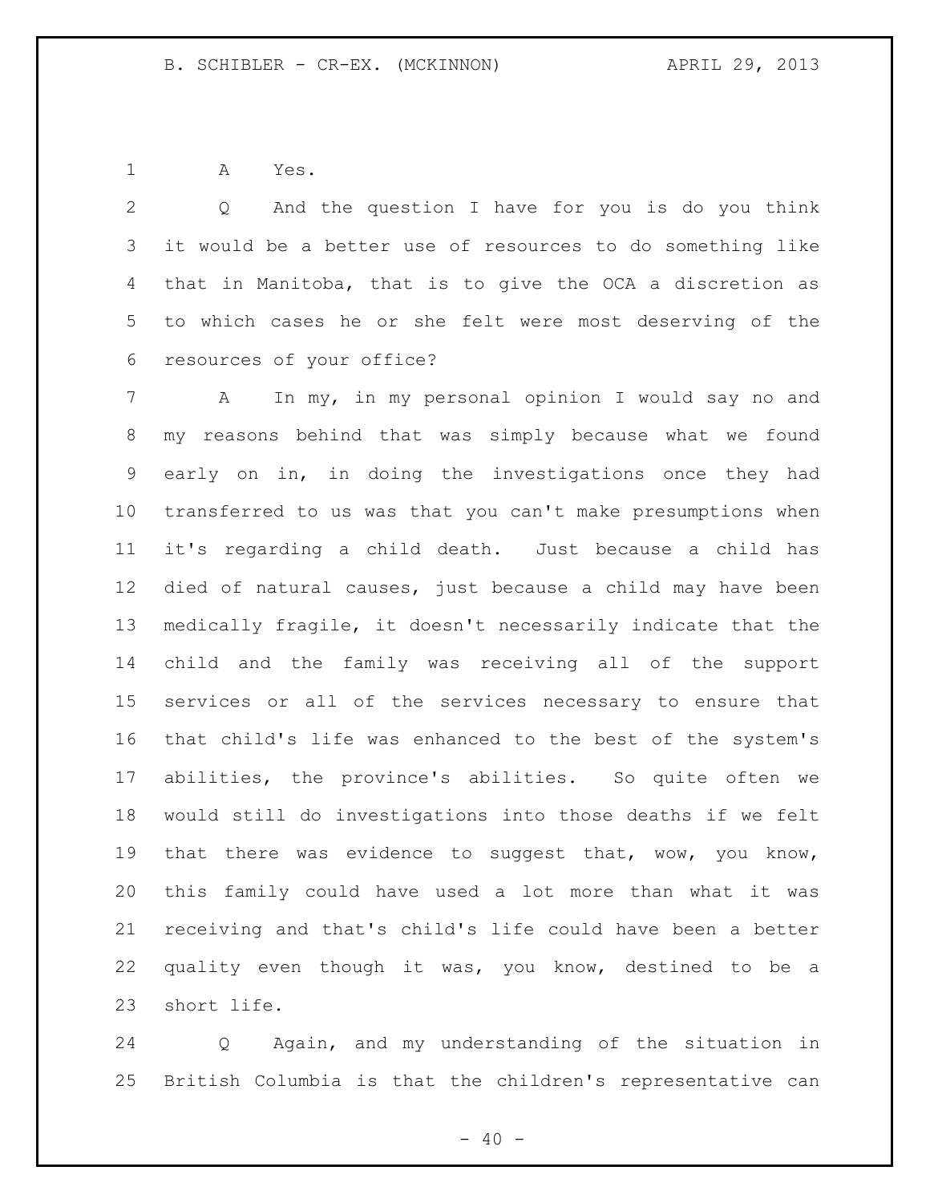A Yes.

Q And the question I have for you is do you think it would be a better use of resources to do something like that in Manitoba, that is to give the OCA a discretion as to which cases he or she felt were most deserving of the resources of your office?

A In my, in my personal opinion I would say no and my reasons behind that was simply because what we found early on in, in doing the investigations once they had transferred to us was that you can't make presumptions when it's regarding a child death. Just because a child has died of natural causes, just because a child may have been medically fragile, it doesn't necessarily indicate that the child and the family was receiving all of the support services or all of the services necessary to ensure that that child's life was enhanced to the best of the system's abilities, the province's abilities. So quite often we would still do investigations into those deaths if we felt that there was evidence to suggest that, wow, you know, this family could have used a lot more than what it was receiving and that's child's life could have been a better quality even though it was, you know, destined to be a short life.

Q Again, and my understanding of the situation in British Columbia is that the children's representative can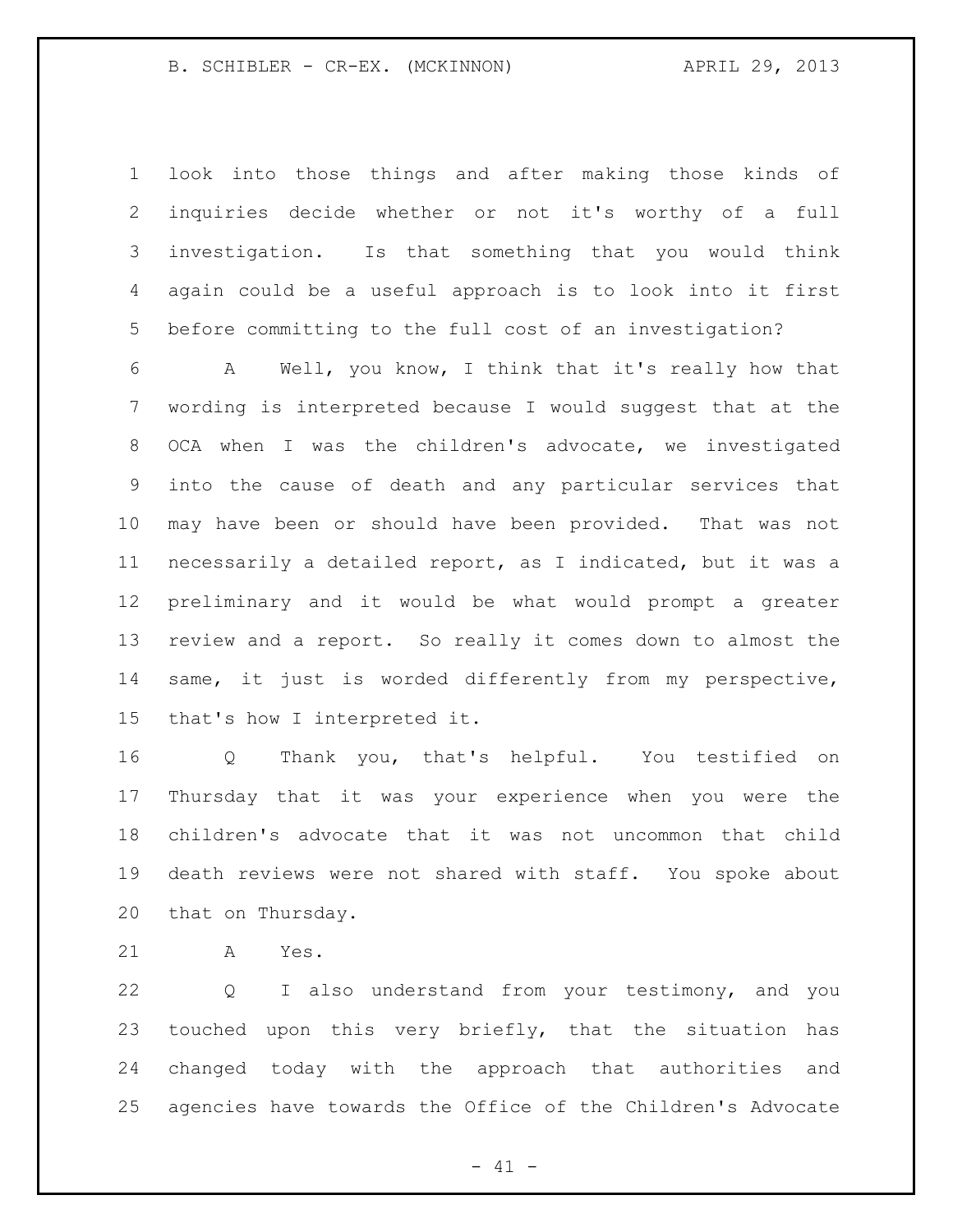look into those things and after making those kinds of inquiries decide whether or not it's worthy of a full investigation. Is that something that you would think again could be a useful approach is to look into it first before committing to the full cost of an investigation?

A Well, you know, I think that it's really how that wording is interpreted because I would suggest that at the OCA when I was the children's advocate, we investigated into the cause of death and any particular services that may have been or should have been provided. That was not necessarily a detailed report, as I indicated, but it was a preliminary and it would be what would prompt a greater review and a report. So really it comes down to almost the same, it just is worded differently from my perspective, that's how I interpreted it.

Q Thank you, that's helpful. You testified on Thursday that it was your experience when you were the children's advocate that it was not uncommon that child death reviews were not shared with staff. You spoke about that on Thursday.

A Yes.

Q I also understand from your testimony, and you touched upon this very briefly, that the situation has changed today with the approach that authorities and agencies have towards the Office of the Children's Advocate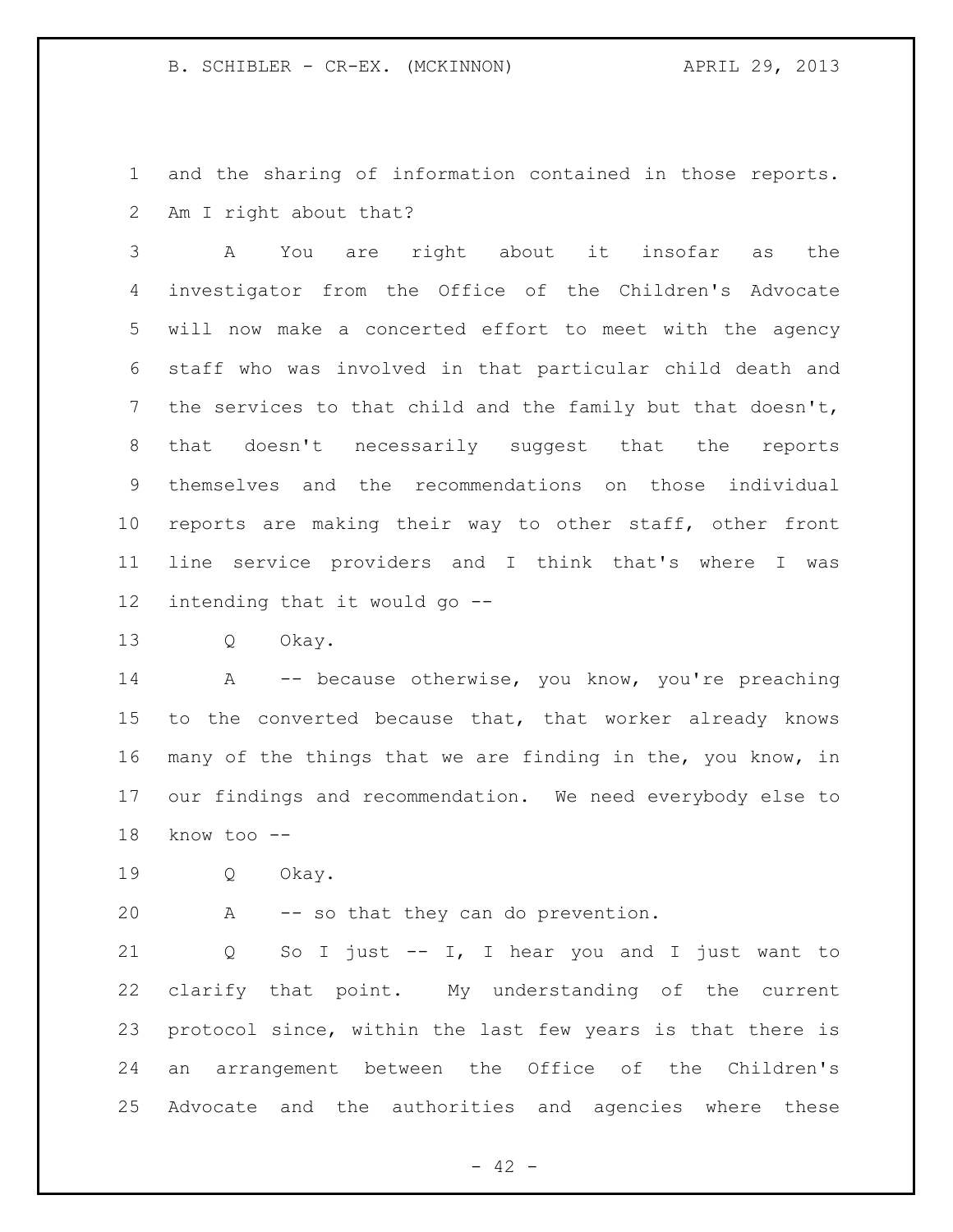and the sharing of information contained in those reports. Am I right about that?

A You are right about it insofar as the investigator from the Office of the Children's Advocate will now make a concerted effort to meet with the agency staff who was involved in that particular child death and the services to that child and the family but that doesn't, that doesn't necessarily suggest that the reports themselves and the recommendations on those individual reports are making their way to other staff, other front line service providers and I think that's where I was intending that it would go --

Q Okay.

A -- because otherwise, you know, you're preaching to the converted because that, that worker already knows many of the things that we are finding in the, you know, in our findings and recommendation. We need everybody else to know too --

Q Okay.

A -- so that they can do prevention.

Q So I just -- I, I hear you and I just want to clarify that point. My understanding of the current protocol since, within the last few years is that there is an arrangement between the Office of the Children's Advocate and the authorities and agencies where these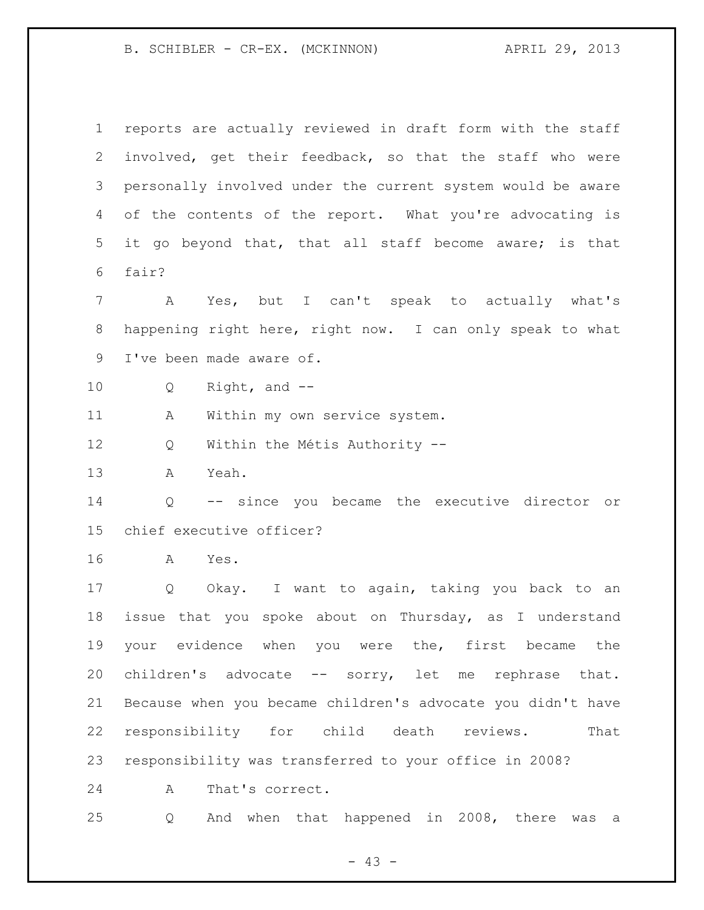reports are actually reviewed in draft form with the staff involved, get their feedback, so that the staff who were personally involved under the current system would be aware of the contents of the report. What you're advocating is it go beyond that, that all staff become aware; is that fair?

A Yes, but I can't speak to actually what's happening right here, right now. I can only speak to what I've been made aware of.

Q Right, and --

A Within my own service system.

Q Within the Métis Authority --

A Yeah.

Q -- since you became the executive director or chief executive officer?

A Yes.

Q Okay. I want to again, taking you back to an issue that you spoke about on Thursday, as I understand your evidence when you were the, first became the children's advocate -- sorry, let me rephrase that. Because when you became children's advocate you didn't have responsibility for child death reviews. That responsibility was transferred to your office in 2008?

A That's correct.

Q And when that happened in 2008, there was a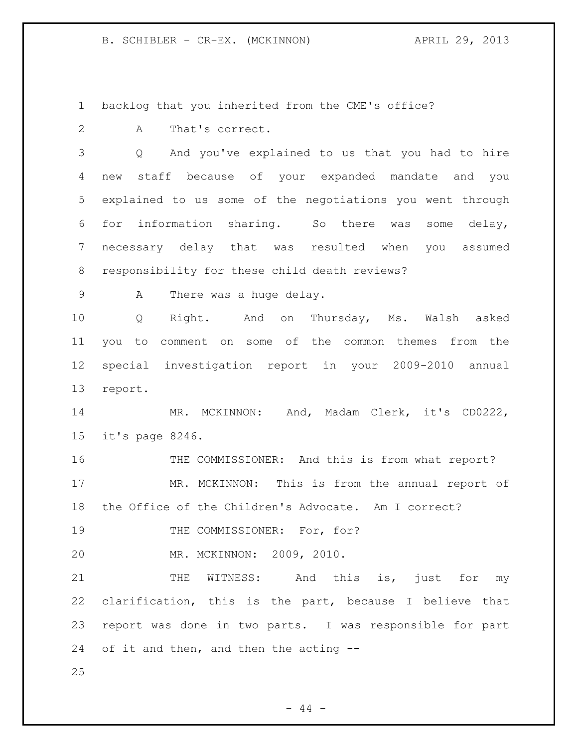backlog that you inherited from the CME's office?

A That's correct.

Q And you've explained to us that you had to hire new staff because of your expanded mandate and you explained to us some of the negotiations you went through for information sharing. So there was some delay, necessary delay that was resulted when you assumed responsibility for these child death reviews?

A There was a huge delay.

Q Right. And on Thursday, Ms. Walsh asked you to comment on some of the common themes from the special investigation report in your 2009-2010 annual report.

MR. MCKINNON: And, Madam Clerk, it's CD0222, it's page 8246.

THE COMMISSIONER: And this is from what report?

MR. MCKINNON: This is from the annual report of the Office of the Children's Advocate. Am I correct?

THE COMMISSIONER: For, for?

MR. MCKINNON: 2009, 2010.

THE WITNESS: And this is, just for my clarification, this is the part, because I believe that report was done in two parts. I was responsible for part of it and then, and then the acting --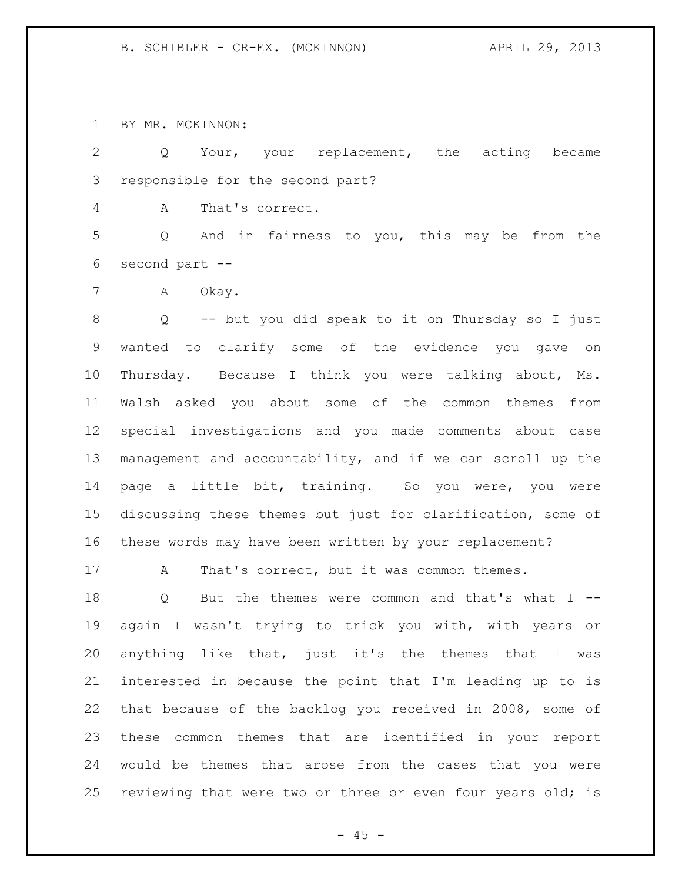BY MR. MCKINNON:

Q Your, your replacement, the acting became responsible for the second part?

A That's correct.

Q And in fairness to you, this may be from the second part --

A Okay.

Q -- but you did speak to it on Thursday so I just wanted to clarify some of the evidence you gave on Thursday. Because I think you were talking about, Ms. Walsh asked you about some of the common themes from special investigations and you made comments about case management and accountability, and if we can scroll up the page a little bit, training. So you were, you were discussing these themes but just for clarification, some of these words may have been written by your replacement?

A That's correct, but it was common themes.

Q But the themes were common and that's what I -- again I wasn't trying to trick you with, with years or anything like that, just it's the themes that I was interested in because the point that I'm leading up to is that because of the backlog you received in 2008, some of these common themes that are identified in your report would be themes that arose from the cases that you were reviewing that were two or three or even four years old; is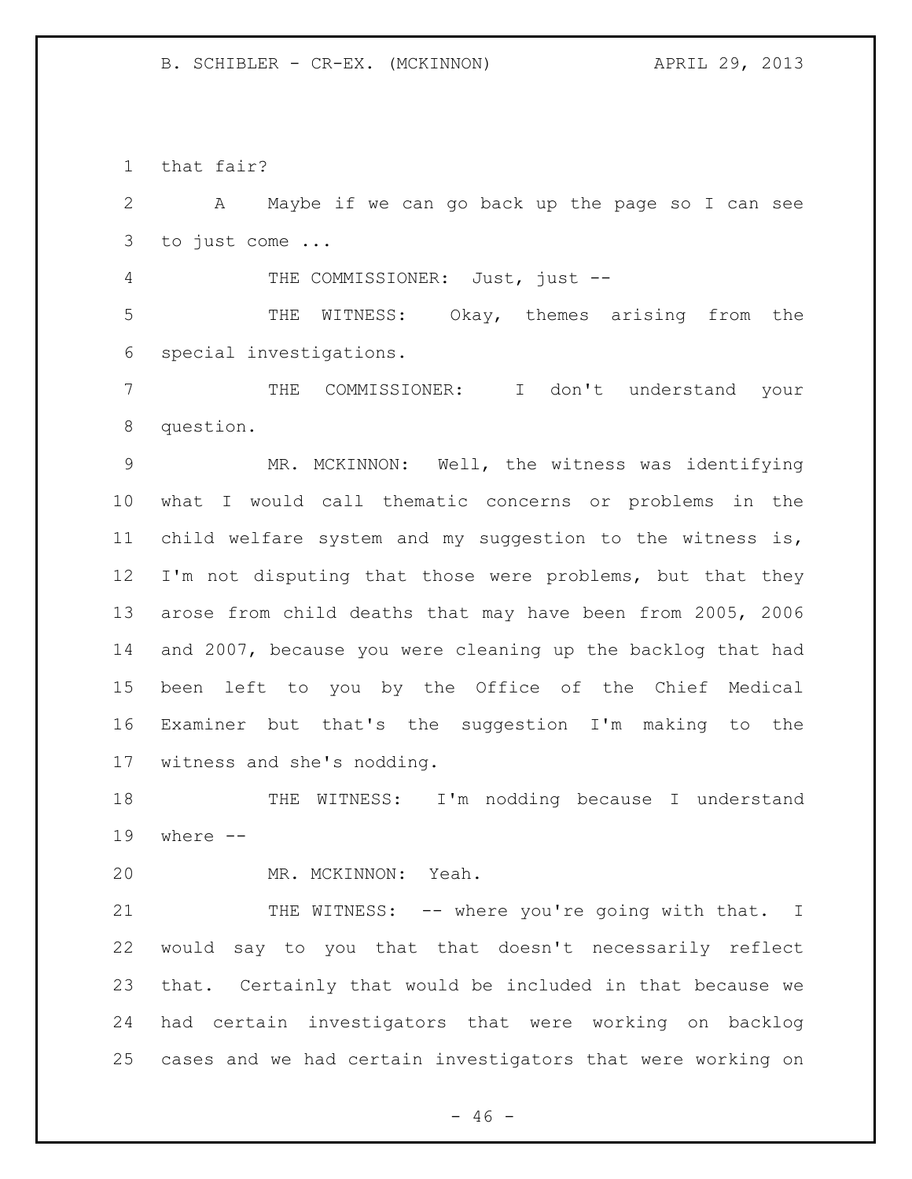that fair?

A Maybe if we can go back up the page so I can see to just come ...

THE COMMISSIONER: Just, just --

THE WITNESS: Okay, themes arising from the special investigations.

THE COMMISSIONER: I don't understand your question.

MR. MCKINNON: Well, the witness was identifying what I would call thematic concerns or problems in the child welfare system and my suggestion to the witness is, I'm not disputing that those were problems, but that they arose from child deaths that may have been from 2005, 2006 and 2007, because you were cleaning up the backlog that had been left to you by the Office of the Chief Medical Examiner but that's the suggestion I'm making to the witness and she's nodding.

THE WITNESS: I'm nodding because I understand where --

MR. MCKINNON: Yeah.

THE WITNESS: -- where you're going with that. I would say to you that that doesn't necessarily reflect that. Certainly that would be included in that because we had certain investigators that were working on backlog cases and we had certain investigators that were working on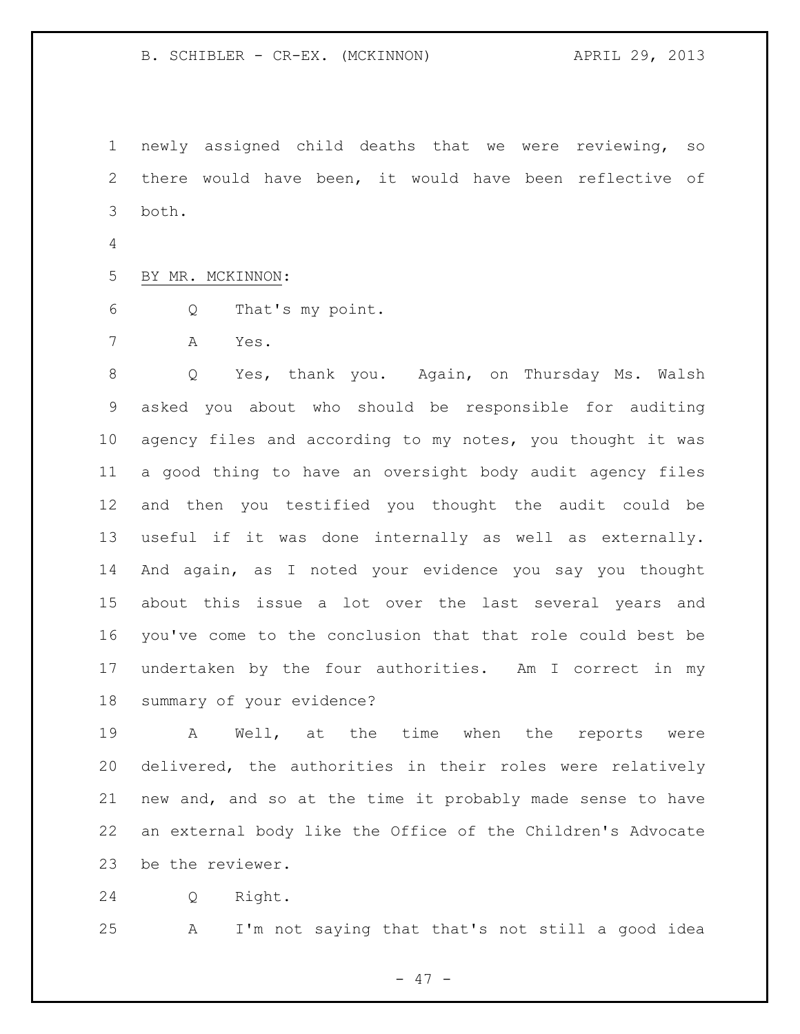newly assigned child deaths that we were reviewing, so there would have been, it would have been reflective of both.

BY MR. MCKINNON:

Q That's my point.

A Yes.

Q Yes, thank you. Again, on Thursday Ms. Walsh asked you about who should be responsible for auditing agency files and according to my notes, you thought it was a good thing to have an oversight body audit agency files and then you testified you thought the audit could be useful if it was done internally as well as externally. And again, as I noted your evidence you say you thought about this issue a lot over the last several years and you've come to the conclusion that that role could best be undertaken by the four authorities. Am I correct in my summary of your evidence?

A Well, at the time when the reports were delivered, the authorities in their roles were relatively new and, and so at the time it probably made sense to have an external body like the Office of the Children's Advocate be the reviewer.

Q Right.

A I'm not saying that that's not still a good idea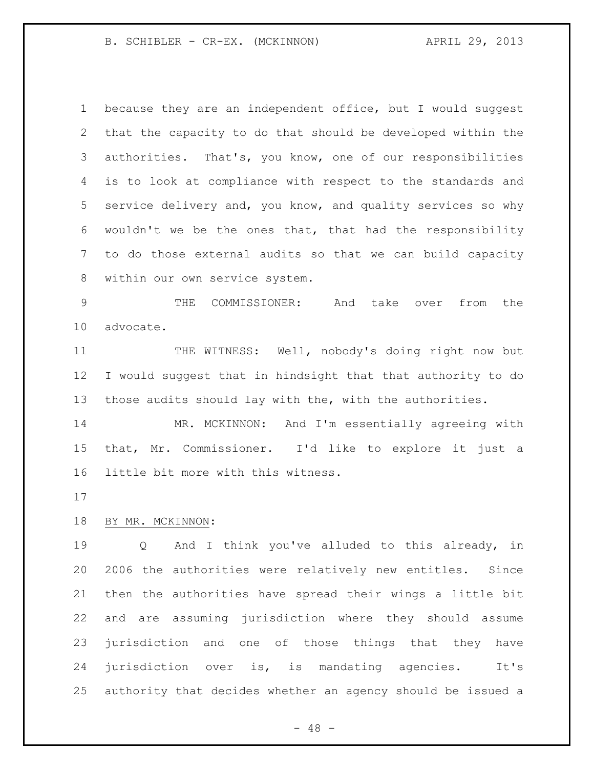because they are an independent office, but I would suggest that the capacity to do that should be developed within the authorities. That's, you know, one of our responsibilities is to look at compliance with respect to the standards and service delivery and, you know, and quality services so why wouldn't we be the ones that, that had the responsibility to do those external audits so that we can build capacity within our own service system.

THE COMMISSIONER: And take over from the advocate.

THE WITNESS: Well, nobody's doing right now but I would suggest that in hindsight that that authority to do those audits should lay with the, with the authorities.

MR. MCKINNON: And I'm essentially agreeing with that, Mr. Commissioner. I'd like to explore it just a little bit more with this witness.

BY MR. MCKINNON:

Q And I think you've alluded to this already, in 2006 the authorities were relatively new entitles. Since then the authorities have spread their wings a little bit and are assuming jurisdiction where they should assume jurisdiction and one of those things that they have jurisdiction over is, is mandating agencies. It's authority that decides whether an agency should be issued a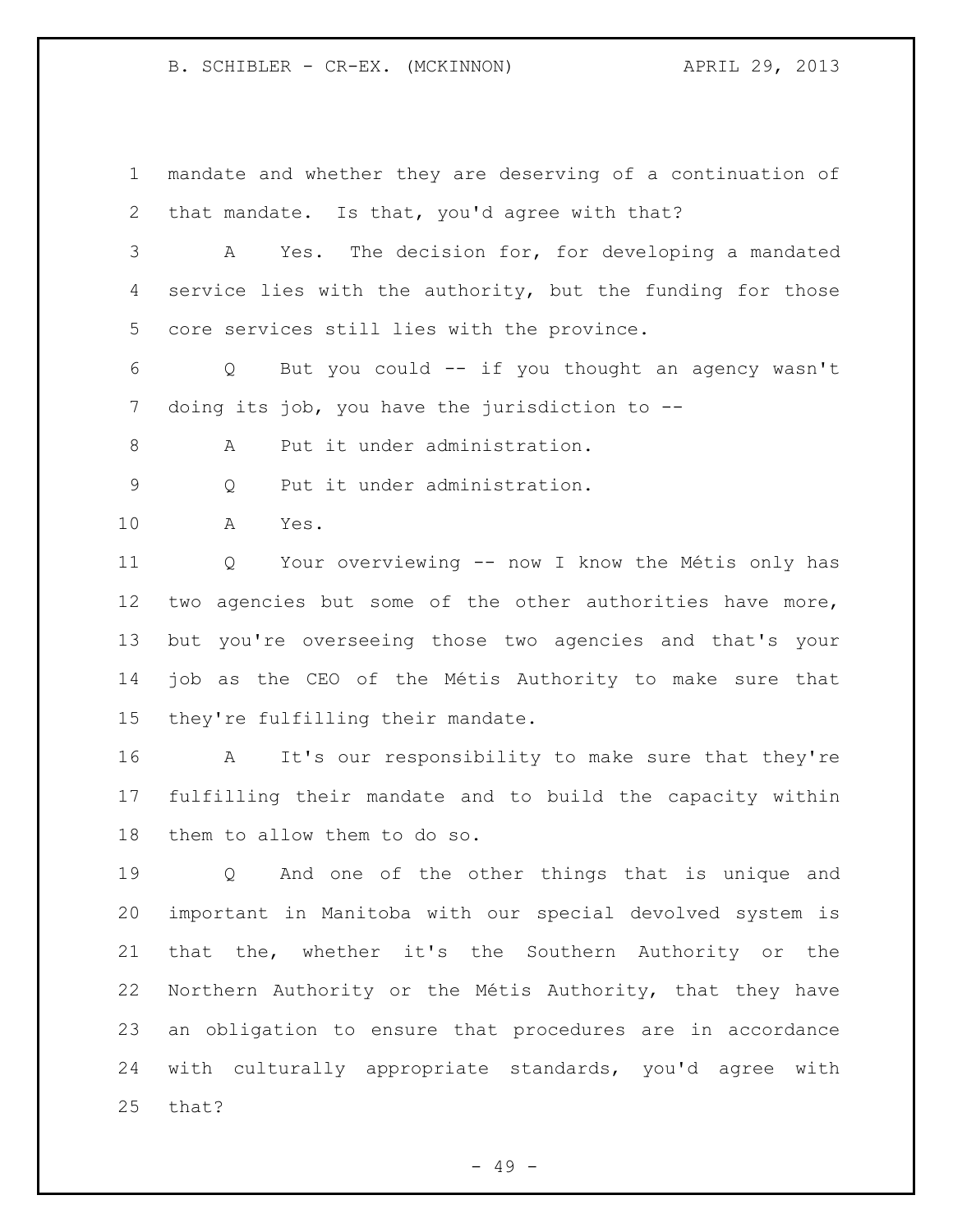mandate and whether they are deserving of a continuation of that mandate. Is that, you'd agree with that?

A Yes. The decision for, for developing a mandated service lies with the authority, but the funding for those core services still lies with the province.

Q But you could -- if you thought an agency wasn't doing its job, you have the jurisdiction to --

A Put it under administration.

Q Put it under administration.

A Yes.

Q Your overviewing -- now I know the Métis only has two agencies but some of the other authorities have more, but you're overseeing those two agencies and that's your job as the CEO of the Métis Authority to make sure that they're fulfilling their mandate.

A It's our responsibility to make sure that they're fulfilling their mandate and to build the capacity within them to allow them to do so.

Q And one of the other things that is unique and important in Manitoba with our special devolved system is that the, whether it's the Southern Authority or the Northern Authority or the Métis Authority, that they have an obligation to ensure that procedures are in accordance with culturally appropriate standards, you'd agree with that?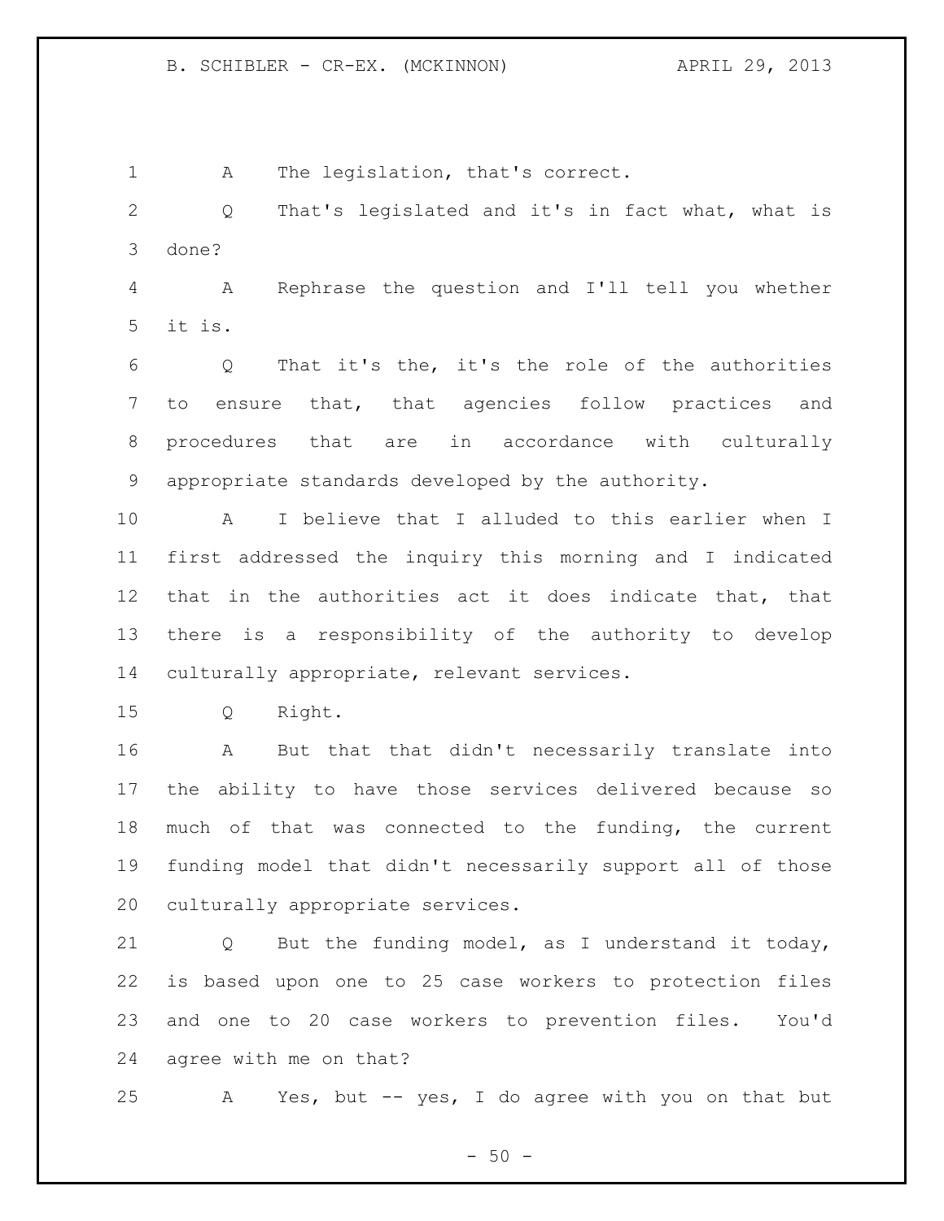A The legislation, that's correct.

Q That's legislated and it's in fact what, what is done?

A Rephrase the question and I'll tell you whether it is.

Q That it's the, it's the role of the authorities to ensure that, that agencies follow practices and procedures that are in accordance with culturally appropriate standards developed by the authority.

A I believe that I alluded to this earlier when I first addressed the inquiry this morning and I indicated that in the authorities act it does indicate that, that there is a responsibility of the authority to develop culturally appropriate, relevant services.

Q Right.

A But that that didn't necessarily translate into the ability to have those services delivered because so much of that was connected to the funding, the current funding model that didn't necessarily support all of those culturally appropriate services.

Q But the funding model, as I understand it today, is based upon one to 25 case workers to protection files and one to 20 case workers to prevention files. You'd agree with me on that?

A Yes, but -- yes, I do agree with you on that but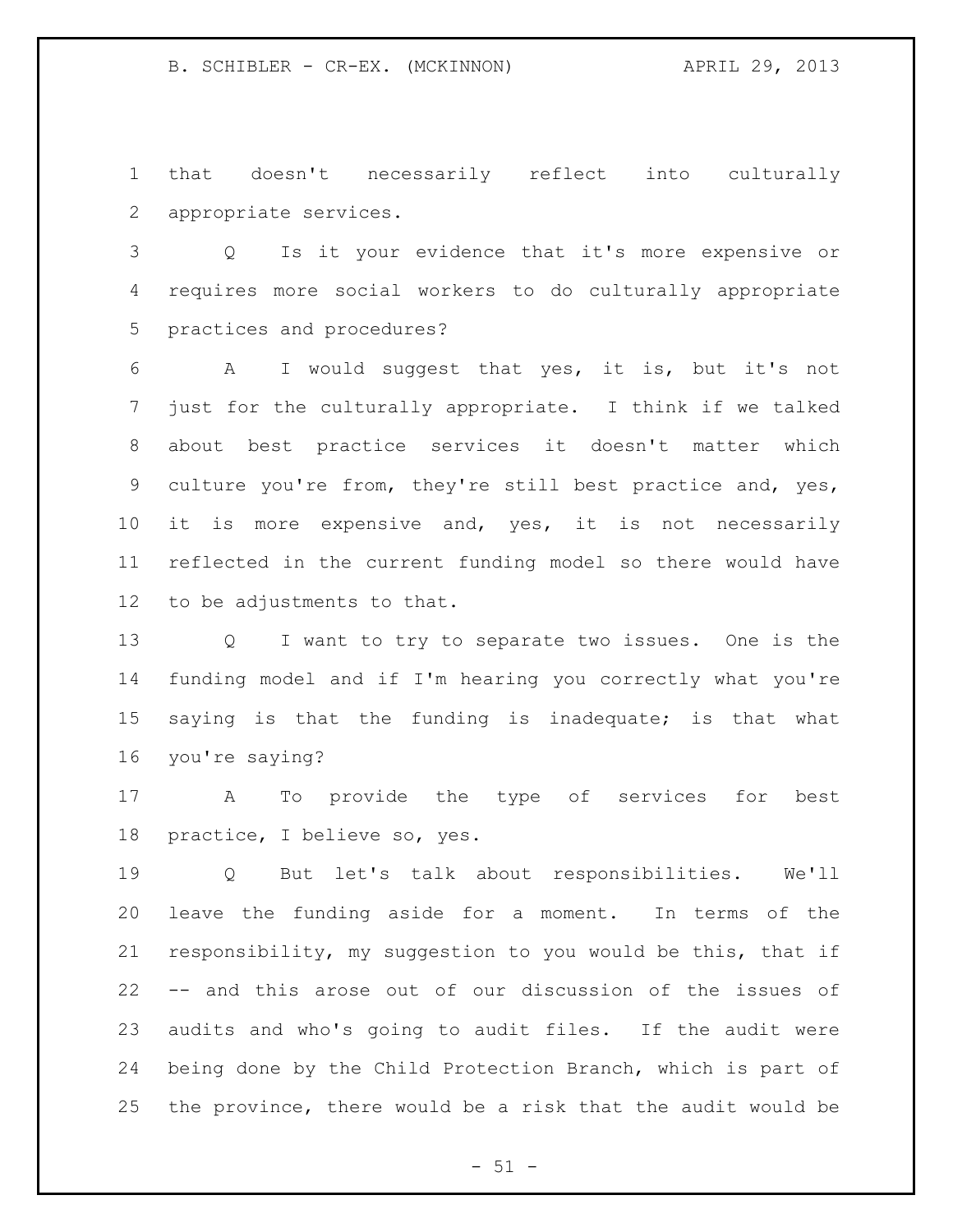that doesn't necessarily reflect into culturally appropriate services.

Q Is it your evidence that it's more expensive or requires more social workers to do culturally appropriate practices and procedures?

A I would suggest that yes, it is, but it's not just for the culturally appropriate. I think if we talked about best practice services it doesn't matter which culture you're from, they're still best practice and, yes, it is more expensive and, yes, it is not necessarily reflected in the current funding model so there would have to be adjustments to that.

Q I want to try to separate two issues. One is the funding model and if I'm hearing you correctly what you're saying is that the funding is inadequate; is that what you're saying?

A To provide the type of services for best practice, I believe so, yes.

Q But let's talk about responsibilities. We'll leave the funding aside for a moment. In terms of the responsibility, my suggestion to you would be this, that if -- and this arose out of our discussion of the issues of audits and who's going to audit files. If the audit were being done by the Child Protection Branch, which is part of the province, there would be a risk that the audit would be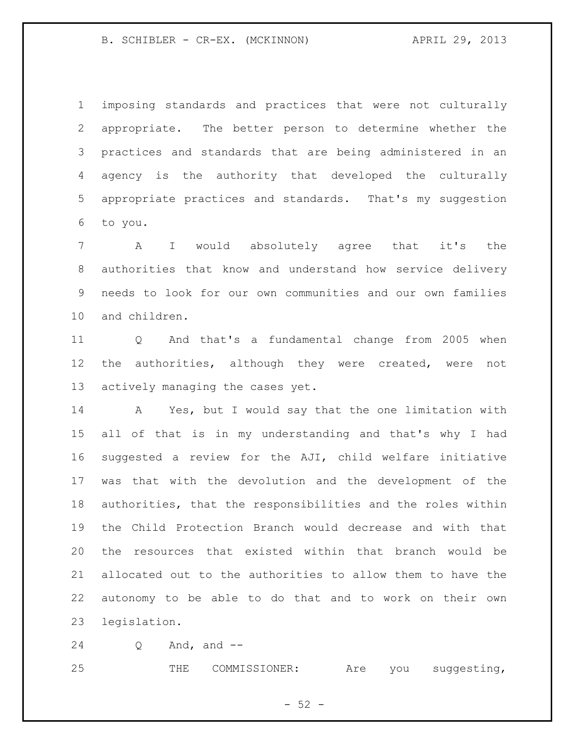imposing standards and practices that were not culturally appropriate. The better person to determine whether the practices and standards that are being administered in an agency is the authority that developed the culturally appropriate practices and standards. That's my suggestion to you.

A I would absolutely agree that it's the authorities that know and understand how service delivery needs to look for our own communities and our own families and children.

Q And that's a fundamental change from 2005 when the authorities, although they were created, were not actively managing the cases yet.

A Yes, but I would say that the one limitation with all of that is in my understanding and that's why I had suggested a review for the AJI, child welfare initiative was that with the devolution and the development of the authorities, that the responsibilities and the roles within the Child Protection Branch would decrease and with that the resources that existed within that branch would be allocated out to the authorities to allow them to have the autonomy to be able to do that and to work on their own legislation.

Q And, and --

THE COMMISSIONER: Are you suggesting,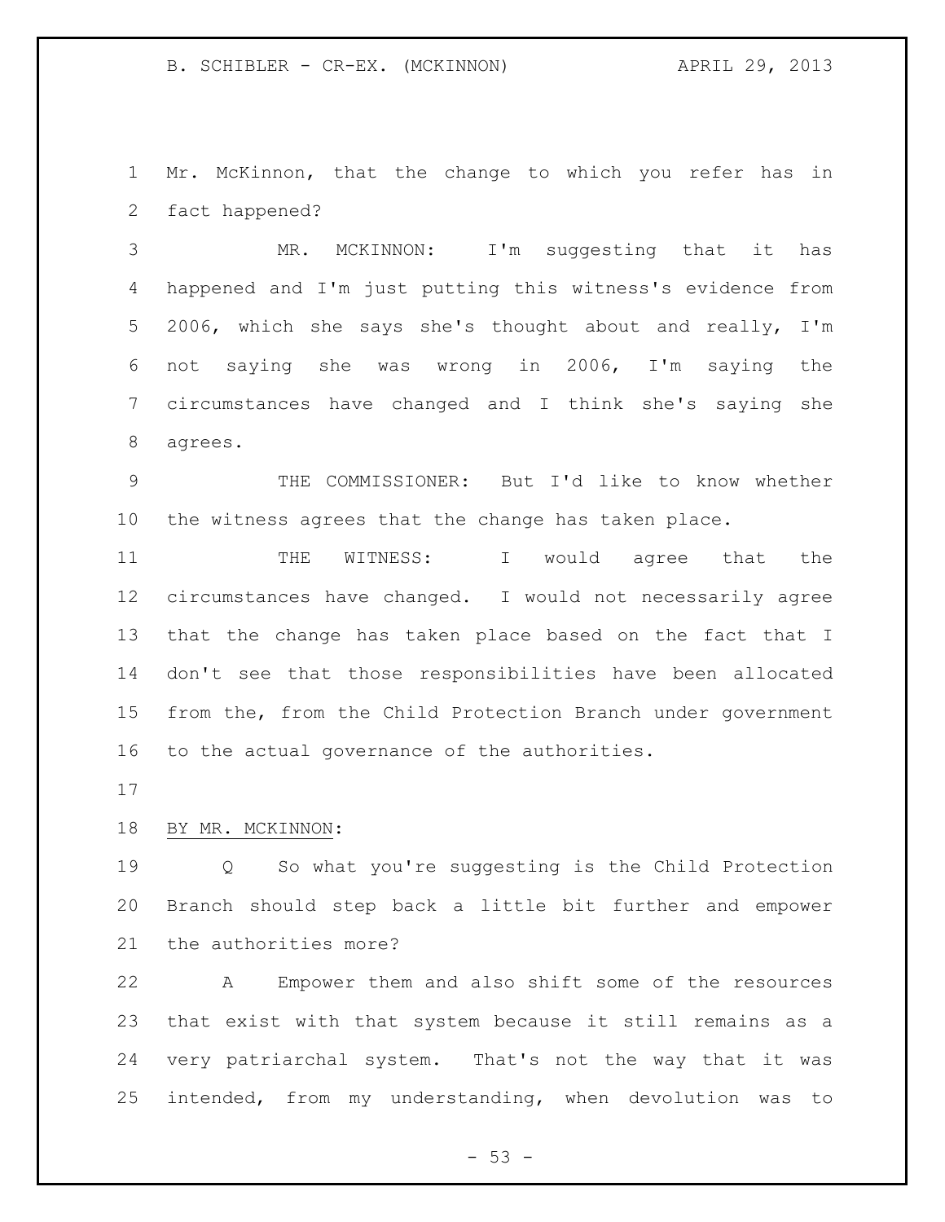Mr. McKinnon, that the change to which you refer has in fact happened?

MR. MCKINNON: I'm suggesting that it has happened and I'm just putting this witness's evidence from 2006, which she says she's thought about and really, I'm not saying she was wrong in 2006, I'm saying the circumstances have changed and I think she's saying she agrees.

THE COMMISSIONER: But I'd like to know whether the witness agrees that the change has taken place.

THE WITNESS: I would agree that the circumstances have changed. I would not necessarily agree that the change has taken place based on the fact that I don't see that those responsibilities have been allocated from the, from the Child Protection Branch under government to the actual governance of the authorities.

BY MR. MCKINNON:

Q So what you're suggesting is the Child Protection Branch should step back a little bit further and empower the authorities more?

A Empower them and also shift some of the resources that exist with that system because it still remains as a very patriarchal system. That's not the way that it was intended, from my understanding, when devolution was to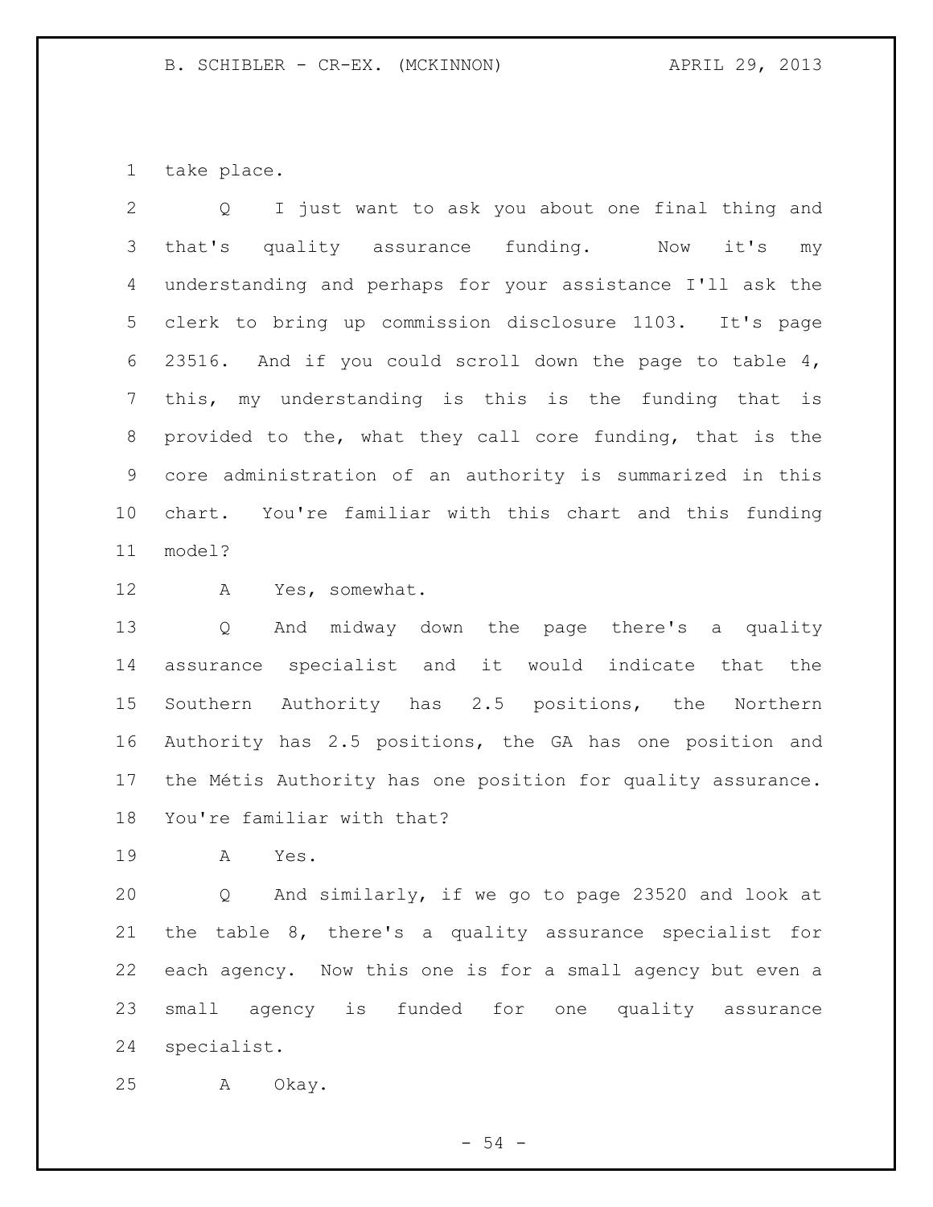take place.

Q I just want to ask you about one final thing and that's quality assurance funding. Now it's my understanding and perhaps for your assistance I'll ask the clerk to bring up commission disclosure 1103. It's page 23516. And if you could scroll down the page to table 4, this, my understanding is this is the funding that is provided to the, what they call core funding, that is the core administration of an authority is summarized in this chart. You're familiar with this chart and this funding model?

A Yes, somewhat.

Q And midway down the page there's a quality assurance specialist and it would indicate that the Southern Authority has 2.5 positions, the Northern Authority has 2.5 positions, the GA has one position and the Métis Authority has one position for quality assurance. You're familiar with that?

A Yes.

Q And similarly, if we go to page 23520 and look at the table 8, there's a quality assurance specialist for each agency. Now this one is for a small agency but even a small agency is funded for one quality assurance specialist.

A Okay.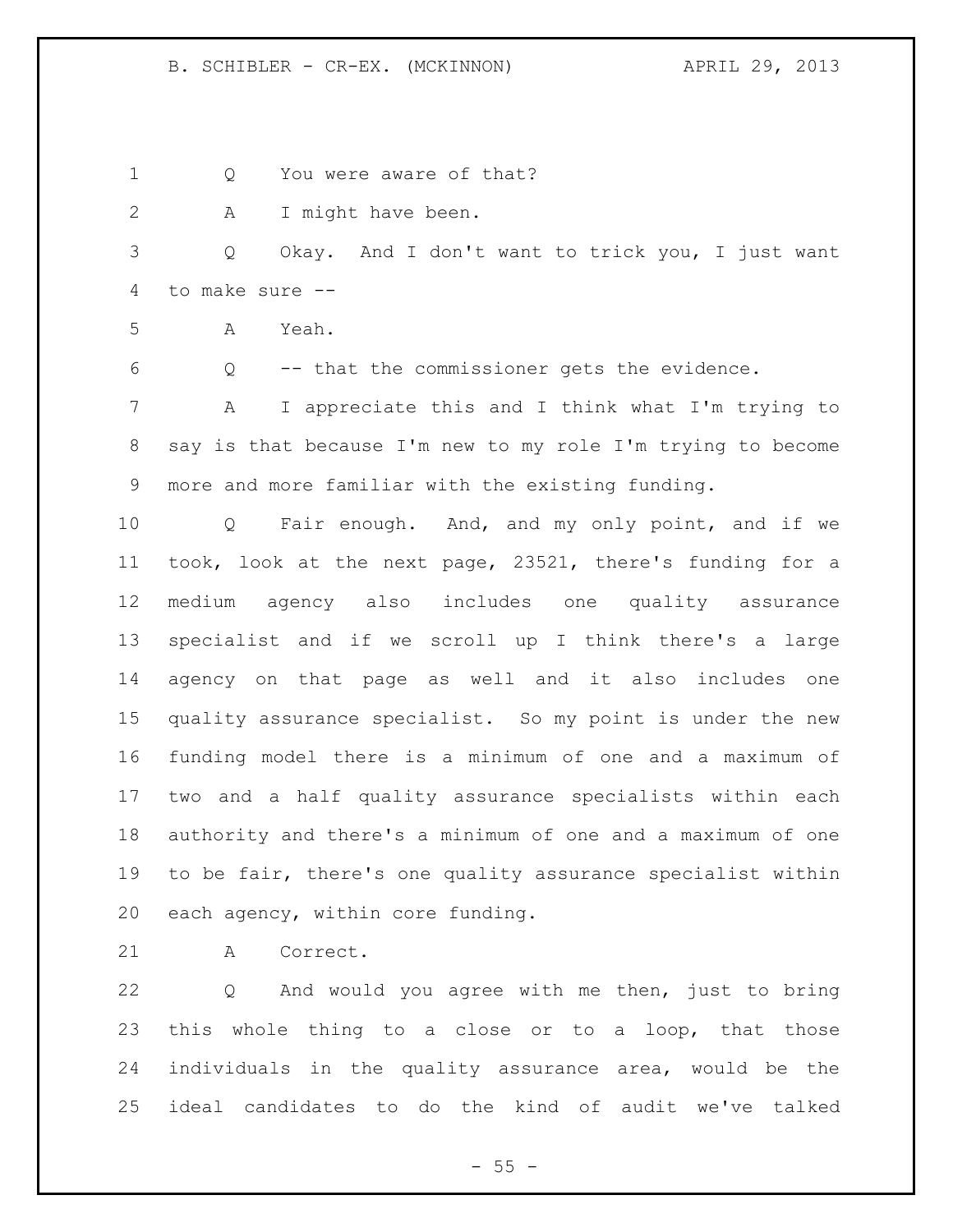Q You were aware of that?

A I might have been.

Q Okay. And I don't want to trick you, I just want to make sure --

A Yeah.

Q -- that the commissioner gets the evidence.

A I appreciate this and I think what I'm trying to say is that because I'm new to my role I'm trying to become more and more familiar with the existing funding.

Q Fair enough. And, and my only point, and if we took, look at the next page, 23521, there's funding for a medium agency also includes one quality assurance specialist and if we scroll up I think there's a large agency on that page as well and it also includes one quality assurance specialist. So my point is under the new funding model there is a minimum of one and a maximum of two and a half quality assurance specialists within each authority and there's a minimum of one and a maximum of one to be fair, there's one quality assurance specialist within each agency, within core funding.

A Correct.

Q And would you agree with me then, just to bring this whole thing to a close or to a loop, that those individuals in the quality assurance area, would be the ideal candidates to do the kind of audit we've talked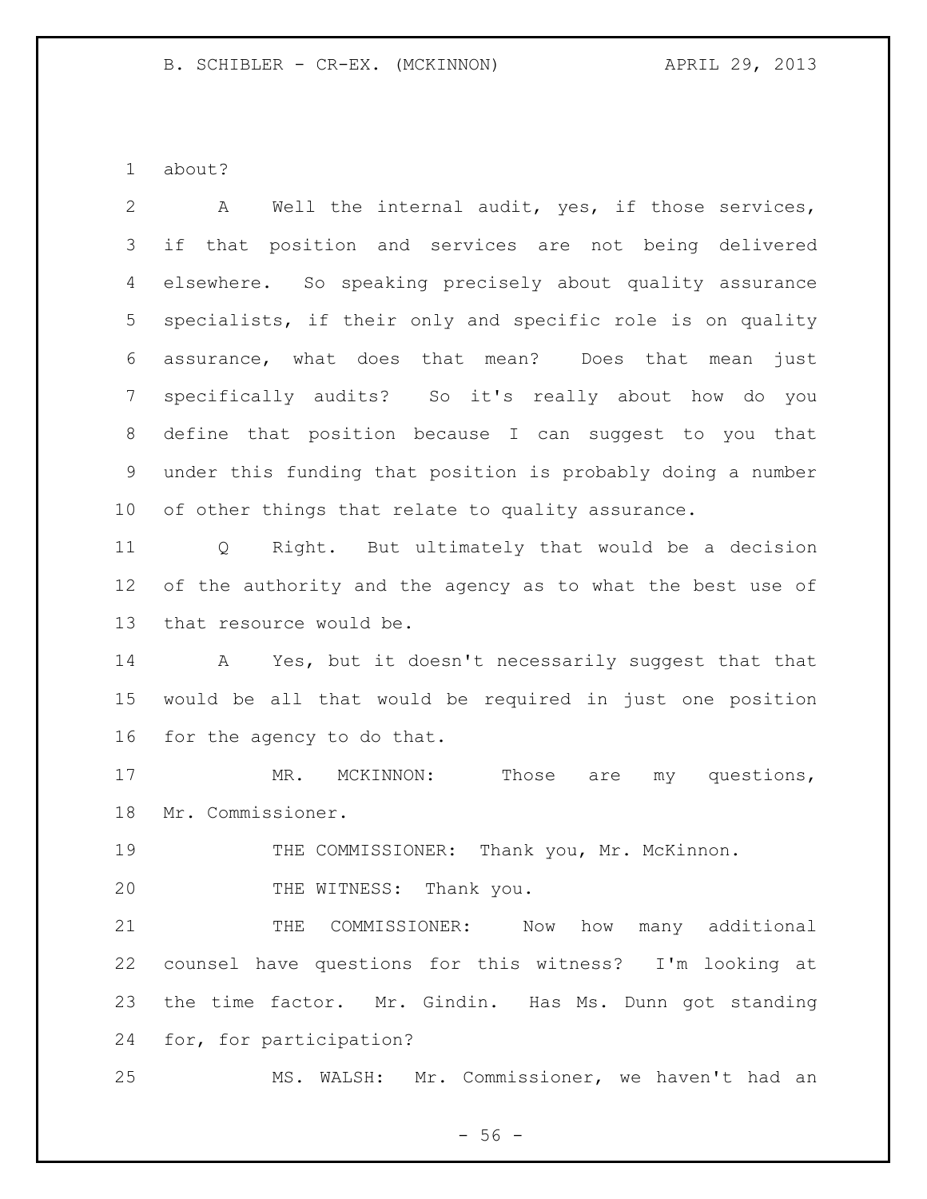about?

A Well the internal audit, yes, if those services, if that position and services are not being delivered elsewhere. So speaking precisely about quality assurance specialists, if their only and specific role is on quality assurance, what does that mean? Does that mean just specifically audits? So it's really about how do you define that position because I can suggest to you that under this funding that position is probably doing a number of other things that relate to quality assurance.

Q Right. But ultimately that would be a decision of the authority and the agency as to what the best use of that resource would be.

A Yes, but it doesn't necessarily suggest that that would be all that would be required in just one position for the agency to do that.

MR. MCKINNON: Those are my questions, Mr. Commissioner.

THE COMMISSIONER: Thank you, Mr. McKinnon.

THE WITNESS: Thank you.

THE COMMISSIONER: Now how many additional counsel have questions for this witness? I'm looking at the time factor. Mr. Gindin. Has Ms. Dunn got standing for, for participation?

MS. WALSH: Mr. Commissioner, we haven't had an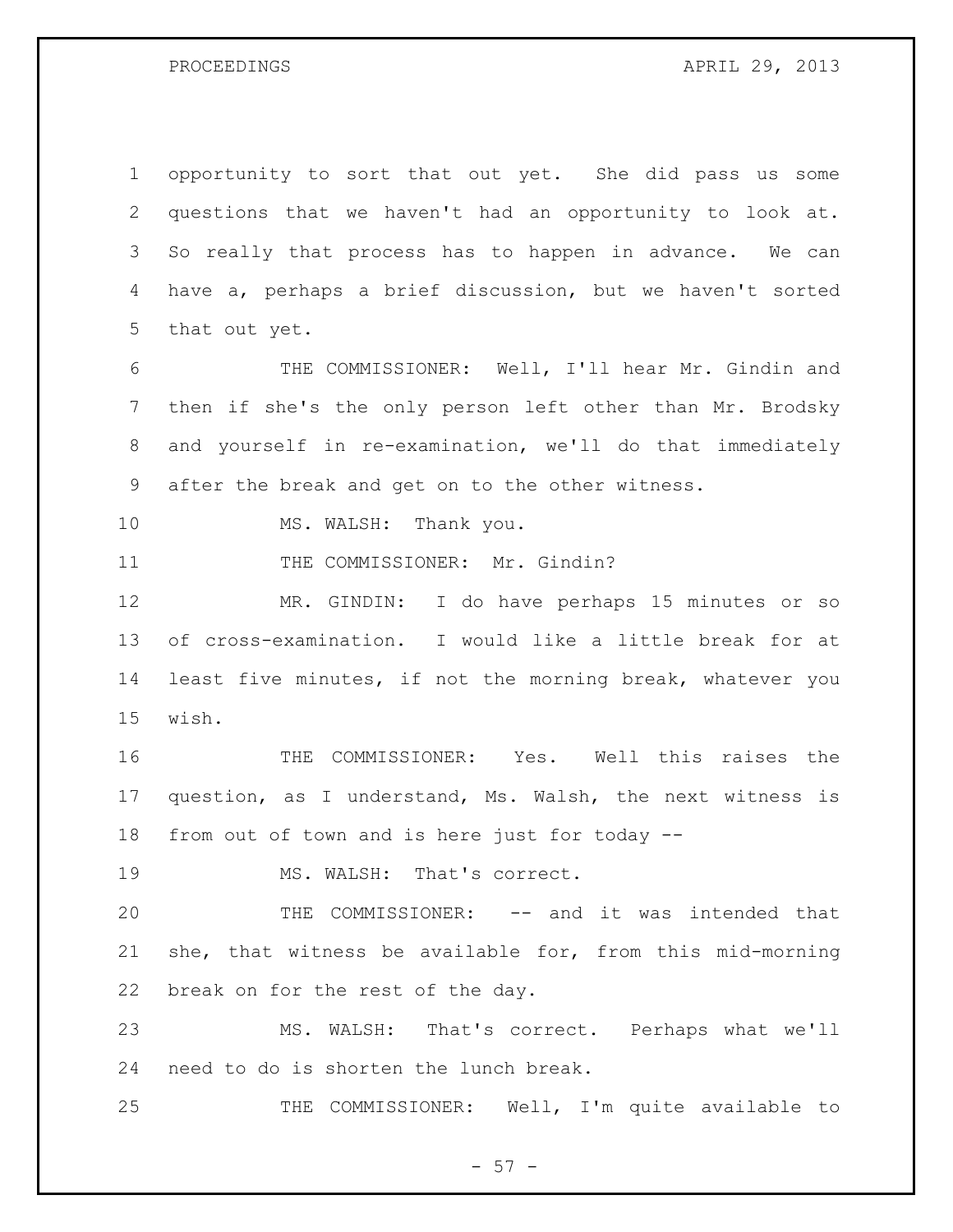opportunity to sort that out yet. She did pass us some questions that we haven't had an opportunity to look at. So really that process has to happen in advance. We can have a, perhaps a brief discussion, but we haven't sorted that out yet.

THE COMMISSIONER: Well, I'll hear Mr. Gindin and then if she's the only person left other than Mr. Brodsky and yourself in re-examination, we'll do that immediately after the break and get on to the other witness.

MS. WALSH: Thank you.

THE COMMISSIONER: Mr. Gindin?

MR. GINDIN: I do have perhaps 15 minutes or so of cross-examination. I would like a little break for at least five minutes, if not the morning break, whatever you wish.

THE COMMISSIONER: Yes. Well this raises the question, as I understand, Ms. Walsh, the next witness is from out of town and is here just for today --

MS. WALSH: That's correct.

THE COMMISSIONER: -- and it was intended that she, that witness be available for, from this mid-morning break on for the rest of the day.

MS. WALSH: That's correct. Perhaps what we'll need to do is shorten the lunch break.

THE COMMISSIONER: Well, I'm quite available to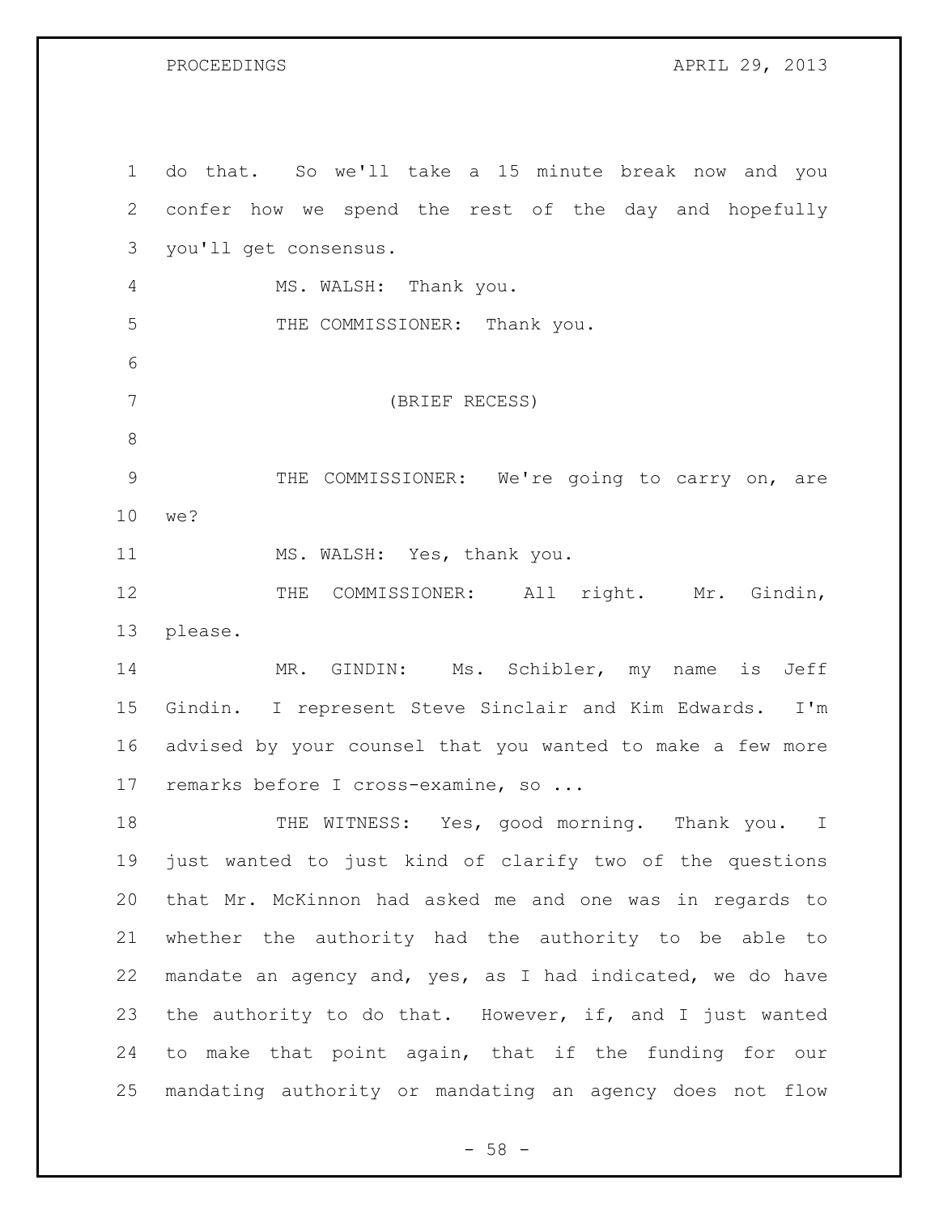do that. So we'll take a 15 minute break now and you confer how we spend the rest of the day and hopefully you'll get consensus.

MS. WALSH: Thank you.

THE COMMISSIONER: Thank you.

(BRIEF RECESS)

THE COMMISSIONER: We're going to carry on, are we?

MS. WALSH: Yes, thank you.

THE COMMISSIONER: All right. Mr. Gindin, please.

MR. GINDIN: Ms. Schibler, my name is Jeff Gindin. I represent Steve Sinclair and Kim Edwards. I'm advised by your counsel that you wanted to make a few more remarks before I cross-examine, so ...

THE WITNESS: Yes, good morning. Thank you. I just wanted to just kind of clarify two of the questions that Mr. McKinnon had asked me and one was in regards to whether the authority had the authority to be able to mandate an agency and, yes, as I had indicated, we do have the authority to do that. However, if, and I just wanted to make that point again, that if the funding for our mandating authority or mandating an agency does not flow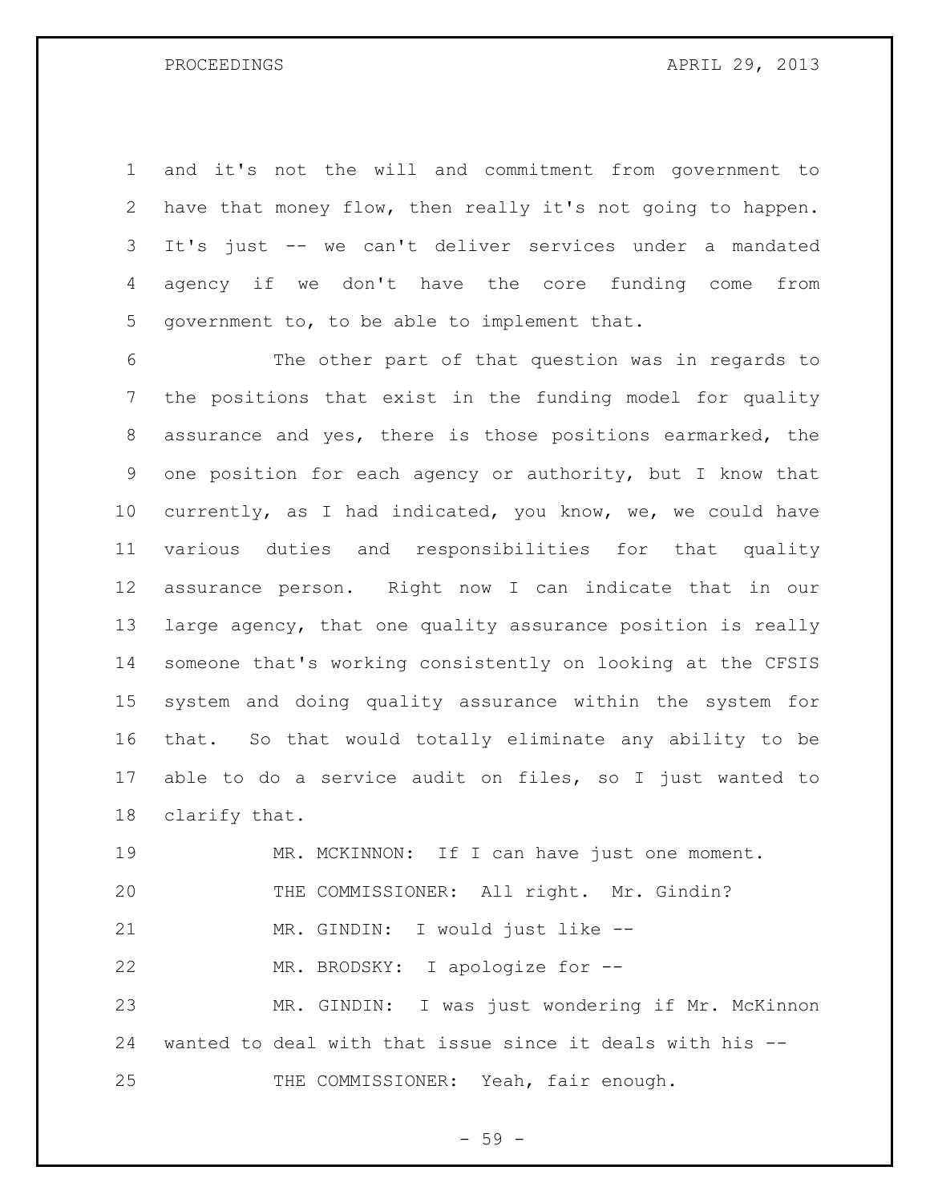and it's not the will and commitment from government to have that money flow, then really it's not going to happen. It's just -- we can't deliver services under a mandated agency if we don't have the core funding come from government to, to be able to implement that.

The other part of that question was in regards to the positions that exist in the funding model for quality assurance and yes, there is those positions earmarked, the one position for each agency or authority, but I know that currently, as I had indicated, you know, we, we could have various duties and responsibilities for that quality assurance person. Right now I can indicate that in our large agency, that one quality assurance position is really someone that's working consistently on looking at the CFSIS system and doing quality assurance within the system for that. So that would totally eliminate any ability to be able to do a service audit on files, so I just wanted to clarify that.

MR. MCKINNON: If I can have just one moment.

THE COMMISSIONER: All right. Mr. Gindin?

MR. GINDIN: I would just like --

MR. BRODSKY: I apologize for --

MR. GINDIN: I was just wondering if Mr. McKinnon wanted to deal with that issue since it deals with his --

THE COMMISSIONER: Yeah, fair enough.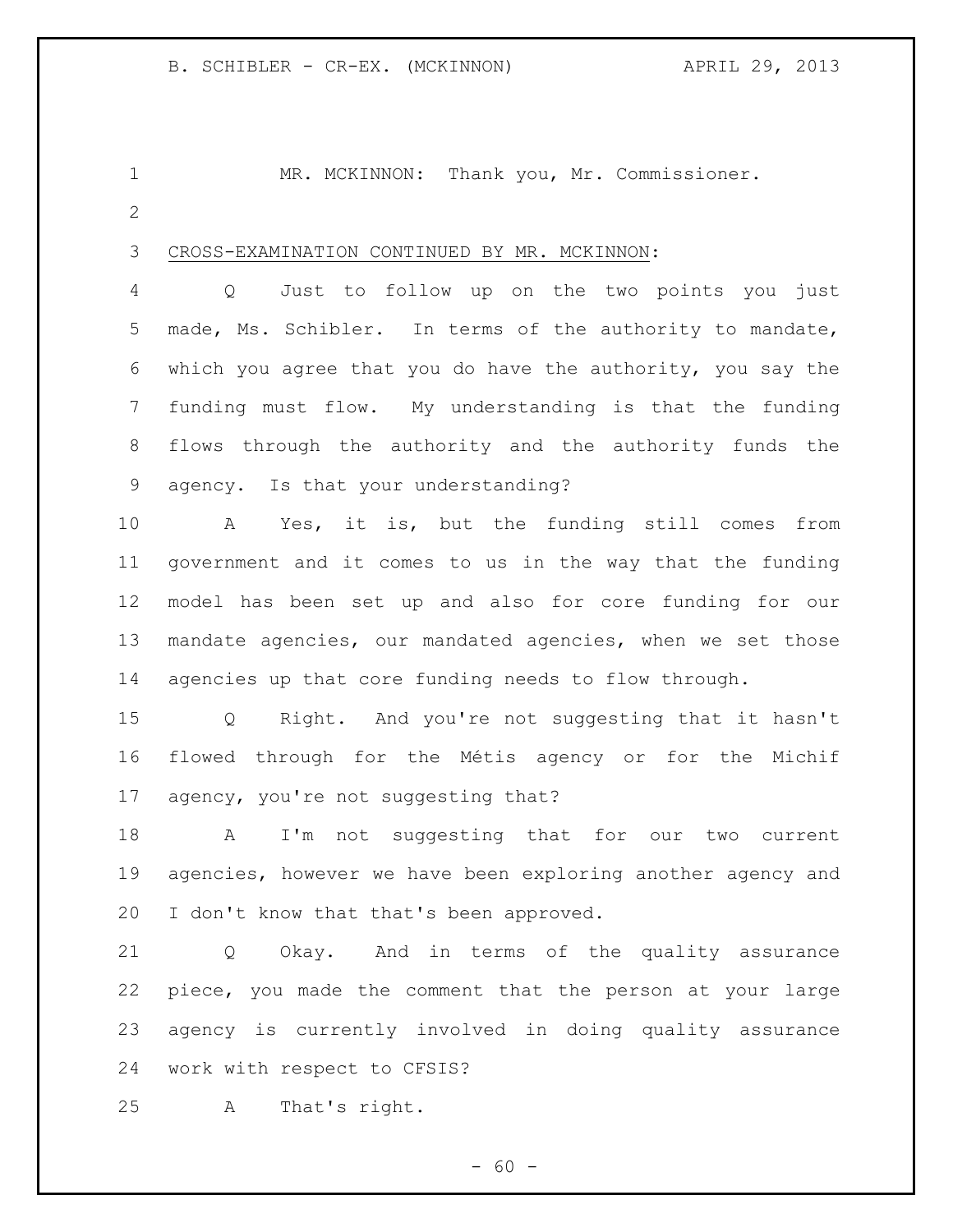MR. MCKINNON: Thank you, Mr. Commissioner.

CROSS-EXAMINATION CONTINUED BY MR. MCKINNON:

Q Just to follow up on the two points you just made, Ms. Schibler. In terms of the authority to mandate, which you agree that you do have the authority, you say the funding must flow. My understanding is that the funding flows through the authority and the authority funds the agency. Is that your understanding?

A Yes, it is, but the funding still comes from government and it comes to us in the way that the funding model has been set up and also for core funding for our mandate agencies, our mandated agencies, when we set those agencies up that core funding needs to flow through.

Q Right. And you're not suggesting that it hasn't flowed through for the Métis agency or for the Michif agency, you're not suggesting that?

A I'm not suggesting that for our two current agencies, however we have been exploring another agency and I don't know that that's been approved.

Q Okay. And in terms of the quality assurance piece, you made the comment that the person at your large agency is currently involved in doing quality assurance work with respect to CFSIS?

A That's right.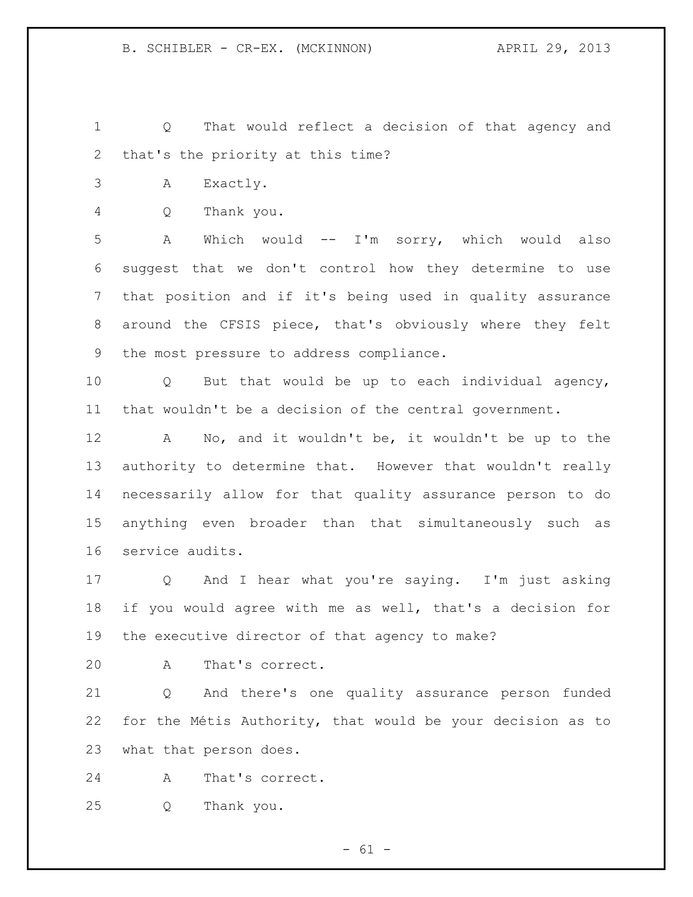Q That would reflect a decision of that agency and that's the priority at this time?

A Exactly.

Q Thank you.

A Which would -- I'm sorry, which would also suggest that we don't control how they determine to use that position and if it's being used in quality assurance around the CFSIS piece, that's obviously where they felt the most pressure to address compliance.

Q But that would be up to each individual agency, that wouldn't be a decision of the central government.

A No, and it wouldn't be, it wouldn't be up to the authority to determine that. However that wouldn't really necessarily allow for that quality assurance person to do anything even broader than that simultaneously such as service audits.

Q And I hear what you're saying. I'm just asking if you would agree with me as well, that's a decision for the executive director of that agency to make?

A That's correct.

Q And there's one quality assurance person funded for the Métis Authority, that would be your decision as to what that person does.

A That's correct.

Q Thank you.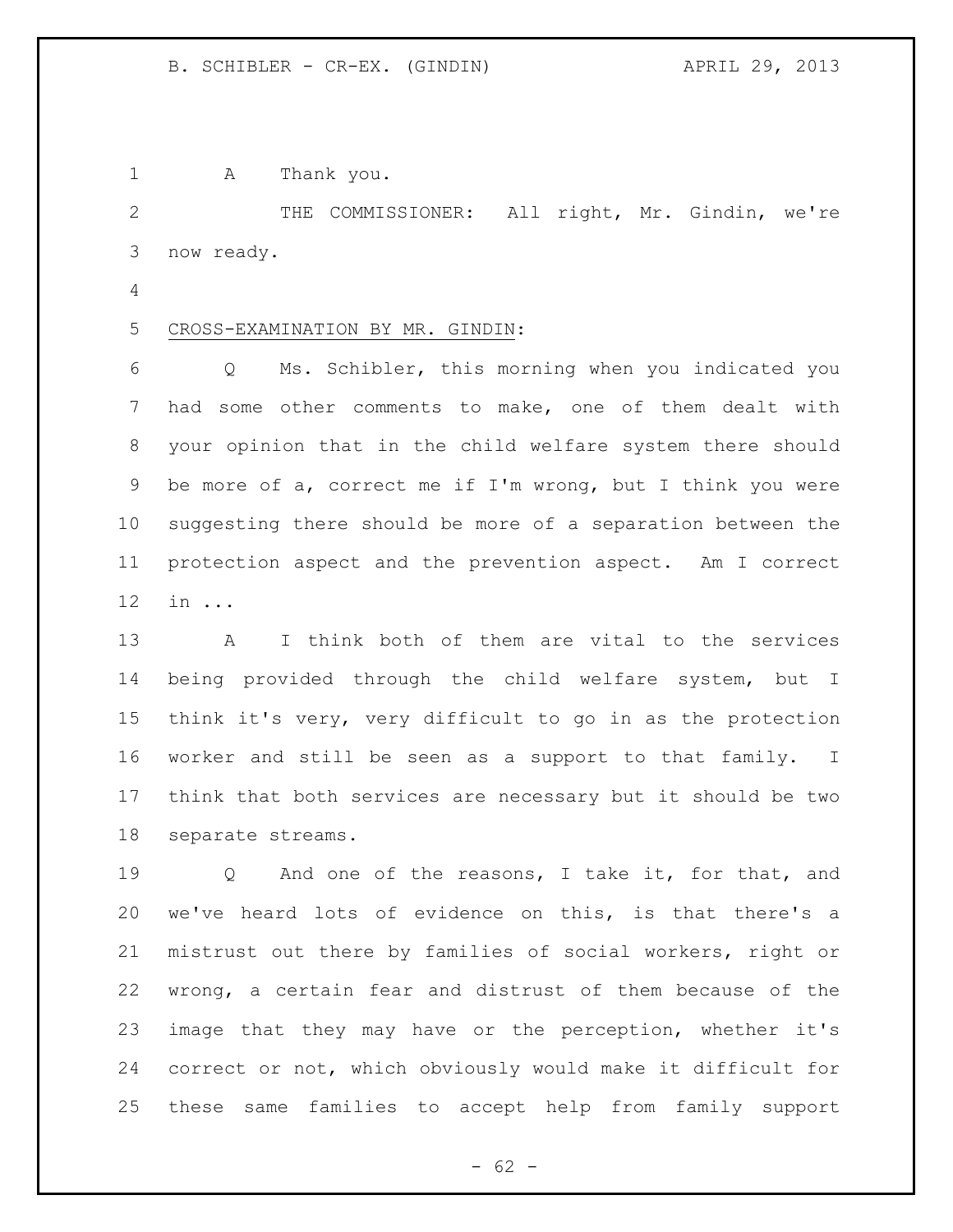A Thank you.

THE COMMISSIONER: All right, Mr. Gindin, we're now ready.

CROSS-EXAMINATION BY MR. GINDIN:

Q Ms. Schibler, this morning when you indicated you had some other comments to make, one of them dealt with your opinion that in the child welfare system there should be more of a, correct me if I'm wrong, but I think you were suggesting there should be more of a separation between the protection aspect and the prevention aspect. Am I correct in ...

A I think both of them are vital to the services being provided through the child welfare system, but I think it's very, very difficult to go in as the protection worker and still be seen as a support to that family. I think that both services are necessary but it should be two separate streams.

Q And one of the reasons, I take it, for that, and we've heard lots of evidence on this, is that there's a mistrust out there by families of social workers, right or wrong, a certain fear and distrust of them because of the image that they may have or the perception, whether it's correct or not, which obviously would make it difficult for these same families to accept help from family support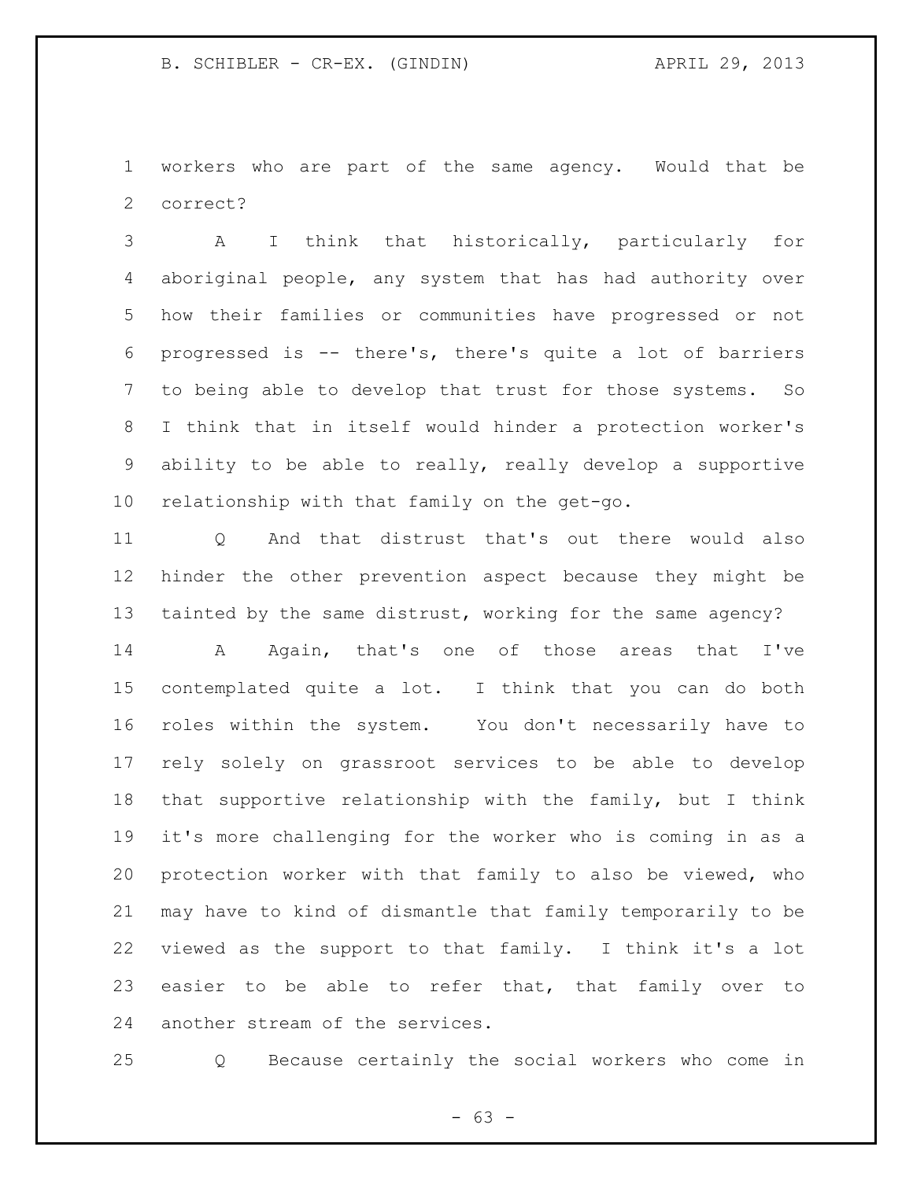workers who are part of the same agency. Would that be correct?

A I think that historically, particularly for aboriginal people, any system that has had authority over how their families or communities have progressed or not progressed is -- there's, there's quite a lot of barriers to being able to develop that trust for those systems. So I think that in itself would hinder a protection worker's ability to be able to really, really develop a supportive relationship with that family on the get-go.

Q And that distrust that's out there would also hinder the other prevention aspect because they might be tainted by the same distrust, working for the same agency?

A Again, that's one of those areas that I've contemplated quite a lot. I think that you can do both roles within the system. You don't necessarily have to rely solely on grassroot services to be able to develop that supportive relationship with the family, but I think it's more challenging for the worker who is coming in as a protection worker with that family to also be viewed, who may have to kind of dismantle that family temporarily to be viewed as the support to that family. I think it's a lot easier to be able to refer that, that family over to another stream of the services.

Q Because certainly the social workers who come in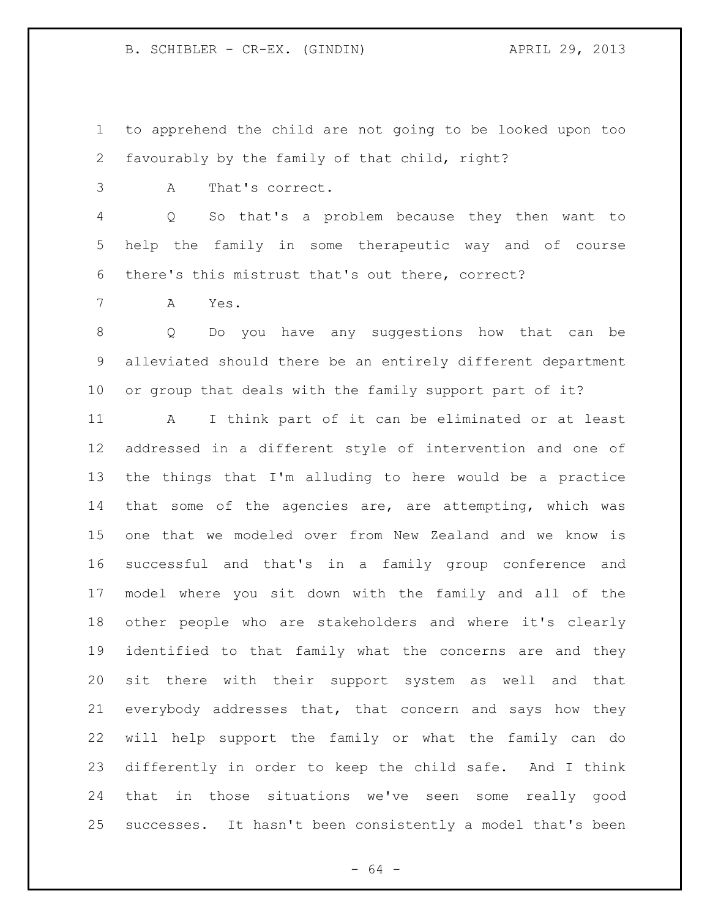to apprehend the child are not going to be looked upon too favourably by the family of that child, right?

A That's correct.

Q So that's a problem because they then want to help the family in some therapeutic way and of course there's this mistrust that's out there, correct?

A Yes.

Q Do you have any suggestions how that can be alleviated should there be an entirely different department or group that deals with the family support part of it?

A I think part of it can be eliminated or at least addressed in a different style of intervention and one of the things that I'm alluding to here would be a practice that some of the agencies are, are attempting, which was one that we modeled over from New Zealand and we know is successful and that's in a family group conference and model where you sit down with the family and all of the other people who are stakeholders and where it's clearly identified to that family what the concerns are and they sit there with their support system as well and that everybody addresses that, that concern and says how they will help support the family or what the family can do differently in order to keep the child safe. And I think that in those situations we've seen some really good successes. It hasn't been consistently a model that's been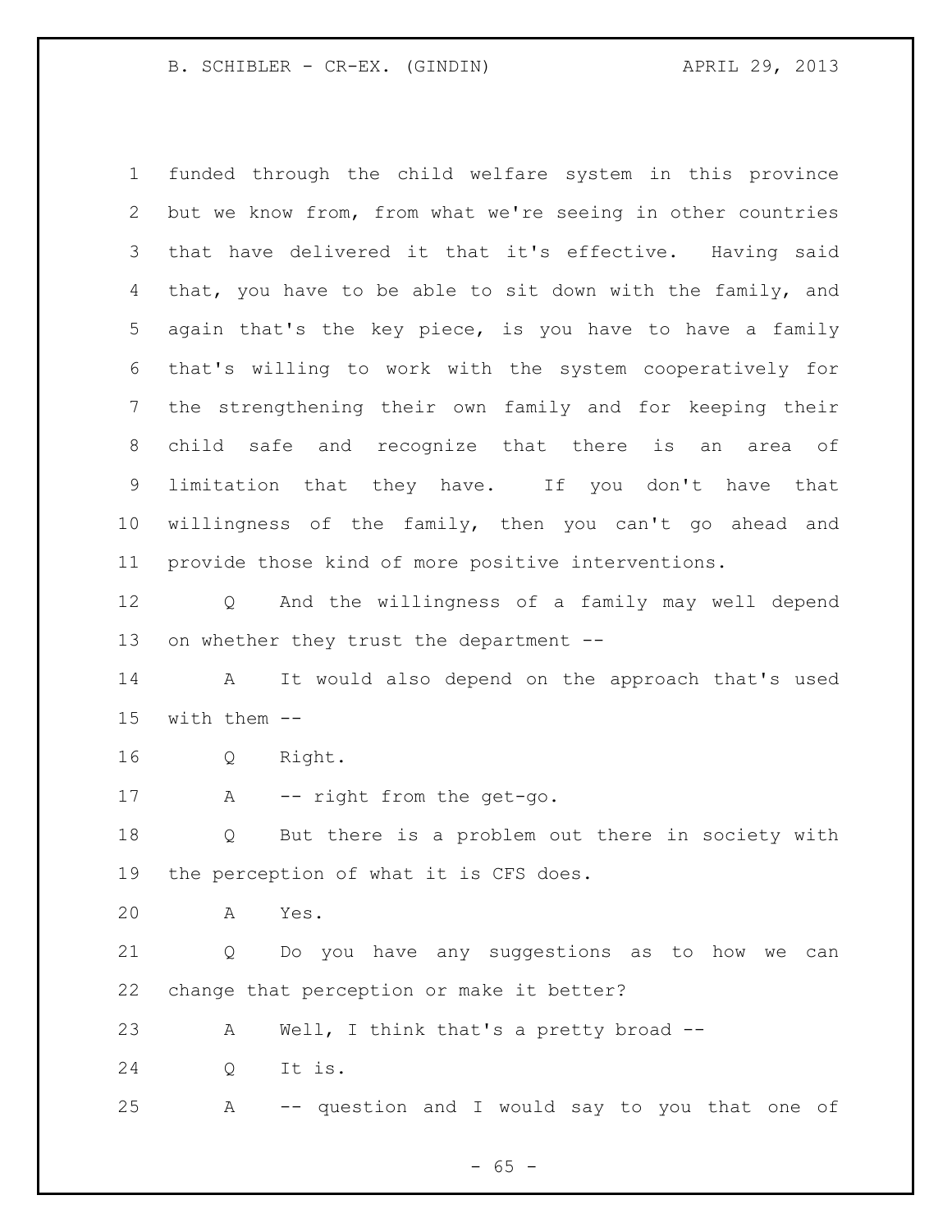funded through the child welfare system in this province but we know from, from what we're seeing in other countries that have delivered it that it's effective. Having said that, you have to be able to sit down with the family, and again that's the key piece, is you have to have a family that's willing to work with the system cooperatively for the strengthening their own family and for keeping their child safe and recognize that there is an area of limitation that they have. If you don't have that willingness of the family, then you can't go ahead and provide those kind of more positive interventions.

Q And the willingness of a family may well depend on whether they trust the department --

A It would also depend on the approach that's used with them --

Q Right.

A -- right from the get-go.

Q But there is a problem out there in society with the perception of what it is CFS does.

A Yes.

Q Do you have any suggestions as to how we can change that perception or make it better?

A Well, I think that's a pretty broad --

Q It is.

A -- question and I would say to you that one of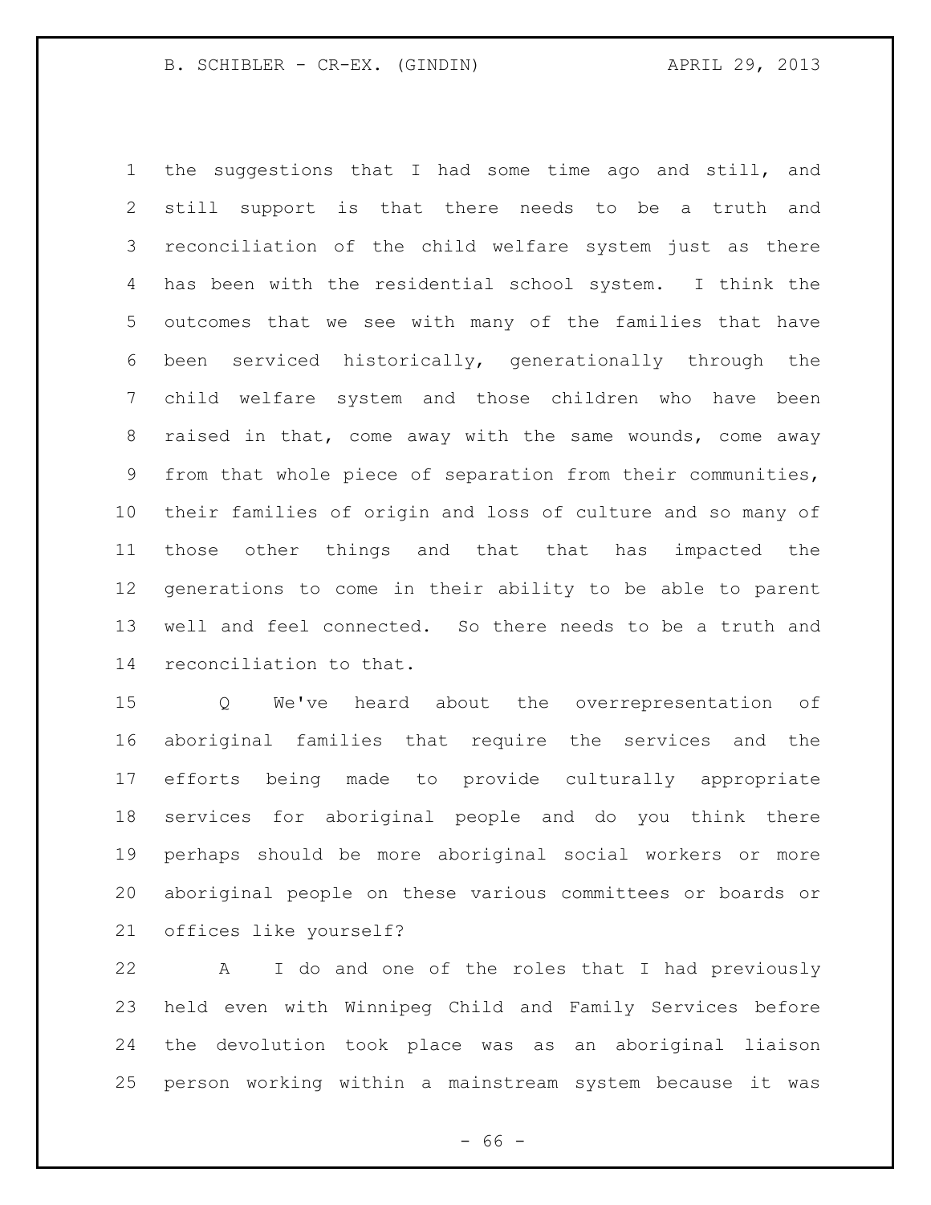the suggestions that I had some time ago and still, and still support is that there needs to be a truth and reconciliation of the child welfare system just as there has been with the residential school system. I think the outcomes that we see with many of the families that have been serviced historically, generationally through the child welfare system and those children who have been raised in that, come away with the same wounds, come away from that whole piece of separation from their communities, their families of origin and loss of culture and so many of those other things and that that has impacted the generations to come in their ability to be able to parent well and feel connected. So there needs to be a truth and reconciliation to that.

Q We've heard about the overrepresentation of aboriginal families that require the services and the efforts being made to provide culturally appropriate services for aboriginal people and do you think there perhaps should be more aboriginal social workers or more aboriginal people on these various committees or boards or offices like yourself?

A I do and one of the roles that I had previously held even with Winnipeg Child and Family Services before the devolution took place was as an aboriginal liaison person working within a mainstream system because it was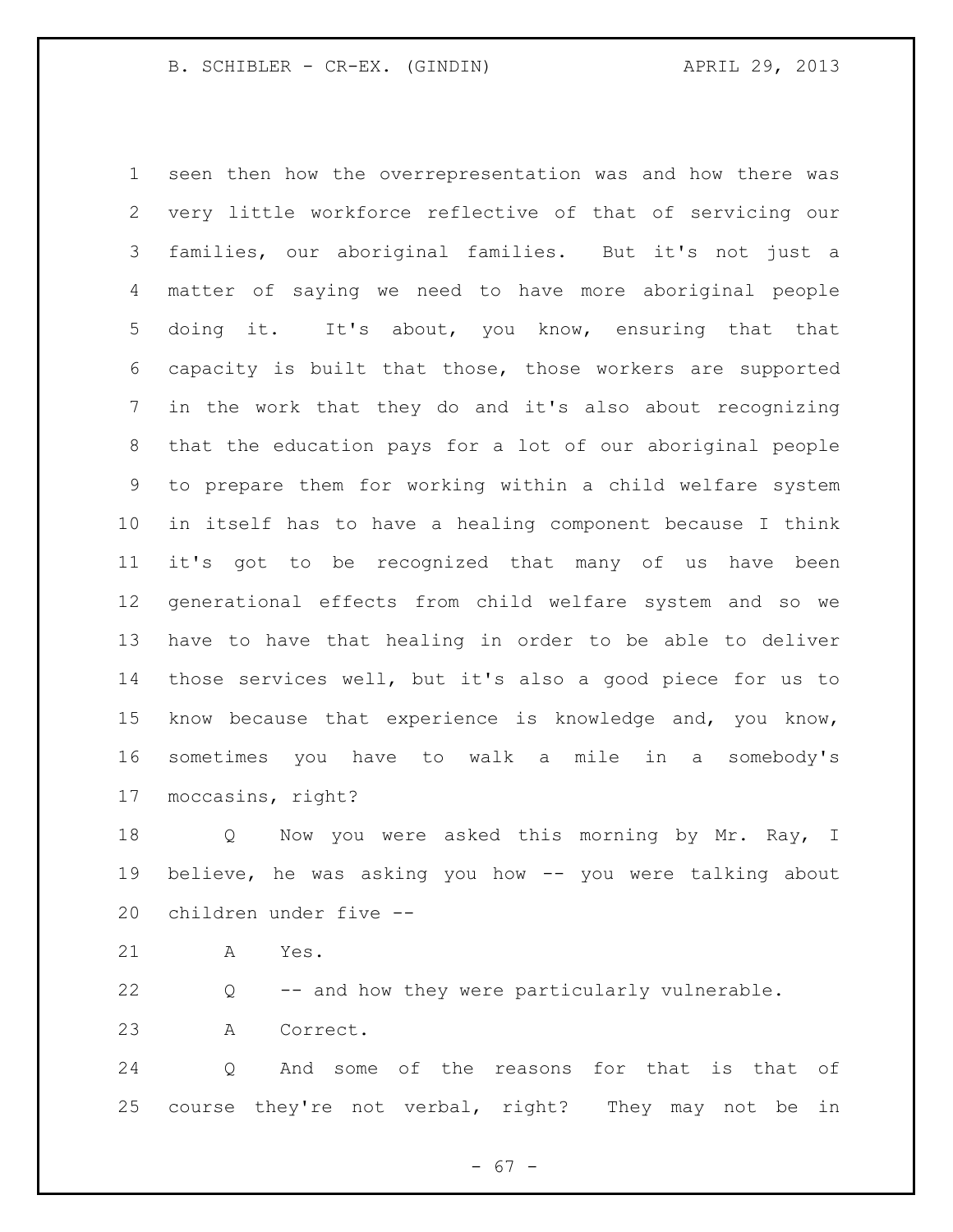seen then how the overrepresentation was and how there was very little workforce reflective of that of servicing our families, our aboriginal families. But it's not just a matter of saying we need to have more aboriginal people doing it. It's about, you know, ensuring that that capacity is built that those, those workers are supported in the work that they do and it's also about recognizing that the education pays for a lot of our aboriginal people to prepare them for working within a child welfare system in itself has to have a healing component because I think it's got to be recognized that many of us have been generational effects from child welfare system and so we have to have that healing in order to be able to deliver those services well, but it's also a good piece for us to know because that experience is knowledge and, you know, sometimes you have to walk a mile in a somebody's moccasins, right?

Q Now you were asked this morning by Mr. Ray, I believe, he was asking you how -- you were talking about children under five --

A Yes.

Q -- and how they were particularly vulnerable.

A Correct.

Q And some of the reasons for that is that of course they're not verbal, right? They may not be in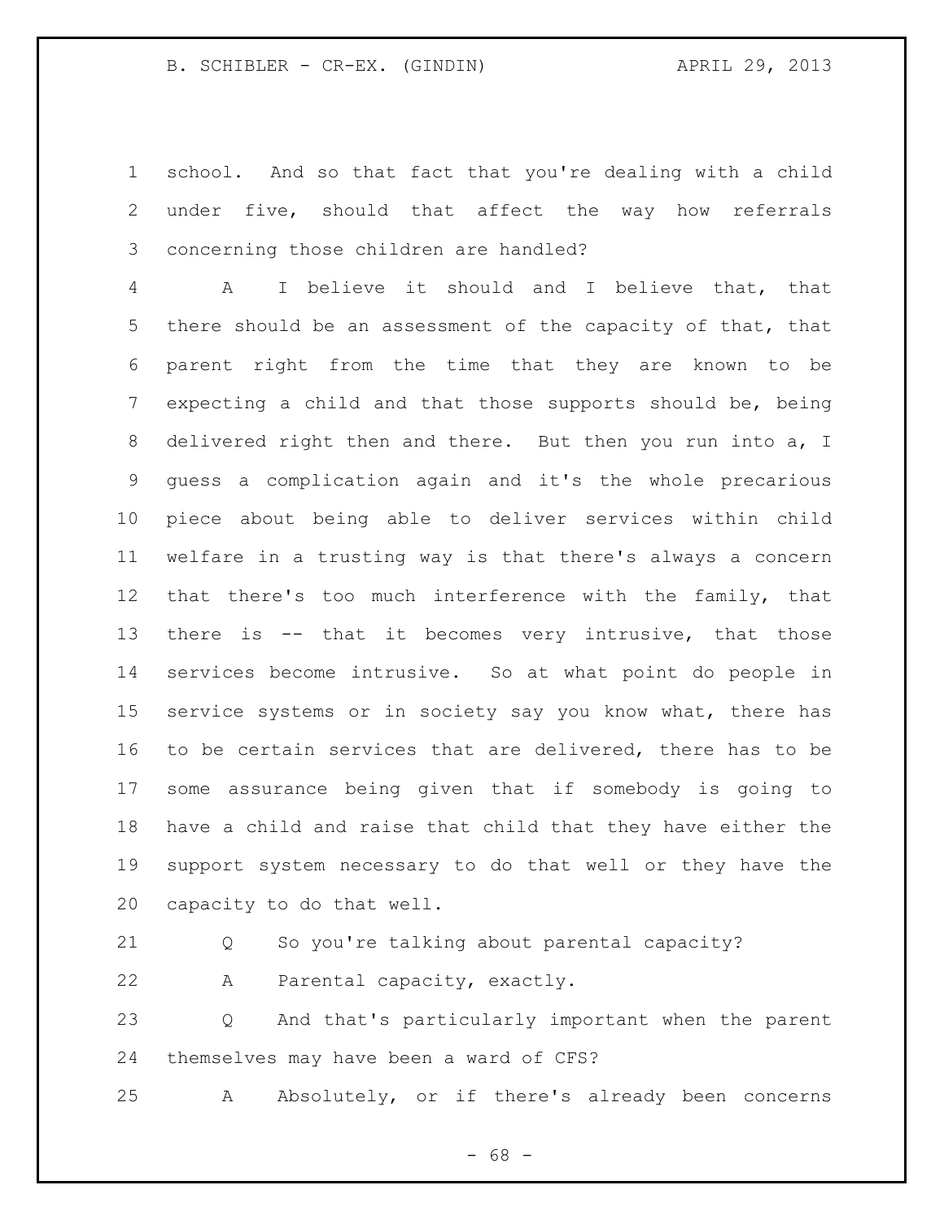school. And so that fact that you're dealing with a child under five, should that affect the way how referrals concerning those children are handled?

A I believe it should and I believe that, that there should be an assessment of the capacity of that, that parent right from the time that they are known to be expecting a child and that those supports should be, being delivered right then and there. But then you run into a, I guess a complication again and it's the whole precarious piece about being able to deliver services within child welfare in a trusting way is that there's always a concern that there's too much interference with the family, that there is -- that it becomes very intrusive, that those services become intrusive. So at what point do people in service systems or in society say you know what, there has to be certain services that are delivered, there has to be some assurance being given that if somebody is going to have a child and raise that child that they have either the support system necessary to do that well or they have the capacity to do that well.

Q So you're talking about parental capacity?

A Parental capacity, exactly.

Q And that's particularly important when the parent themselves may have been a ward of CFS?

A Absolutely, or if there's already been concerns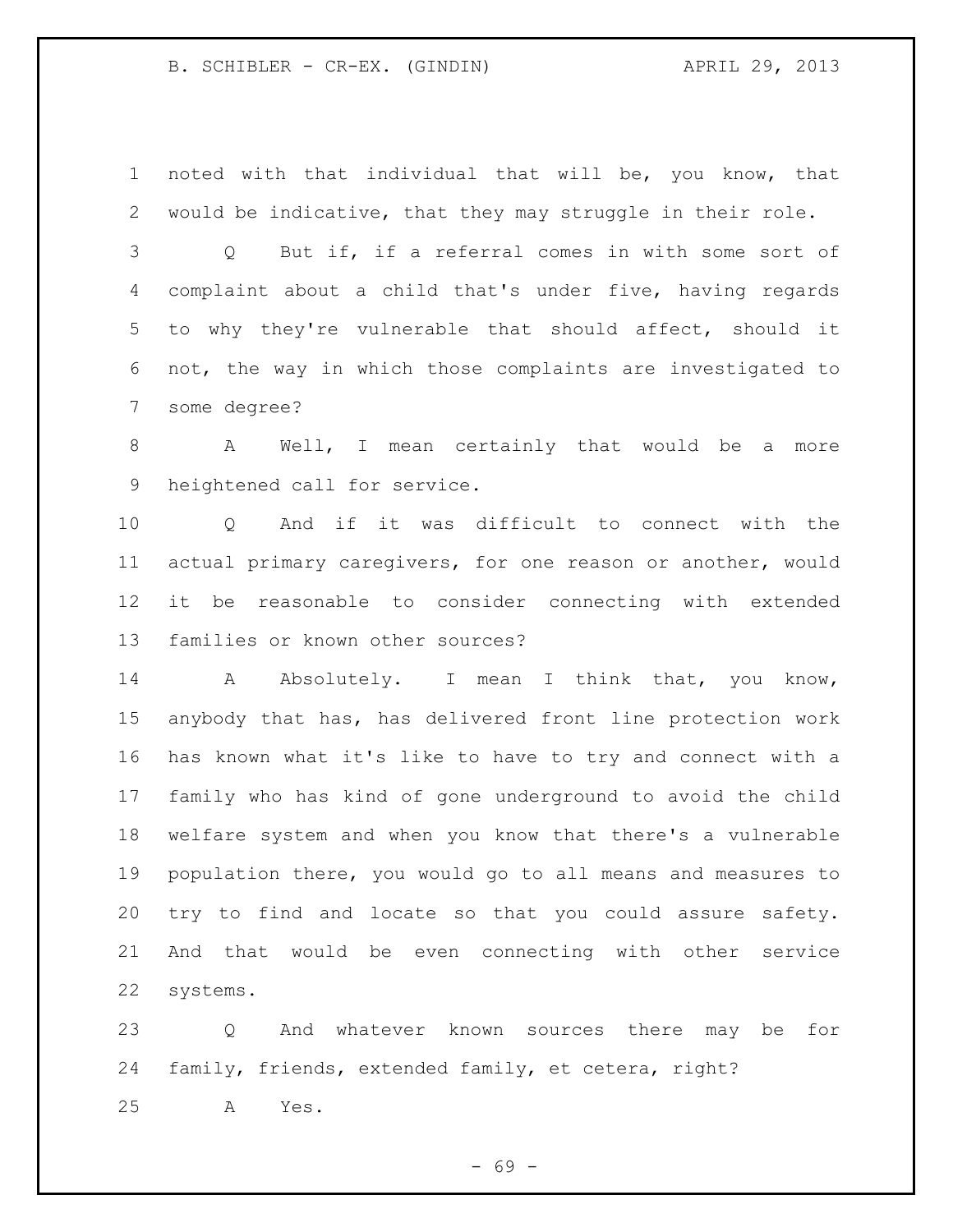noted with that individual that will be, you know, that would be indicative, that they may struggle in their role.

Q But if, if a referral comes in with some sort of complaint about a child that's under five, having regards to why they're vulnerable that should affect, should it not, the way in which those complaints are investigated to some degree?

A Well, I mean certainly that would be a more heightened call for service.

Q And if it was difficult to connect with the actual primary caregivers, for one reason or another, would it be reasonable to consider connecting with extended families or known other sources?

A Absolutely. I mean I think that, you know, anybody that has, has delivered front line protection work has known what it's like to have to try and connect with a family who has kind of gone underground to avoid the child welfare system and when you know that there's a vulnerable population there, you would go to all means and measures to try to find and locate so that you could assure safety. And that would be even connecting with other service systems.

Q And whatever known sources there may be for family, friends, extended family, et cetera, right?

A Yes.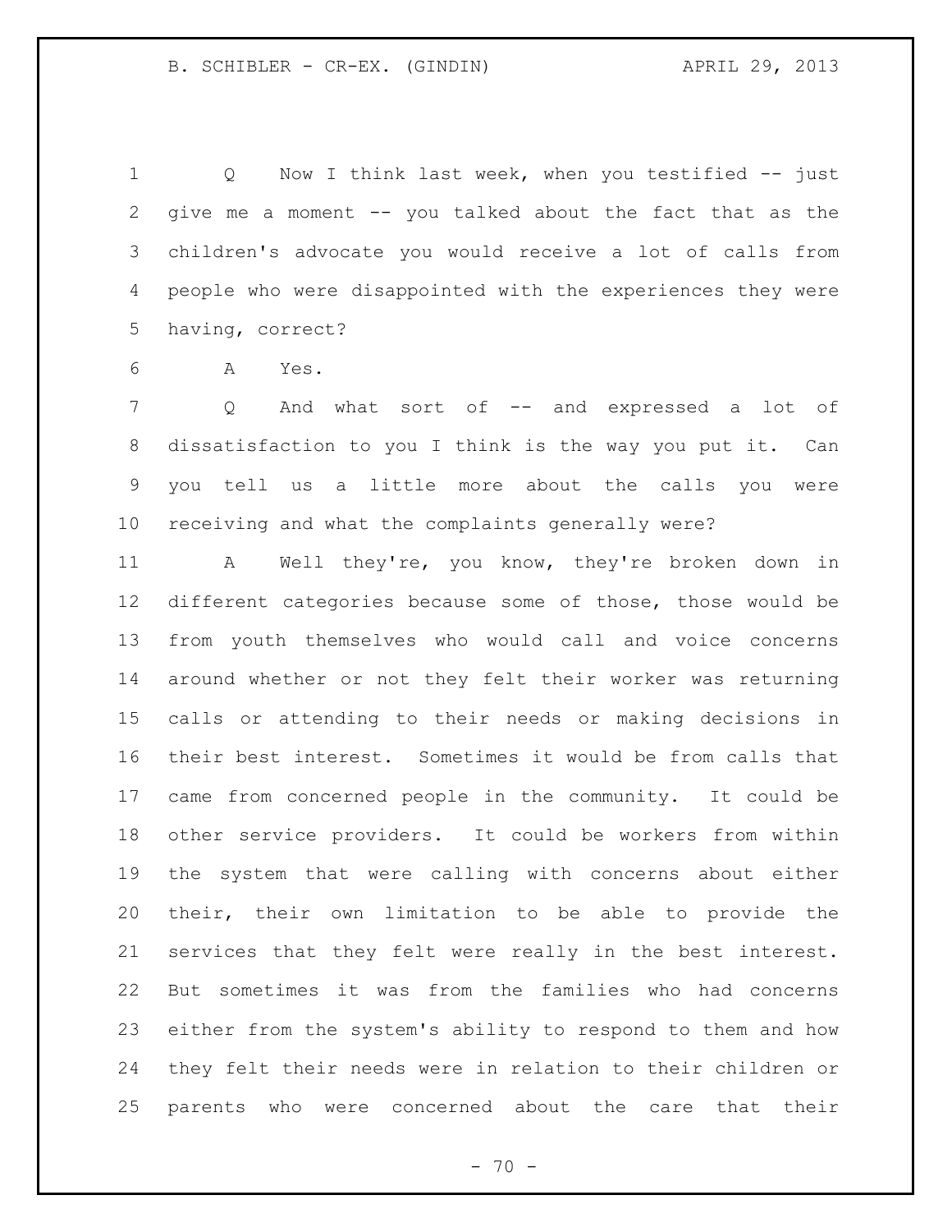Q Now I think last week, when you testified -- just give me a moment -- you talked about the fact that as the children's advocate you would receive a lot of calls from people who were disappointed with the experiences they were having, correct?

A Yes.

Q And what sort of -- and expressed a lot of dissatisfaction to you I think is the way you put it. Can you tell us a little more about the calls you were receiving and what the complaints generally were?

A Well they're, you know, they're broken down in different categories because some of those, those would be from youth themselves who would call and voice concerns around whether or not they felt their worker was returning calls or attending to their needs or making decisions in their best interest. Sometimes it would be from calls that came from concerned people in the community. It could be other service providers. It could be workers from within the system that were calling with concerns about either their, their own limitation to be able to provide the services that they felt were really in the best interest. But sometimes it was from the families who had concerns either from the system's ability to respond to them and how they felt their needs were in relation to their children or parents who were concerned about the care that their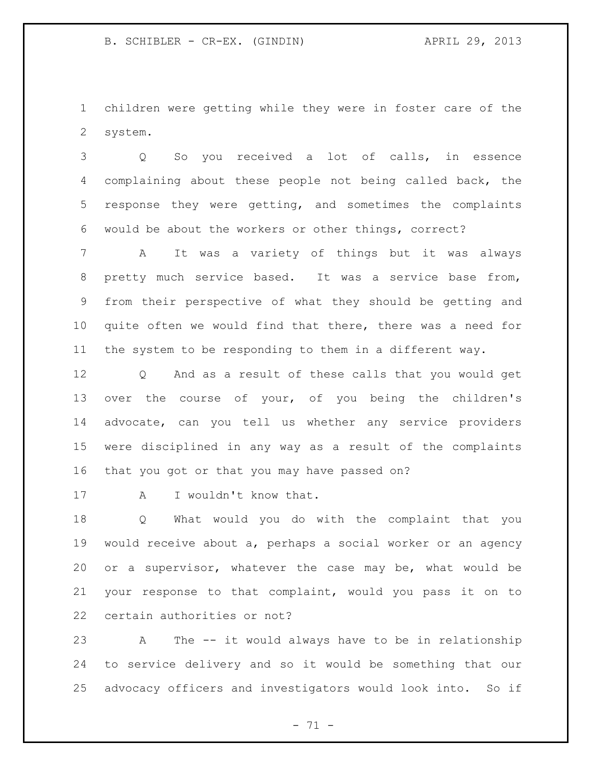children were getting while they were in foster care of the system.

Q So you received a lot of calls, in essence complaining about these people not being called back, the response they were getting, and sometimes the complaints would be about the workers or other things, correct?

A It was a variety of things but it was always pretty much service based. It was a service base from, from their perspective of what they should be getting and quite often we would find that there, there was a need for the system to be responding to them in a different way.

Q And as a result of these calls that you would get over the course of your, of you being the children's advocate, can you tell us whether any service providers were disciplined in any way as a result of the complaints that you got or that you may have passed on?

A I wouldn't know that.

Q What would you do with the complaint that you would receive about a, perhaps a social worker or an agency or a supervisor, whatever the case may be, what would be your response to that complaint, would you pass it on to certain authorities or not?

A The -- it would always have to be in relationship to service delivery and so it would be something that our advocacy officers and investigators would look into. So if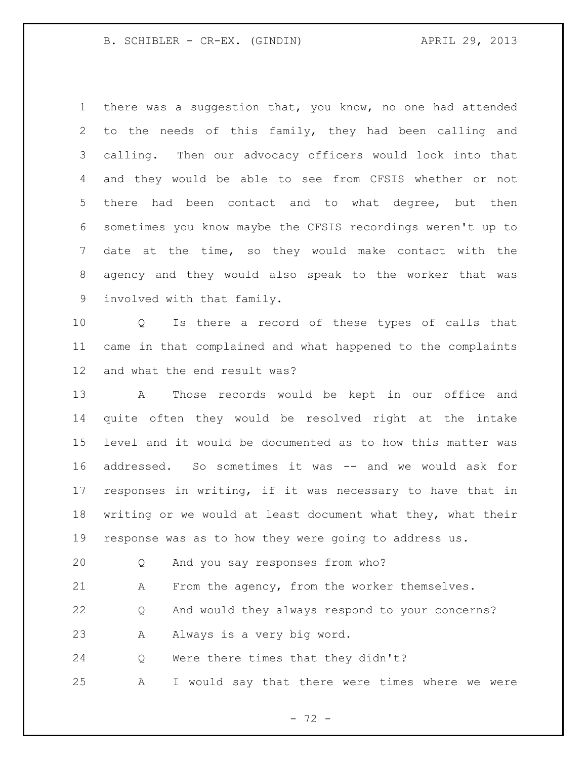there was a suggestion that, you know, no one had attended to the needs of this family, they had been calling and calling. Then our advocacy officers would look into that and they would be able to see from CFSIS whether or not there had been contact and to what degree, but then sometimes you know maybe the CFSIS recordings weren't up to date at the time, so they would make contact with the agency and they would also speak to the worker that was involved with that family.

Q Is there a record of these types of calls that came in that complained and what happened to the complaints and what the end result was?

A Those records would be kept in our office and quite often they would be resolved right at the intake level and it would be documented as to how this matter was addressed. So sometimes it was -- and we would ask for responses in writing, if it was necessary to have that in writing or we would at least document what they, what their response was as to how they were going to address us.

Q And you say responses from who?

A From the agency, from the worker themselves.

Q And would they always respond to your concerns?

A Always is a very big word.

Q Were there times that they didn't?

A I would say that there were times where we were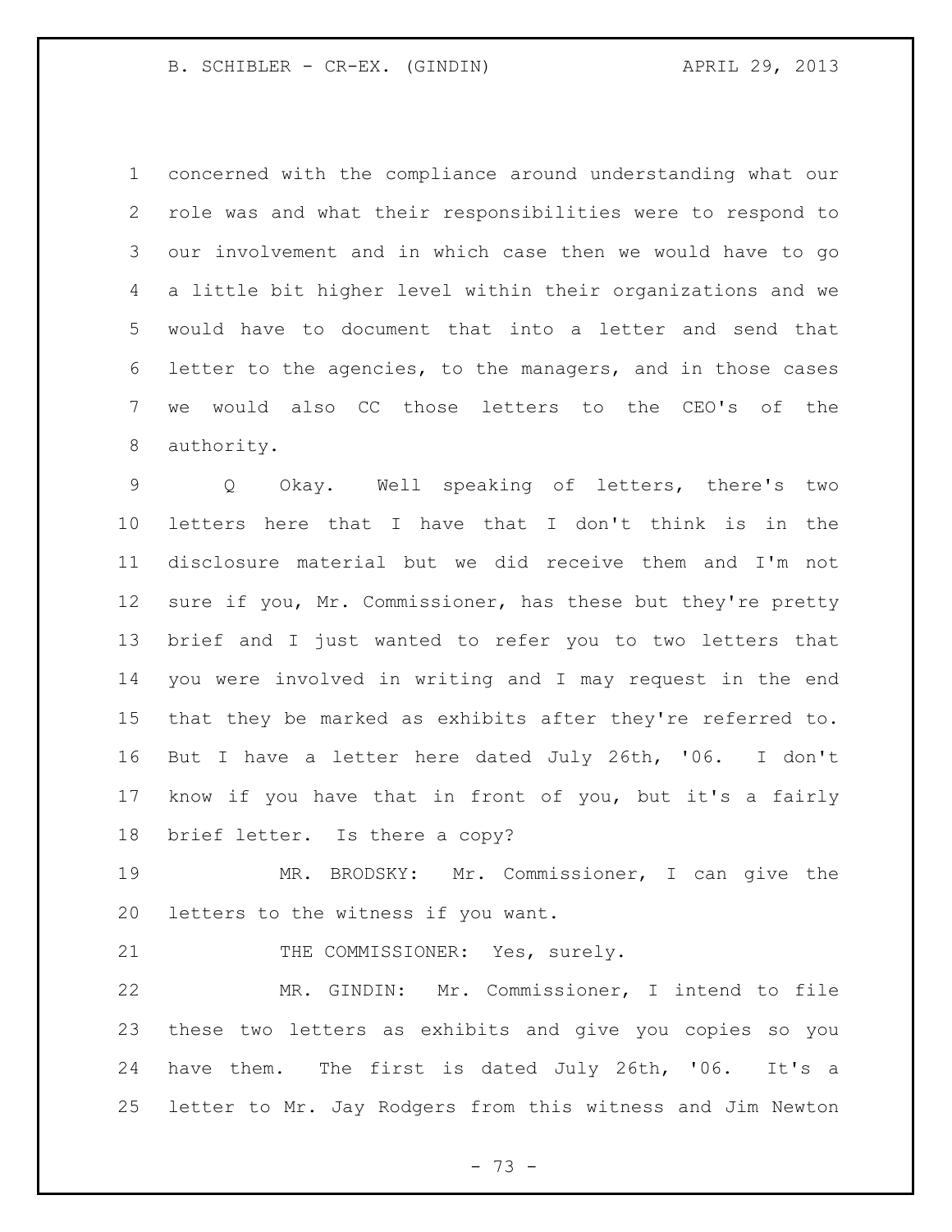concerned with the compliance around understanding what our role was and what their responsibilities were to respond to our involvement and in which case then we would have to go a little bit higher level within their organizations and we would have to document that into a letter and send that letter to the agencies, to the managers, and in those cases we would also CC those letters to the CEO's of the authority.

Q Okay. Well speaking of letters, there's two letters here that I have that I don't think is in the disclosure material but we did receive them and I'm not sure if you, Mr. Commissioner, has these but they're pretty brief and I just wanted to refer you to two letters that you were involved in writing and I may request in the end that they be marked as exhibits after they're referred to. But I have a letter here dated July 26th, '06. I don't know if you have that in front of you, but it's a fairly brief letter. Is there a copy?

MR. BRODSKY: Mr. Commissioner, I can give the letters to the witness if you want.

THE COMMISSIONER: Yes, surely.

MR. GINDIN: Mr. Commissioner, I intend to file these two letters as exhibits and give you copies so you have them. The first is dated July 26th, '06. It's a letter to Mr. Jay Rodgers from this witness and Jim Newton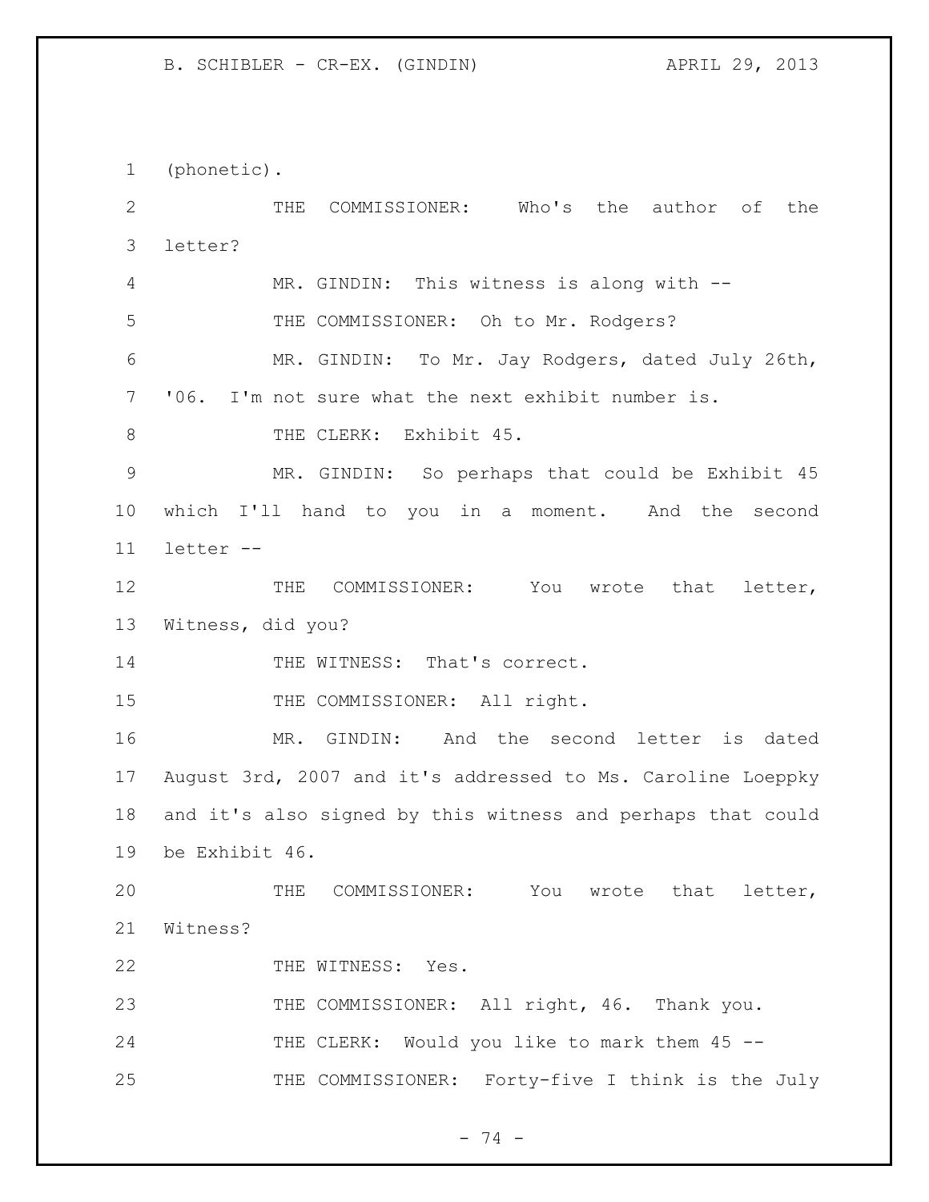(phonetic).

THE COMMISSIONER: Who's the author of the letter?

MR. GINDIN: This witness is along with --

THE COMMISSIONER: Oh to Mr. Rodgers?

MR. GINDIN: To Mr. Jay Rodgers, dated July 26th, '06. I'm not sure what the next exhibit number is.

THE CLERK: Exhibit 45.

MR. GINDIN: So perhaps that could be Exhibit 45 which I'll hand to you in a moment. And the second letter --

THE COMMISSIONER: You wrote that letter, Witness, did you?

THE WITNESS: That's correct.

THE COMMISSIONER: All right.

MR. GINDIN: And the second letter is dated August 3rd, 2007 and it's addressed to Ms. Caroline Loeppky and it's also signed by this witness and perhaps that could be Exhibit 46.

THE COMMISSIONER: You wrote that letter, Witness?

THE WITNESS: Yes.

THE COMMISSIONER: All right, 46. Thank you.

THE CLERK: Would you like to mark them 45 --

THE COMMISSIONER: Forty-five I think is the July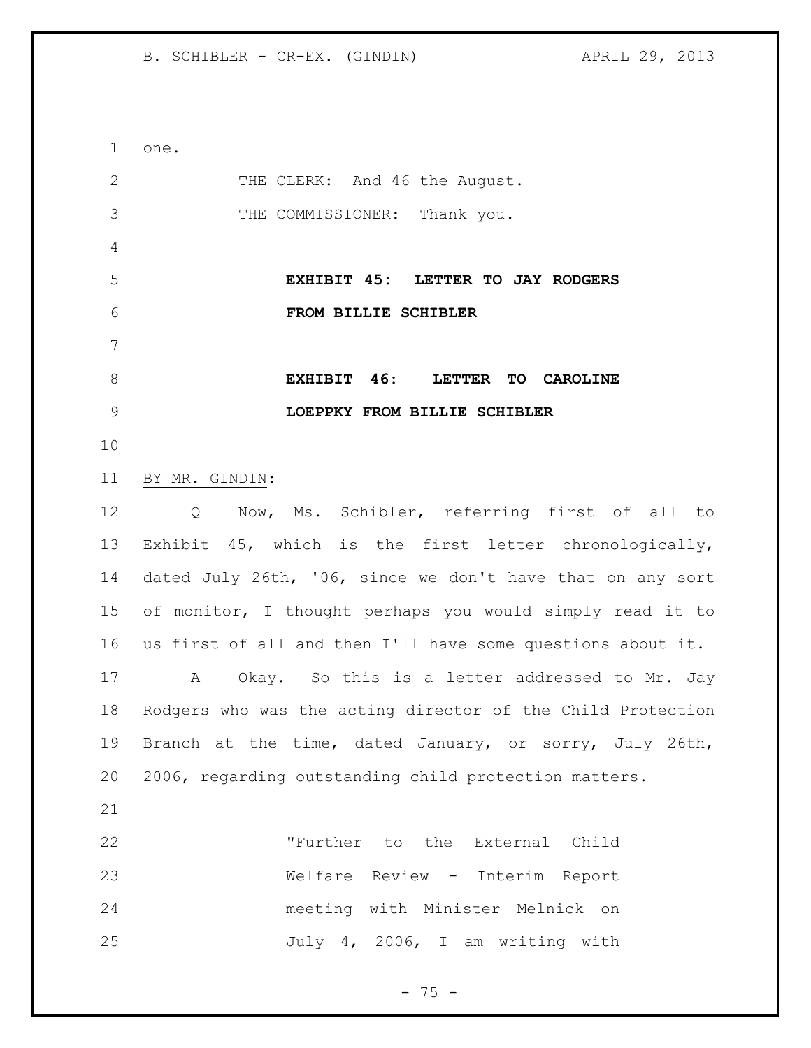one.

THE CLERK: And 46 the August.

THE COMMISSIONER: Thank you.

**EXHIBIT 45: LETTER TO JAY RODGERS FROM BILLIE SCHIBLER**

**EXHIBIT 46: LETTER TO CAROLINE LOEPPKY FROM BILLIE SCHIBLER**

BY MR. GINDIN:

Q Now, Ms. Schibler, referring first of all to Exhibit 45, which is the first letter chronologically, dated July 26th, '06, since we don't have that on any sort of monitor, I thought perhaps you would simply read it to us first of all and then I'll have some questions about it.

A Okay. So this is a letter addressed to Mr. Jay Rodgers who was the acting director of the Child Protection Branch at the time, dated January, or sorry, July 26th, 2006, regarding outstanding child protection matters.

> "Further to the External Child Welfare Review - Interim Report meeting with Minister Melnick on July 4, 2006, I am writing with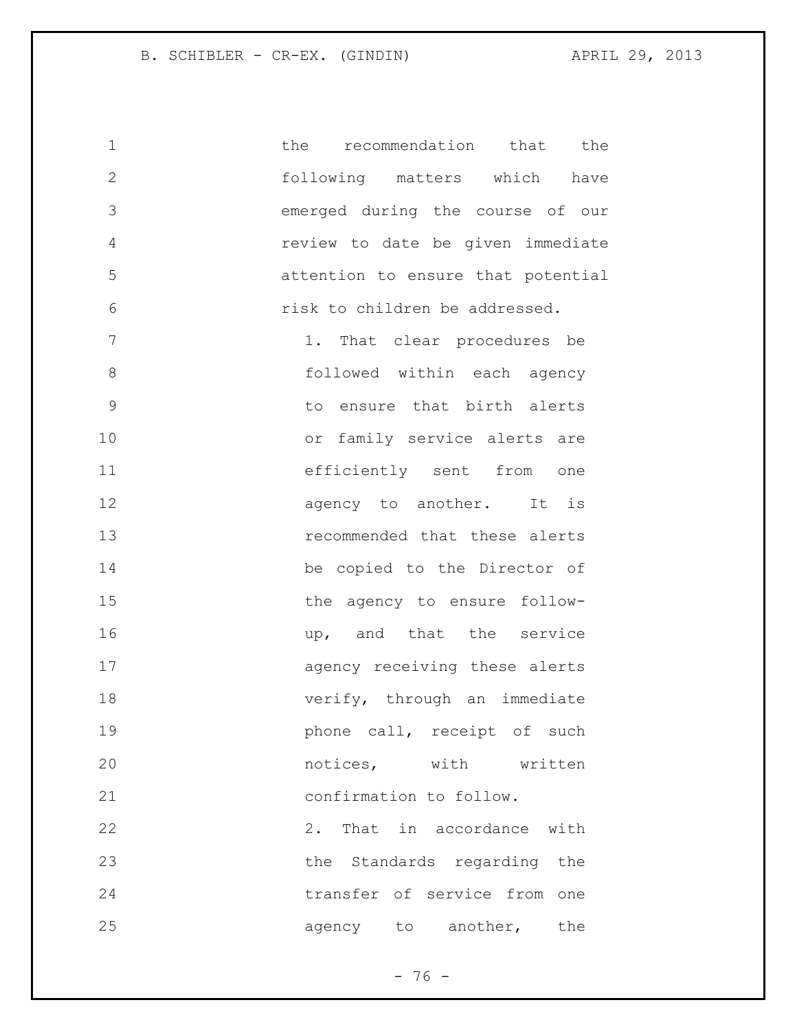the recommendation that the following matters which have emerged during the course of our review to date be given immediate attention to ensure that potential risk to children be addressed.

1. That clear procedures be followed within each agency to ensure that birth alerts or family service alerts are efficiently sent from one agency to another. It is recommended that these alerts be copied to the Director of the agency to ensure follow-up, and that the service agency receiving these alerts verify, through an immediate phone call, receipt of such notices, with written confirmation to follow.

2. That in accordance with the Standards regarding the transfer of service from one agency to another, the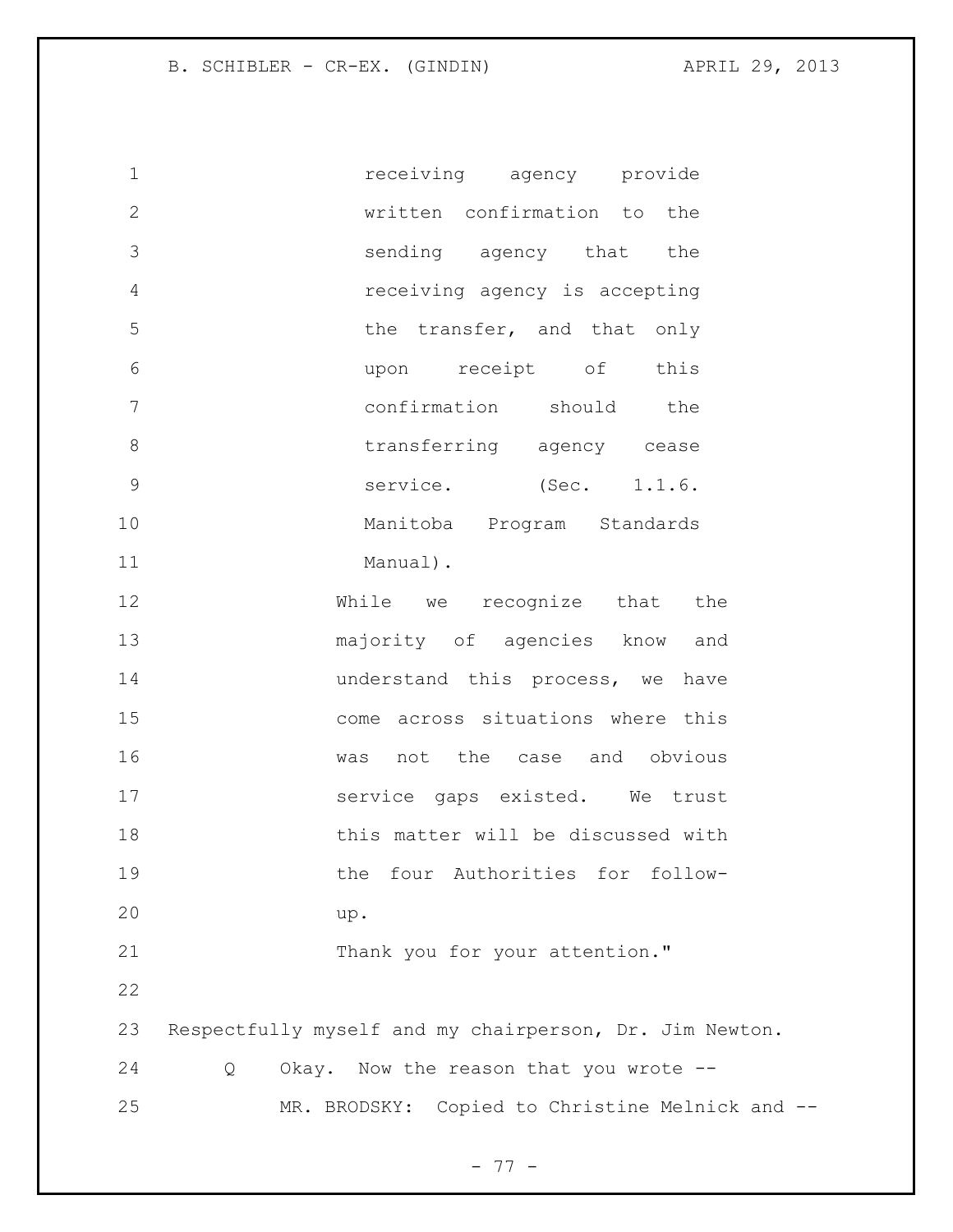> receiving agency provide written confirmation to the sending agency that the receiving agency is accepting the transfer, and that only upon receipt of this confirmation should the transferring agency cease service. (Sec. 1.1.6. Manitoba Program Standards Manual).

While we recognize that the majority of agencies know and understand this process, we have come across situations where this was not the case and obvious service gaps existed. We trust this matter will be discussed with the four Authorities for follow-up.

Thank you for your attention."

Respectfully myself and my chairperson, Dr. Jim Newton.

Q Okay. Now the reason that you wrote --

MR. BRODSKY: Copied to Christine Melnick and --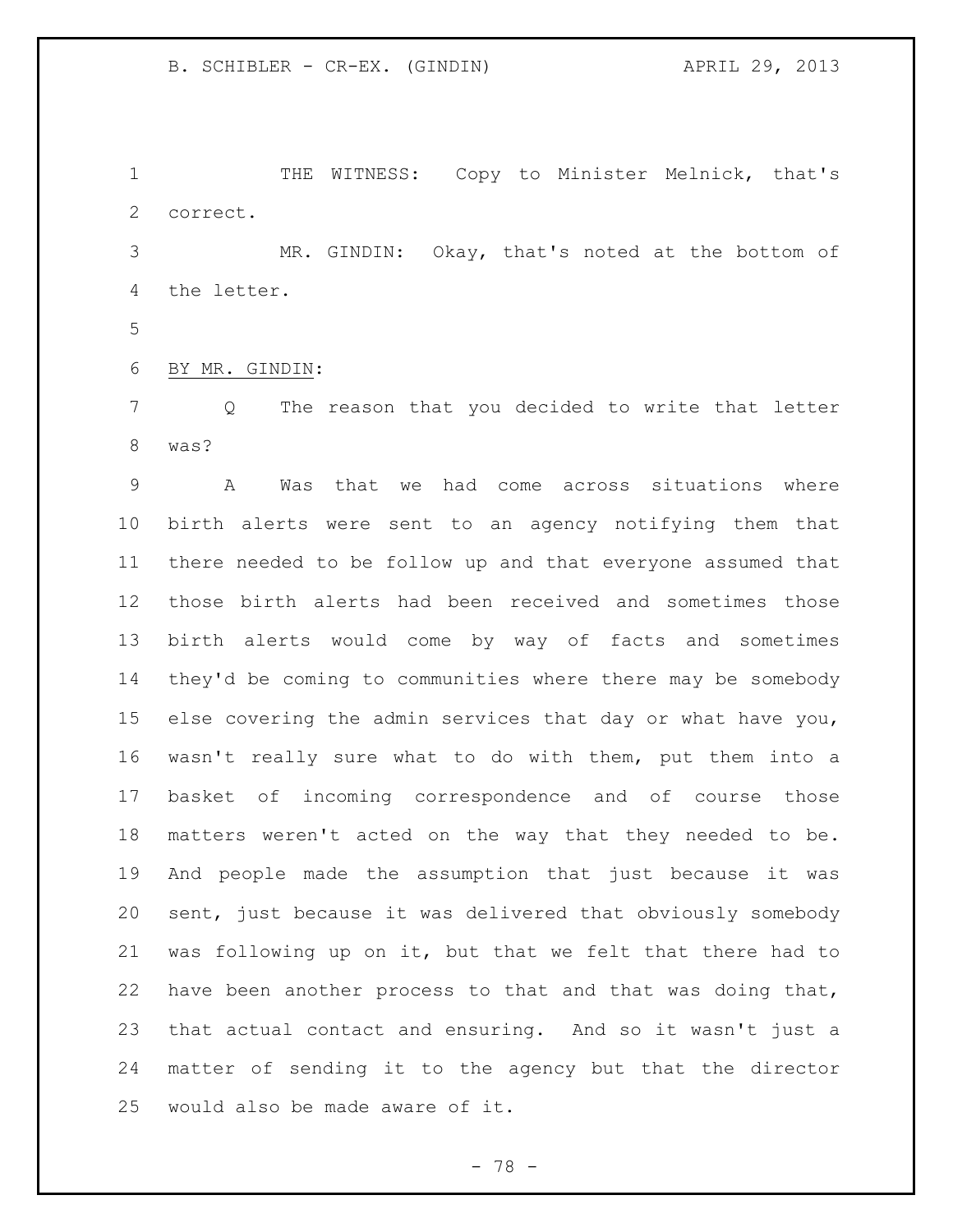THE WITNESS: Copy to Minister Melnick, that's correct.

MR. GINDIN: Okay, that's noted at the bottom of the letter.

BY MR. GINDIN:

Q The reason that you decided to write that letter was?

A Was that we had come across situations where birth alerts were sent to an agency notifying them that there needed to be follow up and that everyone assumed that those birth alerts had been received and sometimes those birth alerts would come by way of facts and sometimes they'd be coming to communities where there may be somebody else covering the admin services that day or what have you, wasn't really sure what to do with them, put them into a basket of incoming correspondence and of course those matters weren't acted on the way that they needed to be. And people made the assumption that just because it was sent, just because it was delivered that obviously somebody was following up on it, but that we felt that there had to have been another process to that and that was doing that, that actual contact and ensuring. And so it wasn't just a matter of sending it to the agency but that the director would also be made aware of it.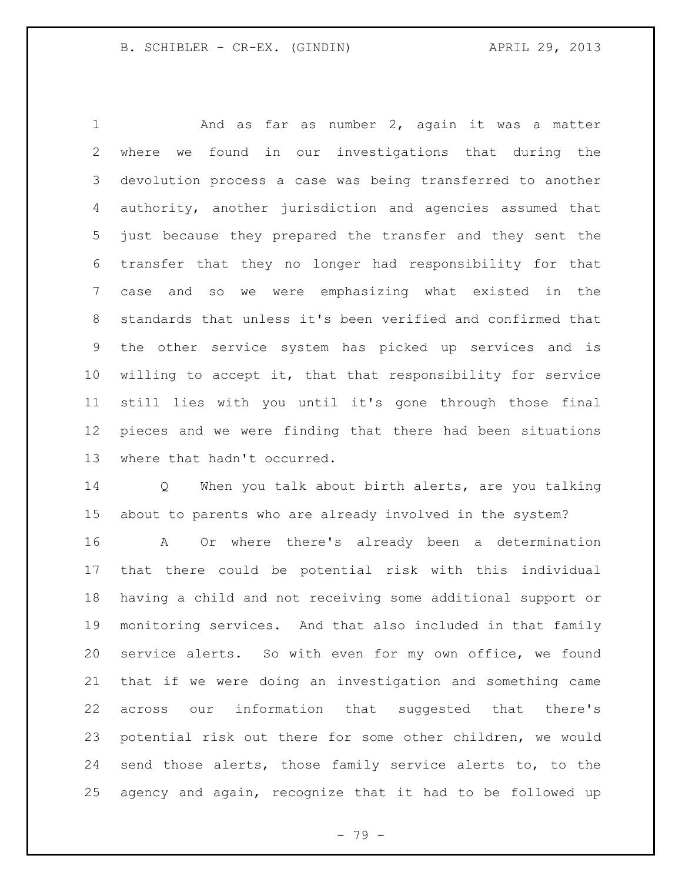And as far as number 2, again it was a matter where we found in our investigations that during the devolution process a case was being transferred to another authority, another jurisdiction and agencies assumed that just because they prepared the transfer and they sent the transfer that they no longer had responsibility for that case and so we were emphasizing what existed in the standards that unless it's been verified and confirmed that the other service system has picked up services and is willing to accept it, that that responsibility for service still lies with you until it's gone through those final pieces and we were finding that there had been situations where that hadn't occurred.

Q When you talk about birth alerts, are you talking about to parents who are already involved in the system?

A Or where there's already been a determination that there could be potential risk with this individual having a child and not receiving some additional support or monitoring services. And that also included in that family service alerts. So with even for my own office, we found that if we were doing an investigation and something came across our information that suggested that there's potential risk out there for some other children, we would send those alerts, those family service alerts to, to the agency and again, recognize that it had to be followed up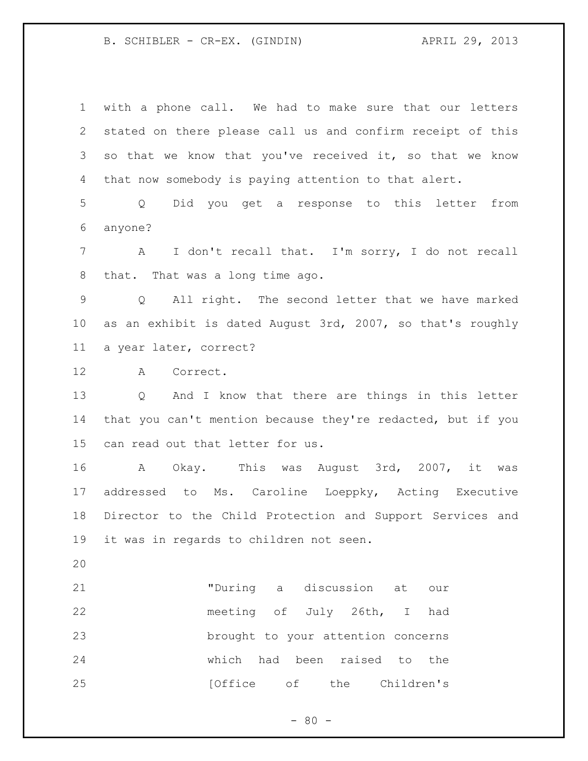with a phone call. We had to make sure that our letters stated on there please call us and confirm receipt of this so that we know that you've received it, so that we know that now somebody is paying attention to that alert.

Q Did you get a response to this letter from anyone?

A I don't recall that. I'm sorry, I do not recall that. That was a long time ago.

Q All right. The second letter that we have marked as an exhibit is dated August 3rd, 2007, so that's roughly a year later, correct?

A Correct.

Q And I know that there are things in this letter that you can't mention because they're redacted, but if you can read out that letter for us.

A Okay. This was August 3rd, 2007, it was addressed to Ms. Caroline Loeppky, Acting Executive Director to the Child Protection and Support Services and it was in regards to children not seen.

> "During a discussion at our meeting of July 26th, I had brought to your attention concerns which had been raised to the [Office of the Children's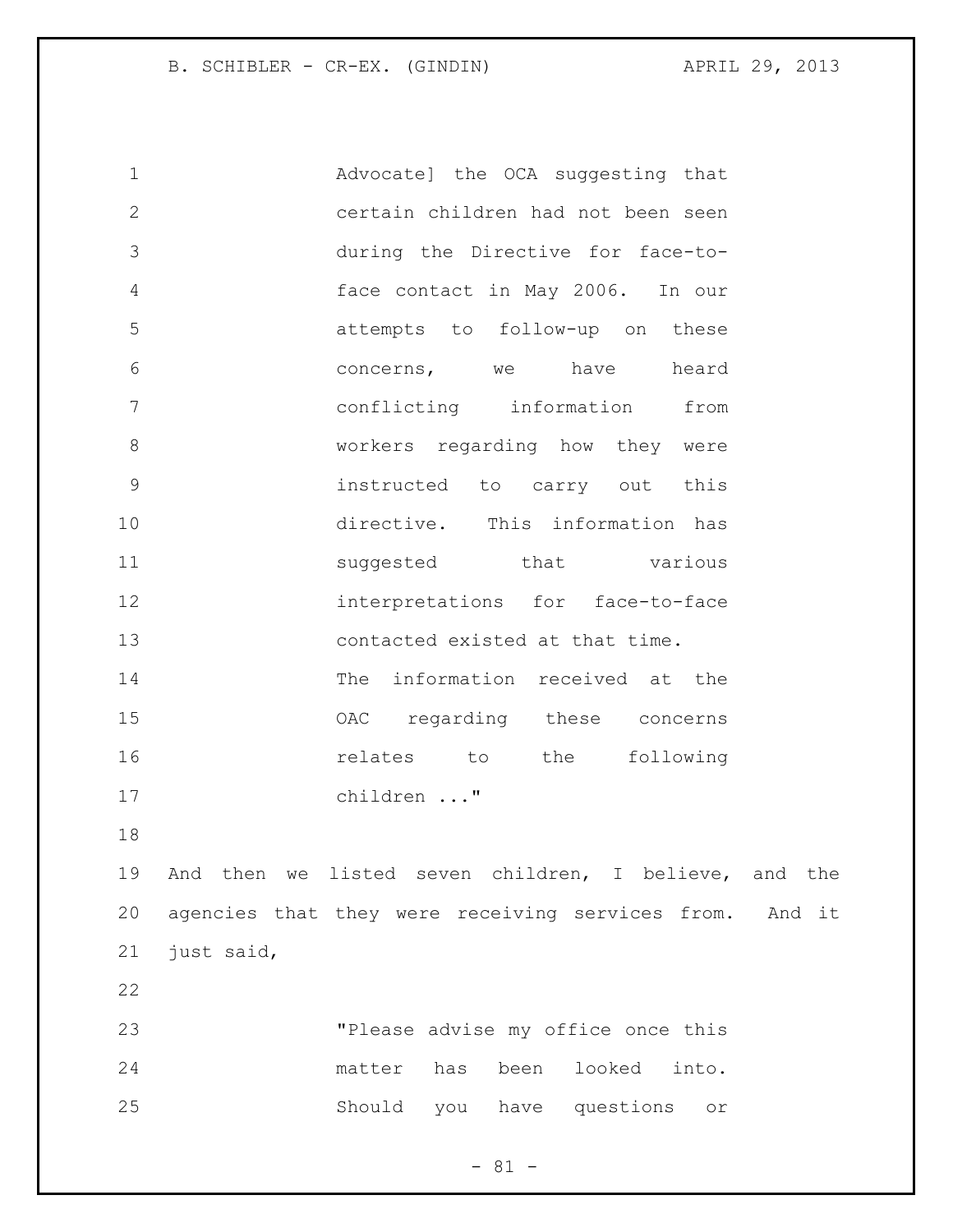> Advocate] the OCA suggesting that certain children had not been seen during the Directive for face-to-face contact in May 2006. In our attempts to follow-up on these concerns, we have heard conflicting information from workers regarding how they were instructed to carry out this directive. This information has suggested that various interpretations for face-to-face contacted existed at that time.
>
> The information received at the OAC regarding these concerns relates to the following children ..."

And then we listed seven children, I believe, and the agencies that they were receiving services from. And it just said,

> "Please advise my office once this matter has been looked into. Should you have questions or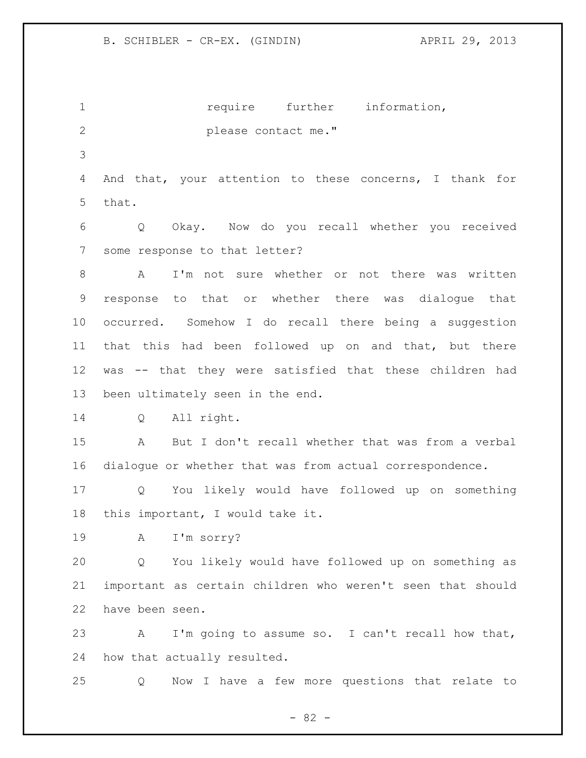require further information, please contact me."

And that, your attention to these concerns, I thank for that.

Q Okay. Now do you recall whether you received some response to that letter?

A I'm not sure whether or not there was written response to that or whether there was dialogue that occurred. Somehow I do recall there being a suggestion that this had been followed up on and that, but there was -- that they were satisfied that these children had been ultimately seen in the end.

Q All right.

A But I don't recall whether that was from a verbal dialogue or whether that was from actual correspondence.

Q You likely would have followed up on something this important, I would take it.

A I'm sorry?

Q You likely would have followed up on something as important as certain children who weren't seen that should have been seen.

A I'm going to assume so. I can't recall how that, how that actually resulted.

Q Now I have a few more questions that relate to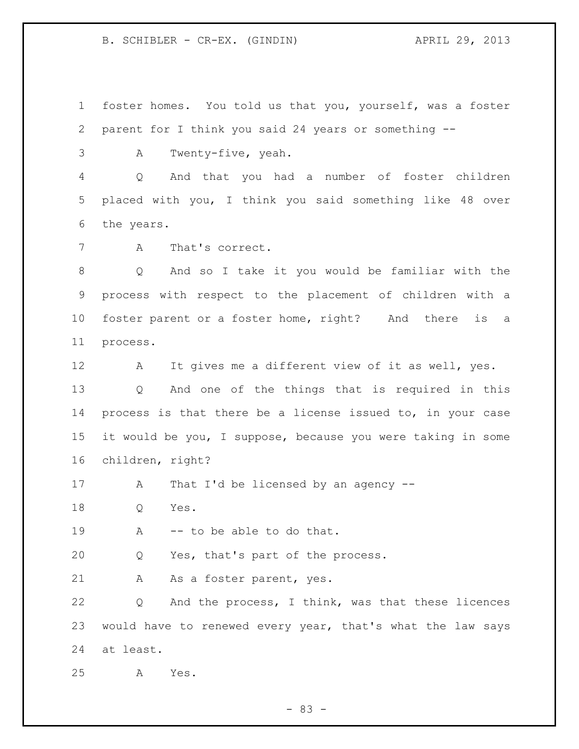foster homes. You told us that you, yourself, was a foster parent for I think you said 24 years or something --

A Twenty-five, yeah.

Q And that you had a number of foster children placed with you, I think you said something like 48 over the years.

A That's correct.

Q And so I take it you would be familiar with the process with respect to the placement of children with a foster parent or a foster home, right? And there is a process.

A It gives me a different view of it as well, yes.

Q And one of the things that is required in this process is that there be a license issued to, in your case it would be you, I suppose, because you were taking in some children, right?

A That I'd be licensed by an agency --

Q Yes.

A -- to be able to do that.

Q Yes, that's part of the process.

A As a foster parent, yes.

Q And the process, I think, was that these licences would have to renewed every year, that's what the law says at least.

A Yes.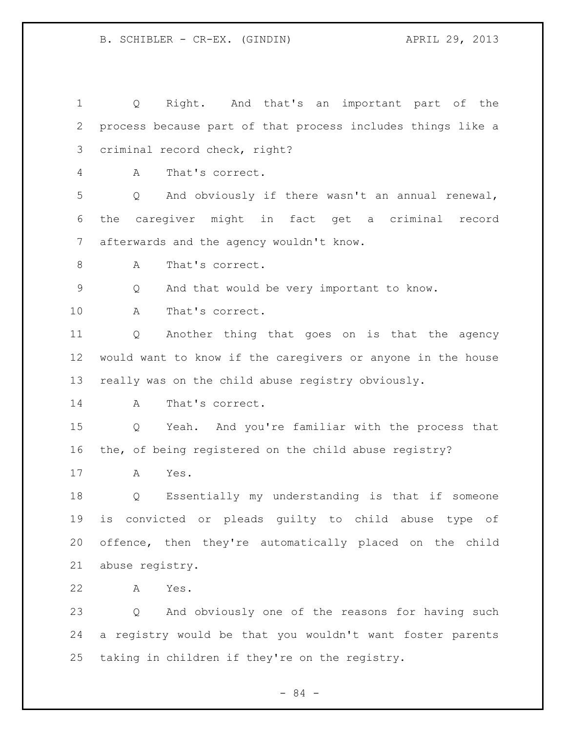Q Right. And that's an important part of the process because part of that process includes things like a criminal record check, right?

A That's correct.

Q And obviously if there wasn't an annual renewal, the caregiver might in fact get a criminal record afterwards and the agency wouldn't know.

A That's correct.

Q And that would be very important to know.

A That's correct.

Q Another thing that goes on is that the agency would want to know if the caregivers or anyone in the house really was on the child abuse registry obviously.

A That's correct.

Q Yeah. And you're familiar with the process that the, of being registered on the child abuse registry?

A Yes.

Q Essentially my understanding is that if someone is convicted or pleads guilty to child abuse type of offence, then they're automatically placed on the child abuse registry.

A Yes.

Q And obviously one of the reasons for having such a registry would be that you wouldn't want foster parents taking in children if they're on the registry.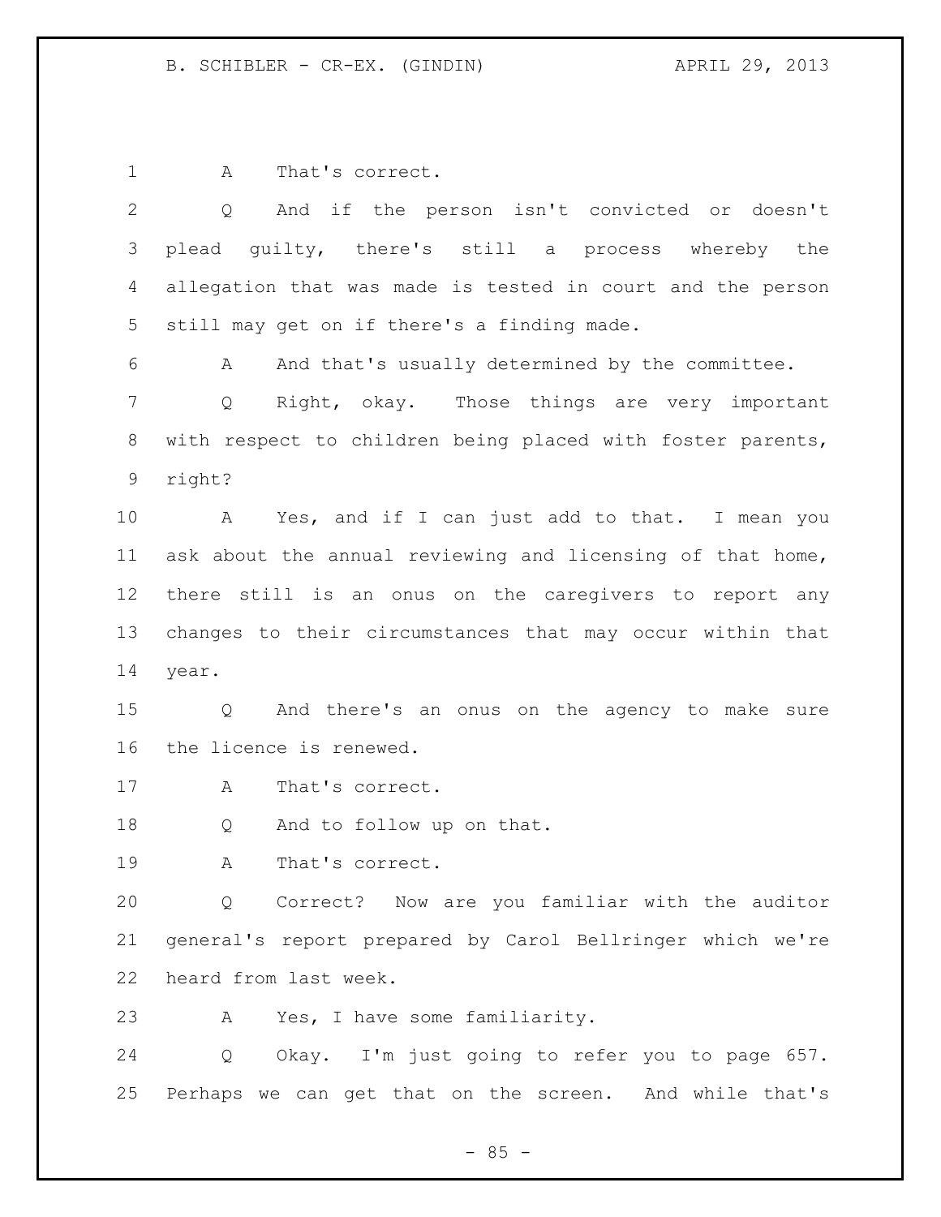A That's correct.

Q And if the person isn't convicted or doesn't plead guilty, there's still a process whereby the allegation that was made is tested in court and the person still may get on if there's a finding made.

A And that's usually determined by the committee.

Q Right, okay. Those things are very important with respect to children being placed with foster parents, right?

A Yes, and if I can just add to that. I mean you ask about the annual reviewing and licensing of that home, there still is an onus on the caregivers to report any changes to their circumstances that may occur within that year.

Q And there's an onus on the agency to make sure the licence is renewed.

A That's correct.

Q And to follow up on that.

A That's correct.

Q Correct? Now are you familiar with the auditor general's report prepared by Carol Bellringer which we're heard from last week.

A Yes, I have some familiarity.

Q Okay. I'm just going to refer you to page 657. Perhaps we can get that on the screen. And while that's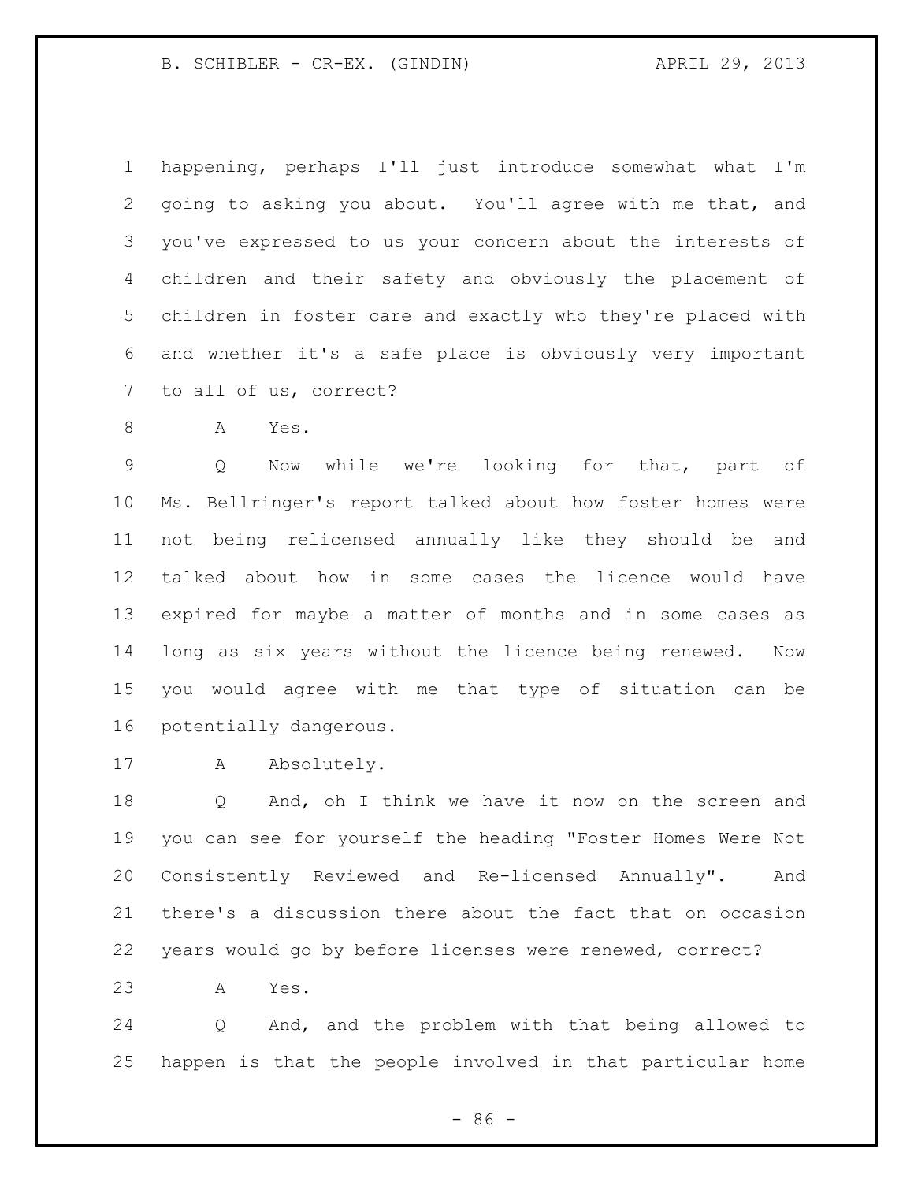happening, perhaps I'll just introduce somewhat what I'm going to asking you about. You'll agree with me that, and you've expressed to us your concern about the interests of children and their safety and obviously the placement of children in foster care and exactly who they're placed with and whether it's a safe place is obviously very important to all of us, correct?

A Yes.

Q Now while we're looking for that, part of Ms. Bellringer's report talked about how foster homes were not being relicensed annually like they should be and talked about how in some cases the licence would have expired for maybe a matter of months and in some cases as long as six years without the licence being renewed. Now you would agree with me that type of situation can be potentially dangerous.

A Absolutely.

Q And, oh I think we have it now on the screen and you can see for yourself the heading "Foster Homes Were Not Consistently Reviewed and Re-licensed Annually". And there's a discussion there about the fact that on occasion years would go by before licenses were renewed, correct?

A Yes.

Q And, and the problem with that being allowed to happen is that the people involved in that particular home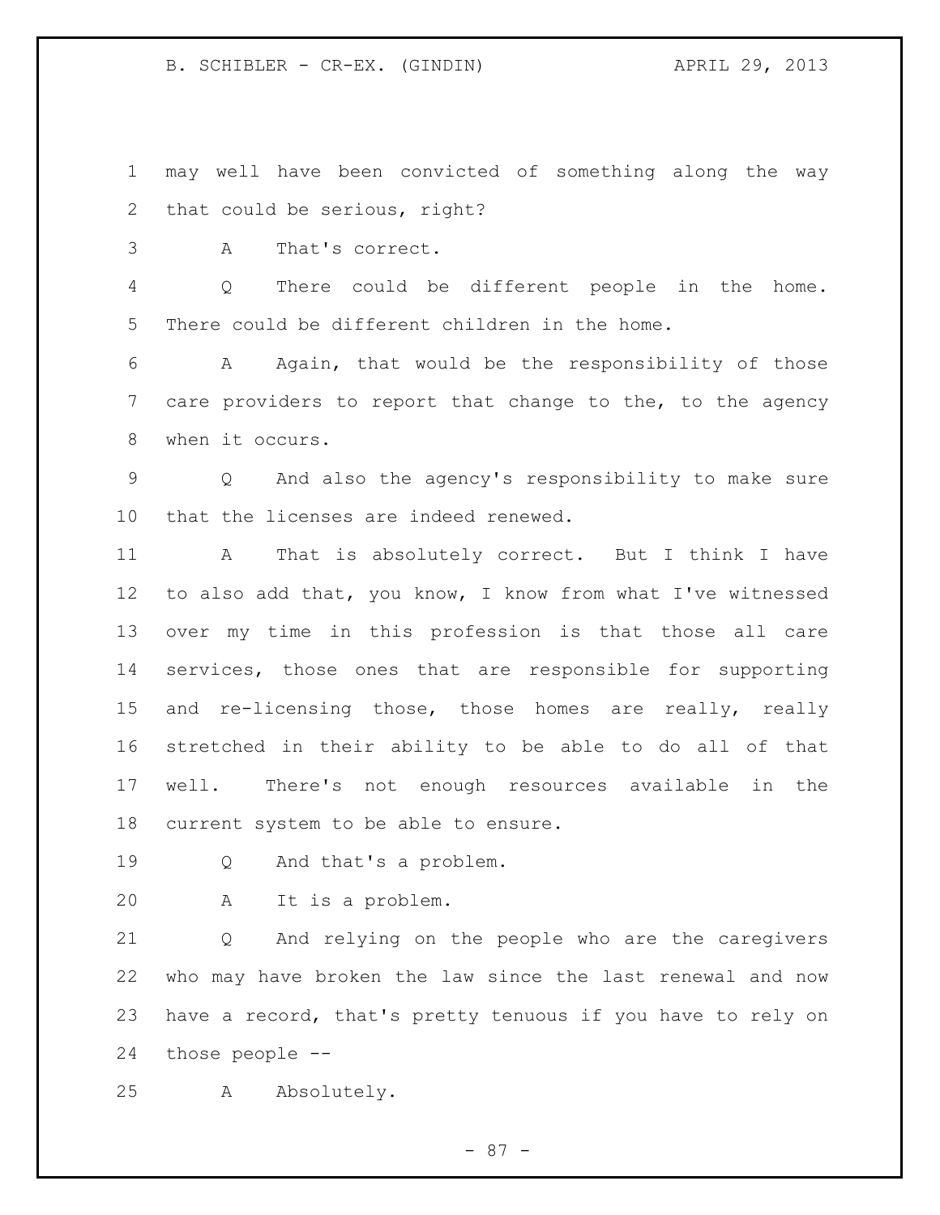may well have been convicted of something along the way that could be serious, right?

A That's correct.

Q There could be different people in the home. There could be different children in the home.

A Again, that would be the responsibility of those care providers to report that change to the, to the agency when it occurs.

Q And also the agency's responsibility to make sure that the licenses are indeed renewed.

A That is absolutely correct. But I think I have to also add that, you know, I know from what I've witnessed over my time in this profession is that those all care services, those ones that are responsible for supporting and re-licensing those, those homes are really, really stretched in their ability to be able to do all of that well. There's not enough resources available in the current system to be able to ensure.

Q And that's a problem.

A It is a problem.

Q And relying on the people who are the caregivers who may have broken the law since the last renewal and now have a record, that's pretty tenuous if you have to rely on those people --

A Absolutely.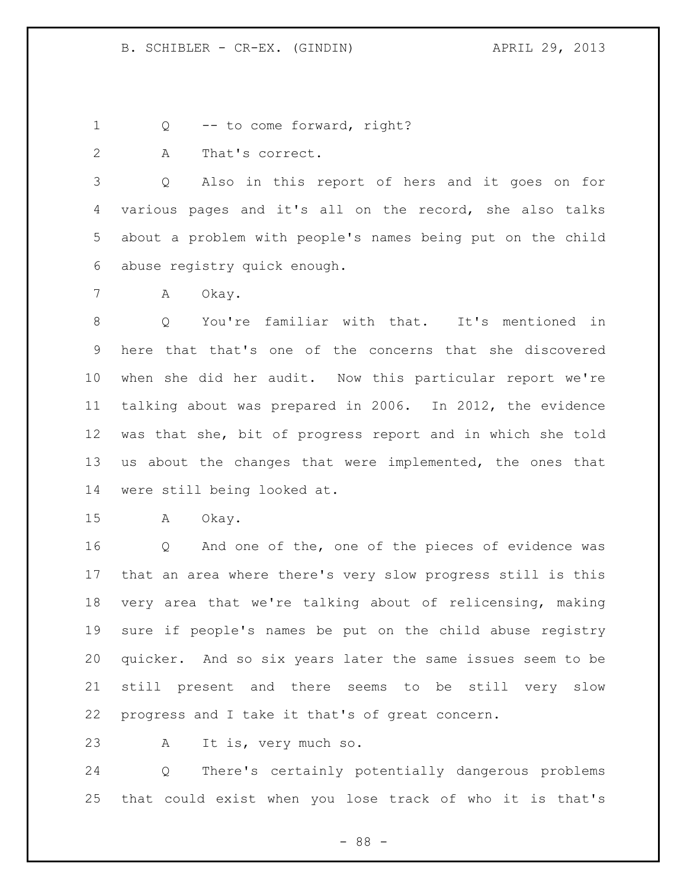Q -- to come forward, right?

A That's correct.

Q Also in this report of hers and it goes on for various pages and it's all on the record, she also talks about a problem with people's names being put on the child abuse registry quick enough.

A Okay.

Q You're familiar with that. It's mentioned in here that that's one of the concerns that she discovered when she did her audit. Now this particular report we're talking about was prepared in 2006. In 2012, the evidence was that she, bit of progress report and in which she told us about the changes that were implemented, the ones that were still being looked at.

A Okay.

Q And one of the, one of the pieces of evidence was that an area where there's very slow progress still is this very area that we're talking about of relicensing, making sure if people's names be put on the child abuse registry quicker. And so six years later the same issues seem to be still present and there seems to be still very slow progress and I take it that's of great concern.

A It is, very much so.

Q There's certainly potentially dangerous problems that could exist when you lose track of who it is that's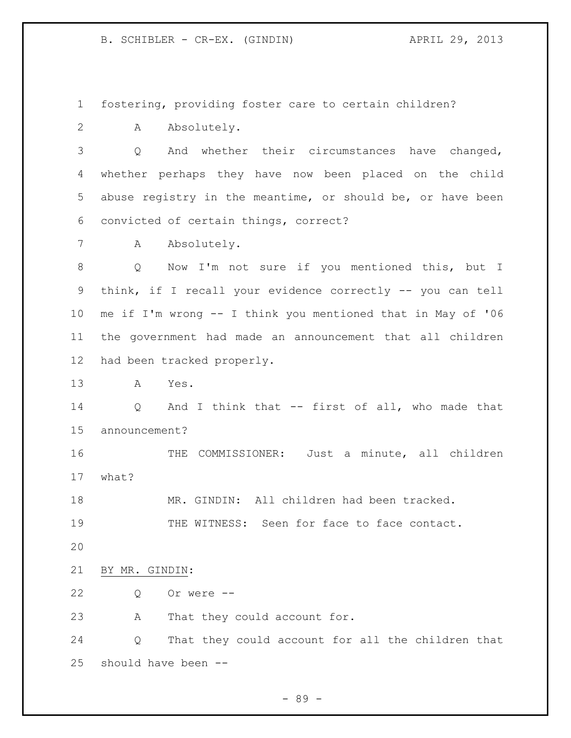fostering, providing foster care to certain children?

A Absolutely.

Q And whether their circumstances have changed, whether perhaps they have now been placed on the child abuse registry in the meantime, or should be, or have been convicted of certain things, correct?

A Absolutely.

Q Now I'm not sure if you mentioned this, but I think, if I recall your evidence correctly -- you can tell me if I'm wrong -- I think you mentioned that in May of '06 the government had made an announcement that all children had been tracked properly.

A Yes.

Q And I think that -- first of all, who made that announcement?

THE COMMISSIONER: Just a minute, all children what?

MR. GINDIN: All children had been tracked.

THE WITNESS: Seen for face to face contact.

BY MR. GINDIN:

Q Or were --

A That they could account for.

Q That they could account for all the children that should have been --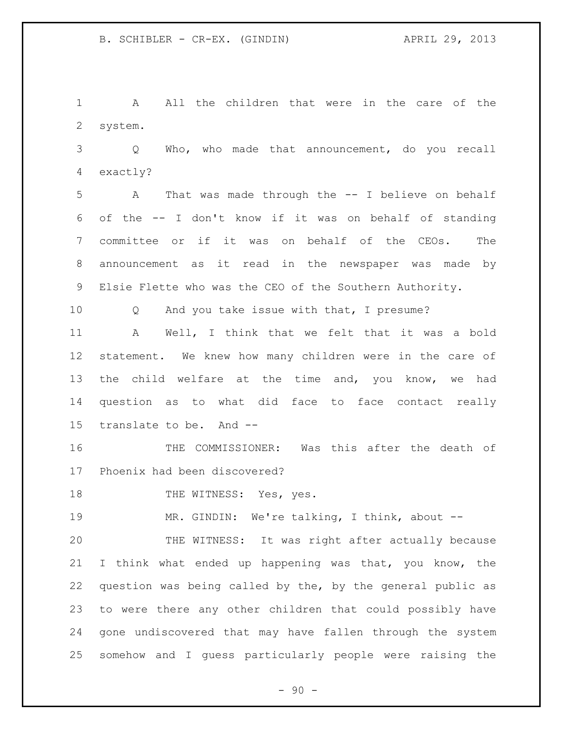A All the children that were in the care of the system.

Q Who, who made that announcement, do you recall exactly?

A That was made through the -- I believe on behalf of the -- I don't know if it was on behalf of standing committee or if it was on behalf of the CEOs. The announcement as it read in the newspaper was made by Elsie Flette who was the CEO of the Southern Authority.

Q And you take issue with that, I presume?

A Well, I think that we felt that it was a bold statement. We knew how many children were in the care of the child welfare at the time and, you know, we had question as to what did face to face contact really translate to be. And --

THE COMMISSIONER: Was this after the death of Phoenix had been discovered?

THE WITNESS: Yes, yes.

MR. GINDIN: We're talking, I think, about --

THE WITNESS: It was right after actually because I think what ended up happening was that, you know, the question was being called by the, by the general public as to were there any other children that could possibly have gone undiscovered that may have fallen through the system somehow and I guess particularly people were raising the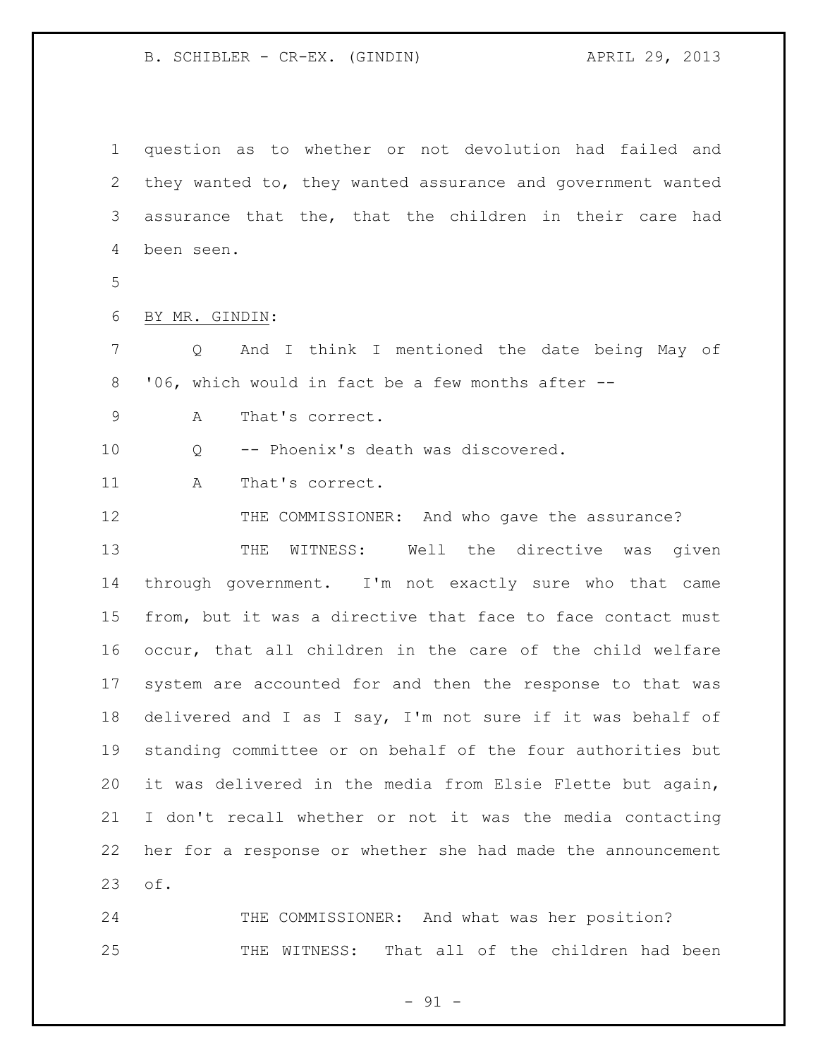question as to whether or not devolution had failed and they wanted to, they wanted assurance and government wanted assurance that the, that the children in their care had been seen.

BY MR. GINDIN:

Q And I think I mentioned the date being May of '06, which would in fact be a few months after --

A That's correct.

Q -- Phoenix's death was discovered.

A That's correct.

THE COMMISSIONER: And who gave the assurance?

THE WITNESS: Well the directive was given through government. I'm not exactly sure who that came from, but it was a directive that face to face contact must occur, that all children in the care of the child welfare system are accounted for and then the response to that was delivered and I as I say, I'm not sure if it was behalf of standing committee or on behalf of the four authorities but it was delivered in the media from Elsie Flette but again, I don't recall whether or not it was the media contacting her for a response or whether she had made the announcement of.

THE COMMISSIONER: And what was her position?

THE WITNESS: That all of the children had been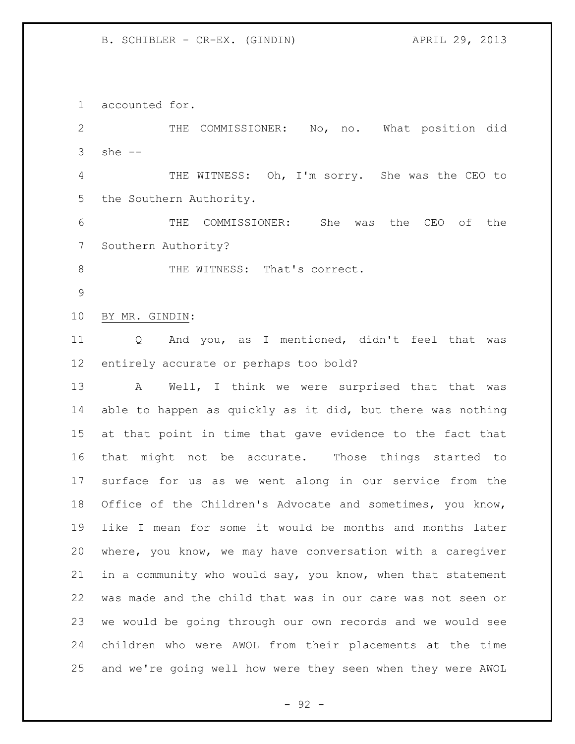accounted for.

THE COMMISSIONER: No, no. What position did she --

THE WITNESS: Oh, I'm sorry. She was the CEO to the Southern Authority.

THE COMMISSIONER: She was the CEO of the Southern Authority?

THE WITNESS: That's correct.

BY MR. GINDIN:

Q And you, as I mentioned, didn't feel that was entirely accurate or perhaps too bold?

A Well, I think we were surprised that that was able to happen as quickly as it did, but there was nothing at that point in time that gave evidence to the fact that that might not be accurate. Those things started to surface for us as we went along in our service from the Office of the Children's Advocate and sometimes, you know, like I mean for some it would be months and months later where, you know, we may have conversation with a caregiver in a community who would say, you know, when that statement was made and the child that was in our care was not seen or we would be going through our own records and we would see children who were AWOL from their placements at the time and we're going well how were they seen when they were AWOL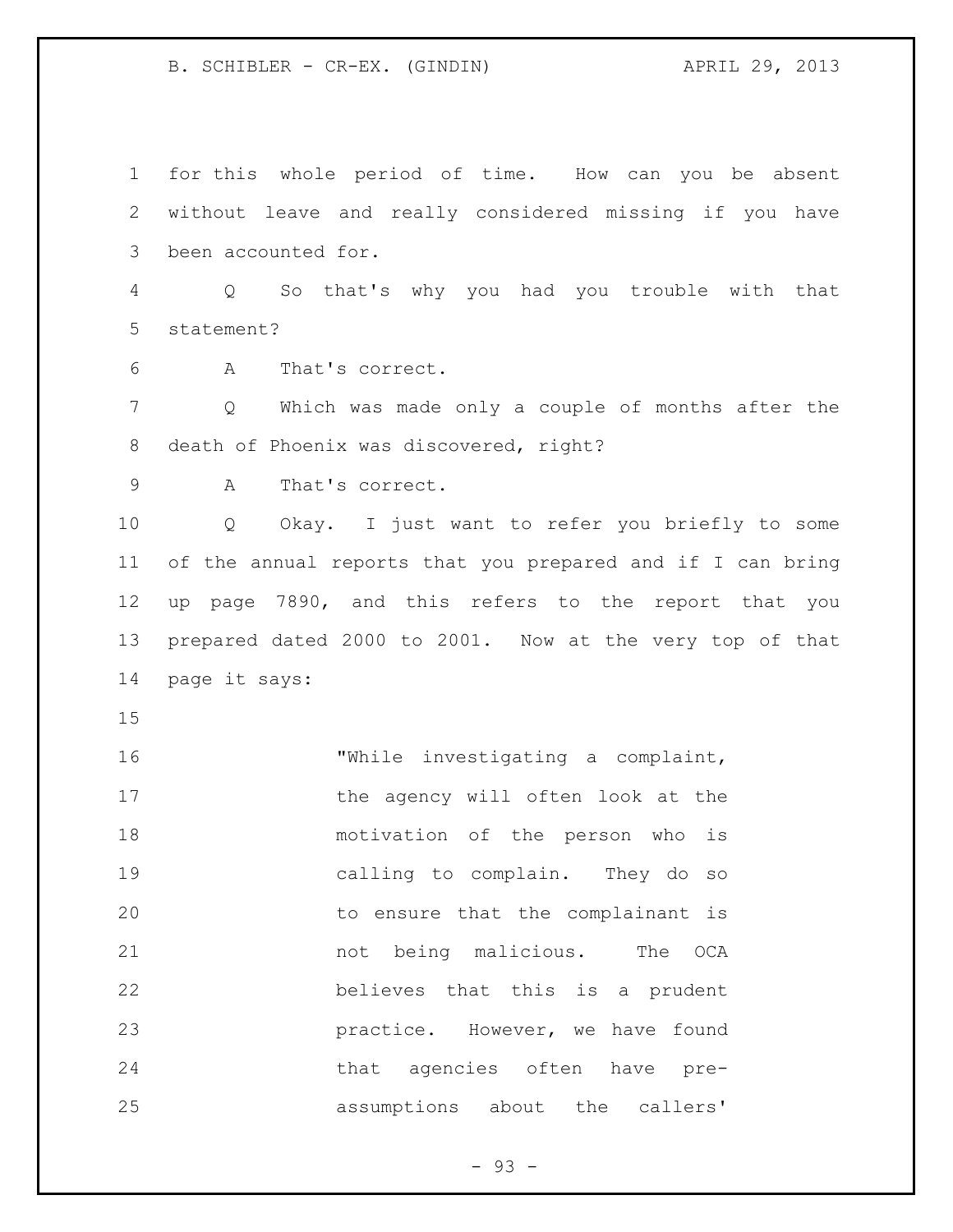for this whole period of time. How can you be absent without leave and really considered missing if you have been accounted for.

Q So that's why you had you trouble with that statement?

A That's correct.

Q Which was made only a couple of months after the death of Phoenix was discovered, right?

A That's correct.

Q Okay. I just want to refer you briefly to some of the annual reports that you prepared and if I can bring up page 7890, and this refers to the report that you prepared dated 2000 to 2001. Now at the very top of that page it says:

> "While investigating a complaint, the agency will often look at the motivation of the person who is calling to complain. They do so to ensure that the complainant is not being malicious. The OCA believes that this is a prudent practice. However, we have found that agencies often have pre-assumptions about the callers'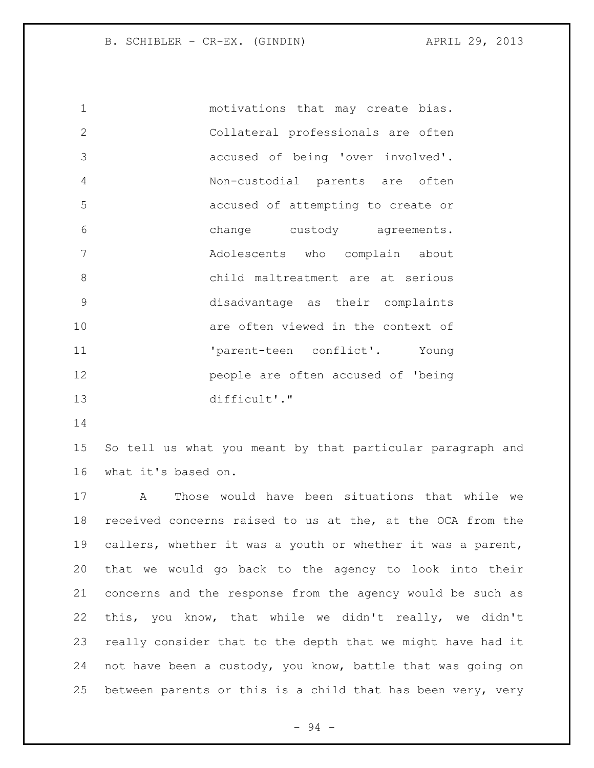> motivations that may create bias. Collateral professionals are often accused of being 'over involved'. Non-custodial parents are often accused of attempting to create or change custody agreements. Adolescents who complain about child maltreatment are at serious disadvantage as their complaints are often viewed in the context of 'parent-teen conflict'. Young people are often accused of 'being difficult'."

So tell us what you meant by that particular paragraph and what it's based on.

A Those would have been situations that while we received concerns raised to us at the, at the OCA from the callers, whether it was a youth or whether it was a parent, that we would go back to the agency to look into their concerns and the response from the agency would be such as this, you know, that while we didn't really, we didn't really consider that to the depth that we might have had it not have been a custody, you know, battle that was going on between parents or this is a child that has been very, very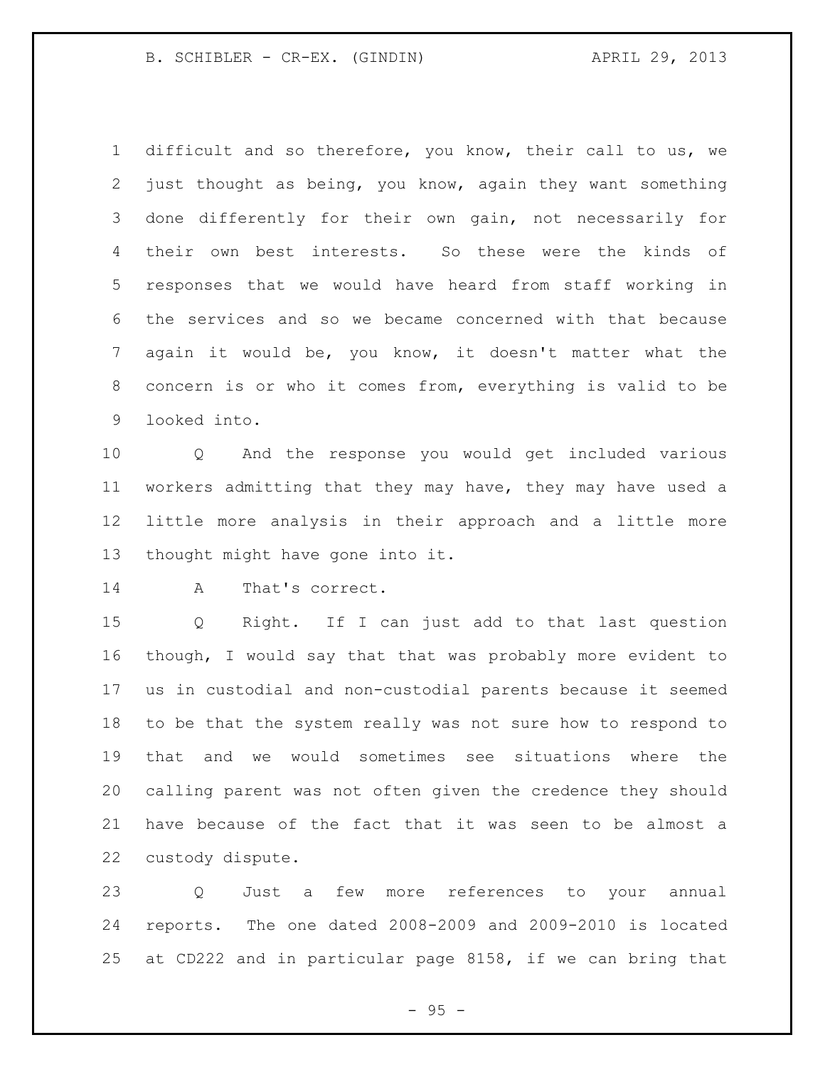difficult and so therefore, you know, their call to us, we just thought as being, you know, again they want something done differently for their own gain, not necessarily for their own best interests. So these were the kinds of responses that we would have heard from staff working in the services and so we became concerned with that because again it would be, you know, it doesn't matter what the concern is or who it comes from, everything is valid to be looked into.

Q And the response you would get included various workers admitting that they may have, they may have used a little more analysis in their approach and a little more thought might have gone into it.

A That's correct.

Q Right. If I can just add to that last question though, I would say that that was probably more evident to us in custodial and non-custodial parents because it seemed to be that the system really was not sure how to respond to that and we would sometimes see situations where the calling parent was not often given the credence they should have because of the fact that it was seen to be almost a custody dispute.

Q Just a few more references to your annual reports. The one dated 2008-2009 and 2009-2010 is located at CD222 and in particular page 8158, if we can bring that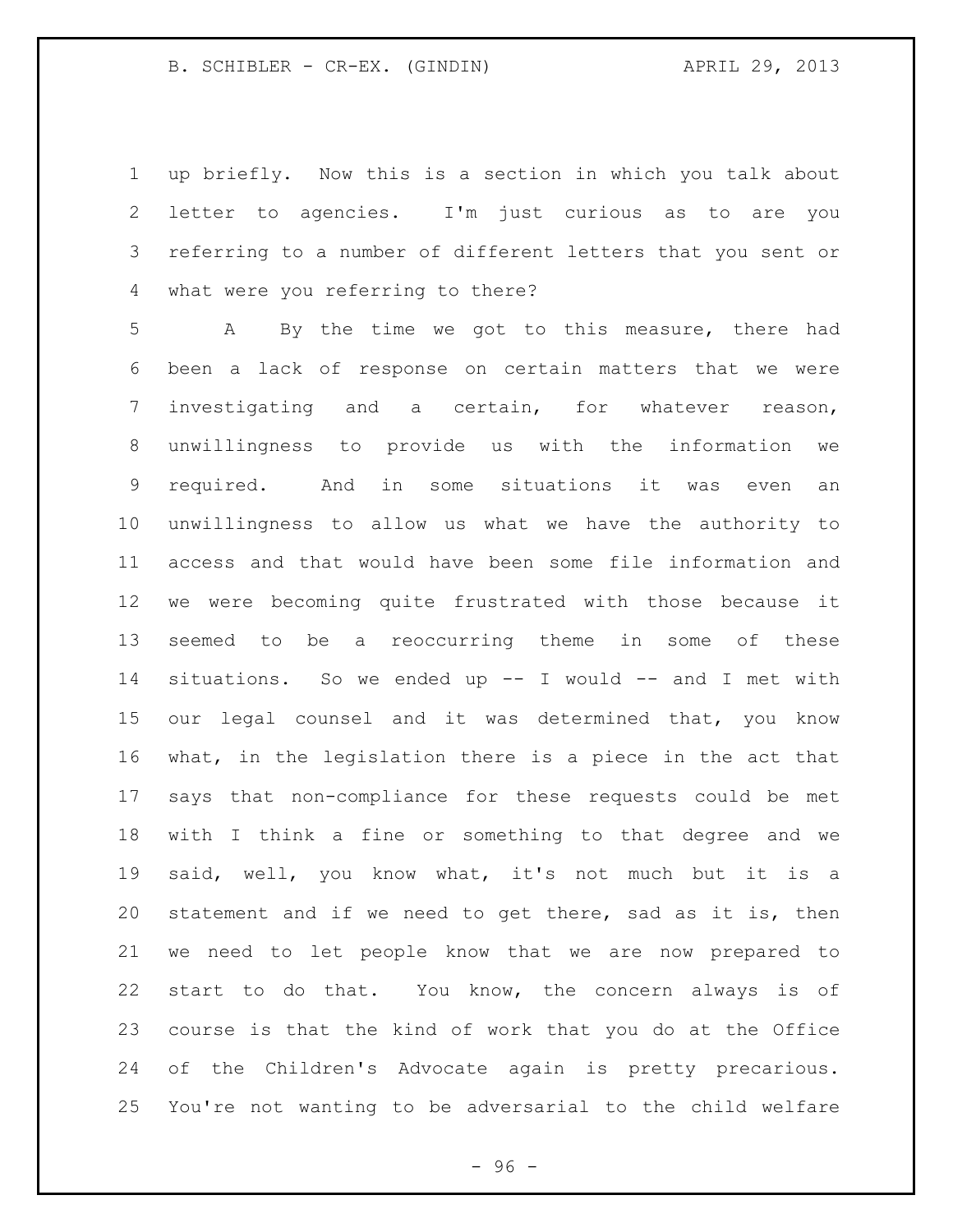up briefly. Now this is a section in which you talk about letter to agencies. I'm just curious as to are you referring to a number of different letters that you sent or what were you referring to there?

A By the time we got to this measure, there had been a lack of response on certain matters that we were investigating and a certain, for whatever reason, unwillingness to provide us with the information we required. And in some situations it was even an unwillingness to allow us what we have the authority to access and that would have been some file information and we were becoming quite frustrated with those because it seemed to be a reoccurring theme in some of these situations. So we ended up -- I would -- and I met with our legal counsel and it was determined that, you know what, in the legislation there is a piece in the act that says that non-compliance for these requests could be met with I think a fine or something to that degree and we said, well, you know what, it's not much but it is a statement and if we need to get there, sad as it is, then we need to let people know that we are now prepared to start to do that. You know, the concern always is of course is that the kind of work that you do at the Office of the Children's Advocate again is pretty precarious. You're not wanting to be adversarial to the child welfare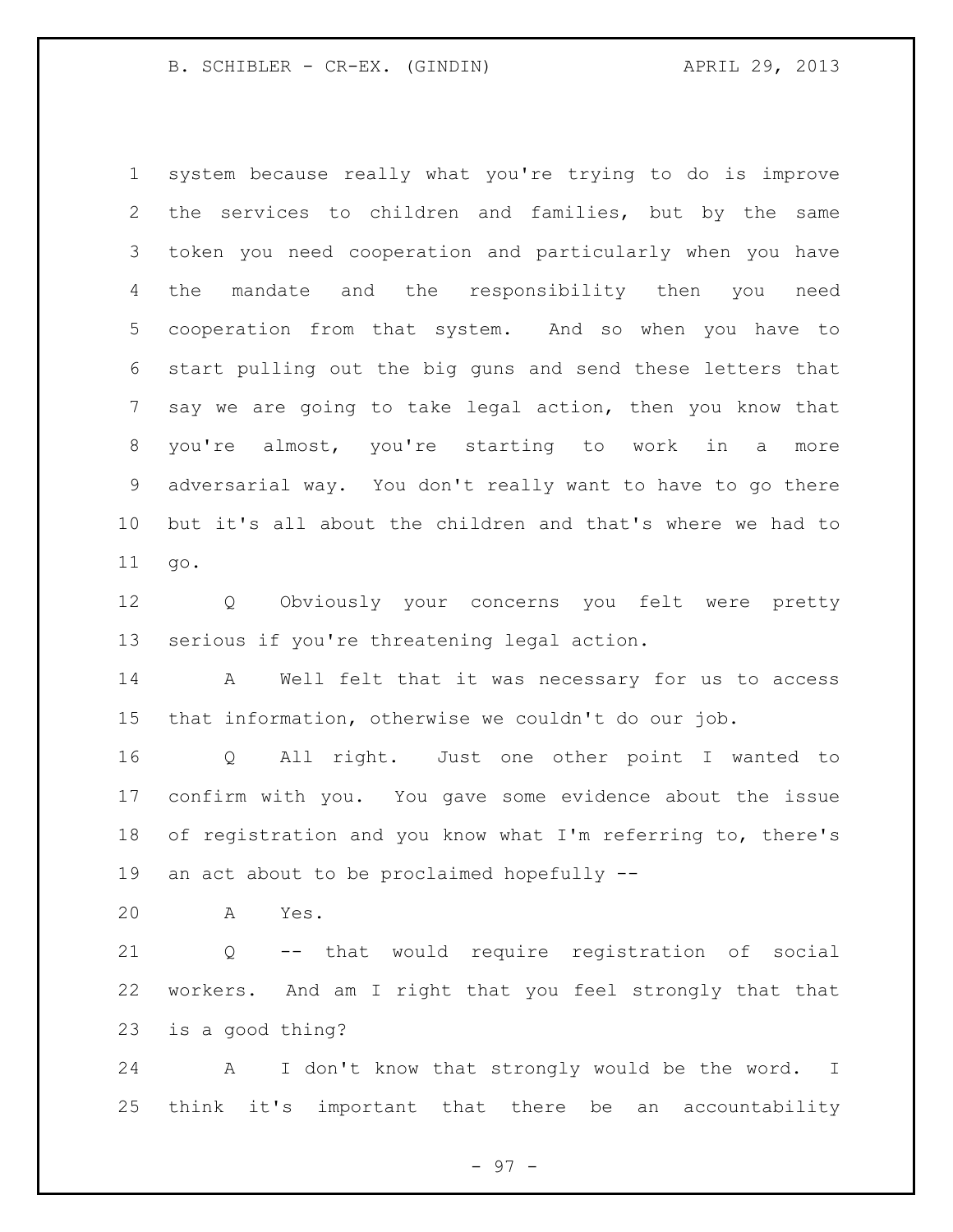system because really what you're trying to do is improve the services to children and families, but by the same token you need cooperation and particularly when you have the mandate and the responsibility then you need cooperation from that system. And so when you have to start pulling out the big guns and send these letters that say we are going to take legal action, then you know that you're almost, you're starting to work in a more adversarial way. You don't really want to have to go there but it's all about the children and that's where we had to go.

Q Obviously your concerns you felt were pretty serious if you're threatening legal action.

A Well felt that it was necessary for us to access that information, otherwise we couldn't do our job.

Q All right. Just one other point I wanted to confirm with you. You gave some evidence about the issue of registration and you know what I'm referring to, there's an act about to be proclaimed hopefully --

A Yes.

Q -- that would require registration of social workers. And am I right that you feel strongly that that is a good thing?

A I don't know that strongly would be the word. I think it's important that there be an accountability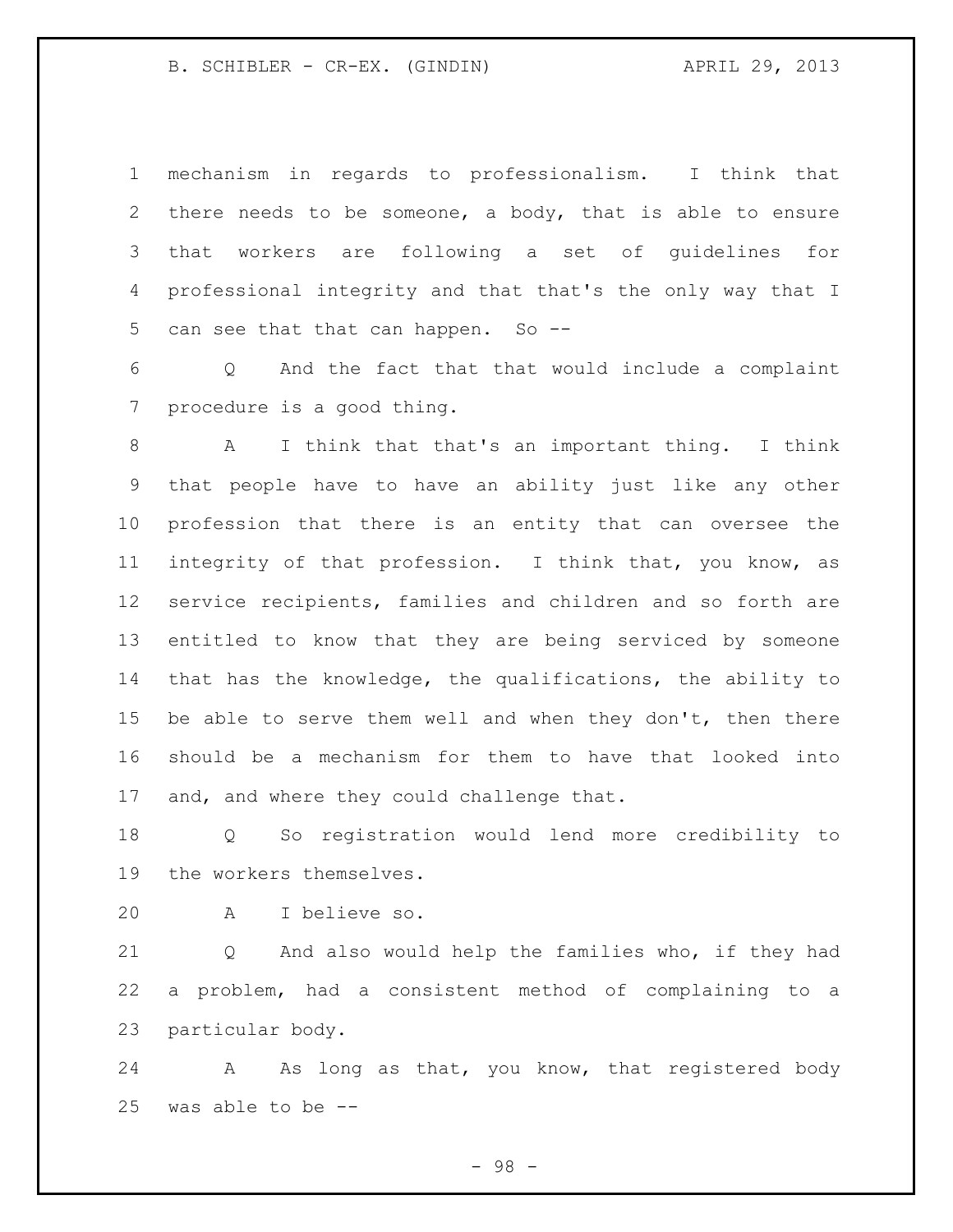mechanism in regards to professionalism. I think that there needs to be someone, a body, that is able to ensure that workers are following a set of guidelines for professional integrity and that that's the only way that I can see that that can happen. So --

Q And the fact that that would include a complaint procedure is a good thing.

A I think that that's an important thing. I think that people have to have an ability just like any other profession that there is an entity that can oversee the integrity of that profession. I think that, you know, as service recipients, families and children and so forth are entitled to know that they are being serviced by someone that has the knowledge, the qualifications, the ability to be able to serve them well and when they don't, then there should be a mechanism for them to have that looked into and, and where they could challenge that.

Q So registration would lend more credibility to the workers themselves.

A I believe so.

Q And also would help the families who, if they had a problem, had a consistent method of complaining to a particular body.

A As long as that, you know, that registered body was able to be --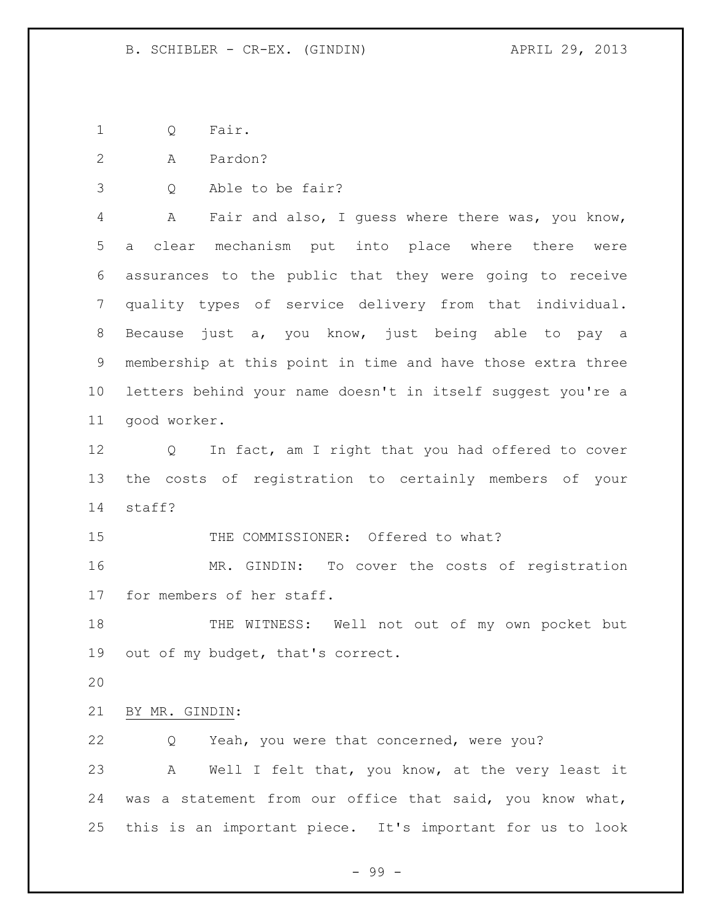Q Fair.

A Pardon?

Q Able to be fair?

A Fair and also, I guess where there was, you know, a clear mechanism put into place where there were assurances to the public that they were going to receive quality types of service delivery from that individual. Because just a, you know, just being able to pay a membership at this point in time and have those extra three letters behind your name doesn't in itself suggest you're a good worker.

Q In fact, am I right that you had offered to cover the costs of registration to certainly members of your staff?

THE COMMISSIONER: Offered to what?

MR. GINDIN: To cover the costs of registration for members of her staff.

THE WITNESS: Well not out of my own pocket but out of my budget, that's correct.

BY MR. GINDIN:

Q Yeah, you were that concerned, were you?

A Well I felt that, you know, at the very least it was a statement from our office that said, you know what, this is an important piece. It's important for us to look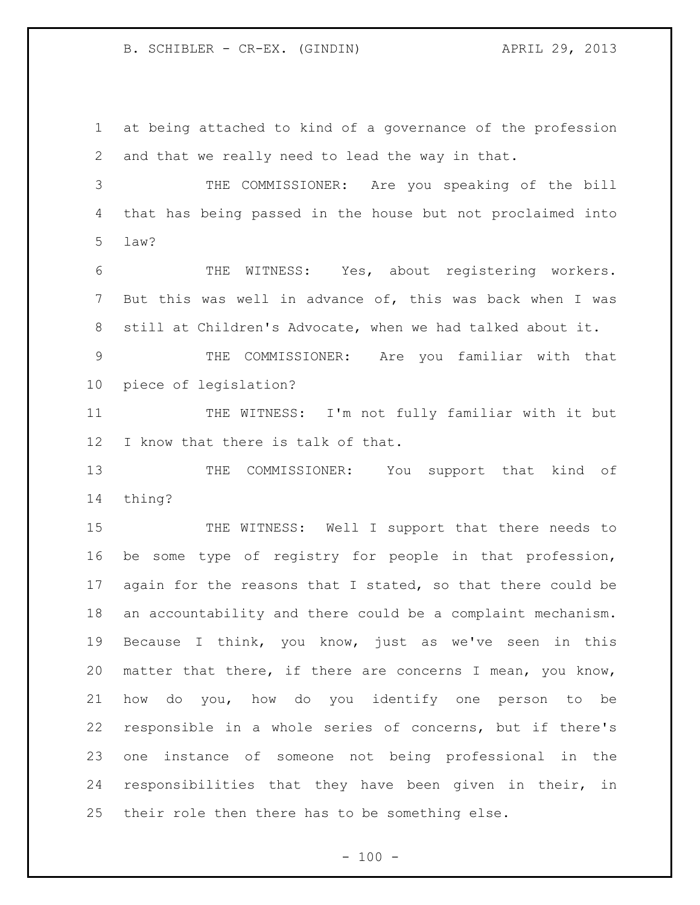at being attached to kind of a governance of the profession and that we really need to lead the way in that.

THE COMMISSIONER: Are you speaking of the bill that has being passed in the house but not proclaimed into law?

THE WITNESS: Yes, about registering workers. But this was well in advance of, this was back when I was still at Children's Advocate, when we had talked about it.

THE COMMISSIONER: Are you familiar with that piece of legislation?

THE WITNESS: I'm not fully familiar with it but I know that there is talk of that.

THE COMMISSIONER: You support that kind of thing?

THE WITNESS: Well I support that there needs to be some type of registry for people in that profession, again for the reasons that I stated, so that there could be an accountability and there could be a complaint mechanism. Because I think, you know, just as we've seen in this matter that there, if there are concerns I mean, you know, how do you, how do you identify one person to be responsible in a whole series of concerns, but if there's one instance of someone not being professional in the responsibilities that they have been given in their, in their role then there has to be something else.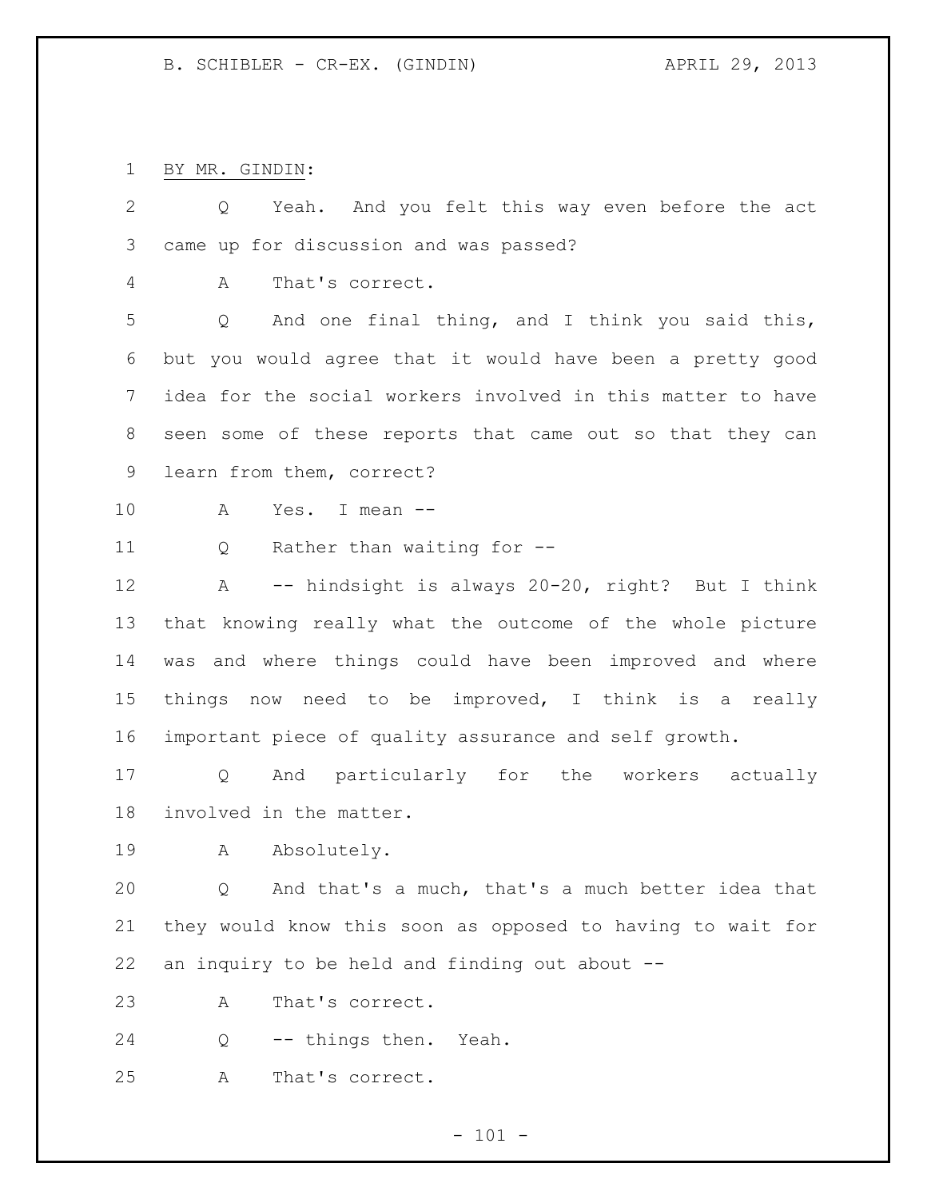BY MR. GINDIN:

Q Yeah. And you felt this way even before the act came up for discussion and was passed?

A That's correct.

Q And one final thing, and I think you said this, but you would agree that it would have been a pretty good idea for the social workers involved in this matter to have seen some of these reports that came out so that they can learn from them, correct?

A Yes. I mean --

Q Rather than waiting for --

A -- hindsight is always 20-20, right? But I think that knowing really what the outcome of the whole picture was and where things could have been improved and where things now need to be improved, I think is a really important piece of quality assurance and self growth.

Q And particularly for the workers actually involved in the matter.

A Absolutely.

Q And that's a much, that's a much better idea that they would know this soon as opposed to having to wait for an inquiry to be held and finding out about --

A That's correct.

Q -- things then. Yeah.

A That's correct.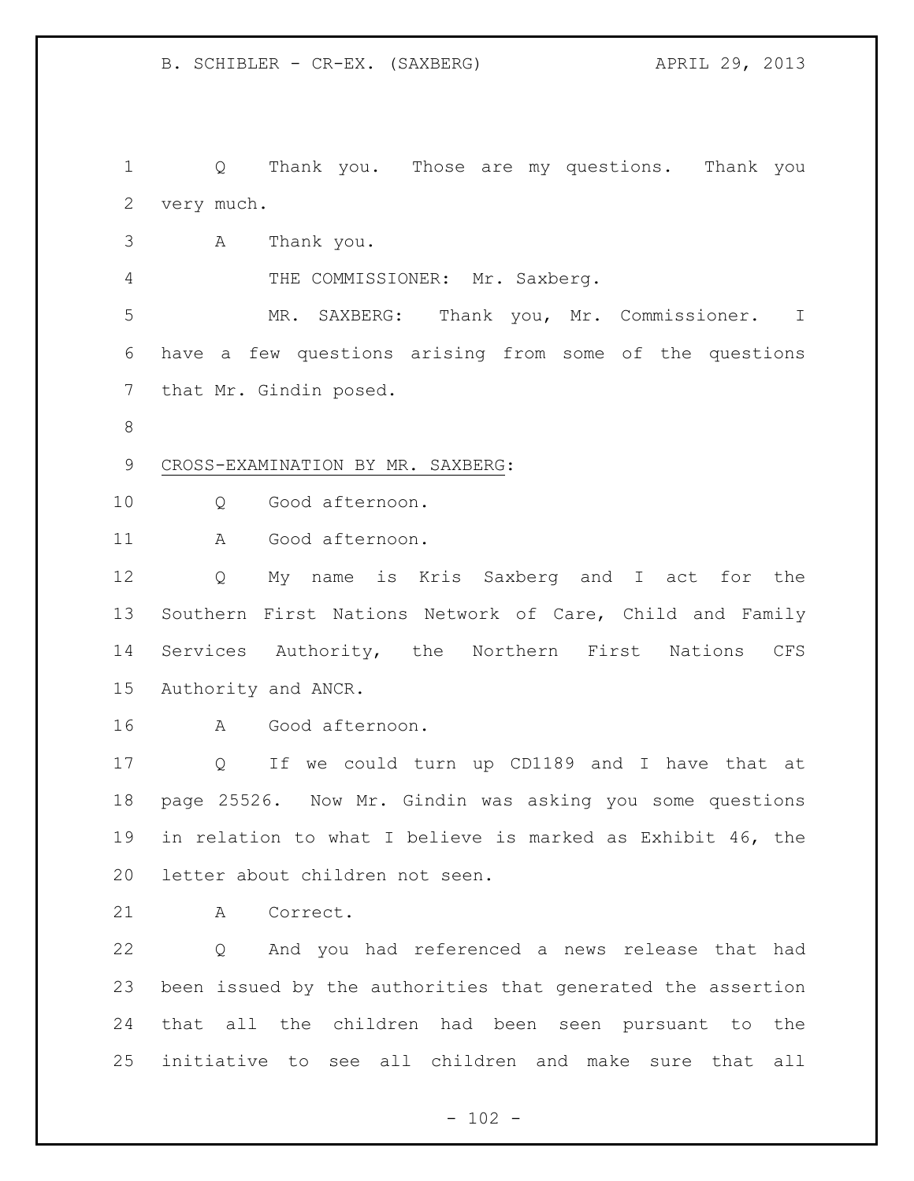Q Thank you. Those are my questions. Thank you very much.

A Thank you.

THE COMMISSIONER: Mr. Saxberg.

MR. SAXBERG: Thank you, Mr. Commissioner. I have a few questions arising from some of the questions that Mr. Gindin posed.

CROSS-EXAMINATION BY MR. SAXBERG:

Q Good afternoon.

A Good afternoon.

Q My name is Kris Saxberg and I act for the Southern First Nations Network of Care, Child and Family Services Authority, the Northern First Nations CFS Authority and ANCR.

A Good afternoon.

Q If we could turn up CD1189 and I have that at page 25526. Now Mr. Gindin was asking you some questions in relation to what I believe is marked as Exhibit 46, the letter about children not seen.

A Correct.

Q And you had referenced a news release that had been issued by the authorities that generated the assertion that all the children had been seen pursuant to the initiative to see all children and make sure that all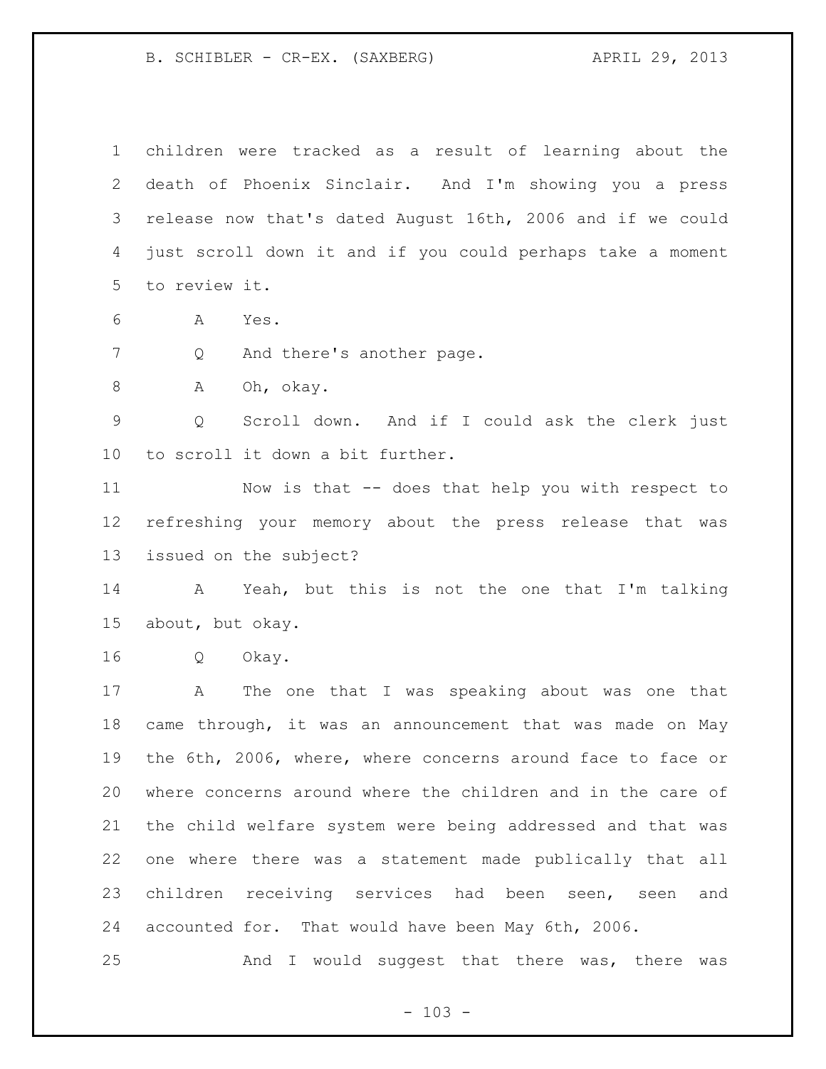children were tracked as a result of learning about the death of Phoenix Sinclair. And I'm showing you a press release now that's dated August 16th, 2006 and if we could just scroll down it and if you could perhaps take a moment to review it.

A Yes.

Q And there's another page.

A Oh, okay.

Q Scroll down. And if I could ask the clerk just to scroll it down a bit further.

Now is that -- does that help you with respect to refreshing your memory about the press release that was issued on the subject?

A Yeah, but this is not the one that I'm talking about, but okay.

Q Okay.

A The one that I was speaking about was one that came through, it was an announcement that was made on May the 6th, 2006, where, where concerns around face to face or where concerns around where the children and in the care of the child welfare system were being addressed and that was one where there was a statement made publically that all children receiving services had been seen, seen and accounted for. That would have been May 6th, 2006.

And I would suggest that there was, there was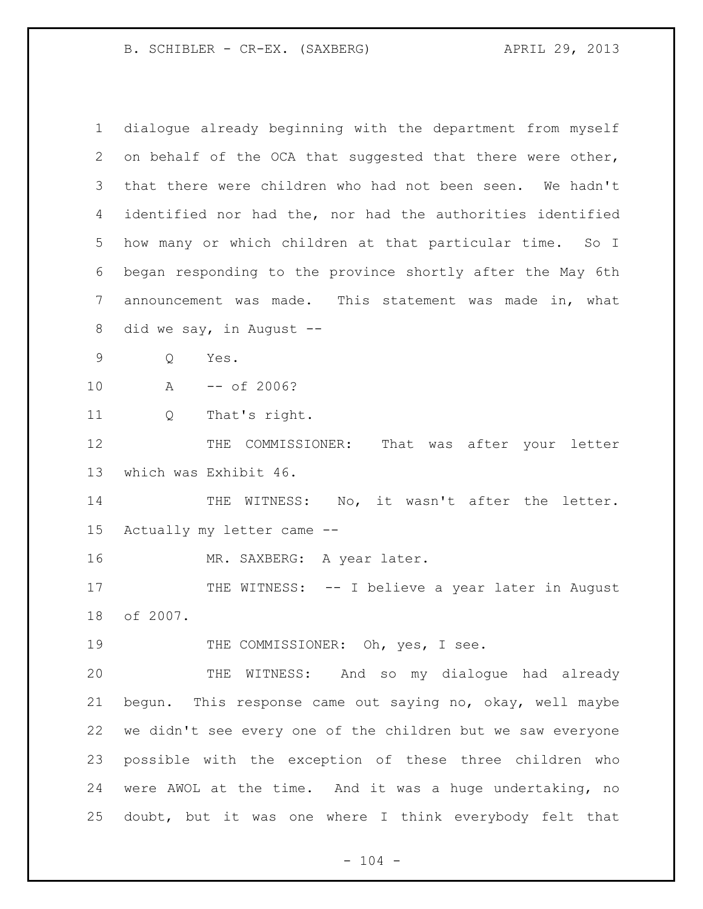dialogue already beginning with the department from myself on behalf of the OCA that suggested that there were other, that there were children who had not been seen. We hadn't identified nor had the, nor had the authorities identified how many or which children at that particular time. So I began responding to the province shortly after the May 6th announcement was made. This statement was made in, what did we say, in August --

Q Yes.

A -- of 2006?

Q That's right.

THE COMMISSIONER: That was after your letter which was Exhibit 46.

THE WITNESS: No, it wasn't after the letter. Actually my letter came --

MR. SAXBERG: A year later.

THE WITNESS: -- I believe a year later in August of 2007.

THE COMMISSIONER: Oh, yes, I see.

THE WITNESS: And so my dialogue had already begun. This response came out saying no, okay, well maybe we didn't see every one of the children but we saw everyone possible with the exception of these three children who were AWOL at the time. And it was a huge undertaking, no doubt, but it was one where I think everybody felt that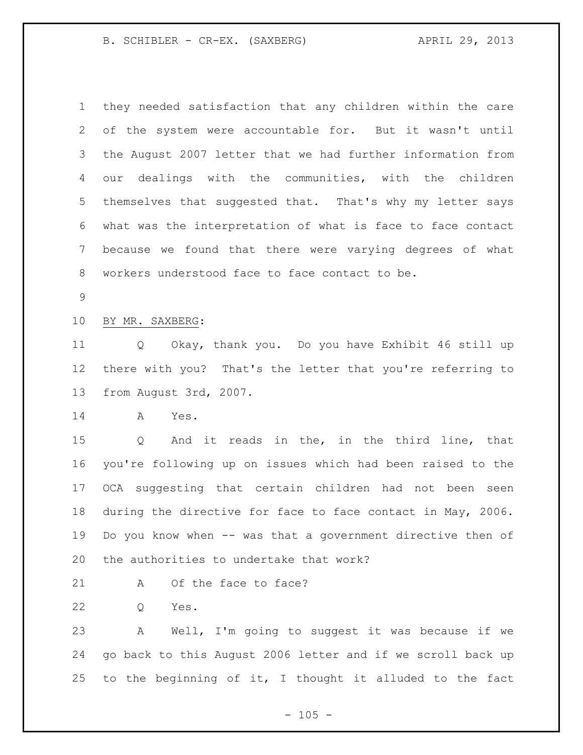they needed satisfaction that any children within the care of the system were accountable for. But it wasn't until the August 2007 letter that we had further information from our dealings with the communities, with the children themselves that suggested that. That's why my letter says what was the interpretation of what is face to face contact because we found that there were varying degrees of what workers understood face to face contact to be.

BY MR. SAXBERG:

Q Okay, thank you. Do you have Exhibit 46 still up there with you? That's the letter that you're referring to from August 3rd, 2007.

A Yes.

Q And it reads in the, in the third line, that you're following up on issues which had been raised to the OCA suggesting that certain children had not been seen during the directive for face to face contact in May, 2006. Do you know when -- was that a government directive then of the authorities to undertake that work?

A Of the face to face?

Q Yes.

A Well, I'm going to suggest it was because if we go back to this August 2006 letter and if we scroll back up to the beginning of it, I thought it alluded to the fact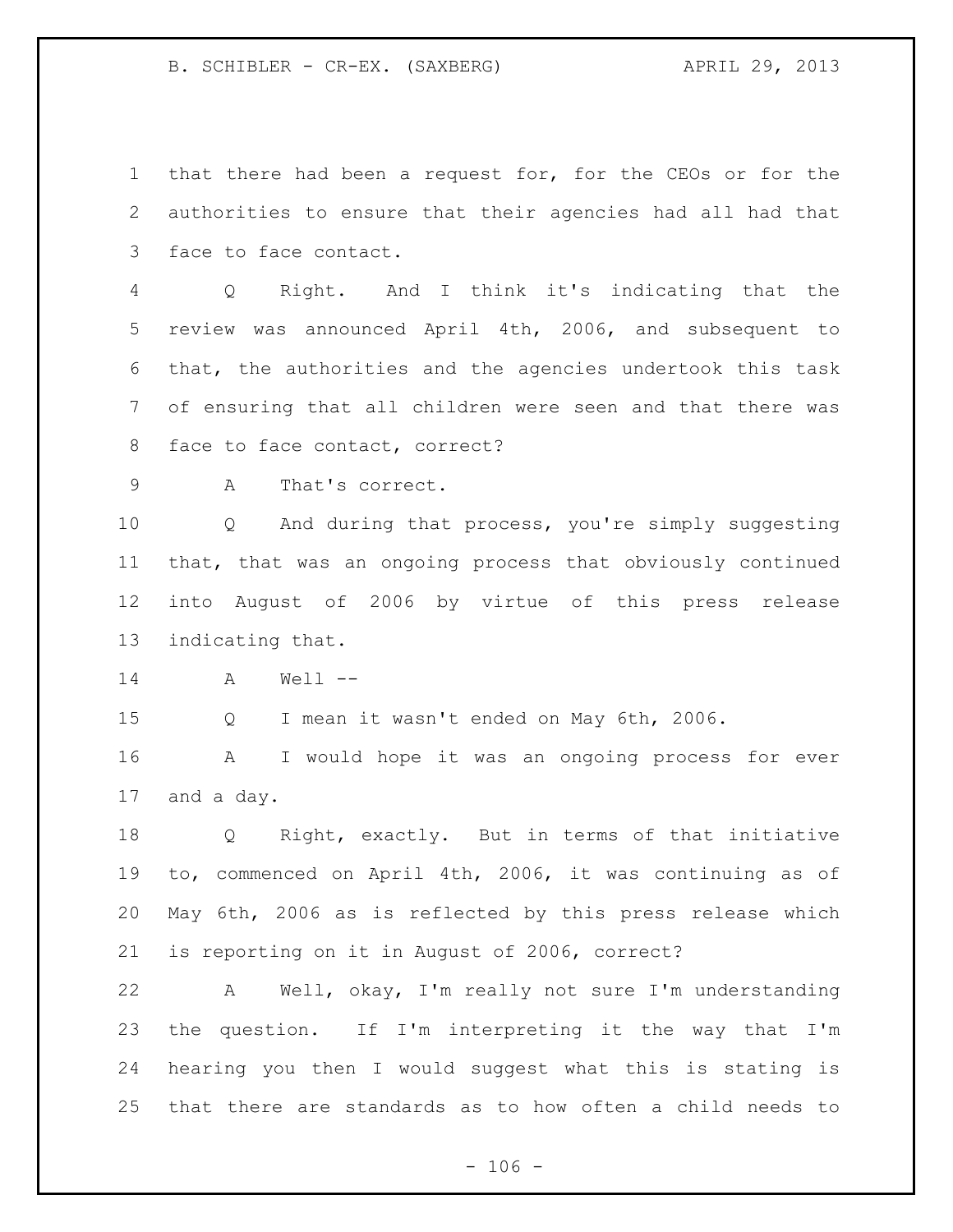that there had been a request for, for the CEOs or for the authorities to ensure that their agencies had all had that face to face contact.

Q Right. And I think it's indicating that the review was announced April 4th, 2006, and subsequent to that, the authorities and the agencies undertook this task of ensuring that all children were seen and that there was face to face contact, correct?

A That's correct.

Q And during that process, you're simply suggesting that, that was an ongoing process that obviously continued into August of 2006 by virtue of this press release indicating that.

A Well --

Q I mean it wasn't ended on May 6th, 2006.

A I would hope it was an ongoing process for ever and a day.

Q Right, exactly. But in terms of that initiative to, commenced on April 4th, 2006, it was continuing as of May 6th, 2006 as is reflected by this press release which is reporting on it in August of 2006, correct?

A Well, okay, I'm really not sure I'm understanding the question. If I'm interpreting it the way that I'm hearing you then I would suggest what this is stating is that there are standards as to how often a child needs to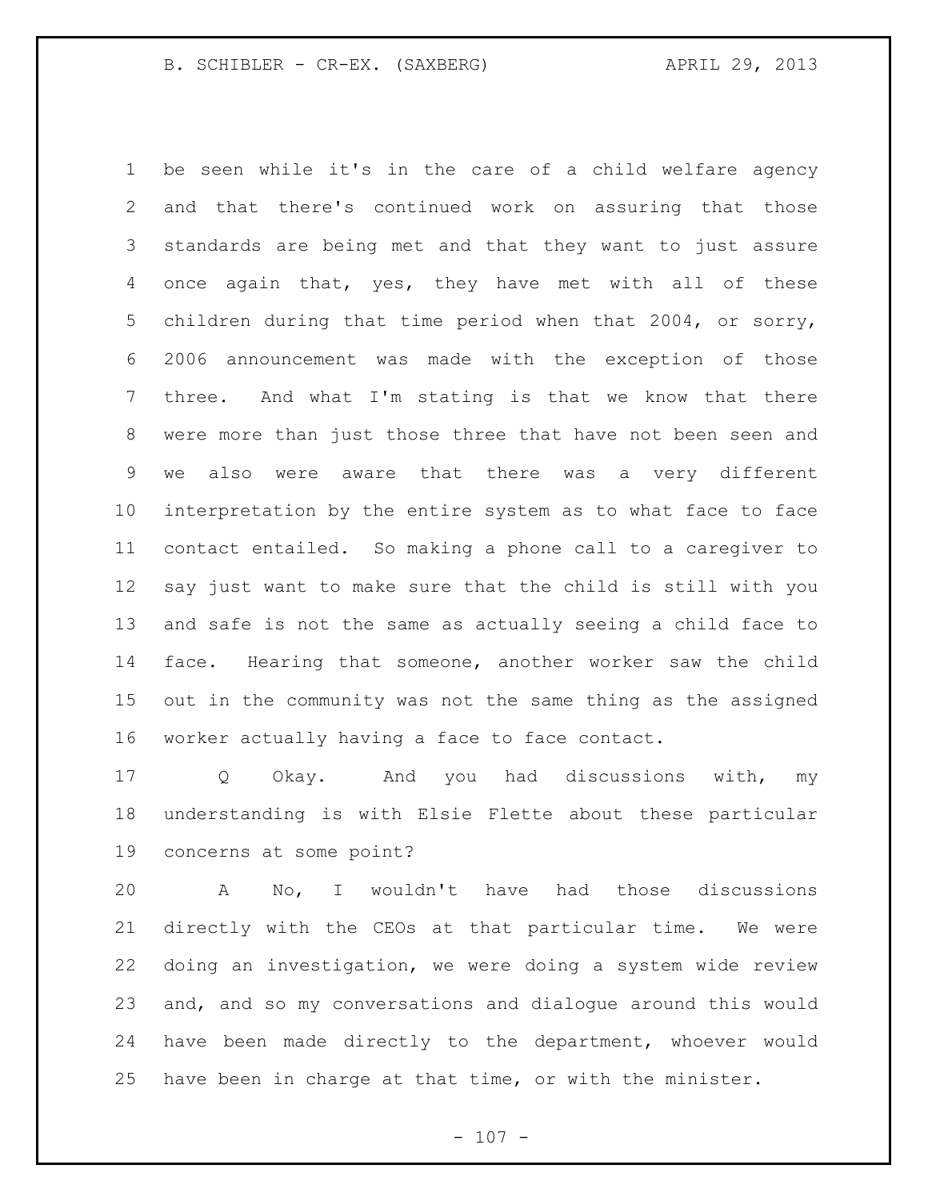be seen while it's in the care of a child welfare agency and that there's continued work on assuring that those standards are being met and that they want to just assure once again that, yes, they have met with all of these children during that time period when that 2004, or sorry, 2006 announcement was made with the exception of those three. And what I'm stating is that we know that there were more than just those three that have not been seen and we also were aware that there was a very different interpretation by the entire system as to what face to face contact entailed. So making a phone call to a caregiver to say just want to make sure that the child is still with you and safe is not the same as actually seeing a child face to face. Hearing that someone, another worker saw the child out in the community was not the same thing as the assigned worker actually having a face to face contact.

Q Okay. And you had discussions with, my understanding is with Elsie Flette about these particular concerns at some point?

A No, I wouldn't have had those discussions directly with the CEOs at that particular time. We were doing an investigation, we were doing a system wide review and, and so my conversations and dialogue around this would have been made directly to the department, whoever would have been in charge at that time, or with the minister.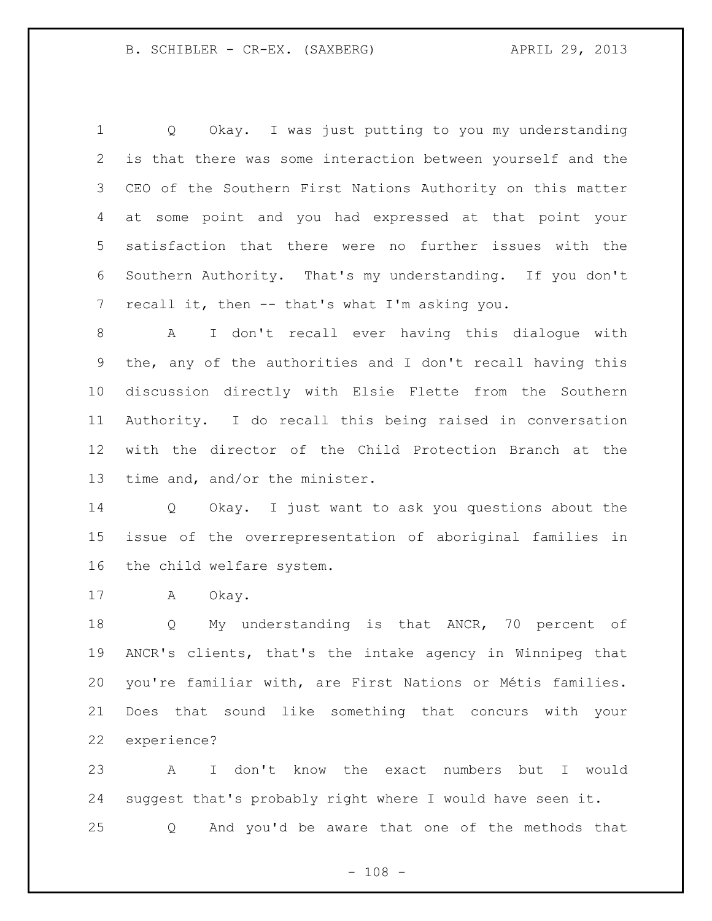Q Okay. I was just putting to you my understanding is that there was some interaction between yourself and the CEO of the Southern First Nations Authority on this matter at some point and you had expressed at that point your satisfaction that there were no further issues with the Southern Authority. That's my understanding. If you don't recall it, then -- that's what I'm asking you.

A I don't recall ever having this dialogue with the, any of the authorities and I don't recall having this discussion directly with Elsie Flette from the Southern Authority. I do recall this being raised in conversation with the director of the Child Protection Branch at the time and, and/or the minister.

Q Okay. I just want to ask you questions about the issue of the overrepresentation of aboriginal families in the child welfare system.

A Okay.

Q My understanding is that ANCR, 70 percent of ANCR's clients, that's the intake agency in Winnipeg that you're familiar with, are First Nations or Métis families. Does that sound like something that concurs with your experience?

A I don't know the exact numbers but I would suggest that's probably right where I would have seen it.

Q And you'd be aware that one of the methods that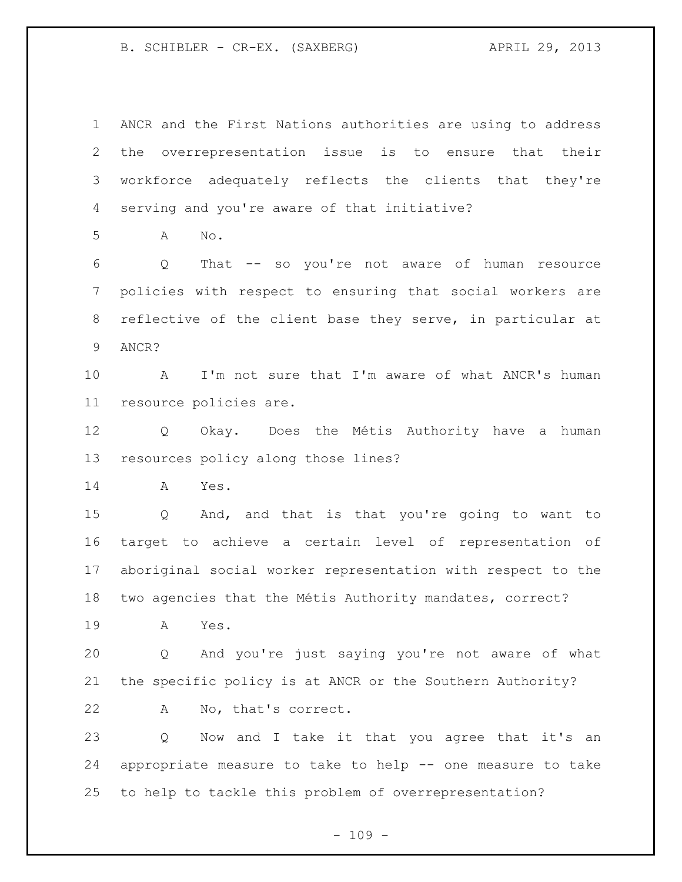ANCR and the First Nations authorities are using to address the overrepresentation issue is to ensure that their workforce adequately reflects the clients that they're serving and you're aware of that initiative?

A No.

Q That -- so you're not aware of human resource policies with respect to ensuring that social workers are reflective of the client base they serve, in particular at ANCR?

A I'm not sure that I'm aware of what ANCR's human resource policies are.

Q Okay. Does the Métis Authority have a human resources policy along those lines?

A Yes.

Q And, and that is that you're going to want to target to achieve a certain level of representation of aboriginal social worker representation with respect to the two agencies that the Métis Authority mandates, correct?

A Yes.

Q And you're just saying you're not aware of what the specific policy is at ANCR or the Southern Authority?

A No, that's correct.

Q Now and I take it that you agree that it's an appropriate measure to take to help -- one measure to take to help to tackle this problem of overrepresentation?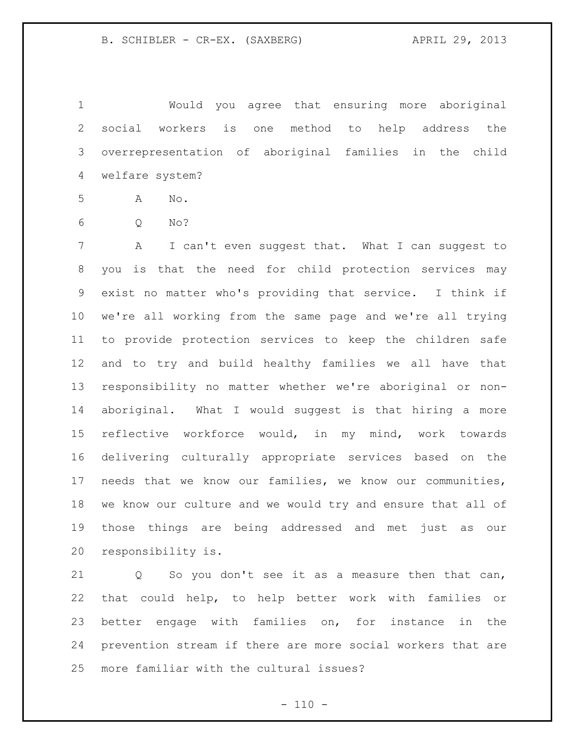Would you agree that ensuring more aboriginal social workers is one method to help address the overrepresentation of aboriginal families in the child welfare system?

A No.

Q No?

A I can't even suggest that. What I can suggest to you is that the need for child protection services may exist no matter who's providing that service. I think if we're all working from the same page and we're all trying to provide protection services to keep the children safe and to try and build healthy families we all have that responsibility no matter whether we're aboriginal or non-aboriginal. What I would suggest is that hiring a more reflective workforce would, in my mind, work towards delivering culturally appropriate services based on the needs that we know our families, we know our communities, we know our culture and we would try and ensure that all of those things are being addressed and met just as our responsibility is.

Q So you don't see it as a measure then that can, that could help, to help better work with families or better engage with families on, for instance in the prevention stream if there are more social workers that are more familiar with the cultural issues?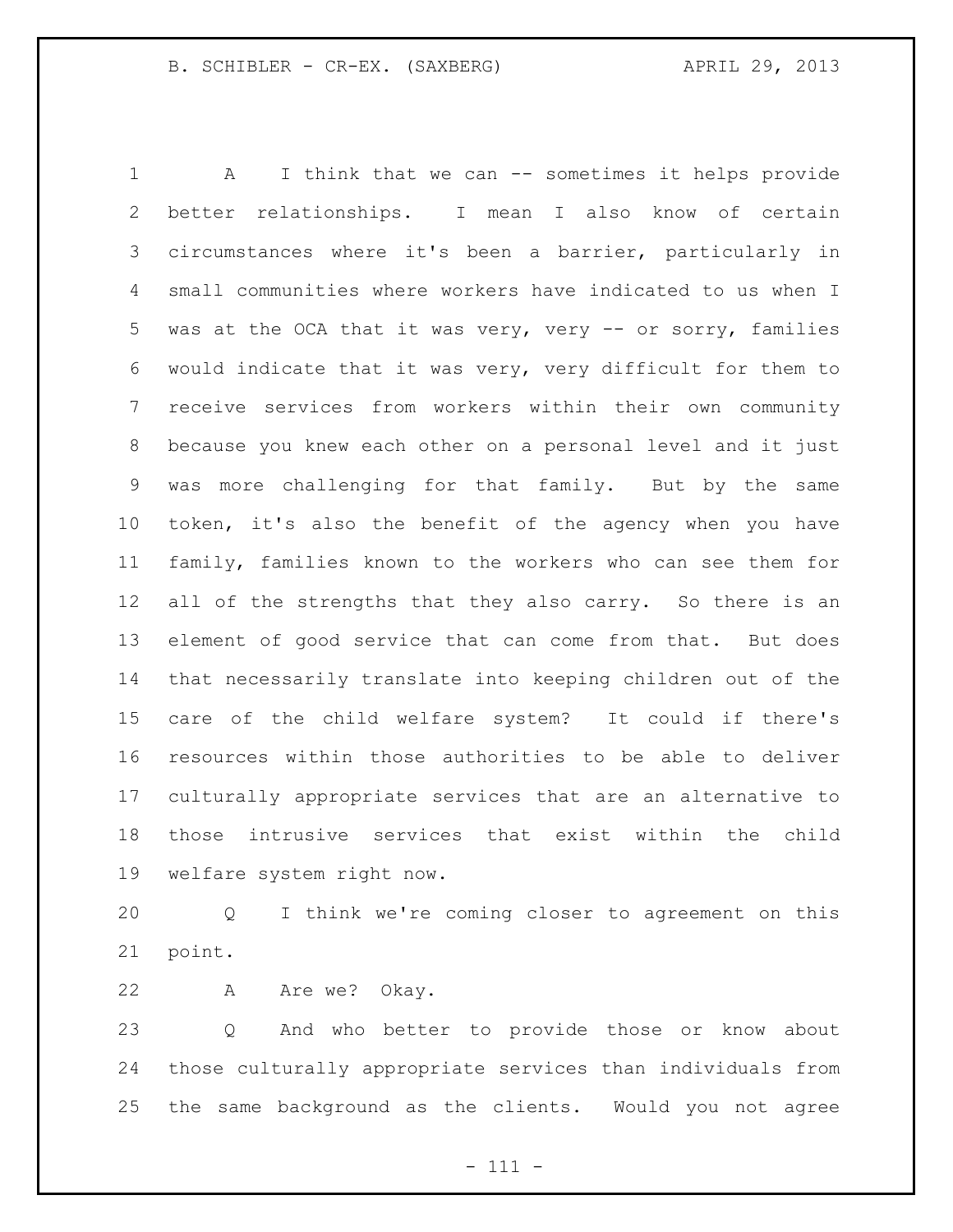A I think that we can -- sometimes it helps provide better relationships. I mean I also know of certain circumstances where it's been a barrier, particularly in small communities where workers have indicated to us when I was at the OCA that it was very, very -- or sorry, families would indicate that it was very, very difficult for them to receive services from workers within their own community because you knew each other on a personal level and it just was more challenging for that family. But by the same token, it's also the benefit of the agency when you have family, families known to the workers who can see them for all of the strengths that they also carry. So there is an element of good service that can come from that. But does that necessarily translate into keeping children out of the care of the child welfare system? It could if there's resources within those authorities to be able to deliver culturally appropriate services that are an alternative to those intrusive services that exist within the child welfare system right now.

Q I think we're coming closer to agreement on this point.

A Are we? Okay.

Q And who better to provide those or know about those culturally appropriate services than individuals from the same background as the clients. Would you not agree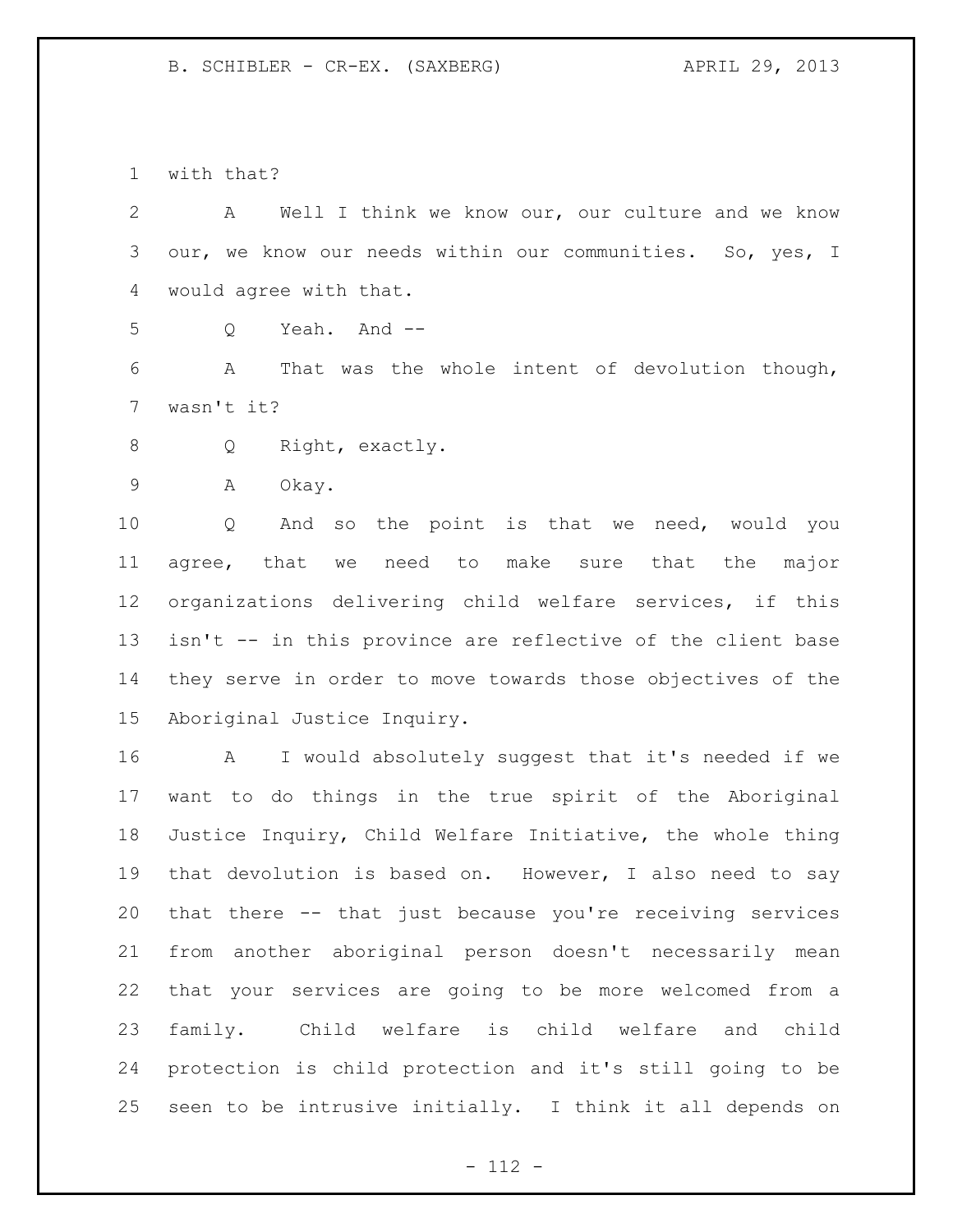with that?

A Well I think we know our, our culture and we know our, we know our needs within our communities. So, yes, I would agree with that.

Q Yeah. And --

A That was the whole intent of devolution though, wasn't it?

Q Right, exactly.

A Okay.

Q And so the point is that we need, would you agree, that we need to make sure that the major organizations delivering child welfare services, if this isn't -- in this province are reflective of the client base they serve in order to move towards those objectives of the Aboriginal Justice Inquiry.

A I would absolutely suggest that it's needed if we want to do things in the true spirit of the Aboriginal Justice Inquiry, Child Welfare Initiative, the whole thing that devolution is based on. However, I also need to say that there -- that just because you're receiving services from another aboriginal person doesn't necessarily mean that your services are going to be more welcomed from a family. Child welfare is child welfare and child protection is child protection and it's still going to be seen to be intrusive initially. I think it all depends on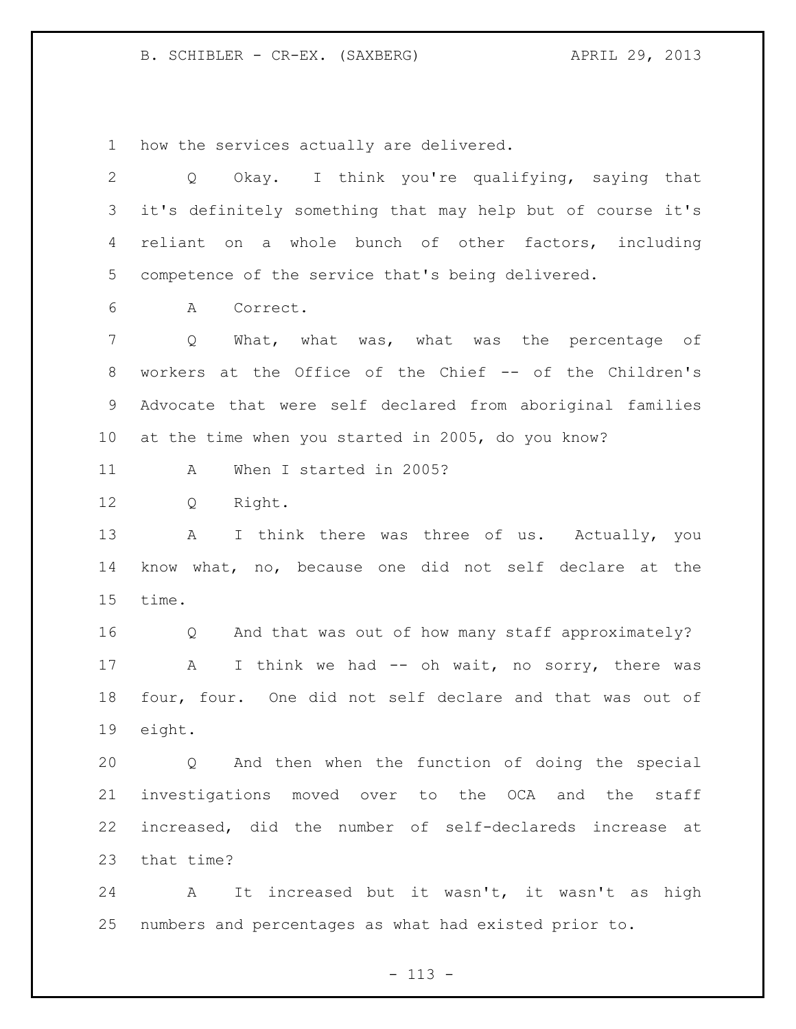how the services actually are delivered.

Q Okay. I think you're qualifying, saying that it's definitely something that may help but of course it's reliant on a whole bunch of other factors, including competence of the service that's being delivered.

A Correct.

Q What, what was, what was the percentage of workers at the Office of the Chief -- of the Children's Advocate that were self declared from aboriginal families at the time when you started in 2005, do you know?

A When I started in 2005?

Q Right.

A I think there was three of us. Actually, you know what, no, because one did not self declare at the time.

Q And that was out of how many staff approximately?

A I think we had -- oh wait, no sorry, there was four, four. One did not self declare and that was out of eight.

Q And then when the function of doing the special investigations moved over to the OCA and the staff increased, did the number of self-declareds increase at that time?

A It increased but it wasn't, it wasn't as high numbers and percentages as what had existed prior to.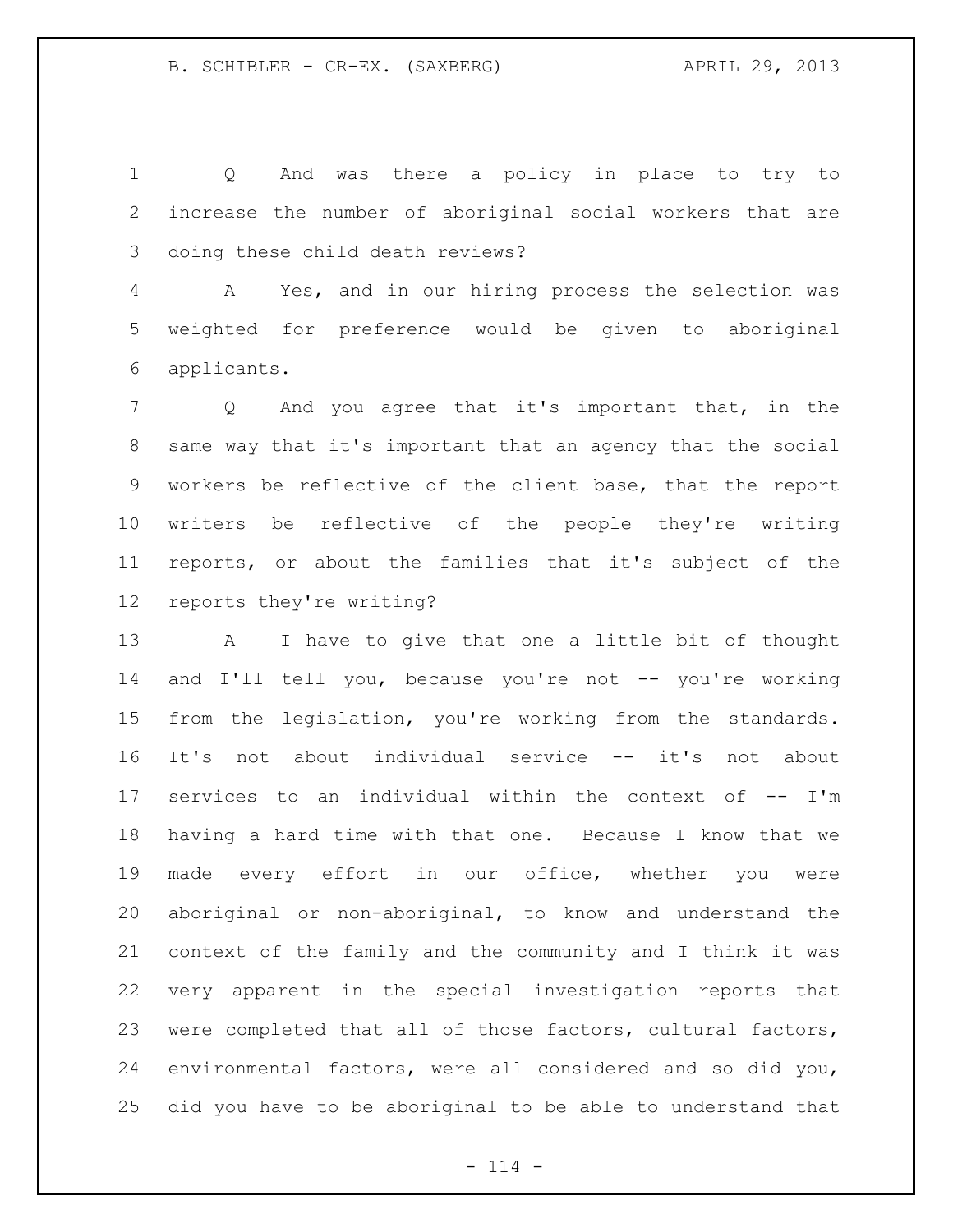Q And was there a policy in place to try to increase the number of aboriginal social workers that are doing these child death reviews?

A Yes, and in our hiring process the selection was weighted for preference would be given to aboriginal applicants.

Q And you agree that it's important that, in the same way that it's important that an agency that the social workers be reflective of the client base, that the report writers be reflective of the people they're writing reports, or about the families that it's subject of the reports they're writing?

A I have to give that one a little bit of thought and I'll tell you, because you're not -- you're working from the legislation, you're working from the standards. It's not about individual service -- it's not about services to an individual within the context of -- I'm having a hard time with that one. Because I know that we made every effort in our office, whether you were aboriginal or non-aboriginal, to know and understand the context of the family and the community and I think it was very apparent in the special investigation reports that were completed that all of those factors, cultural factors, environmental factors, were all considered and so did you, did you have to be aboriginal to be able to understand that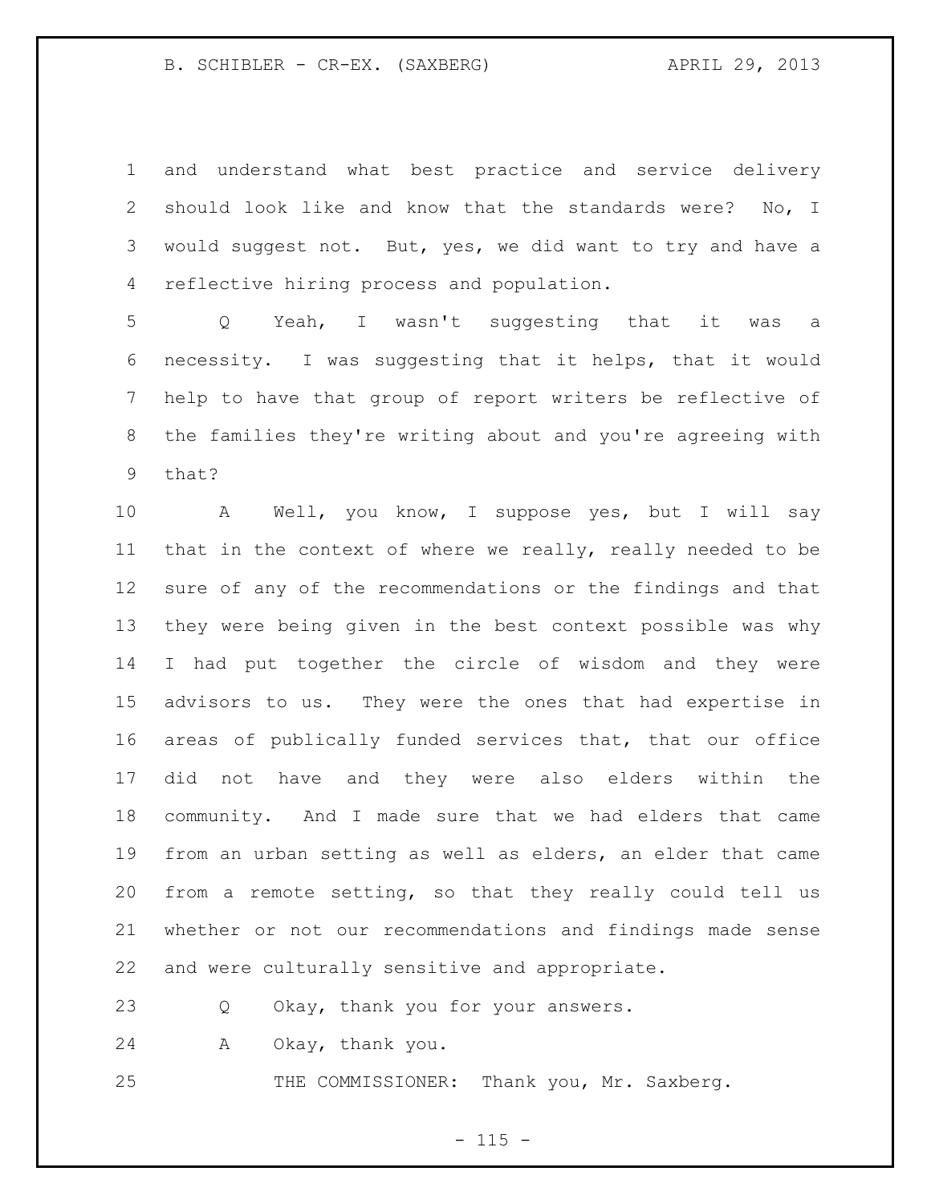and understand what best practice and service delivery should look like and know that the standards were? No, I would suggest not. But, yes, we did want to try and have a reflective hiring process and population.

Q Yeah, I wasn't suggesting that it was a necessity. I was suggesting that it helps, that it would help to have that group of report writers be reflective of the families they're writing about and you're agreeing with that?

A Well, you know, I suppose yes, but I will say that in the context of where we really, really needed to be sure of any of the recommendations or the findings and that they were being given in the best context possible was why I had put together the circle of wisdom and they were advisors to us. They were the ones that had expertise in areas of publically funded services that, that our office did not have and they were also elders within the community. And I made sure that we had elders that came from an urban setting as well as elders, an elder that came from a remote setting, so that they really could tell us whether or not our recommendations and findings made sense and were culturally sensitive and appropriate.

Q Okay, thank you for your answers.

A Okay, thank you.

THE COMMISSIONER: Thank you, Mr. Saxberg.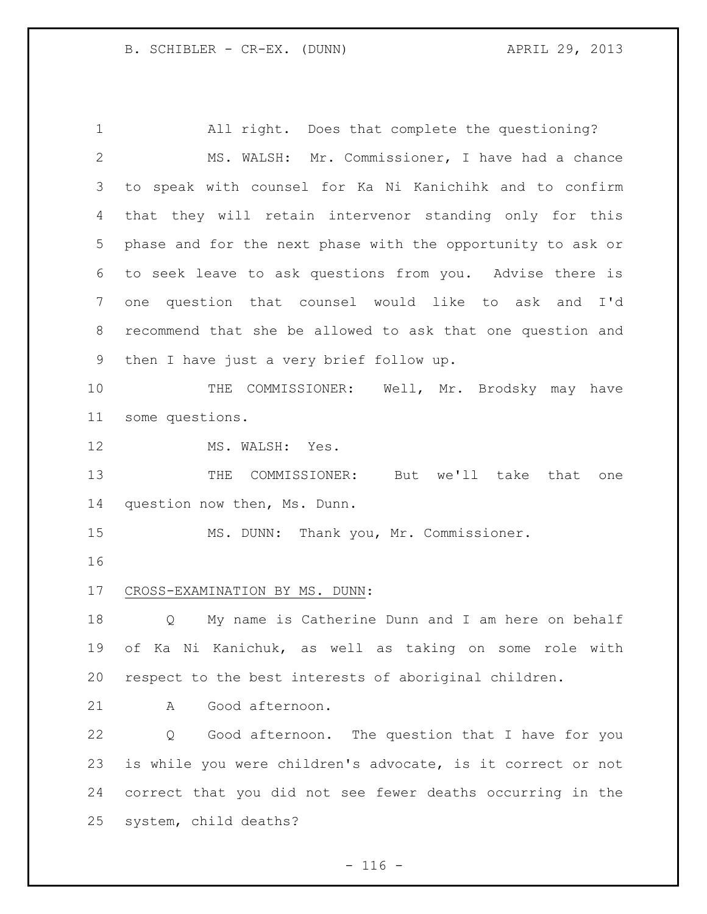All right. Does that complete the questioning?

MS. WALSH: Mr. Commissioner, I have had a chance to speak with counsel for Ka Ni Kanichihk and to confirm that they will retain intervenor standing only for this phase and for the next phase with the opportunity to ask or to seek leave to ask questions from you. Advise there is one question that counsel would like to ask and I'd recommend that she be allowed to ask that one question and then I have just a very brief follow up.

THE COMMISSIONER: Well, Mr. Brodsky may have some questions.

MS. WALSH: Yes.

THE COMMISSIONER: But we'll take that one question now then, Ms. Dunn.

MS. DUNN: Thank you, Mr. Commissioner.

CROSS-EXAMINATION BY MS. DUNN:

Q My name is Catherine Dunn and I am here on behalf of Ka Ni Kanichuk, as well as taking on some role with respect to the best interests of aboriginal children.

A Good afternoon.

Q Good afternoon. The question that I have for you is while you were children's advocate, is it correct or not correct that you did not see fewer deaths occurring in the system, child deaths?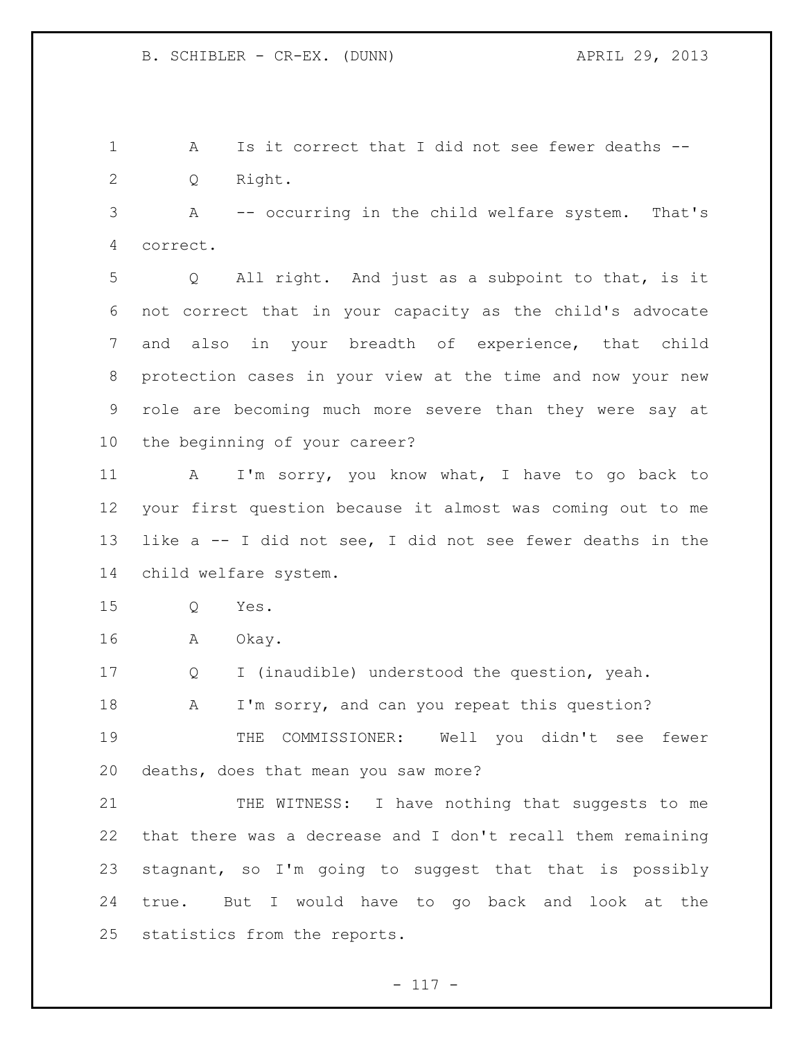A Is it correct that I did not see fewer deaths --

Q Right.

A -- occurring in the child welfare system. That's correct.

Q All right. And just as a subpoint to that, is it not correct that in your capacity as the child's advocate and also in your breadth of experience, that child protection cases in your view at the time and now your new role are becoming much more severe than they were say at the beginning of your career?

A I'm sorry, you know what, I have to go back to your first question because it almost was coming out to me like a -- I did not see, I did not see fewer deaths in the child welfare system.

Q Yes.

A Okay.

Q I (inaudible) understood the question, yeah.

A I'm sorry, and can you repeat this question?

THE COMMISSIONER: Well you didn't see fewer deaths, does that mean you saw more?

THE WITNESS: I have nothing that suggests to me that there was a decrease and I don't recall them remaining stagnant, so I'm going to suggest that that is possibly true. But I would have to go back and look at the statistics from the reports.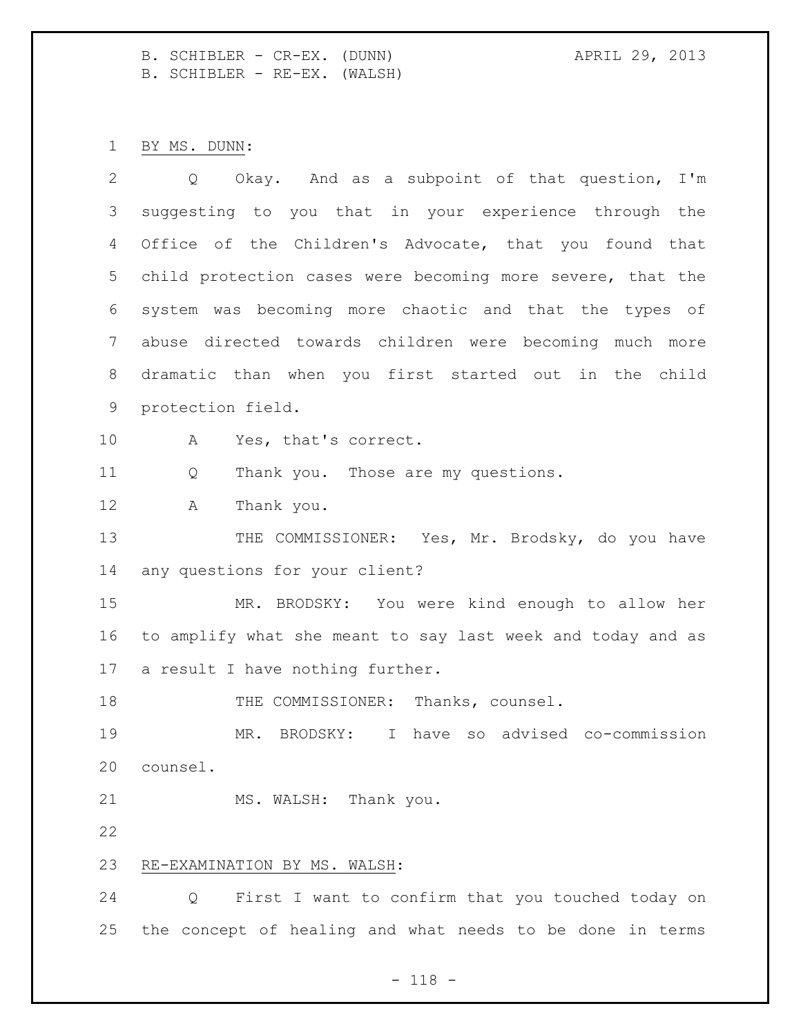BY MS. DUNN:

Q Okay. And as a subpoint of that question, I'm suggesting to you that in your experience through the Office of the Children's Advocate, that you found that child protection cases were becoming more severe, that the system was becoming more chaotic and that the types of abuse directed towards children were becoming much more dramatic than when you first started out in the child protection field.

A Yes, that's correct.

Q Thank you. Those are my questions.

A Thank you.

THE COMMISSIONER: Yes, Mr. Brodsky, do you have any questions for your client?

MR. BRODSKY: You were kind enough to allow her to amplify what she meant to say last week and today and as a result I have nothing further.

THE COMMISSIONER: Thanks, counsel.

MR. BRODSKY: I have so advised co-commission counsel.

MS. WALSH: Thank you.

RE-EXAMINATION BY MS. WALSH:

Q First I want to confirm that you touched today on the concept of healing and what needs to be done in terms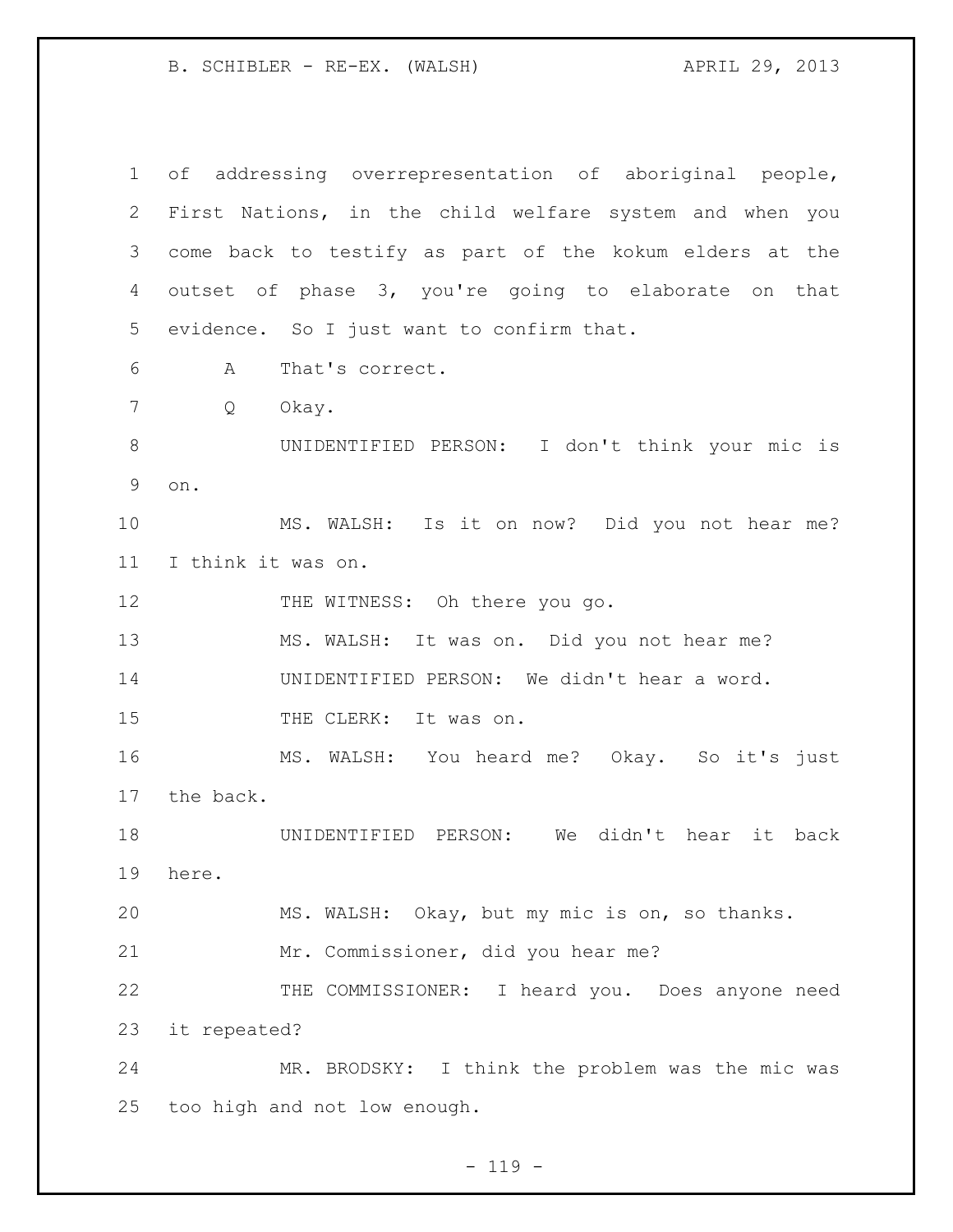of addressing overrepresentation of aboriginal people, First Nations, in the child welfare system and when you come back to testify as part of the kokum elders at the outset of phase 3, you're going to elaborate on that evidence. So I just want to confirm that.

A That's correct.

Q Okay.

UNIDENTIFIED PERSON: I don't think your mic is on.

MS. WALSH: Is it on now? Did you not hear me? I think it was on.

THE WITNESS: Oh there you go.

MS. WALSH: It was on. Did you not hear me?

UNIDENTIFIED PERSON: We didn't hear a word.

THE CLERK: It was on.

MS. WALSH: You heard me? Okay. So it's just the back.

UNIDENTIFIED PERSON: We didn't hear it back here.

MS. WALSH: Okay, but my mic is on, so thanks.

Mr. Commissioner, did you hear me?

THE COMMISSIONER: I heard you. Does anyone need it repeated?

MR. BRODSKY: I think the problem was the mic was too high and not low enough.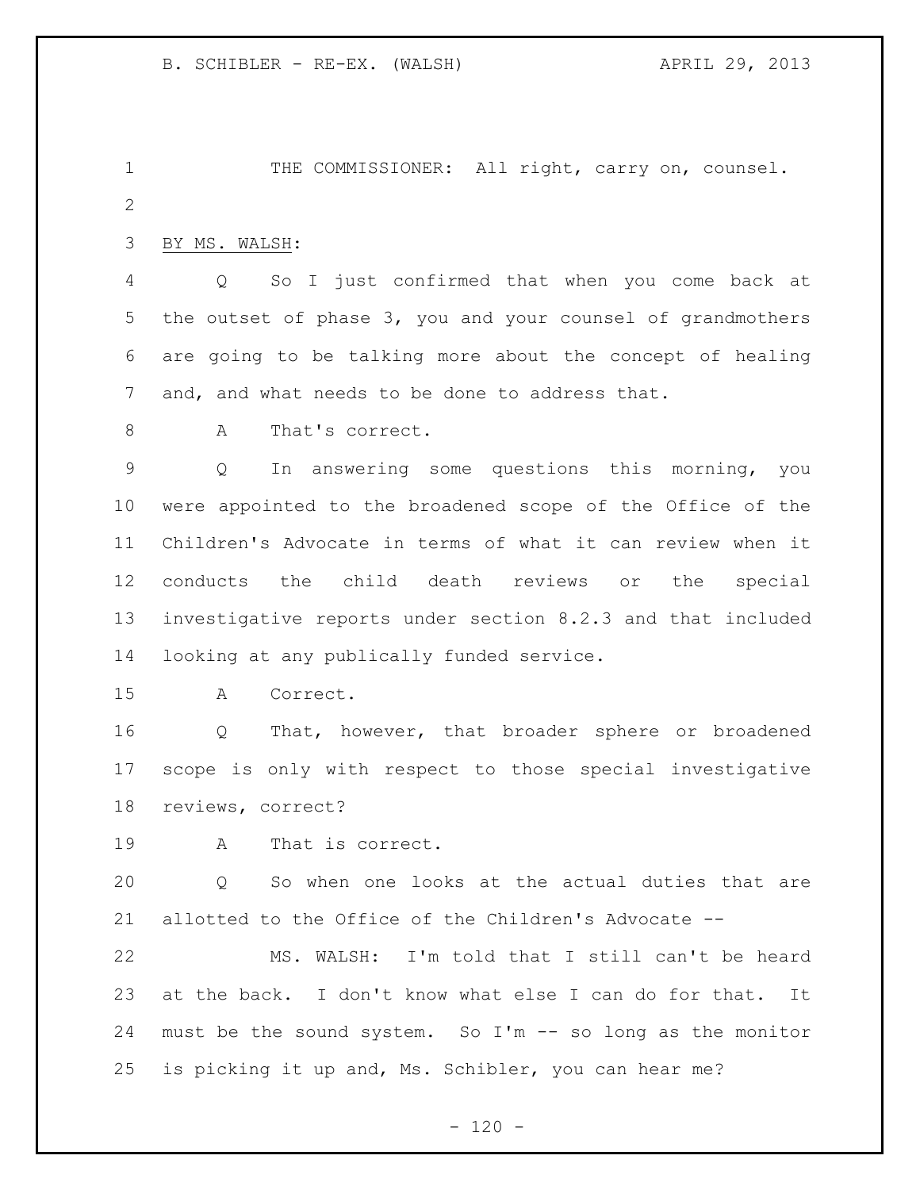THE COMMISSIONER: All right, carry on, counsel.

BY MS. WALSH:

Q So I just confirmed that when you come back at the outset of phase 3, you and your counsel of grandmothers are going to be talking more about the concept of healing and, and what needs to be done to address that.

A That's correct.

Q In answering some questions this morning, you were appointed to the broadened scope of the Office of the Children's Advocate in terms of what it can review when it conducts the child death reviews or the special investigative reports under section 8.2.3 and that included looking at any publically funded service.

A Correct.

Q That, however, that broader sphere or broadened scope is only with respect to those special investigative reviews, correct?

A That is correct.

Q So when one looks at the actual duties that are allotted to the Office of the Children's Advocate --

MS. WALSH: I'm told that I still can't be heard at the back. I don't know what else I can do for that. It must be the sound system. So I'm -- so long as the monitor is picking it up and, Ms. Schibler, you can hear me?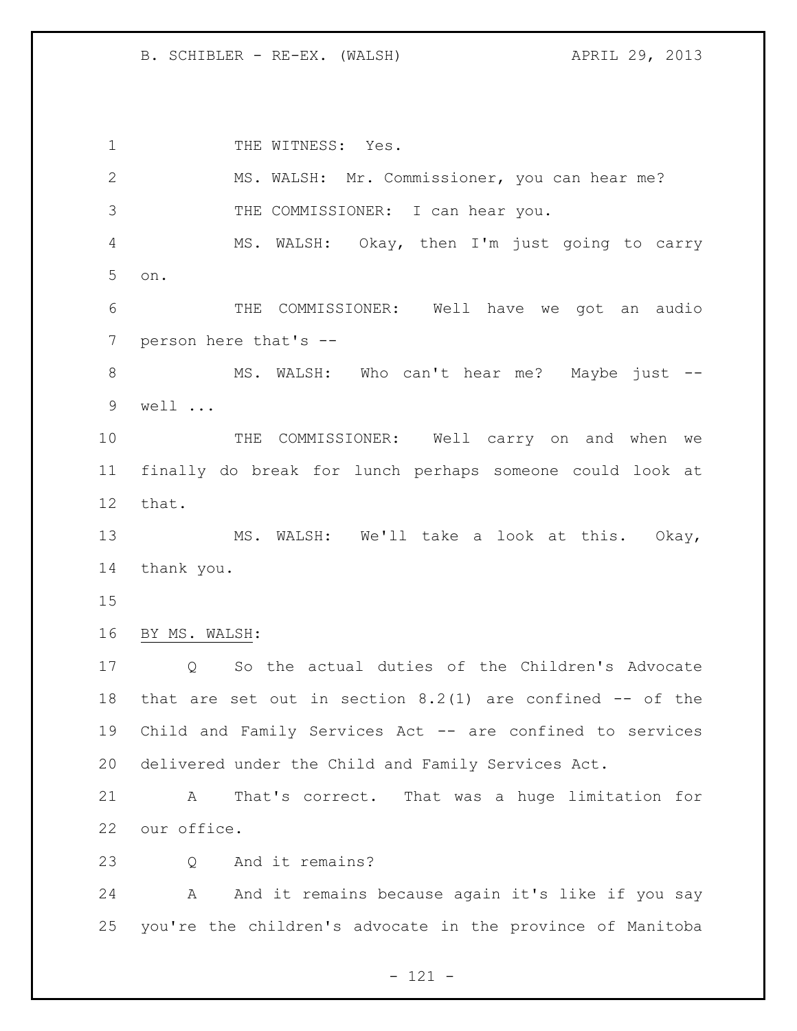THE WITNESS: Yes.

MS. WALSH: Mr. Commissioner, you can hear me?

THE COMMISSIONER: I can hear you.

MS. WALSH: Okay, then I'm just going to carry on.

THE COMMISSIONER: Well have we got an audio person here that's --

MS. WALSH: Who can't hear me? Maybe just -- well ...

THE COMMISSIONER: Well carry on and when we finally do break for lunch perhaps someone could look at that.

MS. WALSH: We'll take a look at this. Okay, thank you.

BY MS. WALSH:

Q So the actual duties of the Children's Advocate that are set out in section 8.2(1) are confined -- of the Child and Family Services Act -- are confined to services delivered under the Child and Family Services Act.

A That's correct. That was a huge limitation for our office.

Q And it remains?

A And it remains because again it's like if you say you're the children's advocate in the province of Manitoba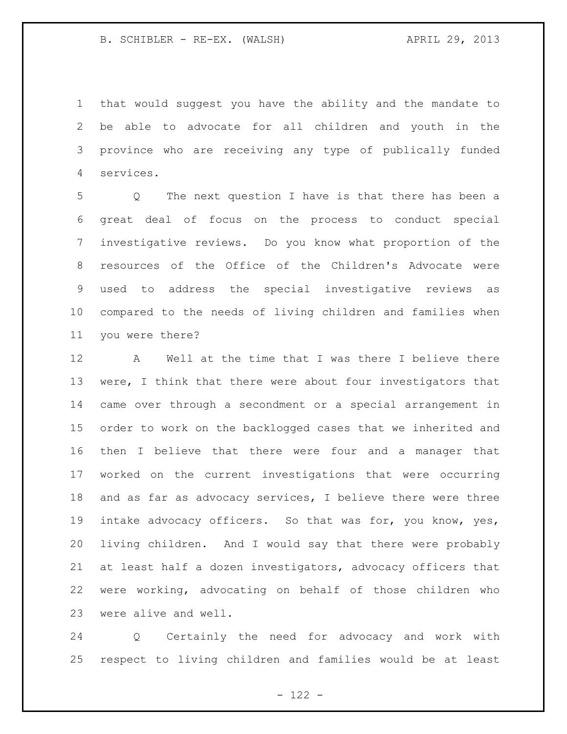that would suggest you have the ability and the mandate to be able to advocate for all children and youth in the province who are receiving any type of publically funded services.

Q The next question I have is that there has been a great deal of focus on the process to conduct special investigative reviews. Do you know what proportion of the resources of the Office of the Children's Advocate were used to address the special investigative reviews as compared to the needs of living children and families when you were there?

A Well at the time that I was there I believe there were, I think that there were about four investigators that came over through a secondment or a special arrangement in order to work on the backlogged cases that we inherited and then I believe that there were four and a manager that worked on the current investigations that were occurring and as far as advocacy services, I believe there were three intake advocacy officers. So that was for, you know, yes, living children. And I would say that there were probably at least half a dozen investigators, advocacy officers that were working, advocating on behalf of those children who were alive and well.

Q Certainly the need for advocacy and work with respect to living children and families would be at least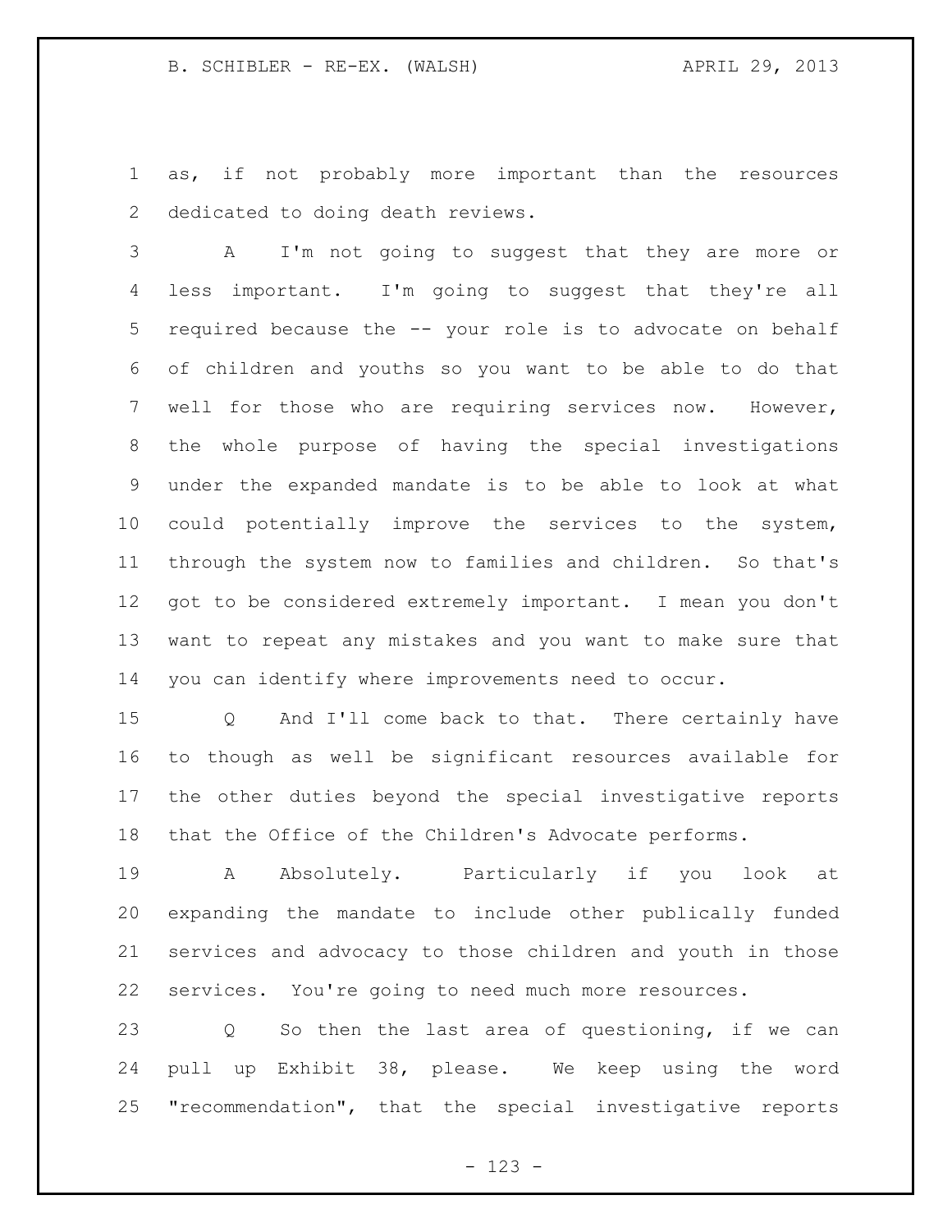as, if not probably more important than the resources dedicated to doing death reviews.

A I'm not going to suggest that they are more or less important. I'm going to suggest that they're all required because the -- your role is to advocate on behalf of children and youths so you want to be able to do that well for those who are requiring services now. However, the whole purpose of having the special investigations under the expanded mandate is to be able to look at what could potentially improve the services to the system, through the system now to families and children. So that's got to be considered extremely important. I mean you don't want to repeat any mistakes and you want to make sure that you can identify where improvements need to occur.

Q And I'll come back to that. There certainly have to though as well be significant resources available for the other duties beyond the special investigative reports that the Office of the Children's Advocate performs.

A Absolutely. Particularly if you look at expanding the mandate to include other publically funded services and advocacy to those children and youth in those services. You're going to need much more resources.

Q So then the last area of questioning, if we can pull up Exhibit 38, please. We keep using the word "recommendation", that the special investigative reports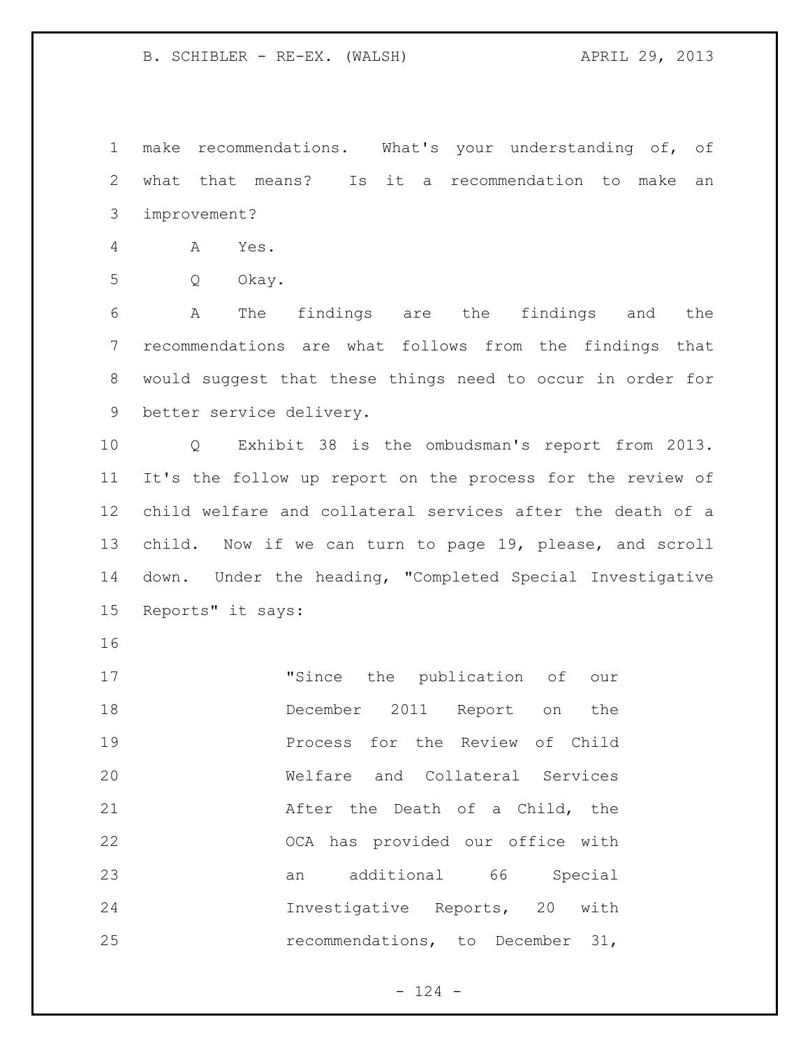make recommendations. What's your understanding of, of what that means? Is it a recommendation to make an improvement?

A Yes.

Q Okay.

A The findings are the findings and the recommendations are what follows from the findings that would suggest that these things need to occur in order for better service delivery.

Q Exhibit 38 is the ombudsman's report from 2013. It's the follow up report on the process for the review of child welfare and collateral services after the death of a child. Now if we can turn to page 19, please, and scroll down. Under the heading, "Completed Special Investigative Reports" it says:

> "Since the publication of our December 2011 Report on the Process for the Review of Child Welfare and Collateral Services After the Death of a Child, the OCA has provided our office with an additional 66 Special Investigative Reports, 20 with recommendations, to December 31,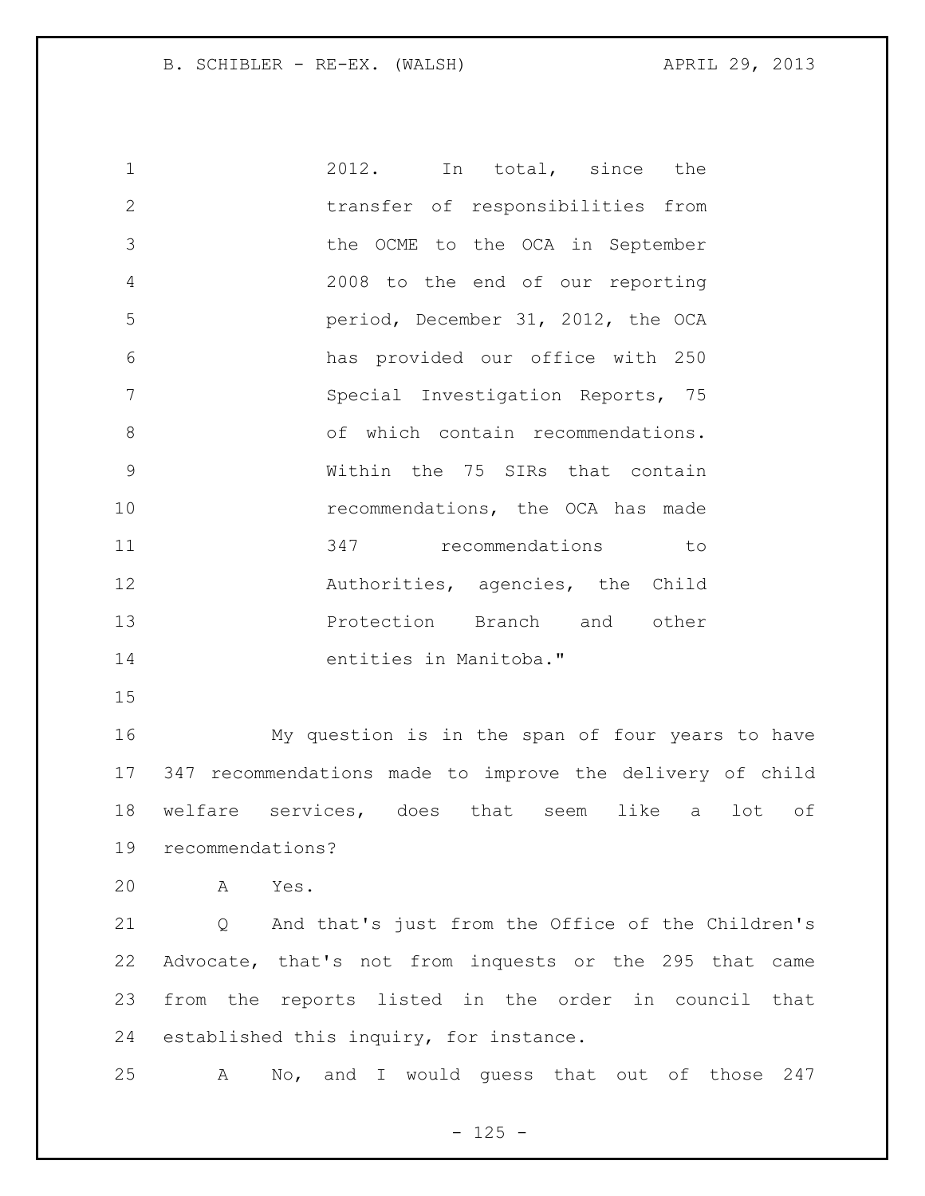2012. In total, since the transfer of responsibilities from the OCME to the OCA in September 2008 to the end of our reporting period, December 31, 2012, the OCA has provided our office with 250 Special Investigation Reports, 75 of which contain recommendations. Within the 75 SIRs that contain recommendations, the OCA has made 347 recommendations to Authorities, agencies, the Child Protection Branch and other entities in Manitoba."

My question is in the span of four years to have 347 recommendations made to improve the delivery of child welfare services, does that seem like a lot of recommendations?

A Yes.

Q And that's just from the Office of the Children's Advocate, that's not from inquests or the 295 that came from the reports listed in the order in council that established this inquiry, for instance.

A No, and I would guess that out of those 247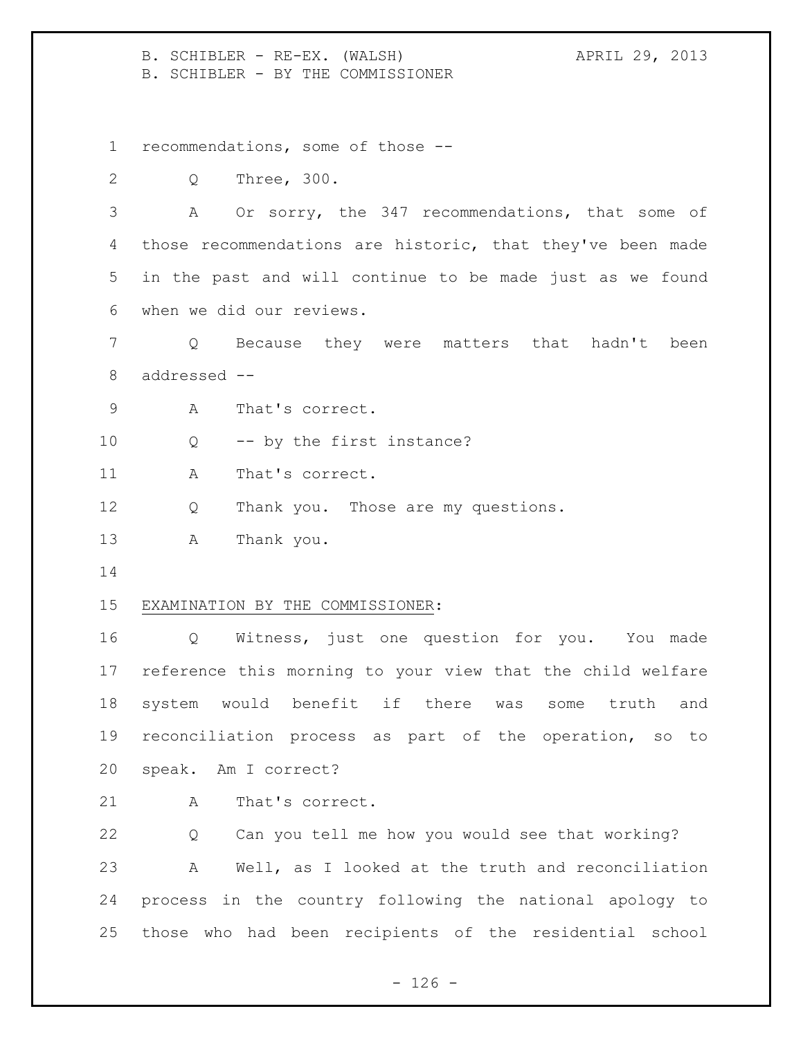recommendations, some of those --

Q Three, 300.

A Or sorry, the 347 recommendations, that some of those recommendations are historic, that they've been made in the past and will continue to be made just as we found when we did our reviews.

Q Because they were matters that hadn't been addressed --

A That's correct.

Q -- by the first instance?

A That's correct.

Q Thank you. Those are my questions.

A Thank you.

EXAMINATION BY THE COMMISSIONER:

Q Witness, just one question for you. You made reference this morning to your view that the child welfare system would benefit if there was some truth and reconciliation process as part of the operation, so to speak. Am I correct?

A That's correct.

Q Can you tell me how you would see that working?

A Well, as I looked at the truth and reconciliation process in the country following the national apology to those who had been recipients of the residential school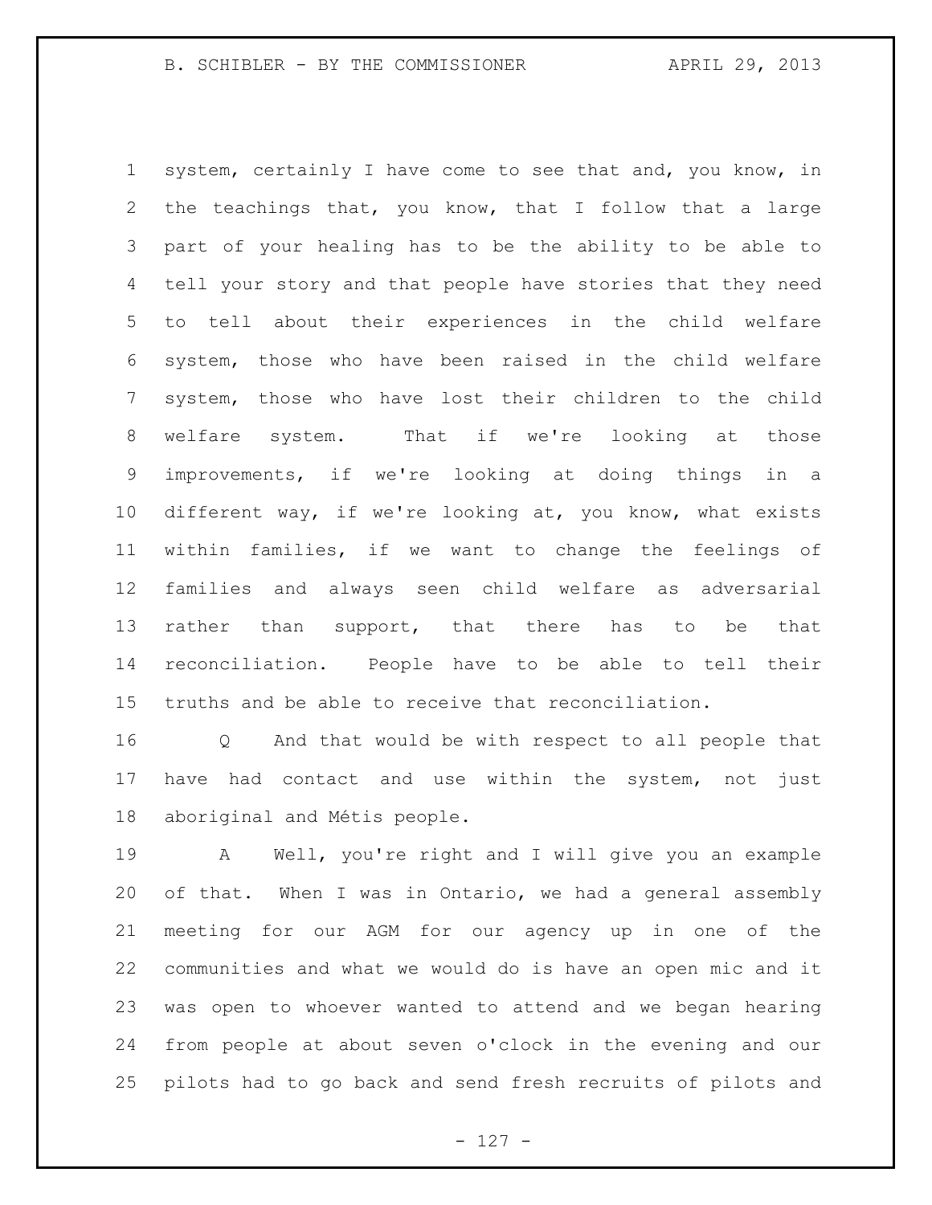system, certainly I have come to see that and, you know, in the teachings that, you know, that I follow that a large part of your healing has to be the ability to be able to tell your story and that people have stories that they need to tell about their experiences in the child welfare system, those who have been raised in the child welfare system, those who have lost their children to the child welfare system. That if we're looking at those improvements, if we're looking at doing things in a different way, if we're looking at, you know, what exists within families, if we want to change the feelings of families and always seen child welfare as adversarial rather than support, that there has to be that reconciliation. People have to be able to tell their truths and be able to receive that reconciliation.

Q And that would be with respect to all people that have had contact and use within the system, not just aboriginal and Métis people.

A Well, you're right and I will give you an example of that. When I was in Ontario, we had a general assembly meeting for our AGM for our agency up in one of the communities and what we would do is have an open mic and it was open to whoever wanted to attend and we began hearing from people at about seven o'clock in the evening and our pilots had to go back and send fresh recruits of pilots and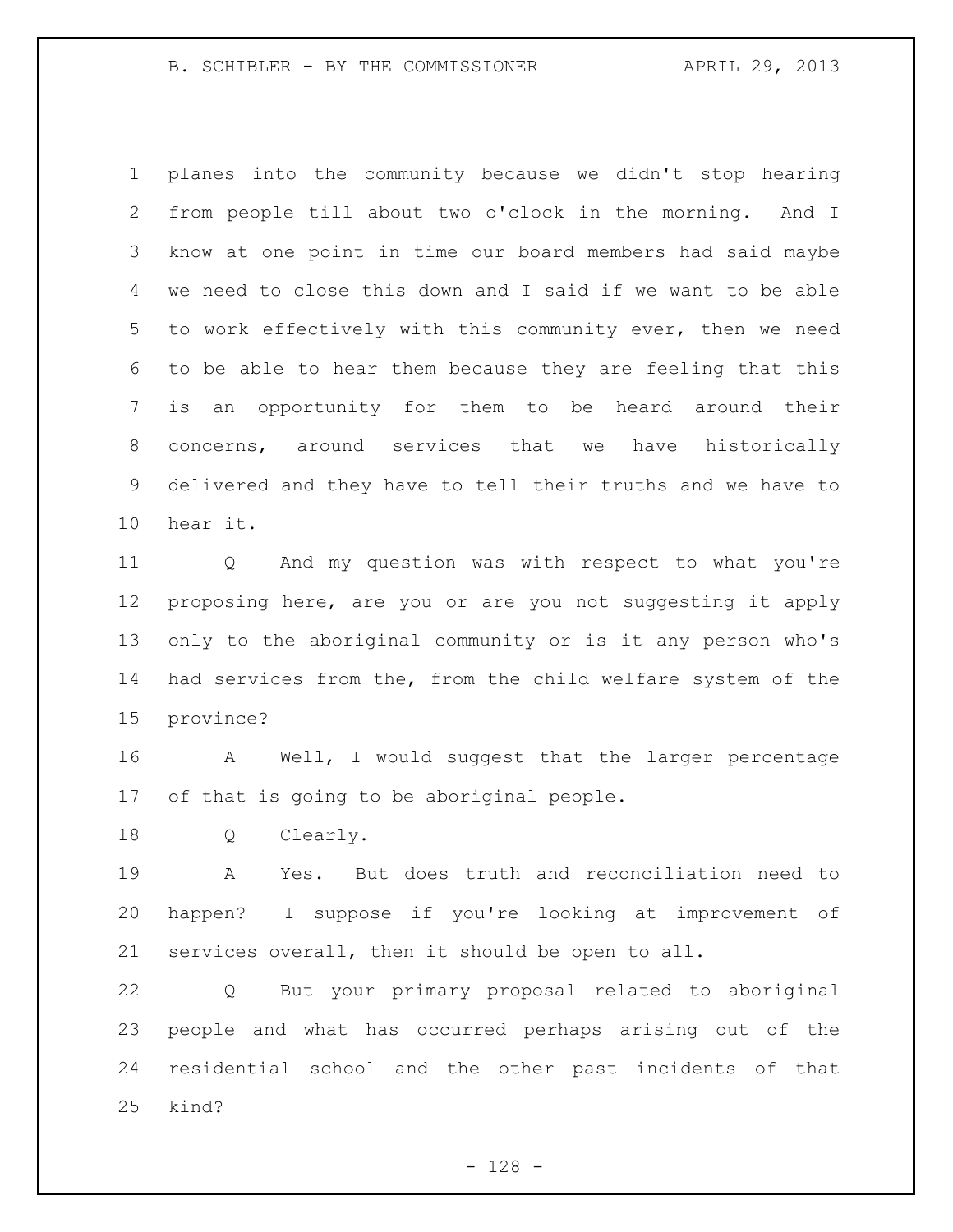planes into the community because we didn't stop hearing from people till about two o'clock in the morning. And I know at one point in time our board members had said maybe we need to close this down and I said if we want to be able to work effectively with this community ever, then we need to be able to hear them because they are feeling that this is an opportunity for them to be heard around their concerns, around services that we have historically delivered and they have to tell their truths and we have to hear it.

Q And my question was with respect to what you're proposing here, are you or are you not suggesting it apply only to the aboriginal community or is it any person who's had services from the, from the child welfare system of the province?

A Well, I would suggest that the larger percentage of that is going to be aboriginal people.

Q Clearly.

A Yes. But does truth and reconciliation need to happen? I suppose if you're looking at improvement of services overall, then it should be open to all.

Q But your primary proposal related to aboriginal people and what has occurred perhaps arising out of the residential school and the other past incidents of that kind?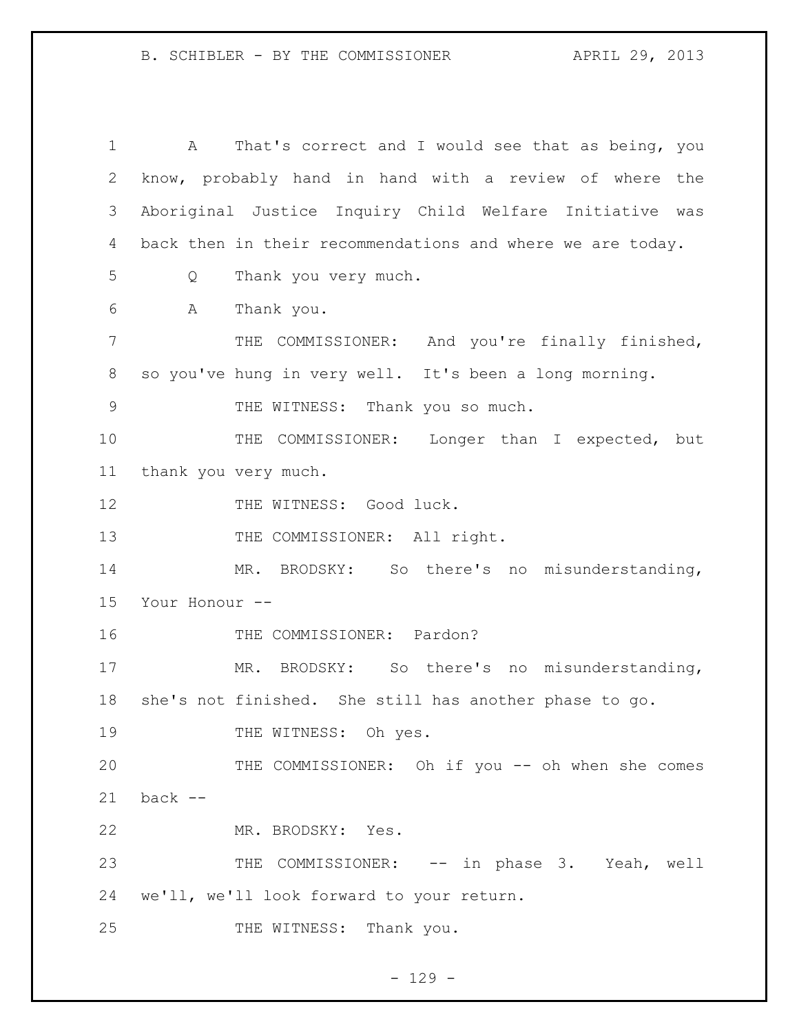A That's correct and I would see that as being, you know, probably hand in hand with a review of where the Aboriginal Justice Inquiry Child Welfare Initiative was back then in their recommendations and where we are today.

Q Thank you very much.

A Thank you.

THE COMMISSIONER: And you're finally finished, so you've hung in very well. It's been a long morning.

THE WITNESS: Thank you so much.

THE COMMISSIONER: Longer than I expected, but thank you very much.

THE WITNESS: Good luck.

THE COMMISSIONER: All right.

MR. BRODSKY: So there's no misunderstanding, Your Honour --

THE COMMISSIONER: Pardon?

MR. BRODSKY: So there's no misunderstanding, she's not finished. She still has another phase to go.

THE WITNESS: Oh yes.

THE COMMISSIONER: Oh if you -- oh when she comes back --

MR. BRODSKY: Yes.

THE COMMISSIONER: -- in phase 3. Yeah, well we'll, we'll look forward to your return.

THE WITNESS: Thank you.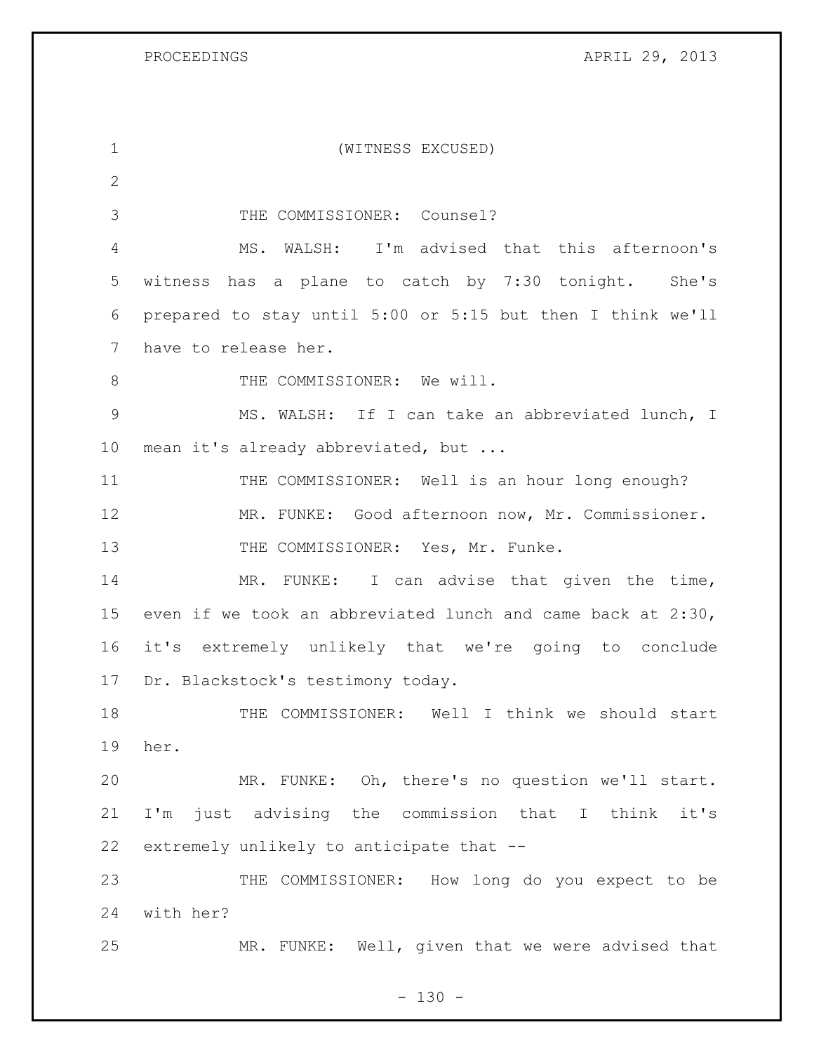(WITNESS EXCUSED)

THE COMMISSIONER: Counsel?

MS. WALSH: I'm advised that this afternoon's witness has a plane to catch by 7:30 tonight. She's prepared to stay until 5:00 or 5:15 but then I think we'll have to release her.

THE COMMISSIONER: We will.

MS. WALSH: If I can take an abbreviated lunch, I mean it's already abbreviated, but ...

THE COMMISSIONER: Well is an hour long enough?

MR. FUNKE: Good afternoon now, Mr. Commissioner.

THE COMMISSIONER: Yes, Mr. Funke.

MR. FUNKE: I can advise that given the time, even if we took an abbreviated lunch and came back at 2:30, it's extremely unlikely that we're going to conclude Dr. Blackstock's testimony today.

THE COMMISSIONER: Well I think we should start her.

MR. FUNKE: Oh, there's no question we'll start. I'm just advising the commission that I think it's extremely unlikely to anticipate that --

THE COMMISSIONER: How long do you expect to be with her?

MR. FUNKE: Well, given that we were advised that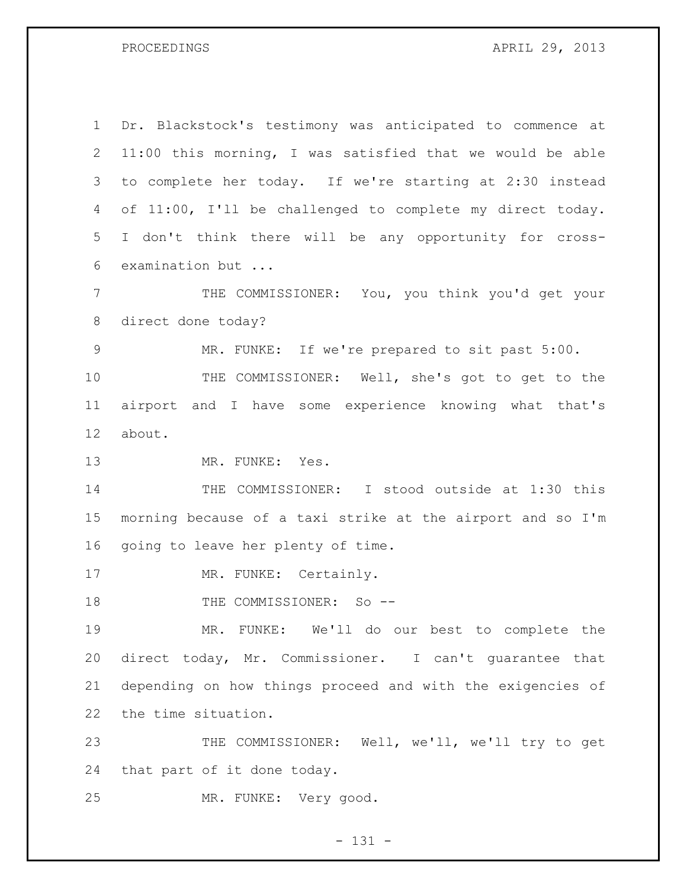Dr. Blackstock's testimony was anticipated to commence at 11:00 this morning, I was satisfied that we would be able to complete her today. If we're starting at 2:30 instead of 11:00, I'll be challenged to complete my direct today. I don't think there will be any opportunity for cross-examination but ...

THE COMMISSIONER: You, you think you'd get your direct done today?

MR. FUNKE: If we're prepared to sit past 5:00.

THE COMMISSIONER: Well, she's got to get to the airport and I have some experience knowing what that's about.

MR. FUNKE: Yes.

THE COMMISSIONER: I stood outside at 1:30 this morning because of a taxi strike at the airport and so I'm going to leave her plenty of time.

MR. FUNKE: Certainly.

THE COMMISSIONER: So --

MR. FUNKE: We'll do our best to complete the direct today, Mr. Commissioner. I can't guarantee that depending on how things proceed and with the exigencies of the time situation.

THE COMMISSIONER: Well, we'll, we'll try to get that part of it done today.

MR. FUNKE: Very good.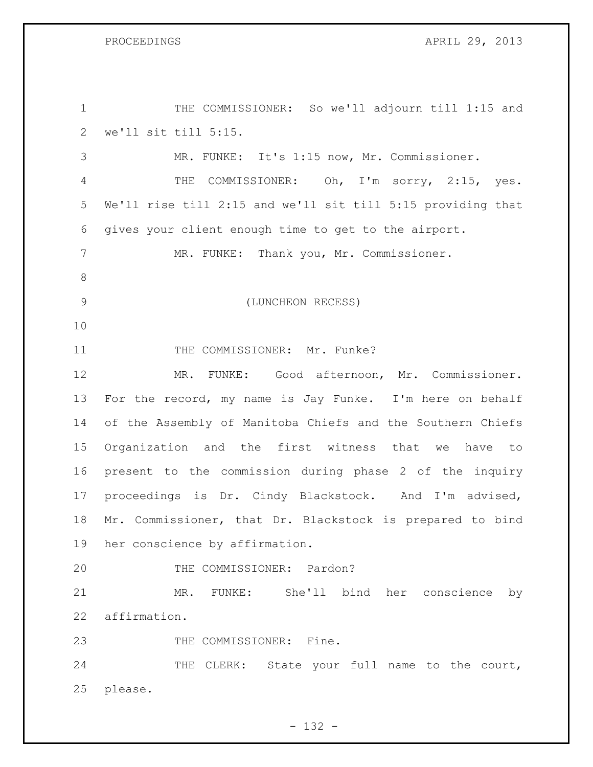1 THE COMMISSIONER: So we'll adjourn till 1:15 and
2 we'll sit till 5:15.
3 MR. FUNKE: It's 1:15 now, Mr. Commissioner.
4 THE COMMISSIONER: Oh, I'm sorry, 2:15, yes.
5 We'll rise till 2:15 and we'll sit till 5:15 providing that
6 gives your client enough time to get to the airport.
7 MR. FUNKE: Thank you, Mr. Commissioner.
8
9 (LUNCHEON RECESS)
10
11 THE COMMISSIONER: Mr. Funke?
12 MR. FUNKE: Good afternoon, Mr. Commissioner.
13 For the record, my name is Jay Funke. I'm here on behalf
14 of the Assembly of Manitoba Chiefs and the Southern Chiefs
15 Organization and the first witness that we have to
16 present to the commission during phase 2 of the inquiry
17 proceedings is Dr. Cindy Blackstock. And I'm advised,
18 Mr. Commissioner, that Dr. Blackstock is prepared to bind
19 her conscience by affirmation.
20 THE COMMISSIONER: Pardon?
21 MR. FUNKE: She'll bind her conscience by
22 affirmation.
23 THE COMMISSIONER: Fine.
24 THE CLERK: State your full name to the court,
25 please.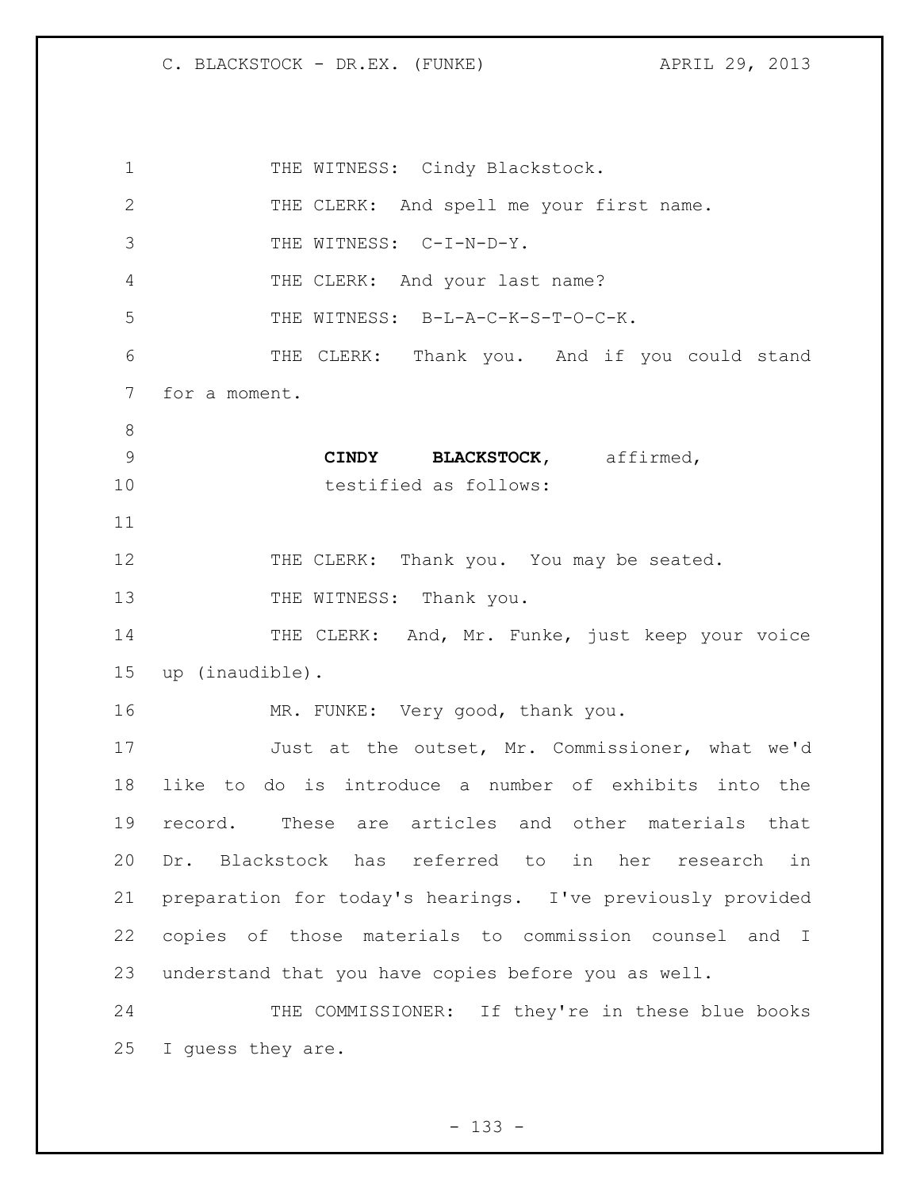THE WITNESS: Cindy Blackstock.

THE CLERK: And spell me your first name.

THE WITNESS: C-I-N-D-Y.

THE CLERK: And your last name?

THE WITNESS: B-L-A-C-K-S-T-O-C-K.

THE CLERK: Thank you. And if you could stand for a moment.

**CINDY BLACKSTOCK**, affirmed, testified as follows:

THE CLERK: Thank you. You may be seated.

THE WITNESS: Thank you.

THE CLERK: And, Mr. Funke, just keep your voice up (inaudible).

MR. FUNKE: Very good, thank you.

Just at the outset, Mr. Commissioner, what we'd like to do is introduce a number of exhibits into the record. These are articles and other materials that Dr. Blackstock has referred to in her research in preparation for today's hearings. I've previously provided copies of those materials to commission counsel and I understand that you have copies before you as well.

THE COMMISSIONER: If they're in these blue books I guess they are.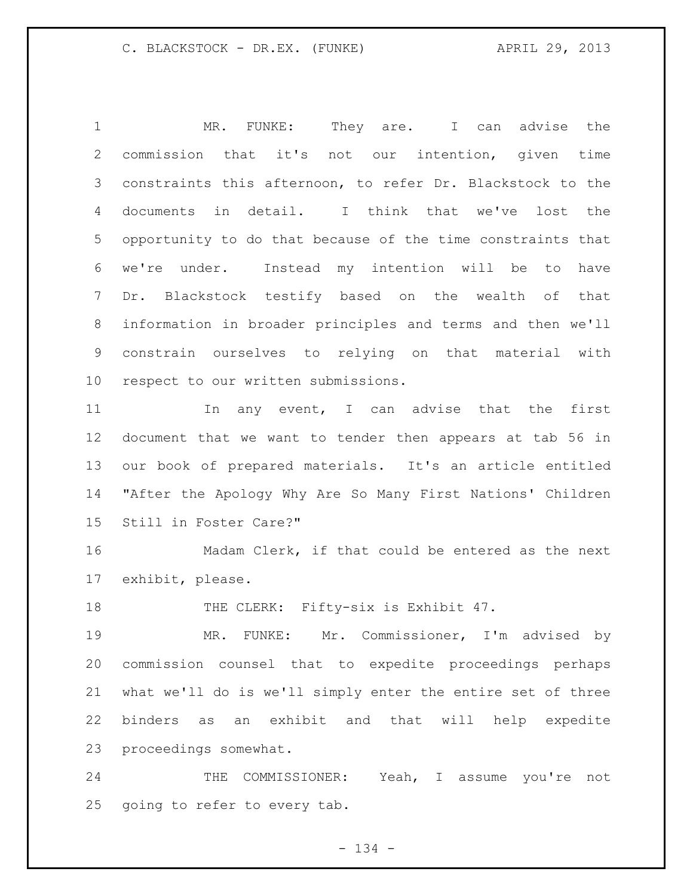MR. FUNKE: They are. I can advise the commission that it's not our intention, given time constraints this afternoon, to refer Dr. Blackstock to the documents in detail. I think that we've lost the opportunity to do that because of the time constraints that we're under. Instead my intention will be to have Dr. Blackstock testify based on the wealth of that information in broader principles and terms and then we'll constrain ourselves to relying on that material with respect to our written submissions.

In any event, I can advise that the first document that we want to tender then appears at tab 56 in our book of prepared materials. It's an article entitled "After the Apology Why Are So Many First Nations' Children Still in Foster Care?"

Madam Clerk, if that could be entered as the next exhibit, please.

THE CLERK: Fifty-six is Exhibit 47.

MR. FUNKE: Mr. Commissioner, I'm advised by commission counsel that to expedite proceedings perhaps what we'll do is we'll simply enter the entire set of three binders as an exhibit and that will help expedite proceedings somewhat.

THE COMMISSIONER: Yeah, I assume you're not going to refer to every tab.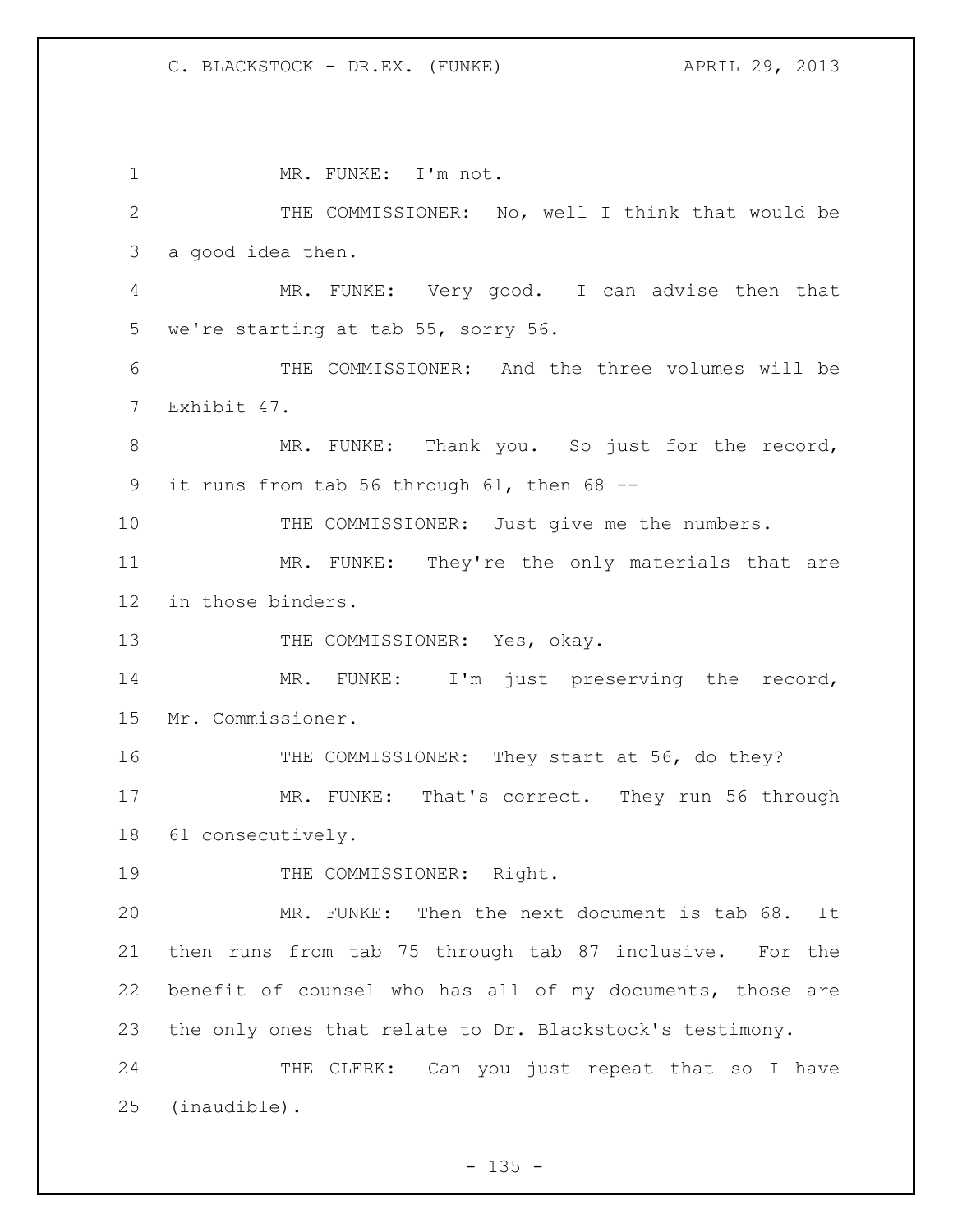MR. FUNKE: I'm not.

THE COMMISSIONER: No, well I think that would be a good idea then.

MR. FUNKE: Very good. I can advise then that we're starting at tab 55, sorry 56.

THE COMMISSIONER: And the three volumes will be Exhibit 47.

MR. FUNKE: Thank you. So just for the record, it runs from tab 56 through 61, then 68 --

THE COMMISSIONER: Just give me the numbers.

MR. FUNKE: They're the only materials that are in those binders.

THE COMMISSIONER: Yes, okay.

MR. FUNKE: I'm just preserving the record, Mr. Commissioner.

THE COMMISSIONER: They start at 56, do they?

MR. FUNKE: That's correct. They run 56 through 61 consecutively.

THE COMMISSIONER: Right.

MR. FUNKE: Then the next document is tab 68. It then runs from tab 75 through tab 87 inclusive. For the benefit of counsel who has all of my documents, those are the only ones that relate to Dr. Blackstock's testimony.

THE CLERK: Can you just repeat that so I have (inaudible).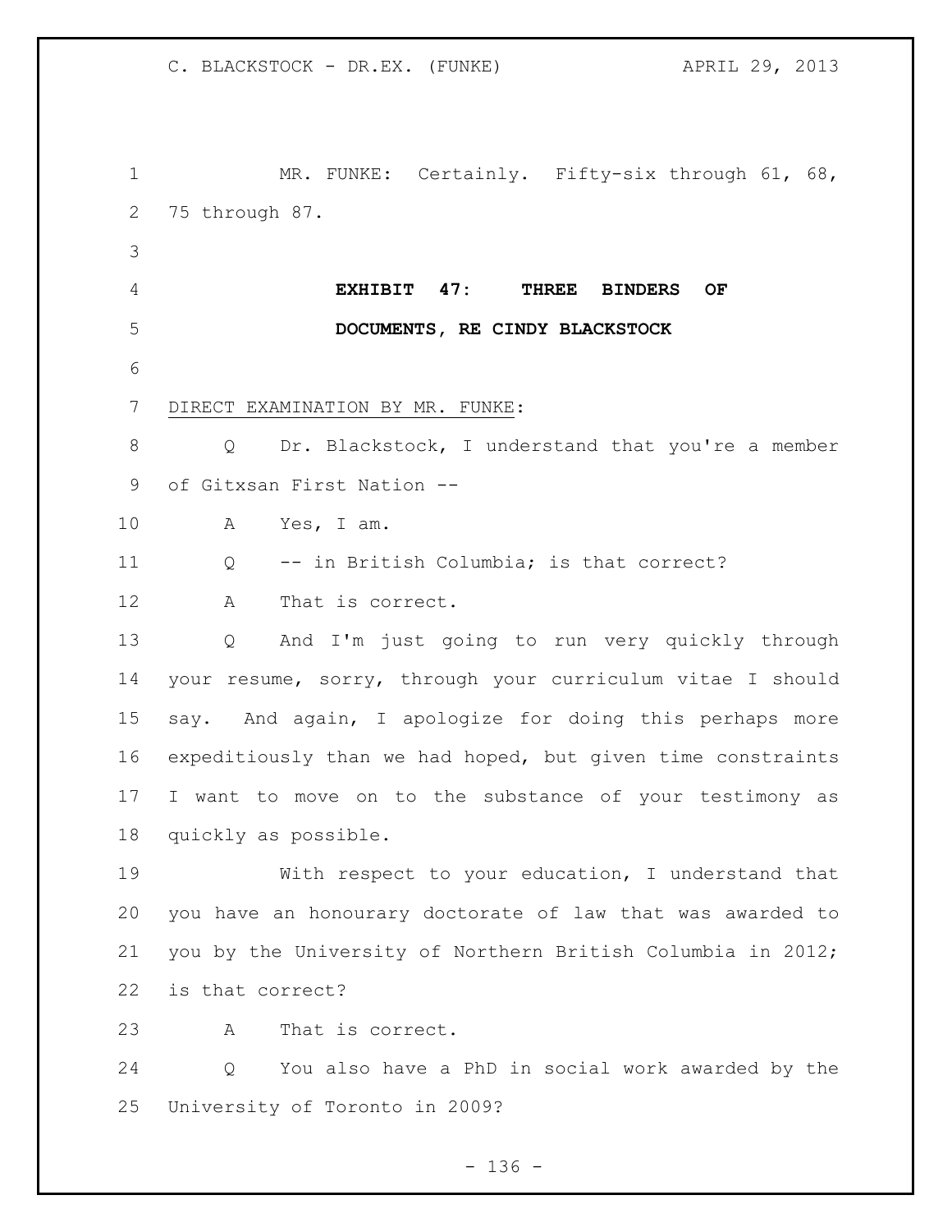MR. FUNKE: Certainly. Fifty-six through 61, 68, 75 through 87.

**EXHIBIT 47: THREE BINDERS OF DOCUMENTS, RE CINDY BLACKSTOCK**

DIRECT EXAMINATION BY MR. FUNKE:

Q Dr. Blackstock, I understand that you're a member of Gitxsan First Nation --

A Yes, I am.

Q -- in British Columbia; is that correct?

A That is correct.

Q And I'm just going to run very quickly through your resume, sorry, through your curriculum vitae I should say. And again, I apologize for doing this perhaps more expeditiously than we had hoped, but given time constraints I want to move on to the substance of your testimony as quickly as possible.

With respect to your education, I understand that you have an honourary doctorate of law that was awarded to you by the University of Northern British Columbia in 2012; is that correct?

A That is correct.

Q You also have a PhD in social work awarded by the University of Toronto in 2009?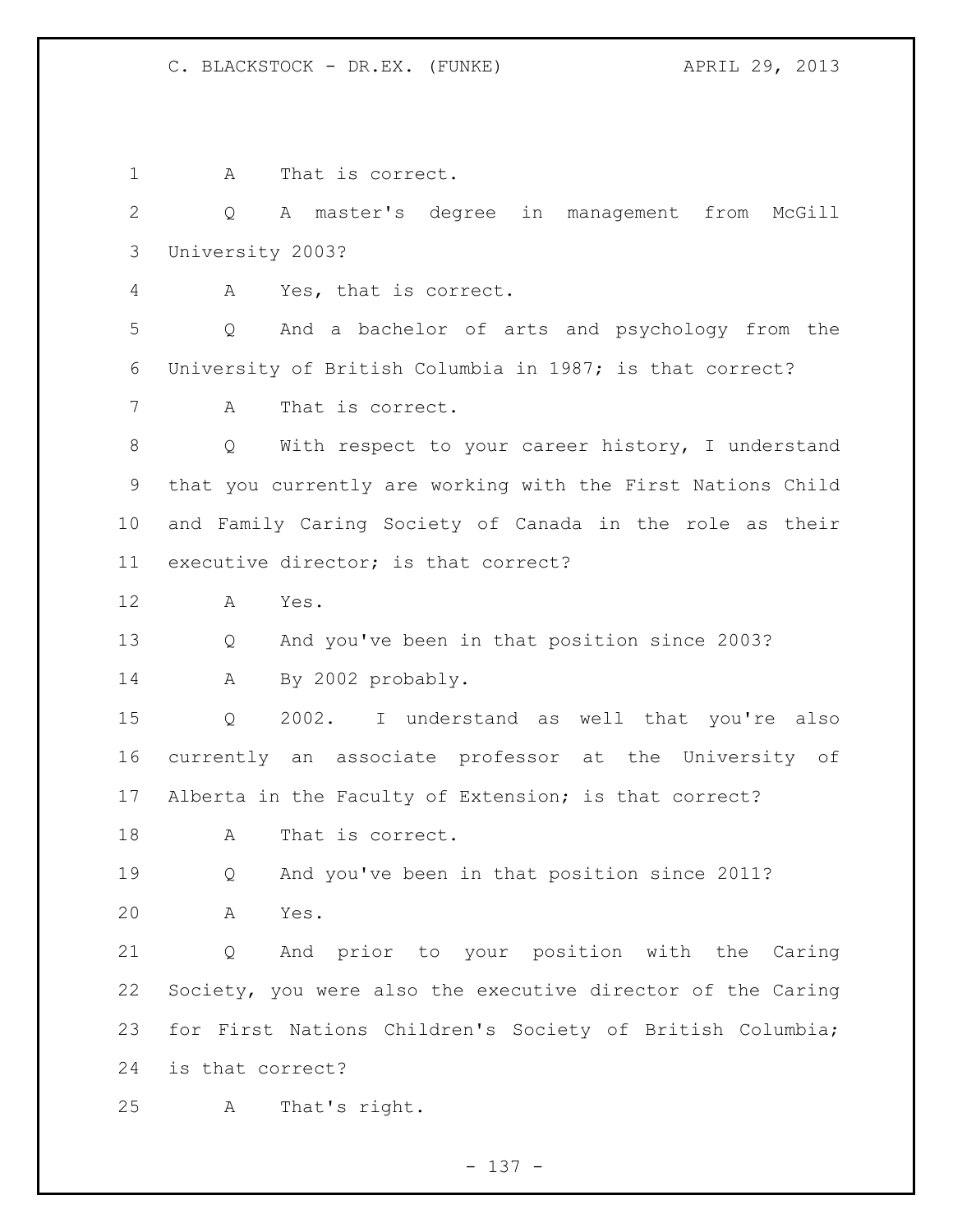1 A That is correct.

2 Q A master's degree in management from McGill

3 University 2003?

4 A Yes, that is correct.

5 Q And a bachelor of arts and psychology from the

6 University of British Columbia in 1987; is that correct?

7 A That is correct.

8 Q With respect to your career history, I understand

9 that you currently are working with the First Nations Child

10 and Family Caring Society of Canada in the role as their

11 executive director; is that correct?

12 A Yes.

13 Q And you've been in that position since 2003?

14 A By 2002 probably.

15 Q 2002. I understand as well that you're also

16 currently an associate professor at the University of

17 Alberta in the Faculty of Extension; is that correct?

18 A That is correct.

19 Q And you've been in that position since 2011?

20 A Yes.

21 Q And prior to your position with the Caring

22 Society, you were also the executive director of the Caring

23 for First Nations Children's Society of British Columbia;

24 is that correct?

25 A That's right.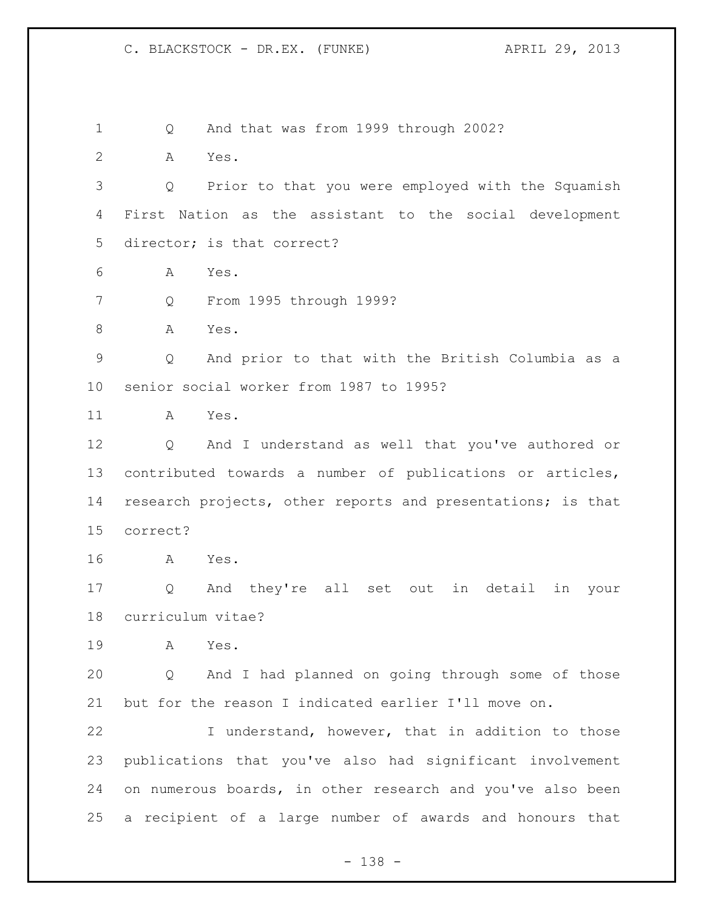Q And that was from 1999 through 2002?

A Yes.

Q Prior to that you were employed with the Squamish First Nation as the assistant to the social development director; is that correct?

A Yes.

Q From 1995 through 1999?

A Yes.

Q And prior to that with the British Columbia as a senior social worker from 1987 to 1995?

A Yes.

Q And I understand as well that you've authored or contributed towards a number of publications or articles, research projects, other reports and presentations; is that correct?

A Yes.

Q And they're all set out in detail in your curriculum vitae?

A Yes.

Q And I had planned on going through some of those but for the reason I indicated earlier I'll move on.

I understand, however, that in addition to those publications that you've also had significant involvement on numerous boards, in other research and you've also been a recipient of a large number of awards and honours that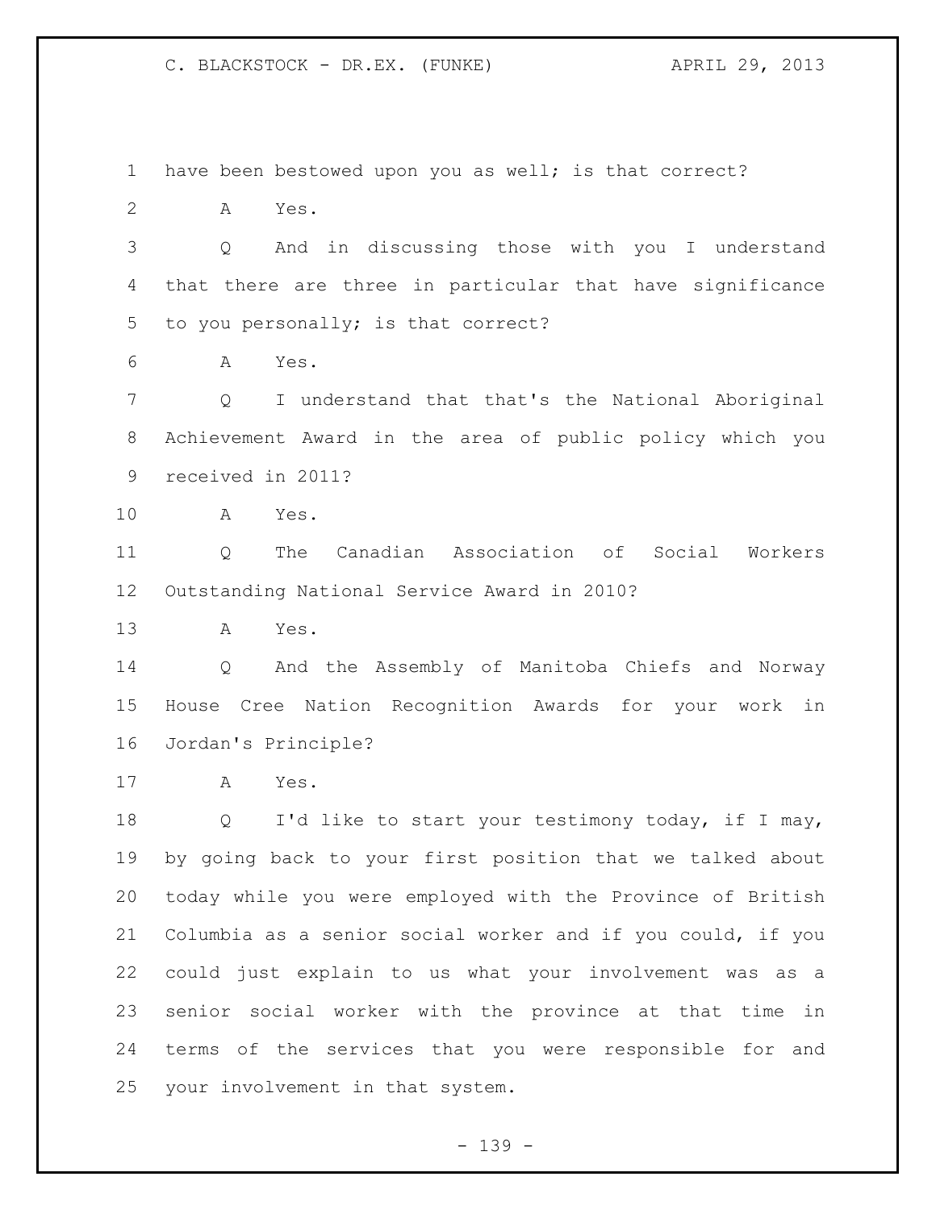have been bestowed upon you as well; is that correct?

A Yes.

Q And in discussing those with you I understand that there are three in particular that have significance to you personally; is that correct?

A Yes.

Q I understand that that's the National Aboriginal Achievement Award in the area of public policy which you received in 2011?

A Yes.

Q The Canadian Association of Social Workers Outstanding National Service Award in 2010?

A Yes.

Q And the Assembly of Manitoba Chiefs and Norway House Cree Nation Recognition Awards for your work in Jordan's Principle?

A Yes.

Q I'd like to start your testimony today, if I may, by going back to your first position that we talked about today while you were employed with the Province of British Columbia as a senior social worker and if you could, if you could just explain to us what your involvement was as a senior social worker with the province at that time in terms of the services that you were responsible for and your involvement in that system.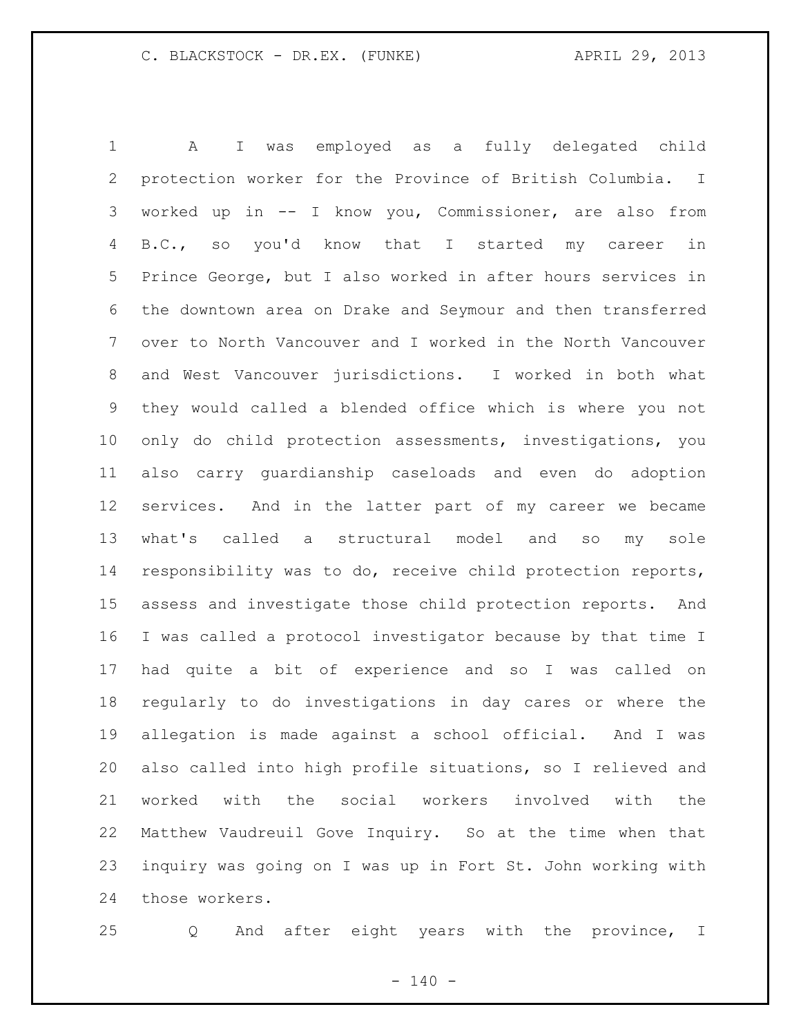A I was employed as a fully delegated child protection worker for the Province of British Columbia. I worked up in -- I know you, Commissioner, are also from B.C., so you'd know that I started my career in Prince George, but I also worked in after hours services in the downtown area on Drake and Seymour and then transferred over to North Vancouver and I worked in the North Vancouver and West Vancouver jurisdictions. I worked in both what they would called a blended office which is where you not only do child protection assessments, investigations, you also carry guardianship caseloads and even do adoption services. And in the latter part of my career we became what's called a structural model and so my sole responsibility was to do, receive child protection reports, assess and investigate those child protection reports. And I was called a protocol investigator because by that time I had quite a bit of experience and so I was called on regularly to do investigations in day cares or where the allegation is made against a school official. And I was also called into high profile situations, so I relieved and worked with the social workers involved with the Matthew Vaudreuil Gove Inquiry. So at the time when that inquiry was going on I was up in Fort St. John working with those workers.

Q And after eight years with the province, I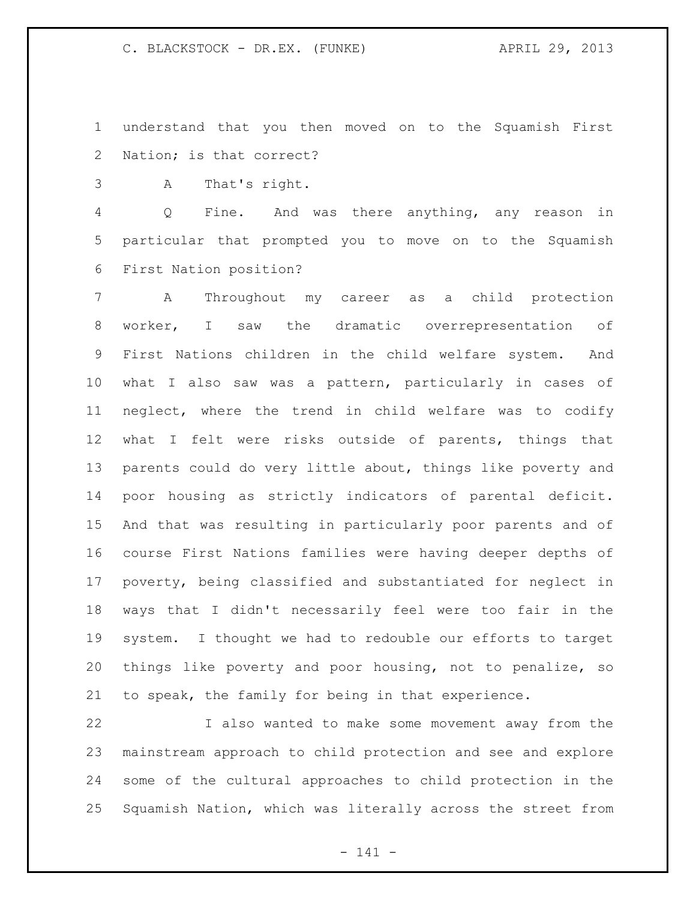understand that you then moved on to the Squamish First Nation; is that correct?

A That's right.

Q Fine. And was there anything, any reason in particular that prompted you to move on to the Squamish First Nation position?

A Throughout my career as a child protection worker, I saw the dramatic overrepresentation of First Nations children in the child welfare system. And what I also saw was a pattern, particularly in cases of neglect, where the trend in child welfare was to codify what I felt were risks outside of parents, things that parents could do very little about, things like poverty and poor housing as strictly indicators of parental deficit. And that was resulting in particularly poor parents and of course First Nations families were having deeper depths of poverty, being classified and substantiated for neglect in ways that I didn't necessarily feel were too fair in the system. I thought we had to redouble our efforts to target things like poverty and poor housing, not to penalize, so to speak, the family for being in that experience.

I also wanted to make some movement away from the mainstream approach to child protection and see and explore some of the cultural approaches to child protection in the Squamish Nation, which was literally across the street from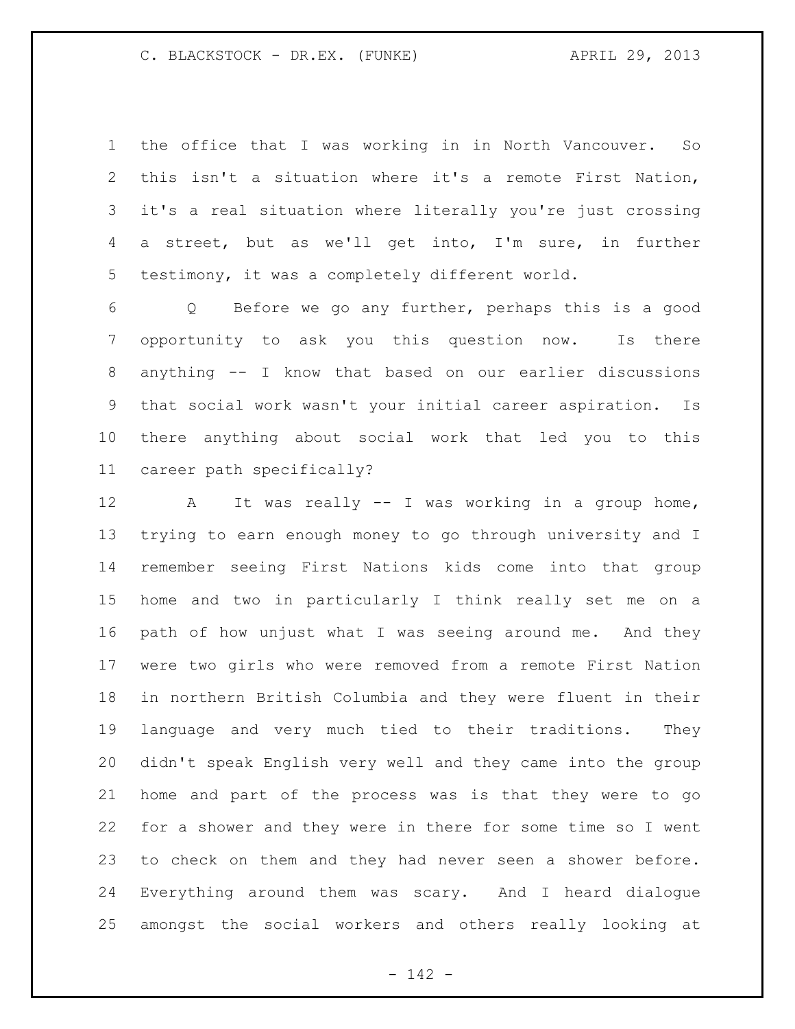the office that I was working in in North Vancouver. So this isn't a situation where it's a remote First Nation, it's a real situation where literally you're just crossing a street, but as we'll get into, I'm sure, in further testimony, it was a completely different world.

Q Before we go any further, perhaps this is a good opportunity to ask you this question now. Is there anything -- I know that based on our earlier discussions that social work wasn't your initial career aspiration. Is there anything about social work that led you to this career path specifically?

A It was really -- I was working in a group home, trying to earn enough money to go through university and I remember seeing First Nations kids come into that group home and two in particularly I think really set me on a path of how unjust what I was seeing around me. And they were two girls who were removed from a remote First Nation in northern British Columbia and they were fluent in their language and very much tied to their traditions. They didn't speak English very well and they came into the group home and part of the process was is that they were to go for a shower and they were in there for some time so I went to check on them and they had never seen a shower before. Everything around them was scary. And I heard dialogue amongst the social workers and others really looking at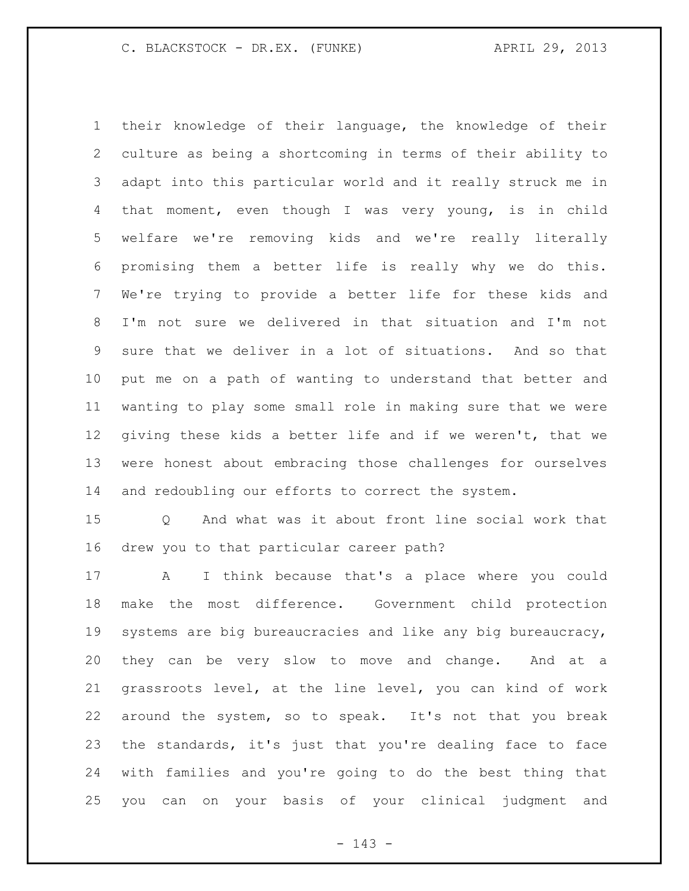their knowledge of their language, the knowledge of their culture as being a shortcoming in terms of their ability to adapt into this particular world and it really struck me in that moment, even though I was very young, is in child welfare we're removing kids and we're really literally promising them a better life is really why we do this. We're trying to provide a better life for these kids and I'm not sure we delivered in that situation and I'm not sure that we deliver in a lot of situations. And so that put me on a path of wanting to understand that better and wanting to play some small role in making sure that we were giving these kids a better life and if we weren't, that we were honest about embracing those challenges for ourselves and redoubling our efforts to correct the system.

Q And what was it about front line social work that drew you to that particular career path?

A I think because that's a place where you could make the most difference. Government child protection systems are big bureaucracies and like any big bureaucracy, they can be very slow to move and change. And at a grassroots level, at the line level, you can kind of work around the system, so to speak. It's not that you break the standards, it's just that you're dealing face to face with families and you're going to do the best thing that you can on your basis of your clinical judgment and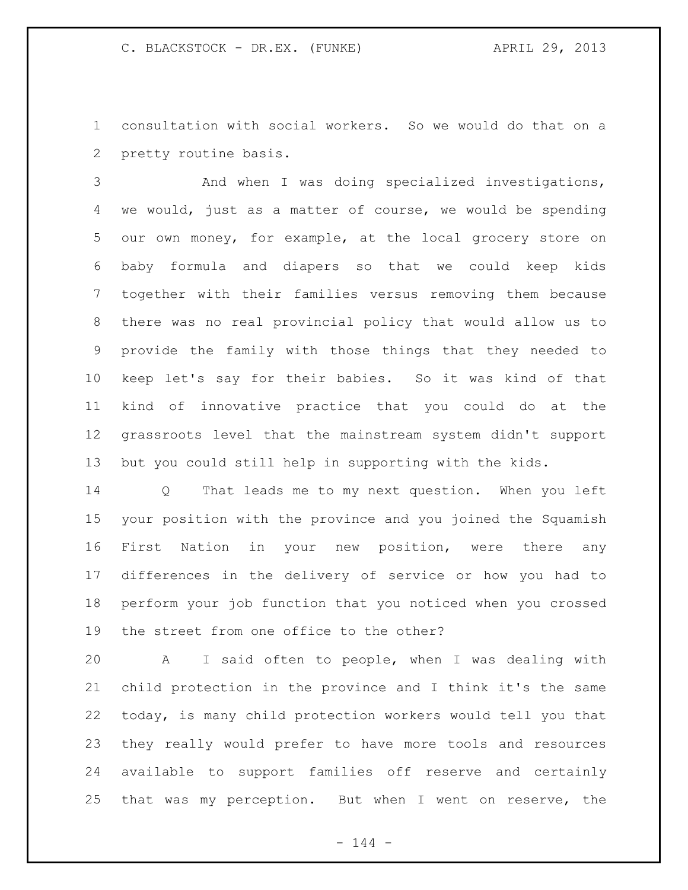consultation with social workers. So we would do that on a pretty routine basis.

And when I was doing specialized investigations, we would, just as a matter of course, we would be spending our own money, for example, at the local grocery store on baby formula and diapers so that we could keep kids together with their families versus removing them because there was no real provincial policy that would allow us to provide the family with those things that they needed to keep let's say for their babies. So it was kind of that kind of innovative practice that you could do at the grassroots level that the mainstream system didn't support but you could still help in supporting with the kids.

Q That leads me to my next question. When you left your position with the province and you joined the Squamish First Nation in your new position, were there any differences in the delivery of service or how you had to perform your job function that you noticed when you crossed the street from one office to the other?

A I said often to people, when I was dealing with child protection in the province and I think it's the same today, is many child protection workers would tell you that they really would prefer to have more tools and resources available to support families off reserve and certainly that was my perception. But when I went on reserve, the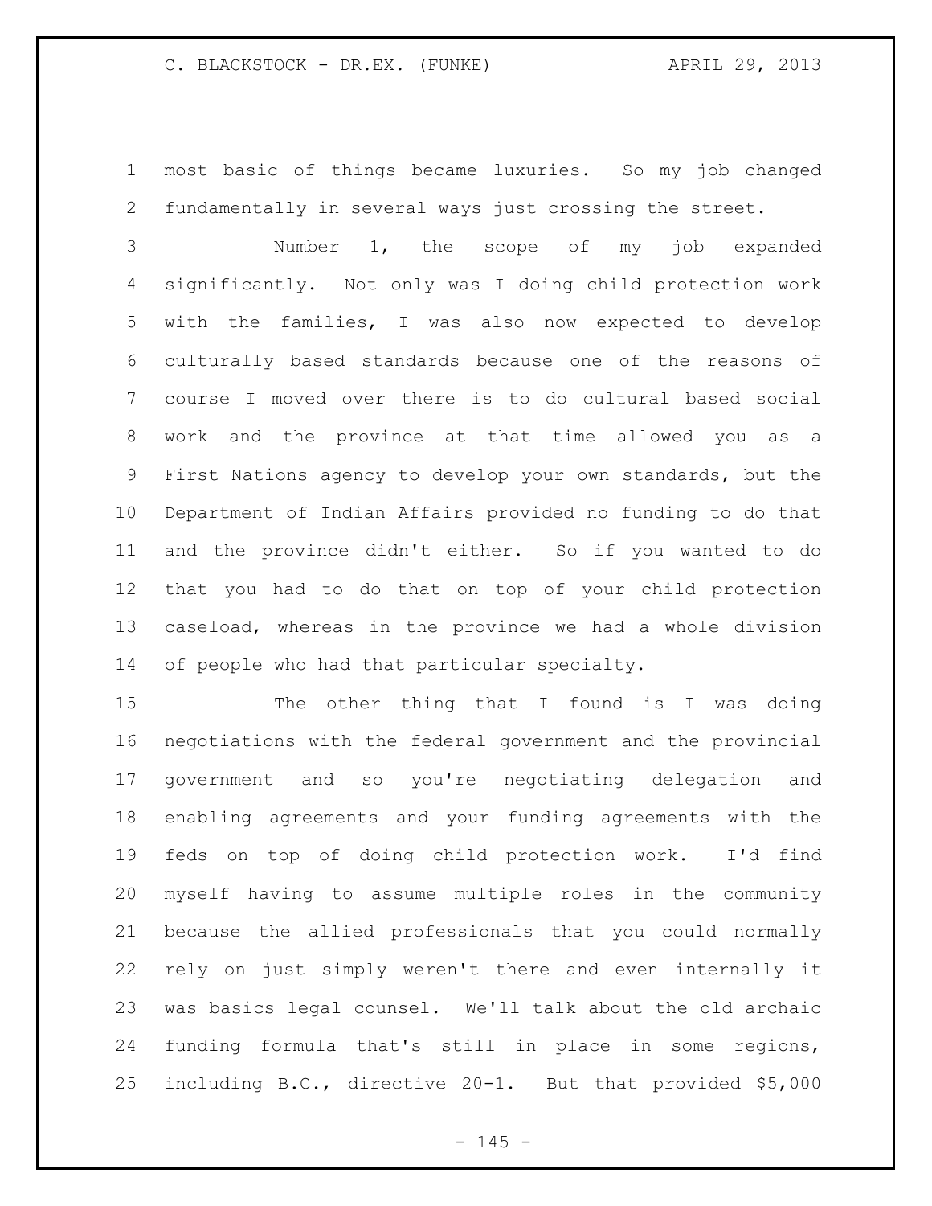most basic of things became luxuries. So my job changed fundamentally in several ways just crossing the street.

Number 1, the scope of my job expanded significantly. Not only was I doing child protection work with the families, I was also now expected to develop culturally based standards because one of the reasons of course I moved over there is to do cultural based social work and the province at that time allowed you as a First Nations agency to develop your own standards, but the Department of Indian Affairs provided no funding to do that and the province didn't either. So if you wanted to do that you had to do that on top of your child protection caseload, whereas in the province we had a whole division of people who had that particular specialty.

The other thing that I found is I was doing negotiations with the federal government and the provincial government and so you're negotiating delegation and enabling agreements and your funding agreements with the feds on top of doing child protection work. I'd find myself having to assume multiple roles in the community because the allied professionals that you could normally rely on just simply weren't there and even internally it was basics legal counsel. We'll talk about the old archaic funding formula that's still in place in some regions, including B.C., directive 20-1. But that provided $5,000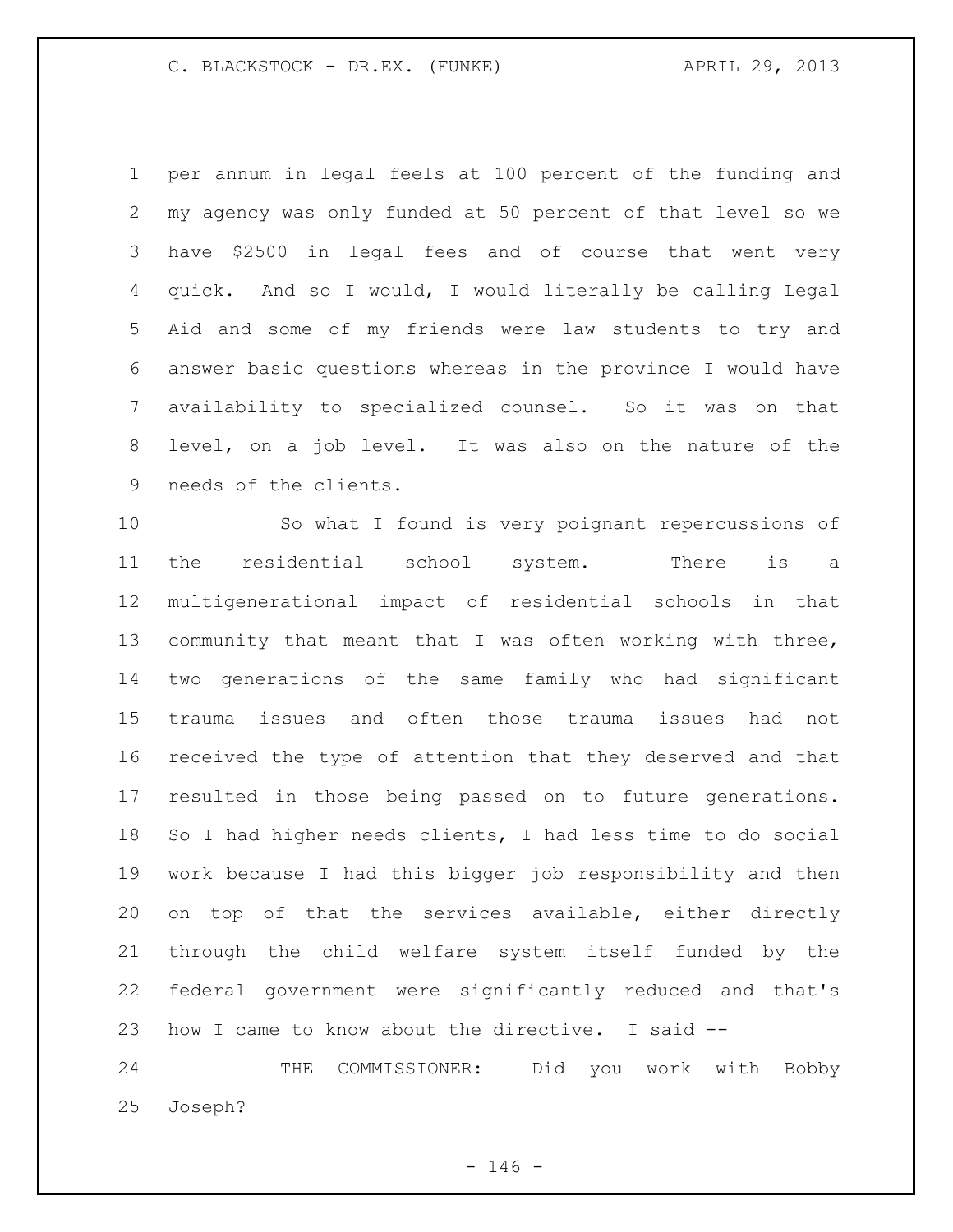per annum in legal feels at 100 percent of the funding and my agency was only funded at 50 percent of that level so we have $2500 in legal fees and of course that went very quick. And so I would, I would literally be calling Legal Aid and some of my friends were law students to try and answer basic questions whereas in the province I would have availability to specialized counsel. So it was on that level, on a job level. It was also on the nature of the needs of the clients.

So what I found is very poignant repercussions of the residential school system. There is a multigenerational impact of residential schools in that community that meant that I was often working with three, two generations of the same family who had significant trauma issues and often those trauma issues had not received the type of attention that they deserved and that resulted in those being passed on to future generations. So I had higher needs clients, I had less time to do social work because I had this bigger job responsibility and then on top of that the services available, either directly through the child welfare system itself funded by the federal government were significantly reduced and that's how I came to know about the directive. I said --

THE COMMISSIONER: Did you work with Bobby Joseph?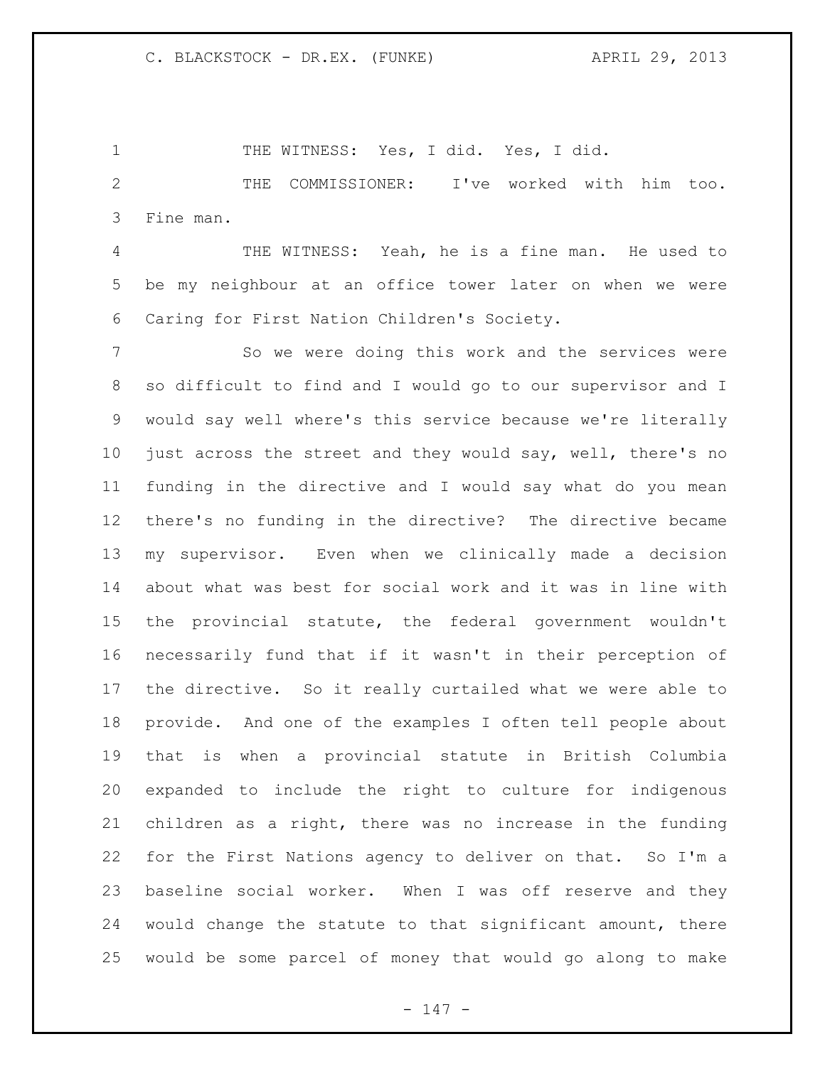THE WITNESS: Yes, I did. Yes, I did.

THE COMMISSIONER: I've worked with him too. Fine man.

THE WITNESS: Yeah, he is a fine man. He used to be my neighbour at an office tower later on when we were Caring for First Nation Children's Society.

So we were doing this work and the services were so difficult to find and I would go to our supervisor and I would say well where's this service because we're literally just across the street and they would say, well, there's no funding in the directive and I would say what do you mean there's no funding in the directive? The directive became my supervisor. Even when we clinically made a decision about what was best for social work and it was in line with the provincial statute, the federal government wouldn't necessarily fund that if it wasn't in their perception of the directive. So it really curtailed what we were able to provide. And one of the examples I often tell people about that is when a provincial statute in British Columbia expanded to include the right to culture for indigenous children as a right, there was no increase in the funding for the First Nations agency to deliver on that. So I'm a baseline social worker. When I was off reserve and they would change the statute to that significant amount, there would be some parcel of money that would go along to make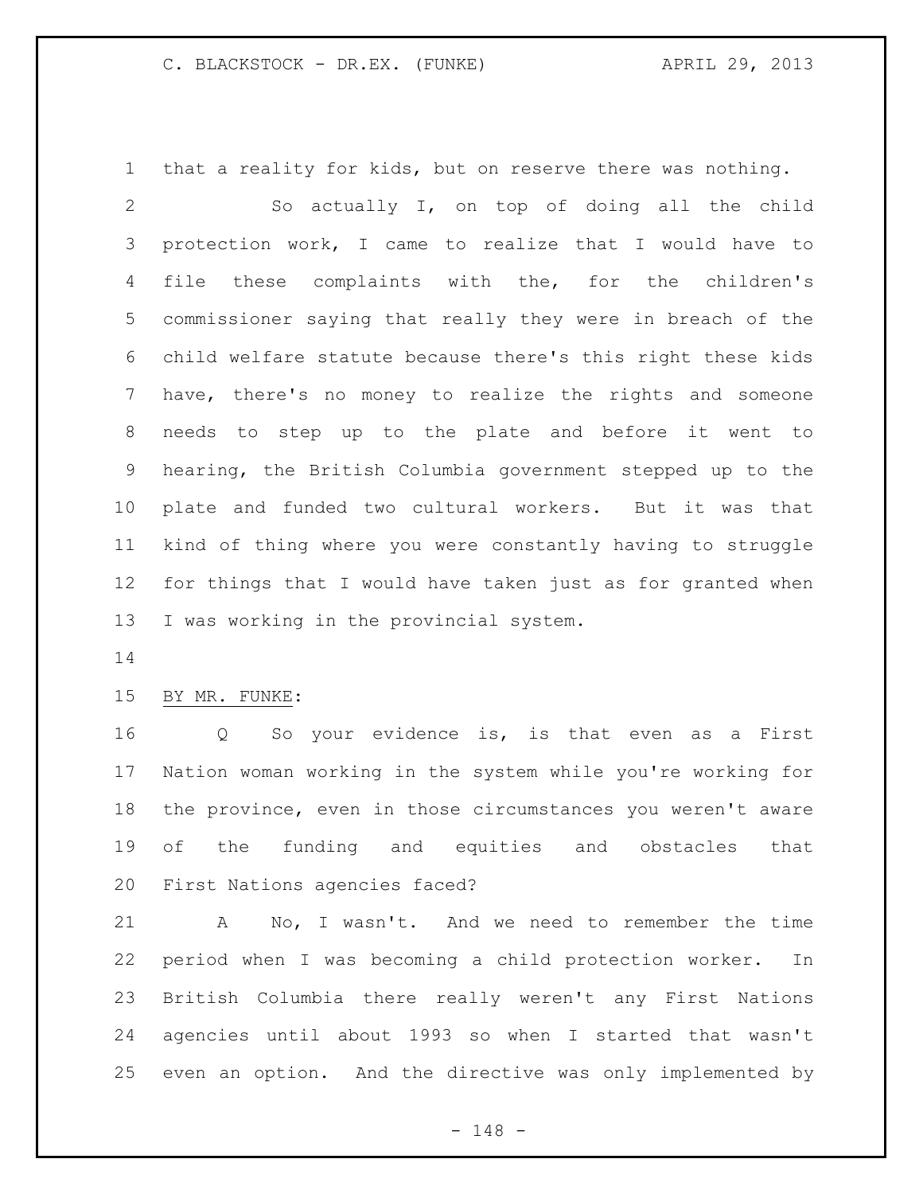that a reality for kids, but on reserve there was nothing.

So actually I, on top of doing all the child protection work, I came to realize that I would have to file these complaints with the, for the children's commissioner saying that really they were in breach of the child welfare statute because there's this right these kids have, there's no money to realize the rights and someone needs to step up to the plate and before it went to hearing, the British Columbia government stepped up to the plate and funded two cultural workers. But it was that kind of thing where you were constantly having to struggle for things that I would have taken just as for granted when I was working in the provincial system.

BY MR. FUNKE:

Q So your evidence is, is that even as a First Nation woman working in the system while you're working for the province, even in those circumstances you weren't aware of the funding and equities and obstacles that First Nations agencies faced?

A No, I wasn't. And we need to remember the time period when I was becoming a child protection worker. In British Columbia there really weren't any First Nations agencies until about 1993 so when I started that wasn't even an option. And the directive was only implemented by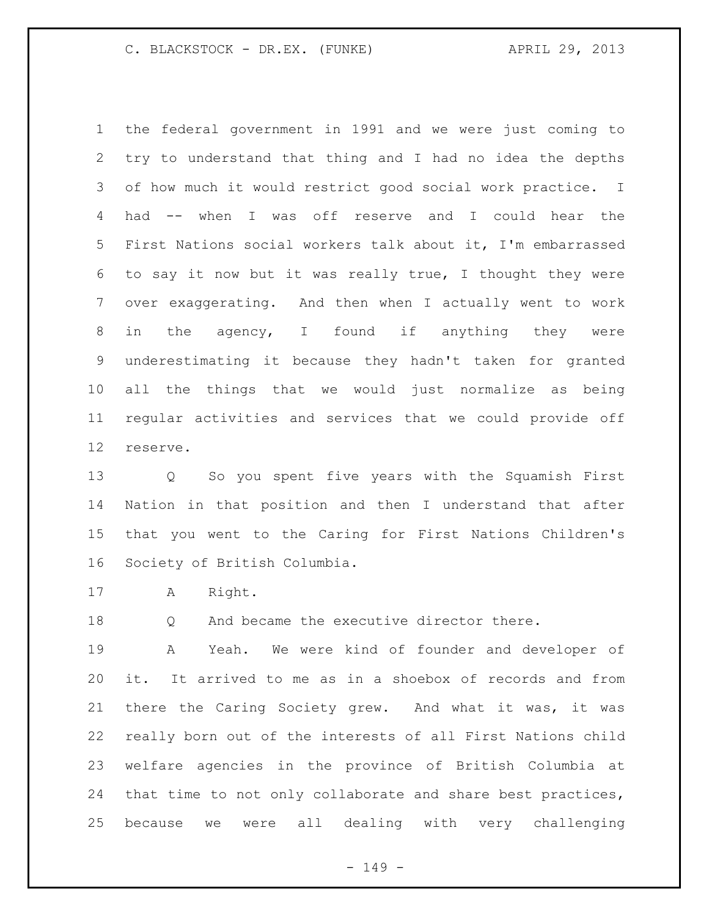the federal government in 1991 and we were just coming to try to understand that thing and I had no idea the depths of how much it would restrict good social work practice. I had -- when I was off reserve and I could hear the First Nations social workers talk about it, I'm embarrassed to say it now but it was really true, I thought they were over exaggerating. And then when I actually went to work in the agency, I found if anything they were underestimating it because they hadn't taken for granted all the things that we would just normalize as being regular activities and services that we could provide off reserve.

Q So you spent five years with the Squamish First Nation in that position and then I understand that after that you went to the Caring for First Nations Children's Society of British Columbia.

A Right.

Q And became the executive director there.

A Yeah. We were kind of founder and developer of it. It arrived to me as in a shoebox of records and from there the Caring Society grew. And what it was, it was really born out of the interests of all First Nations child welfare agencies in the province of British Columbia at that time to not only collaborate and share best practices, because we were all dealing with very challenging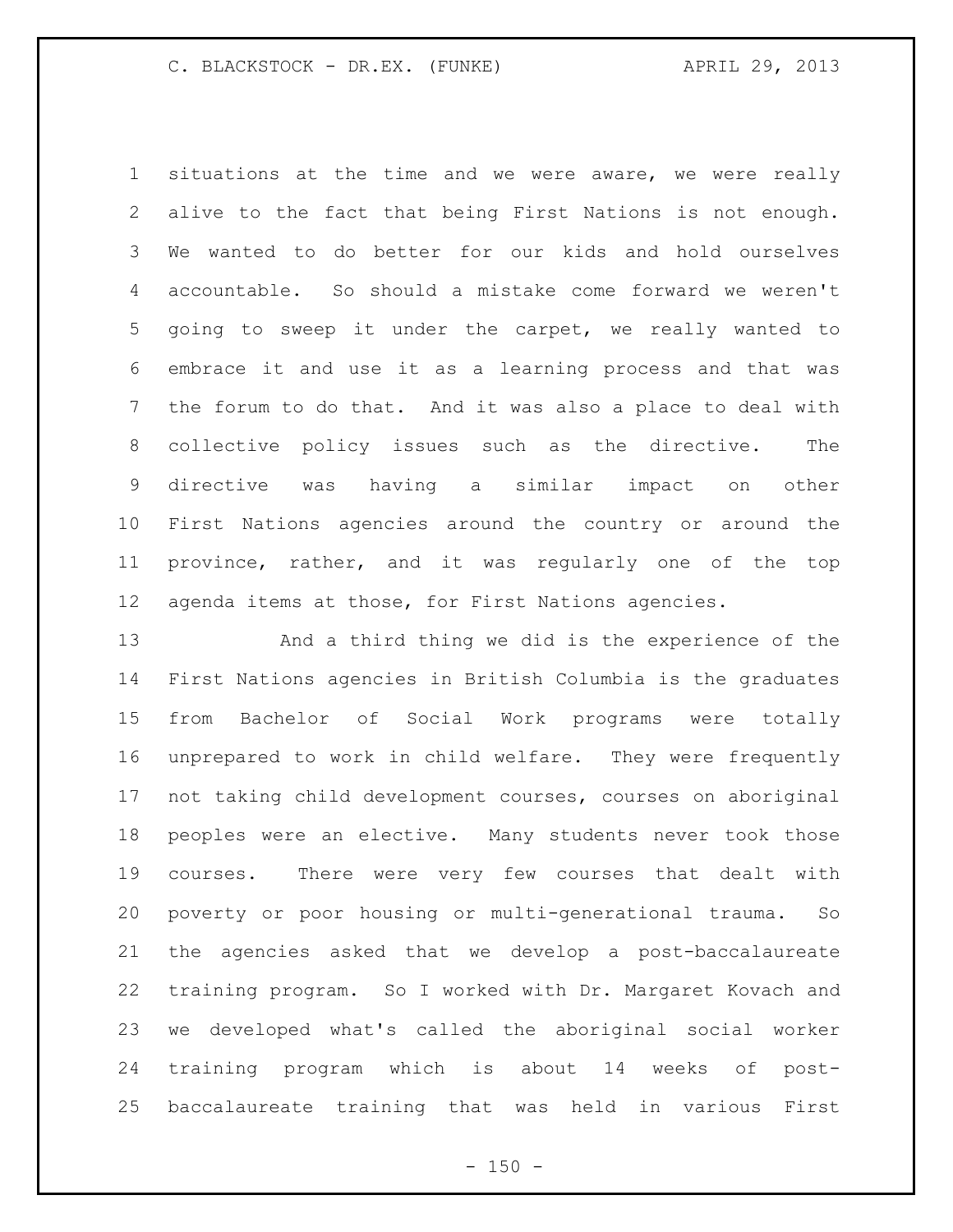situations at the time and we were aware, we were really alive to the fact that being First Nations is not enough. We wanted to do better for our kids and hold ourselves accountable. So should a mistake come forward we weren't going to sweep it under the carpet, we really wanted to embrace it and use it as a learning process and that was the forum to do that. And it was also a place to deal with collective policy issues such as the directive. The directive was having a similar impact on other First Nations agencies around the country or around the province, rather, and it was regularly one of the top agenda items at those, for First Nations agencies.

And a third thing we did is the experience of the First Nations agencies in British Columbia is the graduates from Bachelor of Social Work programs were totally unprepared to work in child welfare. They were frequently not taking child development courses, courses on aboriginal peoples were an elective. Many students never took those courses. There were very few courses that dealt with poverty or poor housing or multi-generational trauma. So the agencies asked that we develop a post-baccalaureate training program. So I worked with Dr. Margaret Kovach and we developed what's called the aboriginal social worker training program which is about 14 weeks of post-baccalaureate training that was held in various First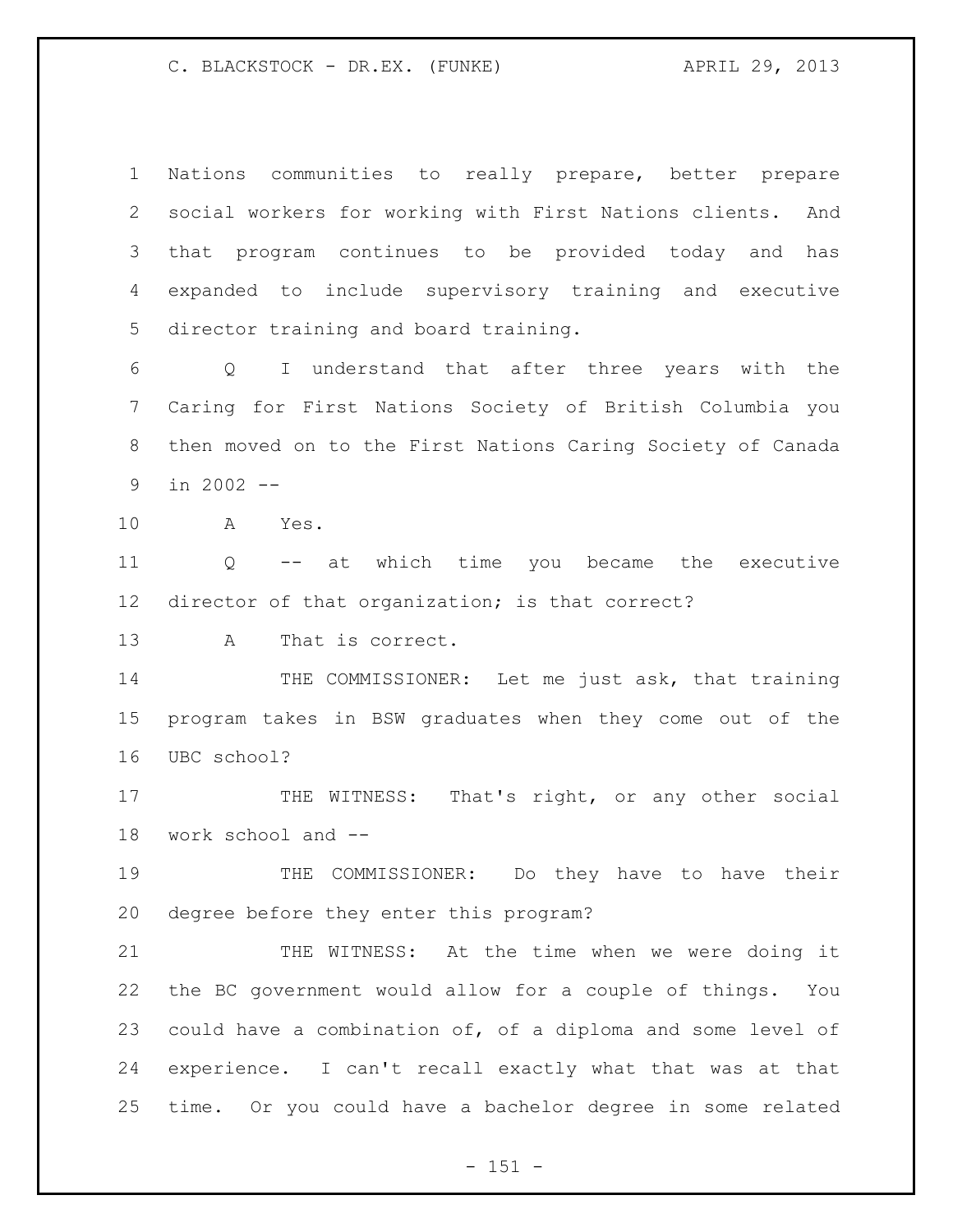Nations communities to really prepare, better prepare social workers for working with First Nations clients. And that program continues to be provided today and has expanded to include supervisory training and executive director training and board training.

Q I understand that after three years with the Caring for First Nations Society of British Columbia you then moved on to the First Nations Caring Society of Canada in 2002 --

A Yes.

Q -- at which time you became the executive director of that organization; is that correct?

A That is correct.

THE COMMISSIONER: Let me just ask, that training program takes in BSW graduates when they come out of the UBC school?

THE WITNESS: That's right, or any other social work school and --

THE COMMISSIONER: Do they have to have their degree before they enter this program?

THE WITNESS: At the time when we were doing it the BC government would allow for a couple of things. You could have a combination of, of a diploma and some level of experience. I can't recall exactly what that was at that time. Or you could have a bachelor degree in some related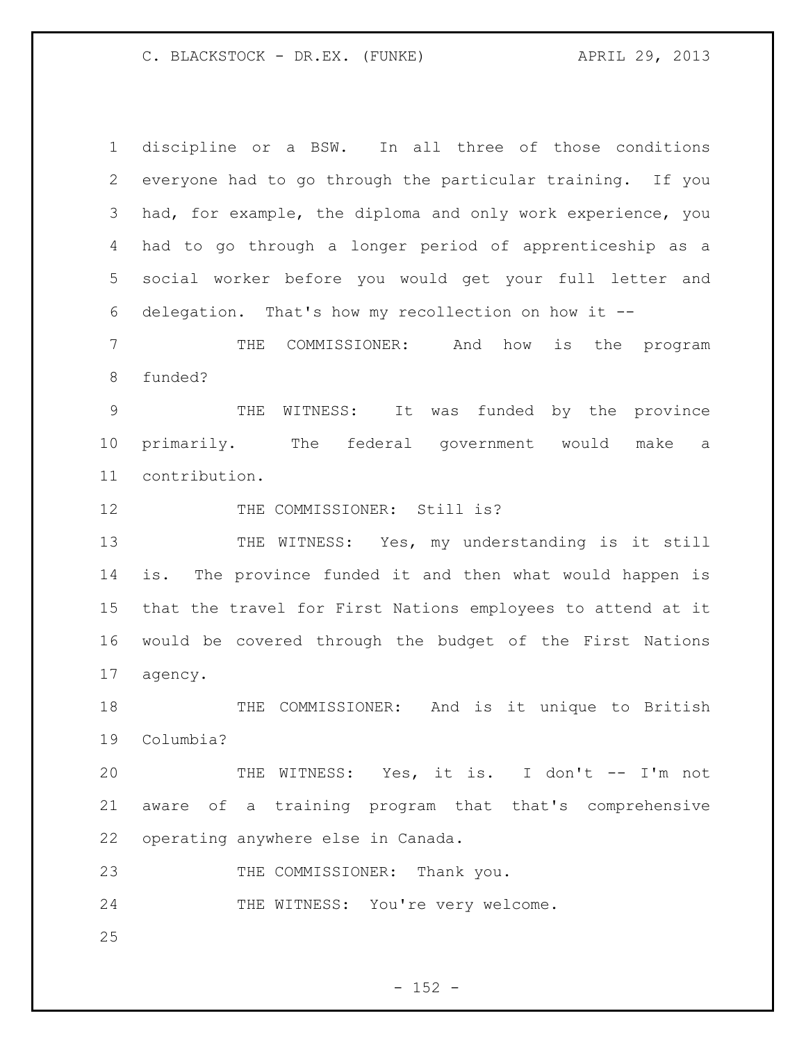discipline or a BSW. In all three of those conditions everyone had to go through the particular training. If you had, for example, the diploma and only work experience, you had to go through a longer period of apprenticeship as a social worker before you would get your full letter and delegation. That's how my recollection on how it --

THE COMMISSIONER: And how is the program funded?

THE WITNESS: It was funded by the province primarily. The federal government would make a contribution.

THE COMMISSIONER: Still is?

THE WITNESS: Yes, my understanding is it still is. The province funded it and then what would happen is that the travel for First Nations employees to attend at it would be covered through the budget of the First Nations agency.

THE COMMISSIONER: And is it unique to British Columbia?

THE WITNESS: Yes, it is. I don't -- I'm not aware of a training program that that's comprehensive operating anywhere else in Canada.

THE COMMISSIONER: Thank you.

THE WITNESS: You're very welcome.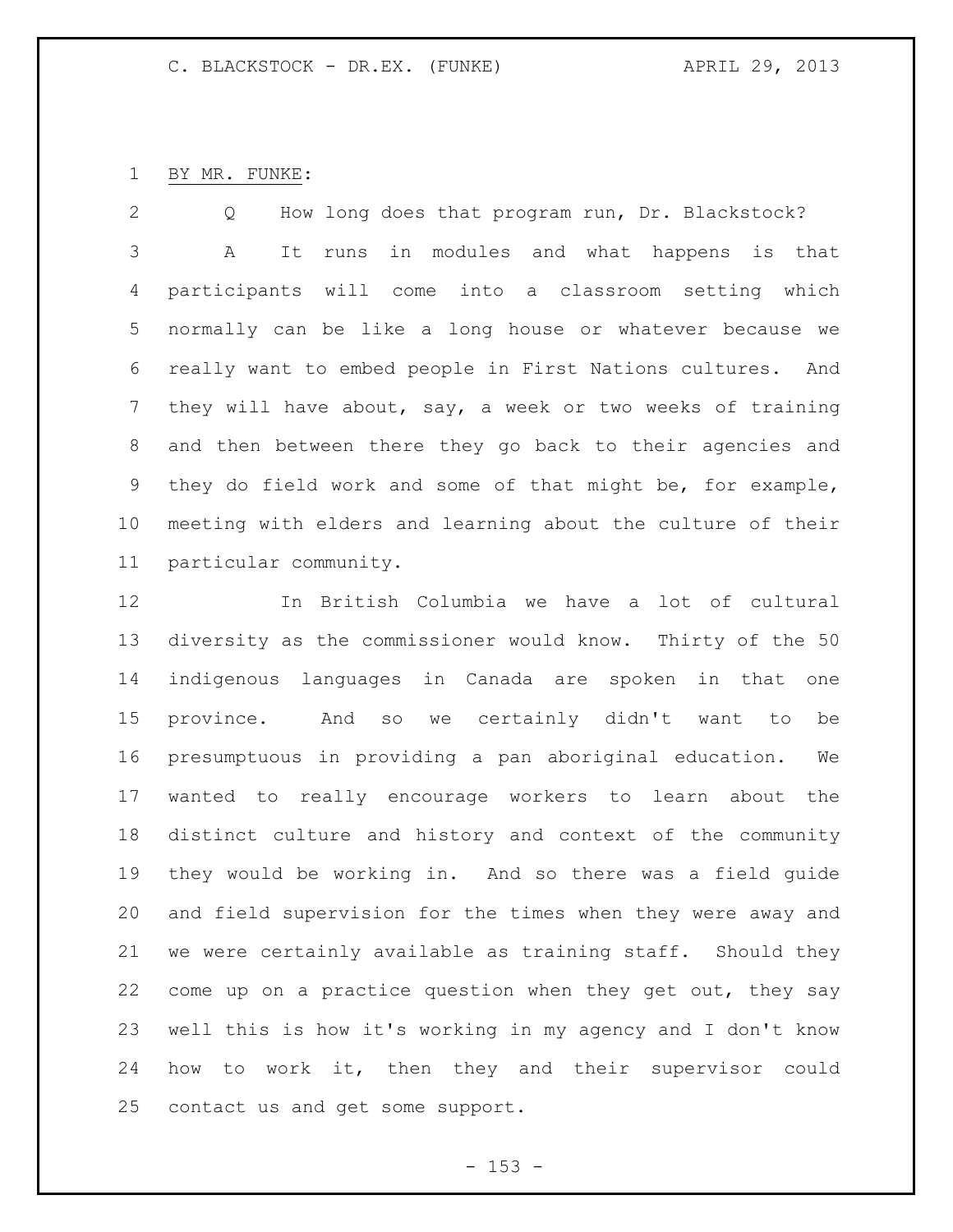BY MR. FUNKE:

Q How long does that program run, Dr. Blackstock?

A It runs in modules and what happens is that participants will come into a classroom setting which normally can be like a long house or whatever because we really want to embed people in First Nations cultures. And they will have about, say, a week or two weeks of training and then between there they go back to their agencies and they do field work and some of that might be, for example, meeting with elders and learning about the culture of their particular community.

In British Columbia we have a lot of cultural diversity as the commissioner would know. Thirty of the 50 indigenous languages in Canada are spoken in that one province. And so we certainly didn't want to be presumptuous in providing a pan aboriginal education. We wanted to really encourage workers to learn about the distinct culture and history and context of the community they would be working in. And so there was a field guide and field supervision for the times when they were away and we were certainly available as training staff. Should they come up on a practice question when they get out, they say well this is how it's working in my agency and I don't know how to work it, then they and their supervisor could contact us and get some support.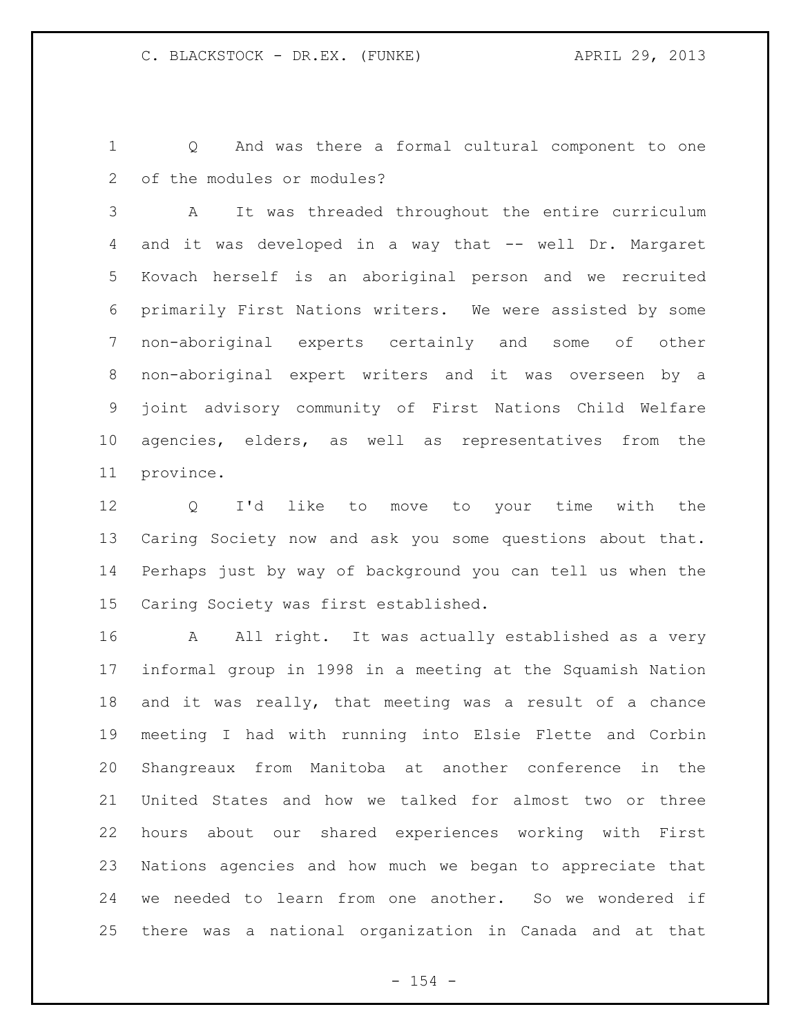Q And was there a formal cultural component to one of the modules or modules?

A It was threaded throughout the entire curriculum and it was developed in a way that -- well Dr. Margaret Kovach herself is an aboriginal person and we recruited primarily First Nations writers. We were assisted by some non-aboriginal experts certainly and some of other non-aboriginal expert writers and it was overseen by a joint advisory community of First Nations Child Welfare agencies, elders, as well as representatives from the province.

Q I'd like to move to your time with the Caring Society now and ask you some questions about that. Perhaps just by way of background you can tell us when the Caring Society was first established.

A All right. It was actually established as a very informal group in 1998 in a meeting at the Squamish Nation and it was really, that meeting was a result of a chance meeting I had with running into Elsie Flette and Corbin Shangreaux from Manitoba at another conference in the United States and how we talked for almost two or three hours about our shared experiences working with First Nations agencies and how much we began to appreciate that we needed to learn from one another. So we wondered if there was a national organization in Canada and at that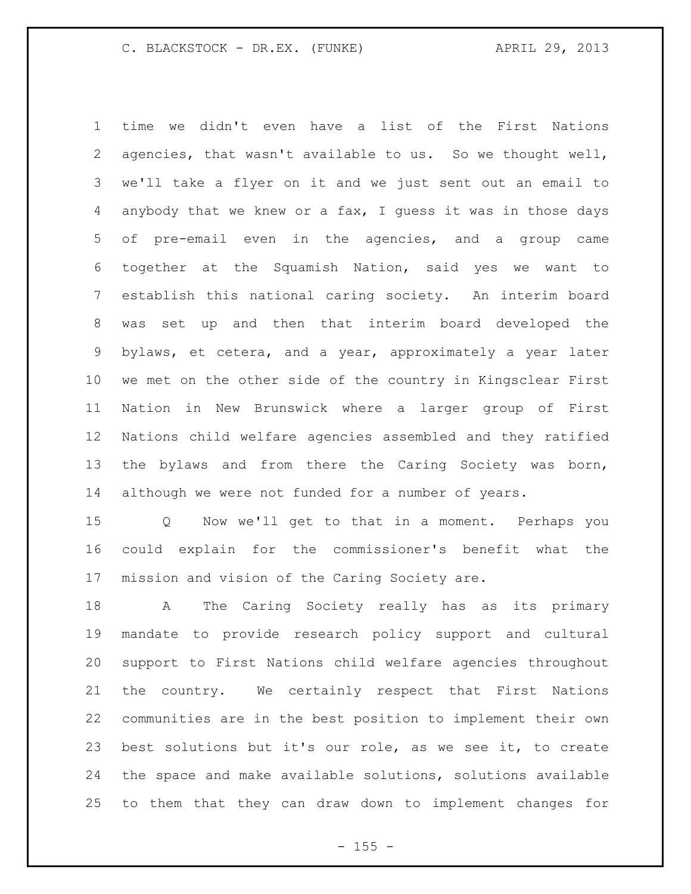time we didn't even have a list of the First Nations agencies, that wasn't available to us. So we thought well, we'll take a flyer on it and we just sent out an email to anybody that we knew or a fax, I guess it was in those days of pre-email even in the agencies, and a group came together at the Squamish Nation, said yes we want to establish this national caring society. An interim board was set up and then that interim board developed the bylaws, et cetera, and a year, approximately a year later we met on the other side of the country in Kingsclear First Nation in New Brunswick where a larger group of First Nations child welfare agencies assembled and they ratified the bylaws and from there the Caring Society was born, although we were not funded for a number of years.

Q Now we'll get to that in a moment. Perhaps you could explain for the commissioner's benefit what the mission and vision of the Caring Society are.

A The Caring Society really has as its primary mandate to provide research policy support and cultural support to First Nations child welfare agencies throughout the country. We certainly respect that First Nations communities are in the best position to implement their own best solutions but it's our role, as we see it, to create the space and make available solutions, solutions available to them that they can draw down to implement changes for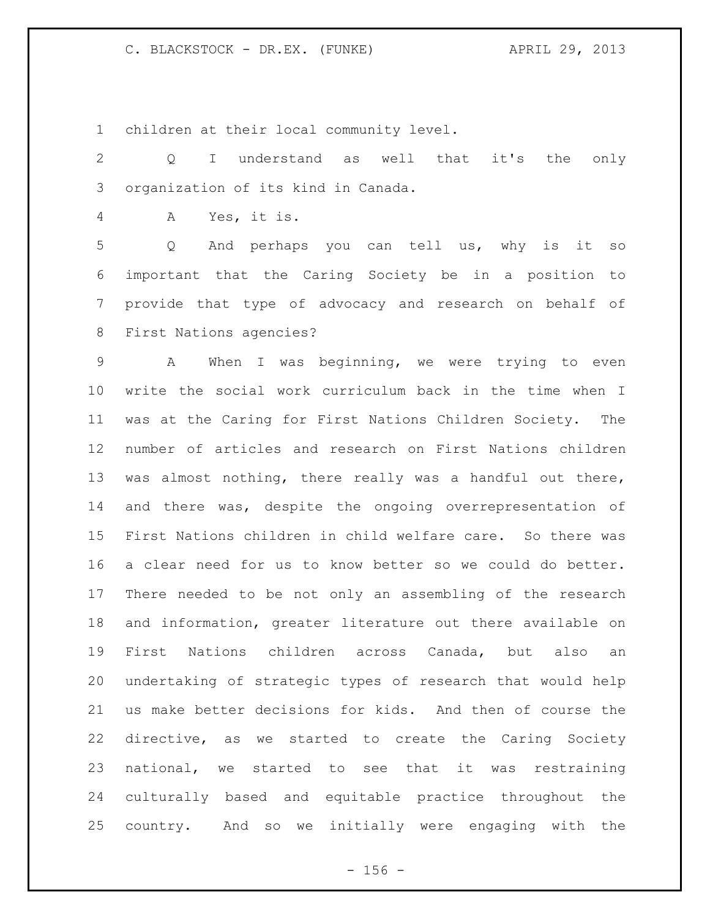children at their local community level.

Q I understand as well that it's the only organization of its kind in Canada.

A Yes, it is.

Q And perhaps you can tell us, why is it so important that the Caring Society be in a position to provide that type of advocacy and research on behalf of First Nations agencies?

A When I was beginning, we were trying to even write the social work curriculum back in the time when I was at the Caring for First Nations Children Society. The number of articles and research on First Nations children was almost nothing, there really was a handful out there, and there was, despite the ongoing overrepresentation of First Nations children in child welfare care. So there was a clear need for us to know better so we could do better. There needed to be not only an assembling of the research and information, greater literature out there available on First Nations children across Canada, but also an undertaking of strategic types of research that would help us make better decisions for kids. And then of course the directive, as we started to create the Caring Society national, we started to see that it was restraining culturally based and equitable practice throughout the country. And so we initially were engaging with the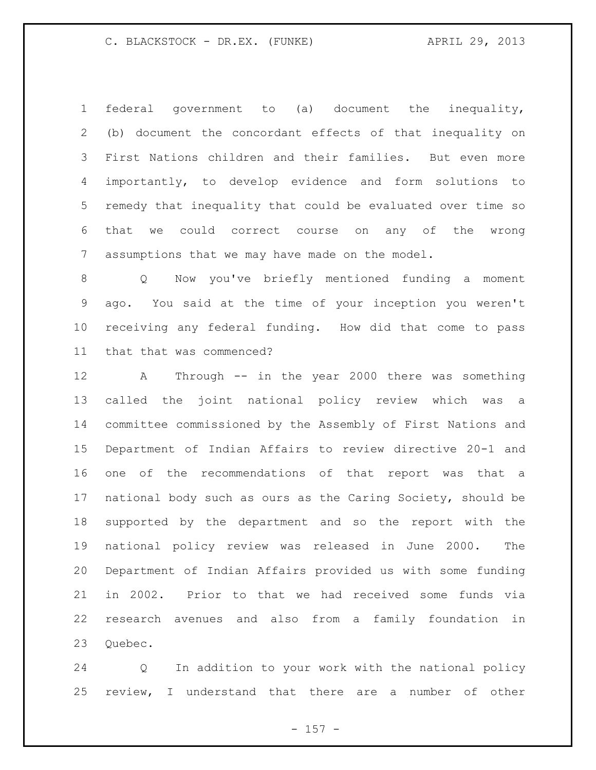federal government to (a) document the inequality, (b) document the concordant effects of that inequality on First Nations children and their families. But even more importantly, to develop evidence and form solutions to remedy that inequality that could be evaluated over time so that we could correct course on any of the wrong assumptions that we may have made on the model.

Q Now you've briefly mentioned funding a moment ago. You said at the time of your inception you weren't receiving any federal funding. How did that come to pass that that was commenced?

A Through -- in the year 2000 there was something called the joint national policy review which was a committee commissioned by the Assembly of First Nations and Department of Indian Affairs to review directive 20-1 and one of the recommendations of that report was that a national body such as ours as the Caring Society, should be supported by the department and so the report with the national policy review was released in June 2000. The Department of Indian Affairs provided us with some funding in 2002. Prior to that we had received some funds via research avenues and also from a family foundation in Quebec.

Q In addition to your work with the national policy review, I understand that there are a number of other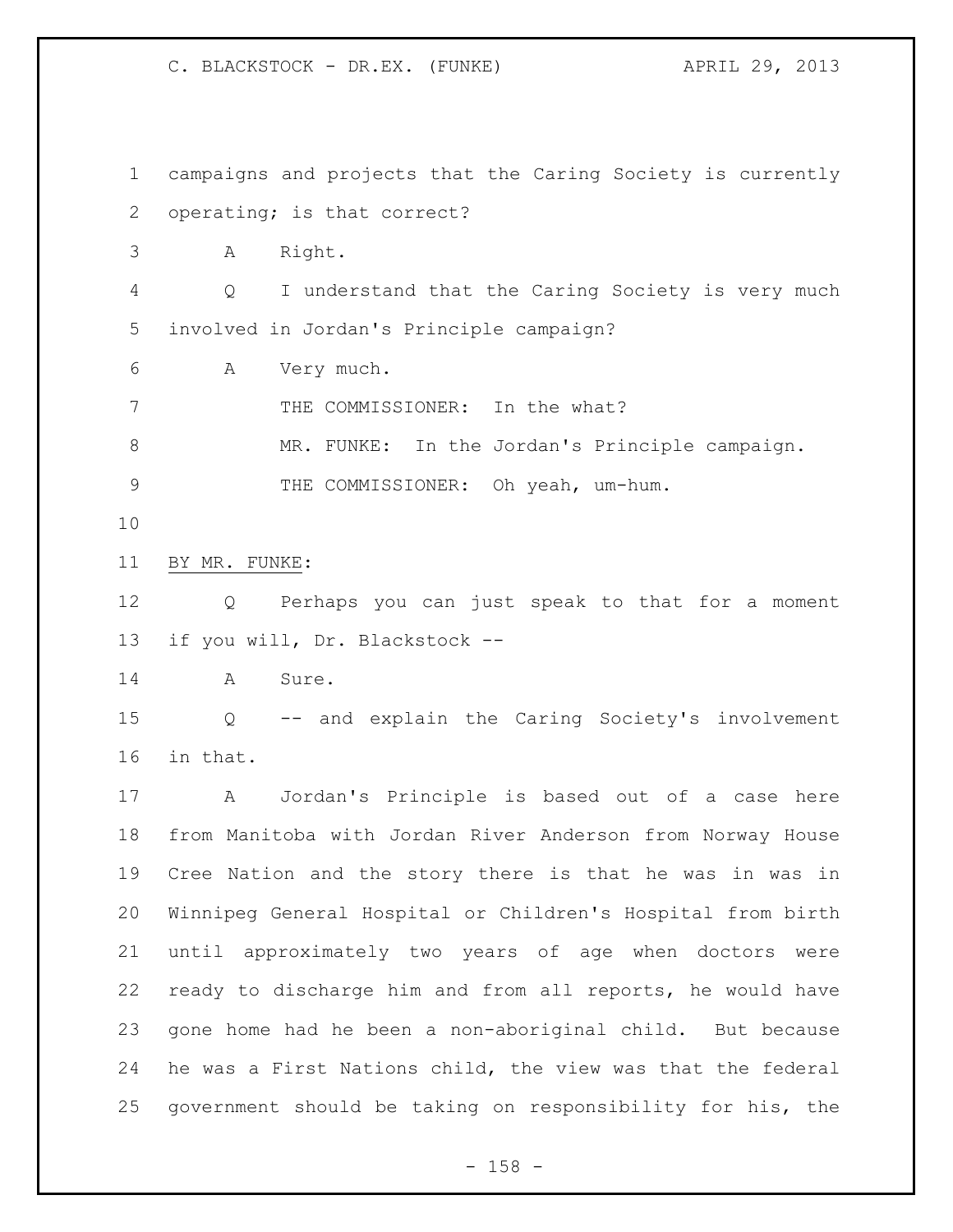campaigns and projects that the Caring Society is currently operating; is that correct?

A Right.

Q I understand that the Caring Society is very much involved in Jordan's Principle campaign?

A Very much.

THE COMMISSIONER: In the what?

MR. FUNKE: In the Jordan's Principle campaign.

THE COMMISSIONER: Oh yeah, um-hum.

BY MR. FUNKE:

Q Perhaps you can just speak to that for a moment if you will, Dr. Blackstock --

A Sure.

Q -- and explain the Caring Society's involvement in that.

A Jordan's Principle is based out of a case here from Manitoba with Jordan River Anderson from Norway House Cree Nation and the story there is that he was in was in Winnipeg General Hospital or Children's Hospital from birth until approximately two years of age when doctors were ready to discharge him and from all reports, he would have gone home had he been a non-aboriginal child. But because he was a First Nations child, the view was that the federal government should be taking on responsibility for his, the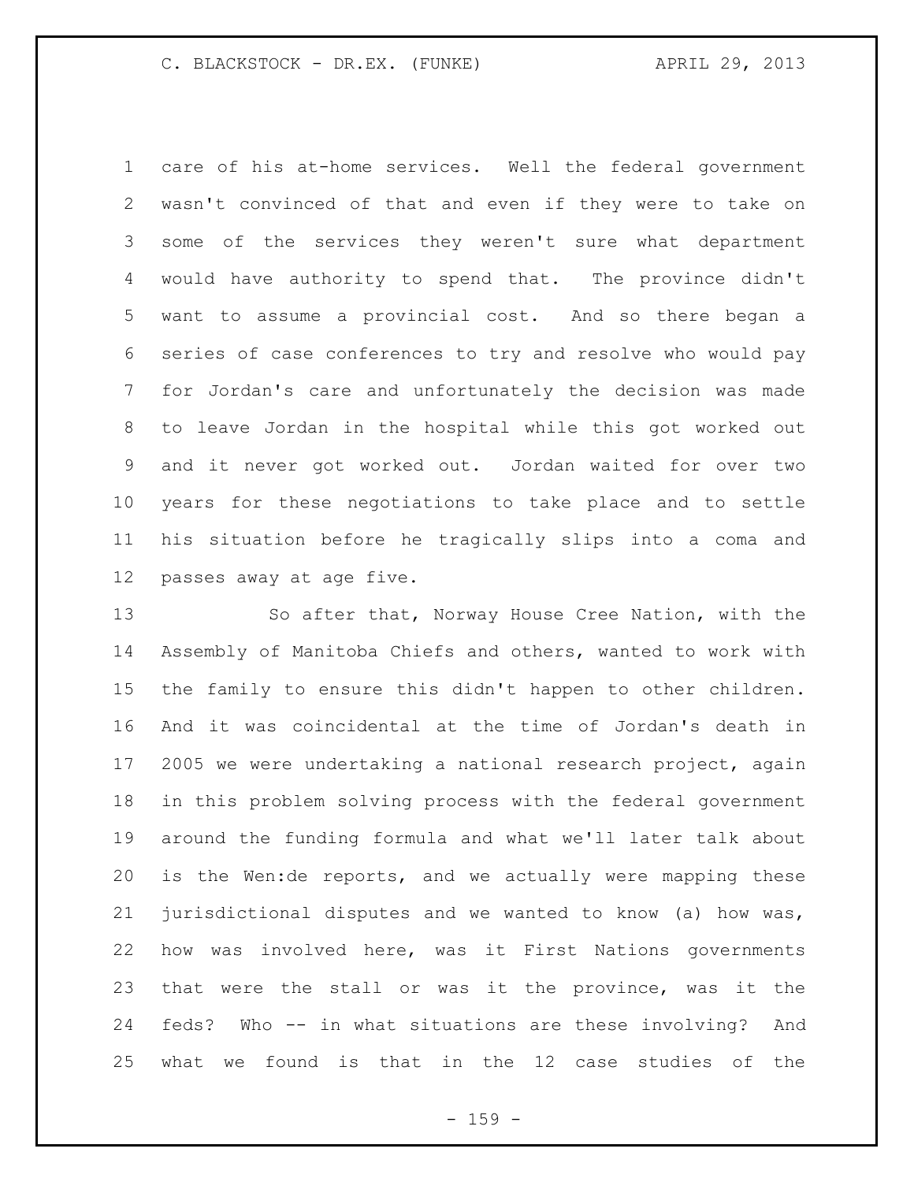care of his at-home services. Well the federal government wasn't convinced of that and even if they were to take on some of the services they weren't sure what department would have authority to spend that. The province didn't want to assume a provincial cost. And so there began a series of case conferences to try and resolve who would pay for Jordan's care and unfortunately the decision was made to leave Jordan in the hospital while this got worked out and it never got worked out. Jordan waited for over two years for these negotiations to take place and to settle his situation before he tragically slips into a coma and passes away at age five.

So after that, Norway House Cree Nation, with the Assembly of Manitoba Chiefs and others, wanted to work with the family to ensure this didn't happen to other children. And it was coincidental at the time of Jordan's death in 2005 we were undertaking a national research project, again in this problem solving process with the federal government around the funding formula and what we'll later talk about is the Wen:de reports, and we actually were mapping these jurisdictional disputes and we wanted to know (a) how was, how was involved here, was it First Nations governments that were the stall or was it the province, was it the feds? Who -- in what situations are these involving? And what we found is that in the 12 case studies of the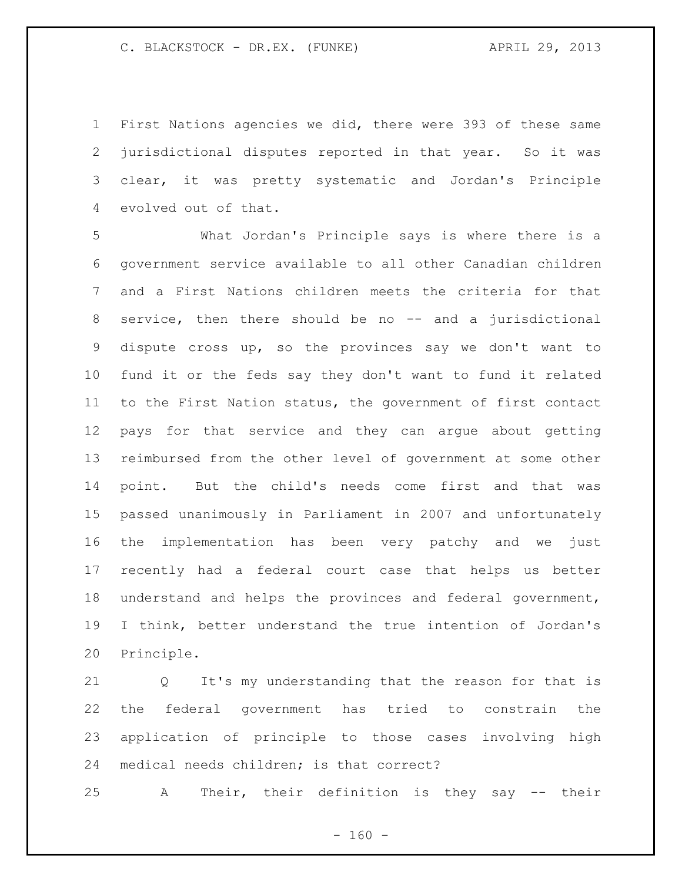First Nations agencies we did, there were 393 of these same jurisdictional disputes reported in that year. So it was clear, it was pretty systematic and Jordan's Principle evolved out of that.

What Jordan's Principle says is where there is a government service available to all other Canadian children and a First Nations children meets the criteria for that service, then there should be no -- and a jurisdictional dispute cross up, so the provinces say we don't want to fund it or the feds say they don't want to fund it related to the First Nation status, the government of first contact pays for that service and they can argue about getting reimbursed from the other level of government at some other point. But the child's needs come first and that was passed unanimously in Parliament in 2007 and unfortunately the implementation has been very patchy and we just recently had a federal court case that helps us better understand and helps the provinces and federal government, I think, better understand the true intention of Jordan's Principle.

Q It's my understanding that the reason for that is the federal government has tried to constrain the application of principle to those cases involving high medical needs children; is that correct?

A Their, their definition is they say -- their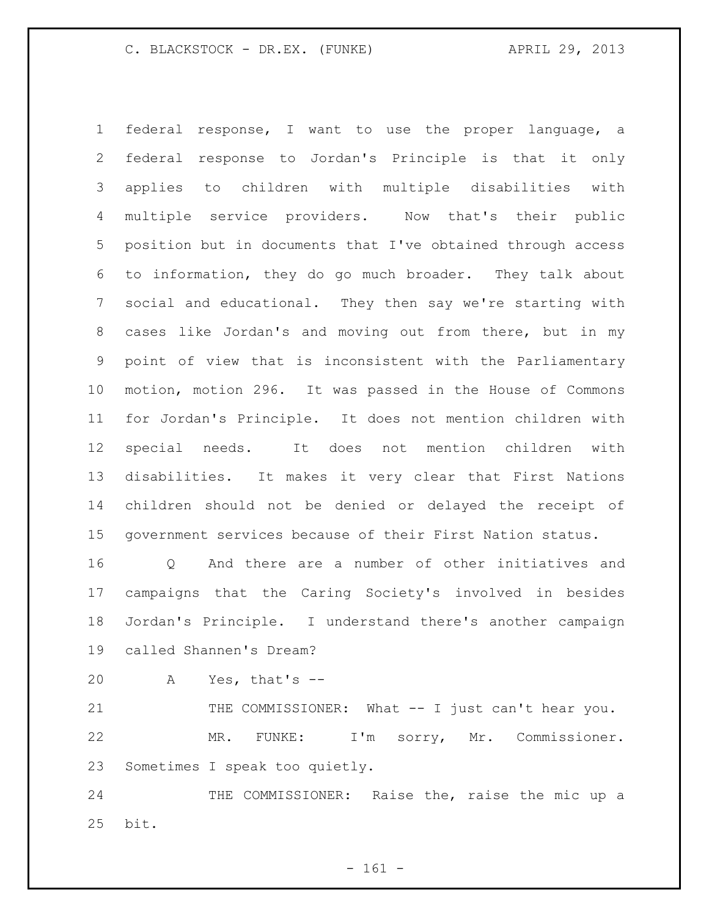federal response, I want to use the proper language, a federal response to Jordan's Principle is that it only applies to children with multiple disabilities with multiple service providers. Now that's their public position but in documents that I've obtained through access to information, they do go much broader. They talk about social and educational. They then say we're starting with cases like Jordan's and moving out from there, but in my point of view that is inconsistent with the Parliamentary motion, motion 296. It was passed in the House of Commons for Jordan's Principle. It does not mention children with special needs. It does not mention children with disabilities. It makes it very clear that First Nations children should not be denied or delayed the receipt of government services because of their First Nation status.

Q And there are a number of other initiatives and campaigns that the Caring Society's involved in besides Jordan's Principle. I understand there's another campaign called Shannen's Dream?

A Yes, that's --

THE COMMISSIONER: What -- I just can't hear you.

MR. FUNKE: I'm sorry, Mr. Commissioner. Sometimes I speak too quietly.

THE COMMISSIONER: Raise the, raise the mic up a bit.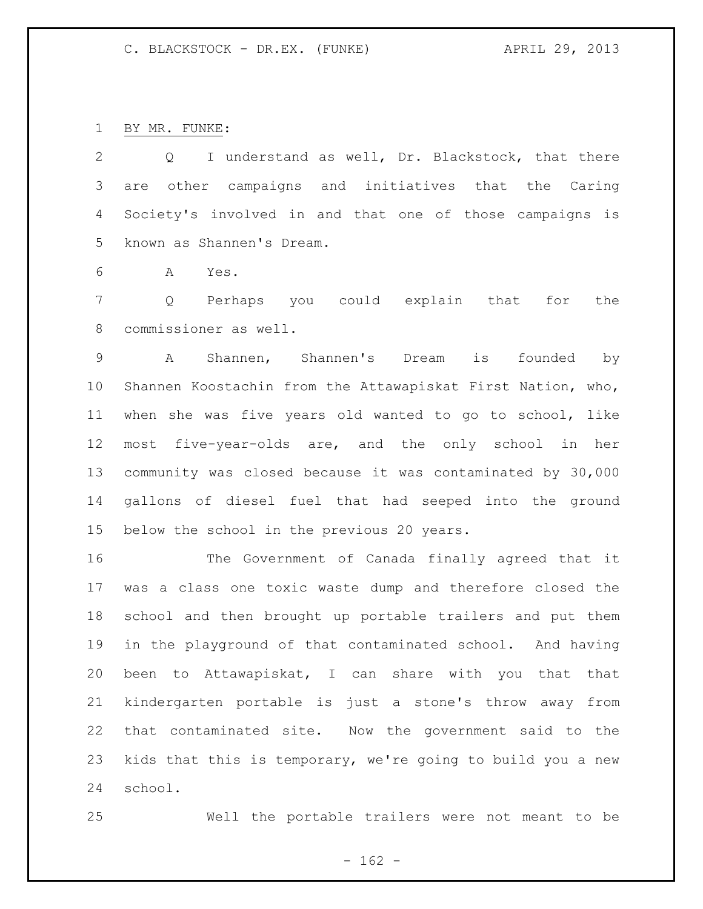BY MR. FUNKE:

Q I understand as well, Dr. Blackstock, that there are other campaigns and initiatives that the Caring Society's involved in and that one of those campaigns is known as Shannen's Dream.

A Yes.

Q Perhaps you could explain that for the commissioner as well.

A Shannen, Shannen's Dream is founded by Shannen Koostachin from the Attawapiskat First Nation, who, when she was five years old wanted to go to school, like most five-year-olds are, and the only school in her community was closed because it was contaminated by 30,000 gallons of diesel fuel that had seeped into the ground below the school in the previous 20 years.

The Government of Canada finally agreed that it was a class one toxic waste dump and therefore closed the school and then brought up portable trailers and put them in the playground of that contaminated school. And having been to Attawapiskat, I can share with you that that kindergarten portable is just a stone's throw away from that contaminated site. Now the government said to the kids that this is temporary, we're going to build you a new school.

Well the portable trailers were not meant to be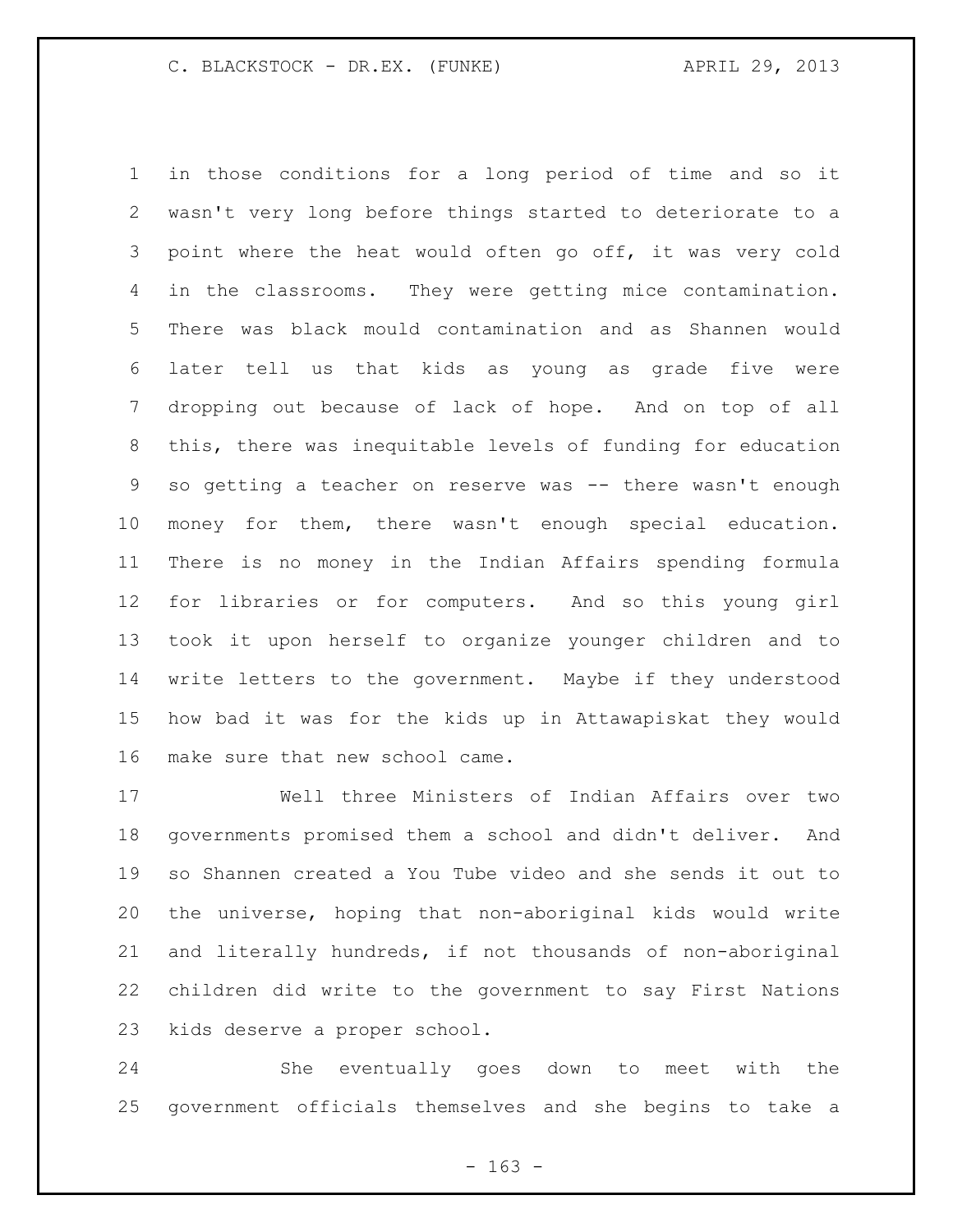in those conditions for a long period of time and so it wasn't very long before things started to deteriorate to a point where the heat would often go off, it was very cold in the classrooms. They were getting mice contamination. There was black mould contamination and as Shannen would later tell us that kids as young as grade five were dropping out because of lack of hope. And on top of all this, there was inequitable levels of funding for education so getting a teacher on reserve was -- there wasn't enough money for them, there wasn't enough special education. There is no money in the Indian Affairs spending formula for libraries or for computers. And so this young girl took it upon herself to organize younger children and to write letters to the government. Maybe if they understood how bad it was for the kids up in Attawapiskat they would make sure that new school came.

Well three Ministers of Indian Affairs over two governments promised them a school and didn't deliver. And so Shannen created a You Tube video and she sends it out to the universe, hoping that non-aboriginal kids would write and literally hundreds, if not thousands of non-aboriginal children did write to the government to say First Nations kids deserve a proper school.

She eventually goes down to meet with the government officials themselves and she begins to take a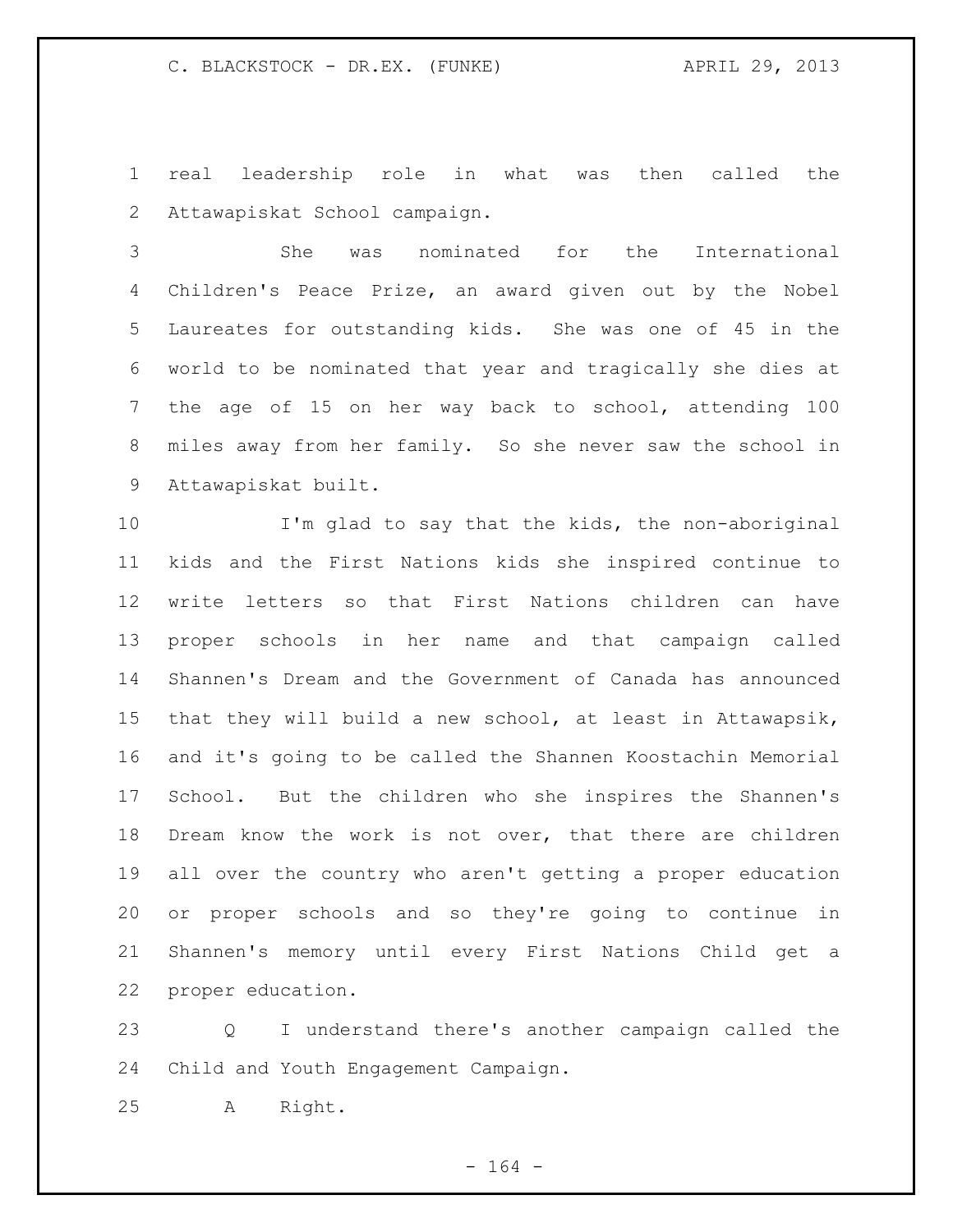real leadership role in what was then called the Attawapiskat School campaign.

She was nominated for the International Children's Peace Prize, an award given out by the Nobel Laureates for outstanding kids. She was one of 45 in the world to be nominated that year and tragically she dies at the age of 15 on her way back to school, attending 100 miles away from her family. So she never saw the school in Attawapiskat built.

I'm glad to say that the kids, the non-aboriginal kids and the First Nations kids she inspired continue to write letters so that First Nations children can have proper schools in her name and that campaign called Shannen's Dream and the Government of Canada has announced that they will build a new school, at least in Attawapsik, and it's going to be called the Shannen Koostachin Memorial School. But the children who she inspires the Shannen's Dream know the work is not over, that there are children all over the country who aren't getting a proper education or proper schools and so they're going to continue in Shannen's memory until every First Nations Child get a proper education.

Q I understand there's another campaign called the Child and Youth Engagement Campaign.

A Right.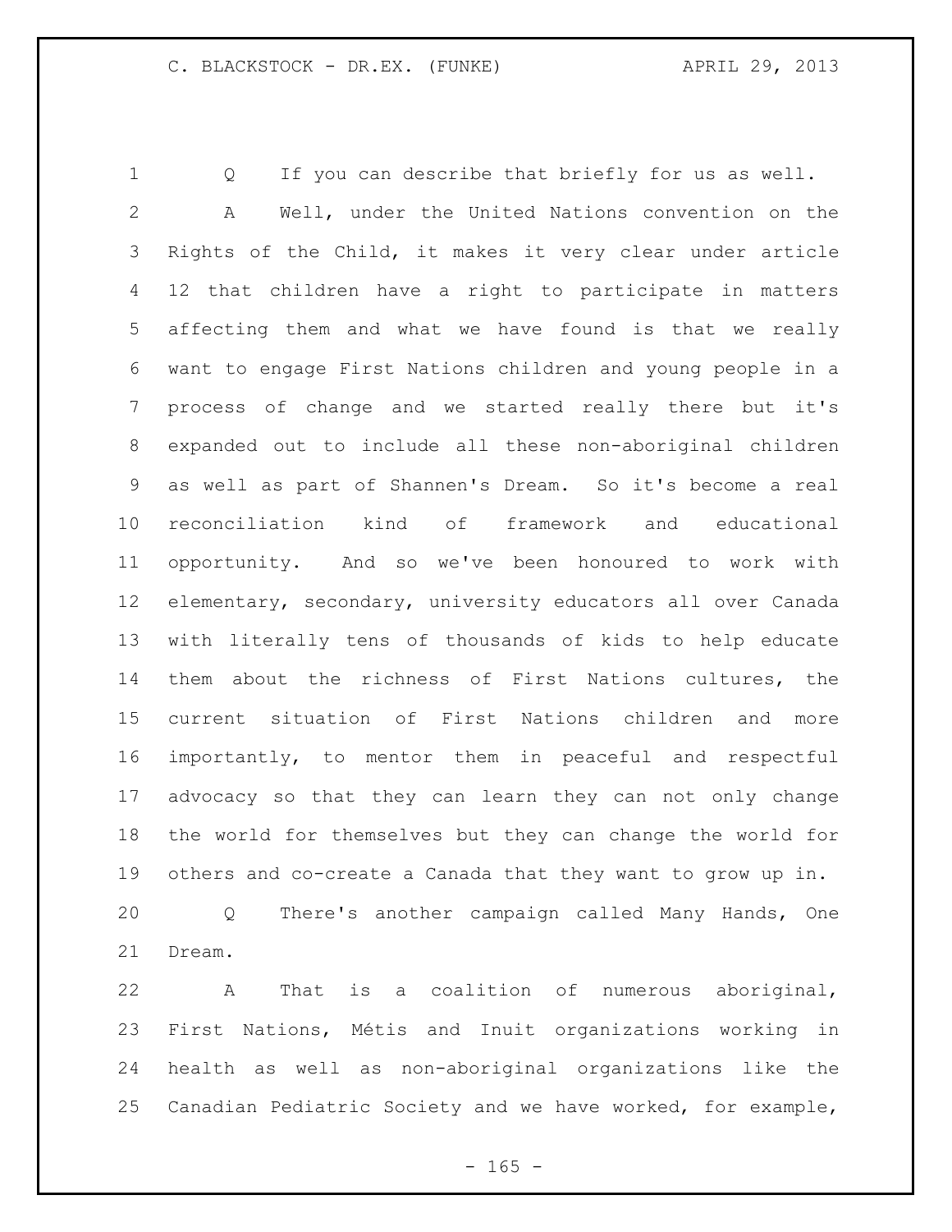Q If you can describe that briefly for us as well.

A Well, under the United Nations convention on the Rights of the Child, it makes it very clear under article 12 that children have a right to participate in matters affecting them and what we have found is that we really want to engage First Nations children and young people in a process of change and we started really there but it's expanded out to include all these non-aboriginal children as well as part of Shannen's Dream. So it's become a real reconciliation kind of framework and educational opportunity. And so we've been honoured to work with elementary, secondary, university educators all over Canada with literally tens of thousands of kids to help educate them about the richness of First Nations cultures, the current situation of First Nations children and more importantly, to mentor them in peaceful and respectful advocacy so that they can learn they can not only change the world for themselves but they can change the world for others and co-create a Canada that they want to grow up in.

Q There's another campaign called Many Hands, One Dream.

A That is a coalition of numerous aboriginal, First Nations, Métis and Inuit organizations working in health as well as non-aboriginal organizations like the Canadian Pediatric Society and we have worked, for example,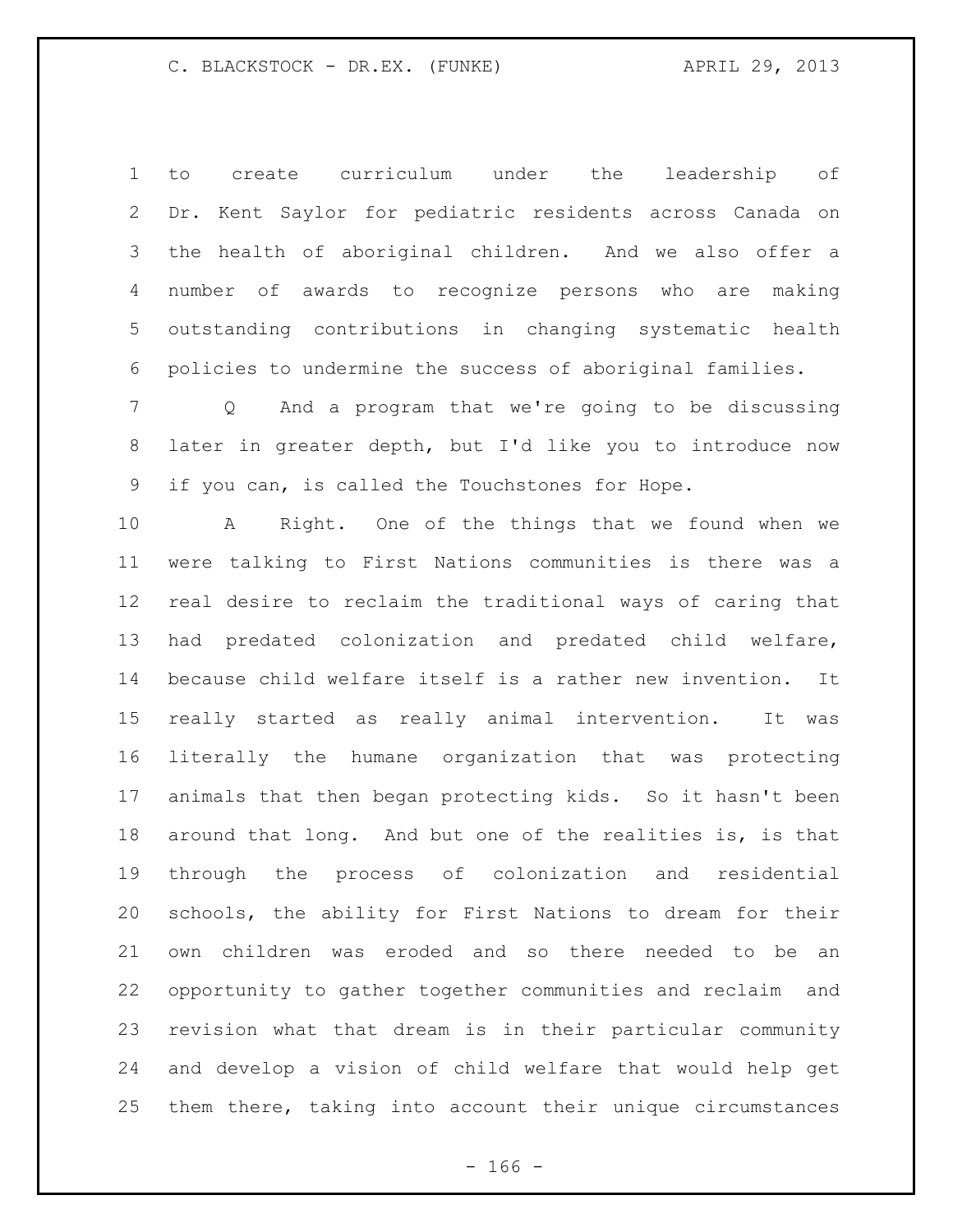to create curriculum under the leadership of Dr. Kent Saylor for pediatric residents across Canada on the health of aboriginal children. And we also offer a number of awards to recognize persons who are making outstanding contributions in changing systematic health policies to undermine the success of aboriginal families.

Q And a program that we're going to be discussing later in greater depth, but I'd like you to introduce now if you can, is called the Touchstones for Hope.

A Right. One of the things that we found when we were talking to First Nations communities is there was a real desire to reclaim the traditional ways of caring that had predated colonization and predated child welfare, because child welfare itself is a rather new invention. It really started as really animal intervention. It was literally the humane organization that was protecting animals that then began protecting kids. So it hasn't been around that long. And but one of the realities is, is that through the process of colonization and residential schools, the ability for First Nations to dream for their own children was eroded and so there needed to be an opportunity to gather together communities and reclaim and revision what that dream is in their particular community and develop a vision of child welfare that would help get them there, taking into account their unique circumstances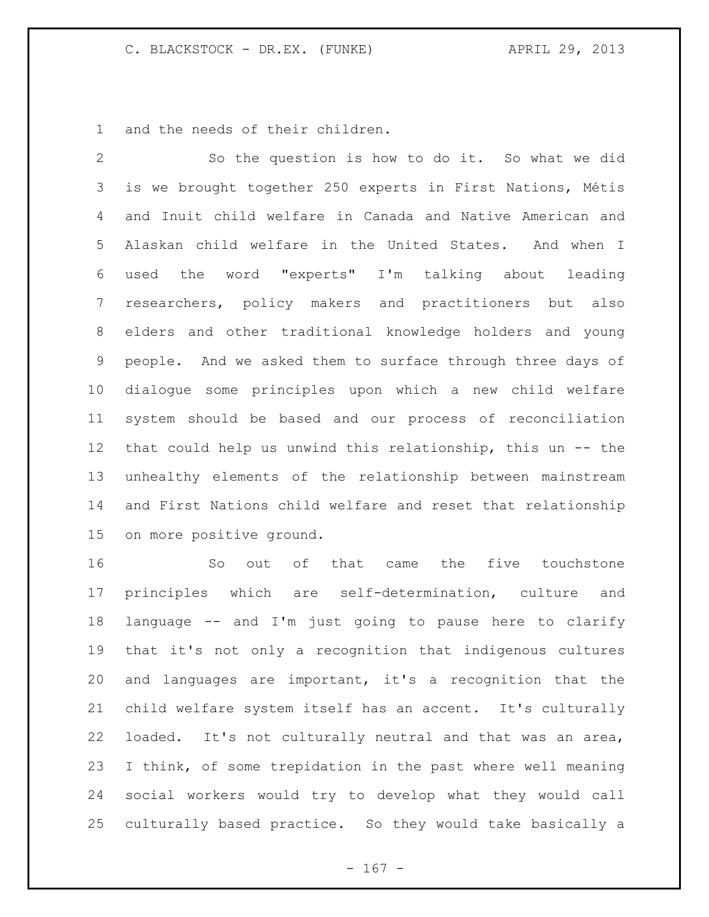and the needs of their children.

So the question is how to do it. So what we did is we brought together 250 experts in First Nations, Métis and Inuit child welfare in Canada and Native American and Alaskan child welfare in the United States. And when I used the word "experts" I'm talking about leading researchers, policy makers and practitioners but also elders and other traditional knowledge holders and young people. And we asked them to surface through three days of dialogue some principles upon which a new child welfare system should be based and our process of reconciliation that could help us unwind this relationship, this un -- the unhealthy elements of the relationship between mainstream and First Nations child welfare and reset that relationship on more positive ground.

So out of that came the five touchstone principles which are self-determination, culture and language -- and I'm just going to pause here to clarify that it's not only a recognition that indigenous cultures and languages are important, it's a recognition that the child welfare system itself has an accent. It's culturally loaded. It's not culturally neutral and that was an area, I think, of some trepidation in the past where well meaning social workers would try to develop what they would call culturally based practice. So they would take basically a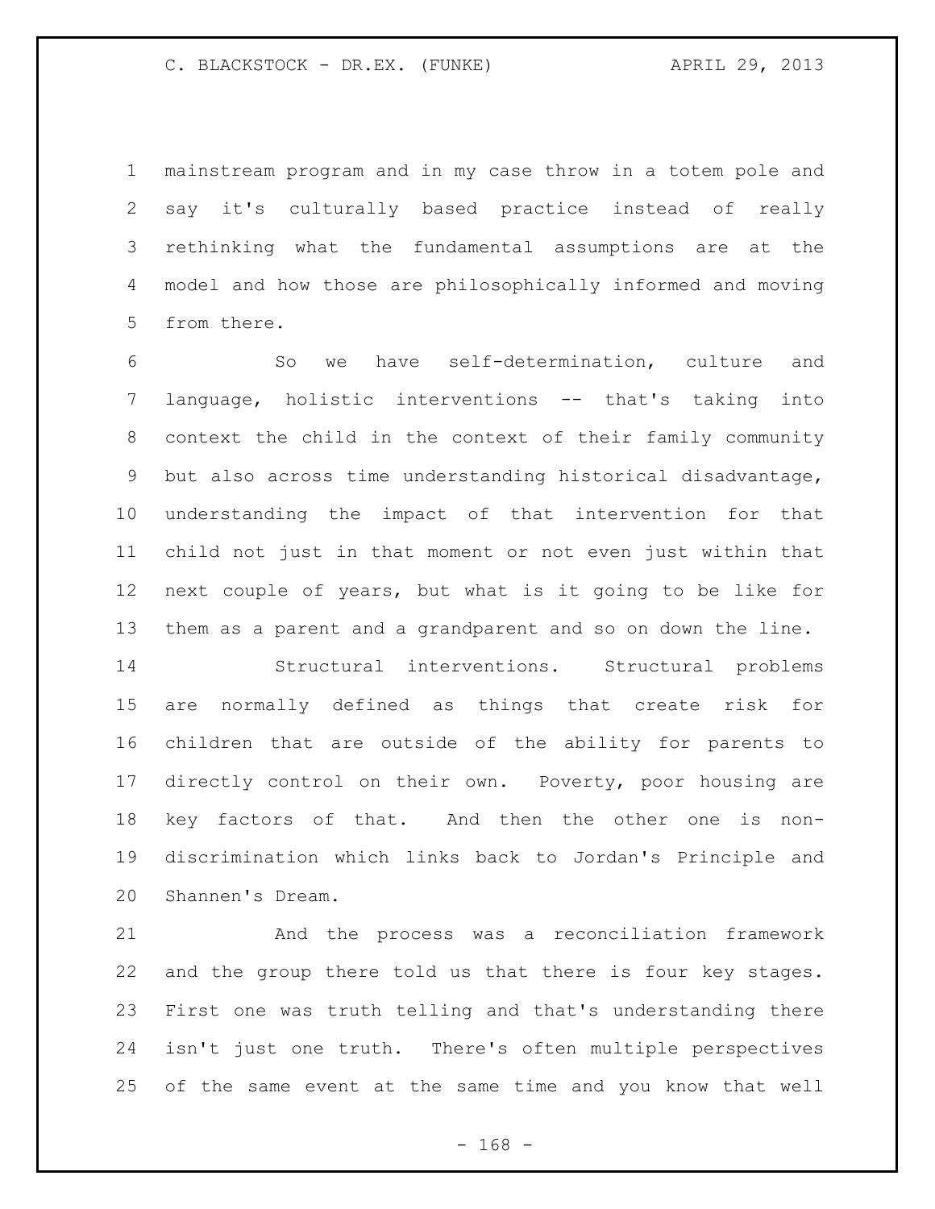mainstream program and in my case throw in a totem pole and say it's culturally based practice instead of really rethinking what the fundamental assumptions are at the model and how those are philosophically informed and moving from there.

So we have self-determination, culture and language, holistic interventions -- that's taking into context the child in the context of their family community but also across time understanding historical disadvantage, understanding the impact of that intervention for that child not just in that moment or not even just within that next couple of years, but what is it going to be like for them as a parent and a grandparent and so on down the line.

Structural interventions. Structural problems are normally defined as things that create risk for children that are outside of the ability for parents to directly control on their own. Poverty, poor housing are key factors of that. And then the other one is non-discrimination which links back to Jordan's Principle and Shannen's Dream.

And the process was a reconciliation framework and the group there told us that there is four key stages. First one was truth telling and that's understanding there isn't just one truth. There's often multiple perspectives of the same event at the same time and you know that well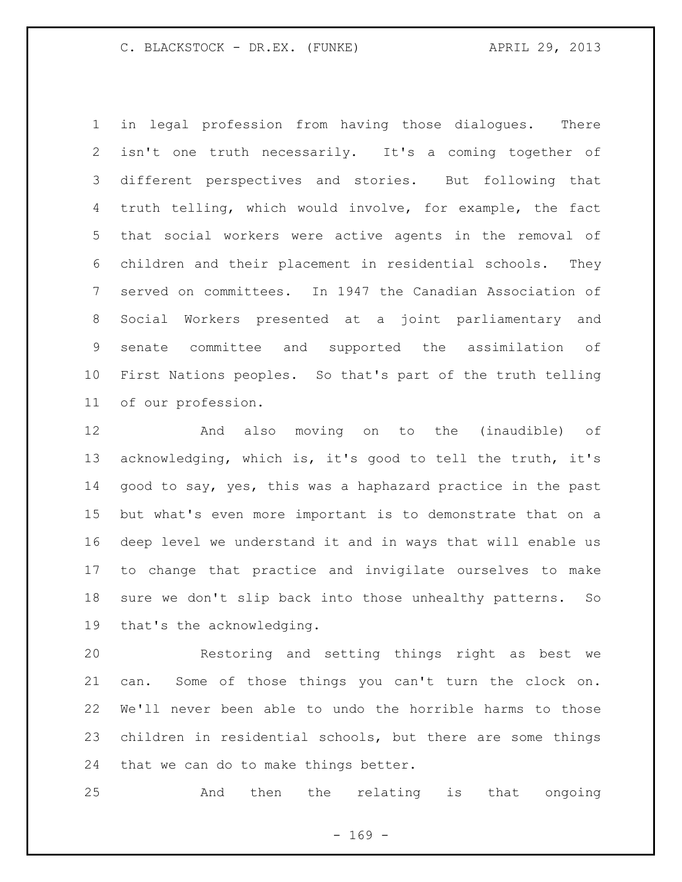in legal profession from having those dialogues. There isn't one truth necessarily. It's a coming together of different perspectives and stories. But following that truth telling, which would involve, for example, the fact that social workers were active agents in the removal of children and their placement in residential schools. They served on committees. In 1947 the Canadian Association of Social Workers presented at a joint parliamentary and senate committee and supported the assimilation of First Nations peoples. So that's part of the truth telling of our profession.

And also moving on to the (inaudible) of acknowledging, which is, it's good to tell the truth, it's good to say, yes, this was a haphazard practice in the past but what's even more important is to demonstrate that on a deep level we understand it and in ways that will enable us to change that practice and invigilate ourselves to make sure we don't slip back into those unhealthy patterns. So that's the acknowledging.

Restoring and setting things right as best we can. Some of those things you can't turn the clock on. We'll never been able to undo the horrible harms to those children in residential schools, but there are some things that we can do to make things better.

And then the relating is that ongoing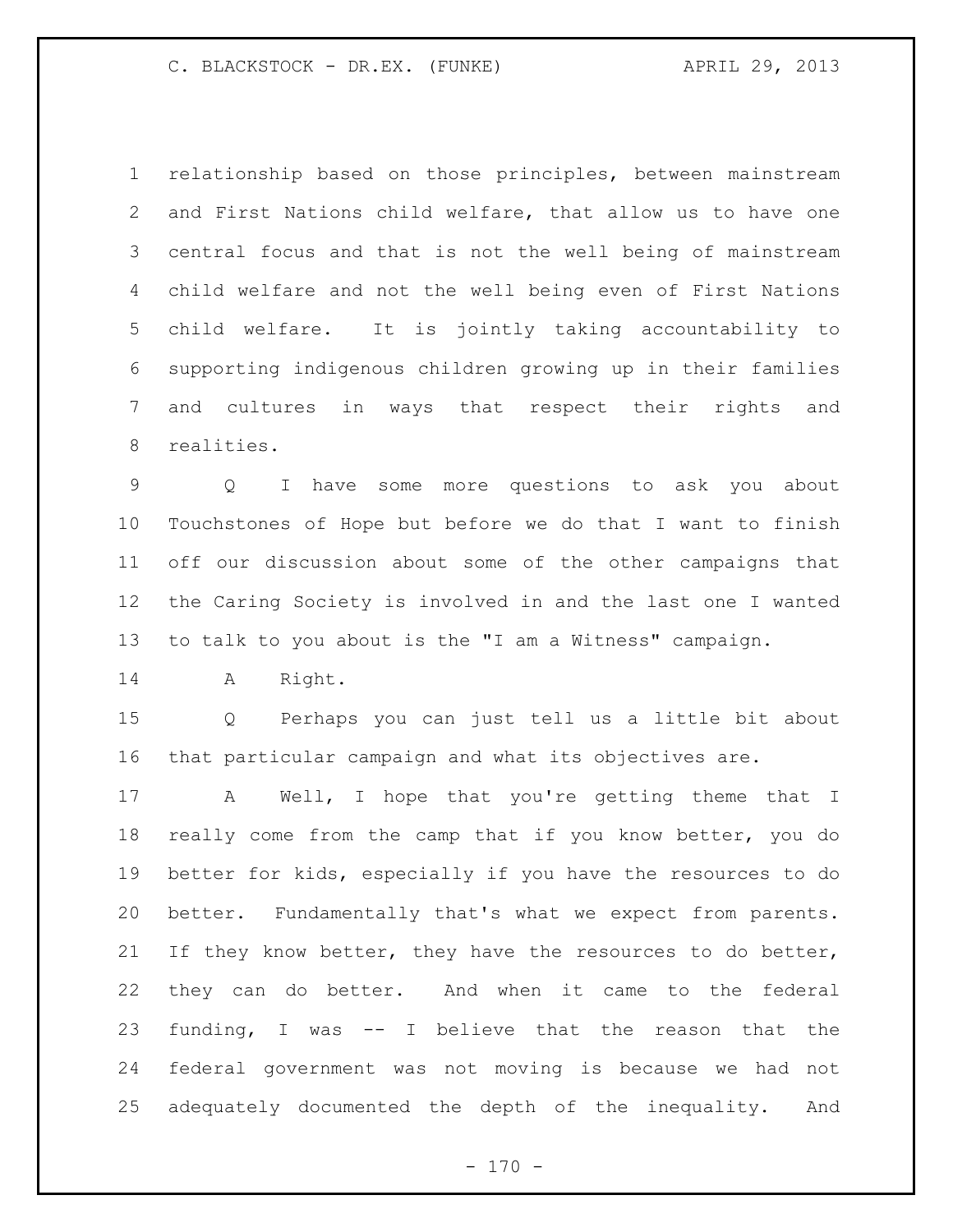relationship based on those principles, between mainstream and First Nations child welfare, that allow us to have one central focus and that is not the well being of mainstream child welfare and not the well being even of First Nations child welfare. It is jointly taking accountability to supporting indigenous children growing up in their families and cultures in ways that respect their rights and realities.

Q I have some more questions to ask you about Touchstones of Hope but before we do that I want to finish off our discussion about some of the other campaigns that the Caring Society is involved in and the last one I wanted to talk to you about is the "I am a Witness" campaign.

A Right.

Q Perhaps you can just tell us a little bit about that particular campaign and what its objectives are.

A Well, I hope that you're getting theme that I really come from the camp that if you know better, you do better for kids, especially if you have the resources to do better. Fundamentally that's what we expect from parents. If they know better, they have the resources to do better, they can do better. And when it came to the federal funding, I was -- I believe that the reason that the federal government was not moving is because we had not adequately documented the depth of the inequality. And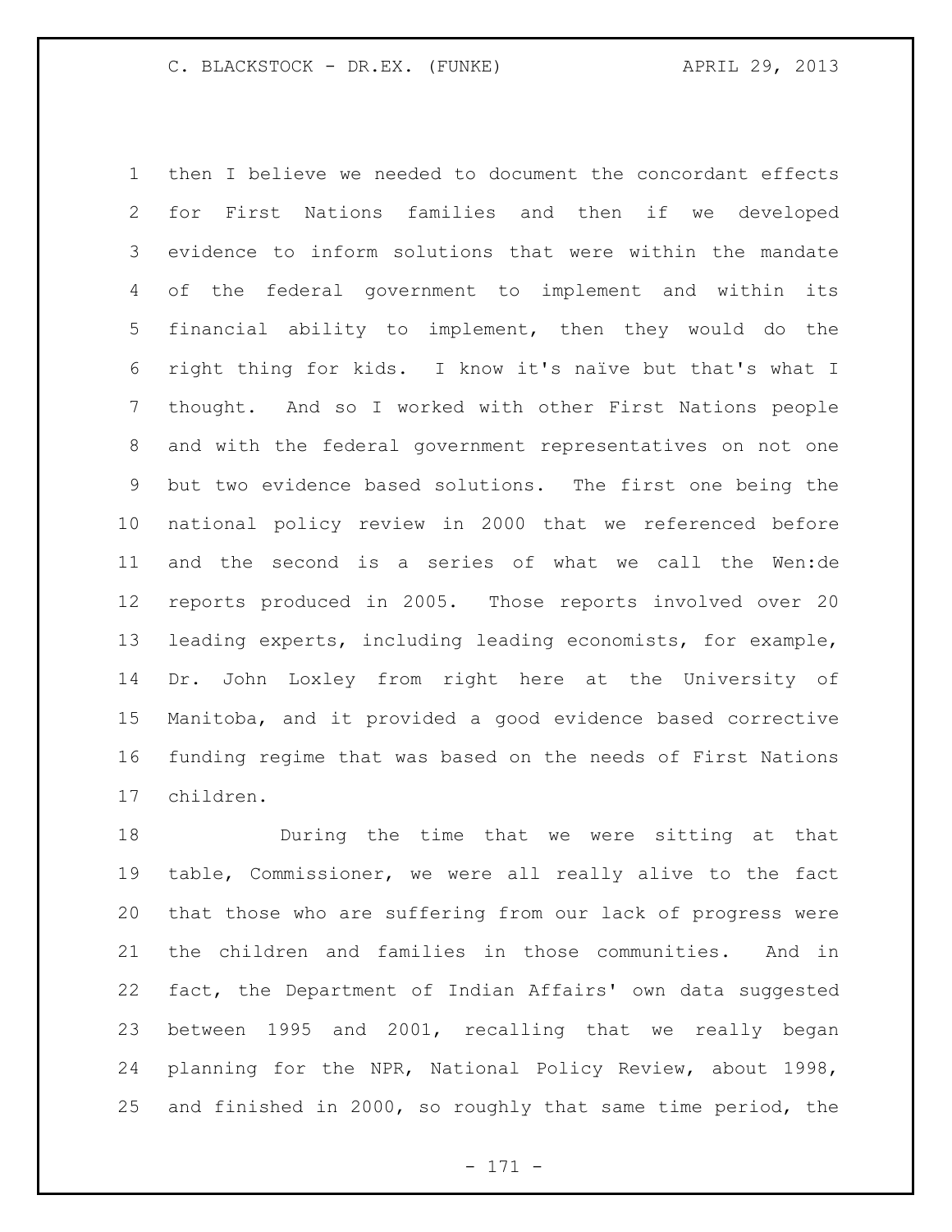then I believe we needed to document the concordant effects for First Nations families and then if we developed evidence to inform solutions that were within the mandate of the federal government to implement and within its financial ability to implement, then they would do the right thing for kids. I know it's naïve but that's what I thought. And so I worked with other First Nations people and with the federal government representatives on not one but two evidence based solutions. The first one being the national policy review in 2000 that we referenced before and the second is a series of what we call the Wen:de reports produced in 2005. Those reports involved over 20 leading experts, including leading economists, for example, Dr. John Loxley from right here at the University of Manitoba, and it provided a good evidence based corrective funding regime that was based on the needs of First Nations children.

During the time that we were sitting at that table, Commissioner, we were all really alive to the fact that those who are suffering from our lack of progress were the children and families in those communities. And in fact, the Department of Indian Affairs' own data suggested between 1995 and 2001, recalling that we really began planning for the NPR, National Policy Review, about 1998, and finished in 2000, so roughly that same time period, the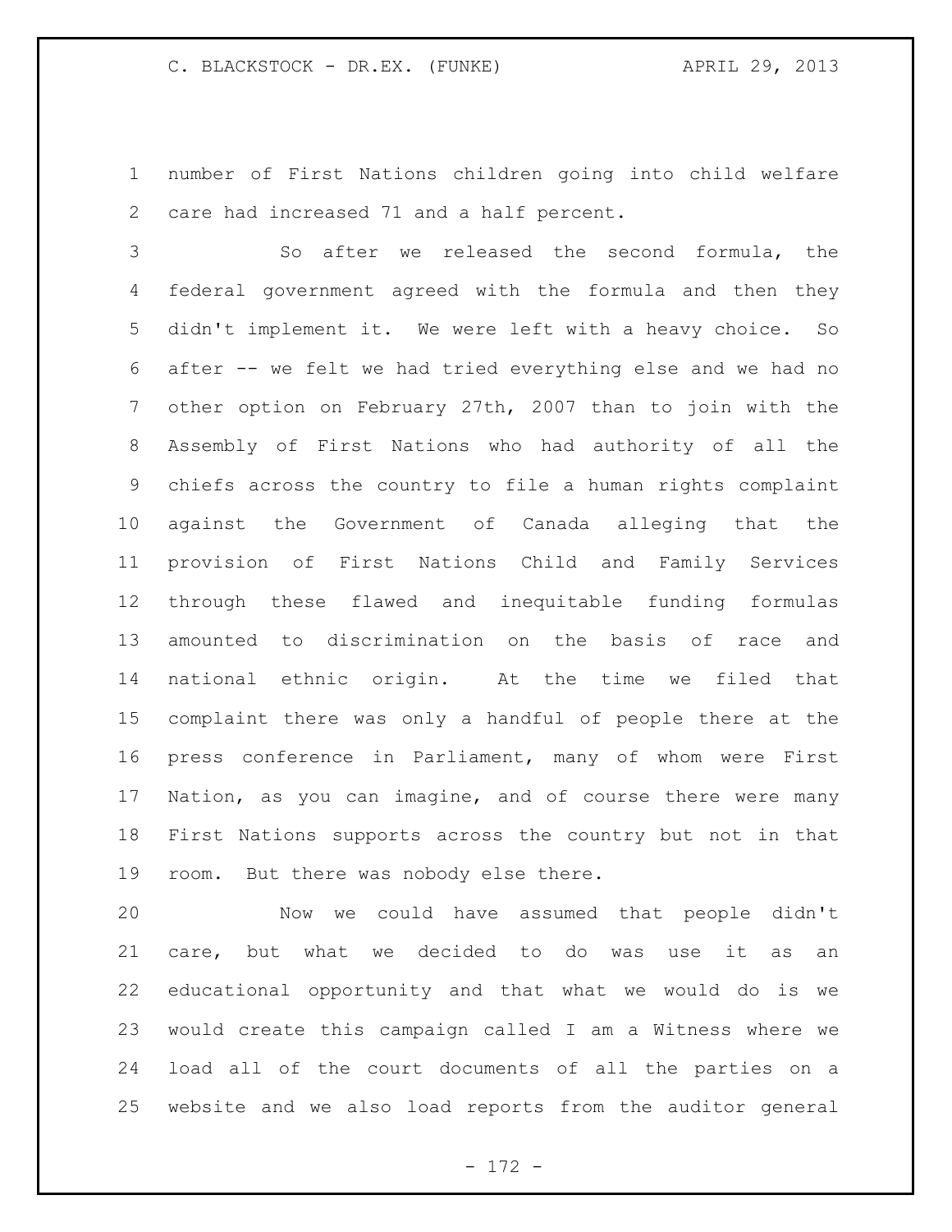number of First Nations children going into child welfare care had increased 71 and a half percent.

So after we released the second formula, the federal government agreed with the formula and then they didn't implement it. We were left with a heavy choice. So after -- we felt we had tried everything else and we had no other option on February 27th, 2007 than to join with the Assembly of First Nations who had authority of all the chiefs across the country to file a human rights complaint against the Government of Canada alleging that the provision of First Nations Child and Family Services through these flawed and inequitable funding formulas amounted to discrimination on the basis of race and national ethnic origin. At the time we filed that complaint there was only a handful of people there at the press conference in Parliament, many of whom were First Nation, as you can imagine, and of course there were many First Nations supports across the country but not in that room. But there was nobody else there.

Now we could have assumed that people didn't care, but what we decided to do was use it as an educational opportunity and that what we would do is we would create this campaign called I am a Witness where we load all of the court documents of all the parties on a website and we also load reports from the auditor general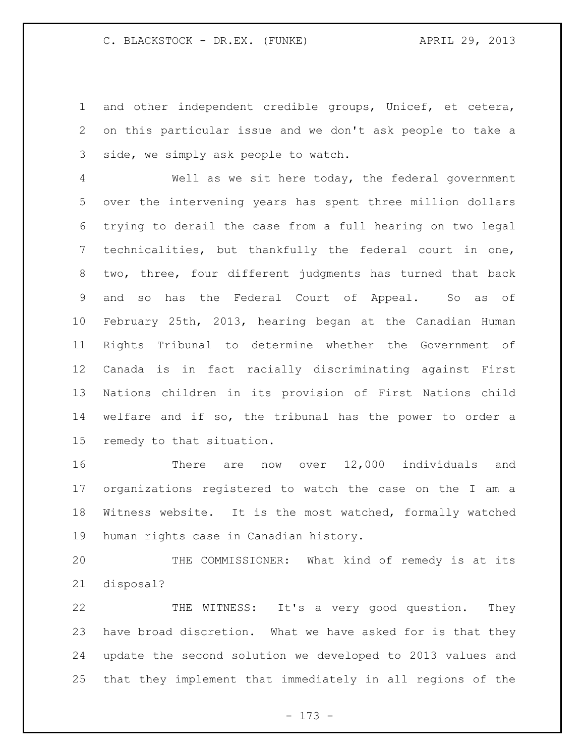and other independent credible groups, Unicef, et cetera, on this particular issue and we don't ask people to take a side, we simply ask people to watch.

Well as we sit here today, the federal government over the intervening years has spent three million dollars trying to derail the case from a full hearing on two legal technicalities, but thankfully the federal court in one, two, three, four different judgments has turned that back and so has the Federal Court of Appeal. So as of February 25th, 2013, hearing began at the Canadian Human Rights Tribunal to determine whether the Government of Canada is in fact racially discriminating against First Nations children in its provision of First Nations child welfare and if so, the tribunal has the power to order a remedy to that situation.

There are now over 12,000 individuals and organizations registered to watch the case on the I am a Witness website. It is the most watched, formally watched human rights case in Canadian history.

THE COMMISSIONER: What kind of remedy is at its disposal?

THE WITNESS: It's a very good question. They have broad discretion. What we have asked for is that they update the second solution we developed to 2013 values and that they implement that immediately in all regions of the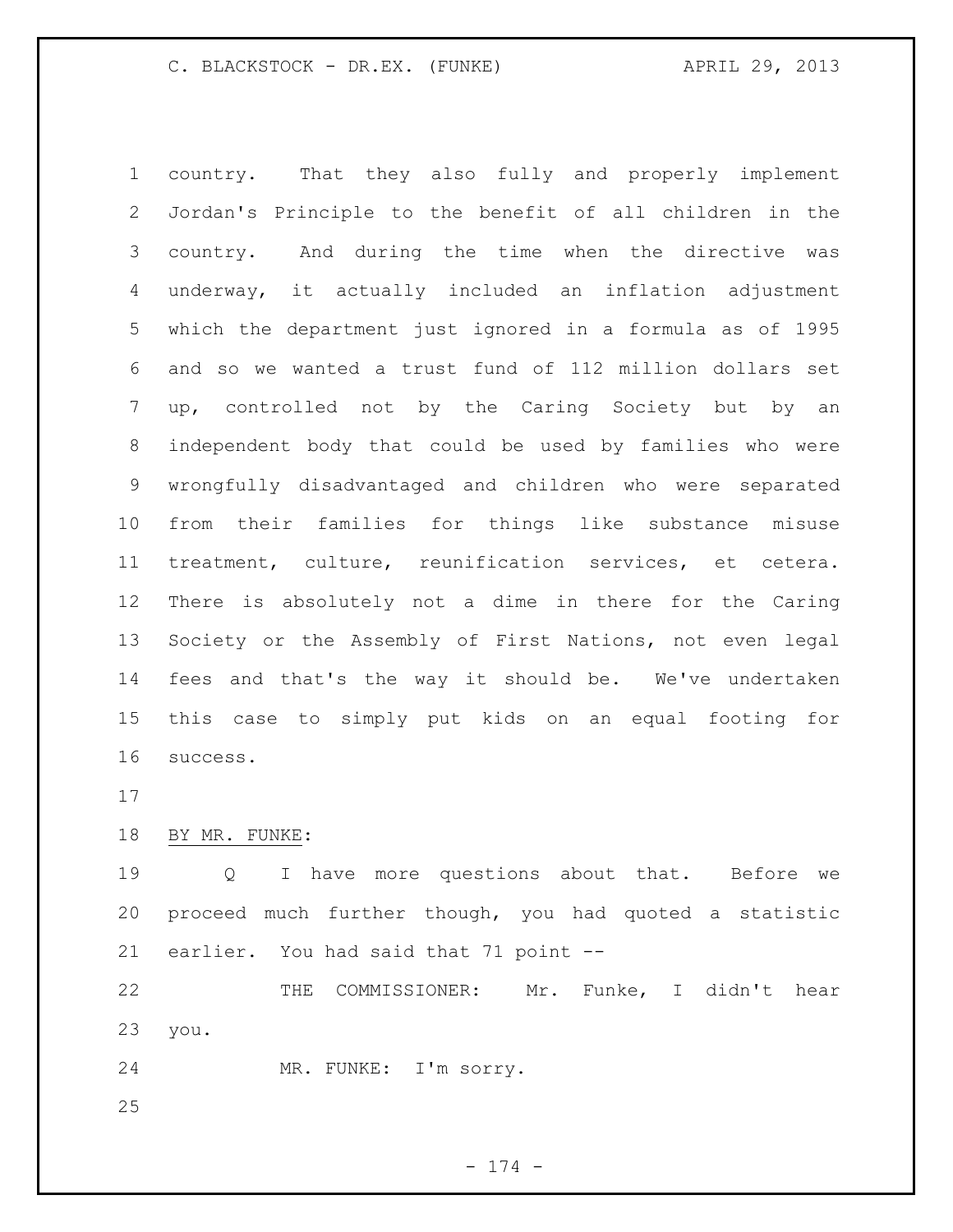country. That they also fully and properly implement Jordan's Principle to the benefit of all children in the country. And during the time when the directive was underway, it actually included an inflation adjustment which the department just ignored in a formula as of 1995 and so we wanted a trust fund of 112 million dollars set up, controlled not by the Caring Society but by an independent body that could be used by families who were wrongfully disadvantaged and children who were separated from their families for things like substance misuse treatment, culture, reunification services, et cetera. There is absolutely not a dime in there for the Caring Society or the Assembly of First Nations, not even legal fees and that's the way it should be. We've undertaken this case to simply put kids on an equal footing for success.

BY MR. FUNKE:

Q I have more questions about that. Before we proceed much further though, you had quoted a statistic earlier. You had said that 71 point --

THE COMMISSIONER: Mr. Funke, I didn't hear you.

MR. FUNKE: I'm sorry.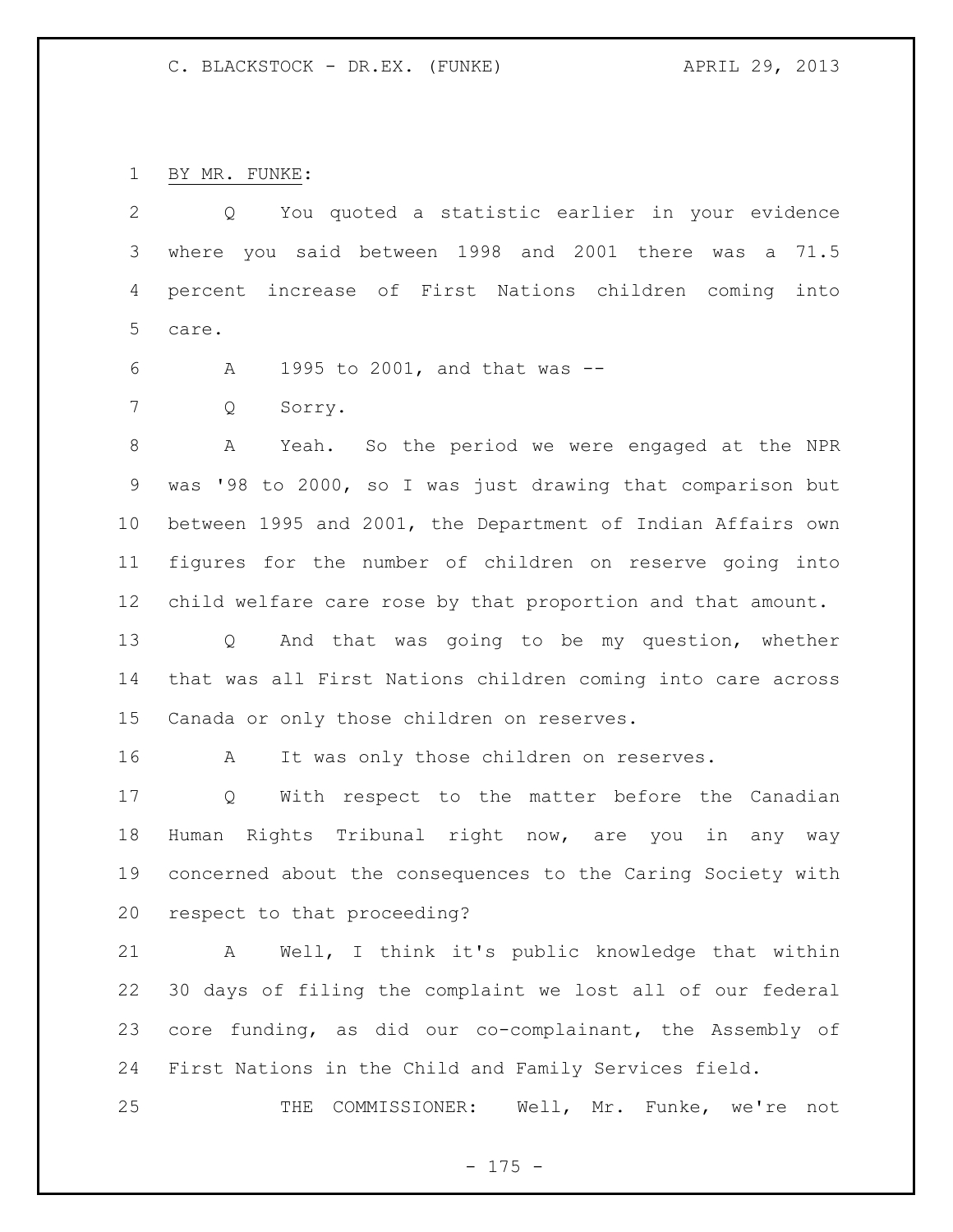BY MR. FUNKE:

Q You quoted a statistic earlier in your evidence where you said between 1998 and 2001 there was a 71.5 percent increase of First Nations children coming into care.

A 1995 to 2001, and that was --

Q Sorry.

A Yeah. So the period we were engaged at the NPR was '98 to 2000, so I was just drawing that comparison but between 1995 and 2001, the Department of Indian Affairs own figures for the number of children on reserve going into child welfare care rose by that proportion and that amount.

Q And that was going to be my question, whether that was all First Nations children coming into care across Canada or only those children on reserves.

A It was only those children on reserves.

Q With respect to the matter before the Canadian Human Rights Tribunal right now, are you in any way concerned about the consequences to the Caring Society with respect to that proceeding?

A Well, I think it's public knowledge that within 30 days of filing the complaint we lost all of our federal core funding, as did our co-complainant, the Assembly of First Nations in the Child and Family Services field.

THE COMMISSIONER: Well, Mr. Funke, we're not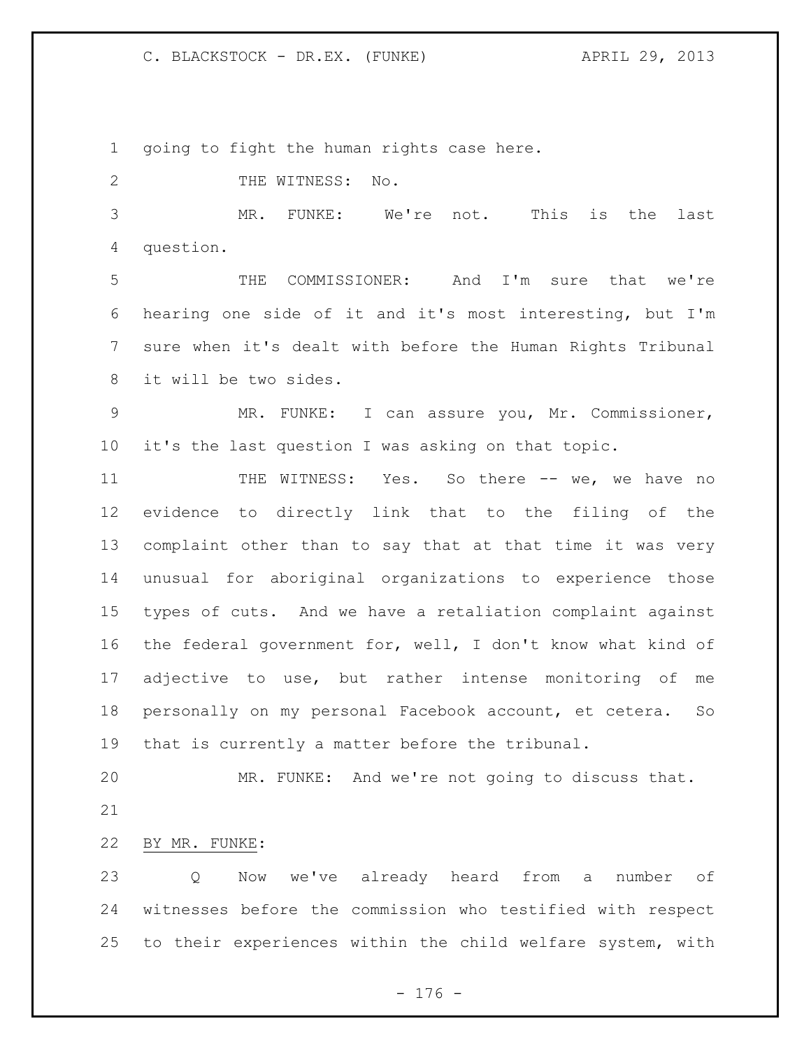going to fight the human rights case here.

THE WITNESS: No.

MR. FUNKE: We're not. This is the last question.

THE COMMISSIONER: And I'm sure that we're hearing one side of it and it's most interesting, but I'm sure when it's dealt with before the Human Rights Tribunal it will be two sides.

MR. FUNKE: I can assure you, Mr. Commissioner, it's the last question I was asking on that topic.

THE WITNESS: Yes. So there -- we, we have no evidence to directly link that to the filing of the complaint other than to say that at that time it was very unusual for aboriginal organizations to experience those types of cuts. And we have a retaliation complaint against the federal government for, well, I don't know what kind of adjective to use, but rather intense monitoring of me personally on my personal Facebook account, et cetera. So that is currently a matter before the tribunal.

MR. FUNKE: And we're not going to discuss that.

BY MR. FUNKE:

Q Now we've already heard from a number of witnesses before the commission who testified with respect to their experiences within the child welfare system, with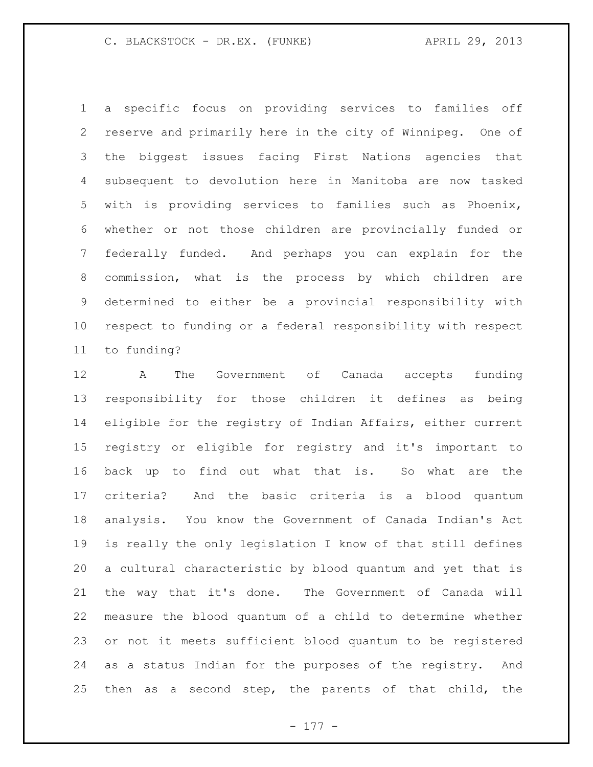a specific focus on providing services to families off reserve and primarily here in the city of Winnipeg. One of the biggest issues facing First Nations agencies that subsequent to devolution here in Manitoba are now tasked with is providing services to families such as Phoenix, whether or not those children are provincially funded or federally funded. And perhaps you can explain for the commission, what is the process by which children are determined to either be a provincial responsibility with respect to funding or a federal responsibility with respect to funding?

A The Government of Canada accepts funding responsibility for those children it defines as being eligible for the registry of Indian Affairs, either current registry or eligible for registry and it's important to back up to find out what that is. So what are the criteria? And the basic criteria is a blood quantum analysis. You know the Government of Canada Indian's Act is really the only legislation I know of that still defines a cultural characteristic by blood quantum and yet that is the way that it's done. The Government of Canada will measure the blood quantum of a child to determine whether or not it meets sufficient blood quantum to be registered as a status Indian for the purposes of the registry. And then as a second step, the parents of that child, the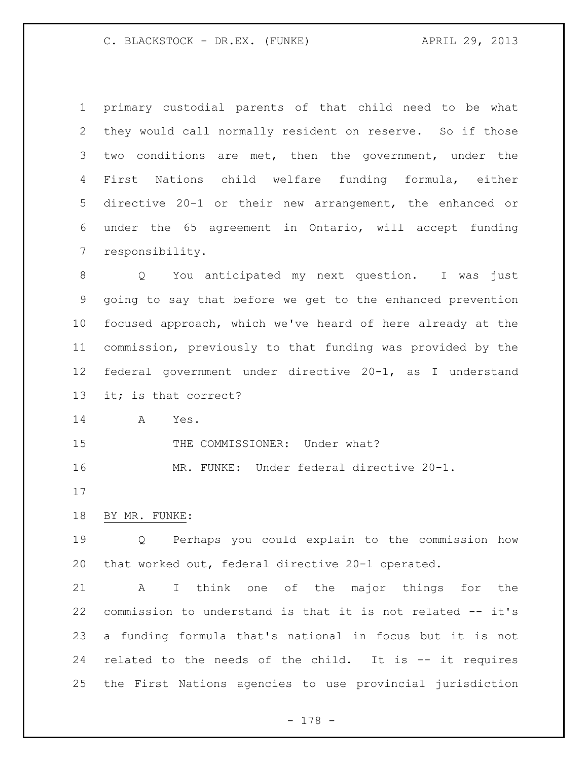primary custodial parents of that child need to be what they would call normally resident on reserve. So if those two conditions are met, then the government, under the First Nations child welfare funding formula, either directive 20-1 or their new arrangement, the enhanced or under the 65 agreement in Ontario, will accept funding responsibility.

Q You anticipated my next question. I was just going to say that before we get to the enhanced prevention focused approach, which we've heard of here already at the commission, previously to that funding was provided by the federal government under directive 20-1, as I understand it; is that correct?

A Yes.

THE COMMISSIONER: Under what?

MR. FUNKE: Under federal directive 20-1.

BY MR. FUNKE:

Q Perhaps you could explain to the commission how that worked out, federal directive 20-1 operated.

A I think one of the major things for the commission to understand is that it is not related -- it's a funding formula that's national in focus but it is not related to the needs of the child. It is -- it requires the First Nations agencies to use provincial jurisdiction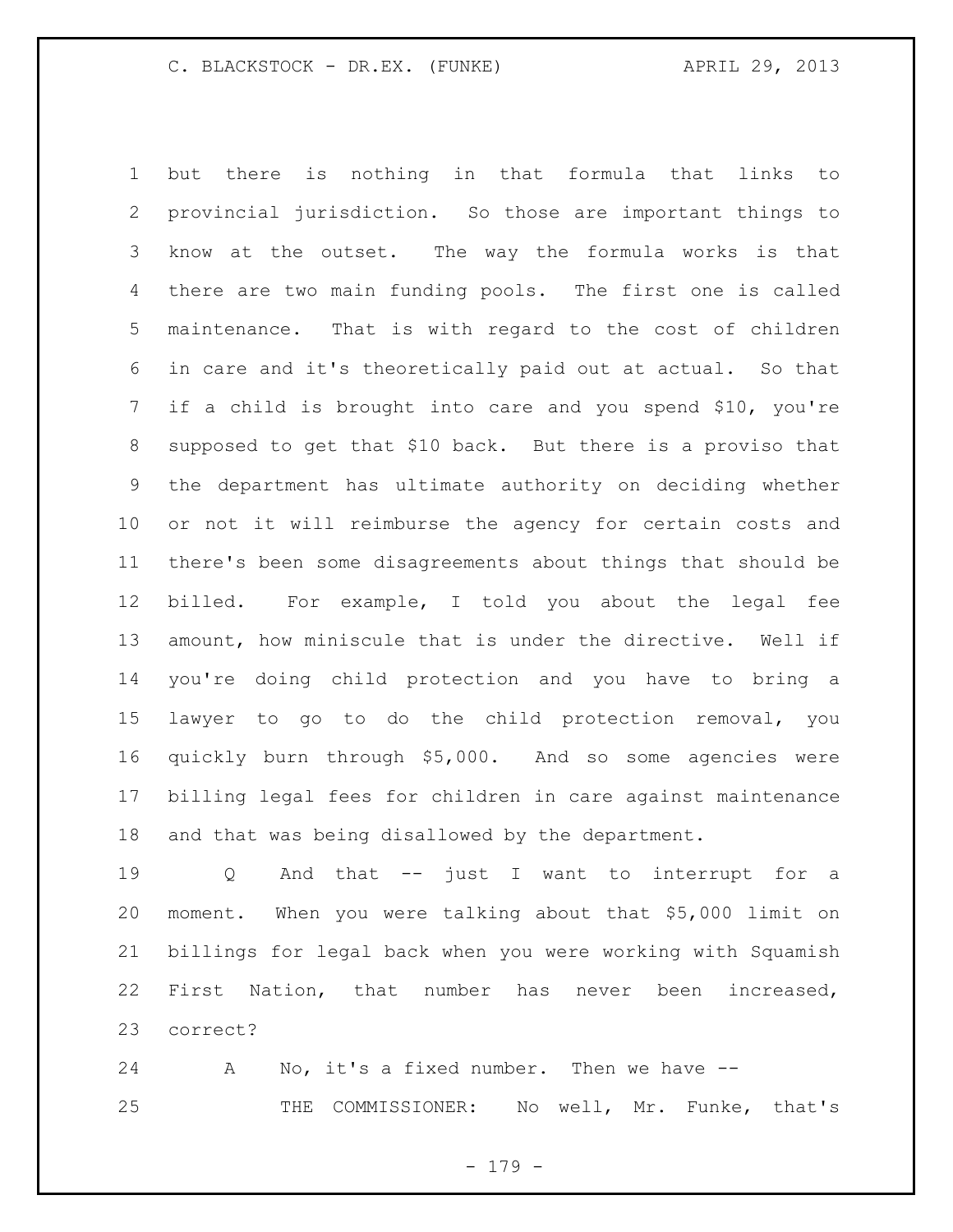but there is nothing in that formula that links to provincial jurisdiction. So those are important things to know at the outset. The way the formula works is that there are two main funding pools. The first one is called maintenance. That is with regard to the cost of children in care and it's theoretically paid out at actual. So that if a child is brought into care and you spend $10, you're supposed to get that $10 back. But there is a proviso that the department has ultimate authority on deciding whether or not it will reimburse the agency for certain costs and there's been some disagreements about things that should be billed. For example, I told you about the legal fee amount, how miniscule that is under the directive. Well if you're doing child protection and you have to bring a lawyer to go to do the child protection removal, you quickly burn through $5,000. And so some agencies were billing legal fees for children in care against maintenance and that was being disallowed by the department.

Q And that -- just I want to interrupt for a moment. When you were talking about that $5,000 limit on billings for legal back when you were working with Squamish First Nation, that number has never been increased, correct?

A No, it's a fixed number. Then we have --

THE COMMISSIONER: No well, Mr. Funke, that's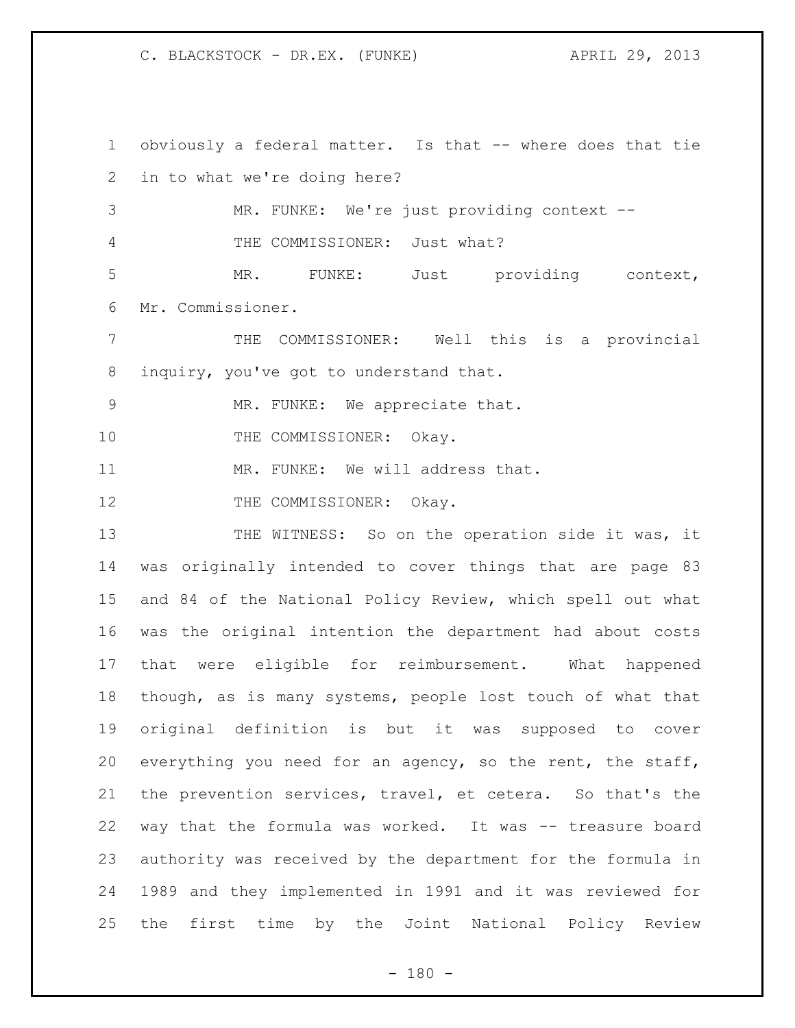obviously a federal matter. Is that -- where does that tie in to what we're doing here?

MR. FUNKE: We're just providing context --

THE COMMISSIONER: Just what?

MR. FUNKE: Just providing context, Mr. Commissioner.

THE COMMISSIONER: Well this is a provincial inquiry, you've got to understand that.

MR. FUNKE: We appreciate that.

THE COMMISSIONER: Okay.

MR. FUNKE: We will address that.

THE COMMISSIONER: Okay.

THE WITNESS: So on the operation side it was, it was originally intended to cover things that are page 83 and 84 of the National Policy Review, which spell out what was the original intention the department had about costs that were eligible for reimbursement. What happened though, as is many systems, people lost touch of what that original definition is but it was supposed to cover everything you need for an agency, so the rent, the staff, the prevention services, travel, et cetera. So that's the way that the formula was worked. It was -- treasure board authority was received by the department for the formula in 1989 and they implemented in 1991 and it was reviewed for the first time by the Joint National Policy Review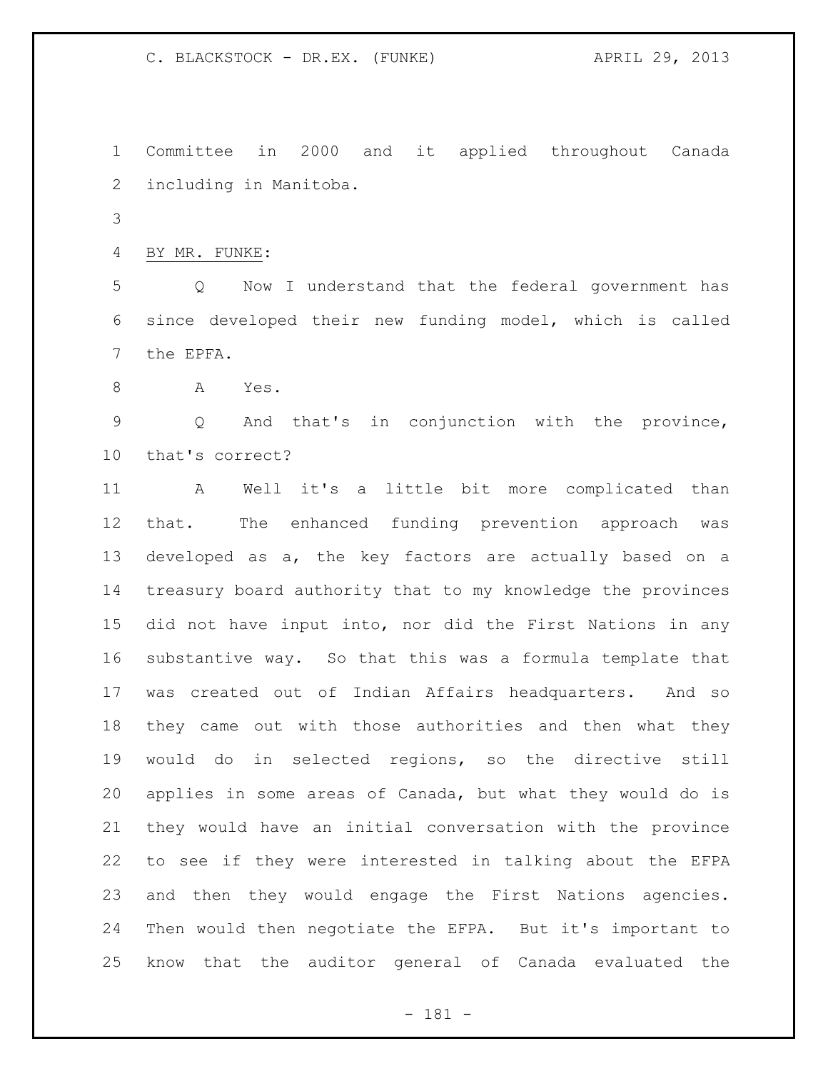Committee in 2000 and it applied throughout Canada including in Manitoba.

BY MR. FUNKE:

Q Now I understand that the federal government has since developed their new funding model, which is called the EPFA.

A Yes.

Q And that's in conjunction with the province, that's correct?

A Well it's a little bit more complicated than that. The enhanced funding prevention approach was developed as a, the key factors are actually based on a treasury board authority that to my knowledge the provinces did not have input into, nor did the First Nations in any substantive way. So that this was a formula template that was created out of Indian Affairs headquarters. And so they came out with those authorities and then what they would do in selected regions, so the directive still applies in some areas of Canada, but what they would do is they would have an initial conversation with the province to see if they were interested in talking about the EFPA and then they would engage the First Nations agencies. Then would then negotiate the EFPA. But it's important to know that the auditor general of Canada evaluated the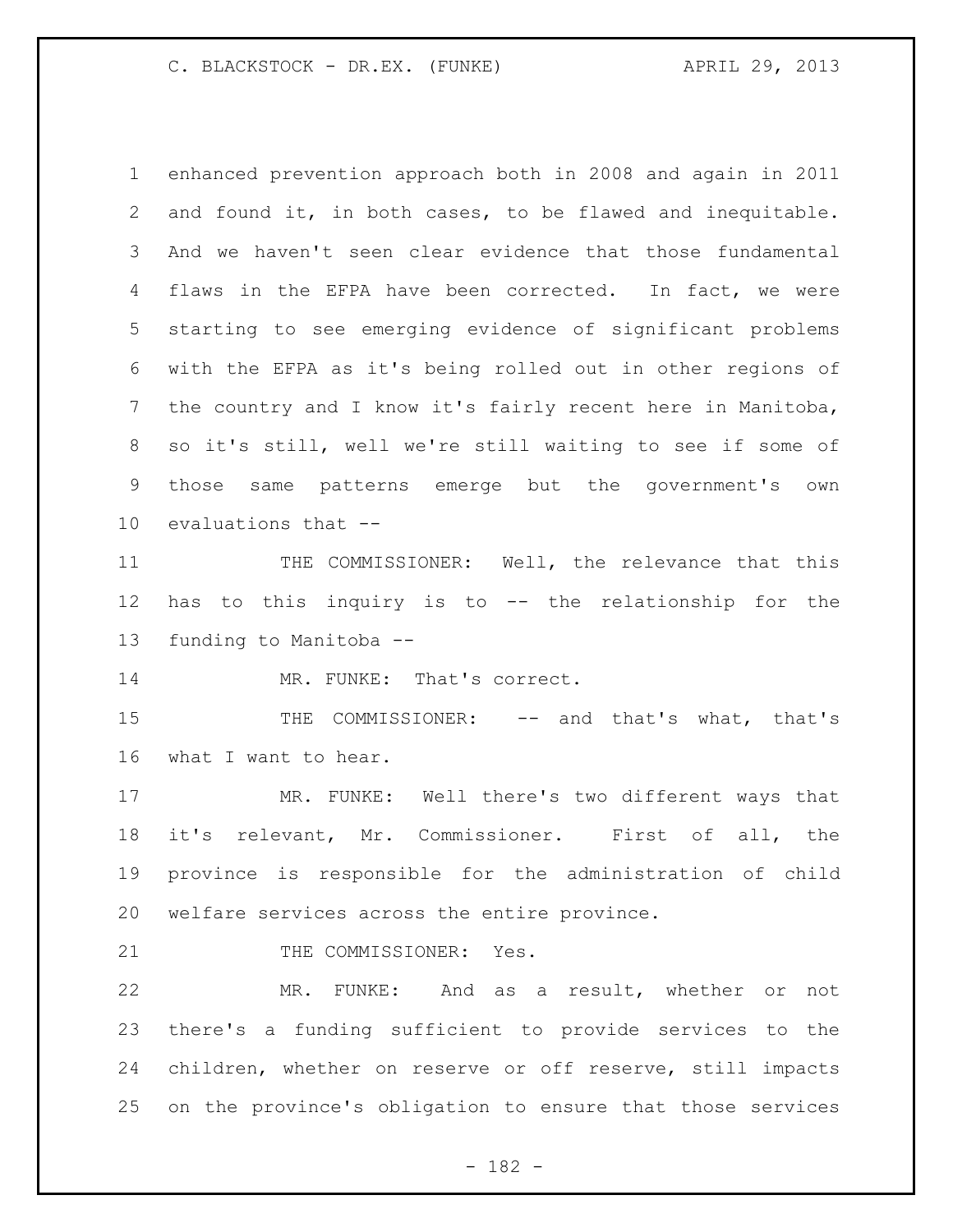enhanced prevention approach both in 2008 and again in 2011 and found it, in both cases, to be flawed and inequitable. And we haven't seen clear evidence that those fundamental flaws in the EFPA have been corrected. In fact, we were starting to see emerging evidence of significant problems with the EFPA as it's being rolled out in other regions of the country and I know it's fairly recent here in Manitoba, so it's still, well we're still waiting to see if some of those same patterns emerge but the government's own evaluations that --

THE COMMISSIONER: Well, the relevance that this has to this inquiry is to -- the relationship for the funding to Manitoba --

MR. FUNKE: That's correct.

THE COMMISSIONER: -- and that's what, that's what I want to hear.

MR. FUNKE: Well there's two different ways that it's relevant, Mr. Commissioner. First of all, the province is responsible for the administration of child welfare services across the entire province.

THE COMMISSIONER: Yes.

MR. FUNKE: And as a result, whether or not there's a funding sufficient to provide services to the children, whether on reserve or off reserve, still impacts on the province's obligation to ensure that those services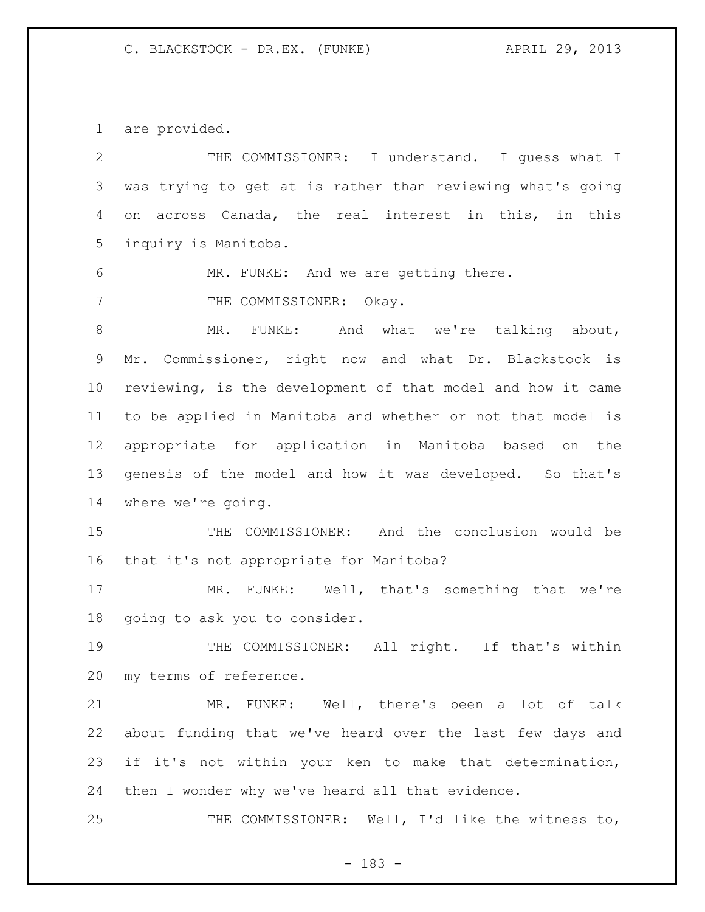are provided.

THE COMMISSIONER: I understand. I guess what I was trying to get at is rather than reviewing what's going on across Canada, the real interest in this, in this inquiry is Manitoba.

MR. FUNKE: And we are getting there.

THE COMMISSIONER: Okay.

MR. FUNKE: And what we're talking about, Mr. Commissioner, right now and what Dr. Blackstock is reviewing, is the development of that model and how it came to be applied in Manitoba and whether or not that model is appropriate for application in Manitoba based on the genesis of the model and how it was developed. So that's where we're going.

THE COMMISSIONER: And the conclusion would be that it's not appropriate for Manitoba?

MR. FUNKE: Well, that's something that we're going to ask you to consider.

THE COMMISSIONER: All right. If that's within my terms of reference.

MR. FUNKE: Well, there's been a lot of talk about funding that we've heard over the last few days and if it's not within your ken to make that determination, then I wonder why we've heard all that evidence.

THE COMMISSIONER: Well, I'd like the witness to,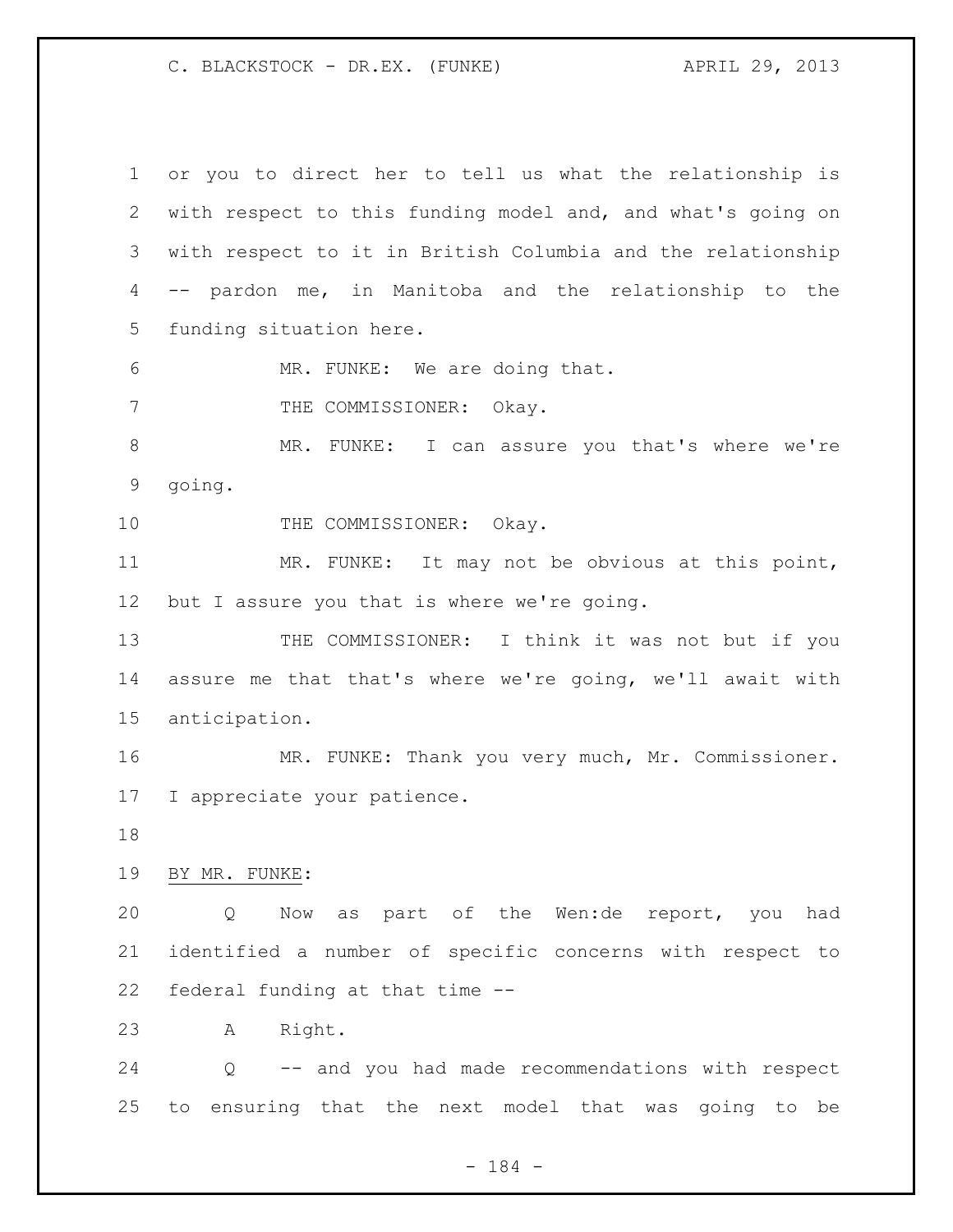or you to direct her to tell us what the relationship is with respect to this funding model and, and what's going on with respect to it in British Columbia and the relationship -- pardon me, in Manitoba and the relationship to the funding situation here.

MR. FUNKE: We are doing that.

THE COMMISSIONER: Okay.

MR. FUNKE: I can assure you that's where we're going.

THE COMMISSIONER: Okay.

MR. FUNKE: It may not be obvious at this point, but I assure you that is where we're going.

THE COMMISSIONER: I think it was not but if you assure me that that's where we're going, we'll await with anticipation.

MR. FUNKE: Thank you very much, Mr. Commissioner. I appreciate your patience.

BY MR. FUNKE:

Q Now as part of the Wen:de report, you had identified a number of specific concerns with respect to federal funding at that time --

A Right.

Q -- and you had made recommendations with respect to ensuring that the next model that was going to be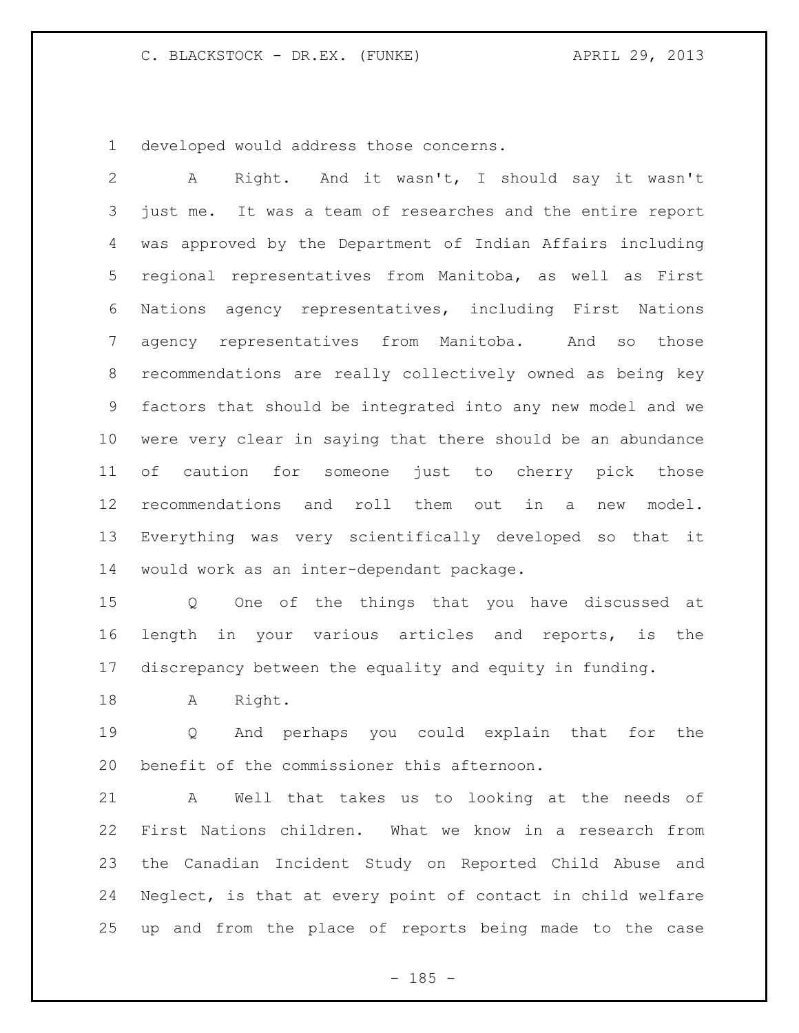developed would address those concerns.

A Right. And it wasn't, I should say it wasn't just me. It was a team of researches and the entire report was approved by the Department of Indian Affairs including regional representatives from Manitoba, as well as First Nations agency representatives, including First Nations agency representatives from Manitoba. And so those recommendations are really collectively owned as being key factors that should be integrated into any new model and we were very clear in saying that there should be an abundance of caution for someone just to cherry pick those recommendations and roll them out in a new model. Everything was very scientifically developed so that it would work as an inter-dependant package.

Q One of the things that you have discussed at length in your various articles and reports, is the discrepancy between the equality and equity in funding.

A Right.

Q And perhaps you could explain that for the benefit of the commissioner this afternoon.

A Well that takes us to looking at the needs of First Nations children. What we know in a research from the Canadian Incident Study on Reported Child Abuse and Neglect, is that at every point of contact in child welfare up and from the place of reports being made to the case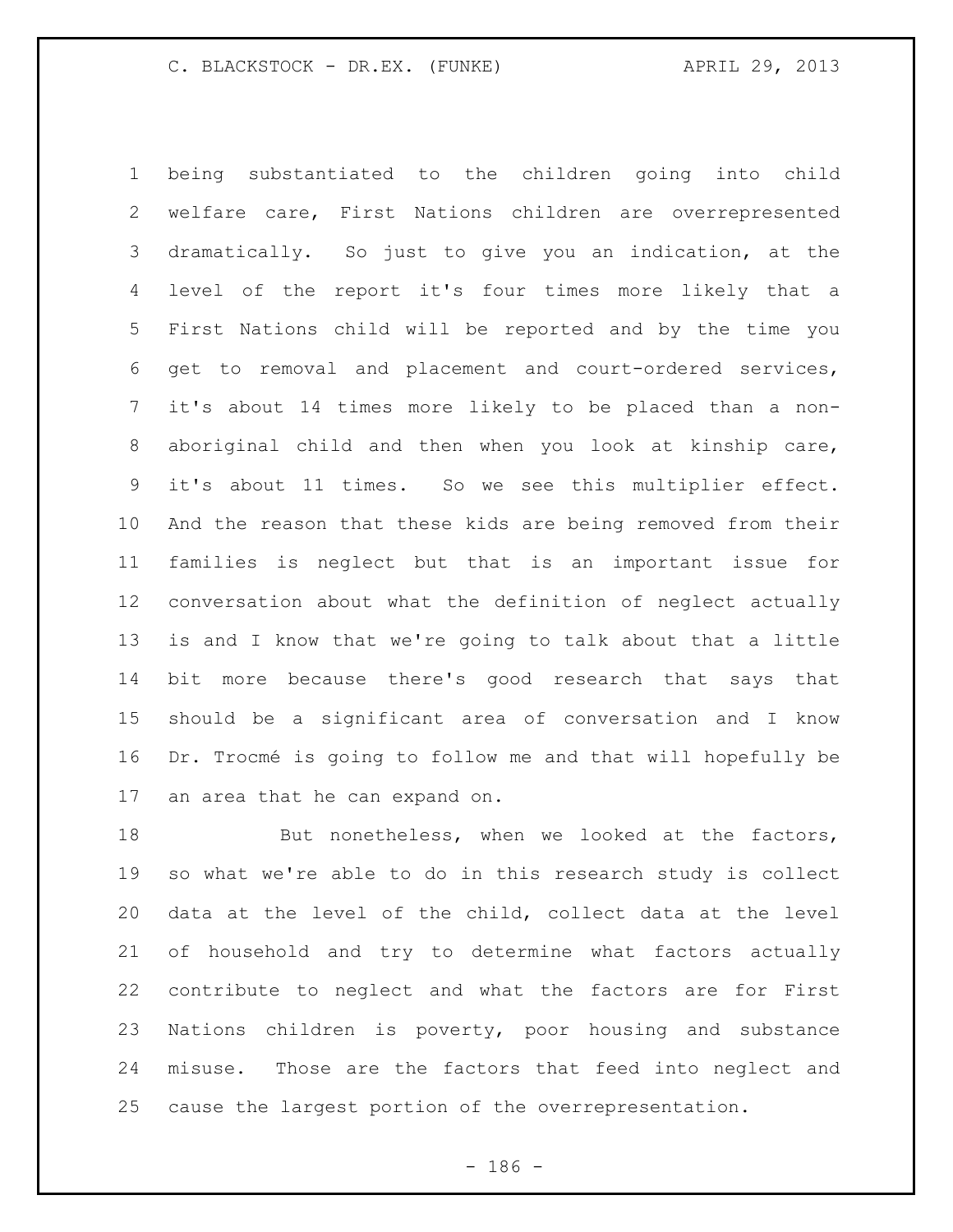being substantiated to the children going into child welfare care, First Nations children are overrepresented dramatically. So just to give you an indication, at the level of the report it's four times more likely that a First Nations child will be reported and by the time you get to removal and placement and court-ordered services, it's about 14 times more likely to be placed than a non-aboriginal child and then when you look at kinship care, it's about 11 times. So we see this multiplier effect. And the reason that these kids are being removed from their families is neglect but that is an important issue for conversation about what the definition of neglect actually is and I know that we're going to talk about that a little bit more because there's good research that says that should be a significant area of conversation and I know Dr. Trocmé is going to follow me and that will hopefully be an area that he can expand on.

But nonetheless, when we looked at the factors, so what we're able to do in this research study is collect data at the level of the child, collect data at the level of household and try to determine what factors actually contribute to neglect and what the factors are for First Nations children is poverty, poor housing and substance misuse. Those are the factors that feed into neglect and cause the largest portion of the overrepresentation.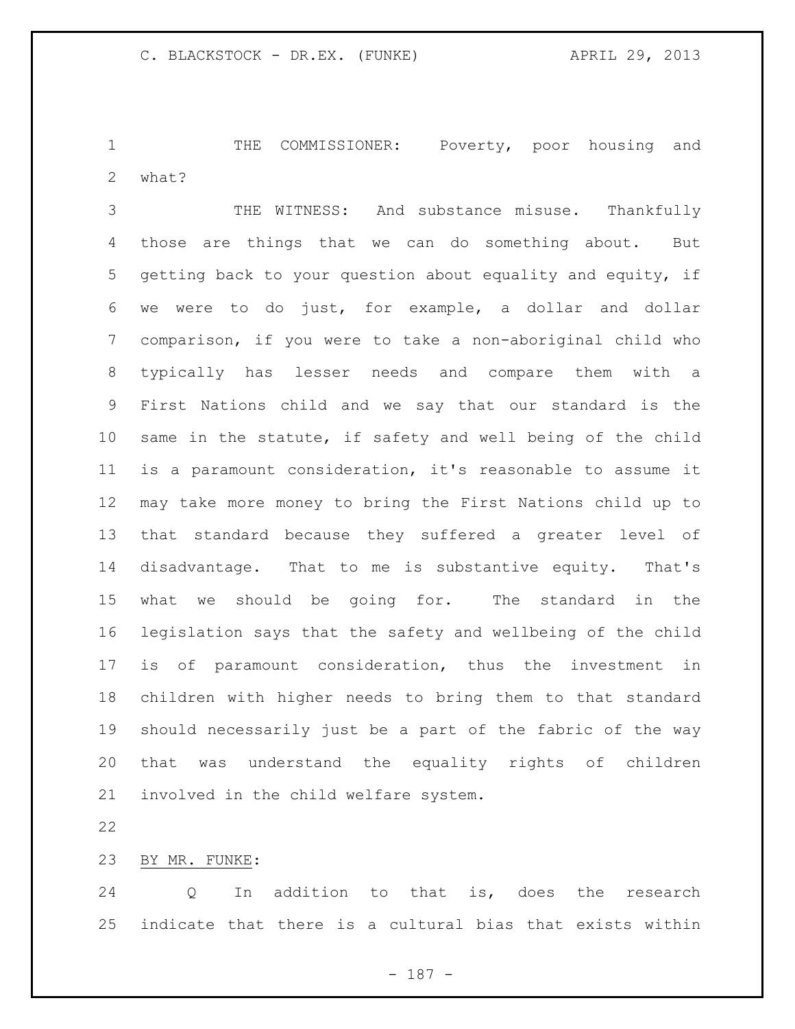THE COMMISSIONER: Poverty, poor housing and what?

THE WITNESS: And substance misuse. Thankfully those are things that we can do something about. But getting back to your question about equality and equity, if we were to do just, for example, a dollar and dollar comparison, if you were to take a non-aboriginal child who typically has lesser needs and compare them with a First Nations child and we say that our standard is the same in the statute, if safety and well being of the child is a paramount consideration, it's reasonable to assume it may take more money to bring the First Nations child up to that standard because they suffered a greater level of disadvantage. That to me is substantive equity. That's what we should be going for. The standard in the legislation says that the safety and wellbeing of the child is of paramount consideration, thus the investment in children with higher needs to bring them to that standard should necessarily just be a part of the fabric of the way that was understand the equality rights of children involved in the child welfare system.

BY MR. FUNKE:

Q In addition to that is, does the research indicate that there is a cultural bias that exists within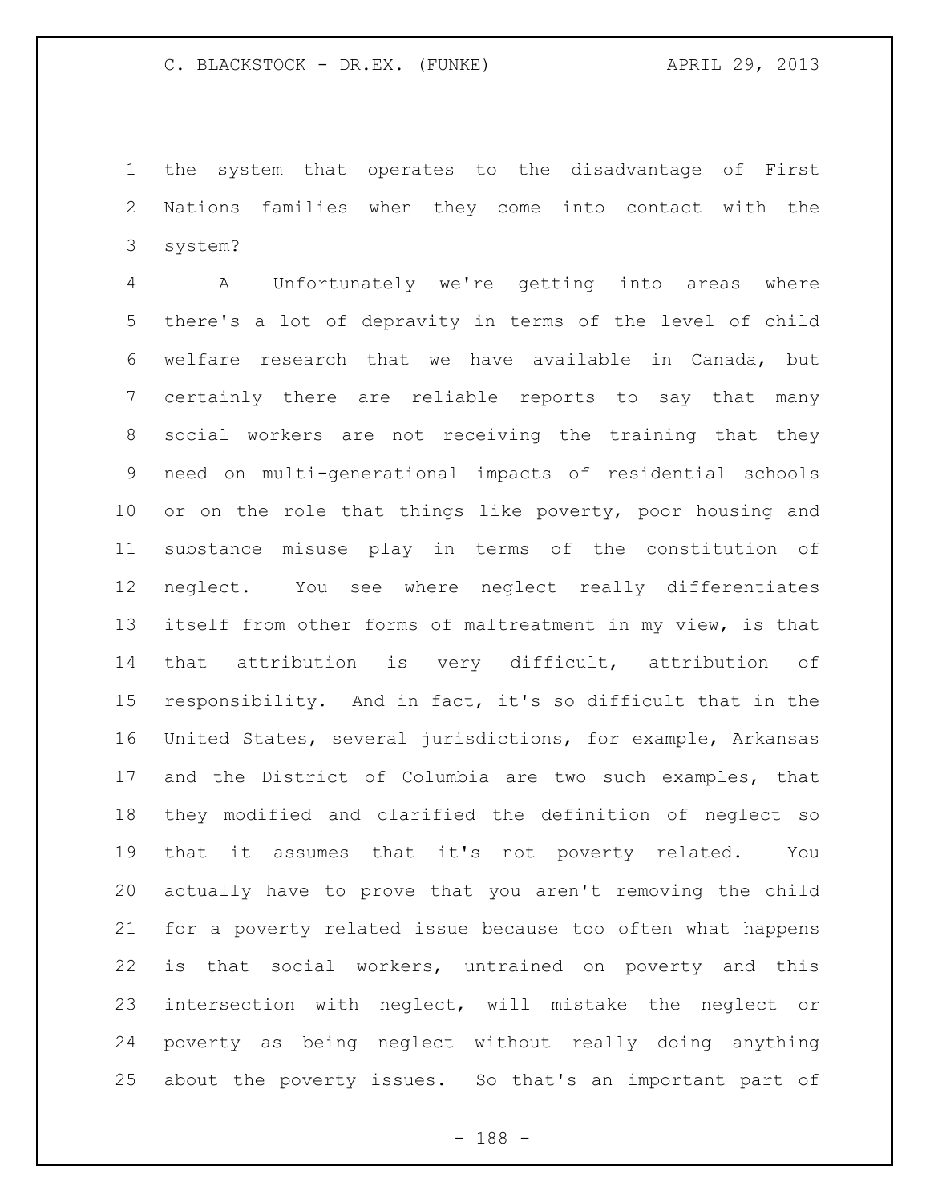the system that operates to the disadvantage of First Nations families when they come into contact with the system?

A Unfortunately we're getting into areas where there's a lot of depravity in terms of the level of child welfare research that we have available in Canada, but certainly there are reliable reports to say that many social workers are not receiving the training that they need on multi-generational impacts of residential schools or on the role that things like poverty, poor housing and substance misuse play in terms of the constitution of neglect. You see where neglect really differentiates itself from other forms of maltreatment in my view, is that that attribution is very difficult, attribution of responsibility. And in fact, it's so difficult that in the United States, several jurisdictions, for example, Arkansas and the District of Columbia are two such examples, that they modified and clarified the definition of neglect so that it assumes that it's not poverty related. You actually have to prove that you aren't removing the child for a poverty related issue because too often what happens is that social workers, untrained on poverty and this intersection with neglect, will mistake the neglect or poverty as being neglect without really doing anything about the poverty issues. So that's an important part of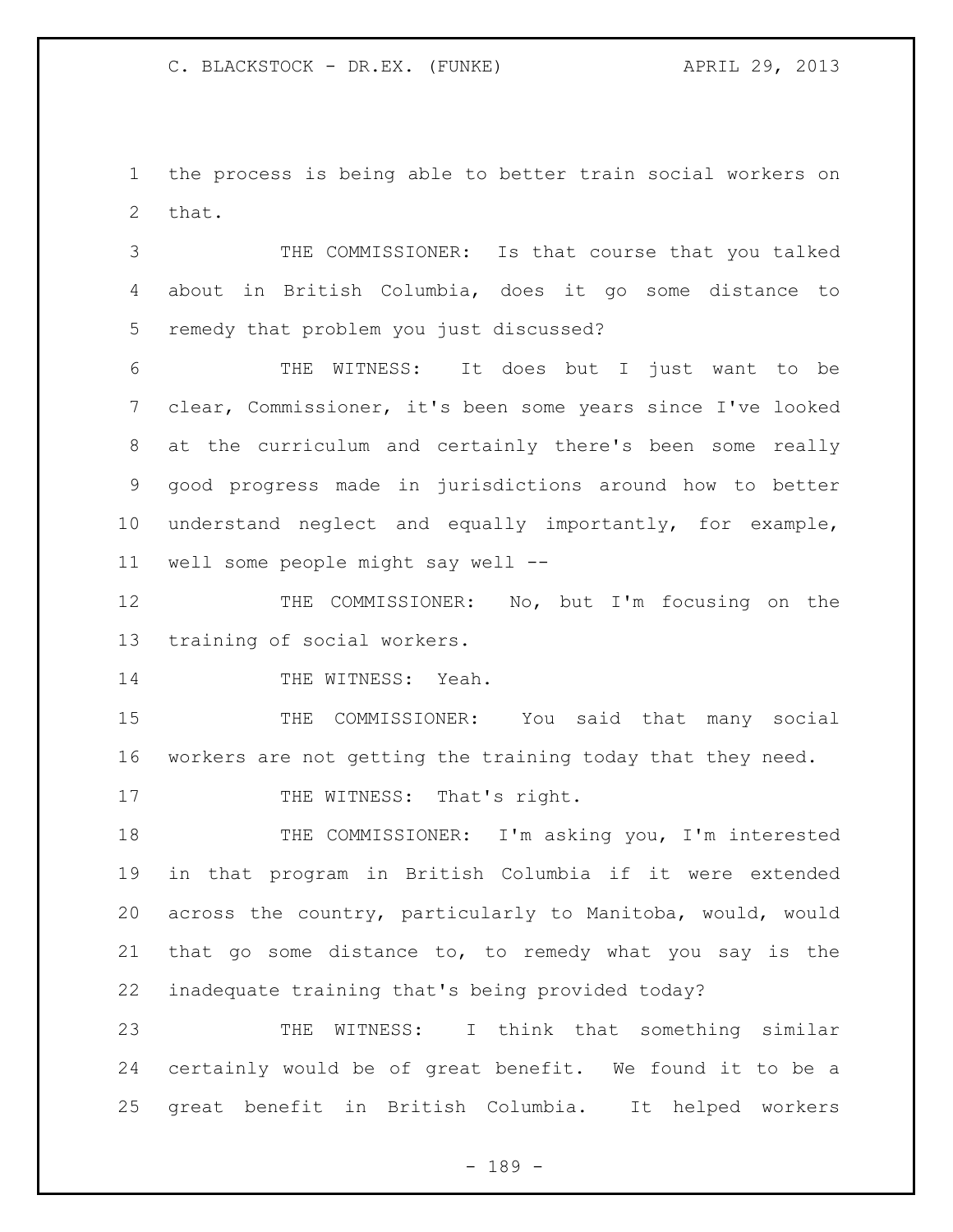the process is being able to better train social workers on that.

THE COMMISSIONER: Is that course that you talked about in British Columbia, does it go some distance to remedy that problem you just discussed?

THE WITNESS: It does but I just want to be clear, Commissioner, it's been some years since I've looked at the curriculum and certainly there's been some really good progress made in jurisdictions around how to better understand neglect and equally importantly, for example, well some people might say well --

THE COMMISSIONER: No, but I'm focusing on the training of social workers.

THE WITNESS: Yeah.

THE COMMISSIONER: You said that many social workers are not getting the training today that they need.

THE WITNESS: That's right.

THE COMMISSIONER: I'm asking you, I'm interested in that program in British Columbia if it were extended across the country, particularly to Manitoba, would, would that go some distance to, to remedy what you say is the inadequate training that's being provided today?

THE WITNESS: I think that something similar certainly would be of great benefit. We found it to be a great benefit in British Columbia. It helped workers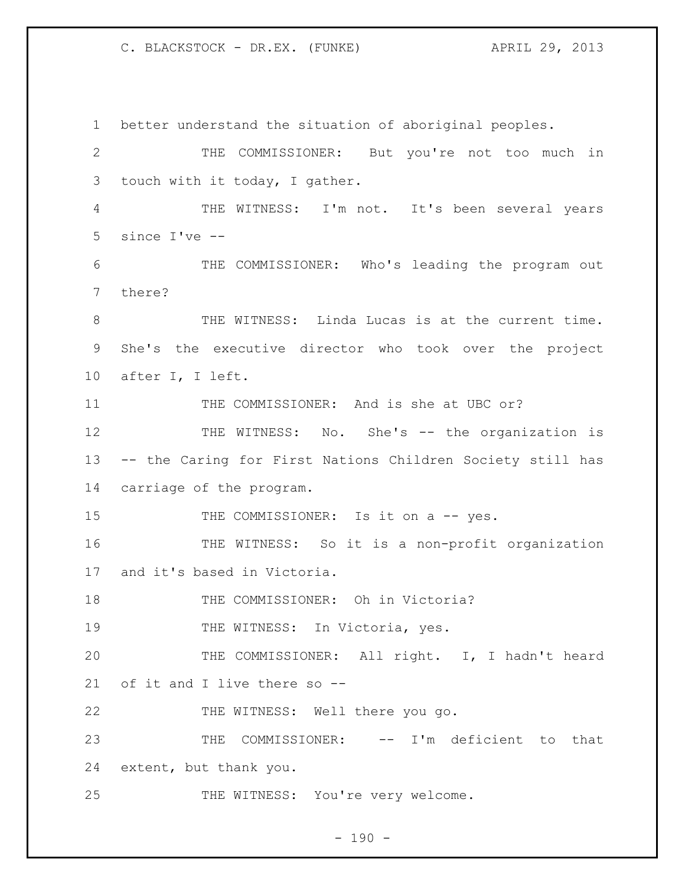better understand the situation of aboriginal peoples.

THE COMMISSIONER: But you're not too much in touch with it today, I gather.

THE WITNESS: I'm not. It's been several years since I've --

THE COMMISSIONER: Who's leading the program out there?

THE WITNESS: Linda Lucas is at the current time. She's the executive director who took over the project after I, I left.

THE COMMISSIONER: And is she at UBC or?

THE WITNESS: No. She's -- the organization is -- the Caring for First Nations Children Society still has carriage of the program.

THE COMMISSIONER: Is it on a -- yes.

THE WITNESS: So it is a non-profit organization and it's based in Victoria.

THE COMMISSIONER: Oh in Victoria?

THE WITNESS: In Victoria, yes.

THE COMMISSIONER: All right. I, I hadn't heard of it and I live there so --

THE WITNESS: Well there you go.

THE COMMISSIONER: -- I'm deficient to that extent, but thank you.

THE WITNESS: You're very welcome.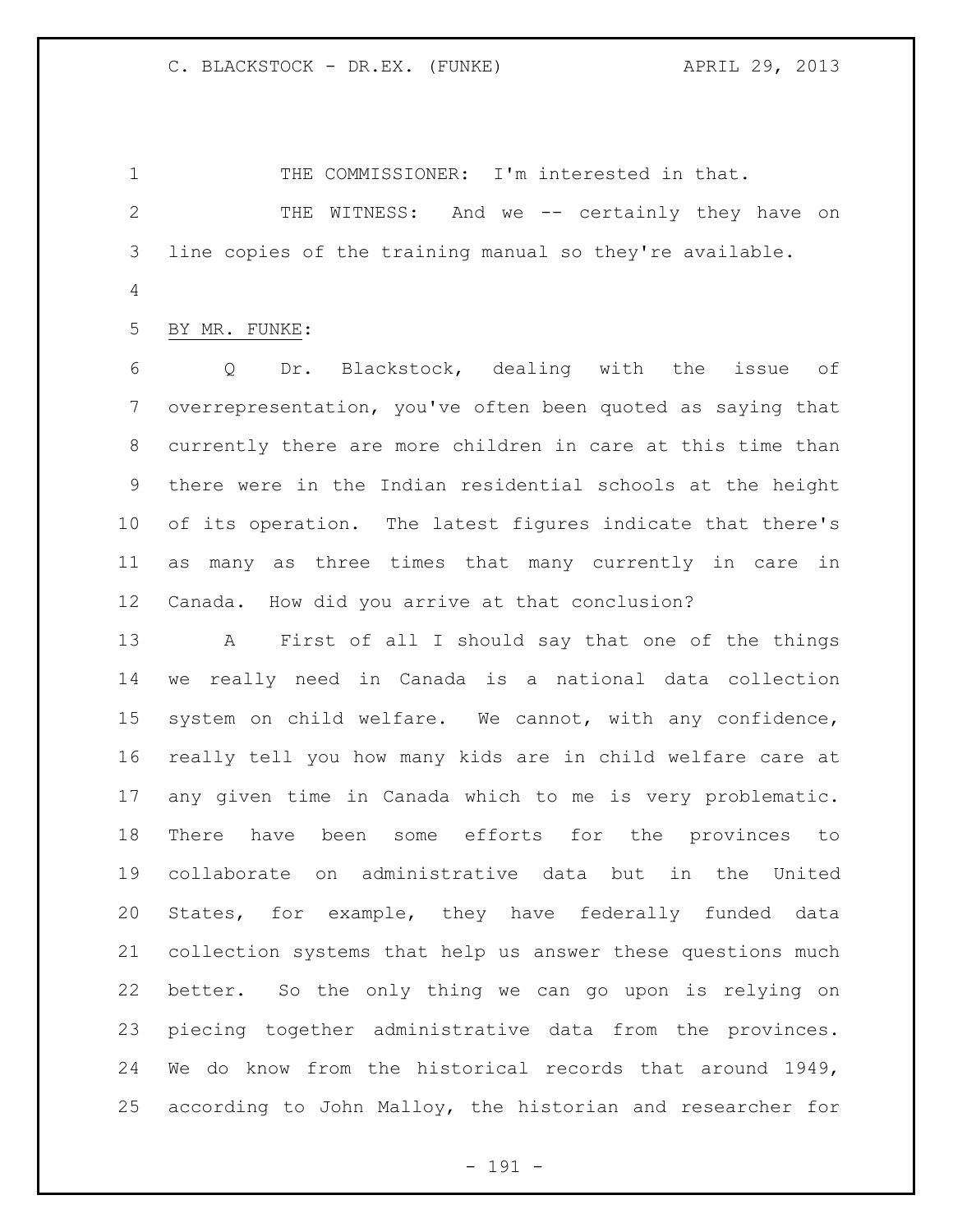THE COMMISSIONER: I'm interested in that.

THE WITNESS: And we -- certainly they have on line copies of the training manual so they're available.

BY MR. FUNKE:

Q Dr. Blackstock, dealing with the issue of overrepresentation, you've often been quoted as saying that currently there are more children in care at this time than there were in the Indian residential schools at the height of its operation. The latest figures indicate that there's as many as three times that many currently in care in Canada. How did you arrive at that conclusion?

A First of all I should say that one of the things we really need in Canada is a national data collection system on child welfare. We cannot, with any confidence, really tell you how many kids are in child welfare care at any given time in Canada which to me is very problematic. There have been some efforts for the provinces to collaborate on administrative data but in the United States, for example, they have federally funded data collection systems that help us answer these questions much better. So the only thing we can go upon is relying on piecing together administrative data from the provinces. We do know from the historical records that around 1949, according to John Malloy, the historian and researcher for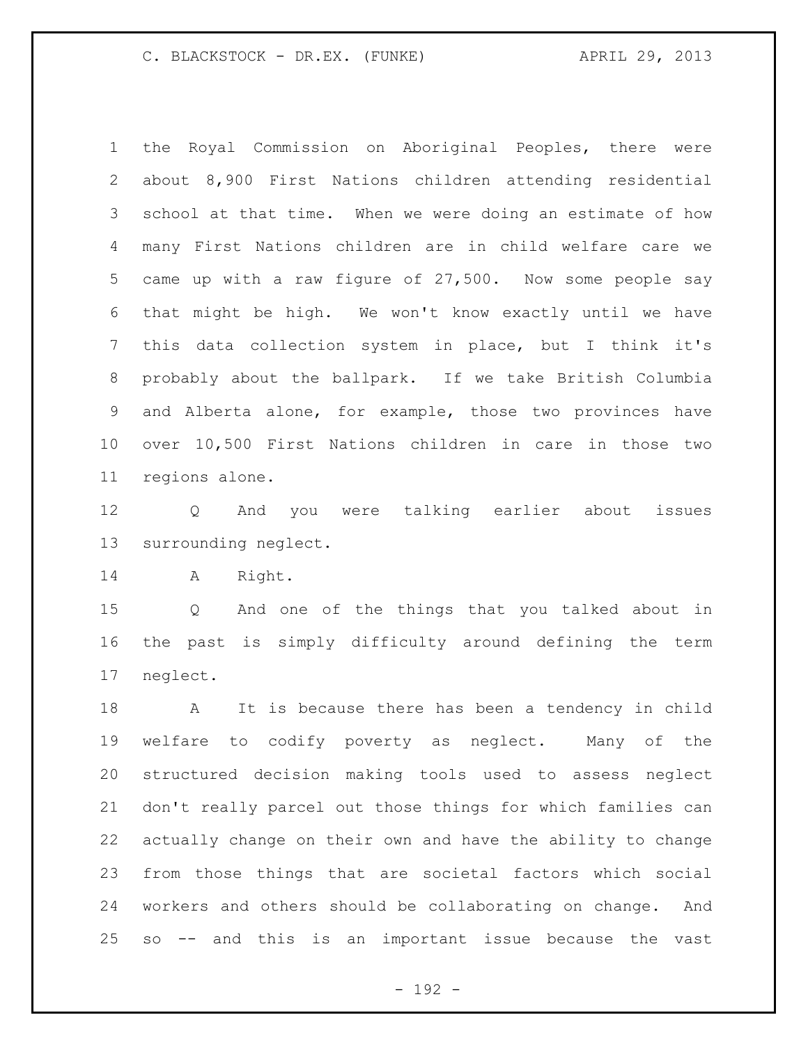the Royal Commission on Aboriginal Peoples, there were about 8,900 First Nations children attending residential school at that time. When we were doing an estimate of how many First Nations children are in child welfare care we came up with a raw figure of 27,500. Now some people say that might be high. We won't know exactly until we have this data collection system in place, but I think it's probably about the ballpark. If we take British Columbia and Alberta alone, for example, those two provinces have over 10,500 First Nations children in care in those two regions alone.

Q And you were talking earlier about issues surrounding neglect.

A Right.

Q And one of the things that you talked about in the past is simply difficulty around defining the term neglect.

A It is because there has been a tendency in child welfare to codify poverty as neglect. Many of the structured decision making tools used to assess neglect don't really parcel out those things for which families can actually change on their own and have the ability to change from those things that are societal factors which social workers and others should be collaborating on change. And so -- and this is an important issue because the vast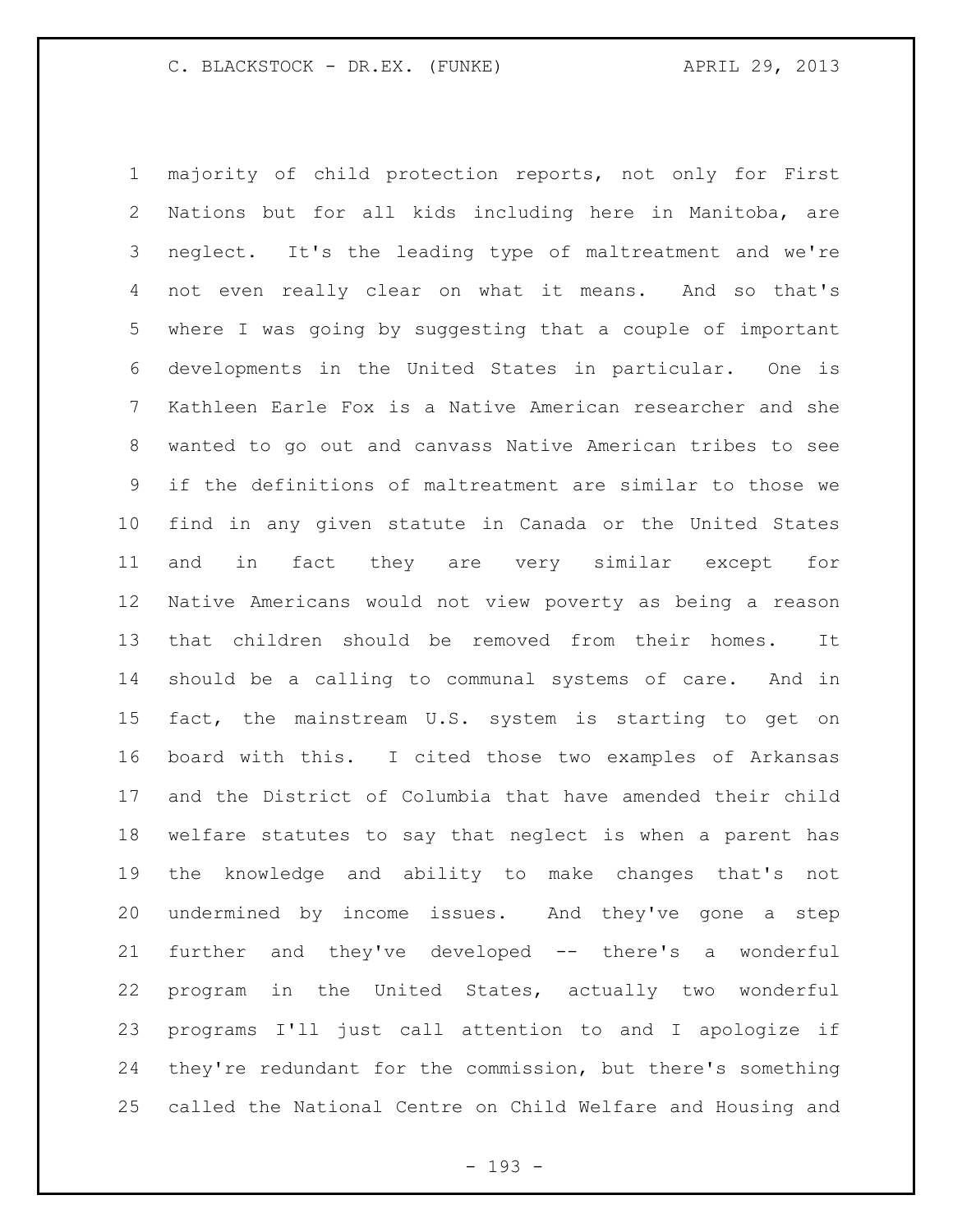majority of child protection reports, not only for First Nations but for all kids including here in Manitoba, are neglect. It's the leading type of maltreatment and we're not even really clear on what it means. And so that's where I was going by suggesting that a couple of important developments in the United States in particular. One is Kathleen Earle Fox is a Native American researcher and she wanted to go out and canvass Native American tribes to see if the definitions of maltreatment are similar to those we find in any given statute in Canada or the United States and in fact they are very similar except for Native Americans would not view poverty as being a reason that children should be removed from their homes. It should be a calling to communal systems of care. And in fact, the mainstream U.S. system is starting to get on board with this. I cited those two examples of Arkansas and the District of Columbia that have amended their child welfare statutes to say that neglect is when a parent has the knowledge and ability to make changes that's not undermined by income issues. And they've gone a step further and they've developed -- there's a wonderful program in the United States, actually two wonderful programs I'll just call attention to and I apologize if they're redundant for the commission, but there's something called the National Centre on Child Welfare and Housing and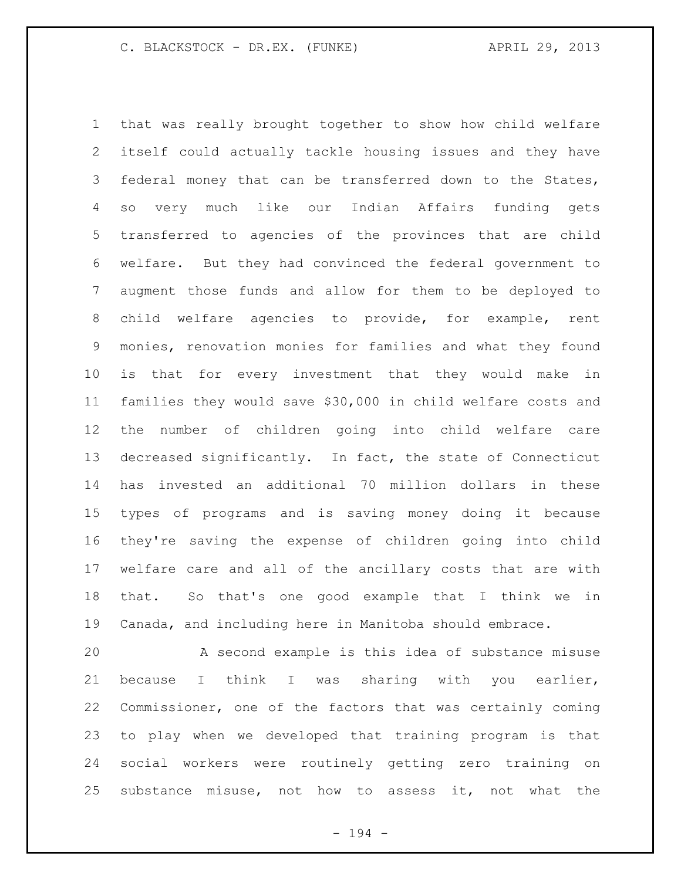that was really brought together to show how child welfare itself could actually tackle housing issues and they have federal money that can be transferred down to the States, so very much like our Indian Affairs funding gets transferred to agencies of the provinces that are child welfare. But they had convinced the federal government to augment those funds and allow for them to be deployed to child welfare agencies to provide, for example, rent monies, renovation monies for families and what they found is that for every investment that they would make in families they would save $30,000 in child welfare costs and the number of children going into child welfare care decreased significantly. In fact, the state of Connecticut has invested an additional 70 million dollars in these types of programs and is saving money doing it because they're saving the expense of children going into child welfare care and all of the ancillary costs that are with that. So that's one good example that I think we in Canada, and including here in Manitoba should embrace.

A second example is this idea of substance misuse because I think I was sharing with you earlier, Commissioner, one of the factors that was certainly coming to play when we developed that training program is that social workers were routinely getting zero training on substance misuse, not how to assess it, not what the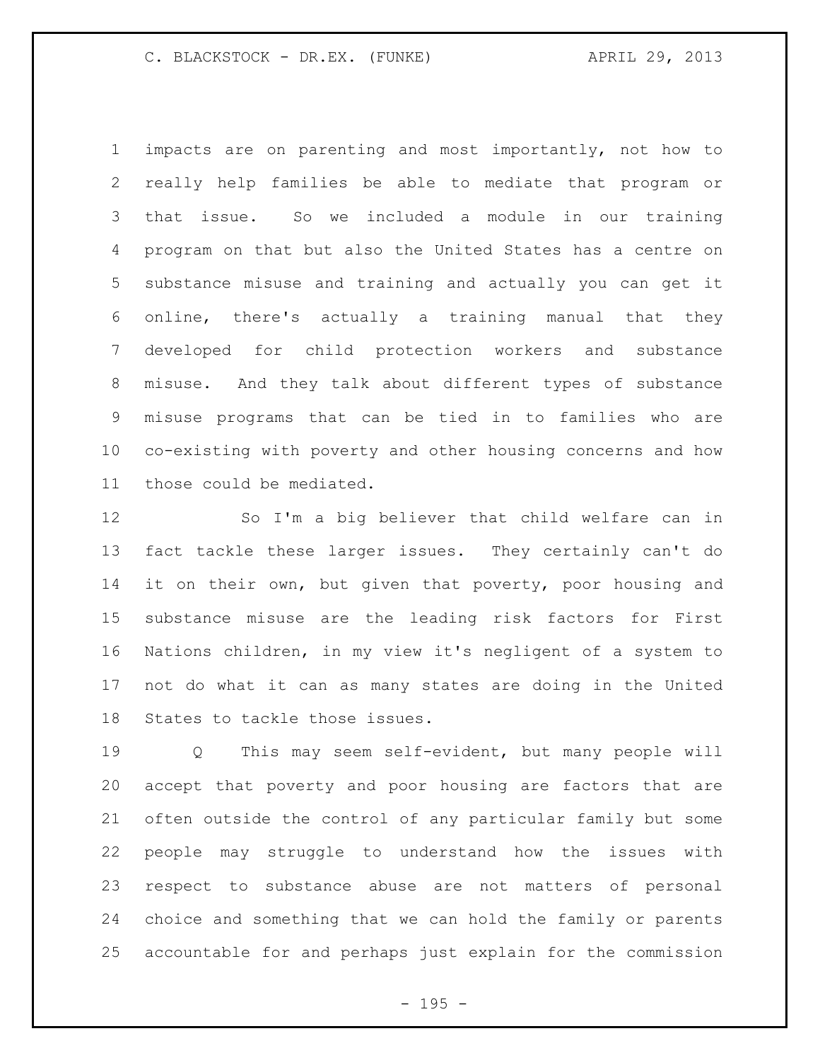impacts are on parenting and most importantly, not how to really help families be able to mediate that program or that issue. So we included a module in our training program on that but also the United States has a centre on substance misuse and training and actually you can get it online, there's actually a training manual that they developed for child protection workers and substance misuse. And they talk about different types of substance misuse programs that can be tied in to families who are co-existing with poverty and other housing concerns and how those could be mediated.

So I'm a big believer that child welfare can in fact tackle these larger issues. They certainly can't do it on their own, but given that poverty, poor housing and substance misuse are the leading risk factors for First Nations children, in my view it's negligent of a system to not do what it can as many states are doing in the United States to tackle those issues.

Q This may seem self-evident, but many people will accept that poverty and poor housing are factors that are often outside the control of any particular family but some people may struggle to understand how the issues with respect to substance abuse are not matters of personal choice and something that we can hold the family or parents accountable for and perhaps just explain for the commission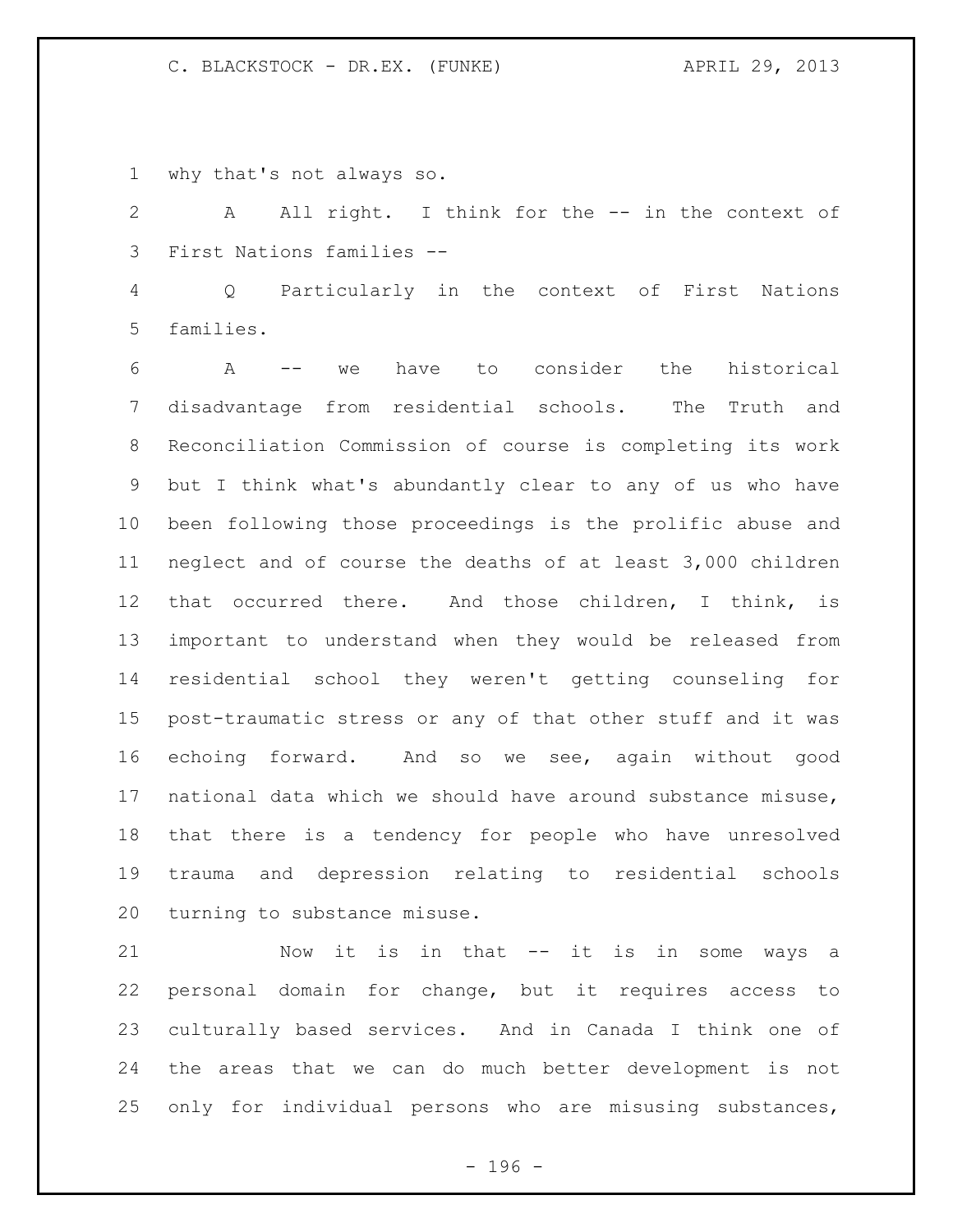why that's not always so.

A All right. I think for the -- in the context of First Nations families --

Q Particularly in the context of First Nations families.

A -- we have to consider the historical disadvantage from residential schools. The Truth and Reconciliation Commission of course is completing its work but I think what's abundantly clear to any of us who have been following those proceedings is the prolific abuse and neglect and of course the deaths of at least 3,000 children that occurred there. And those children, I think, is important to understand when they would be released from residential school they weren't getting counseling for post-traumatic stress or any of that other stuff and it was echoing forward. And so we see, again without good national data which we should have around substance misuse, that there is a tendency for people who have unresolved trauma and depression relating to residential schools turning to substance misuse.

Now it is in that -- it is in some ways a personal domain for change, but it requires access to culturally based services. And in Canada I think one of the areas that we can do much better development is not only for individual persons who are misusing substances,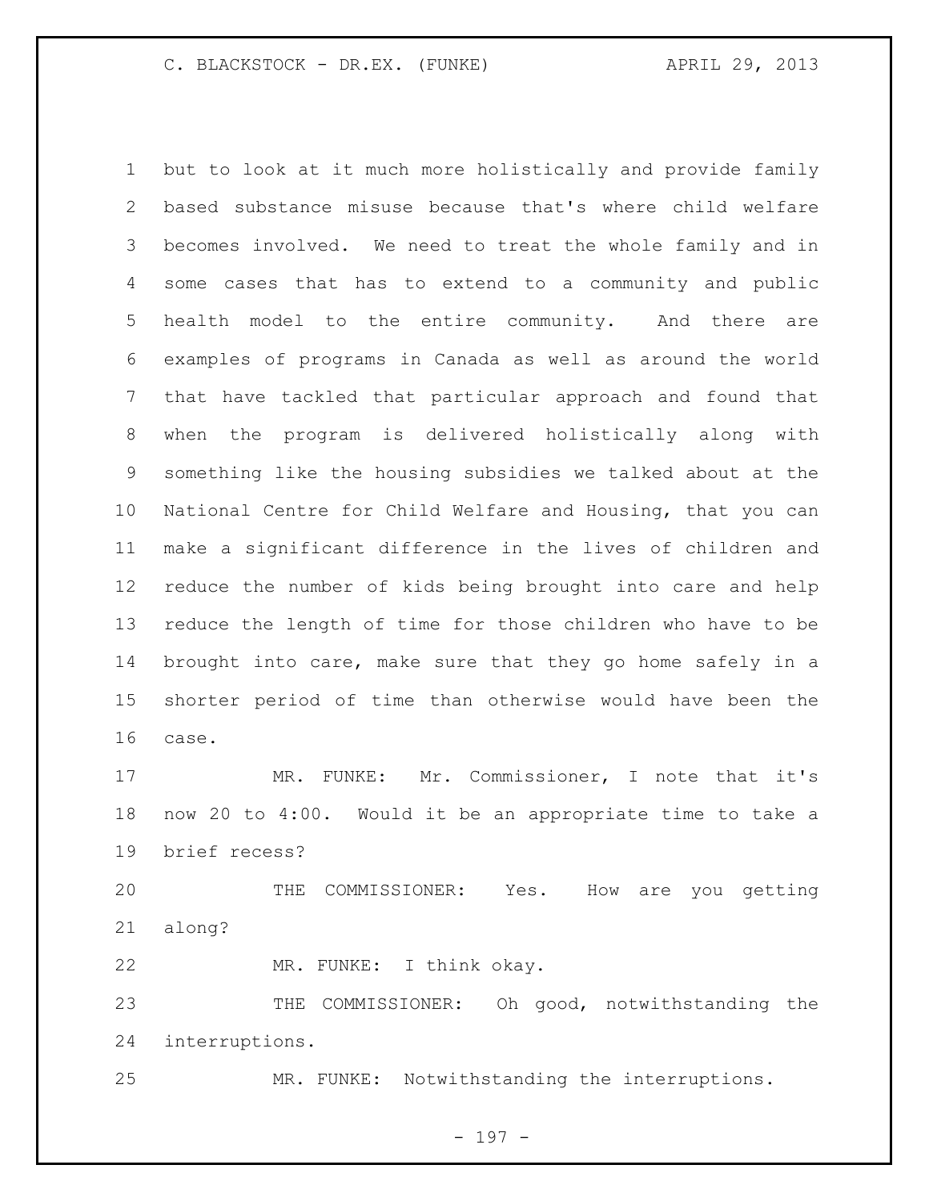but to look at it much more holistically and provide family based substance misuse because that's where child welfare becomes involved. We need to treat the whole family and in some cases that has to extend to a community and public health model to the entire community. And there are examples of programs in Canada as well as around the world that have tackled that particular approach and found that when the program is delivered holistically along with something like the housing subsidies we talked about at the National Centre for Child Welfare and Housing, that you can make a significant difference in the lives of children and reduce the number of kids being brought into care and help reduce the length of time for those children who have to be brought into care, make sure that they go home safely in a shorter period of time than otherwise would have been the case.

MR. FUNKE: Mr. Commissioner, I note that it's now 20 to 4:00. Would it be an appropriate time to take a brief recess?

THE COMMISSIONER: Yes. How are you getting along?

MR. FUNKE: I think okay.

THE COMMISSIONER: Oh good, notwithstanding the interruptions.

MR. FUNKE: Notwithstanding the interruptions.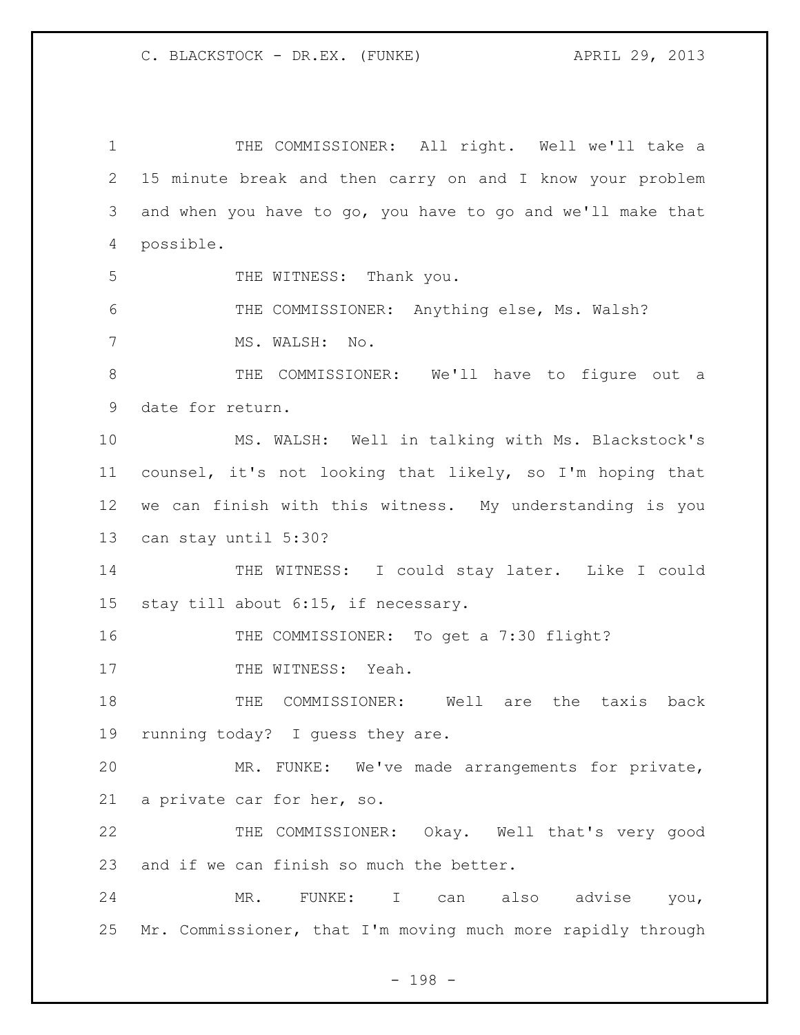THE COMMISSIONER: All right. Well we'll take a 15 minute break and then carry on and I know your problem and when you have to go, you have to go and we'll make that possible.

THE WITNESS: Thank you.

THE COMMISSIONER: Anything else, Ms. Walsh?

MS. WALSH: No.

THE COMMISSIONER: We'll have to figure out a date for return.

MS. WALSH: Well in talking with Ms. Blackstock's counsel, it's not looking that likely, so I'm hoping that we can finish with this witness. My understanding is you can stay until 5:30?

THE WITNESS: I could stay later. Like I could stay till about 6:15, if necessary.

THE COMMISSIONER: To get a 7:30 flight?

THE WITNESS: Yeah.

THE COMMISSIONER: Well are the taxis back running today? I guess they are.

MR. FUNKE: We've made arrangements for private, a private car for her, so.

THE COMMISSIONER: Okay. Well that's very good and if we can finish so much the better.

MR. FUNKE: I can also advise you, Mr. Commissioner, that I'm moving much more rapidly through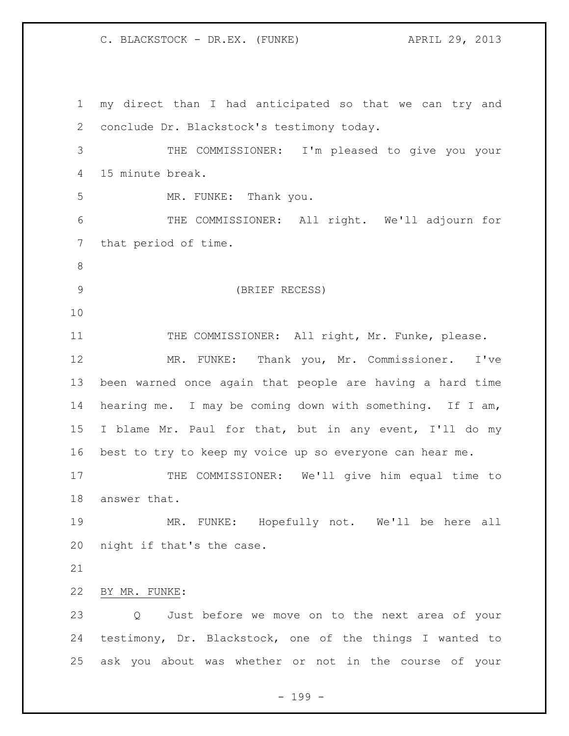my direct than I had anticipated so that we can try and conclude Dr. Blackstock's testimony today.

THE COMMISSIONER: I'm pleased to give you your 15 minute break.

MR. FUNKE: Thank you.

THE COMMISSIONER: All right. We'll adjourn for that period of time.

(BRIEF RECESS)

THE COMMISSIONER: All right, Mr. Funke, please.

MR. FUNKE: Thank you, Mr. Commissioner. I've been warned once again that people are having a hard time hearing me. I may be coming down with something. If I am, I blame Mr. Paul for that, but in any event, I'll do my best to try to keep my voice up so everyone can hear me.

THE COMMISSIONER: We'll give him equal time to answer that.

MR. FUNKE: Hopefully not. We'll be here all night if that's the case.

BY MR. FUNKE:

Q Just before we move on to the next area of your testimony, Dr. Blackstock, one of the things I wanted to ask you about was whether or not in the course of your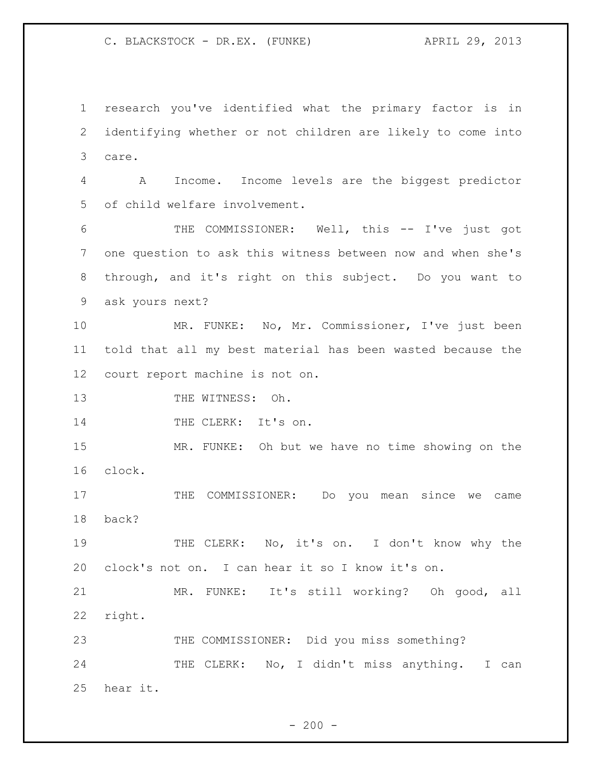research you've identified what the primary factor is in identifying whether or not children are likely to come into care.

A Income. Income levels are the biggest predictor of child welfare involvement.

THE COMMISSIONER: Well, this -- I've just got one question to ask this witness between now and when she's through, and it's right on this subject. Do you want to ask yours next?

MR. FUNKE: No, Mr. Commissioner, I've just been told that all my best material has been wasted because the court report machine is not on.

THE WITNESS: Oh.

THE CLERK: It's on.

MR. FUNKE: Oh but we have no time showing on the clock.

THE COMMISSIONER: Do you mean since we came back?

THE CLERK: No, it's on. I don't know why the clock's not on. I can hear it so I know it's on.

MR. FUNKE: It's still working? Oh good, all right.

THE COMMISSIONER: Did you miss something?

THE CLERK: No, I didn't miss anything. I can hear it.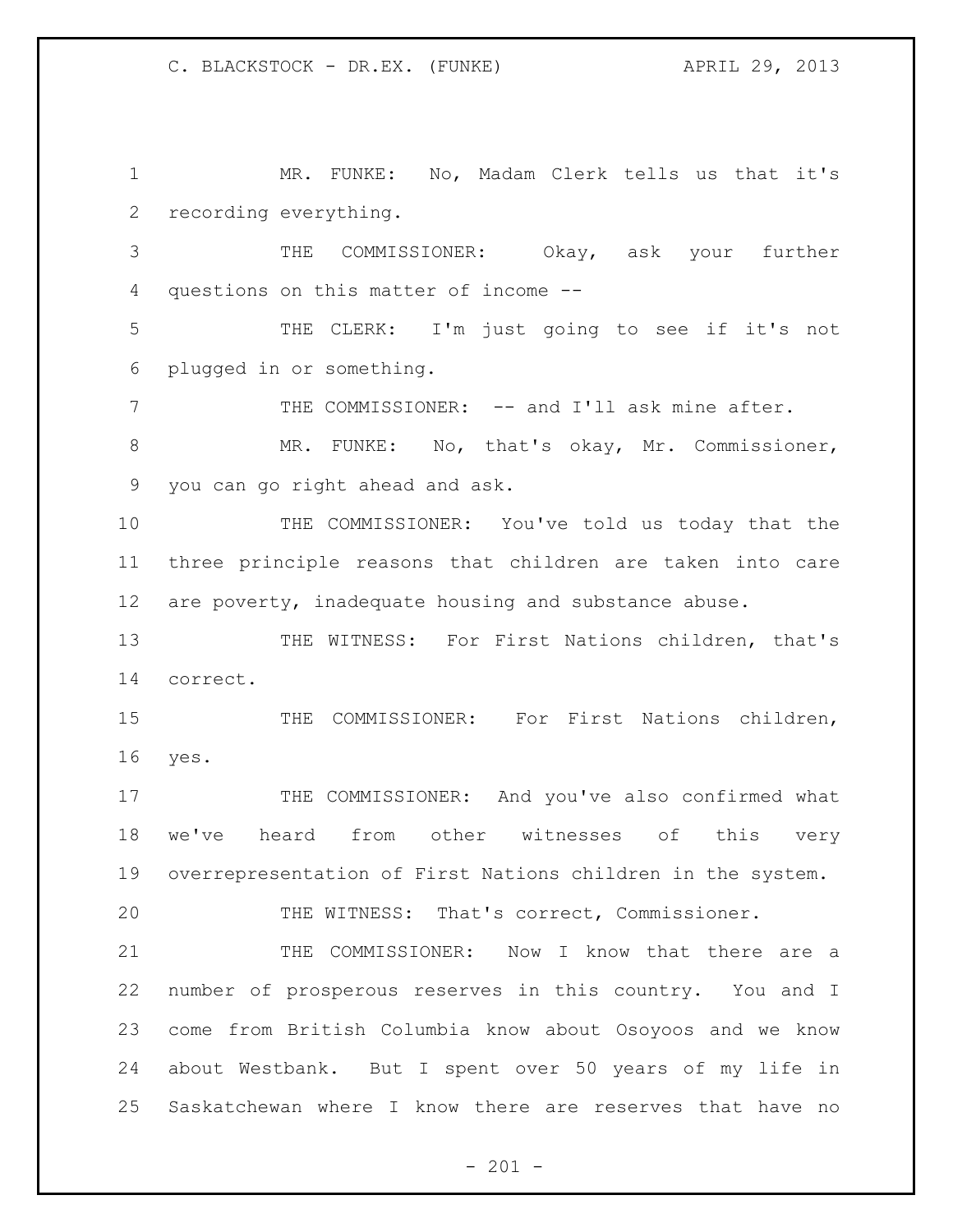MR. FUNKE: No, Madam Clerk tells us that it's recording everything.

THE COMMISSIONER: Okay, ask your further questions on this matter of income --

THE CLERK: I'm just going to see if it's not plugged in or something.

THE COMMISSIONER: -- and I'll ask mine after.

MR. FUNKE: No, that's okay, Mr. Commissioner, you can go right ahead and ask.

THE COMMISSIONER: You've told us today that the three principle reasons that children are taken into care are poverty, inadequate housing and substance abuse.

THE WITNESS: For First Nations children, that's correct.

THE COMMISSIONER: For First Nations children, yes.

THE COMMISSIONER: And you've also confirmed what we've heard from other witnesses of this very overrepresentation of First Nations children in the system.

THE WITNESS: That's correct, Commissioner.

THE COMMISSIONER: Now I know that there are a number of prosperous reserves in this country. You and I come from British Columbia know about Osoyoos and we know about Westbank. But I spent over 50 years of my life in Saskatchewan where I know there are reserves that have no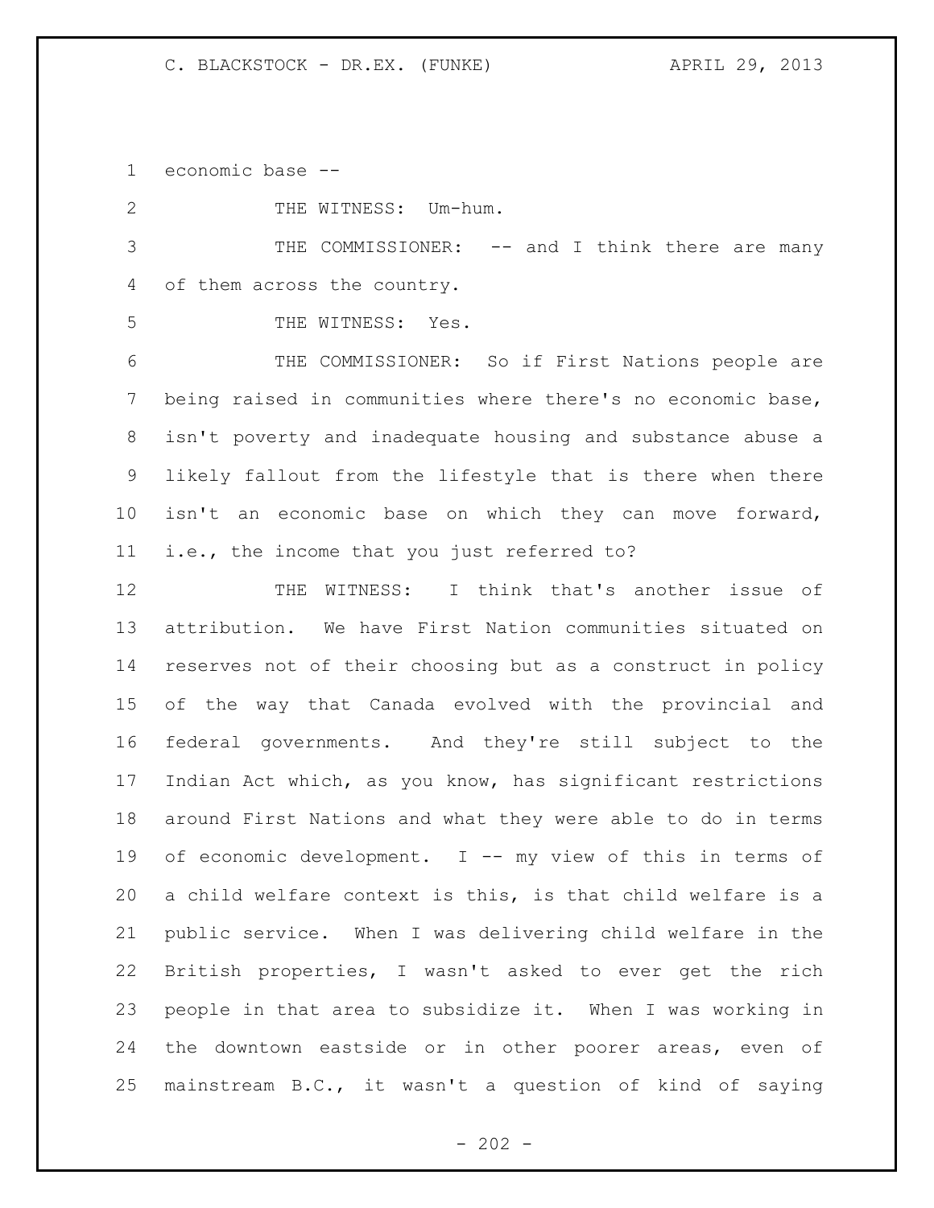economic base --

THE WITNESS: Um-hum.

THE COMMISSIONER: -- and I think there are many of them across the country.

THE WITNESS: Yes.

THE COMMISSIONER: So if First Nations people are being raised in communities where there's no economic base, isn't poverty and inadequate housing and substance abuse a likely fallout from the lifestyle that is there when there isn't an economic base on which they can move forward, i.e., the income that you just referred to?

THE WITNESS: I think that's another issue of attribution. We have First Nation communities situated on reserves not of their choosing but as a construct in policy of the way that Canada evolved with the provincial and federal governments. And they're still subject to the Indian Act which, as you know, has significant restrictions around First Nations and what they were able to do in terms of economic development. I -- my view of this in terms of a child welfare context is this, is that child welfare is a public service. When I was delivering child welfare in the British properties, I wasn't asked to ever get the rich people in that area to subsidize it. When I was working in the downtown eastside or in other poorer areas, even of mainstream B.C., it wasn't a question of kind of saying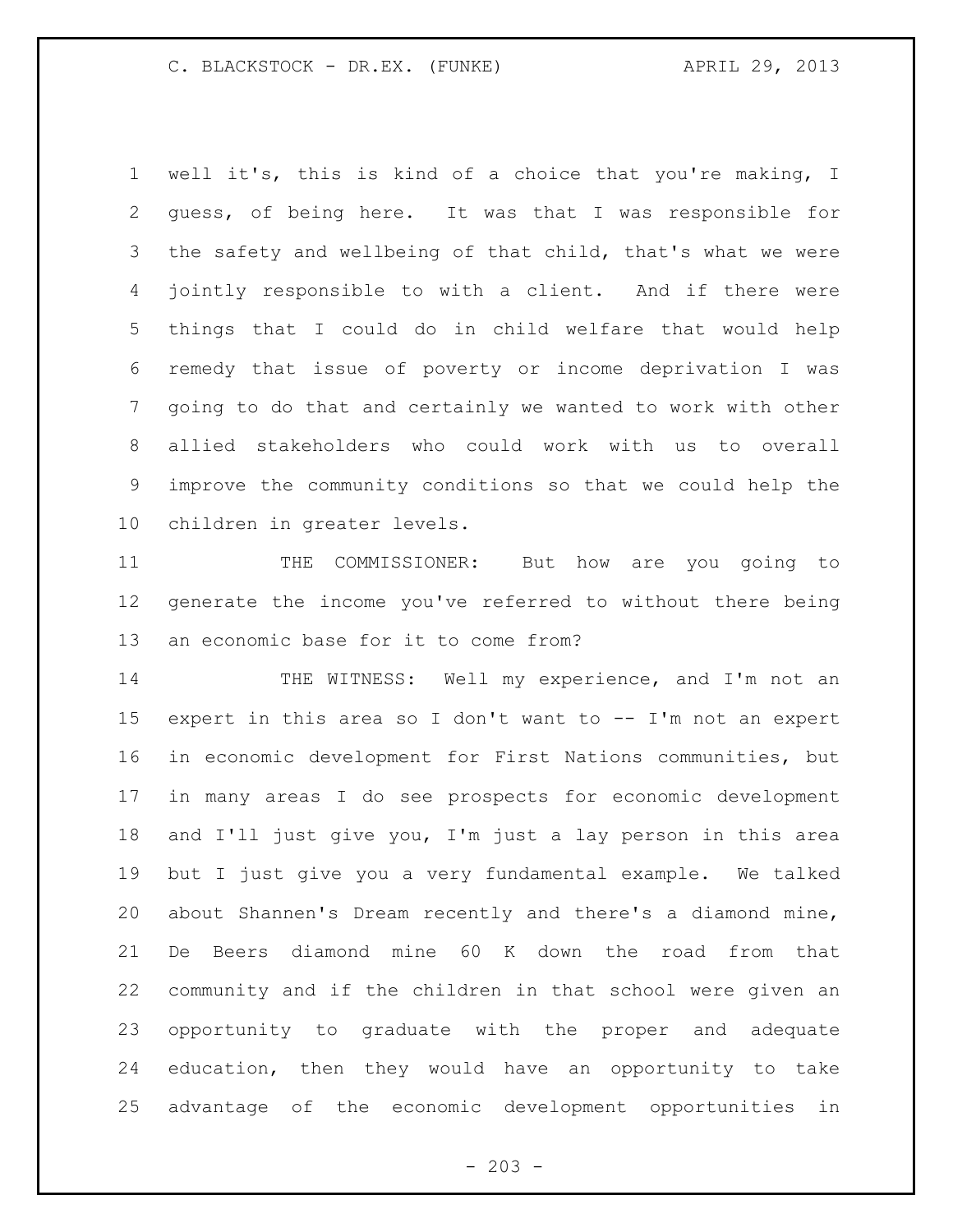well it's, this is kind of a choice that you're making, I guess, of being here. It was that I was responsible for the safety and wellbeing of that child, that's what we were jointly responsible to with a client. And if there were things that I could do in child welfare that would help remedy that issue of poverty or income deprivation I was going to do that and certainly we wanted to work with other allied stakeholders who could work with us to overall improve the community conditions so that we could help the children in greater levels.

THE COMMISSIONER: But how are you going to generate the income you've referred to without there being an economic base for it to come from?

THE WITNESS: Well my experience, and I'm not an expert in this area so I don't want to -- I'm not an expert in economic development for First Nations communities, but in many areas I do see prospects for economic development and I'll just give you, I'm just a lay person in this area but I just give you a very fundamental example. We talked about Shannen's Dream recently and there's a diamond mine, De Beers diamond mine 60 K down the road from that community and if the children in that school were given an opportunity to graduate with the proper and adequate education, then they would have an opportunity to take advantage of the economic development opportunities in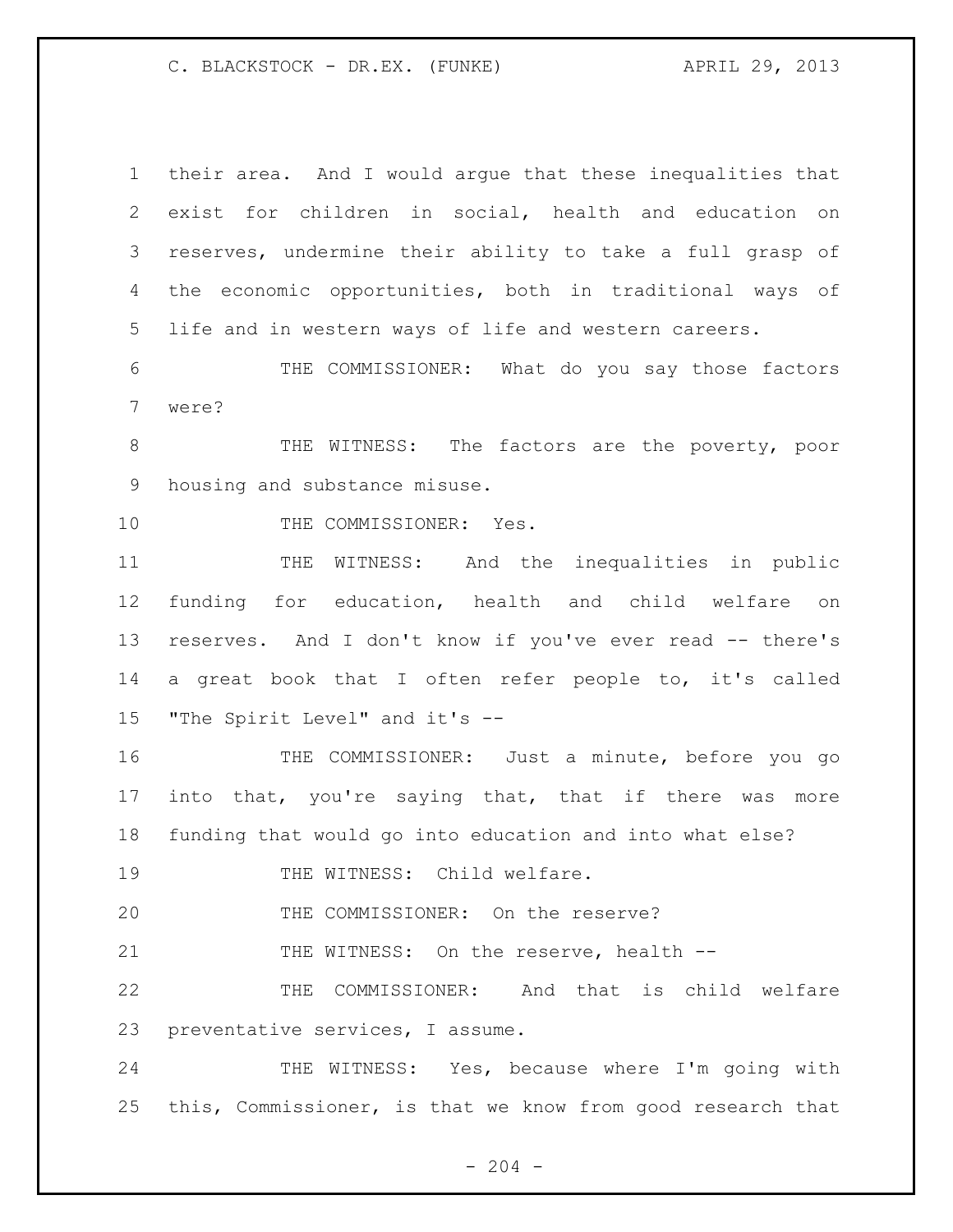their area. And I would argue that these inequalities that exist for children in social, health and education on reserves, undermine their ability to take a full grasp of the economic opportunities, both in traditional ways of life and in western ways of life and western careers.

THE COMMISSIONER: What do you say those factors were?

THE WITNESS: The factors are the poverty, poor housing and substance misuse.

THE COMMISSIONER: Yes.

THE WITNESS: And the inequalities in public funding for education, health and child welfare on reserves. And I don't know if you've ever read -- there's a great book that I often refer people to, it's called "The Spirit Level" and it's --

THE COMMISSIONER: Just a minute, before you go into that, you're saying that, that if there was more funding that would go into education and into what else?

THE WITNESS: Child welfare.

THE COMMISSIONER: On the reserve?

THE WITNESS: On the reserve, health --

THE COMMISSIONER: And that is child welfare preventative services, I assume.

THE WITNESS: Yes, because where I'm going with this, Commissioner, is that we know from good research that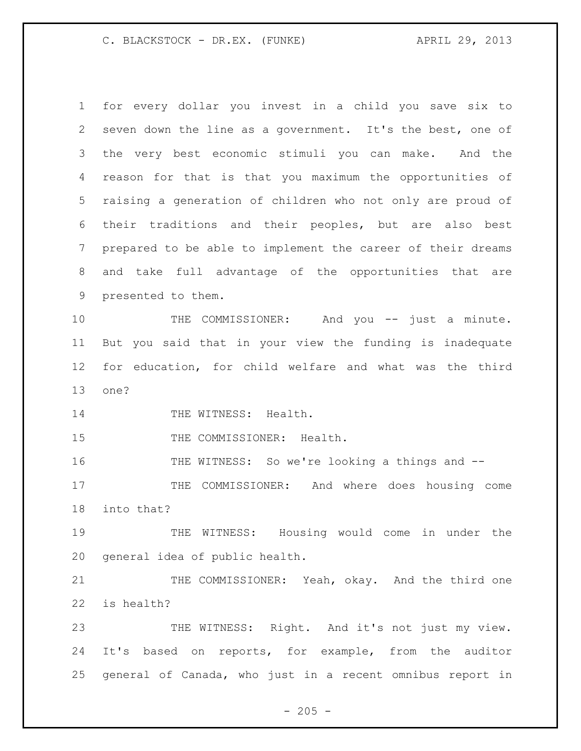for every dollar you invest in a child you save six to seven down the line as a government. It's the best, one of the very best economic stimuli you can make. And the reason for that is that you maximum the opportunities of raising a generation of children who not only are proud of their traditions and their peoples, but are also best prepared to be able to implement the career of their dreams and take full advantage of the opportunities that are presented to them.

THE COMMISSIONER: And you -- just a minute. But you said that in your view the funding is inadequate for education, for child welfare and what was the third one?

THE WITNESS: Health.

THE COMMISSIONER: Health.

THE WITNESS: So we're looking a things and --

THE COMMISSIONER: And where does housing come into that?

THE WITNESS: Housing would come in under the general idea of public health.

THE COMMISSIONER: Yeah, okay. And the third one is health?

THE WITNESS: Right. And it's not just my view. It's based on reports, for example, from the auditor general of Canada, who just in a recent omnibus report in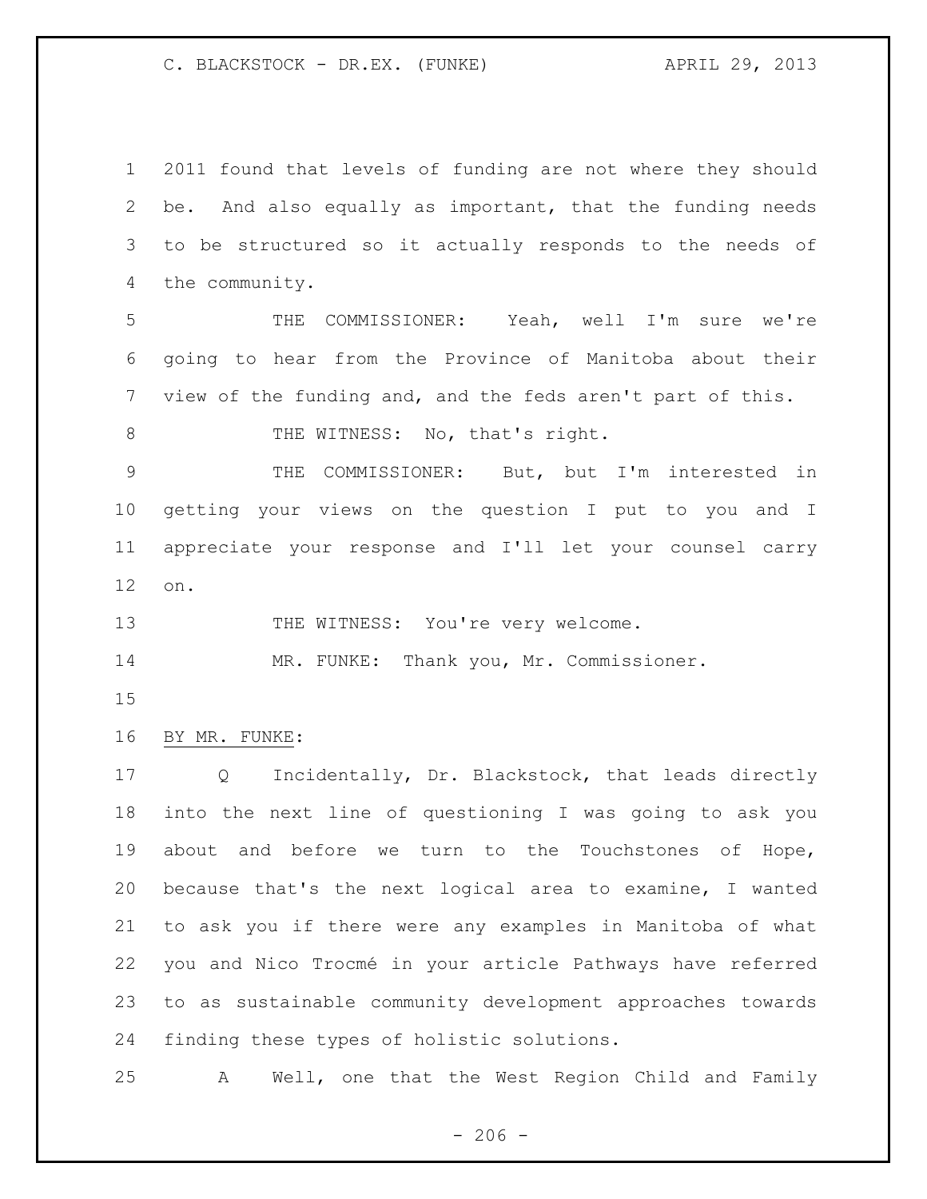2011 found that levels of funding are not where they should be. And also equally as important, that the funding needs to be structured so it actually responds to the needs of the community.

THE COMMISSIONER: Yeah, well I'm sure we're going to hear from the Province of Manitoba about their view of the funding and, and the feds aren't part of this.

THE WITNESS: No, that's right.

THE COMMISSIONER: But, but I'm interested in getting your views on the question I put to you and I appreciate your response and I'll let your counsel carry on.

THE WITNESS: You're very welcome.

MR. FUNKE: Thank you, Mr. Commissioner.

BY MR. FUNKE:

Q Incidentally, Dr. Blackstock, that leads directly into the next line of questioning I was going to ask you about and before we turn to the Touchstones of Hope, because that's the next logical area to examine, I wanted to ask you if there were any examples in Manitoba of what you and Nico Trocmé in your article Pathways have referred to as sustainable community development approaches towards finding these types of holistic solutions.

A Well, one that the West Region Child and Family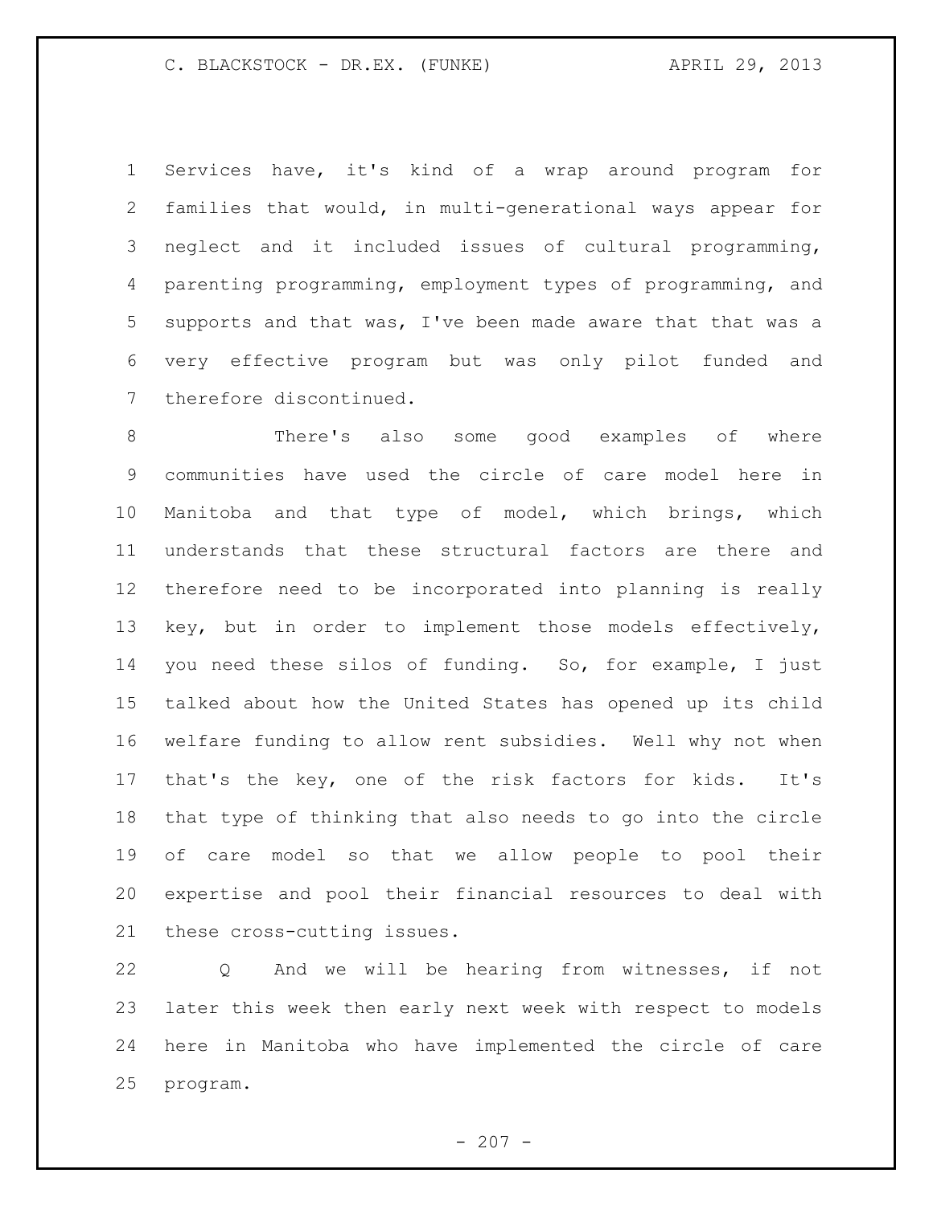Services have, it's kind of a wrap around program for families that would, in multi-generational ways appear for neglect and it included issues of cultural programming, parenting programming, employment types of programming, and supports and that was, I've been made aware that that was a very effective program but was only pilot funded and therefore discontinued.

There's also some good examples of where communities have used the circle of care model here in Manitoba and that type of model, which brings, which understands that these structural factors are there and therefore need to be incorporated into planning is really key, but in order to implement those models effectively, you need these silos of funding. So, for example, I just talked about how the United States has opened up its child welfare funding to allow rent subsidies. Well why not when that's the key, one of the risk factors for kids. It's that type of thinking that also needs to go into the circle of care model so that we allow people to pool their expertise and pool their financial resources to deal with these cross-cutting issues.

Q And we will be hearing from witnesses, if not later this week then early next week with respect to models here in Manitoba who have implemented the circle of care program.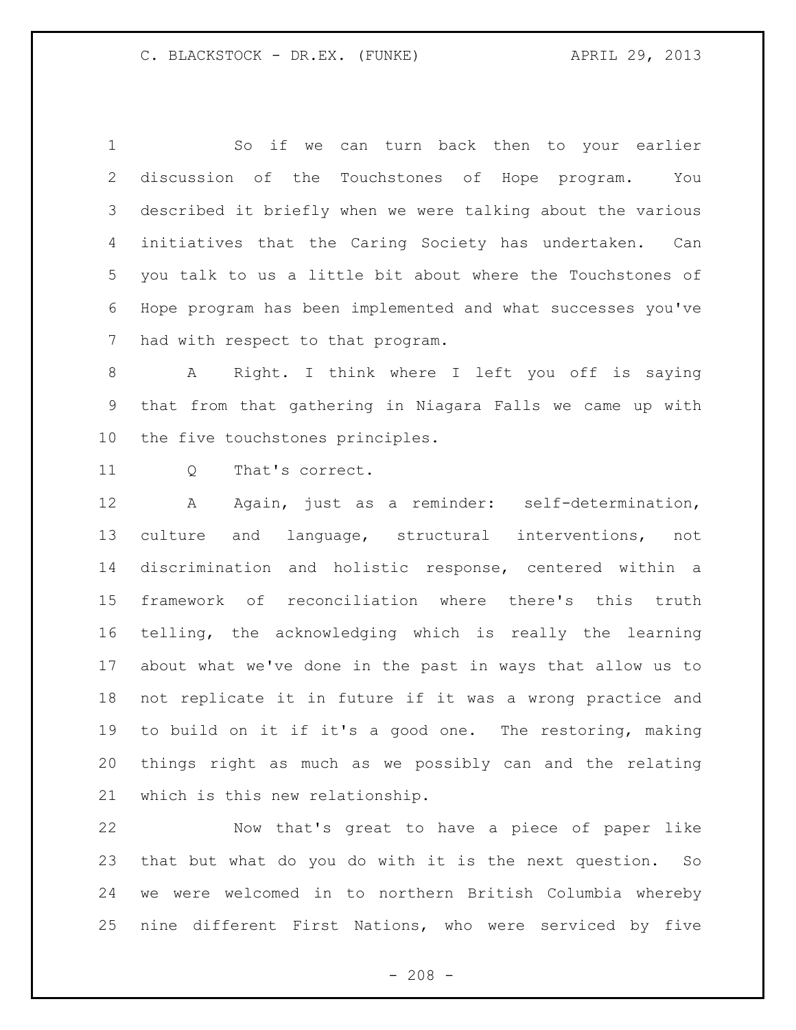So if we can turn back then to your earlier discussion of the Touchstones of Hope program. You described it briefly when we were talking about the various initiatives that the Caring Society has undertaken. Can you talk to us a little bit about where the Touchstones of Hope program has been implemented and what successes you've had with respect to that program.

A Right. I think where I left you off is saying that from that gathering in Niagara Falls we came up with the five touchstones principles.

Q That's correct.

A Again, just as a reminder: self-determination, culture and language, structural interventions, not discrimination and holistic response, centered within a framework of reconciliation where there's this truth telling, the acknowledging which is really the learning about what we've done in the past in ways that allow us to not replicate it in future if it was a wrong practice and to build on it if it's a good one. The restoring, making things right as much as we possibly can and the relating which is this new relationship.

Now that's great to have a piece of paper like that but what do you do with it is the next question. So we were welcomed in to northern British Columbia whereby nine different First Nations, who were serviced by five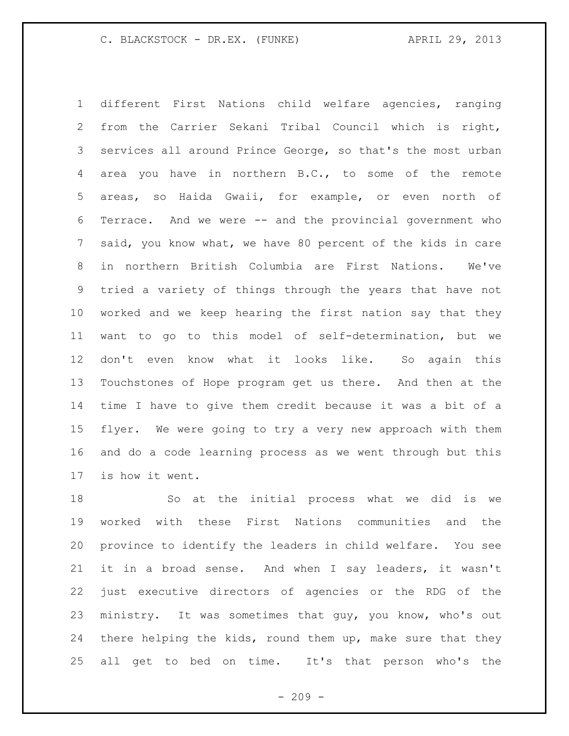different First Nations child welfare agencies, ranging from the Carrier Sekani Tribal Council which is right, services all around Prince George, so that's the most urban area you have in northern B.C., to some of the remote areas, so Haida Gwaii, for example, or even north of Terrace. And we were -- and the provincial government who said, you know what, we have 80 percent of the kids in care in northern British Columbia are First Nations. We've tried a variety of things through the years that have not worked and we keep hearing the first nation say that they want to go to this model of self-determination, but we don't even know what it looks like. So again this Touchstones of Hope program get us there. And then at the time I have to give them credit because it was a bit of a flyer. We were going to try a very new approach with them and do a code learning process as we went through but this is how it went.

So at the initial process what we did is we worked with these First Nations communities and the province to identify the leaders in child welfare. You see it in a broad sense. And when I say leaders, it wasn't just executive directors of agencies or the RDG of the ministry. It was sometimes that guy, you know, who's out there helping the kids, round them up, make sure that they all get to bed on time. It's that person who's the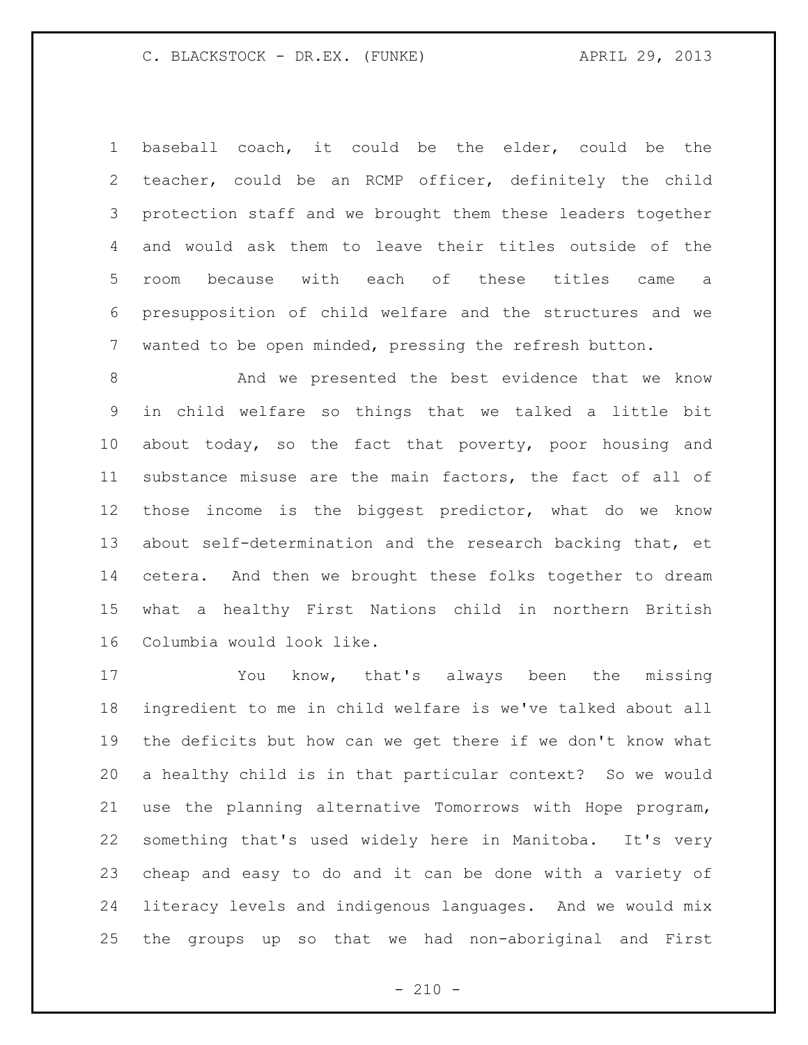baseball coach, it could be the elder, could be the teacher, could be an RCMP officer, definitely the child protection staff and we brought them these leaders together and would ask them to leave their titles outside of the room because with each of these titles came a presupposition of child welfare and the structures and we wanted to be open minded, pressing the refresh button.

And we presented the best evidence that we know in child welfare so things that we talked a little bit about today, so the fact that poverty, poor housing and substance misuse are the main factors, the fact of all of those income is the biggest predictor, what do we know about self-determination and the research backing that, et cetera. And then we brought these folks together to dream what a healthy First Nations child in northern British Columbia would look like.

You know, that's always been the missing ingredient to me in child welfare is we've talked about all the deficits but how can we get there if we don't know what a healthy child is in that particular context? So we would use the planning alternative Tomorrows with Hope program, something that's used widely here in Manitoba. It's very cheap and easy to do and it can be done with a variety of literacy levels and indigenous languages. And we would mix the groups up so that we had non-aboriginal and First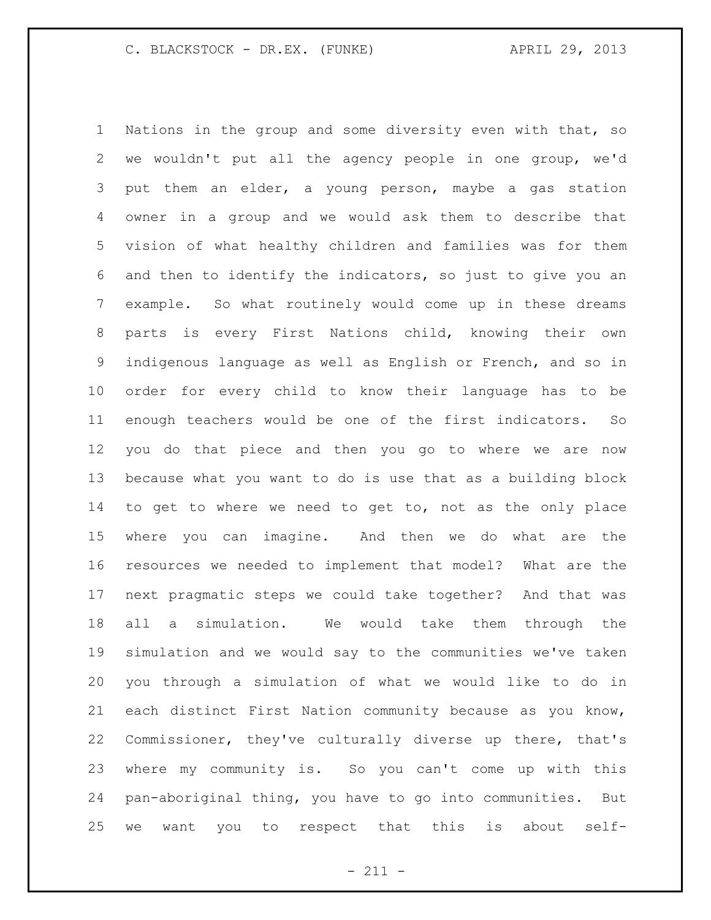Nations in the group and some diversity even with that, so we wouldn't put all the agency people in one group, we'd put them an elder, a young person, maybe a gas station owner in a group and we would ask them to describe that vision of what healthy children and families was for them and then to identify the indicators, so just to give you an example. So what routinely would come up in these dreams parts is every First Nations child, knowing their own indigenous language as well as English or French, and so in order for every child to know their language has to be enough teachers would be one of the first indicators. So you do that piece and then you go to where we are now because what you want to do is use that as a building block to get to where we need to get to, not as the only place where you can imagine. And then we do what are the resources we needed to implement that model? What are the next pragmatic steps we could take together? And that was all a simulation. We would take them through the simulation and we would say to the communities we've taken you through a simulation of what we would like to do in each distinct First Nation community because as you know, Commissioner, they've culturally diverse up there, that's where my community is. So you can't come up with this pan-aboriginal thing, you have to go into communities. But we want you to respect that this is about self-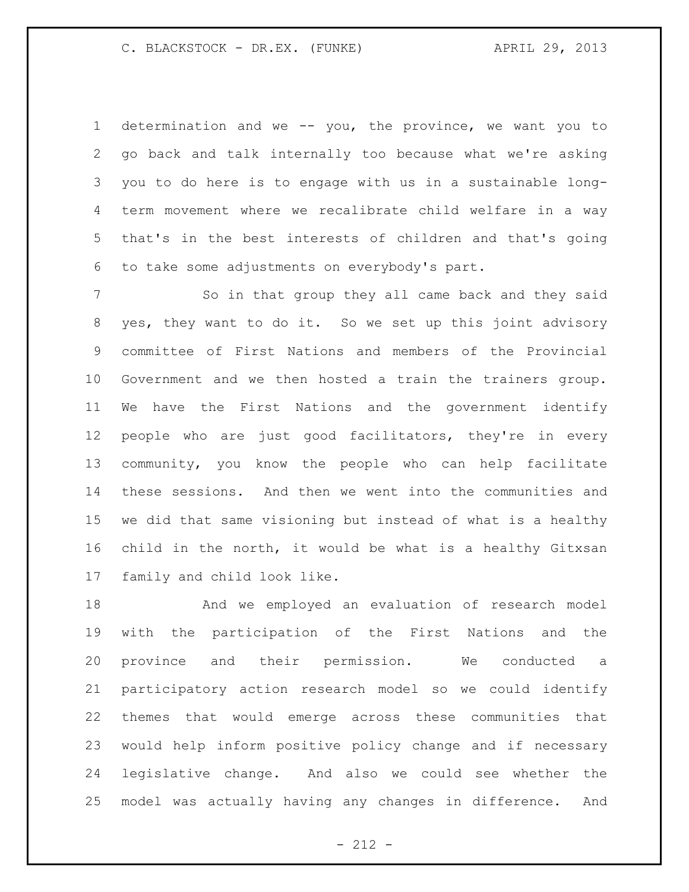determination and we -- you, the province, we want you to go back and talk internally too because what we're asking you to do here is to engage with us in a sustainable long-term movement where we recalibrate child welfare in a way that's in the best interests of children and that's going to take some adjustments on everybody's part.

So in that group they all came back and they said yes, they want to do it. So we set up this joint advisory committee of First Nations and members of the Provincial Government and we then hosted a train the trainers group. We have the First Nations and the government identify people who are just good facilitators, they're in every community, you know the people who can help facilitate these sessions. And then we went into the communities and we did that same visioning but instead of what is a healthy child in the north, it would be what is a healthy Gitxsan family and child look like.

And we employed an evaluation of research model with the participation of the First Nations and the province and their permission. We conducted a participatory action research model so we could identify themes that would emerge across these communities that would help inform positive policy change and if necessary legislative change. And also we could see whether the model was actually having any changes in difference. And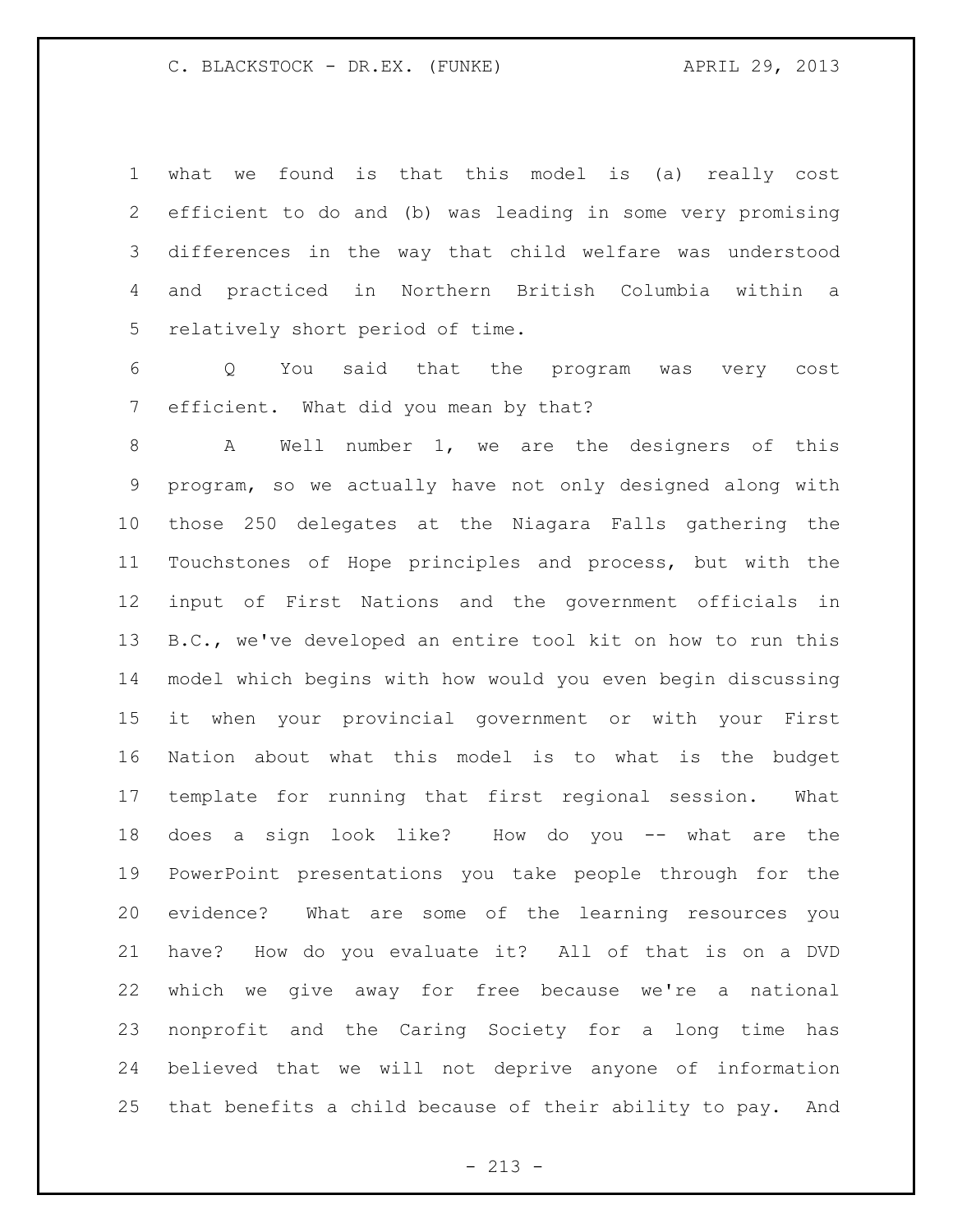what we found is that this model is (a) really cost efficient to do and (b) was leading in some very promising differences in the way that child welfare was understood and practiced in Northern British Columbia within a relatively short period of time.

Q You said that the program was very cost efficient. What did you mean by that?

A Well number 1, we are the designers of this program, so we actually have not only designed along with those 250 delegates at the Niagara Falls gathering the Touchstones of Hope principles and process, but with the input of First Nations and the government officials in B.C., we've developed an entire tool kit on how to run this model which begins with how would you even begin discussing it when your provincial government or with your First Nation about what this model is to what is the budget template for running that first regional session. What does a sign look like? How do you -- what are the PowerPoint presentations you take people through for the evidence? What are some of the learning resources you have? How do you evaluate it? All of that is on a DVD which we give away for free because we're a national nonprofit and the Caring Society for a long time has believed that we will not deprive anyone of information that benefits a child because of their ability to pay. And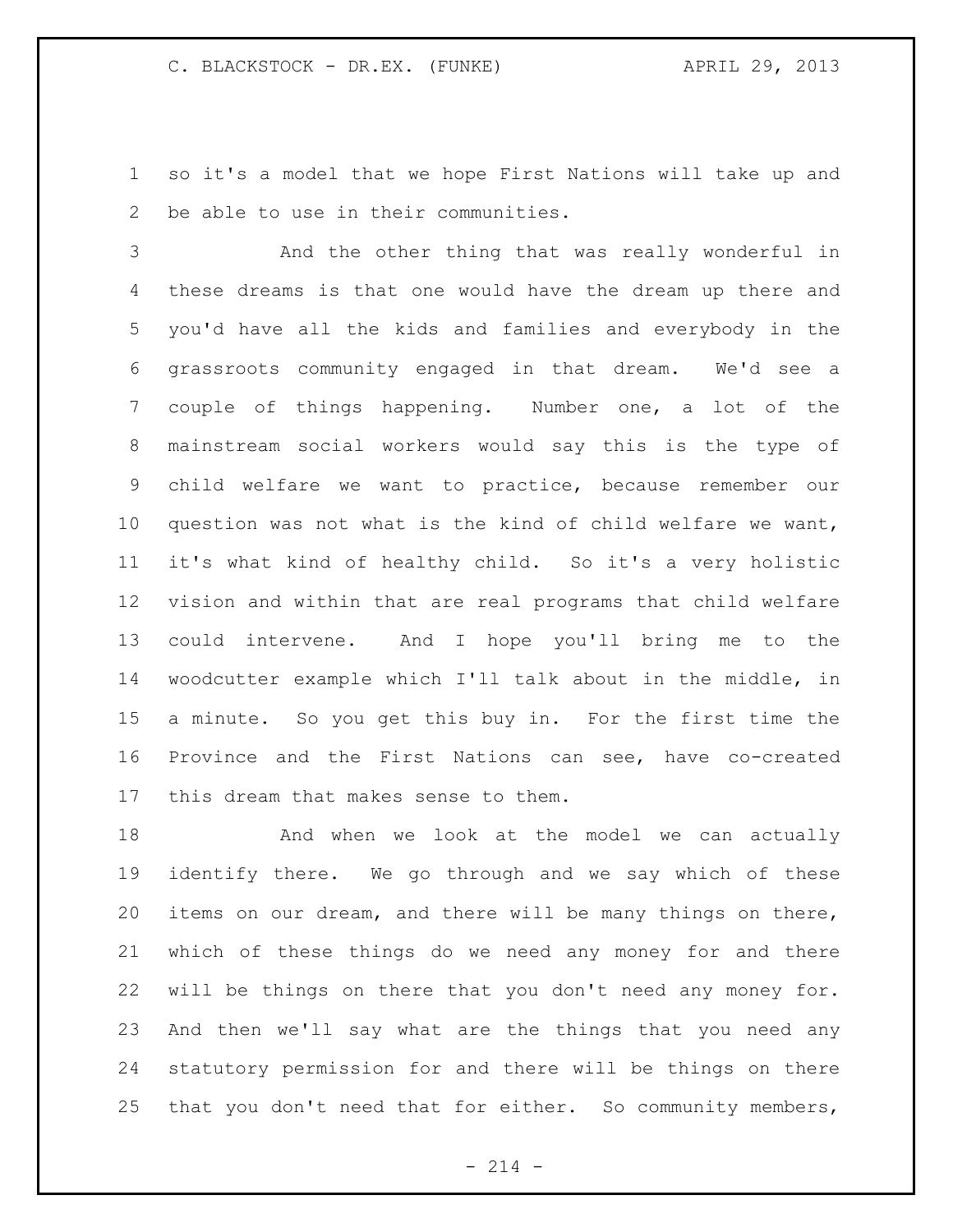so it's a model that we hope First Nations will take up and be able to use in their communities.

And the other thing that was really wonderful in these dreams is that one would have the dream up there and you'd have all the kids and families and everybody in the grassroots community engaged in that dream. We'd see a couple of things happening. Number one, a lot of the mainstream social workers would say this is the type of child welfare we want to practice, because remember our question was not what is the kind of child welfare we want, it's what kind of healthy child. So it's a very holistic vision and within that are real programs that child welfare could intervene. And I hope you'll bring me to the woodcutter example which I'll talk about in the middle, in a minute. So you get this buy in. For the first time the Province and the First Nations can see, have co-created this dream that makes sense to them.

And when we look at the model we can actually identify there. We go through and we say which of these items on our dream, and there will be many things on there, which of these things do we need any money for and there will be things on there that you don't need any money for. And then we'll say what are the things that you need any statutory permission for and there will be things on there that you don't need that for either. So community members,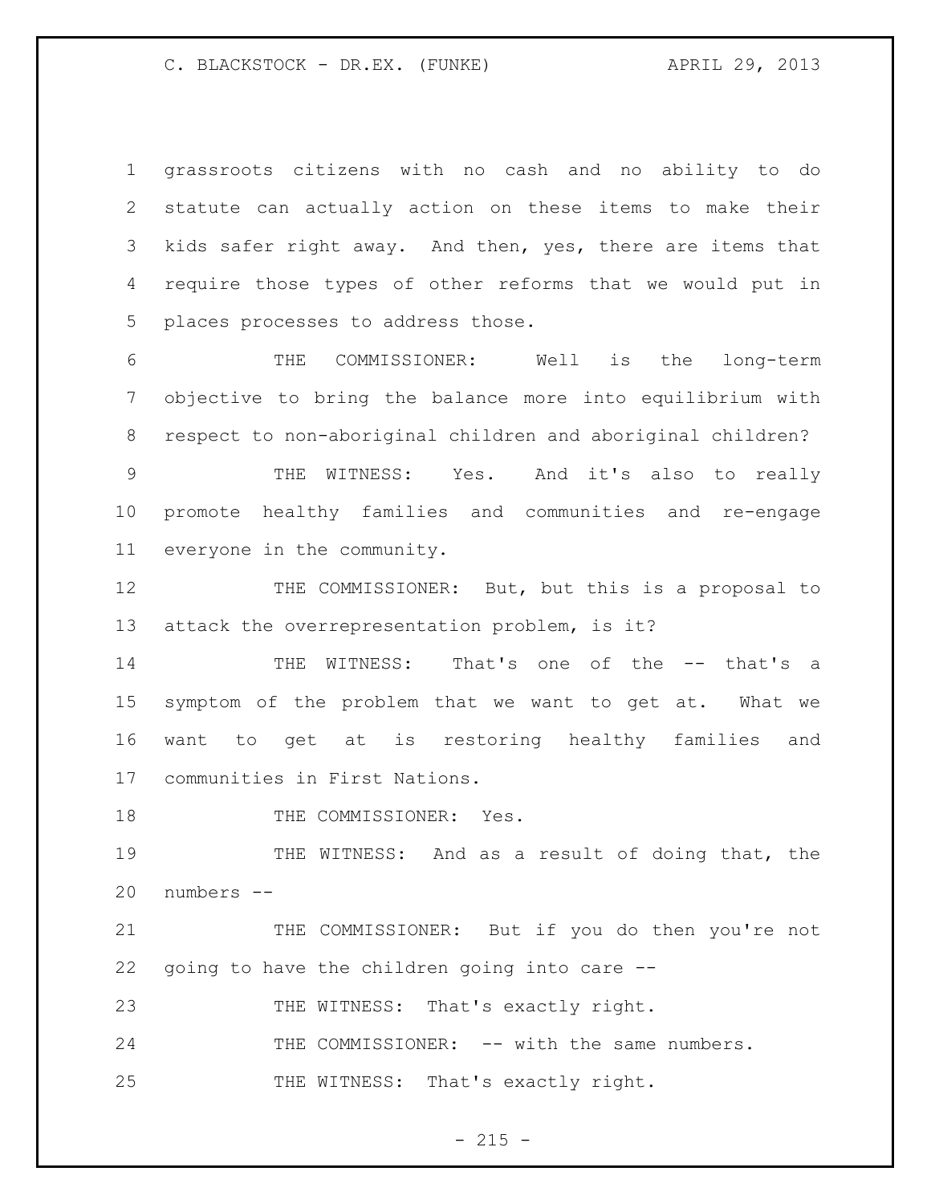grassroots citizens with no cash and no ability to do statute can actually action on these items to make their kids safer right away. And then, yes, there are items that require those types of other reforms that we would put in places processes to address those.

THE COMMISSIONER: Well is the long-term objective to bring the balance more into equilibrium with respect to non-aboriginal children and aboriginal children?

THE WITNESS: Yes. And it's also to really promote healthy families and communities and re-engage everyone in the community.

THE COMMISSIONER: But, but this is a proposal to attack the overrepresentation problem, is it?

THE WITNESS: That's one of the -- that's a symptom of the problem that we want to get at. What we want to get at is restoring healthy families and communities in First Nations.

THE COMMISSIONER: Yes.

THE WITNESS: And as a result of doing that, the numbers --

THE COMMISSIONER: But if you do then you're not going to have the children going into care --

THE WITNESS: That's exactly right.

THE COMMISSIONER: -- with the same numbers.

THE WITNESS: That's exactly right.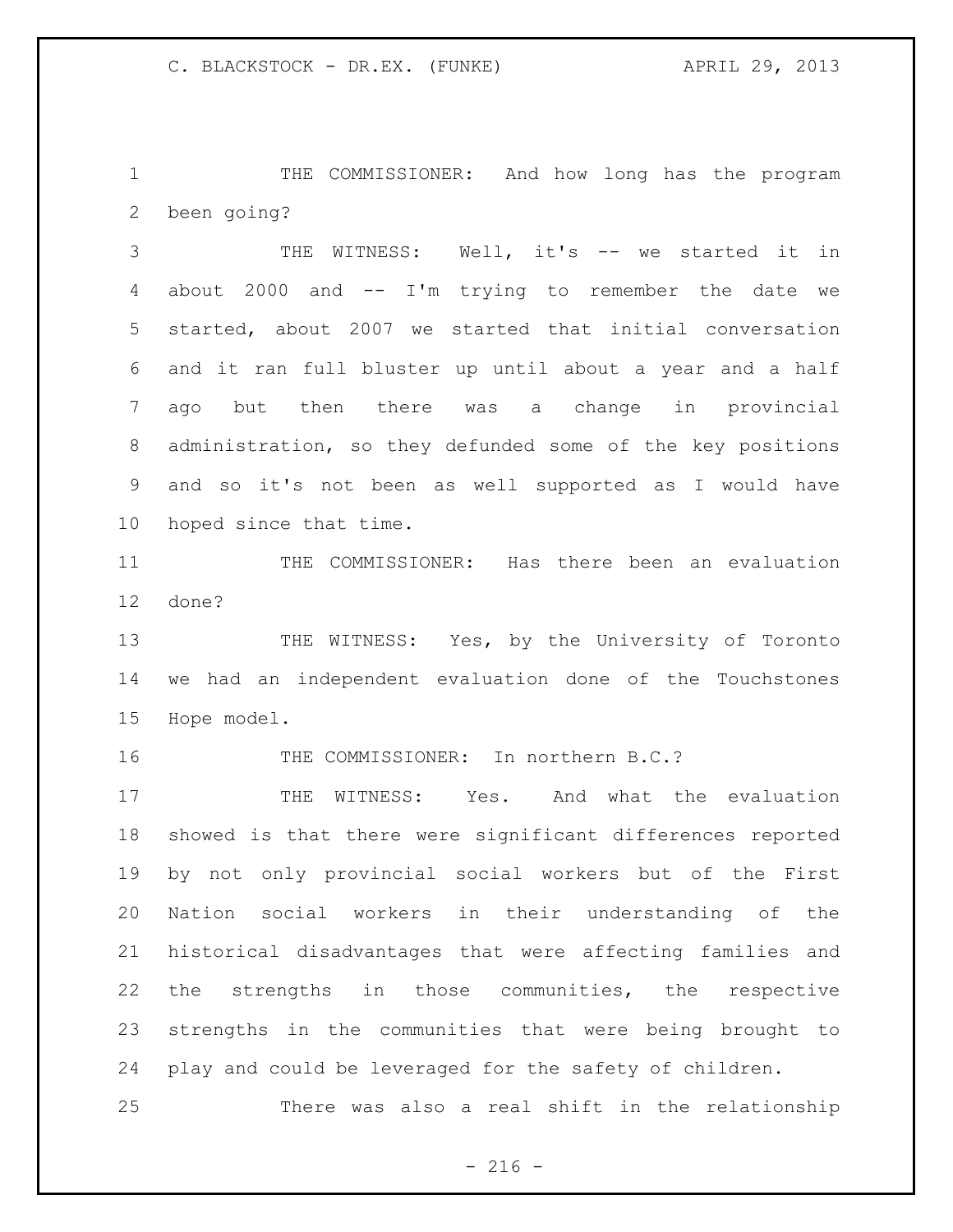THE COMMISSIONER: And how long has the program been going?

THE WITNESS: Well, it's -- we started it in about 2000 and -- I'm trying to remember the date we started, about 2007 we started that initial conversation and it ran full bluster up until about a year and a half ago but then there was a change in provincial administration, so they defunded some of the key positions and so it's not been as well supported as I would have hoped since that time.

THE COMMISSIONER: Has there been an evaluation done?

THE WITNESS: Yes, by the University of Toronto we had an independent evaluation done of the Touchstones Hope model.

THE COMMISSIONER: In northern B.C.?

THE WITNESS: Yes. And what the evaluation showed is that there were significant differences reported by not only provincial social workers but of the First Nation social workers in their understanding of the historical disadvantages that were affecting families and the strengths in those communities, the respective strengths in the communities that were being brought to play and could be leveraged for the safety of children.

There was also a real shift in the relationship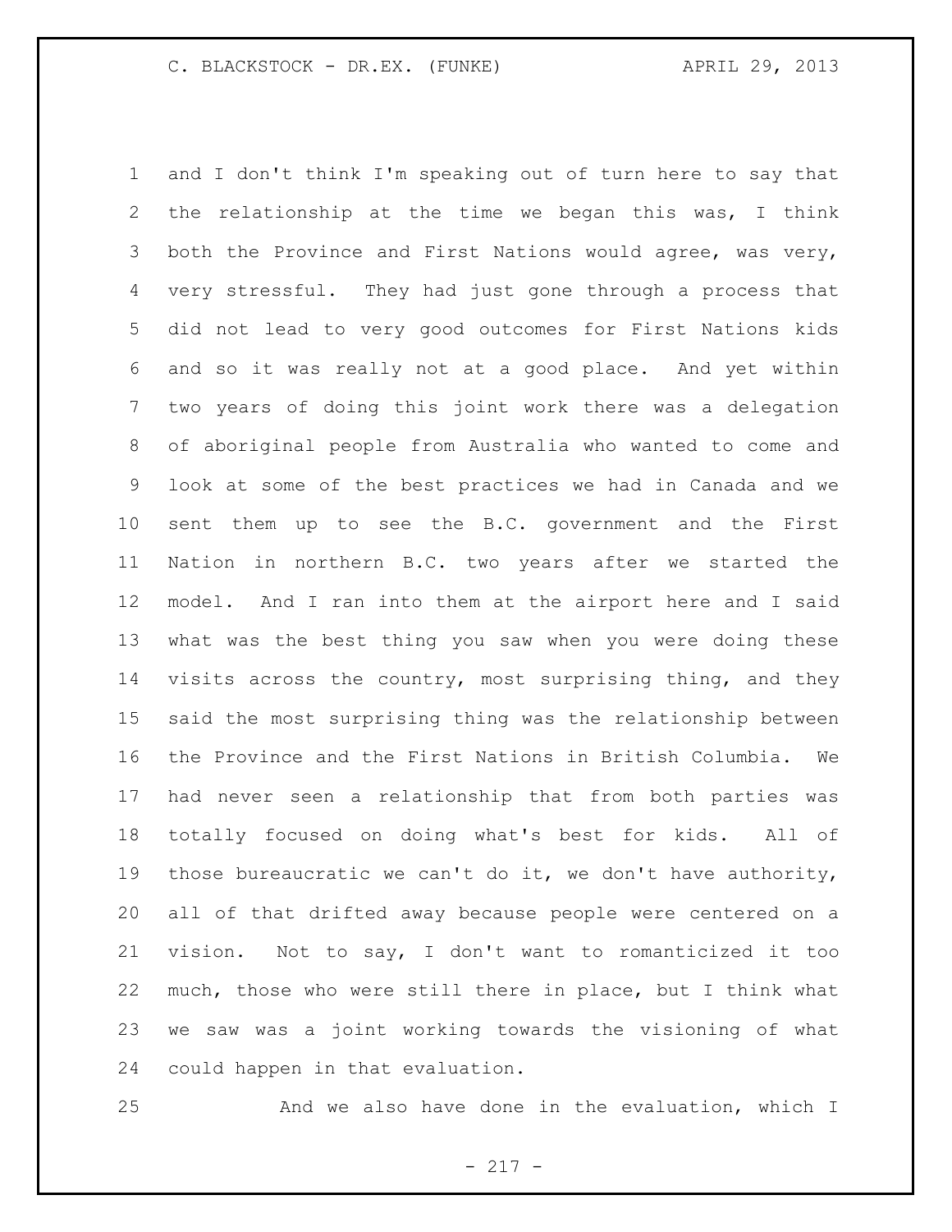and I don't think I'm speaking out of turn here to say that the relationship at the time we began this was, I think both the Province and First Nations would agree, was very, very stressful. They had just gone through a process that did not lead to very good outcomes for First Nations kids and so it was really not at a good place. And yet within two years of doing this joint work there was a delegation of aboriginal people from Australia who wanted to come and look at some of the best practices we had in Canada and we sent them up to see the B.C. government and the First Nation in northern B.C. two years after we started the model. And I ran into them at the airport here and I said what was the best thing you saw when you were doing these visits across the country, most surprising thing, and they said the most surprising thing was the relationship between the Province and the First Nations in British Columbia. We had never seen a relationship that from both parties was totally focused on doing what's best for kids. All of those bureaucratic we can't do it, we don't have authority, all of that drifted away because people were centered on a vision. Not to say, I don't want to romanticized it too much, those who were still there in place, but I think what we saw was a joint working towards the visioning of what could happen in that evaluation.

And we also have done in the evaluation, which I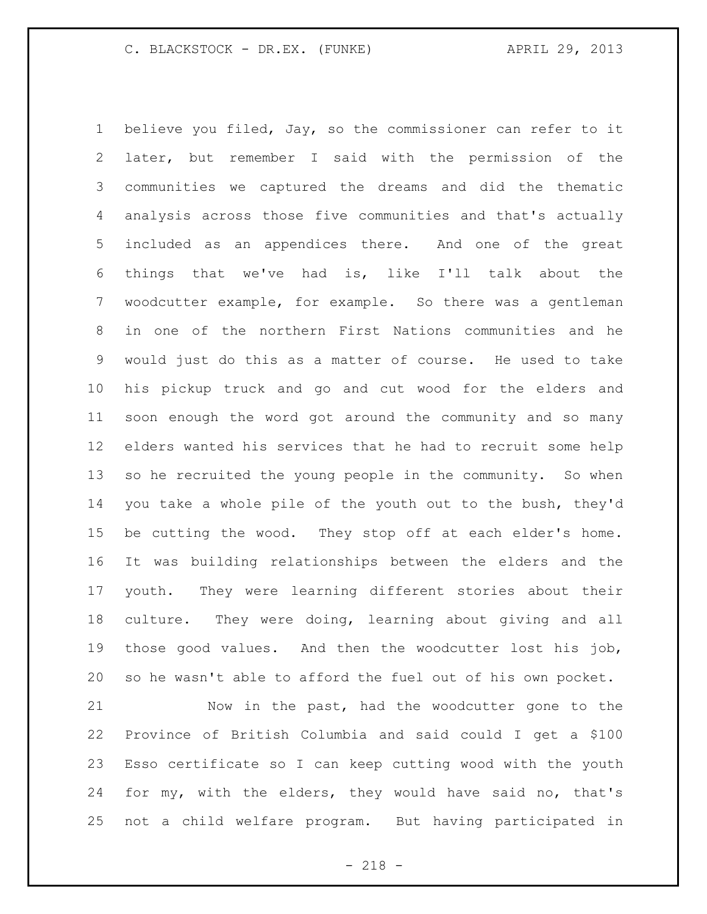believe you filed, Jay, so the commissioner can refer to it later, but remember I said with the permission of the communities we captured the dreams and did the thematic analysis across those five communities and that's actually included as an appendices there. And one of the great things that we've had is, like I'll talk about the woodcutter example, for example. So there was a gentleman in one of the northern First Nations communities and he would just do this as a matter of course. He used to take his pickup truck and go and cut wood for the elders and soon enough the word got around the community and so many elders wanted his services that he had to recruit some help so he recruited the young people in the community. So when you take a whole pile of the youth out to the bush, they'd be cutting the wood. They stop off at each elder's home. It was building relationships between the elders and the youth. They were learning different stories about their culture. They were doing, learning about giving and all those good values. And then the woodcutter lost his job, so he wasn't able to afford the fuel out of his own pocket.

Now in the past, had the woodcutter gone to the Province of British Columbia and said could I get a $100 Esso certificate so I can keep cutting wood with the youth for my, with the elders, they would have said no, that's not a child welfare program. But having participated in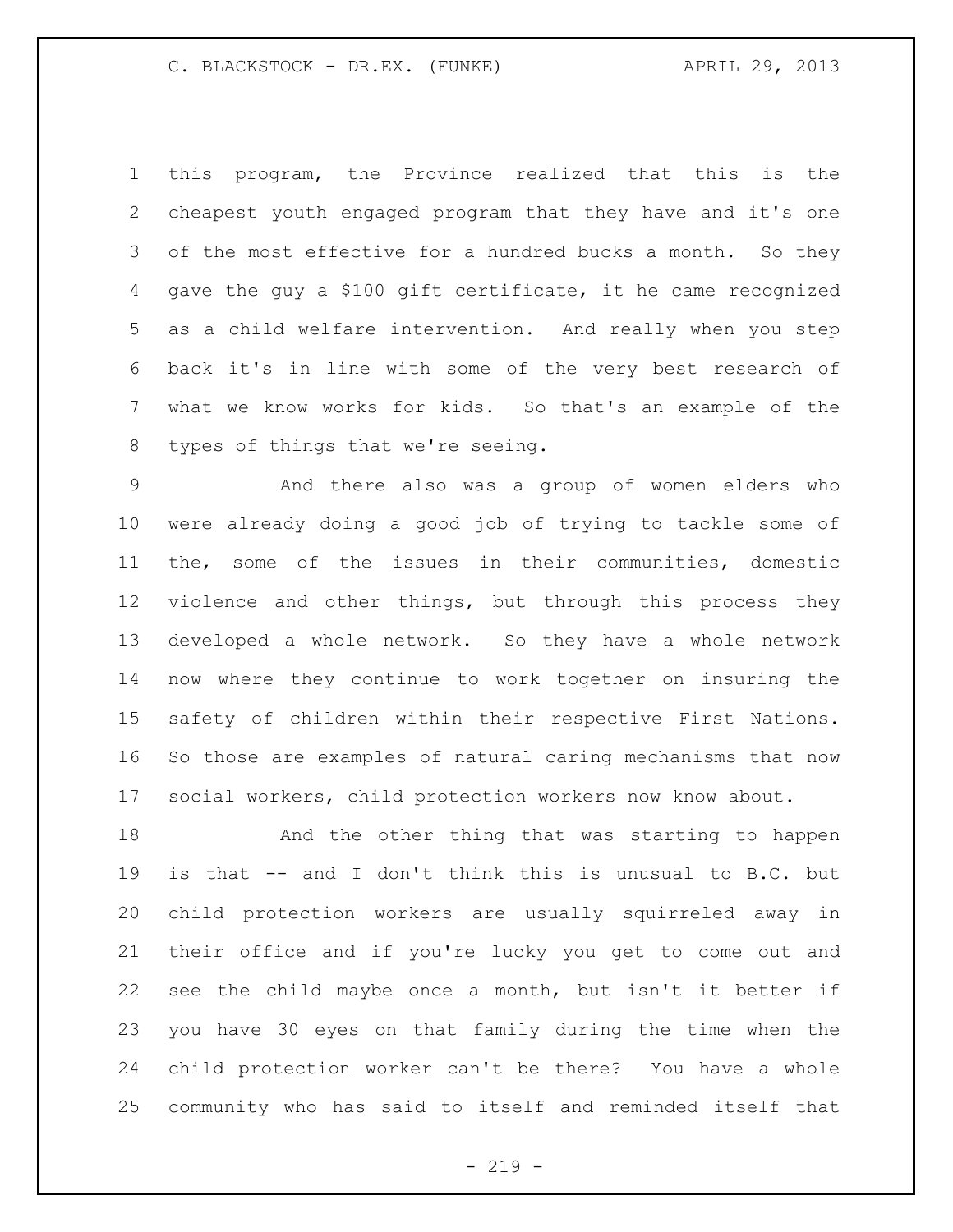this program, the Province realized that this is the cheapest youth engaged program that they have and it's one of the most effective for a hundred bucks a month. So they gave the guy a $100 gift certificate, it he came recognized as a child welfare intervention. And really when you step back it's in line with some of the very best research of what we know works for kids. So that's an example of the types of things that we're seeing.

And there also was a group of women elders who were already doing a good job of trying to tackle some of the, some of the issues in their communities, domestic violence and other things, but through this process they developed a whole network. So they have a whole network now where they continue to work together on insuring the safety of children within their respective First Nations. So those are examples of natural caring mechanisms that now social workers, child protection workers now know about.

And the other thing that was starting to happen is that -- and I don't think this is unusual to B.C. but child protection workers are usually squirreled away in their office and if you're lucky you get to come out and see the child maybe once a month, but isn't it better if you have 30 eyes on that family during the time when the child protection worker can't be there? You have a whole community who has said to itself and reminded itself that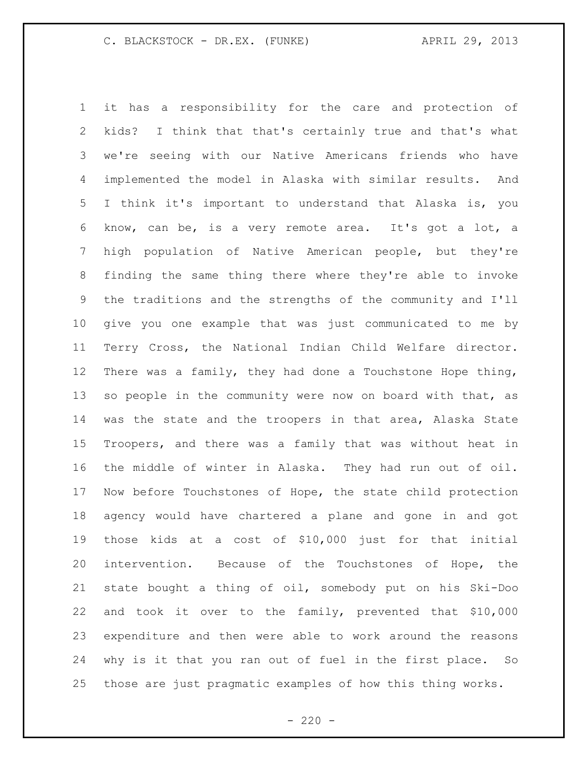it has a responsibility for the care and protection of kids? I think that that's certainly true and that's what we're seeing with our Native Americans friends who have implemented the model in Alaska with similar results. And I think it's important to understand that Alaska is, you know, can be, is a very remote area. It's got a lot, a high population of Native American people, but they're finding the same thing there where they're able to invoke the traditions and the strengths of the community and I'll give you one example that was just communicated to me by Terry Cross, the National Indian Child Welfare director. There was a family, they had done a Touchstone Hope thing, so people in the community were now on board with that, as was the state and the troopers in that area, Alaska State Troopers, and there was a family that was without heat in the middle of winter in Alaska. They had run out of oil. Now before Touchstones of Hope, the state child protection agency would have chartered a plane and gone in and got those kids at a cost of $10,000 just for that initial intervention. Because of the Touchstones of Hope, the state bought a thing of oil, somebody put on his Ski-Doo and took it over to the family, prevented that $10,000 expenditure and then were able to work around the reasons why is it that you ran out of fuel in the first place. So those are just pragmatic examples of how this thing works.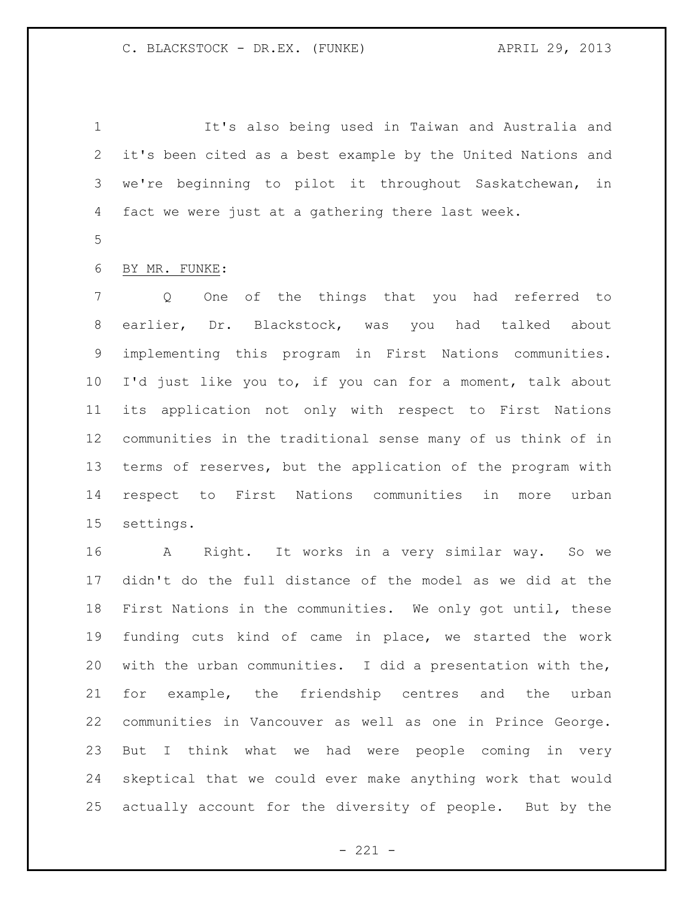It's also being used in Taiwan and Australia and it's been cited as a best example by the United Nations and we're beginning to pilot it throughout Saskatchewan, in fact we were just at a gathering there last week.

BY MR. FUNKE:

Q One of the things that you had referred to earlier, Dr. Blackstock, was you had talked about implementing this program in First Nations communities. I'd just like you to, if you can for a moment, talk about its application not only with respect to First Nations communities in the traditional sense many of us think of in terms of reserves, but the application of the program with respect to First Nations communities in more urban settings.

A Right. It works in a very similar way. So we didn't do the full distance of the model as we did at the First Nations in the communities. We only got until, these funding cuts kind of came in place, we started the work with the urban communities. I did a presentation with the, for example, the friendship centres and the urban communities in Vancouver as well as one in Prince George. But I think what we had were people coming in very skeptical that we could ever make anything work that would actually account for the diversity of people. But by the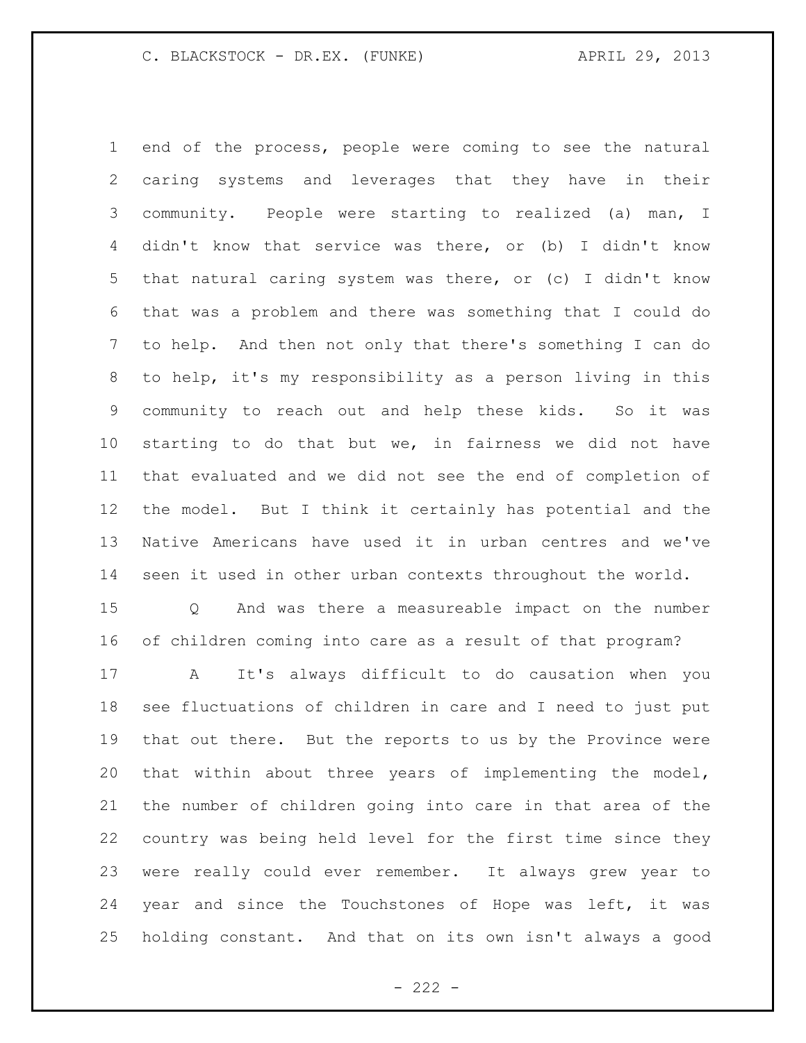end of the process, people were coming to see the natural caring systems and leverages that they have in their community. People were starting to realized (a) man, I didn't know that service was there, or (b) I didn't know that natural caring system was there, or (c) I didn't know that was a problem and there was something that I could do to help. And then not only that there's something I can do to help, it's my responsibility as a person living in this community to reach out and help these kids. So it was starting to do that but we, in fairness we did not have that evaluated and we did not see the end of completion of the model. But I think it certainly has potential and the Native Americans have used it in urban centres and we've seen it used in other urban contexts throughout the world.

Q And was there a measureable impact on the number of children coming into care as a result of that program?

A It's always difficult to do causation when you see fluctuations of children in care and I need to just put that out there. But the reports to us by the Province were that within about three years of implementing the model, the number of children going into care in that area of the country was being held level for the first time since they were really could ever remember. It always grew year to year and since the Touchstones of Hope was left, it was holding constant. And that on its own isn't always a good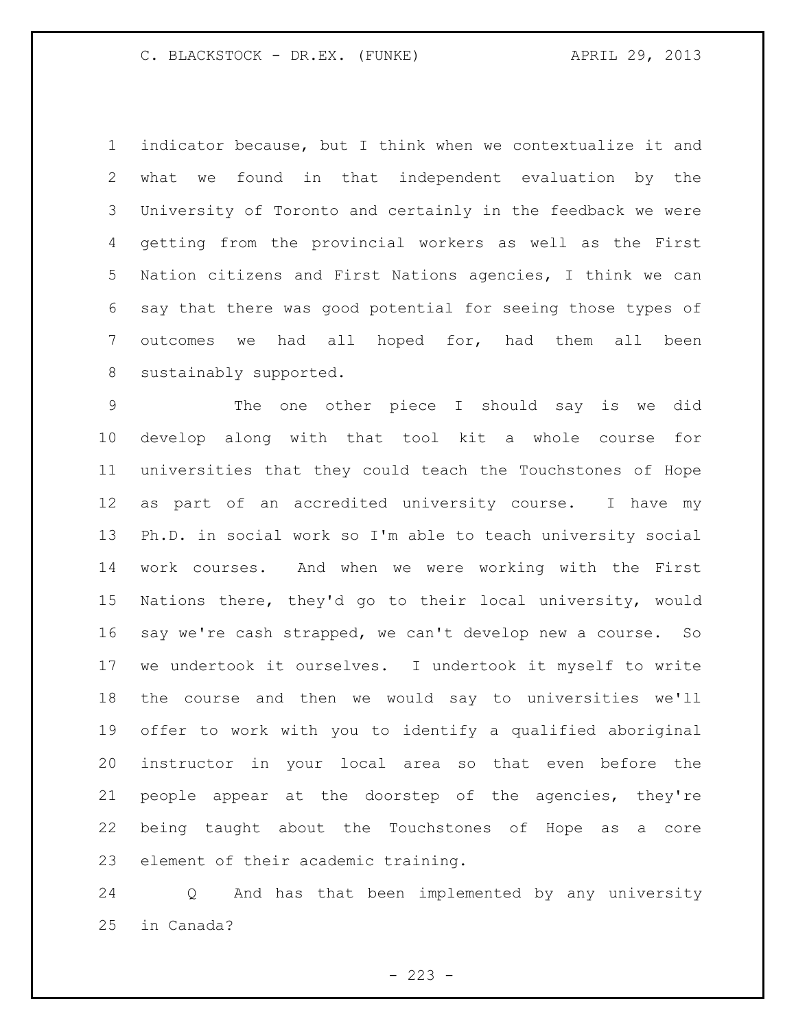indicator because, but I think when we contextualize it and what we found in that independent evaluation by the University of Toronto and certainly in the feedback we were getting from the provincial workers as well as the First Nation citizens and First Nations agencies, I think we can say that there was good potential for seeing those types of outcomes we had all hoped for, had them all been sustainably supported.

The one other piece I should say is we did develop along with that tool kit a whole course for universities that they could teach the Touchstones of Hope as part of an accredited university course. I have my Ph.D. in social work so I'm able to teach university social work courses. And when we were working with the First Nations there, they'd go to their local university, would say we're cash strapped, we can't develop new a course. So we undertook it ourselves. I undertook it myself to write the course and then we would say to universities we'll offer to work with you to identify a qualified aboriginal instructor in your local area so that even before the people appear at the doorstep of the agencies, they're being taught about the Touchstones of Hope as a core element of their academic training.

Q And has that been implemented by any university in Canada?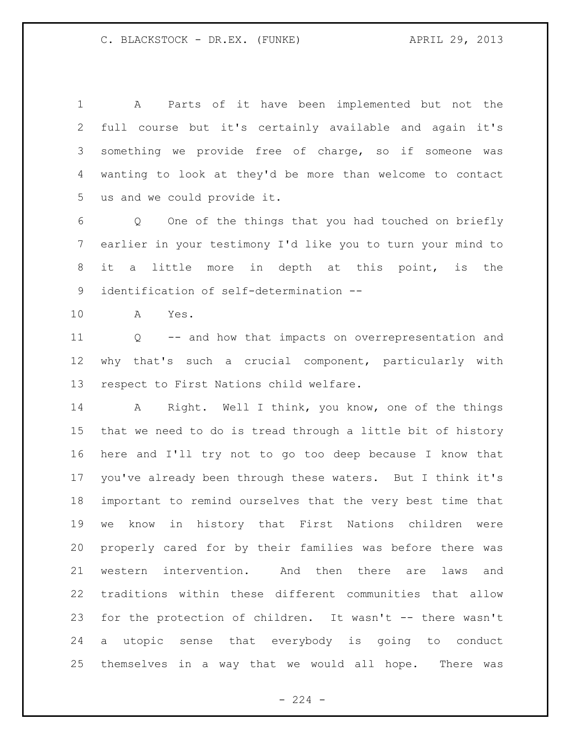A Parts of it have been implemented but not the full course but it's certainly available and again it's something we provide free of charge, so if someone was wanting to look at they'd be more than welcome to contact us and we could provide it.

Q One of the things that you had touched on briefly earlier in your testimony I'd like you to turn your mind to it a little more in depth at this point, is the identification of self-determination --

A Yes.

Q -- and how that impacts on overrepresentation and why that's such a crucial component, particularly with respect to First Nations child welfare.

A Right. Well I think, you know, one of the things that we need to do is tread through a little bit of history here and I'll try not to go too deep because I know that you've already been through these waters. But I think it's important to remind ourselves that the very best time that we know in history that First Nations children were properly cared for by their families was before there was western intervention. And then there are laws and traditions within these different communities that allow for the protection of children. It wasn't -- there wasn't a utopic sense that everybody is going to conduct themselves in a way that we would all hope. There was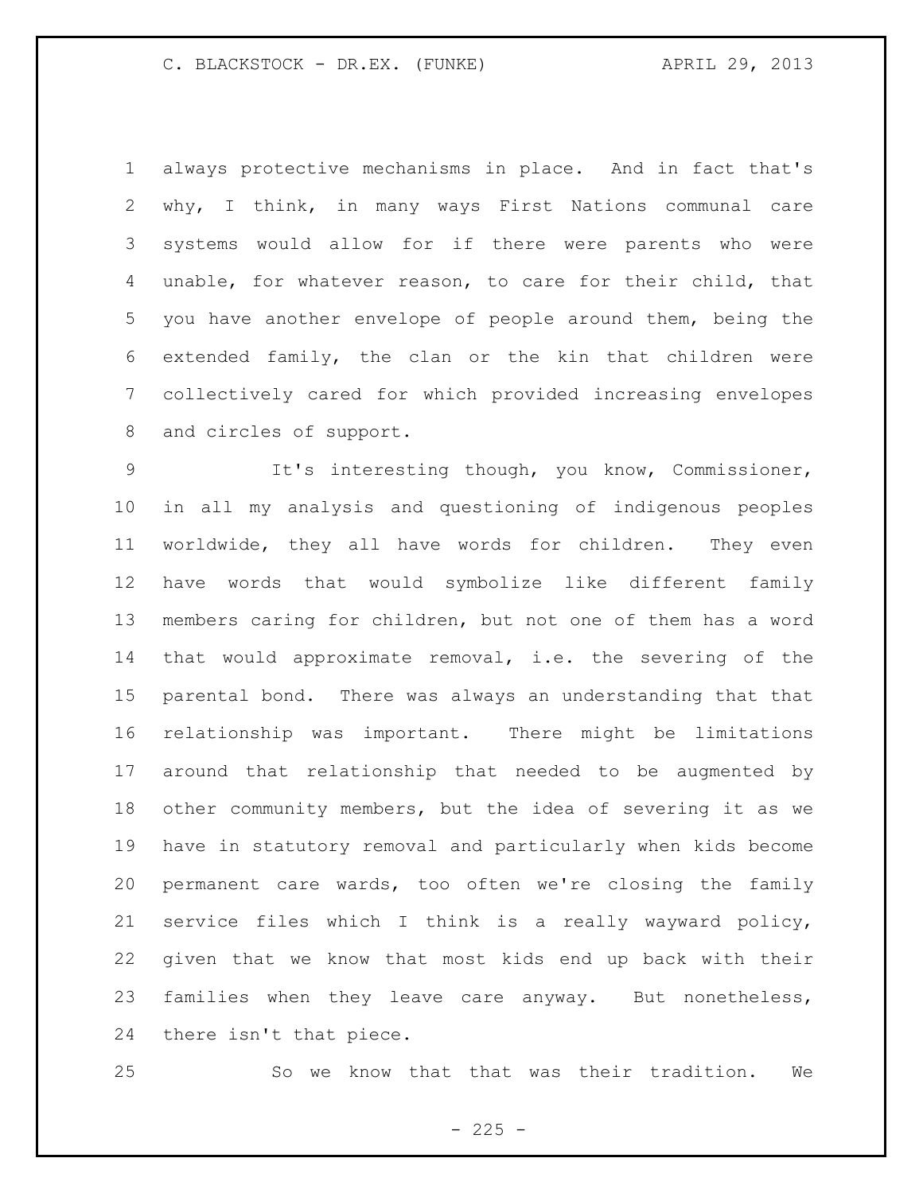always protective mechanisms in place. And in fact that's why, I think, in many ways First Nations communal care systems would allow for if there were parents who were unable, for whatever reason, to care for their child, that you have another envelope of people around them, being the extended family, the clan or the kin that children were collectively cared for which provided increasing envelopes and circles of support.

It's interesting though, you know, Commissioner, in all my analysis and questioning of indigenous peoples worldwide, they all have words for children. They even have words that would symbolize like different family members caring for children, but not one of them has a word that would approximate removal, i.e. the severing of the parental bond. There was always an understanding that that relationship was important. There might be limitations around that relationship that needed to be augmented by other community members, but the idea of severing it as we have in statutory removal and particularly when kids become permanent care wards, too often we're closing the family service files which I think is a really wayward policy, given that we know that most kids end up back with their families when they leave care anyway. But nonetheless, there isn't that piece.

So we know that that was their tradition. We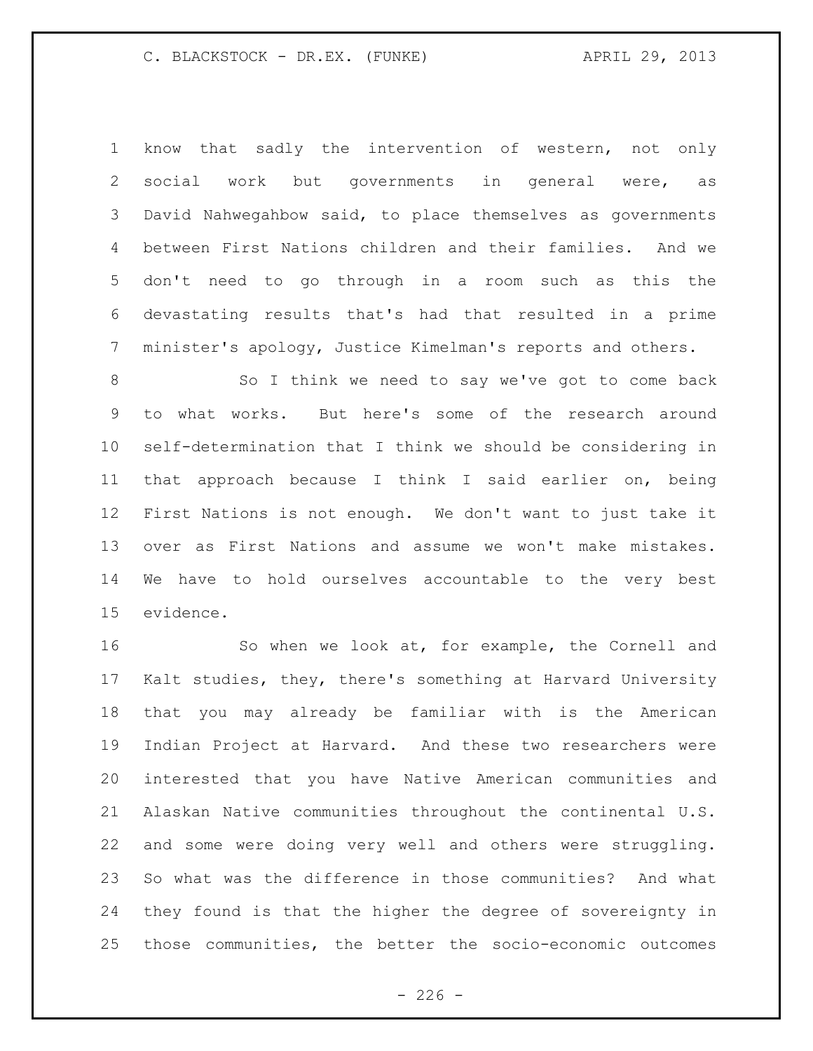know that sadly the intervention of western, not only social work but governments in general were, as David Nahwegahbow said, to place themselves as governments between First Nations children and their families. And we don't need to go through in a room such as this the devastating results that's had that resulted in a prime minister's apology, Justice Kimelman's reports and others.

So I think we need to say we've got to come back to what works. But here's some of the research around self-determination that I think we should be considering in that approach because I think I said earlier on, being First Nations is not enough. We don't want to just take it over as First Nations and assume we won't make mistakes. We have to hold ourselves accountable to the very best evidence.

So when we look at, for example, the Cornell and Kalt studies, they, there's something at Harvard University that you may already be familiar with is the American Indian Project at Harvard. And these two researchers were interested that you have Native American communities and Alaskan Native communities throughout the continental U.S. and some were doing very well and others were struggling. So what was the difference in those communities? And what they found is that the higher the degree of sovereignty in those communities, the better the socio-economic outcomes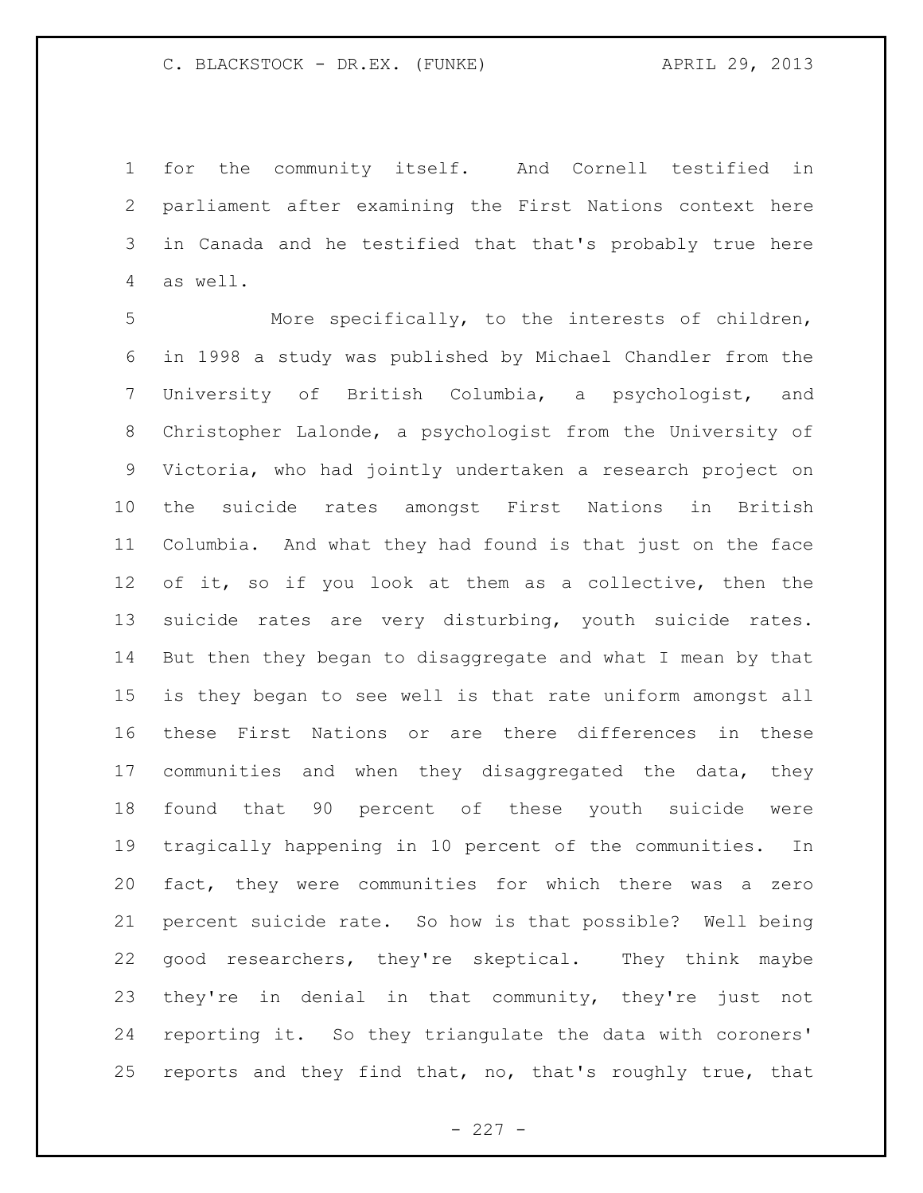for the community itself. And Cornell testified in parliament after examining the First Nations context here in Canada and he testified that that's probably true here as well.

More specifically, to the interests of children, in 1998 a study was published by Michael Chandler from the University of British Columbia, a psychologist, and Christopher Lalonde, a psychologist from the University of Victoria, who had jointly undertaken a research project on the suicide rates amongst First Nations in British Columbia. And what they had found is that just on the face of it, so if you look at them as a collective, then the suicide rates are very disturbing, youth suicide rates. But then they began to disaggregate and what I mean by that is they began to see well is that rate uniform amongst all these First Nations or are there differences in these communities and when they disaggregated the data, they found that 90 percent of these youth suicide were tragically happening in 10 percent of the communities. In fact, they were communities for which there was a zero percent suicide rate. So how is that possible? Well being good researchers, they're skeptical. They think maybe they're in denial in that community, they're just not reporting it. So they triangulate the data with coroners' reports and they find that, no, that's roughly true, that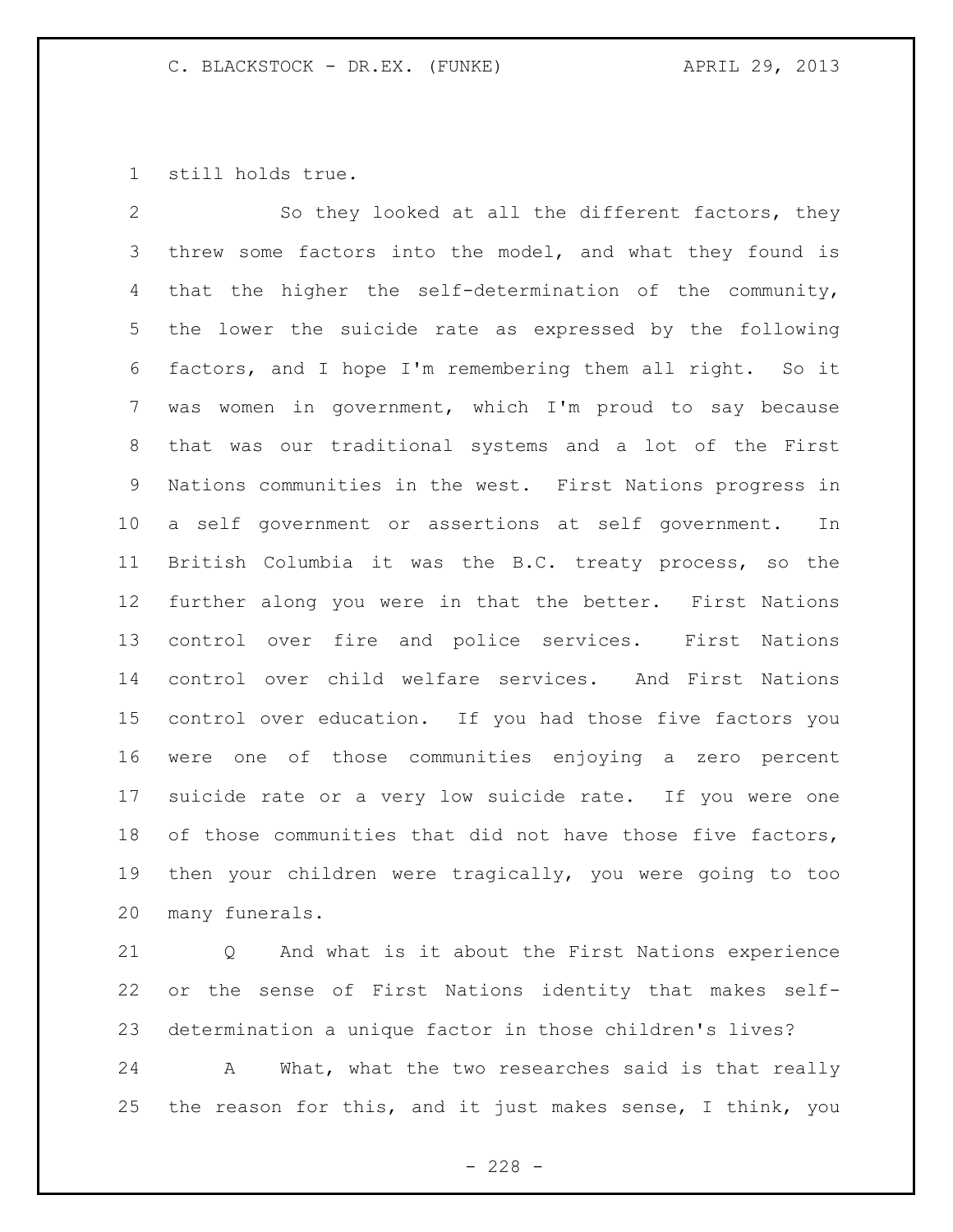still holds true.

So they looked at all the different factors, they threw some factors into the model, and what they found is that the higher the self-determination of the community, the lower the suicide rate as expressed by the following factors, and I hope I'm remembering them all right. So it was women in government, which I'm proud to say because that was our traditional systems and a lot of the First Nations communities in the west. First Nations progress in a self government or assertions at self government. In British Columbia it was the B.C. treaty process, so the further along you were in that the better. First Nations control over fire and police services. First Nations control over child welfare services. And First Nations control over education. If you had those five factors you were one of those communities enjoying a zero percent suicide rate or a very low suicide rate. If you were one of those communities that did not have those five factors, then your children were tragically, you were going to too many funerals.

Q And what is it about the First Nations experience or the sense of First Nations identity that makes self-determination a unique factor in those children's lives?

A What, what the two researches said is that really the reason for this, and it just makes sense, I think, you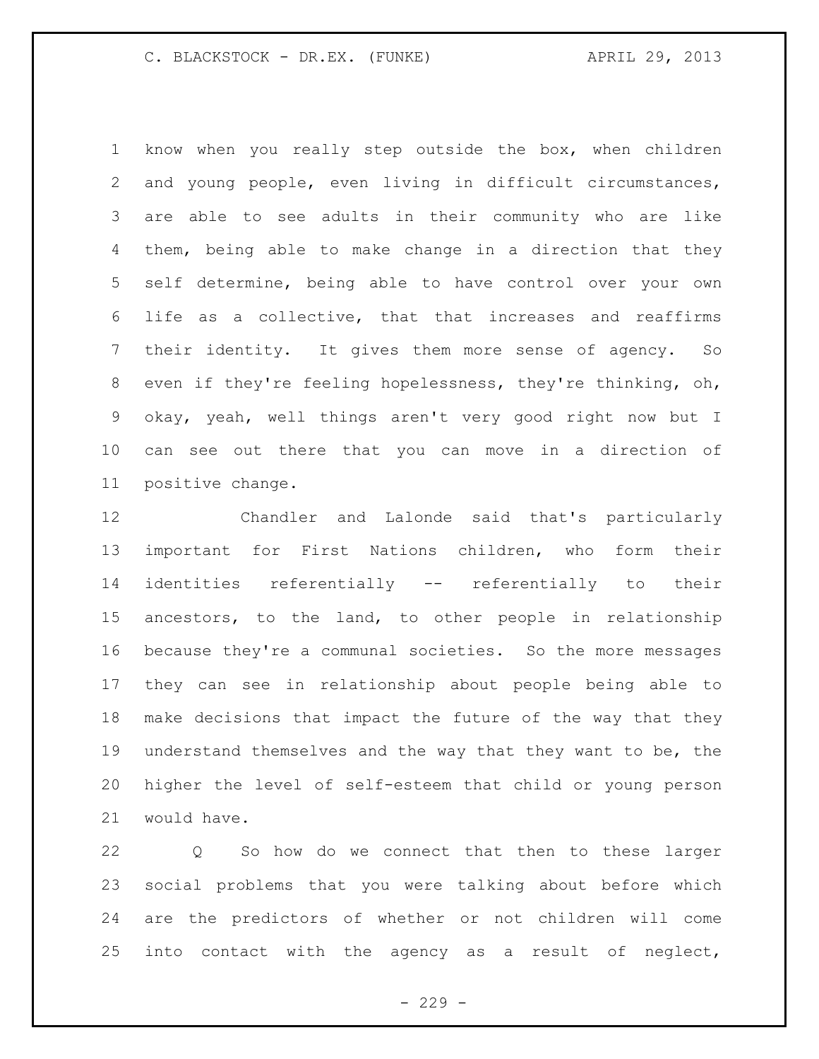know when you really step outside the box, when children and young people, even living in difficult circumstances, are able to see adults in their community who are like them, being able to make change in a direction that they self determine, being able to have control over your own life as a collective, that that increases and reaffirms their identity. It gives them more sense of agency. So even if they're feeling hopelessness, they're thinking, oh, okay, yeah, well things aren't very good right now but I can see out there that you can move in a direction of positive change.

Chandler and Lalonde said that's particularly important for First Nations children, who form their identities referentially -- referentially to their ancestors, to the land, to other people in relationship because they're a communal societies. So the more messages they can see in relationship about people being able to make decisions that impact the future of the way that they understand themselves and the way that they want to be, the higher the level of self-esteem that child or young person would have.

Q So how do we connect that then to these larger social problems that you were talking about before which are the predictors of whether or not children will come into contact with the agency as a result of neglect,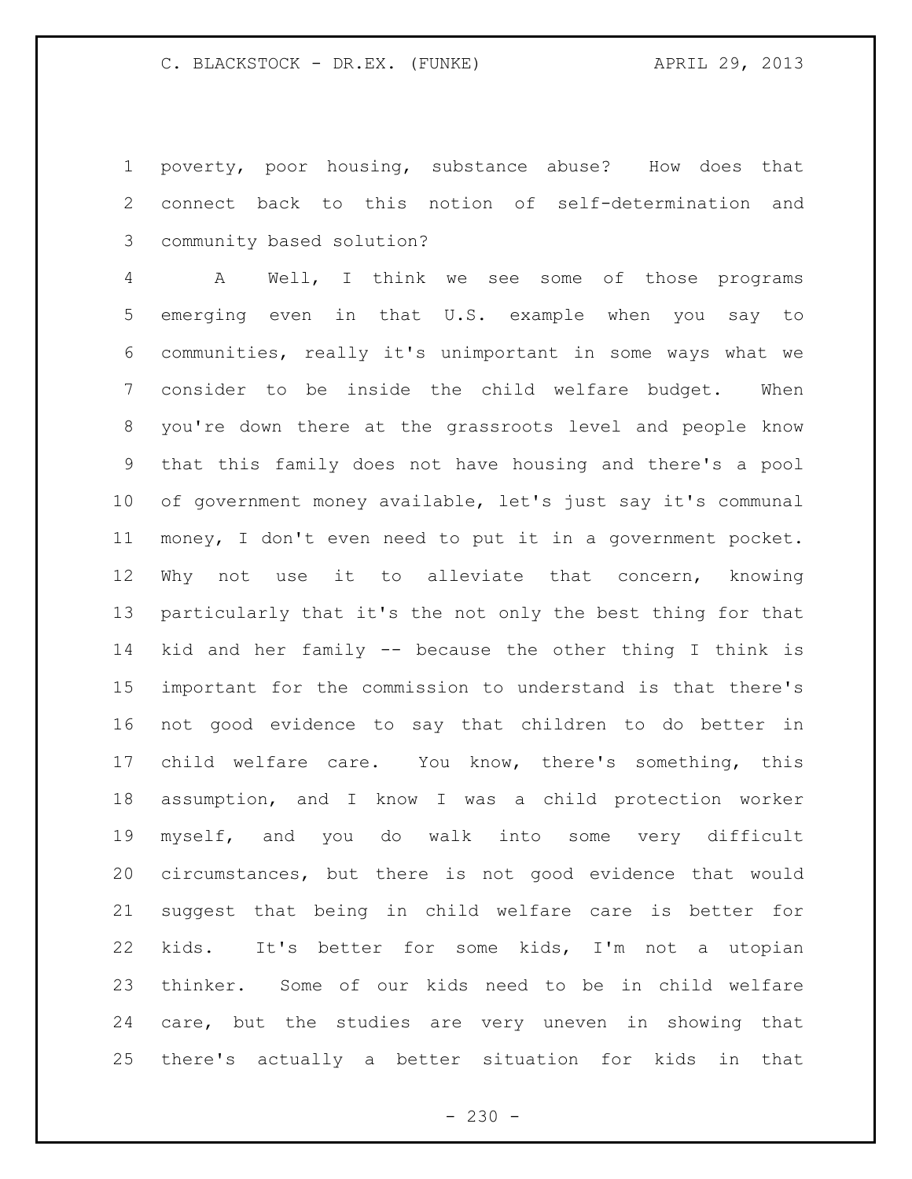poverty, poor housing, substance abuse? How does that connect back to this notion of self-determination and community based solution?

A Well, I think we see some of those programs emerging even in that U.S. example when you say to communities, really it's unimportant in some ways what we consider to be inside the child welfare budget. When you're down there at the grassroots level and people know that this family does not have housing and there's a pool of government money available, let's just say it's communal money, I don't even need to put it in a government pocket. Why not use it to alleviate that concern, knowing particularly that it's the not only the best thing for that kid and her family -- because the other thing I think is important for the commission to understand is that there's not good evidence to say that children to do better in child welfare care. You know, there's something, this assumption, and I know I was a child protection worker myself, and you do walk into some very difficult circumstances, but there is not good evidence that would suggest that being in child welfare care is better for kids. It's better for some kids, I'm not a utopian thinker. Some of our kids need to be in child welfare care, but the studies are very uneven in showing that there's actually a better situation for kids in that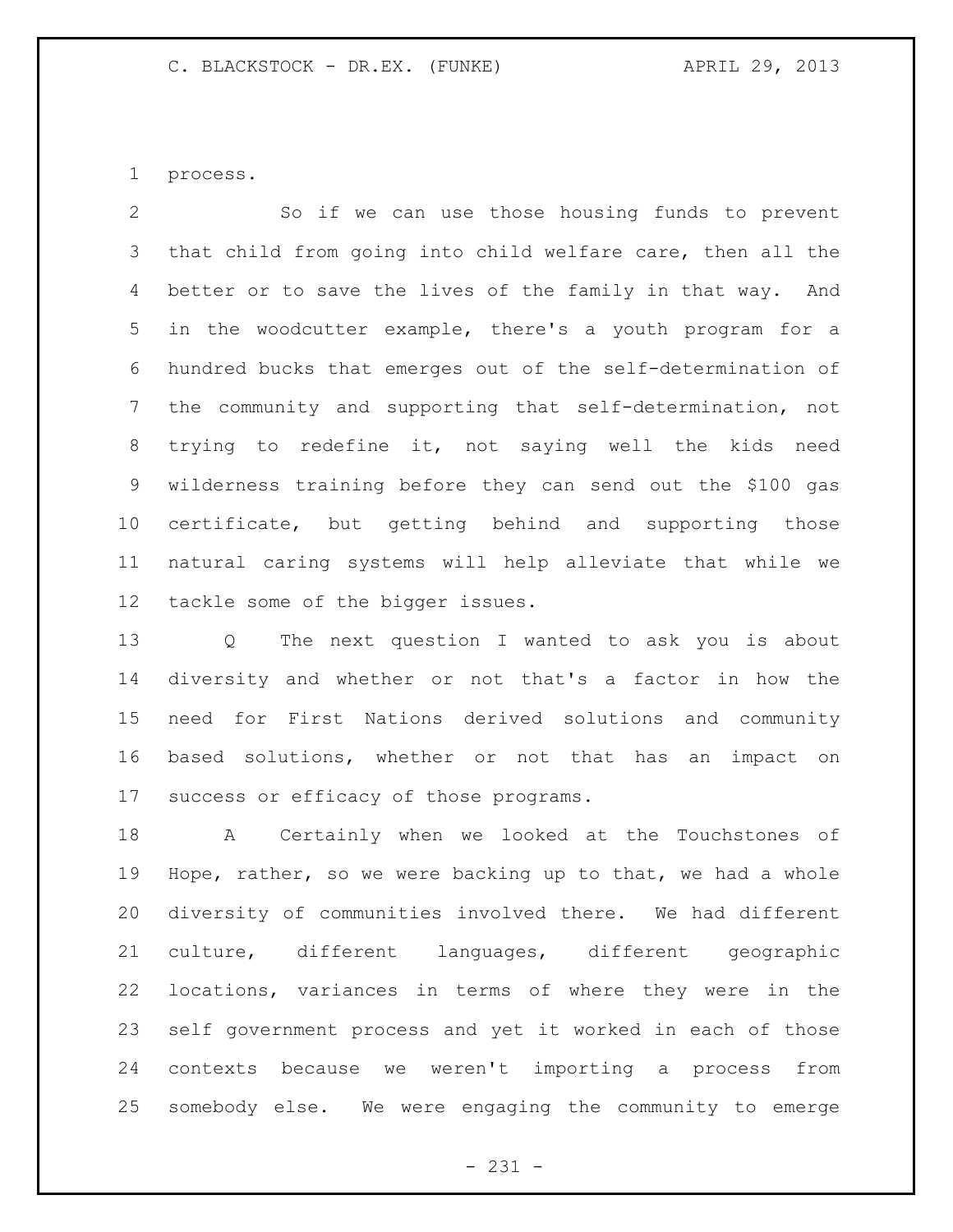process.

So if we can use those housing funds to prevent that child from going into child welfare care, then all the better or to save the lives of the family in that way. And in the woodcutter example, there's a youth program for a hundred bucks that emerges out of the self-determination of the community and supporting that self-determination, not trying to redefine it, not saying well the kids need wilderness training before they can send out the $100 gas certificate, but getting behind and supporting those natural caring systems will help alleviate that while we tackle some of the bigger issues.

Q The next question I wanted to ask you is about diversity and whether or not that's a factor in how the need for First Nations derived solutions and community based solutions, whether or not that has an impact on success or efficacy of those programs.

A Certainly when we looked at the Touchstones of Hope, rather, so we were backing up to that, we had a whole diversity of communities involved there. We had different culture, different languages, different geographic locations, variances in terms of where they were in the self government process and yet it worked in each of those contexts because we weren't importing a process from somebody else. We were engaging the community to emerge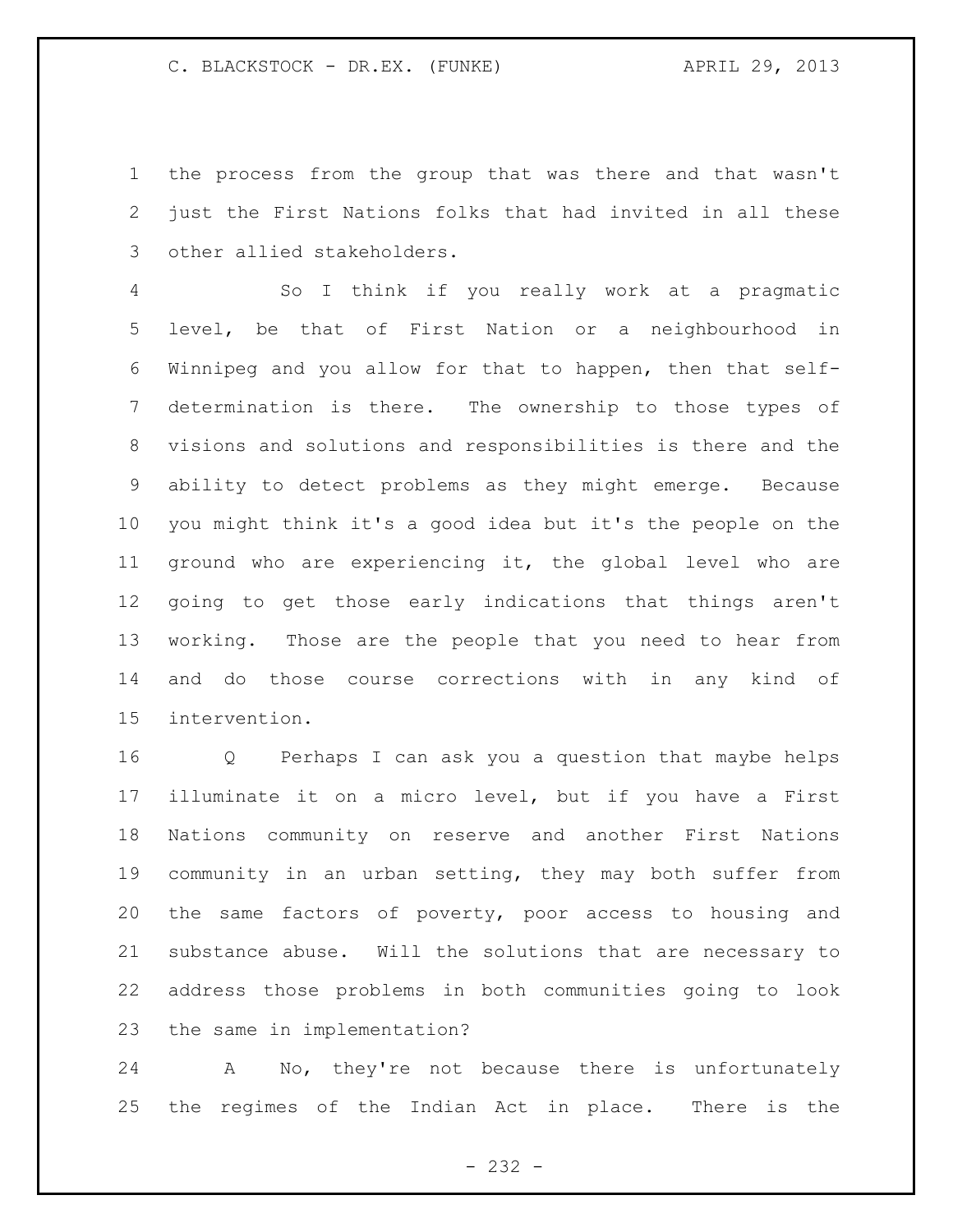the process from the group that was there and that wasn't just the First Nations folks that had invited in all these other allied stakeholders.

So I think if you really work at a pragmatic level, be that of First Nation or a neighbourhood in Winnipeg and you allow for that to happen, then that self-determination is there. The ownership to those types of visions and solutions and responsibilities is there and the ability to detect problems as they might emerge. Because you might think it's a good idea but it's the people on the ground who are experiencing it, the global level who are going to get those early indications that things aren't working. Those are the people that you need to hear from and do those course corrections with in any kind of intervention.

Q Perhaps I can ask you a question that maybe helps illuminate it on a micro level, but if you have a First Nations community on reserve and another First Nations community in an urban setting, they may both suffer from the same factors of poverty, poor access to housing and substance abuse. Will the solutions that are necessary to address those problems in both communities going to look the same in implementation?

A No, they're not because there is unfortunately the regimes of the Indian Act in place. There is the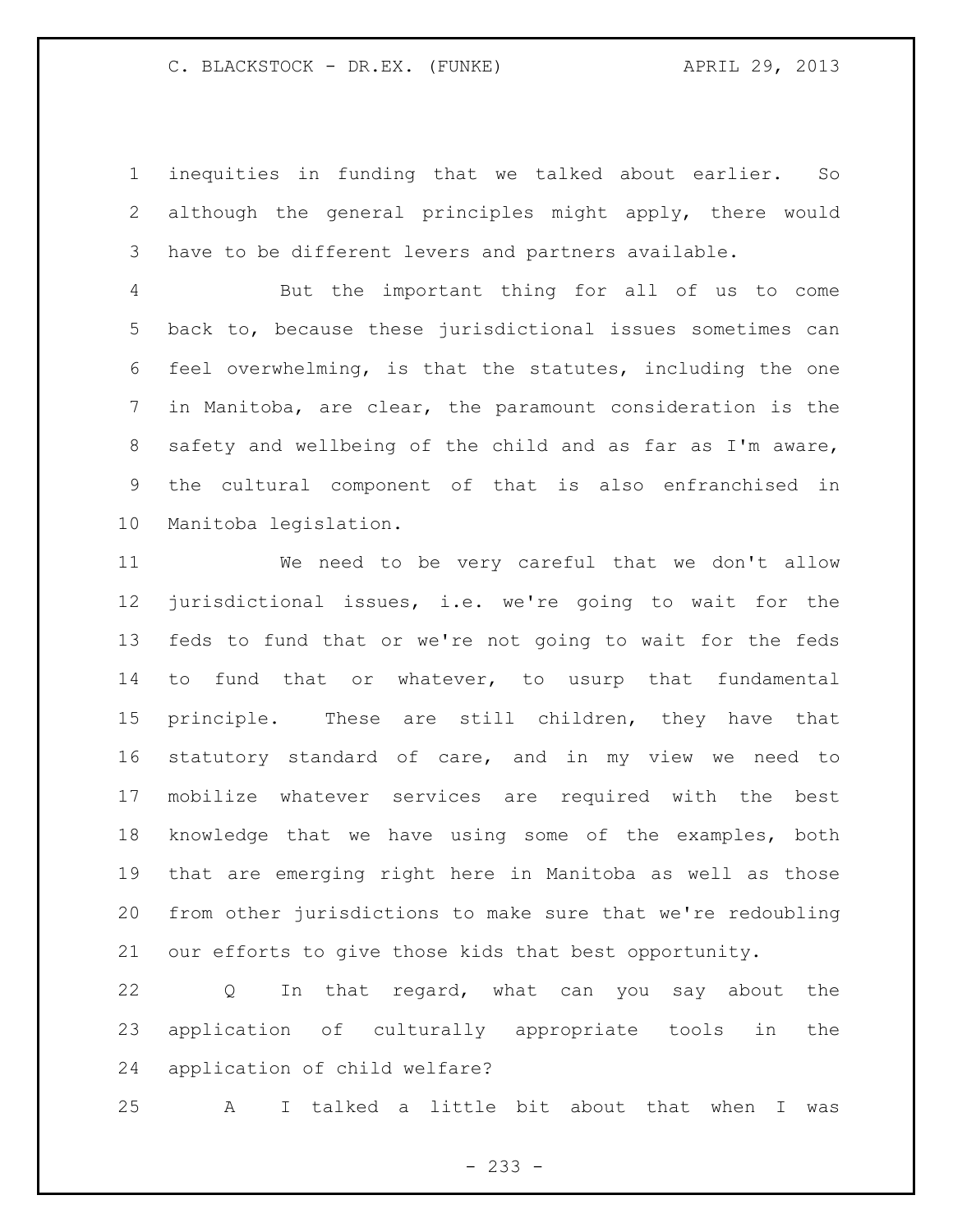inequities in funding that we talked about earlier. So although the general principles might apply, there would have to be different levers and partners available.

But the important thing for all of us to come back to, because these jurisdictional issues sometimes can feel overwhelming, is that the statutes, including the one in Manitoba, are clear, the paramount consideration is the safety and wellbeing of the child and as far as I'm aware, the cultural component of that is also enfranchised in Manitoba legislation.

We need to be very careful that we don't allow jurisdictional issues, i.e. we're going to wait for the feds to fund that or we're not going to wait for the feds to fund that or whatever, to usurp that fundamental principle. These are still children, they have that statutory standard of care, and in my view we need to mobilize whatever services are required with the best knowledge that we have using some of the examples, both that are emerging right here in Manitoba as well as those from other jurisdictions to make sure that we're redoubling our efforts to give those kids that best opportunity.

Q In that regard, what can you say about the application of culturally appropriate tools in the application of child welfare?

A I talked a little bit about that when I was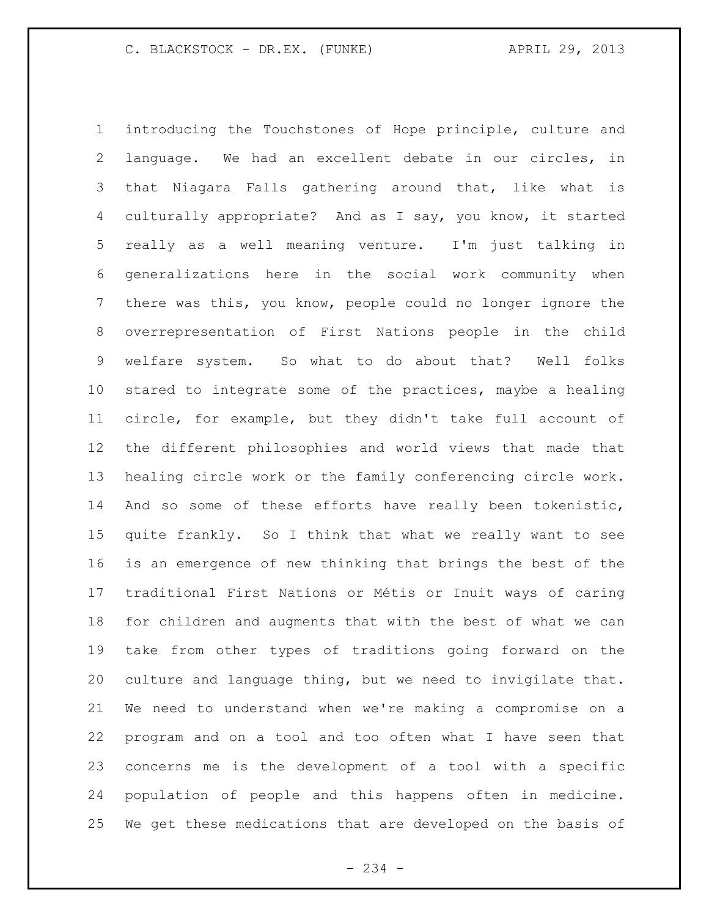introducing the Touchstones of Hope principle, culture and language. We had an excellent debate in our circles, in that Niagara Falls gathering around that, like what is culturally appropriate? And as I say, you know, it started really as a well meaning venture. I'm just talking in generalizations here in the social work community when there was this, you know, people could no longer ignore the overrepresentation of First Nations people in the child welfare system. So what to do about that? Well folks stared to integrate some of the practices, maybe a healing circle, for example, but they didn't take full account of the different philosophies and world views that made that healing circle work or the family conferencing circle work. And so some of these efforts have really been tokenistic, quite frankly. So I think that what we really want to see is an emergence of new thinking that brings the best of the traditional First Nations or Métis or Inuit ways of caring for children and augments that with the best of what we can take from other types of traditions going forward on the culture and language thing, but we need to invigilate that. We need to understand when we're making a compromise on a program and on a tool and too often what I have seen that concerns me is the development of a tool with a specific population of people and this happens often in medicine. We get these medications that are developed on the basis of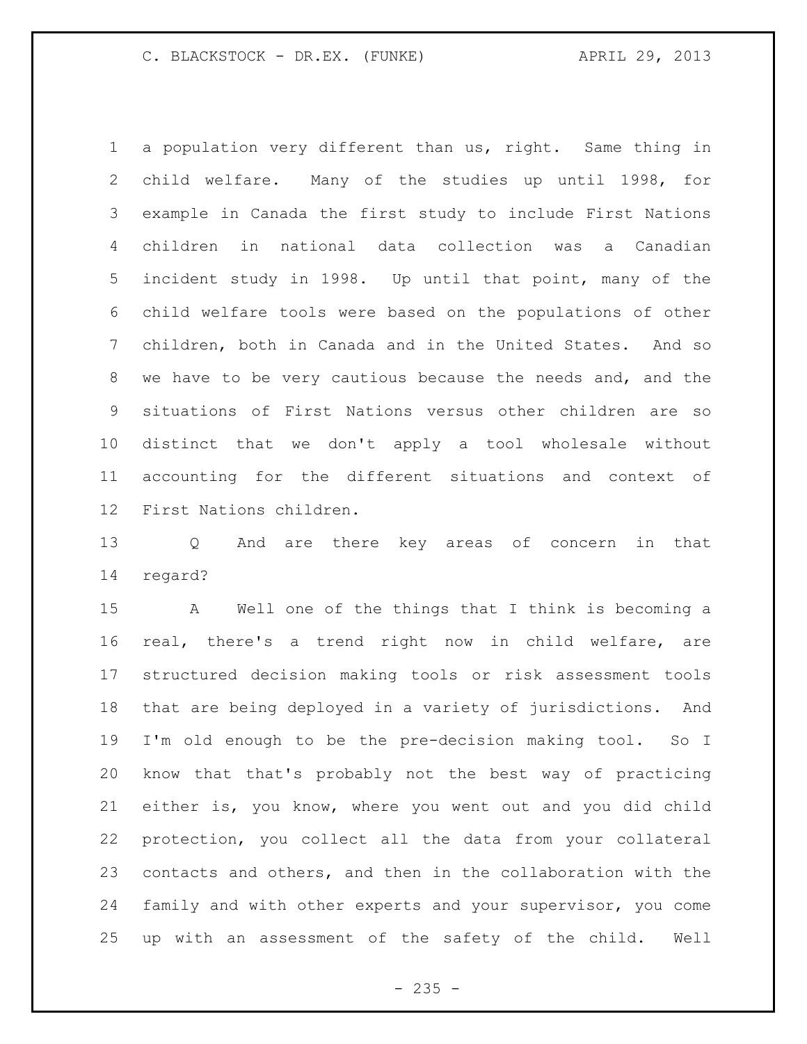a population very different than us, right. Same thing in child welfare. Many of the studies up until 1998, for example in Canada the first study to include First Nations children in national data collection was a Canadian incident study in 1998. Up until that point, many of the child welfare tools were based on the populations of other children, both in Canada and in the United States. And so we have to be very cautious because the needs and, and the situations of First Nations versus other children are so distinct that we don't apply a tool wholesale without accounting for the different situations and context of First Nations children.

Q And are there key areas of concern in that regard?

A Well one of the things that I think is becoming a real, there's a trend right now in child welfare, are structured decision making tools or risk assessment tools that are being deployed in a variety of jurisdictions. And I'm old enough to be the pre-decision making tool. So I know that that's probably not the best way of practicing either is, you know, where you went out and you did child protection, you collect all the data from your collateral contacts and others, and then in the collaboration with the family and with other experts and your supervisor, you come up with an assessment of the safety of the child. Well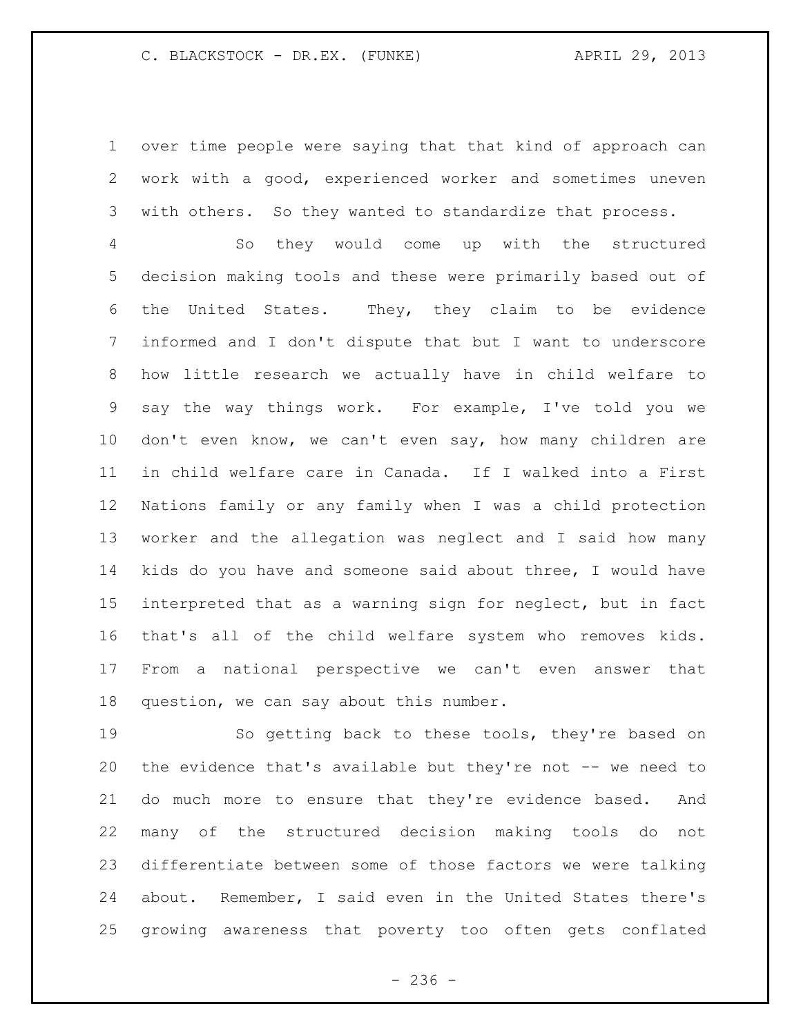over time people were saying that that kind of approach can work with a good, experienced worker and sometimes uneven with others. So they wanted to standardize that process.

So they would come up with the structured decision making tools and these were primarily based out of the United States. They, they claim to be evidence informed and I don't dispute that but I want to underscore how little research we actually have in child welfare to say the way things work. For example, I've told you we don't even know, we can't even say, how many children are in child welfare care in Canada. If I walked into a First Nations family or any family when I was a child protection worker and the allegation was neglect and I said how many kids do you have and someone said about three, I would have interpreted that as a warning sign for neglect, but in fact that's all of the child welfare system who removes kids. From a national perspective we can't even answer that question, we can say about this number.

So getting back to these tools, they're based on the evidence that's available but they're not -- we need to do much more to ensure that they're evidence based. And many of the structured decision making tools do not differentiate between some of those factors we were talking about. Remember, I said even in the United States there's growing awareness that poverty too often gets conflated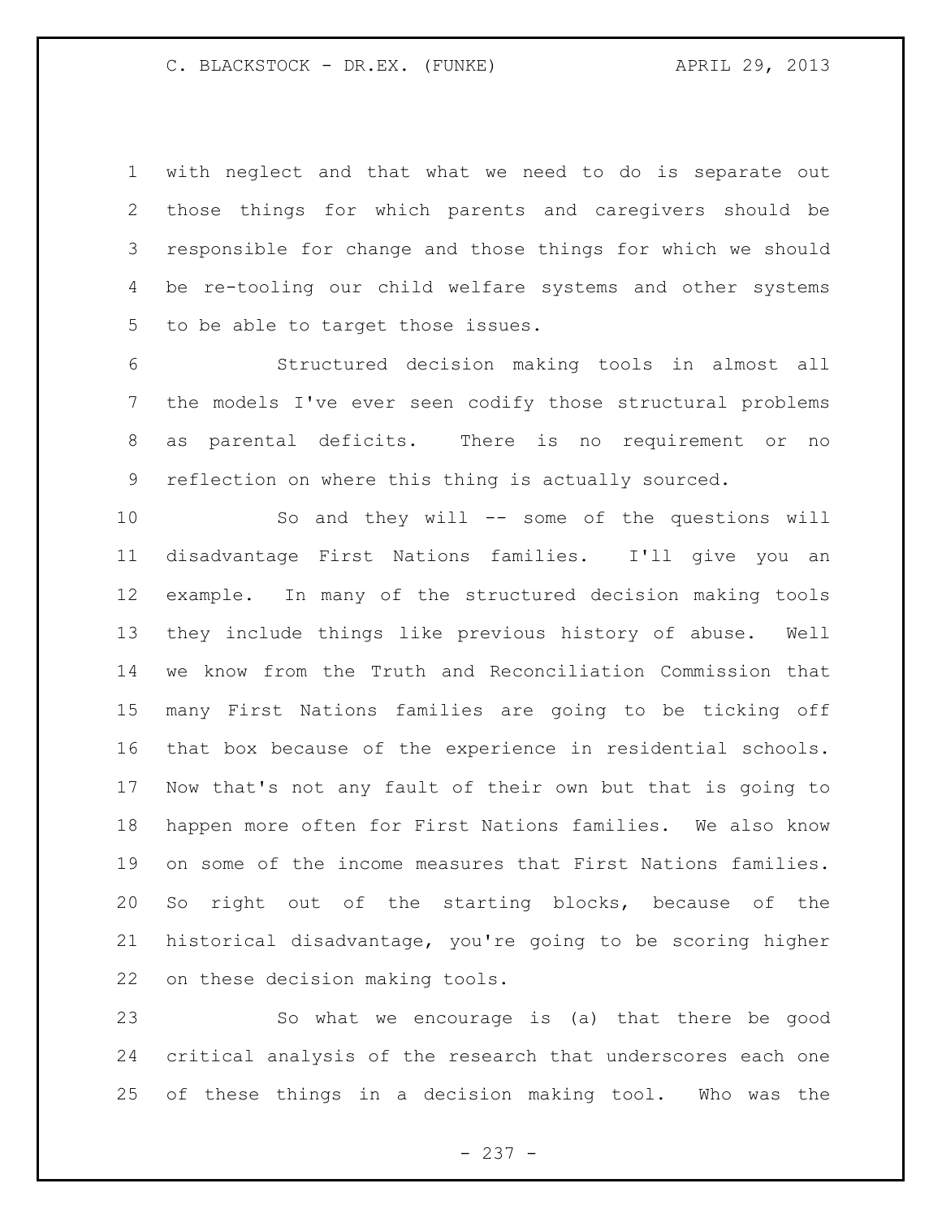with neglect and that what we need to do is separate out those things for which parents and caregivers should be responsible for change and those things for which we should be re-tooling our child welfare systems and other systems to be able to target those issues.

Structured decision making tools in almost all the models I've ever seen codify those structural problems as parental deficits. There is no requirement or no reflection on where this thing is actually sourced.

So and they will -- some of the questions will disadvantage First Nations families. I'll give you an example. In many of the structured decision making tools they include things like previous history of abuse. Well we know from the Truth and Reconciliation Commission that many First Nations families are going to be ticking off that box because of the experience in residential schools. Now that's not any fault of their own but that is going to happen more often for First Nations families. We also know on some of the income measures that First Nations families. So right out of the starting blocks, because of the historical disadvantage, you're going to be scoring higher on these decision making tools.

So what we encourage is (a) that there be good critical analysis of the research that underscores each one of these things in a decision making tool. Who was the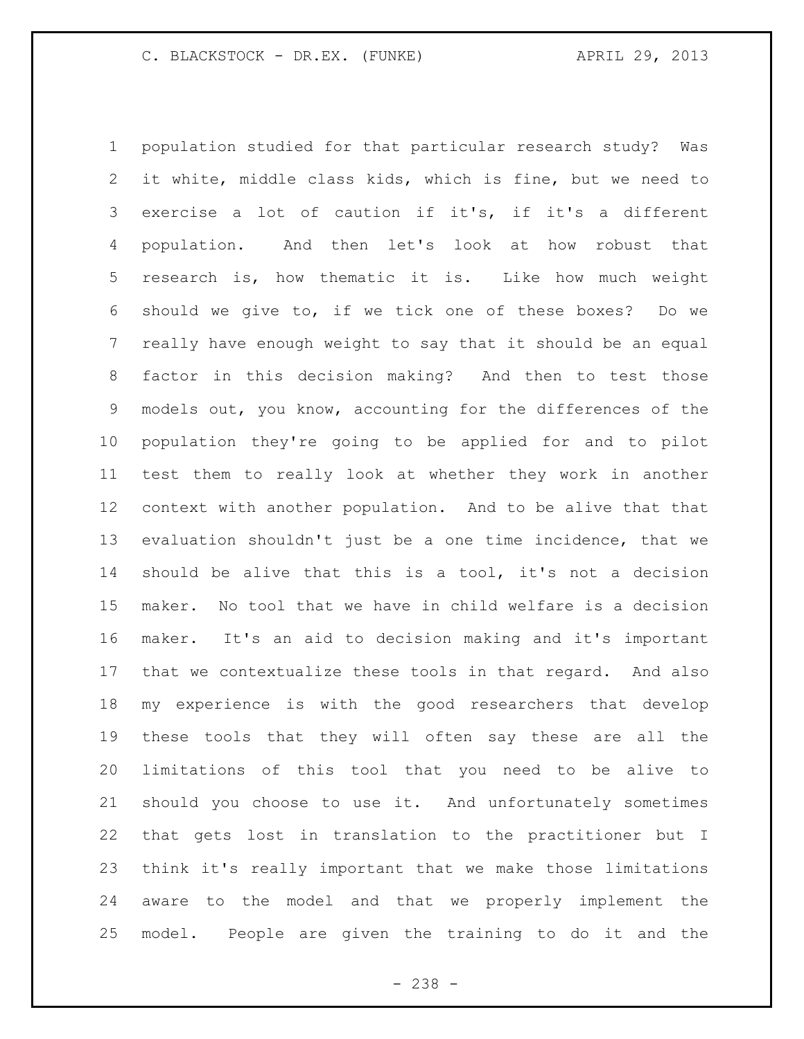population studied for that particular research study? Was it white, middle class kids, which is fine, but we need to exercise a lot of caution if it's, if it's a different population. And then let's look at how robust that research is, how thematic it is. Like how much weight should we give to, if we tick one of these boxes? Do we really have enough weight to say that it should be an equal factor in this decision making? And then to test those models out, you know, accounting for the differences of the population they're going to be applied for and to pilot test them to really look at whether they work in another context with another population. And to be alive that that evaluation shouldn't just be a one time incidence, that we should be alive that this is a tool, it's not a decision maker. No tool that we have in child welfare is a decision maker. It's an aid to decision making and it's important that we contextualize these tools in that regard. And also my experience is with the good researchers that develop these tools that they will often say these are all the limitations of this tool that you need to be alive to should you choose to use it. And unfortunately sometimes that gets lost in translation to the practitioner but I think it's really important that we make those limitations aware to the model and that we properly implement the model. People are given the training to do it and the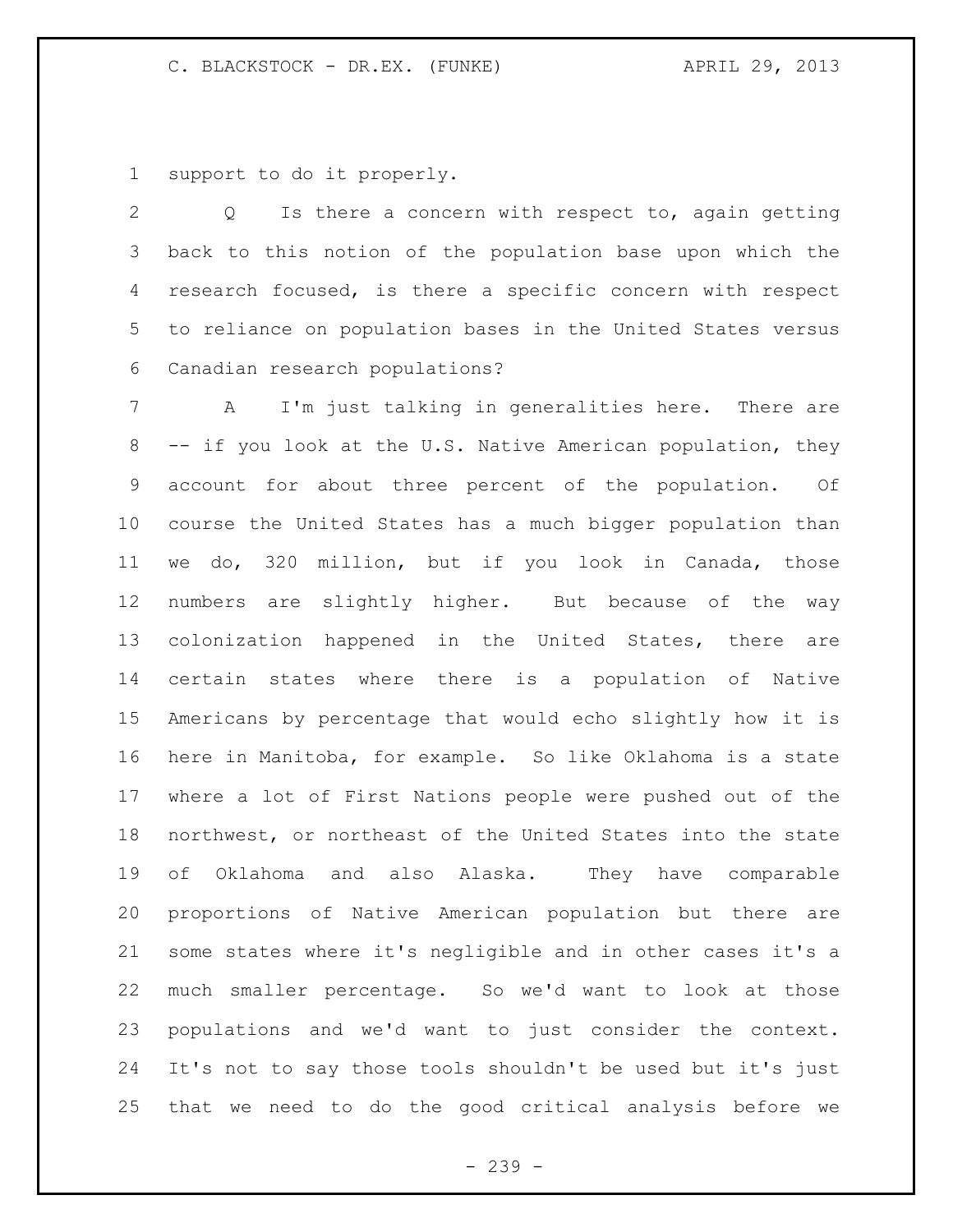support to do it properly.

Q Is there a concern with respect to, again getting back to this notion of the population base upon which the research focused, is there a specific concern with respect to reliance on population bases in the United States versus Canadian research populations?

A I'm just talking in generalities here. There are -- if you look at the U.S. Native American population, they account for about three percent of the population. Of course the United States has a much bigger population than we do, 320 million, but if you look in Canada, those numbers are slightly higher. But because of the way colonization happened in the United States, there are certain states where there is a population of Native Americans by percentage that would echo slightly how it is here in Manitoba, for example. So like Oklahoma is a state where a lot of First Nations people were pushed out of the northwest, or northeast of the United States into the state of Oklahoma and also Alaska. They have comparable proportions of Native American population but there are some states where it's negligible and in other cases it's a much smaller percentage. So we'd want to look at those populations and we'd want to just consider the context. It's not to say those tools shouldn't be used but it's just that we need to do the good critical analysis before we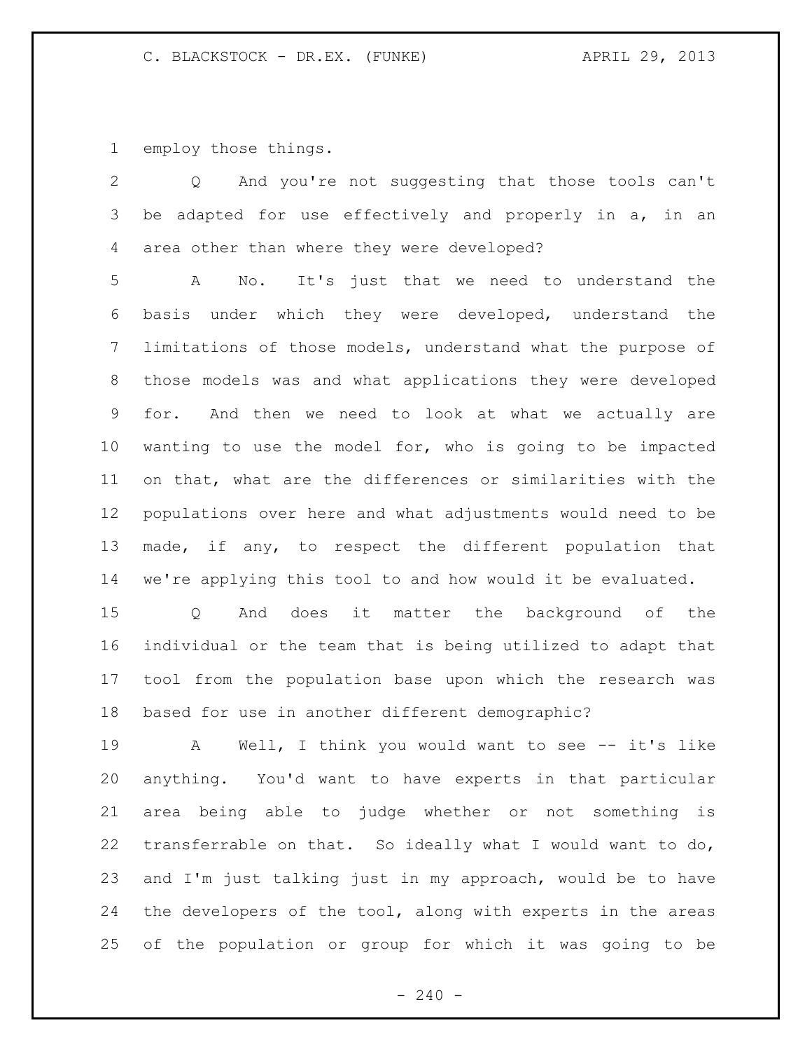employ those things.

Q And you're not suggesting that those tools can't be adapted for use effectively and properly in a, in an area other than where they were developed?

A No. It's just that we need to understand the basis under which they were developed, understand the limitations of those models, understand what the purpose of those models was and what applications they were developed for. And then we need to look at what we actually are wanting to use the model for, who is going to be impacted on that, what are the differences or similarities with the populations over here and what adjustments would need to be made, if any, to respect the different population that we're applying this tool to and how would it be evaluated.

Q And does it matter the background of the individual or the team that is being utilized to adapt that tool from the population base upon which the research was based for use in another different demographic?

A Well, I think you would want to see -- it's like anything. You'd want to have experts in that particular area being able to judge whether or not something is transferrable on that. So ideally what I would want to do, and I'm just talking just in my approach, would be to have the developers of the tool, along with experts in the areas of the population or group for which it was going to be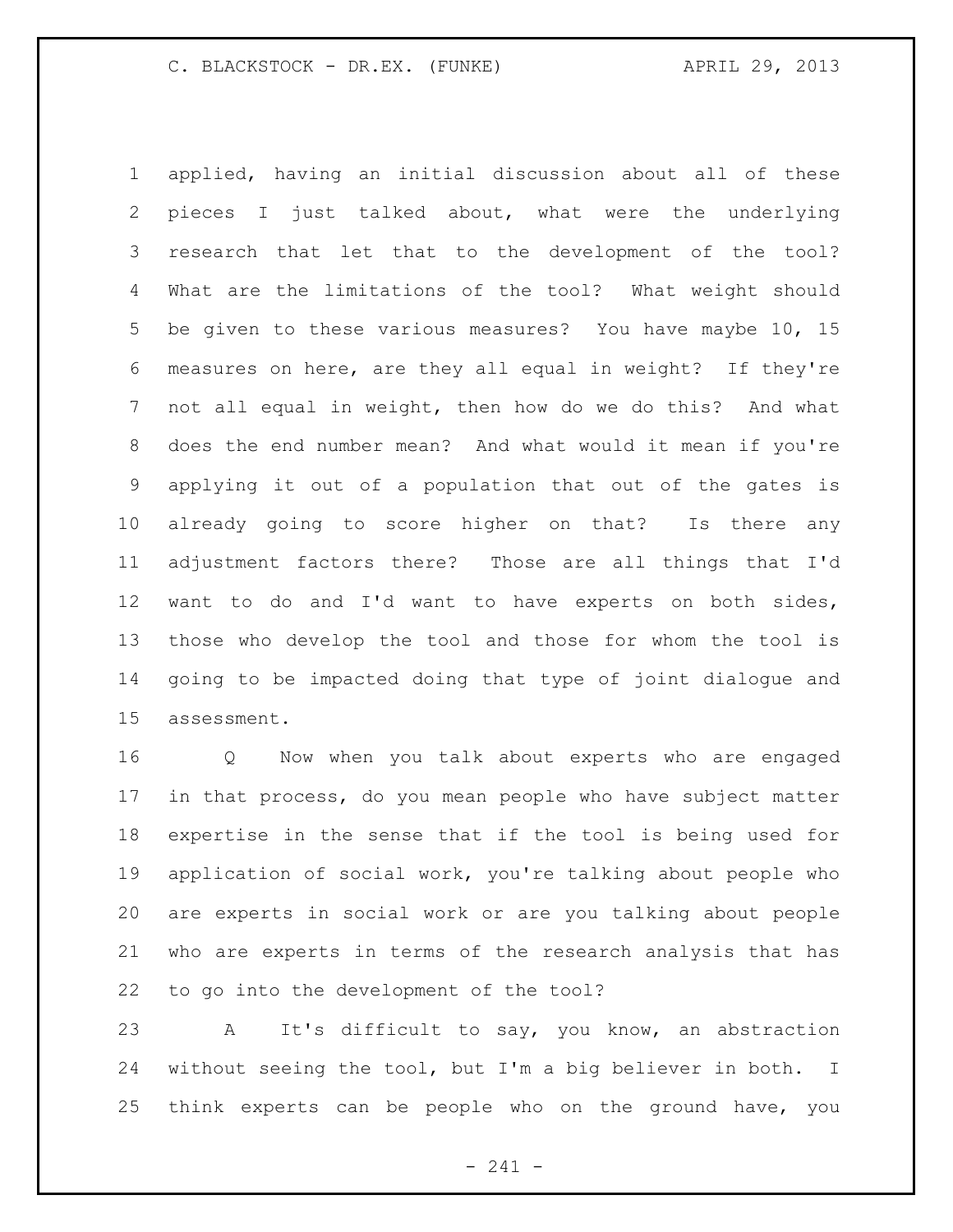applied, having an initial discussion about all of these pieces I just talked about, what were the underlying research that let that to the development of the tool? What are the limitations of the tool? What weight should be given to these various measures? You have maybe 10, 15 measures on here, are they all equal in weight? If they're not all equal in weight, then how do we do this? And what does the end number mean? And what would it mean if you're applying it out of a population that out of the gates is already going to score higher on that? Is there any adjustment factors there? Those are all things that I'd want to do and I'd want to have experts on both sides, those who develop the tool and those for whom the tool is going to be impacted doing that type of joint dialogue and assessment.

Q Now when you talk about experts who are engaged in that process, do you mean people who have subject matter expertise in the sense that if the tool is being used for application of social work, you're talking about people who are experts in social work or are you talking about people who are experts in terms of the research analysis that has to go into the development of the tool?

A It's difficult to say, you know, an abstraction without seeing the tool, but I'm a big believer in both. I think experts can be people who on the ground have, you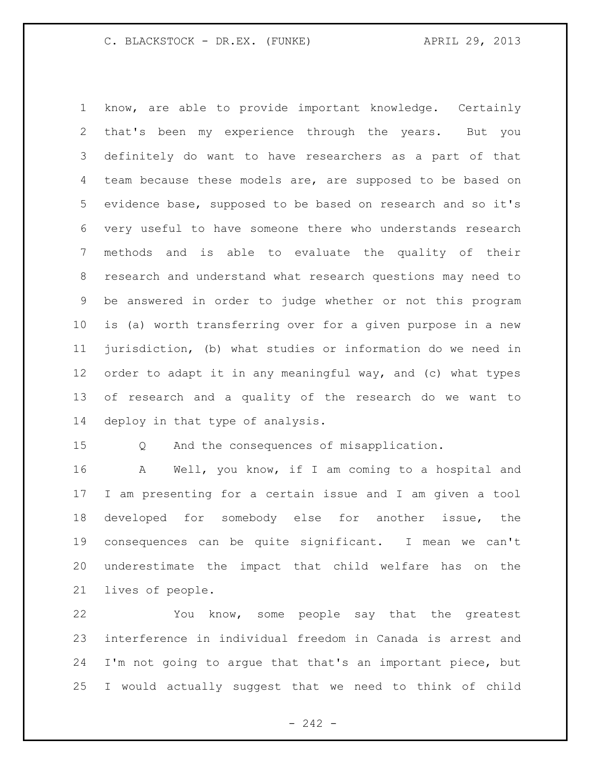know, are able to provide important knowledge. Certainly that's been my experience through the years. But you definitely do want to have researchers as a part of that team because these models are, are supposed to be based on evidence base, supposed to be based on research and so it's very useful to have someone there who understands research methods and is able to evaluate the quality of their research and understand what research questions may need to be answered in order to judge whether or not this program is (a) worth transferring over for a given purpose in a new jurisdiction, (b) what studies or information do we need in order to adapt it in any meaningful way, and (c) what types of research and a quality of the research do we want to deploy in that type of analysis.

Q And the consequences of misapplication.

A Well, you know, if I am coming to a hospital and I am presenting for a certain issue and I am given a tool developed for somebody else for another issue, the consequences can be quite significant. I mean we can't underestimate the impact that child welfare has on the lives of people.

You know, some people say that the greatest interference in individual freedom in Canada is arrest and I'm not going to argue that that's an important piece, but I would actually suggest that we need to think of child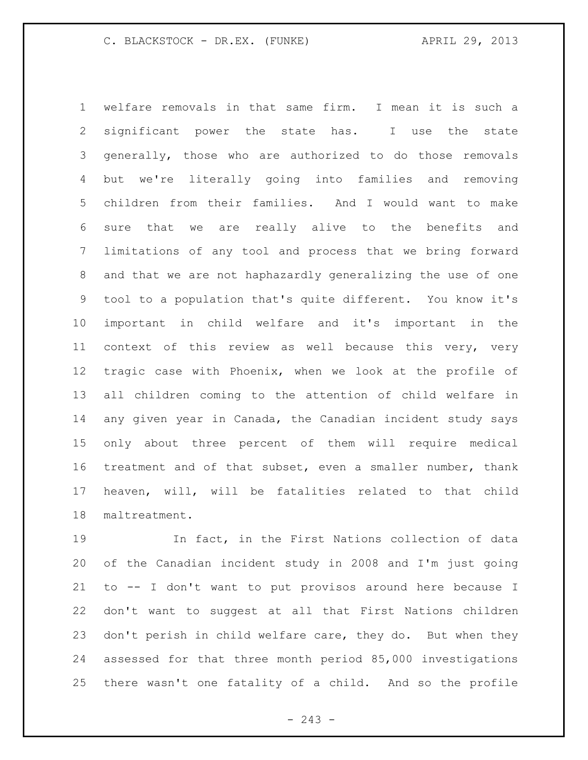welfare removals in that same firm. I mean it is such a significant power the state has. I use the state generally, those who are authorized to do those removals but we're literally going into families and removing children from their families. And I would want to make sure that we are really alive to the benefits and limitations of any tool and process that we bring forward and that we are not haphazardly generalizing the use of one tool to a population that's quite different. You know it's important in child welfare and it's important in the context of this review as well because this very, very tragic case with Phoenix, when we look at the profile of all children coming to the attention of child welfare in any given year in Canada, the Canadian incident study says only about three percent of them will require medical treatment and of that subset, even a smaller number, thank heaven, will, will be fatalities related to that child maltreatment.

In fact, in the First Nations collection of data of the Canadian incident study in 2008 and I'm just going to -- I don't want to put provisos around here because I don't want to suggest at all that First Nations children don't perish in child welfare care, they do. But when they assessed for that three month period 85,000 investigations there wasn't one fatality of a child. And so the profile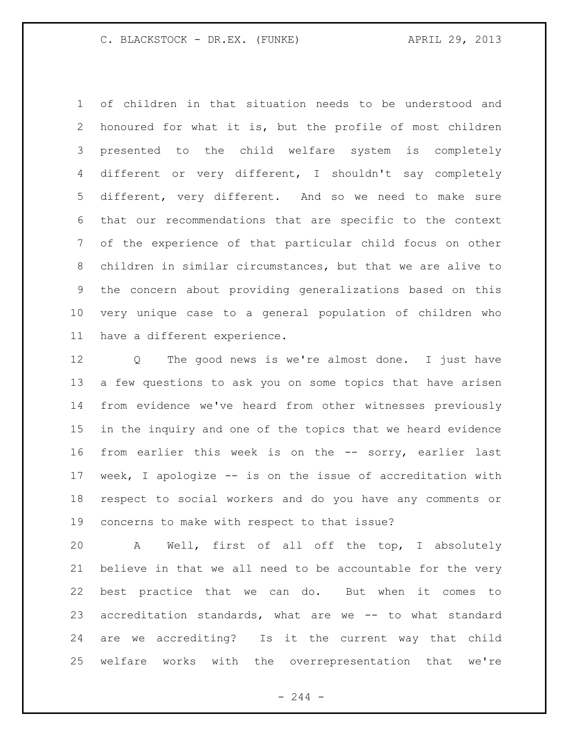of children in that situation needs to be understood and honoured for what it is, but the profile of most children presented to the child welfare system is completely different or very different, I shouldn't say completely different, very different. And so we need to make sure that our recommendations that are specific to the context of the experience of that particular child focus on other children in similar circumstances, but that we are alive to the concern about providing generalizations based on this very unique case to a general population of children who have a different experience.

Q The good news is we're almost done. I just have a few questions to ask you on some topics that have arisen from evidence we've heard from other witnesses previously in the inquiry and one of the topics that we heard evidence from earlier this week is on the -- sorry, earlier last week, I apologize -- is on the issue of accreditation with respect to social workers and do you have any comments or concerns to make with respect to that issue?

A Well, first of all off the top, I absolutely believe in that we all need to be accountable for the very best practice that we can do. But when it comes to accreditation standards, what are we -- to what standard are we accrediting? Is it the current way that child welfare works with the overrepresentation that we're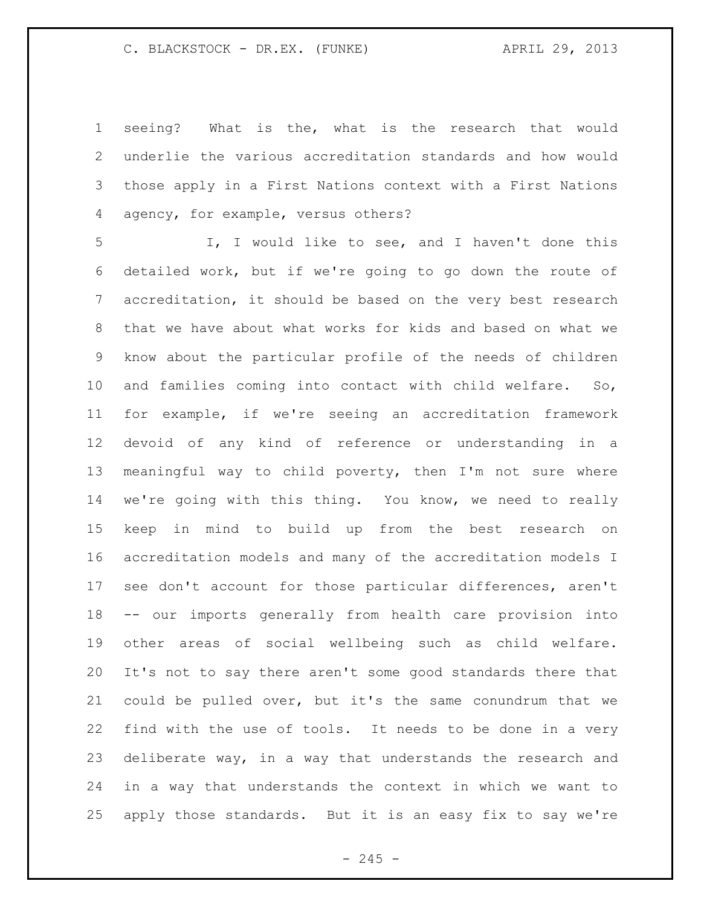seeing? What is the, what is the research that would underlie the various accreditation standards and how would those apply in a First Nations context with a First Nations agency, for example, versus others?

I, I would like to see, and I haven't done this detailed work, but if we're going to go down the route of accreditation, it should be based on the very best research that we have about what works for kids and based on what we know about the particular profile of the needs of children and families coming into contact with child welfare. So, for example, if we're seeing an accreditation framework devoid of any kind of reference or understanding in a meaningful way to child poverty, then I'm not sure where we're going with this thing. You know, we need to really keep in mind to build up from the best research on accreditation models and many of the accreditation models I see don't account for those particular differences, aren't -- our imports generally from health care provision into other areas of social wellbeing such as child welfare. It's not to say there aren't some good standards there that could be pulled over, but it's the same conundrum that we find with the use of tools. It needs to be done in a very deliberate way, in a way that understands the research and in a way that understands the context in which we want to apply those standards. But it is an easy fix to say we're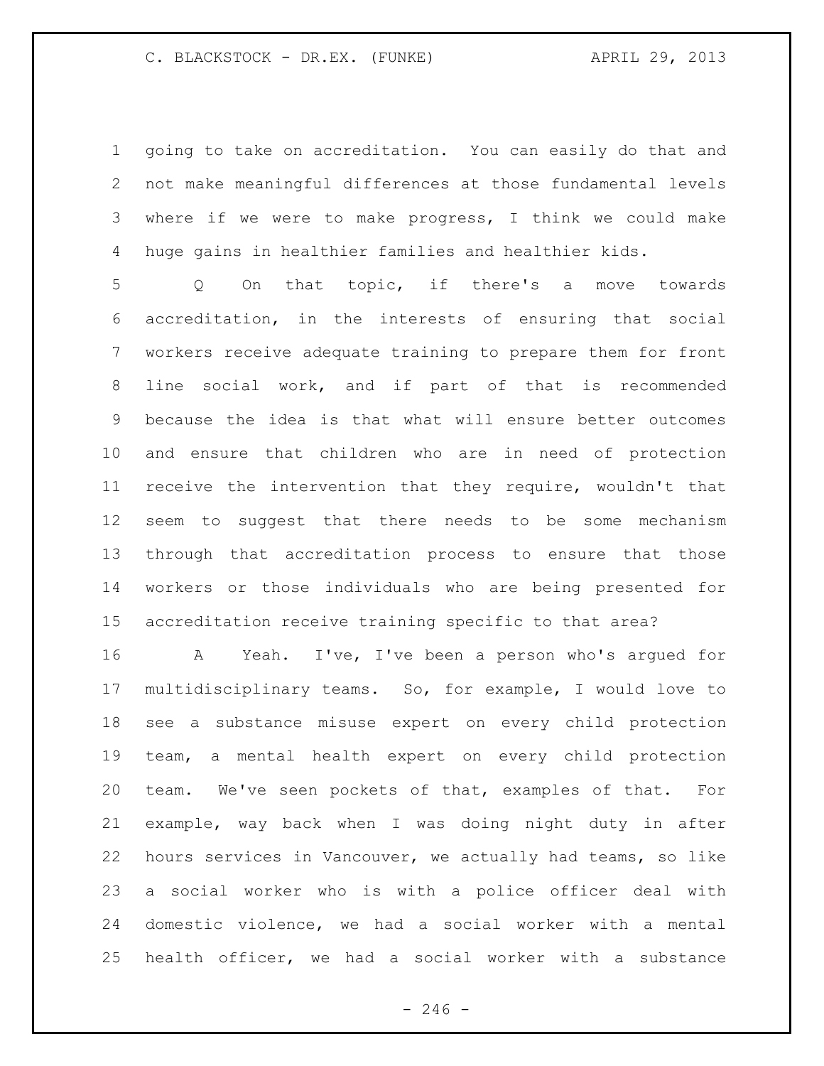going to take on accreditation. You can easily do that and not make meaningful differences at those fundamental levels where if we were to make progress, I think we could make huge gains in healthier families and healthier kids.

Q On that topic, if there's a move towards accreditation, in the interests of ensuring that social workers receive adequate training to prepare them for front line social work, and if part of that is recommended because the idea is that what will ensure better outcomes and ensure that children who are in need of protection receive the intervention that they require, wouldn't that seem to suggest that there needs to be some mechanism through that accreditation process to ensure that those workers or those individuals who are being presented for accreditation receive training specific to that area?

A Yeah. I've, I've been a person who's argued for multidisciplinary teams. So, for example, I would love to see a substance misuse expert on every child protection team, a mental health expert on every child protection team. We've seen pockets of that, examples of that. For example, way back when I was doing night duty in after hours services in Vancouver, we actually had teams, so like a social worker who is with a police officer deal with domestic violence, we had a social worker with a mental health officer, we had a social worker with a substance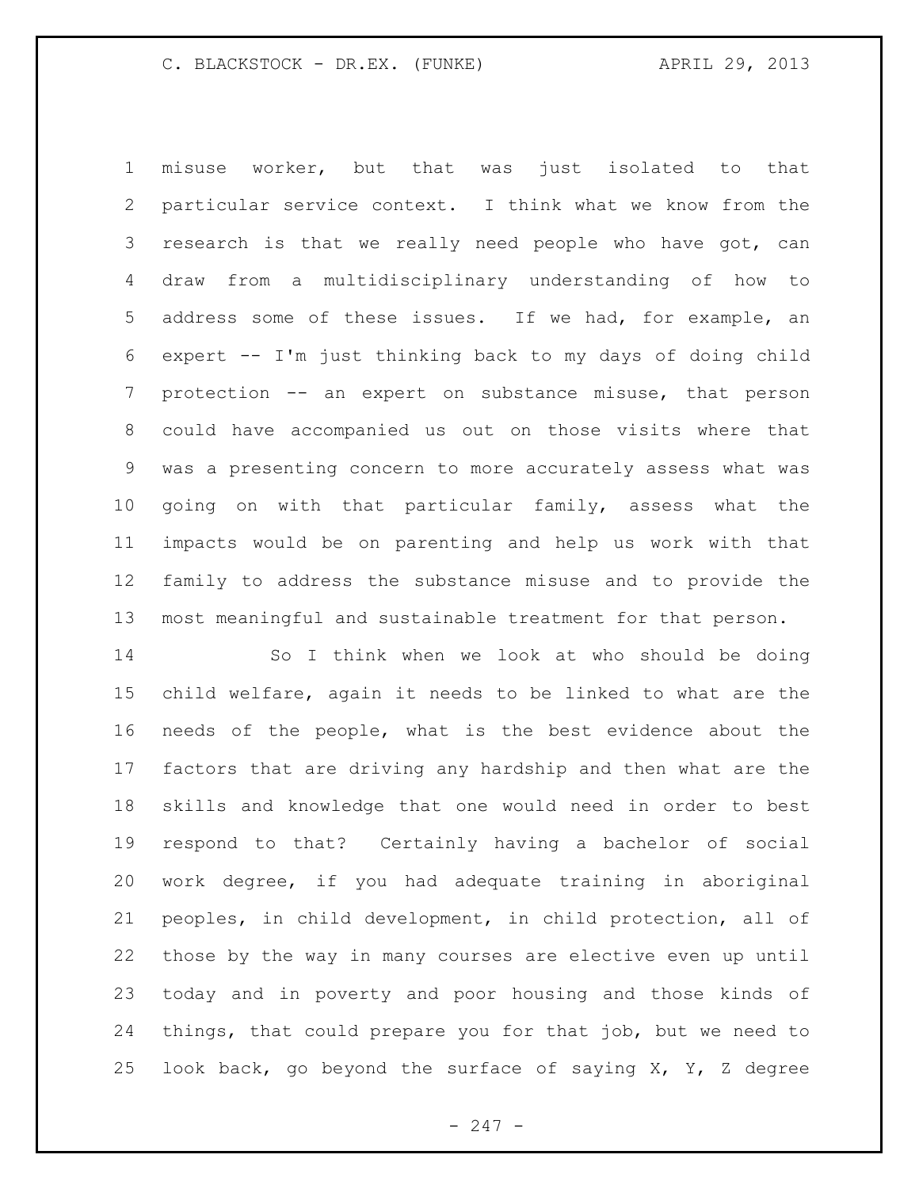misuse worker, but that was just isolated to that particular service context. I think what we know from the research is that we really need people who have got, can draw from a multidisciplinary understanding of how to address some of these issues. If we had, for example, an expert -- I'm just thinking back to my days of doing child protection -- an expert on substance misuse, that person could have accompanied us out on those visits where that was a presenting concern to more accurately assess what was going on with that particular family, assess what the impacts would be on parenting and help us work with that family to address the substance misuse and to provide the most meaningful and sustainable treatment for that person.

So I think when we look at who should be doing child welfare, again it needs to be linked to what are the needs of the people, what is the best evidence about the factors that are driving any hardship and then what are the skills and knowledge that one would need in order to best respond to that? Certainly having a bachelor of social work degree, if you had adequate training in aboriginal peoples, in child development, in child protection, all of those by the way in many courses are elective even up until today and in poverty and poor housing and those kinds of things, that could prepare you for that job, but we need to look back, go beyond the surface of saying X, Y, Z degree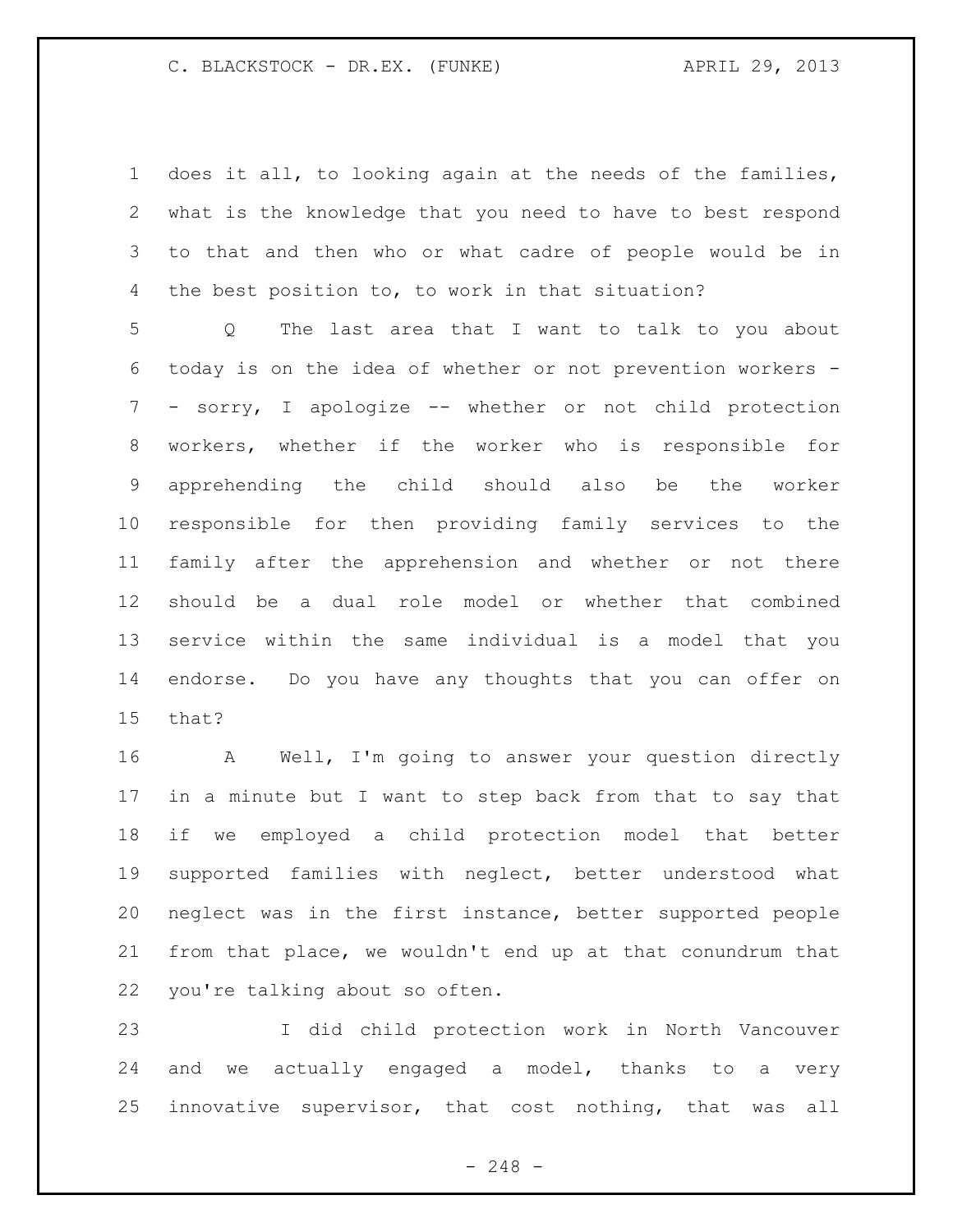does it all, to looking again at the needs of the families, what is the knowledge that you need to have to best respond to that and then who or what cadre of people would be in the best position to, to work in that situation?

Q The last area that I want to talk to you about today is on the idea of whether or not prevention workers -- sorry, I apologize -- whether or not child protection workers, whether if the worker who is responsible for apprehending the child should also be the worker responsible for then providing family services to the family after the apprehension and whether or not there should be a dual role model or whether that combined service within the same individual is a model that you endorse. Do you have any thoughts that you can offer on that?

A Well, I'm going to answer your question directly in a minute but I want to step back from that to say that if we employed a child protection model that better supported families with neglect, better understood what neglect was in the first instance, better supported people from that place, we wouldn't end up at that conundrum that you're talking about so often.

I did child protection work in North Vancouver and we actually engaged a model, thanks to a very innovative supervisor, that cost nothing, that was all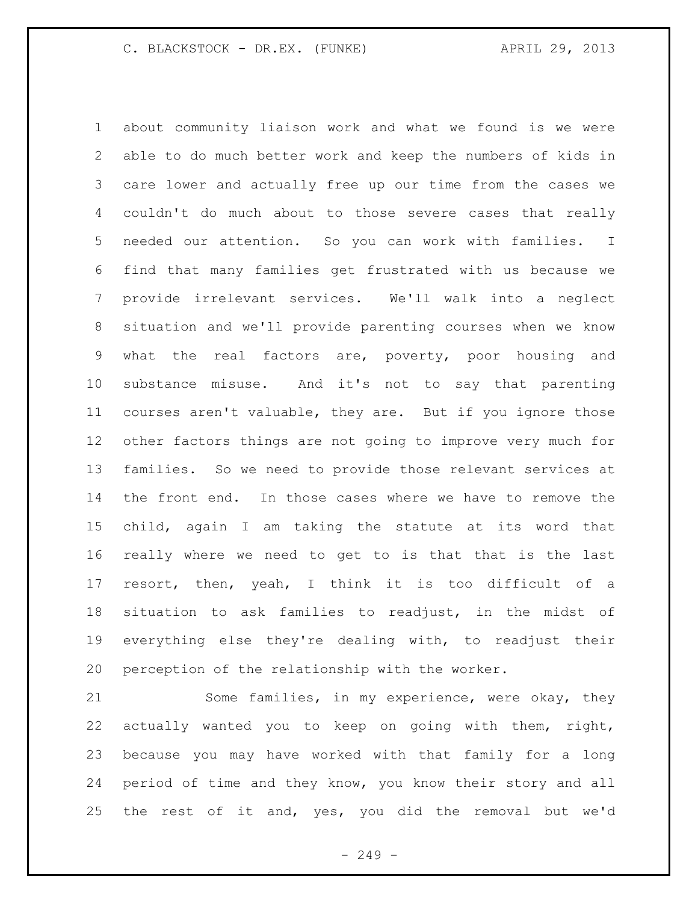about community liaison work and what we found is we were able to do much better work and keep the numbers of kids in care lower and actually free up our time from the cases we couldn't do much about to those severe cases that really needed our attention. So you can work with families. I find that many families get frustrated with us because we provide irrelevant services. We'll walk into a neglect situation and we'll provide parenting courses when we know what the real factors are, poverty, poor housing and substance misuse. And it's not to say that parenting courses aren't valuable, they are. But if you ignore those other factors things are not going to improve very much for families. So we need to provide those relevant services at the front end. In those cases where we have to remove the child, again I am taking the statute at its word that really where we need to get to is that that is the last resort, then, yeah, I think it is too difficult of a situation to ask families to readjust, in the midst of everything else they're dealing with, to readjust their perception of the relationship with the worker.

Some families, in my experience, were okay, they actually wanted you to keep on going with them, right, because you may have worked with that family for a long period of time and they know, you know their story and all the rest of it and, yes, you did the removal but we'd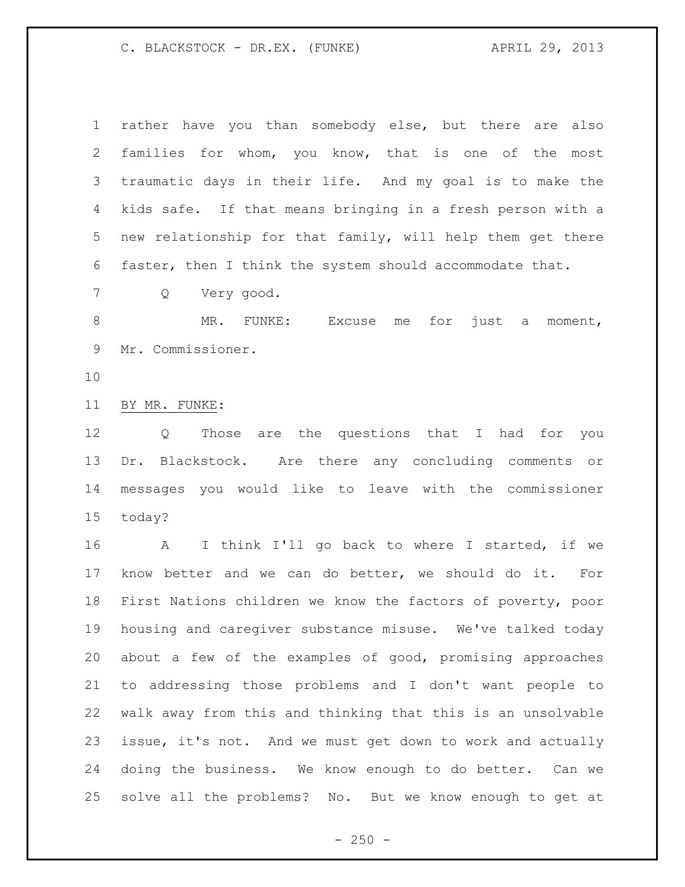rather have you than somebody else, but there are also families for whom, you know, that is one of the most traumatic days in their life. And my goal is to make the kids safe. If that means bringing in a fresh person with a new relationship for that family, will help them get there faster, then I think the system should accommodate that.

Q Very good.

MR. FUNKE: Excuse me for just a moment, Mr. Commissioner.

BY MR. FUNKE:

Q Those are the questions that I had for you Dr. Blackstock. Are there any concluding comments or messages you would like to leave with the commissioner today?

A I think I'll go back to where I started, if we know better and we can do better, we should do it. For First Nations children we know the factors of poverty, poor housing and caregiver substance misuse. We've talked today about a few of the examples of good, promising approaches to addressing those problems and I don't want people to walk away from this and thinking that this is an unsolvable issue, it's not. And we must get down to work and actually doing the business. We know enough to do better. Can we solve all the problems? No. But we know enough to get at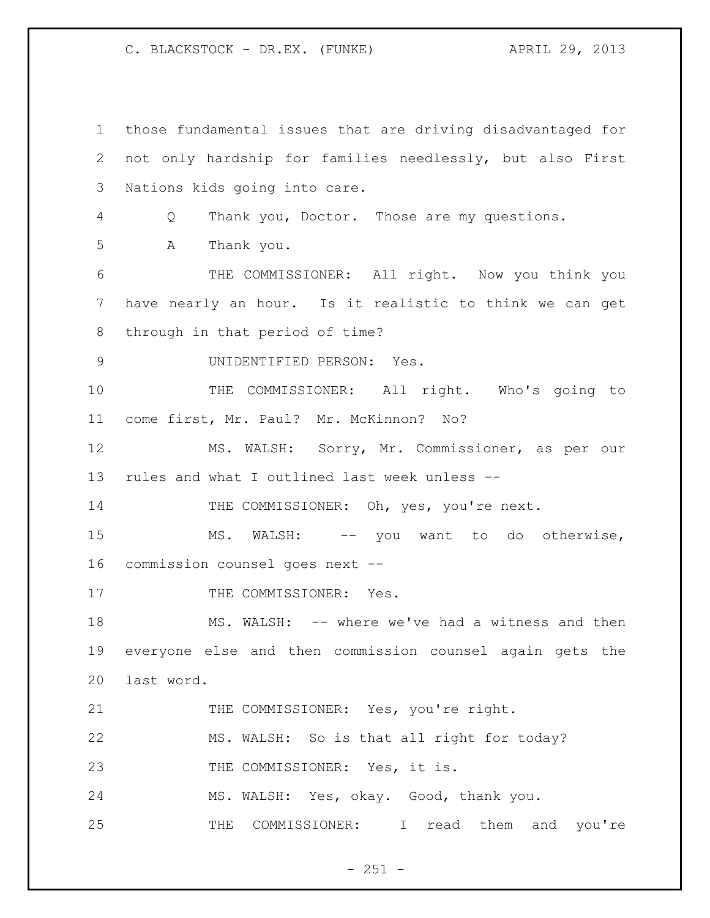those fundamental issues that are driving disadvantaged for not only hardship for families needlessly, but also First Nations kids going into care.

Q Thank you, Doctor. Those are my questions.

A Thank you.

THE COMMISSIONER: All right. Now you think you have nearly an hour. Is it realistic to think we can get through in that period of time?

UNIDENTIFIED PERSON: Yes.

THE COMMISSIONER: All right. Who's going to come first, Mr. Paul? Mr. McKinnon? No?

MS. WALSH: Sorry, Mr. Commissioner, as per our rules and what I outlined last week unless --

THE COMMISSIONER: Oh, yes, you're next.

MS. WALSH: -- you want to do otherwise, commission counsel goes next --

THE COMMISSIONER: Yes.

MS. WALSH: -- where we've had a witness and then everyone else and then commission counsel again gets the last word.

THE COMMISSIONER: Yes, you're right.

MS. WALSH: So is that all right for today?

THE COMMISSIONER: Yes, it is.

MS. WALSH: Yes, okay. Good, thank you.

THE COMMISSIONER: I read them and you're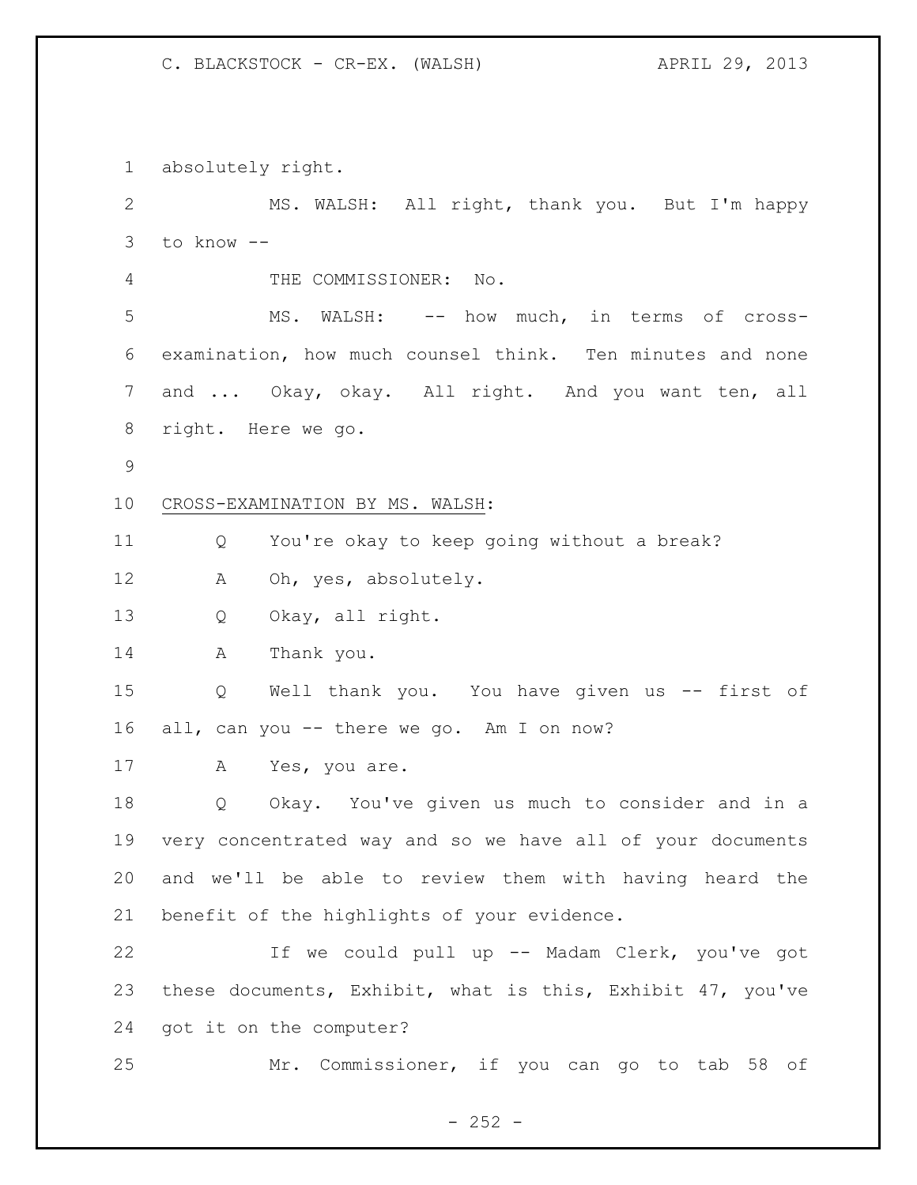absolutely right.

MS. WALSH: All right, thank you. But I'm happy to know --

THE COMMISSIONER: No.

MS. WALSH: -- how much, in terms of cross-examination, how much counsel think. Ten minutes and none and ... Okay, okay. All right. And you want ten, all right. Here we go.

CROSS-EXAMINATION BY MS. WALSH:

Q You're okay to keep going without a break?

A Oh, yes, absolutely.

Q Okay, all right.

A Thank you.

Q Well thank you. You have given us -- first of all, can you -- there we go. Am I on now?

A Yes, you are.

Q Okay. You've given us much to consider and in a very concentrated way and so we have all of your documents and we'll be able to review them with having heard the benefit of the highlights of your evidence.

If we could pull up -- Madam Clerk, you've got these documents, Exhibit, what is this, Exhibit 47, you've got it on the computer?

Mr. Commissioner, if you can go to tab 58 of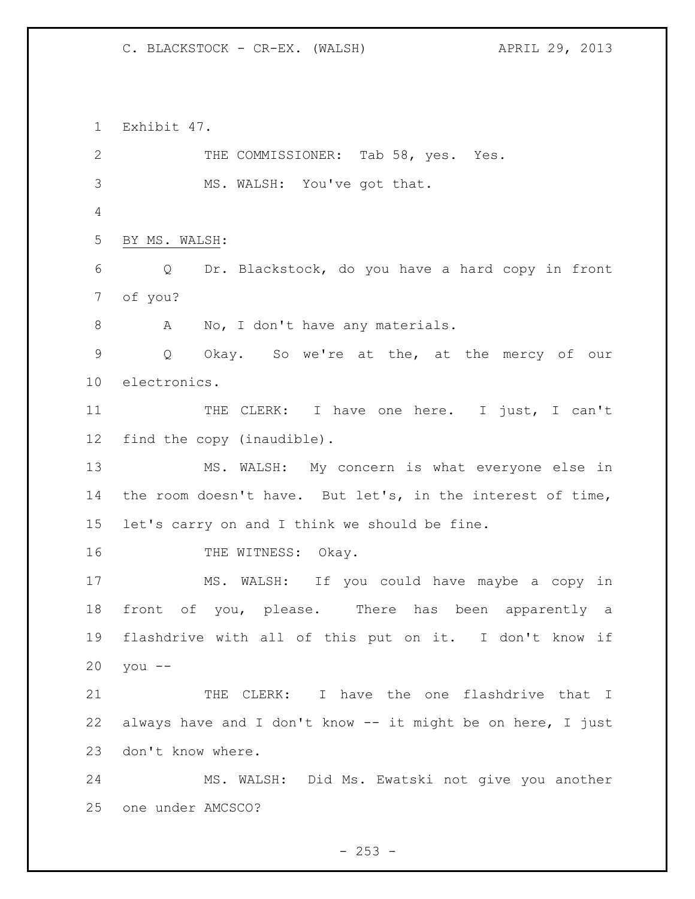Exhibit 47.

THE COMMISSIONER: Tab 58, yes. Yes.

MS. WALSH: You've got that.

BY MS. WALSH:

Q Dr. Blackstock, do you have a hard copy in front of you?

A No, I don't have any materials.

Q Okay. So we're at the, at the mercy of our electronics.

THE CLERK: I have one here. I just, I can't find the copy (inaudible).

MS. WALSH: My concern is what everyone else in the room doesn't have. But let's, in the interest of time, let's carry on and I think we should be fine.

THE WITNESS: Okay.

MS. WALSH: If you could have maybe a copy in front of you, please. There has been apparently a flashdrive with all of this put on it. I don't know if you --

THE CLERK: I have the one flashdrive that I always have and I don't know -- it might be on here, I just don't know where.

MS. WALSH: Did Ms. Ewatski not give you another one under AMCSCO?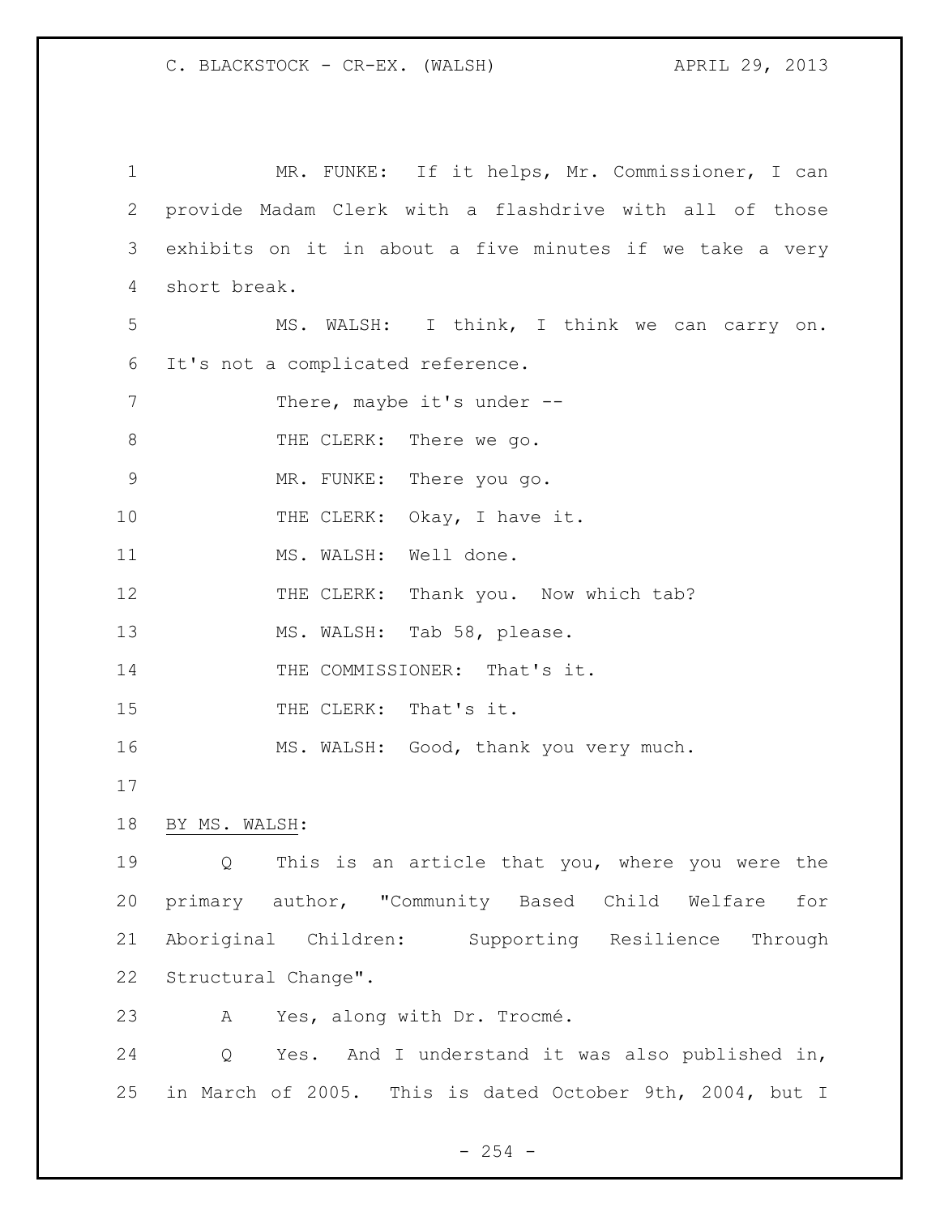MR. FUNKE: If it helps, Mr. Commissioner, I can provide Madam Clerk with a flashdrive with all of those exhibits on it in about a five minutes if we take a very short break.

MS. WALSH: I think, I think we can carry on. It's not a complicated reference.

There, maybe it's under --

THE CLERK: There we go.

MR. FUNKE: There you go.

THE CLERK: Okay, I have it.

MS. WALSH: Well done.

THE CLERK: Thank you. Now which tab?

MS. WALSH: Tab 58, please.

THE COMMISSIONER: That's it.

THE CLERK: That's it.

MS. WALSH: Good, thank you very much.

BY MS. WALSH:

Q This is an article that you, where you were the primary author, "Community Based Child Welfare for Aboriginal Children: Supporting Resilience Through Structural Change".

A Yes, along with Dr. Trocmé.

Q Yes. And I understand it was also published in, in March of 2005. This is dated October 9th, 2004, but I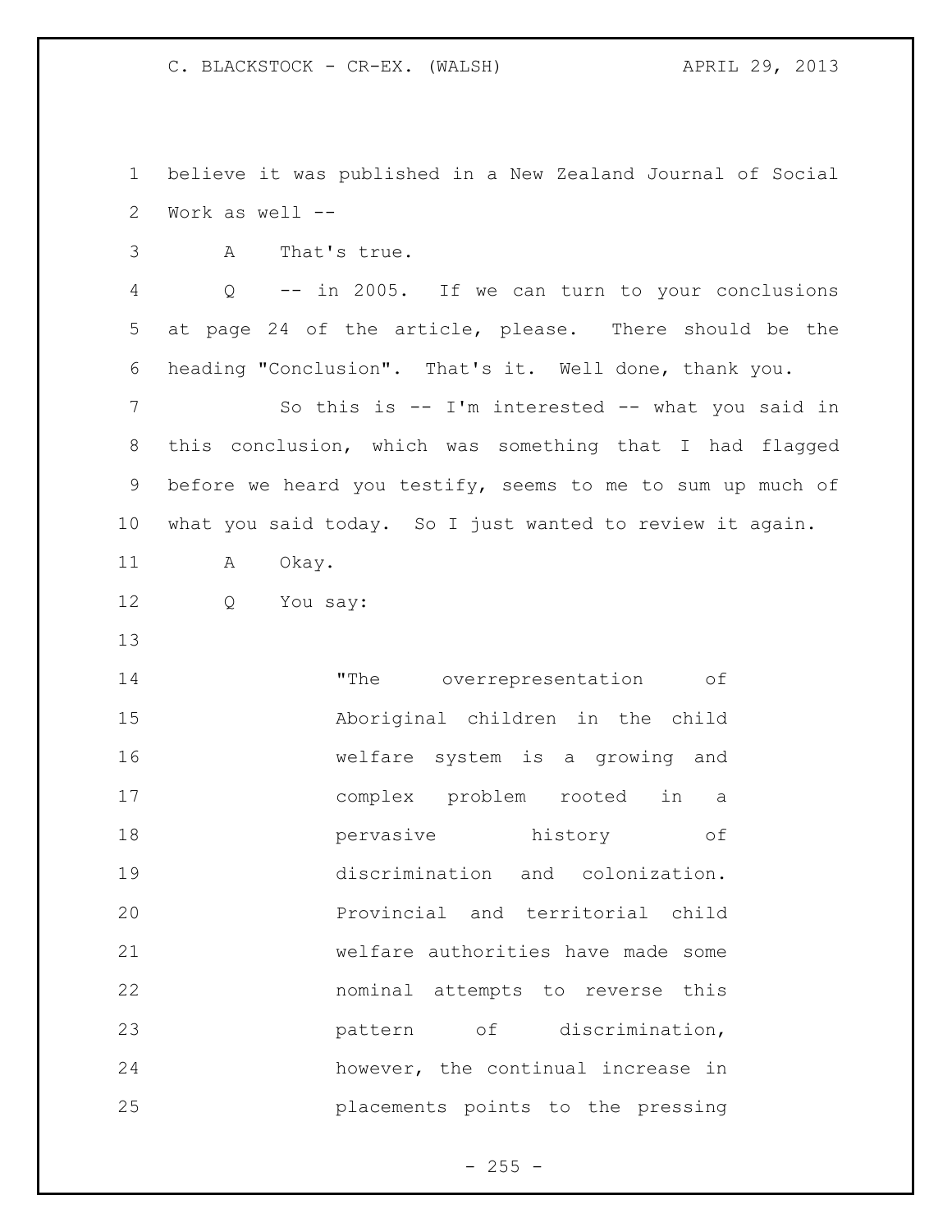believe it was published in a New Zealand Journal of Social Work as well --

A That's true.

Q -- in 2005. If we can turn to your conclusions at page 24 of the article, please. There should be the heading "Conclusion". That's it. Well done, thank you.

So this is -- I'm interested -- what you said in this conclusion, which was something that I had flagged before we heard you testify, seems to me to sum up much of what you said today. So I just wanted to review it again.

A Okay.

Q You say:

> "The overrepresentation of Aboriginal children in the child welfare system is a growing and complex problem rooted in a pervasive history of discrimination and colonization. Provincial and territorial child welfare authorities have made some nominal attempts to reverse this pattern of discrimination, however, the continual increase in placements points to the pressing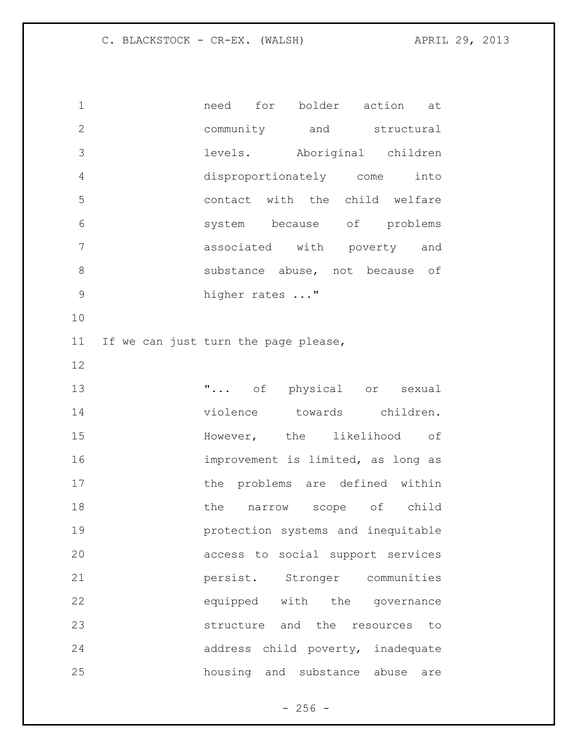> need for bolder action at community and structural levels. Aboriginal children disproportionately come into contact with the child welfare system because of problems associated with poverty and substance abuse, not because of higher rates ..."

If we can just turn the page please,

> "... of physical or sexual violence towards children. However, the likelihood of improvement is limited, as long as the problems are defined within the narrow scope of child protection systems and inequitable access to social support services persist. Stronger communities equipped with the governance structure and the resources to address child poverty, inadequate housing and substance abuse are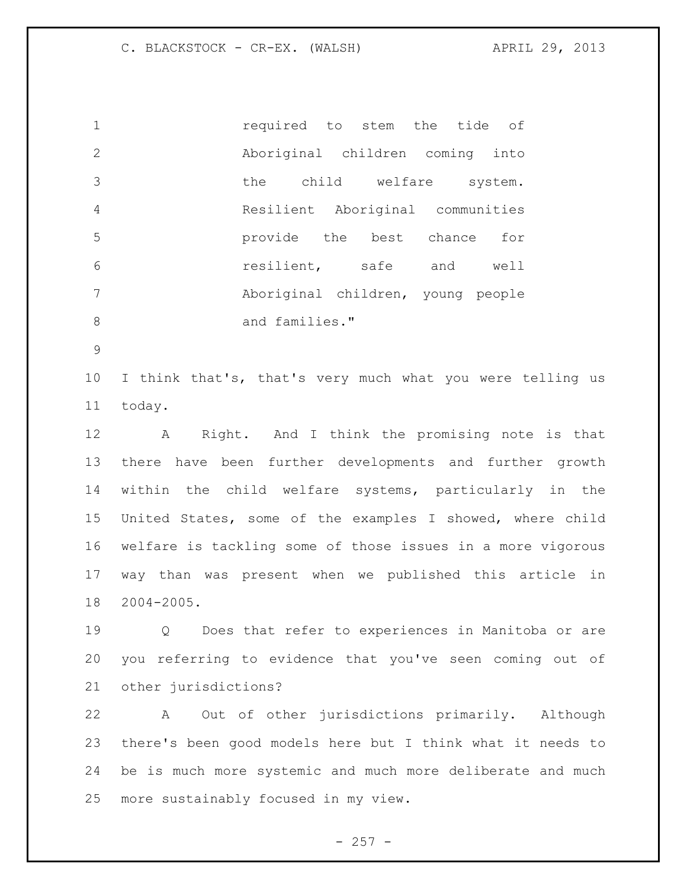> required to stem the tide of Aboriginal children coming into the child welfare system. Resilient Aboriginal communities provide the best chance for resilient, safe and well Aboriginal children, young people and families."

I think that's, that's very much what you were telling us today.

A Right. And I think the promising note is that there have been further developments and further growth within the child welfare systems, particularly in the United States, some of the examples I showed, where child welfare is tackling some of those issues in a more vigorous way than was present when we published this article in 2004-2005.

Q Does that refer to experiences in Manitoba or are you referring to evidence that you've seen coming out of other jurisdictions?

A Out of other jurisdictions primarily. Although there's been good models here but I think what it needs to be is much more systemic and much more deliberate and much more sustainably focused in my view.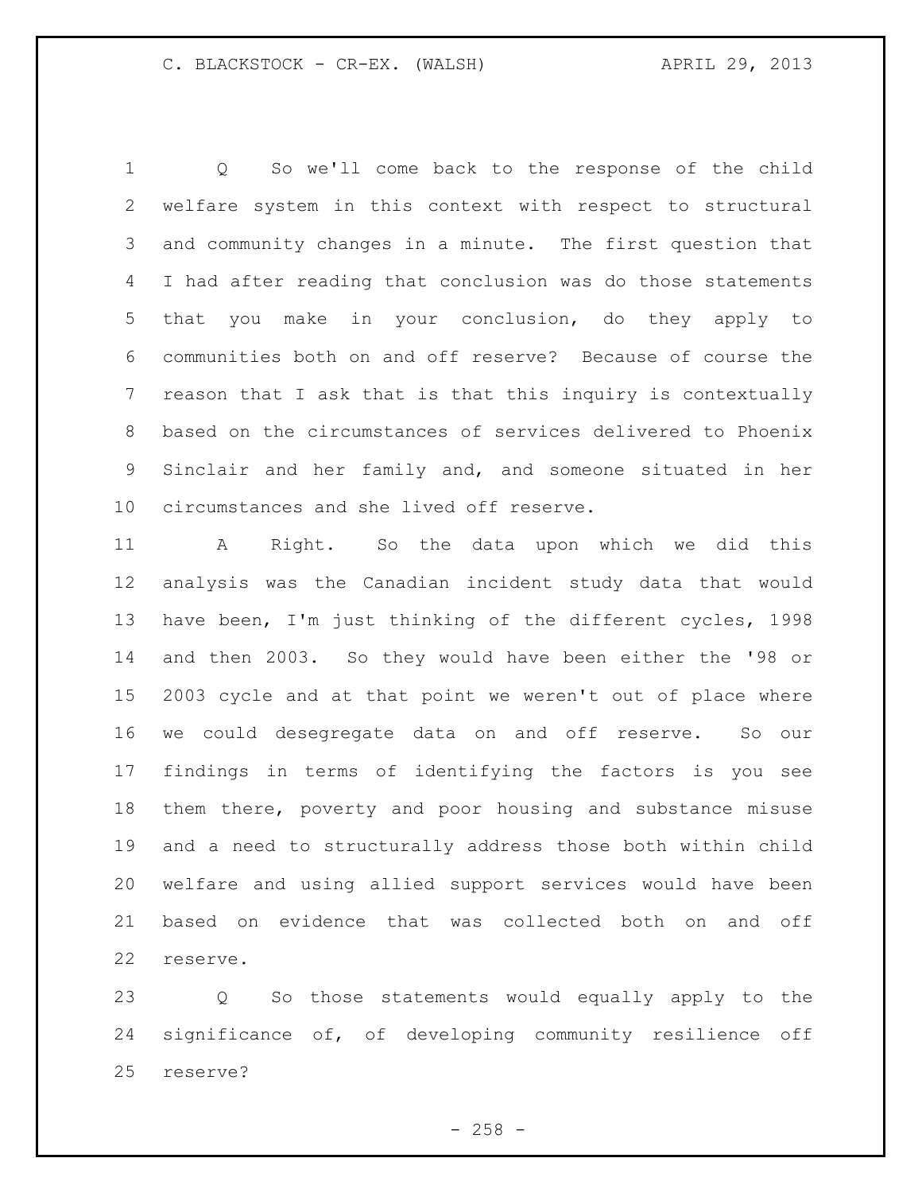Q So we'll come back to the response of the child welfare system in this context with respect to structural and community changes in a minute. The first question that I had after reading that conclusion was do those statements that you make in your conclusion, do they apply to communities both on and off reserve? Because of course the reason that I ask that is that this inquiry is contextually based on the circumstances of services delivered to Phoenix Sinclair and her family and, and someone situated in her circumstances and she lived off reserve.

A Right. So the data upon which we did this analysis was the Canadian incident study data that would have been, I'm just thinking of the different cycles, 1998 and then 2003. So they would have been either the '98 or 2003 cycle and at that point we weren't out of place where we could desegregate data on and off reserve. So our findings in terms of identifying the factors is you see them there, poverty and poor housing and substance misuse and a need to structurally address those both within child welfare and using allied support services would have been based on evidence that was collected both on and off reserve.

Q So those statements would equally apply to the significance of, of developing community resilience off reserve?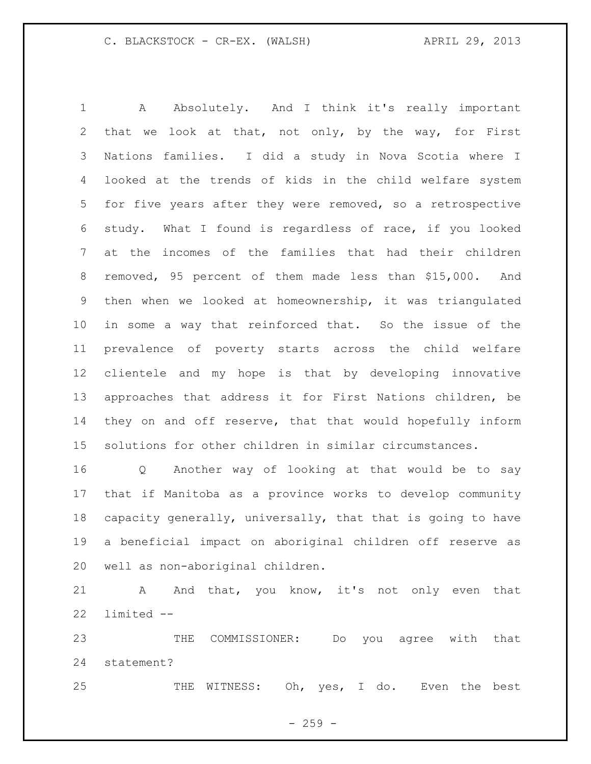A Absolutely. And I think it's really important that we look at that, not only, by the way, for First Nations families. I did a study in Nova Scotia where I looked at the trends of kids in the child welfare system for five years after they were removed, so a retrospective study. What I found is regardless of race, if you looked at the incomes of the families that had their children removed, 95 percent of them made less than $15,000. And then when we looked at homeownership, it was triangulated in some a way that reinforced that. So the issue of the prevalence of poverty starts across the child welfare clientele and my hope is that by developing innovative approaches that address it for First Nations children, be they on and off reserve, that that would hopefully inform solutions for other children in similar circumstances.

Q Another way of looking at that would be to say that if Manitoba as a province works to develop community capacity generally, universally, that that is going to have a beneficial impact on aboriginal children off reserve as well as non-aboriginal children.

A And that, you know, it's not only even that limited --

THE COMMISSIONER: Do you agree with that statement?

THE WITNESS: Oh, yes, I do. Even the best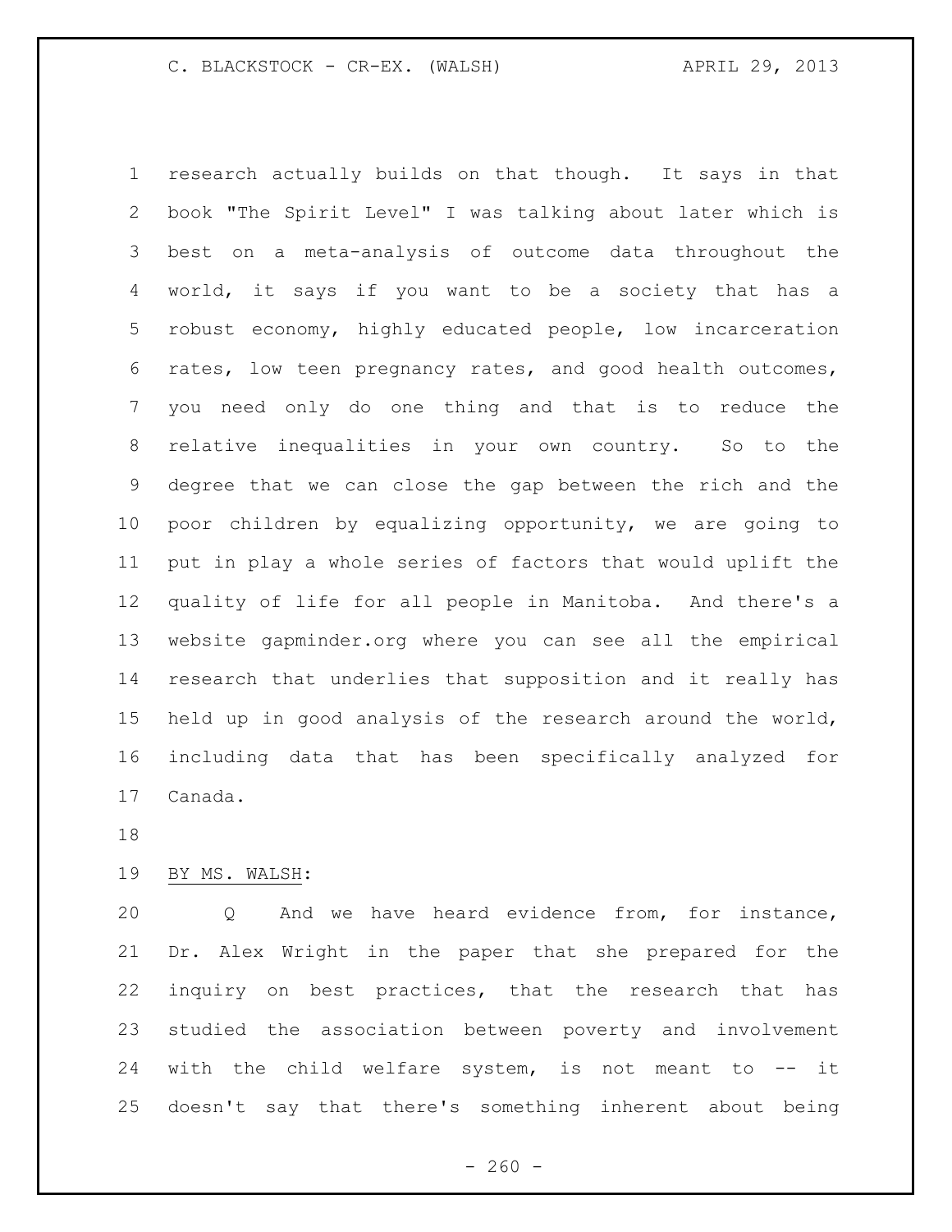research actually builds on that though. It says in that book "The Spirit Level" I was talking about later which is best on a meta-analysis of outcome data throughout the world, it says if you want to be a society that has a robust economy, highly educated people, low incarceration rates, low teen pregnancy rates, and good health outcomes, you need only do one thing and that is to reduce the relative inequalities in your own country. So to the degree that we can close the gap between the rich and the poor children by equalizing opportunity, we are going to put in play a whole series of factors that would uplift the quality of life for all people in Manitoba. And there's a website gapminder.org where you can see all the empirical research that underlies that supposition and it really has held up in good analysis of the research around the world, including data that has been specifically analyzed for Canada.

BY MS. WALSH:

Q And we have heard evidence from, for instance, Dr. Alex Wright in the paper that she prepared for the inquiry on best practices, that the research that has studied the association between poverty and involvement with the child welfare system, is not meant to -- it doesn't say that there's something inherent about being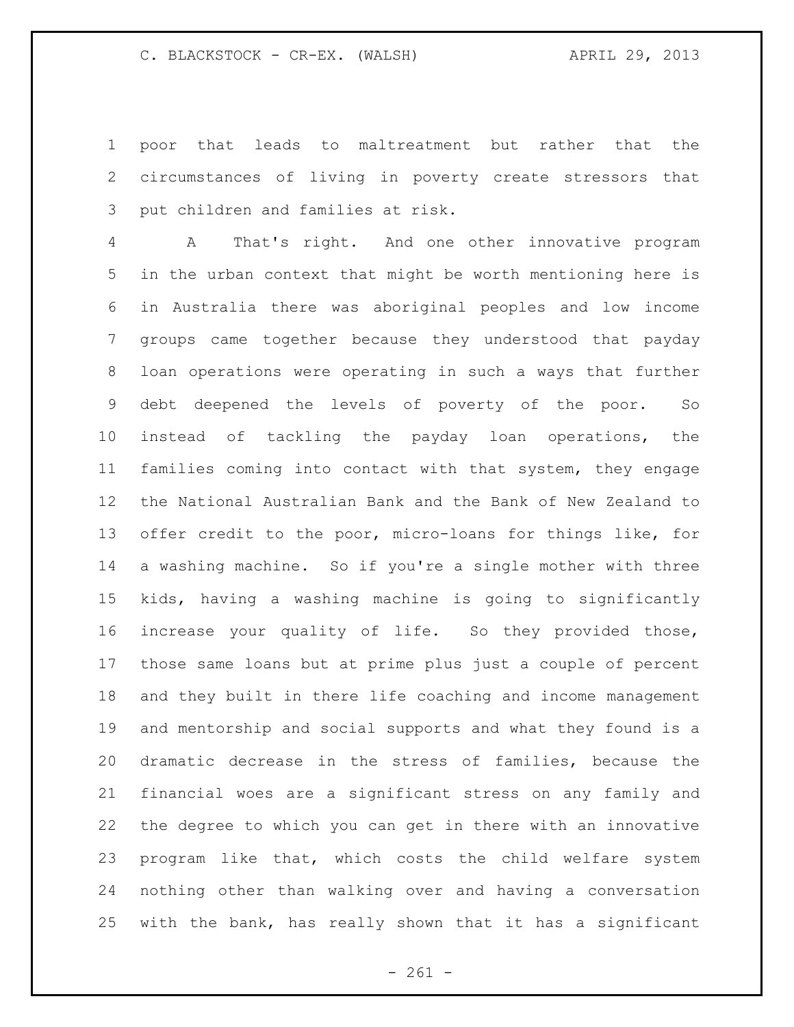poor that leads to maltreatment but rather that the circumstances of living in poverty create stressors that put children and families at risk.

A That's right. And one other innovative program in the urban context that might be worth mentioning here is in Australia there was aboriginal peoples and low income groups came together because they understood that payday loan operations were operating in such a ways that further debt deepened the levels of poverty of the poor. So instead of tackling the payday loan operations, the families coming into contact with that system, they engage the National Australian Bank and the Bank of New Zealand to offer credit to the poor, micro-loans for things like, for a washing machine. So if you're a single mother with three kids, having a washing machine is going to significantly increase your quality of life. So they provided those, those same loans but at prime plus just a couple of percent and they built in there life coaching and income management and mentorship and social supports and what they found is a dramatic decrease in the stress of families, because the financial woes are a significant stress on any family and the degree to which you can get in there with an innovative program like that, which costs the child welfare system nothing other than walking over and having a conversation with the bank, has really shown that it has a significant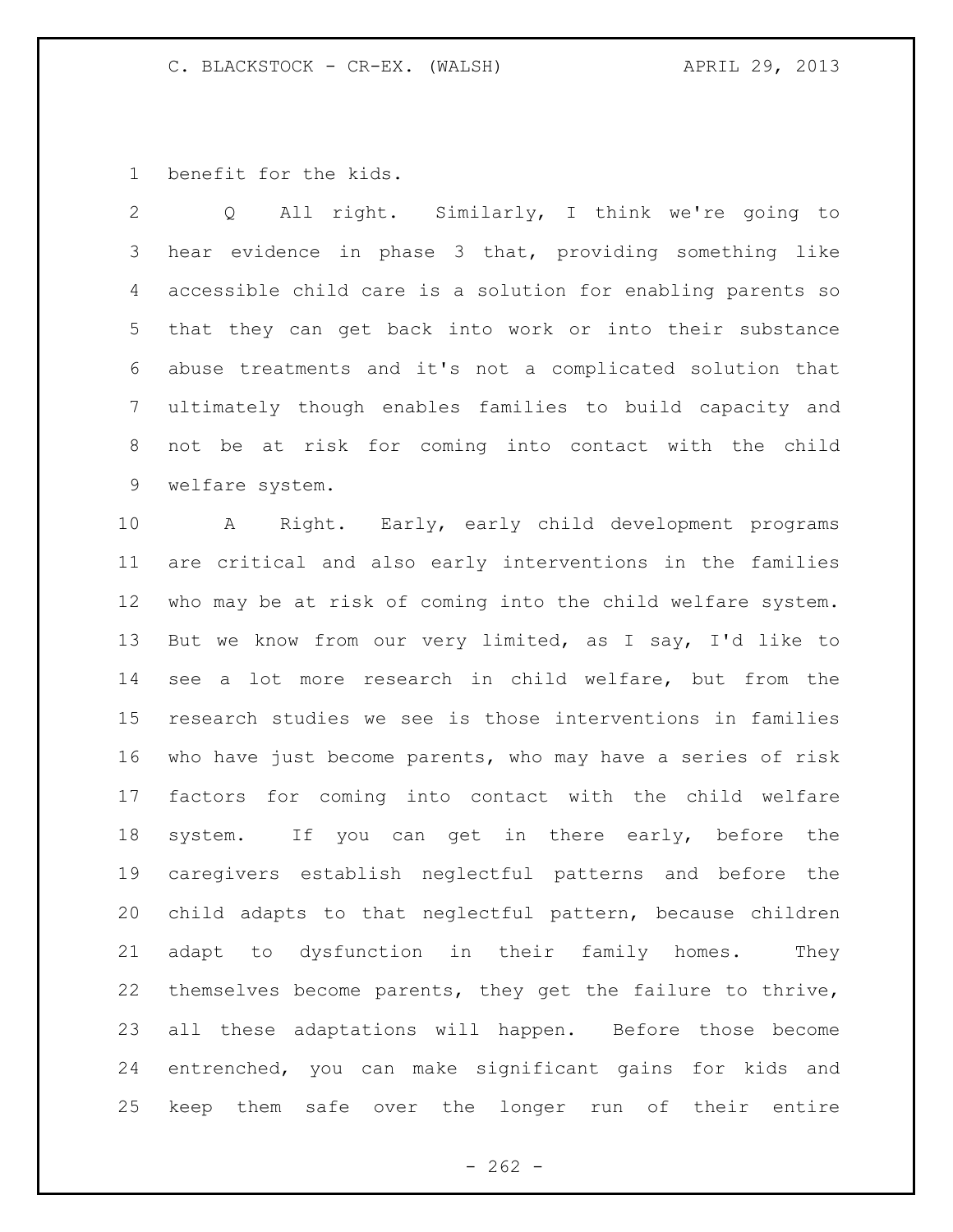benefit for the kids.

Q All right. Similarly, I think we're going to hear evidence in phase 3 that, providing something like accessible child care is a solution for enabling parents so that they can get back into work or into their substance abuse treatments and it's not a complicated solution that ultimately though enables families to build capacity and not be at risk for coming into contact with the child welfare system.

A Right. Early, early child development programs are critical and also early interventions in the families who may be at risk of coming into the child welfare system. But we know from our very limited, as I say, I'd like to see a lot more research in child welfare, but from the research studies we see is those interventions in families who have just become parents, who may have a series of risk factors for coming into contact with the child welfare system. If you can get in there early, before the caregivers establish neglectful patterns and before the child adapts to that neglectful pattern, because children adapt to dysfunction in their family homes. They themselves become parents, they get the failure to thrive, all these adaptations will happen. Before those become entrenched, you can make significant gains for kids and keep them safe over the longer run of their entire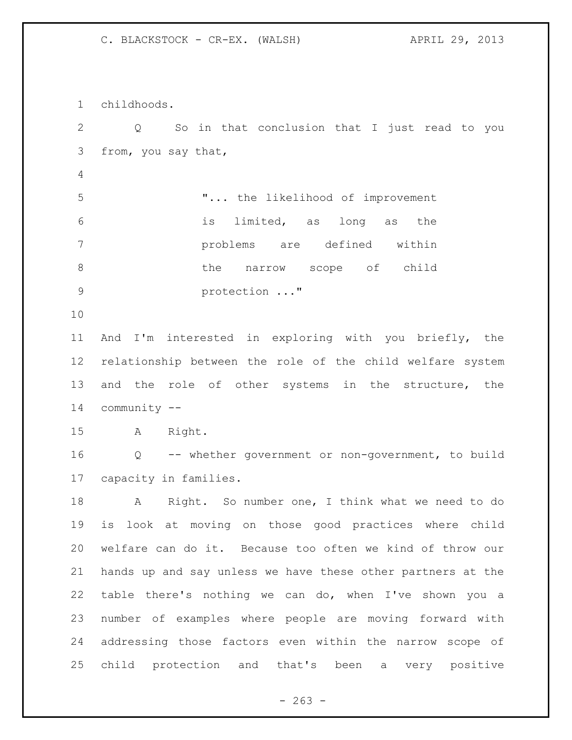childhoods.

Q So in that conclusion that I just read to you from, you say that,

> "... the likelihood of improvement is limited, as long as the problems are defined within the narrow scope of child protection ..."

And I'm interested in exploring with you briefly, the relationship between the role of the child welfare system and the role of other systems in the structure, the community --

A Right.

Q -- whether government or non-government, to build capacity in families.

A Right. So number one, I think what we need to do is look at moving on those good practices where child welfare can do it. Because too often we kind of throw our hands up and say unless we have these other partners at the table there's nothing we can do, when I've shown you a number of examples where people are moving forward with addressing those factors even within the narrow scope of child protection and that's been a very positive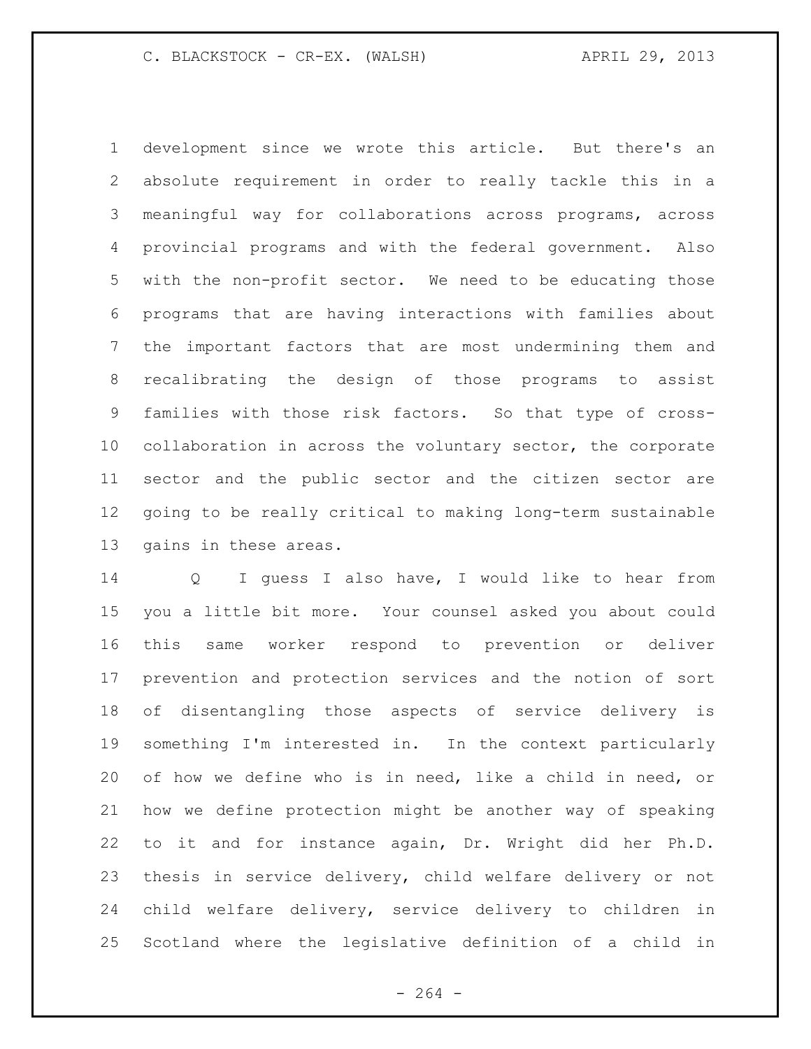development since we wrote this article. But there's an absolute requirement in order to really tackle this in a meaningful way for collaborations across programs, across provincial programs and with the federal government. Also with the non-profit sector. We need to be educating those programs that are having interactions with families about the important factors that are most undermining them and recalibrating the design of those programs to assist families with those risk factors. So that type of cross-collaboration in across the voluntary sector, the corporate sector and the public sector and the citizen sector are going to be really critical to making long-term sustainable gains in these areas.

Q I guess I also have, I would like to hear from you a little bit more. Your counsel asked you about could this same worker respond to prevention or deliver prevention and protection services and the notion of sort of disentangling those aspects of service delivery is something I'm interested in. In the context particularly of how we define who is in need, like a child in need, or how we define protection might be another way of speaking to it and for instance again, Dr. Wright did her Ph.D. thesis in service delivery, child welfare delivery or not child welfare delivery, service delivery to children in Scotland where the legislative definition of a child in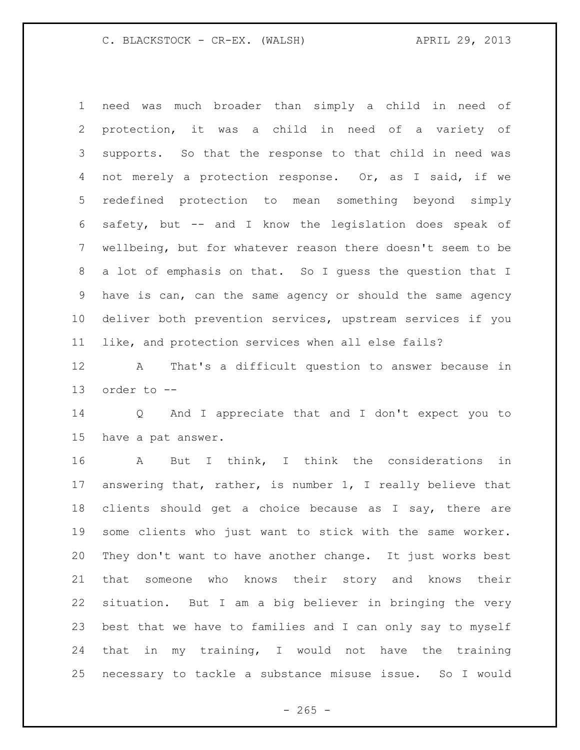need was much broader than simply a child in need of protection, it was a child in need of a variety of supports. So that the response to that child in need was not merely a protection response. Or, as I said, if we redefined protection to mean something beyond simply safety, but -- and I know the legislation does speak of wellbeing, but for whatever reason there doesn't seem to be a lot of emphasis on that. So I guess the question that I have is can, can the same agency or should the same agency deliver both prevention services, upstream services if you like, and protection services when all else fails?

A That's a difficult question to answer because in order to --

Q And I appreciate that and I don't expect you to have a pat answer.

A But I think, I think the considerations in answering that, rather, is number 1, I really believe that clients should get a choice because as I say, there are some clients who just want to stick with the same worker. They don't want to have another change. It just works best that someone who knows their story and knows their situation. But I am a big believer in bringing the very best that we have to families and I can only say to myself that in my training, I would not have the training necessary to tackle a substance misuse issue. So I would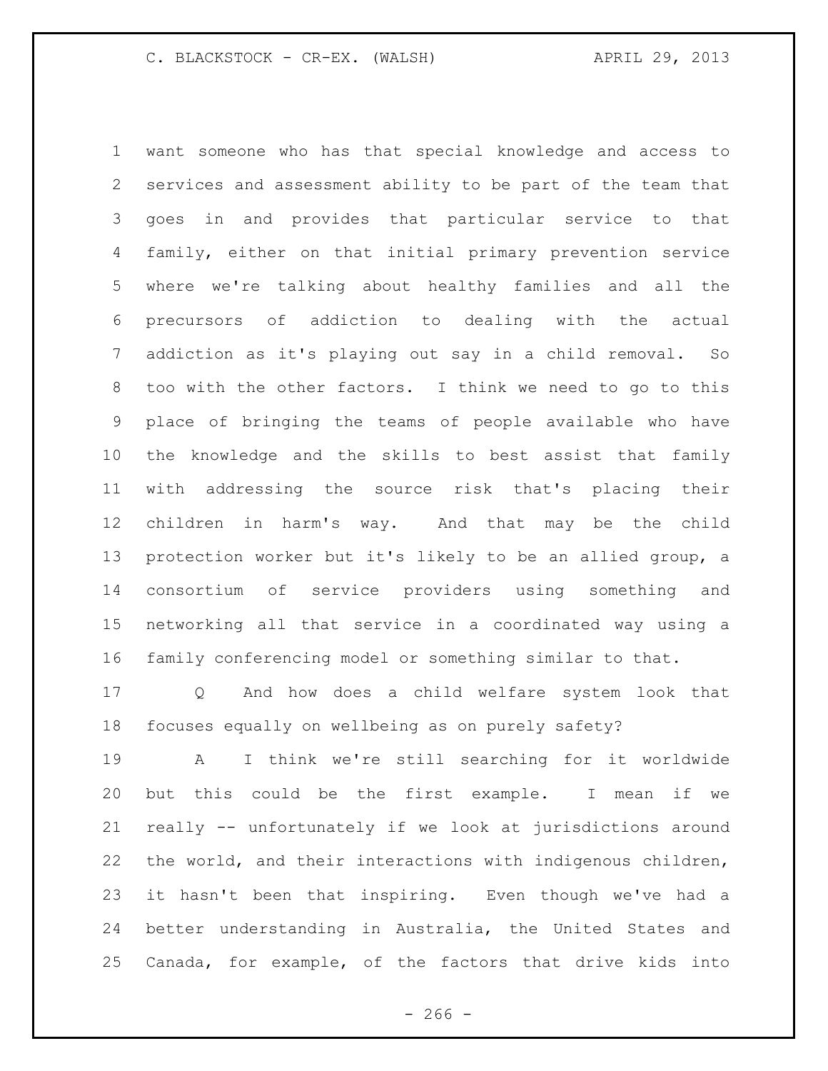want someone who has that special knowledge and access to services and assessment ability to be part of the team that goes in and provides that particular service to that family, either on that initial primary prevention service where we're talking about healthy families and all the precursors of addiction to dealing with the actual addiction as it's playing out say in a child removal. So too with the other factors. I think we need to go to this place of bringing the teams of people available who have the knowledge and the skills to best assist that family with addressing the source risk that's placing their children in harm's way. And that may be the child protection worker but it's likely to be an allied group, a consortium of service providers using something and networking all that service in a coordinated way using a family conferencing model or something similar to that.

Q And how does a child welfare system look that focuses equally on wellbeing as on purely safety?

A I think we're still searching for it worldwide but this could be the first example. I mean if we really -- unfortunately if we look at jurisdictions around the world, and their interactions with indigenous children, it hasn't been that inspiring. Even though we've had a better understanding in Australia, the United States and Canada, for example, of the factors that drive kids into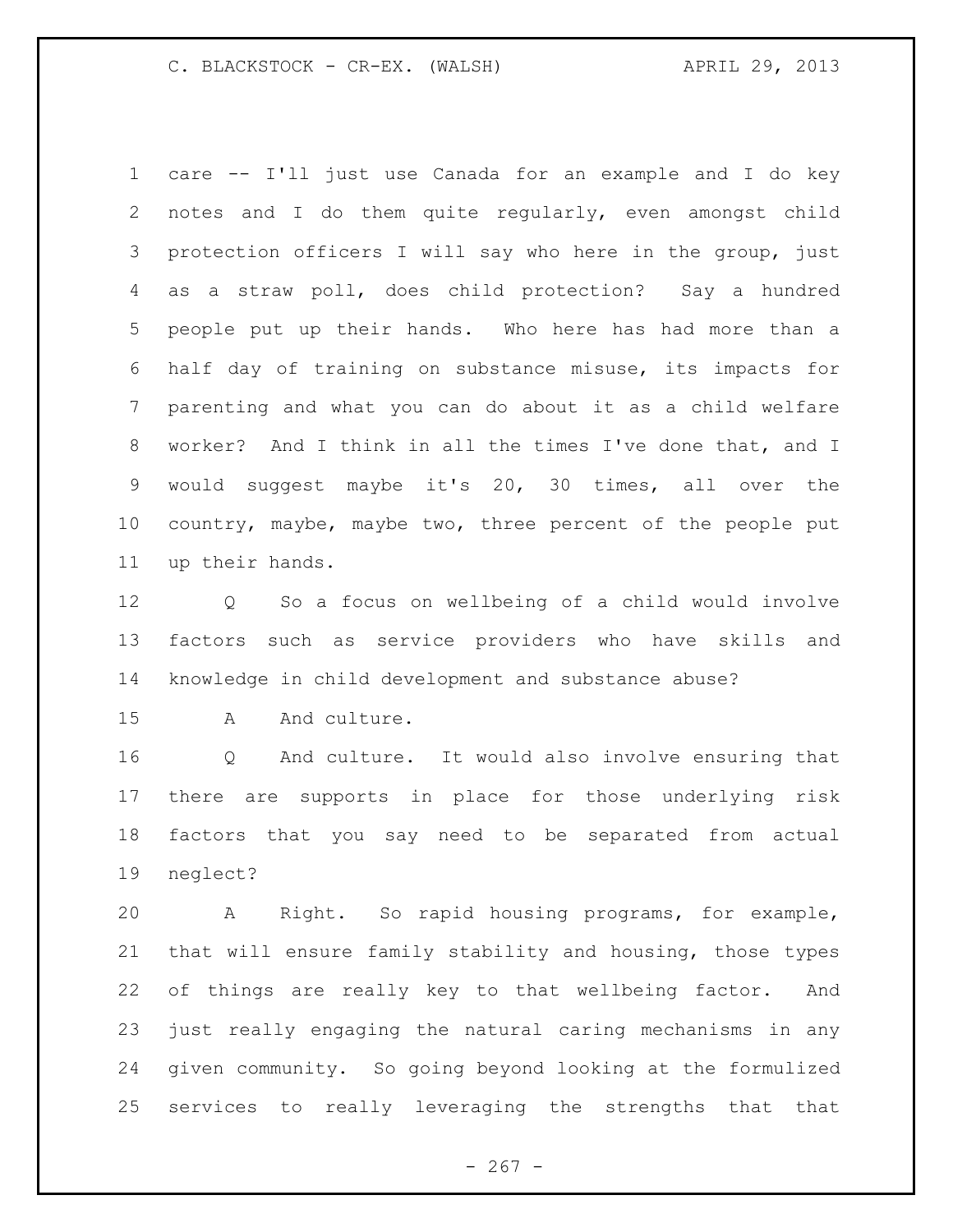care -- I'll just use Canada for an example and I do key notes and I do them quite regularly, even amongst child protection officers I will say who here in the group, just as a straw poll, does child protection? Say a hundred people put up their hands. Who here has had more than a half day of training on substance misuse, its impacts for parenting and what you can do about it as a child welfare worker? And I think in all the times I've done that, and I would suggest maybe it's 20, 30 times, all over the country, maybe, maybe two, three percent of the people put up their hands.

Q So a focus on wellbeing of a child would involve factors such as service providers who have skills and knowledge in child development and substance abuse?

A And culture.

Q And culture. It would also involve ensuring that there are supports in place for those underlying risk factors that you say need to be separated from actual neglect?

A Right. So rapid housing programs, for example, that will ensure family stability and housing, those types of things are really key to that wellbeing factor. And just really engaging the natural caring mechanisms in any given community. So going beyond looking at the formulized services to really leveraging the strengths that that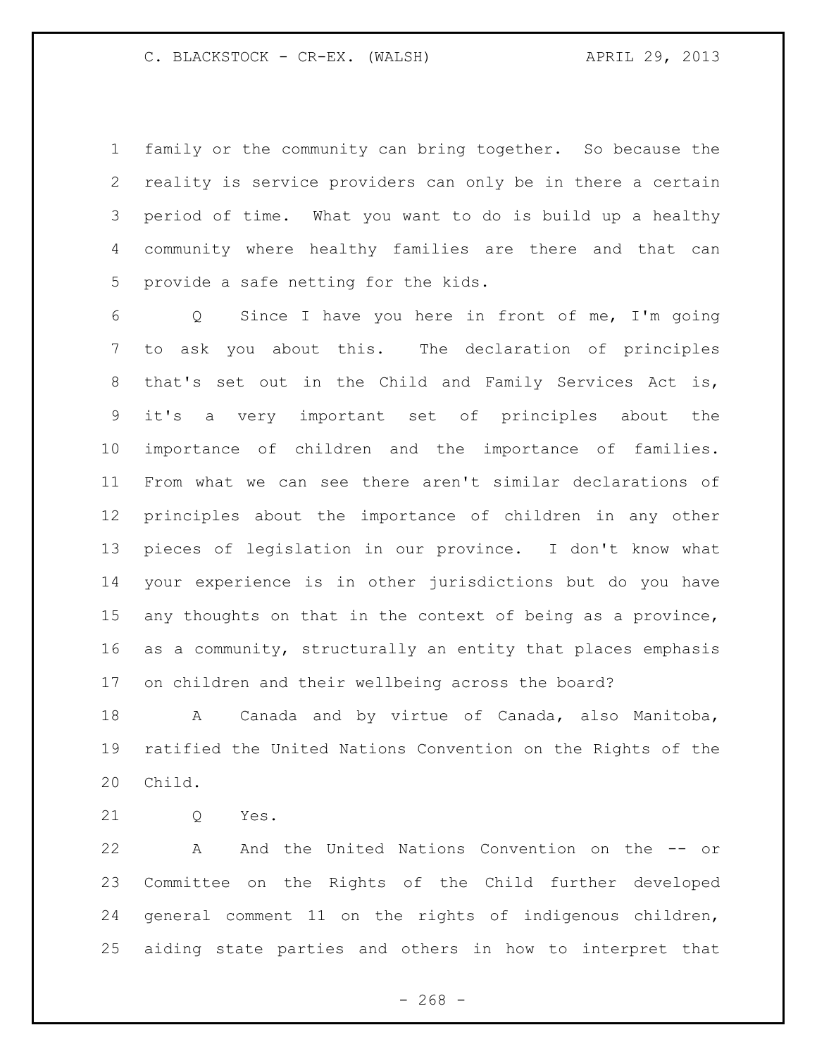family or the community can bring together. So because the reality is service providers can only be in there a certain period of time. What you want to do is build up a healthy community where healthy families are there and that can provide a safe netting for the kids.

Q Since I have you here in front of me, I'm going to ask you about this. The declaration of principles that's set out in the Child and Family Services Act is, it's a very important set of principles about the importance of children and the importance of families. From what we can see there aren't similar declarations of principles about the importance of children in any other pieces of legislation in our province. I don't know what your experience is in other jurisdictions but do you have any thoughts on that in the context of being as a province, as a community, structurally an entity that places emphasis on children and their wellbeing across the board?

A Canada and by virtue of Canada, also Manitoba, ratified the United Nations Convention on the Rights of the Child.

Q Yes.

A And the United Nations Convention on the -- or Committee on the Rights of the Child further developed general comment 11 on the rights of indigenous children, aiding state parties and others in how to interpret that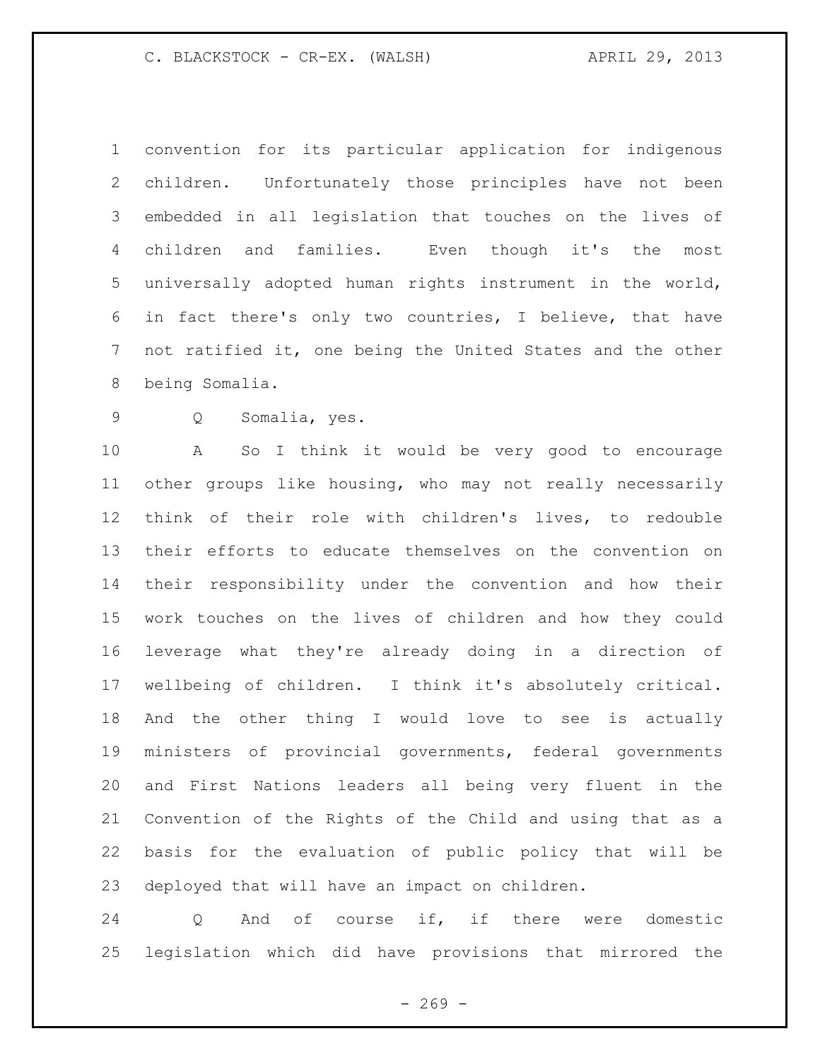convention for its particular application for indigenous children. Unfortunately those principles have not been embedded in all legislation that touches on the lives of children and families. Even though it's the most universally adopted human rights instrument in the world, in fact there's only two countries, I believe, that have not ratified it, one being the United States and the other being Somalia.

Q Somalia, yes.

A So I think it would be very good to encourage other groups like housing, who may not really necessarily think of their role with children's lives, to redouble their efforts to educate themselves on the convention on their responsibility under the convention and how their work touches on the lives of children and how they could leverage what they're already doing in a direction of wellbeing of children. I think it's absolutely critical. And the other thing I would love to see is actually ministers of provincial governments, federal governments and First Nations leaders all being very fluent in the Convention of the Rights of the Child and using that as a basis for the evaluation of public policy that will be deployed that will have an impact on children.

Q And of course if, if there were domestic legislation which did have provisions that mirrored the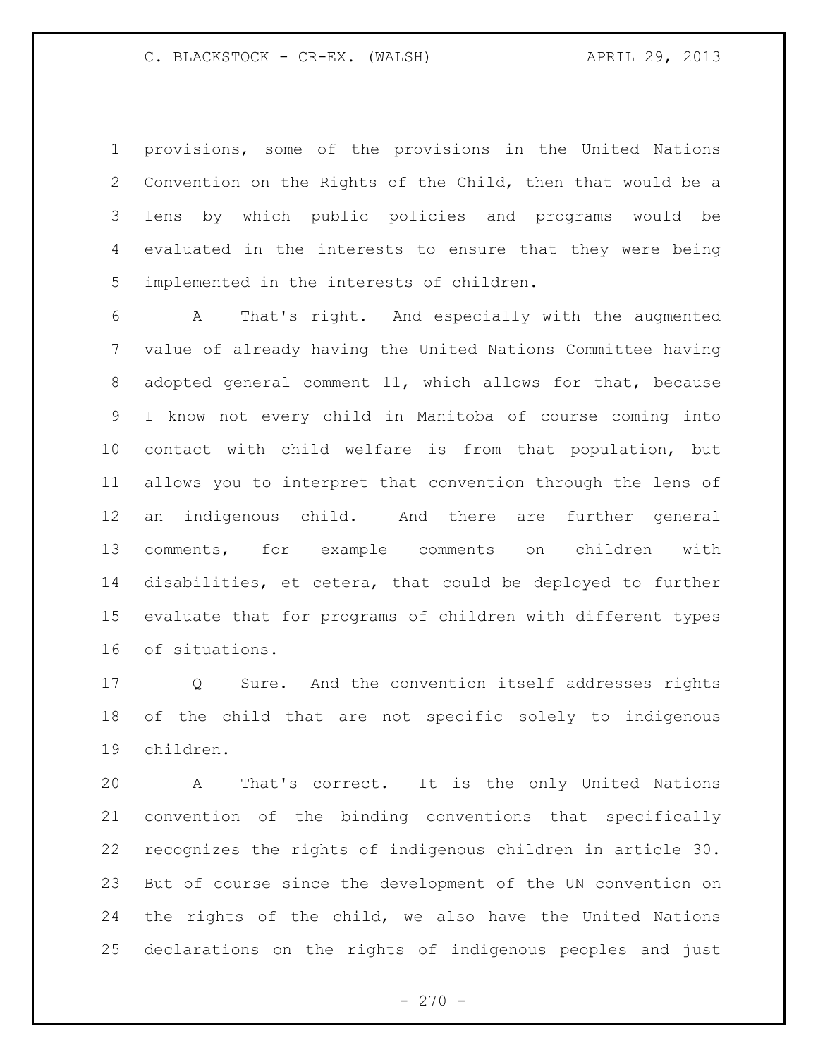provisions, some of the provisions in the United Nations Convention on the Rights of the Child, then that would be a lens by which public policies and programs would be evaluated in the interests to ensure that they were being implemented in the interests of children.

A That's right. And especially with the augmented value of already having the United Nations Committee having adopted general comment 11, which allows for that, because I know not every child in Manitoba of course coming into contact with child welfare is from that population, but allows you to interpret that convention through the lens of an indigenous child. And there are further general comments, for example comments on children with disabilities, et cetera, that could be deployed to further evaluate that for programs of children with different types of situations.

Q Sure. And the convention itself addresses rights of the child that are not specific solely to indigenous children.

A That's correct. It is the only United Nations convention of the binding conventions that specifically recognizes the rights of indigenous children in article 30. But of course since the development of the UN convention on the rights of the child, we also have the United Nations declarations on the rights of indigenous peoples and just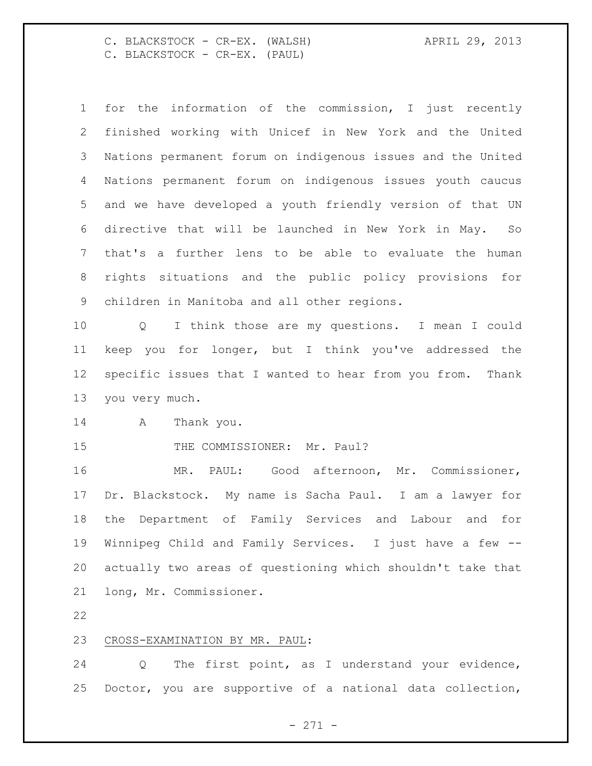for the information of the commission, I just recently finished working with Unicef in New York and the United Nations permanent forum on indigenous issues and the United Nations permanent forum on indigenous issues youth caucus and we have developed a youth friendly version of that UN directive that will be launched in New York in May. So that's a further lens to be able to evaluate the human rights situations and the public policy provisions for children in Manitoba and all other regions.

Q I think those are my questions. I mean I could keep you for longer, but I think you've addressed the specific issues that I wanted to hear from you from. Thank you very much.

A Thank you.

THE COMMISSIONER: Mr. Paul?

MR. PAUL: Good afternoon, Mr. Commissioner, Dr. Blackstock. My name is Sacha Paul. I am a lawyer for the Department of Family Services and Labour and for Winnipeg Child and Family Services. I just have a few -- actually two areas of questioning which shouldn't take that long, Mr. Commissioner.

CROSS-EXAMINATION BY MR. PAUL:

Q The first point, as I understand your evidence, Doctor, you are supportive of a national data collection,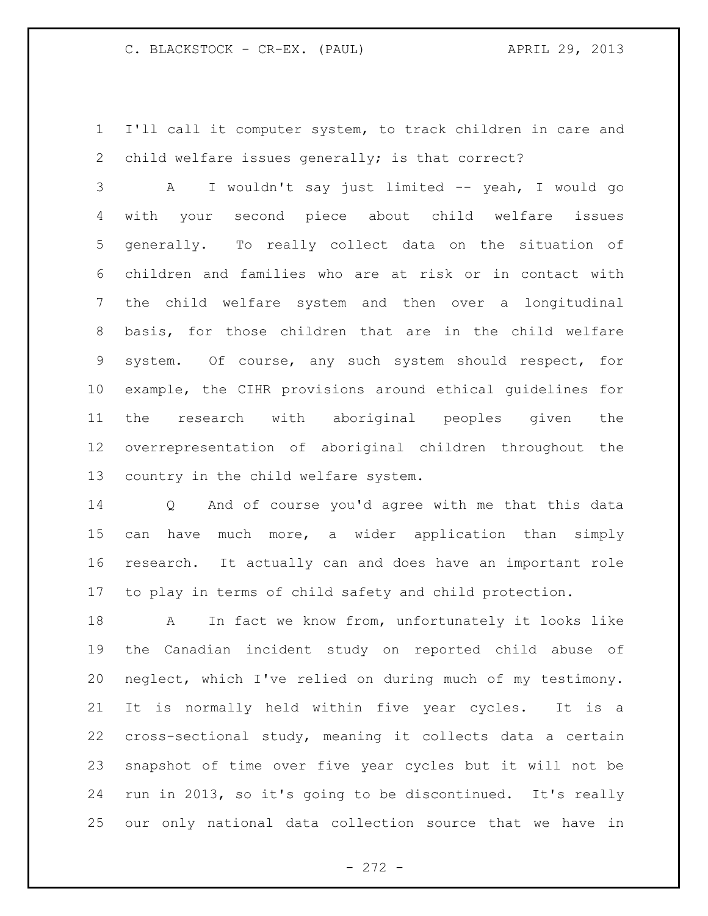I'll call it computer system, to track children in care and child welfare issues generally; is that correct?

A I wouldn't say just limited -- yeah, I would go with your second piece about child welfare issues generally. To really collect data on the situation of children and families who are at risk or in contact with the child welfare system and then over a longitudinal basis, for those children that are in the child welfare system. Of course, any such system should respect, for example, the CIHR provisions around ethical guidelines for the research with aboriginal peoples given the overrepresentation of aboriginal children throughout the country in the child welfare system.

Q And of course you'd agree with me that this data can have much more, a wider application than simply research. It actually can and does have an important role to play in terms of child safety and child protection.

A In fact we know from, unfortunately it looks like the Canadian incident study on reported child abuse of neglect, which I've relied on during much of my testimony. It is normally held within five year cycles. It is a cross-sectional study, meaning it collects data a certain snapshot of time over five year cycles but it will not be run in 2013, so it's going to be discontinued. It's really our only national data collection source that we have in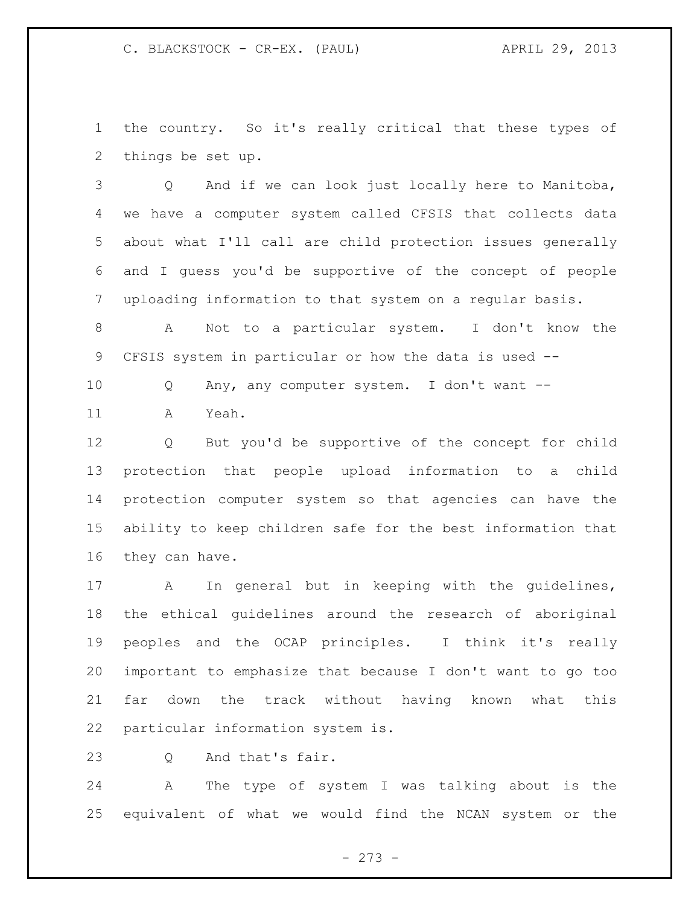the country. So it's really critical that these types of things be set up.

Q And if we can look just locally here to Manitoba, we have a computer system called CFSIS that collects data about what I'll call are child protection issues generally and I guess you'd be supportive of the concept of people uploading information to that system on a regular basis.

A Not to a particular system. I don't know the CFSIS system in particular or how the data is used --

Q Any, any computer system. I don't want --

A Yeah.

Q But you'd be supportive of the concept for child protection that people upload information to a child protection computer system so that agencies can have the ability to keep children safe for the best information that they can have.

A In general but in keeping with the guidelines, the ethical guidelines around the research of aboriginal peoples and the OCAP principles. I think it's really important to emphasize that because I don't want to go too far down the track without having known what this particular information system is.

Q And that's fair.

A The type of system I was talking about is the equivalent of what we would find the NCAN system or the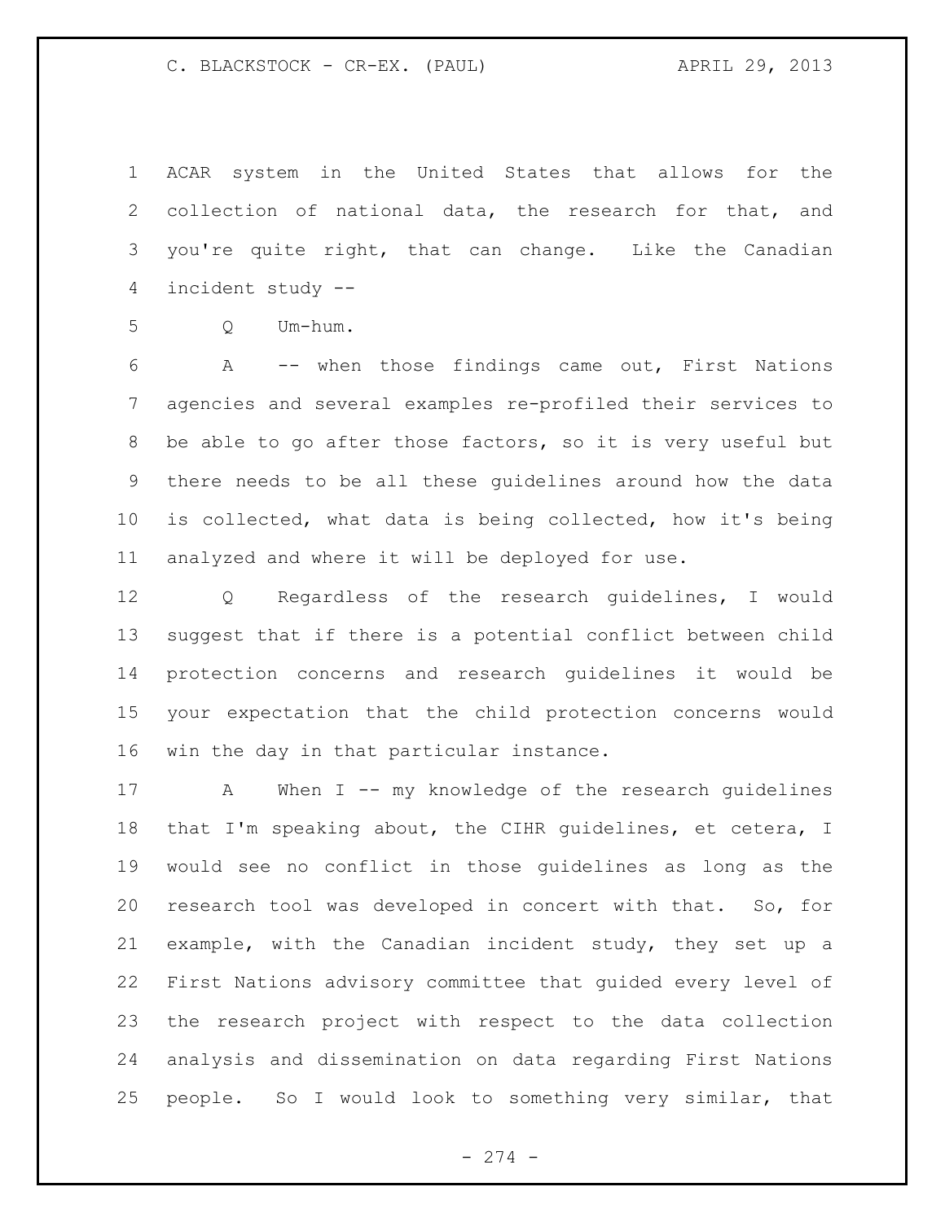ACAR system in the United States that allows for the collection of national data, the research for that, and you're quite right, that can change. Like the Canadian incident study --

Q Um-hum.

A -- when those findings came out, First Nations agencies and several examples re-profiled their services to be able to go after those factors, so it is very useful but there needs to be all these guidelines around how the data is collected, what data is being collected, how it's being analyzed and where it will be deployed for use.

Q Regardless of the research guidelines, I would suggest that if there is a potential conflict between child protection concerns and research guidelines it would be your expectation that the child protection concerns would win the day in that particular instance.

A When I -- my knowledge of the research guidelines that I'm speaking about, the CIHR guidelines, et cetera, I would see no conflict in those guidelines as long as the research tool was developed in concert with that. So, for example, with the Canadian incident study, they set up a First Nations advisory committee that guided every level of the research project with respect to the data collection analysis and dissemination on data regarding First Nations people. So I would look to something very similar, that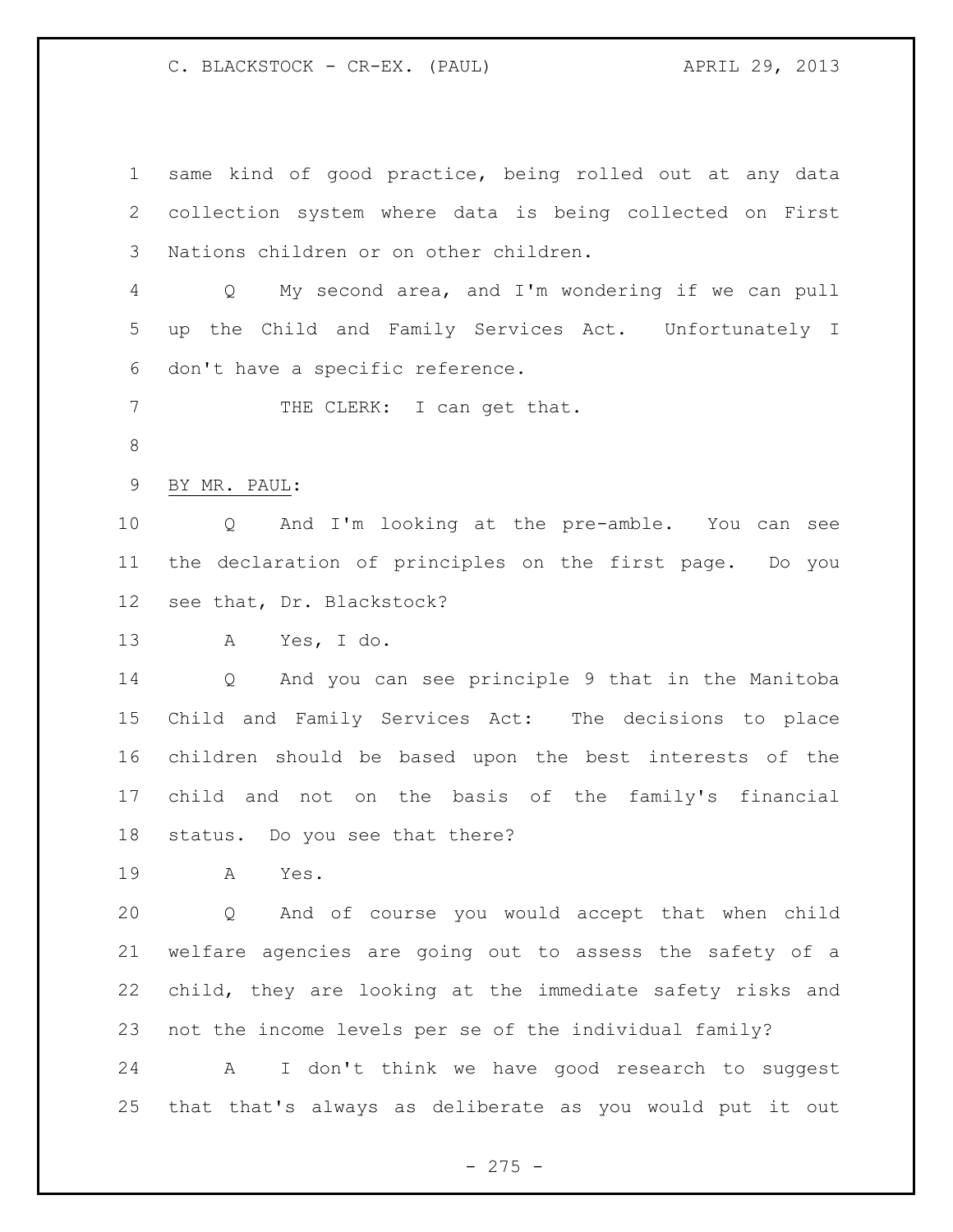same kind of good practice, being rolled out at any data collection system where data is being collected on First Nations children or on other children.

Q My second area, and I'm wondering if we can pull up the Child and Family Services Act. Unfortunately I don't have a specific reference.

THE CLERK: I can get that.

BY MR. PAUL:

Q And I'm looking at the pre-amble. You can see the declaration of principles on the first page. Do you see that, Dr. Blackstock?

A Yes, I do.

Q And you can see principle 9 that in the Manitoba Child and Family Services Act: The decisions to place children should be based upon the best interests of the child and not on the basis of the family's financial status. Do you see that there?

A Yes.

Q And of course you would accept that when child welfare agencies are going out to assess the safety of a child, they are looking at the immediate safety risks and not the income levels per se of the individual family?

A I don't think we have good research to suggest that that's always as deliberate as you would put it out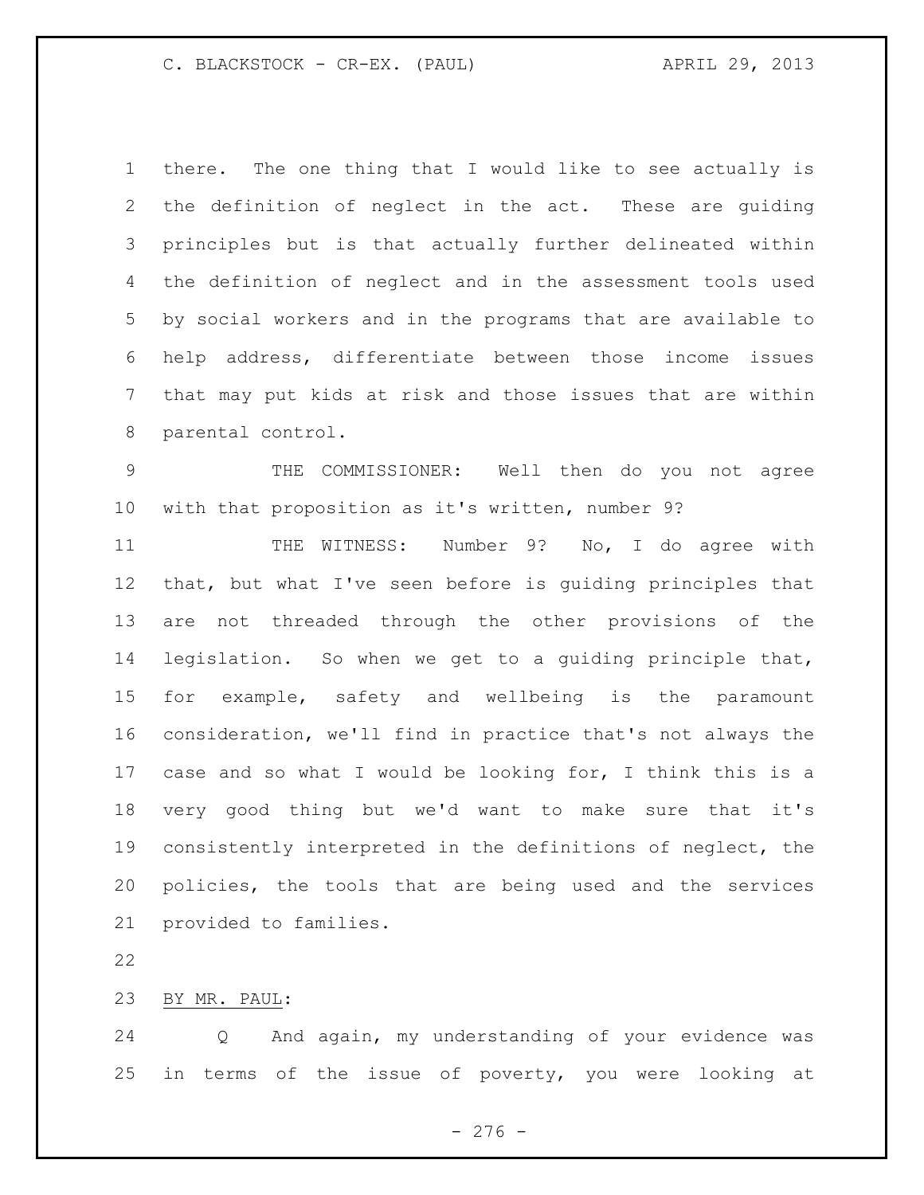there. The one thing that I would like to see actually is the definition of neglect in the act. These are guiding principles but is that actually further delineated within the definition of neglect and in the assessment tools used by social workers and in the programs that are available to help address, differentiate between those income issues that may put kids at risk and those issues that are within parental control.

THE COMMISSIONER: Well then do you not agree with that proposition as it's written, number 9?

THE WITNESS: Number 9? No, I do agree with that, but what I've seen before is guiding principles that are not threaded through the other provisions of the legislation. So when we get to a guiding principle that, for example, safety and wellbeing is the paramount consideration, we'll find in practice that's not always the case and so what I would be looking for, I think this is a very good thing but we'd want to make sure that it's consistently interpreted in the definitions of neglect, the policies, the tools that are being used and the services provided to families.

BY MR. PAUL:

Q And again, my understanding of your evidence was in terms of the issue of poverty, you were looking at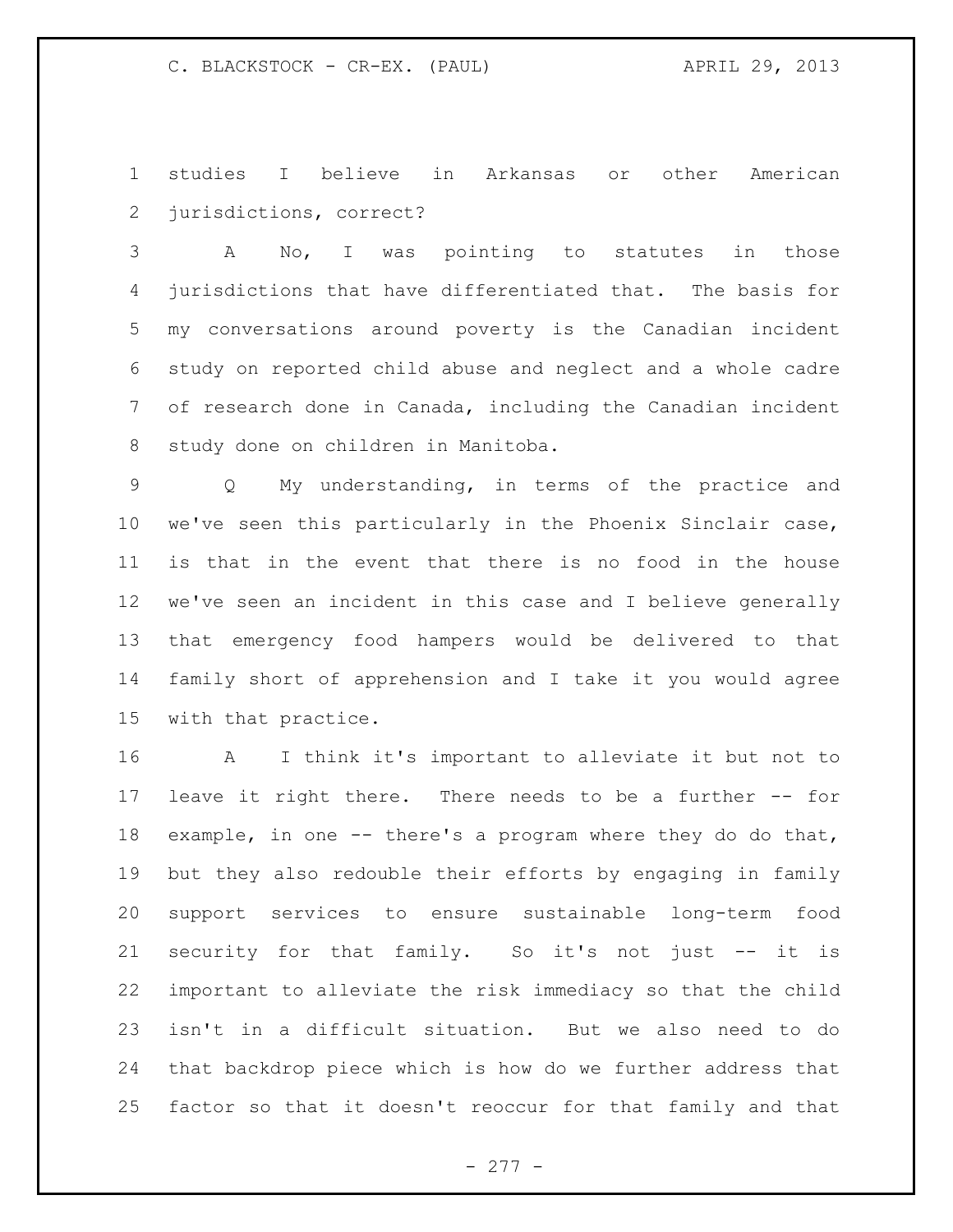studies I believe in Arkansas or other American jurisdictions, correct?

A No, I was pointing to statutes in those jurisdictions that have differentiated that. The basis for my conversations around poverty is the Canadian incident study on reported child abuse and neglect and a whole cadre of research done in Canada, including the Canadian incident study done on children in Manitoba.

Q My understanding, in terms of the practice and we've seen this particularly in the Phoenix Sinclair case, is that in the event that there is no food in the house we've seen an incident in this case and I believe generally that emergency food hampers would be delivered to that family short of apprehension and I take it you would agree with that practice.

A I think it's important to alleviate it but not to leave it right there. There needs to be a further -- for example, in one -- there's a program where they do do that, but they also redouble their efforts by engaging in family support services to ensure sustainable long-term food security for that family. So it's not just -- it is important to alleviate the risk immediacy so that the child isn't in a difficult situation. But we also need to do that backdrop piece which is how do we further address that factor so that it doesn't reoccur for that family and that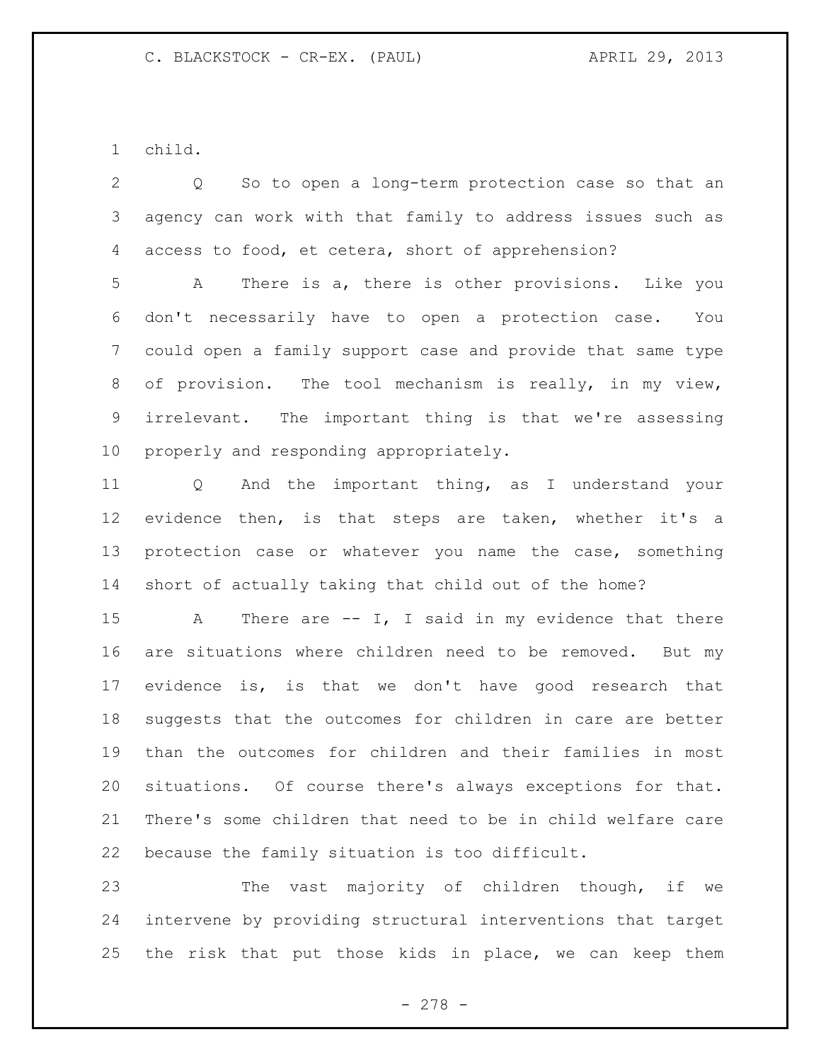child.

Q So to open a long-term protection case so that an agency can work with that family to address issues such as access to food, et cetera, short of apprehension?

A There is a, there is other provisions. Like you don't necessarily have to open a protection case. You could open a family support case and provide that same type of provision. The tool mechanism is really, in my view, irrelevant. The important thing is that we're assessing properly and responding appropriately.

Q And the important thing, as I understand your evidence then, is that steps are taken, whether it's a protection case or whatever you name the case, something short of actually taking that child out of the home?

A There are -- I, I said in my evidence that there are situations where children need to be removed. But my evidence is, is that we don't have good research that suggests that the outcomes for children in care are better than the outcomes for children and their families in most situations. Of course there's always exceptions for that. There's some children that need to be in child welfare care because the family situation is too difficult.

The vast majority of children though, if we intervene by providing structural interventions that target the risk that put those kids in place, we can keep them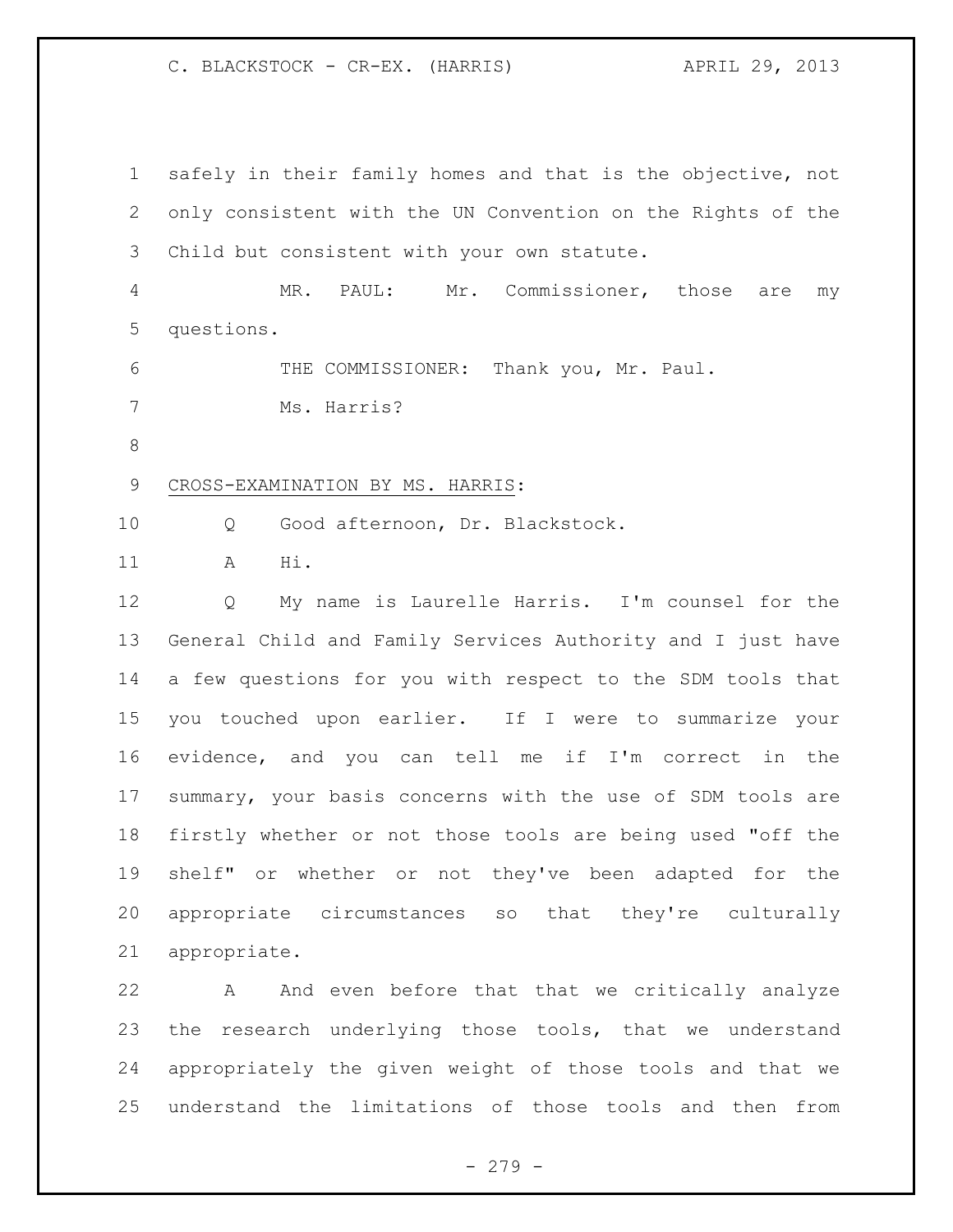safely in their family homes and that is the objective, not only consistent with the UN Convention on the Rights of the Child but consistent with your own statute.

MR. PAUL: Mr. Commissioner, those are my questions.

THE COMMISSIONER: Thank you, Mr. Paul.

Ms. Harris?

CROSS-EXAMINATION BY MS. HARRIS:

Q Good afternoon, Dr. Blackstock.

A Hi.

Q My name is Laurelle Harris. I'm counsel for the General Child and Family Services Authority and I just have a few questions for you with respect to the SDM tools that you touched upon earlier. If I were to summarize your evidence, and you can tell me if I'm correct in the summary, your basis concerns with the use of SDM tools are firstly whether or not those tools are being used "off the shelf" or whether or not they've been adapted for the appropriate circumstances so that they're culturally appropriate.

A And even before that that we critically analyze the research underlying those tools, that we understand appropriately the given weight of those tools and that we understand the limitations of those tools and then from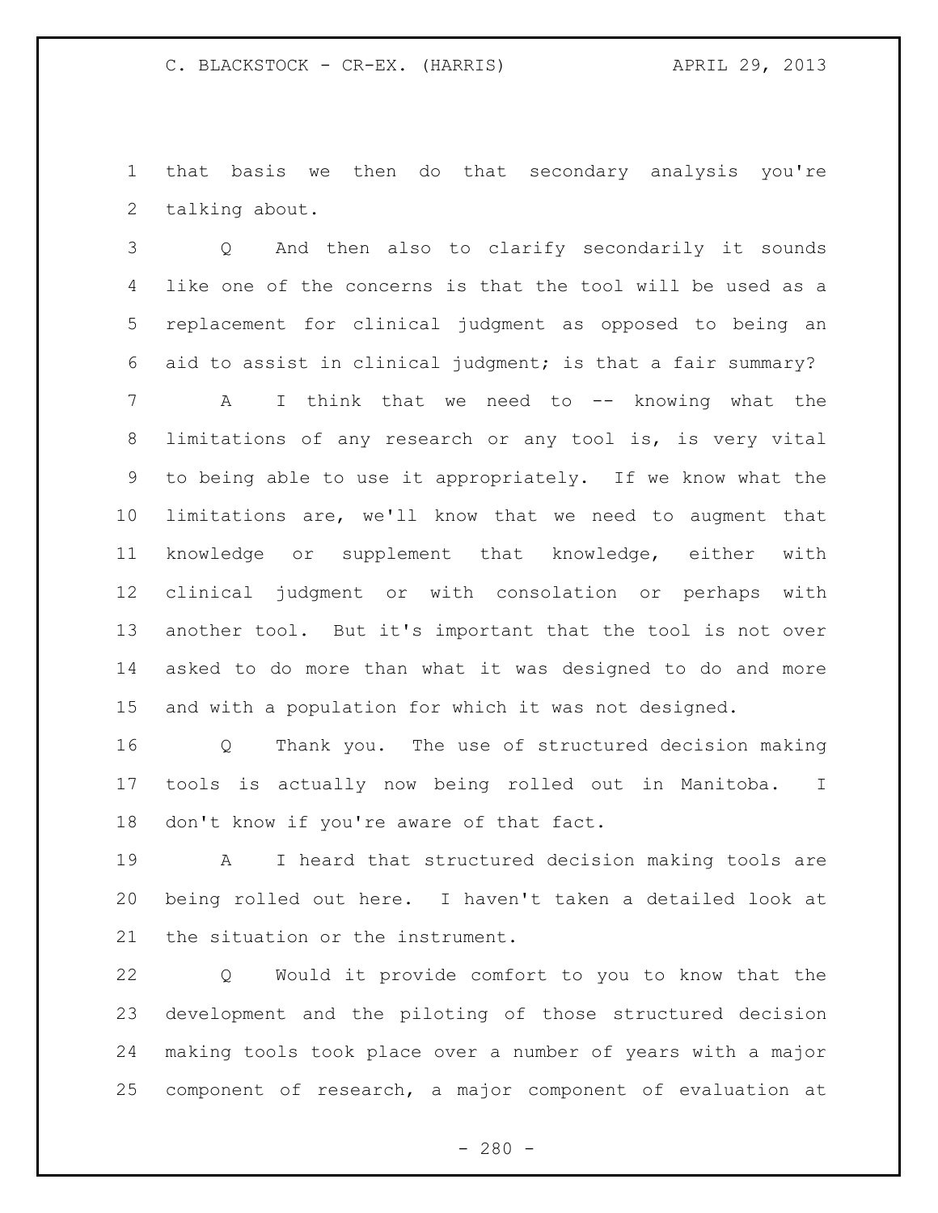that basis we then do that secondary analysis you're talking about.

Q And then also to clarify secondarily it sounds like one of the concerns is that the tool will be used as a replacement for clinical judgment as opposed to being an aid to assist in clinical judgment; is that a fair summary?

A I think that we need to -- knowing what the limitations of any research or any tool is, is very vital to being able to use it appropriately. If we know what the limitations are, we'll know that we need to augment that knowledge or supplement that knowledge, either with clinical judgment or with consolation or perhaps with another tool. But it's important that the tool is not over asked to do more than what it was designed to do and more and with a population for which it was not designed.

Q Thank you. The use of structured decision making tools is actually now being rolled out in Manitoba. I don't know if you're aware of that fact.

A I heard that structured decision making tools are being rolled out here. I haven't taken a detailed look at the situation or the instrument.

Q Would it provide comfort to you to know that the development and the piloting of those structured decision making tools took place over a number of years with a major component of research, a major component of evaluation at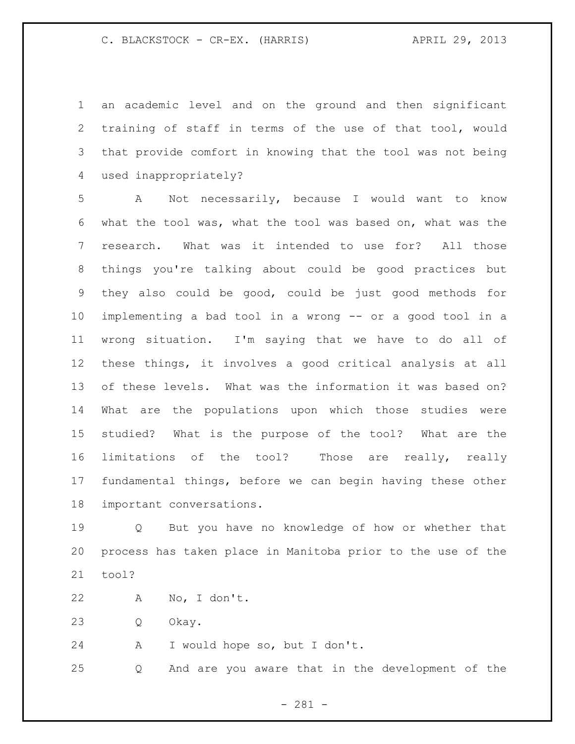an academic level and on the ground and then significant training of staff in terms of the use of that tool, would that provide comfort in knowing that the tool was not being used inappropriately?

A Not necessarily, because I would want to know what the tool was, what the tool was based on, what was the research. What was it intended to use for? All those things you're talking about could be good practices but they also could be good, could be just good methods for implementing a bad tool in a wrong -- or a good tool in a wrong situation. I'm saying that we have to do all of these things, it involves a good critical analysis at all of these levels. What was the information it was based on? What are the populations upon which those studies were studied? What is the purpose of the tool? What are the limitations of the tool? Those are really, really fundamental things, before we can begin having these other important conversations.

Q But you have no knowledge of how or whether that process has taken place in Manitoba prior to the use of the tool?

A No, I don't.

Q Okay.

A I would hope so, but I don't.

Q And are you aware that in the development of the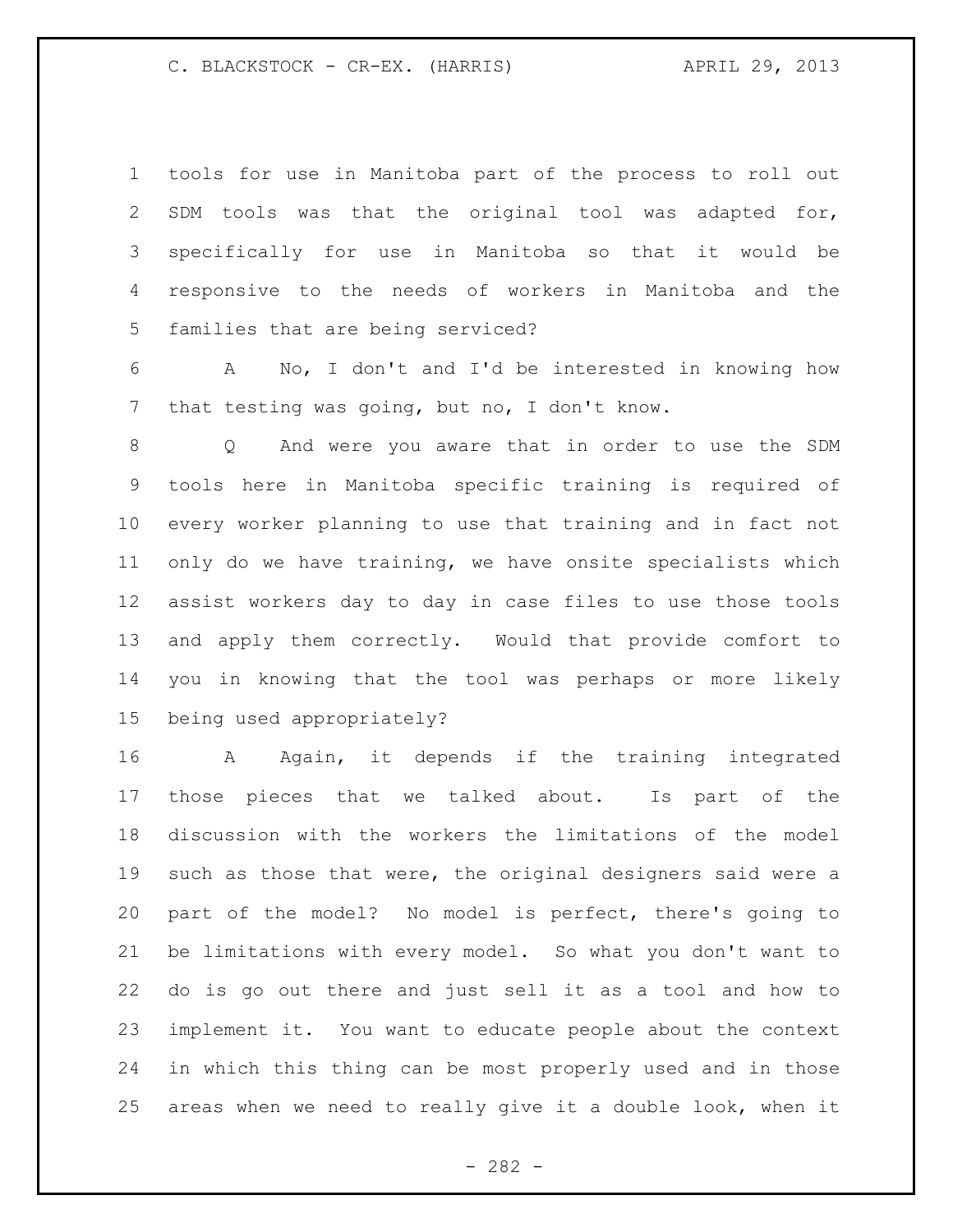tools for use in Manitoba part of the process to roll out SDM tools was that the original tool was adapted for, specifically for use in Manitoba so that it would be responsive to the needs of workers in Manitoba and the families that are being serviced?

A No, I don't and I'd be interested in knowing how that testing was going, but no, I don't know.

Q And were you aware that in order to use the SDM tools here in Manitoba specific training is required of every worker planning to use that training and in fact not only do we have training, we have onsite specialists which assist workers day to day in case files to use those tools and apply them correctly. Would that provide comfort to you in knowing that the tool was perhaps or more likely being used appropriately?

A Again, it depends if the training integrated those pieces that we talked about. Is part of the discussion with the workers the limitations of the model such as those that were, the original designers said were a part of the model? No model is perfect, there's going to be limitations with every model. So what you don't want to do is go out there and just sell it as a tool and how to implement it. You want to educate people about the context in which this thing can be most properly used and in those areas when we need to really give it a double look, when it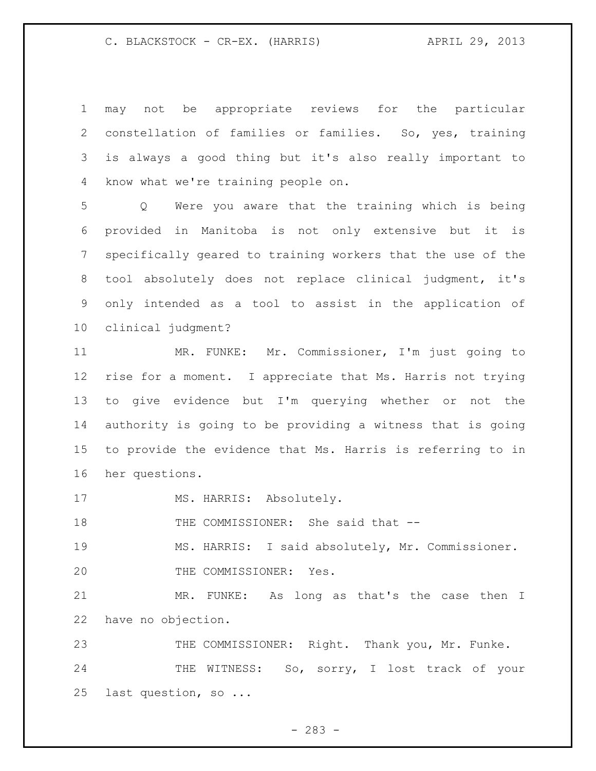may not be appropriate reviews for the particular constellation of families or families. So, yes, training is always a good thing but it's also really important to know what we're training people on.

Q Were you aware that the training which is being provided in Manitoba is not only extensive but it is specifically geared to training workers that the use of the tool absolutely does not replace clinical judgment, it's only intended as a tool to assist in the application of clinical judgment?

MR. FUNKE: Mr. Commissioner, I'm just going to rise for a moment. I appreciate that Ms. Harris not trying to give evidence but I'm querying whether or not the authority is going to be providing a witness that is going to provide the evidence that Ms. Harris is referring to in her questions.

MS. HARRIS: Absolutely.

THE COMMISSIONER: She said that --

MS. HARRIS: I said absolutely, Mr. Commissioner.

THE COMMISSIONER: Yes.

MR. FUNKE: As long as that's the case then I have no objection.

THE COMMISSIONER: Right. Thank you, Mr. Funke.

THE WITNESS: So, sorry, I lost track of your last question, so ...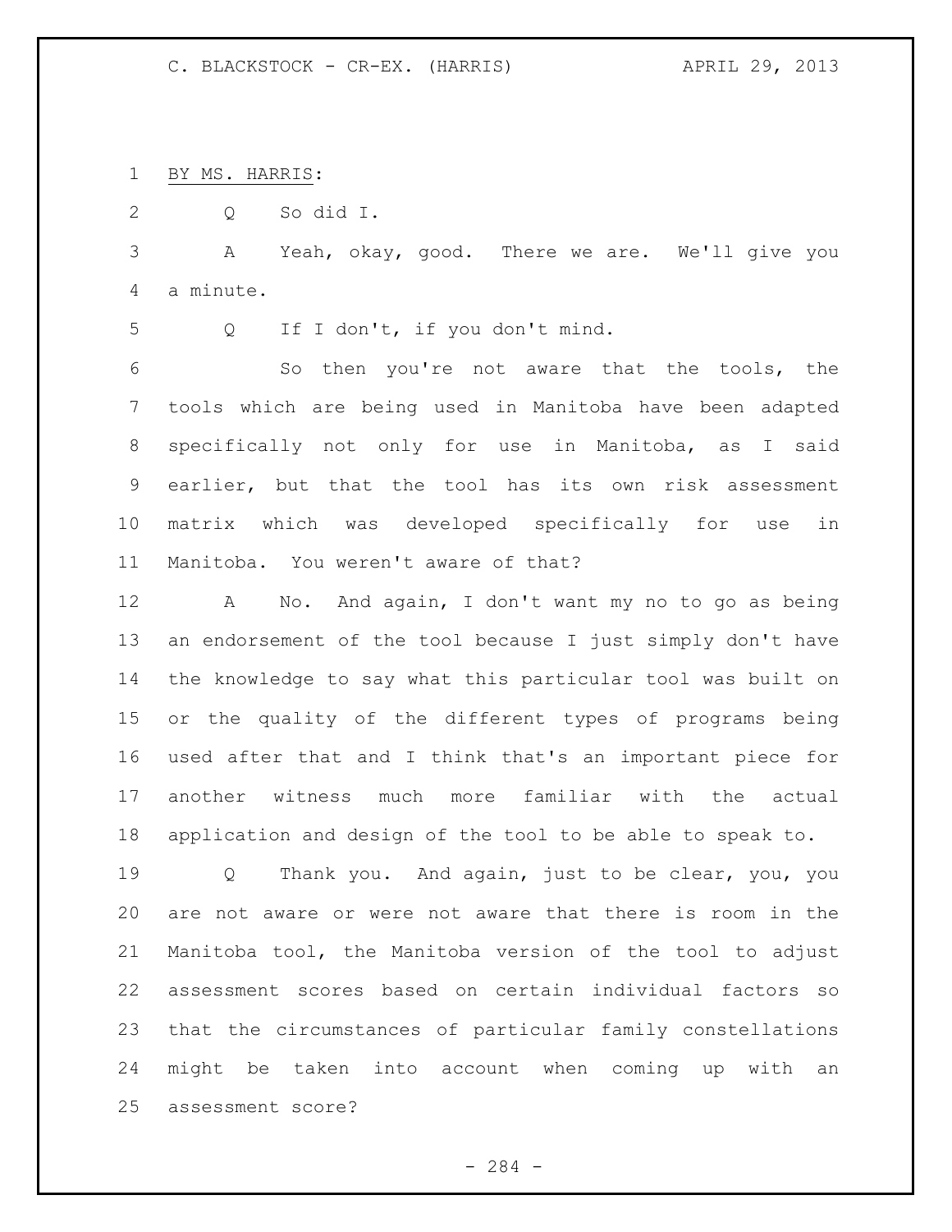BY MS. HARRIS:

Q So did I.

A Yeah, okay, good. There we are. We'll give you a minute.

Q If I don't, if you don't mind.

So then you're not aware that the tools, the tools which are being used in Manitoba have been adapted specifically not only for use in Manitoba, as I said earlier, but that the tool has its own risk assessment matrix which was developed specifically for use in Manitoba. You weren't aware of that?

A No. And again, I don't want my no to go as being an endorsement of the tool because I just simply don't have the knowledge to say what this particular tool was built on or the quality of the different types of programs being used after that and I think that's an important piece for another witness much more familiar with the actual application and design of the tool to be able to speak to.

Q Thank you. And again, just to be clear, you, you are not aware or were not aware that there is room in the Manitoba tool, the Manitoba version of the tool to adjust assessment scores based on certain individual factors so that the circumstances of particular family constellations might be taken into account when coming up with an assessment score?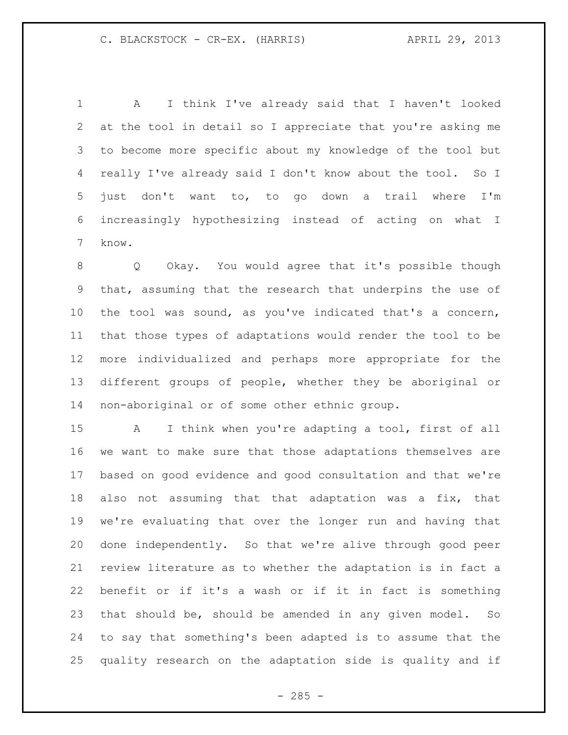A I think I've already said that I haven't looked at the tool in detail so I appreciate that you're asking me to become more specific about my knowledge of the tool but really I've already said I don't know about the tool. So I just don't want to, to go down a trail where I'm increasingly hypothesizing instead of acting on what I know.

Q Okay. You would agree that it's possible though that, assuming that the research that underpins the use of the tool was sound, as you've indicated that's a concern, that those types of adaptations would render the tool to be more individualized and perhaps more appropriate for the different groups of people, whether they be aboriginal or non-aboriginal or of some other ethnic group.

A I think when you're adapting a tool, first of all we want to make sure that those adaptations themselves are based on good evidence and good consultation and that we're also not assuming that that adaptation was a fix, that we're evaluating that over the longer run and having that done independently. So that we're alive through good peer review literature as to whether the adaptation is in fact a benefit or if it's a wash or if it in fact is something that should be, should be amended in any given model. So to say that something's been adapted is to assume that the quality research on the adaptation side is quality and if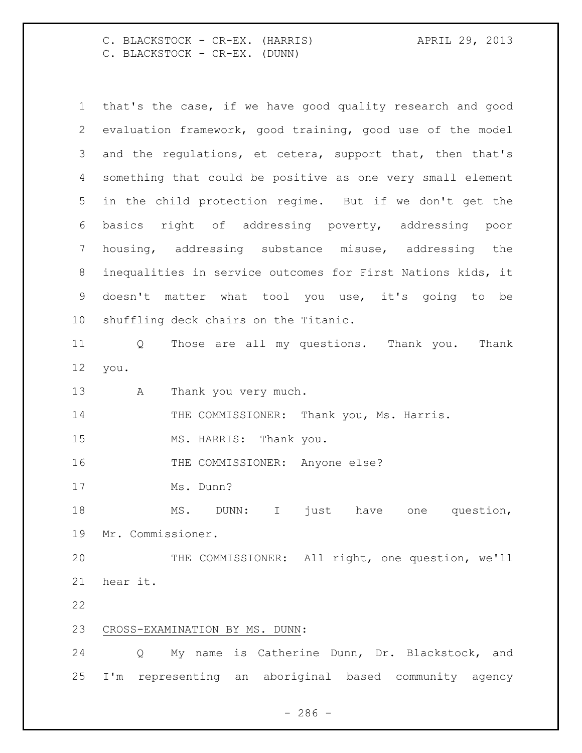that's the case, if we have good quality research and good evaluation framework, good training, good use of the model and the regulations, et cetera, support that, then that's something that could be positive as one very small element in the child protection regime. But if we don't get the basics right of addressing poverty, addressing poor housing, addressing substance misuse, addressing the inequalities in service outcomes for First Nations kids, it doesn't matter what tool you use, it's going to be shuffling deck chairs on the Titanic.

Q Those are all my questions. Thank you. Thank you.

A Thank you very much.

THE COMMISSIONER: Thank you, Ms. Harris.

MS. HARRIS: Thank you.

THE COMMISSIONER: Anyone else?

Ms. Dunn?

MS. DUNN: I just have one question, Mr. Commissioner.

THE COMMISSIONER: All right, one question, we'll hear it.

CROSS-EXAMINATION BY MS. DUNN:

Q My name is Catherine Dunn, Dr. Blackstock, and I'm representing an aboriginal based community agency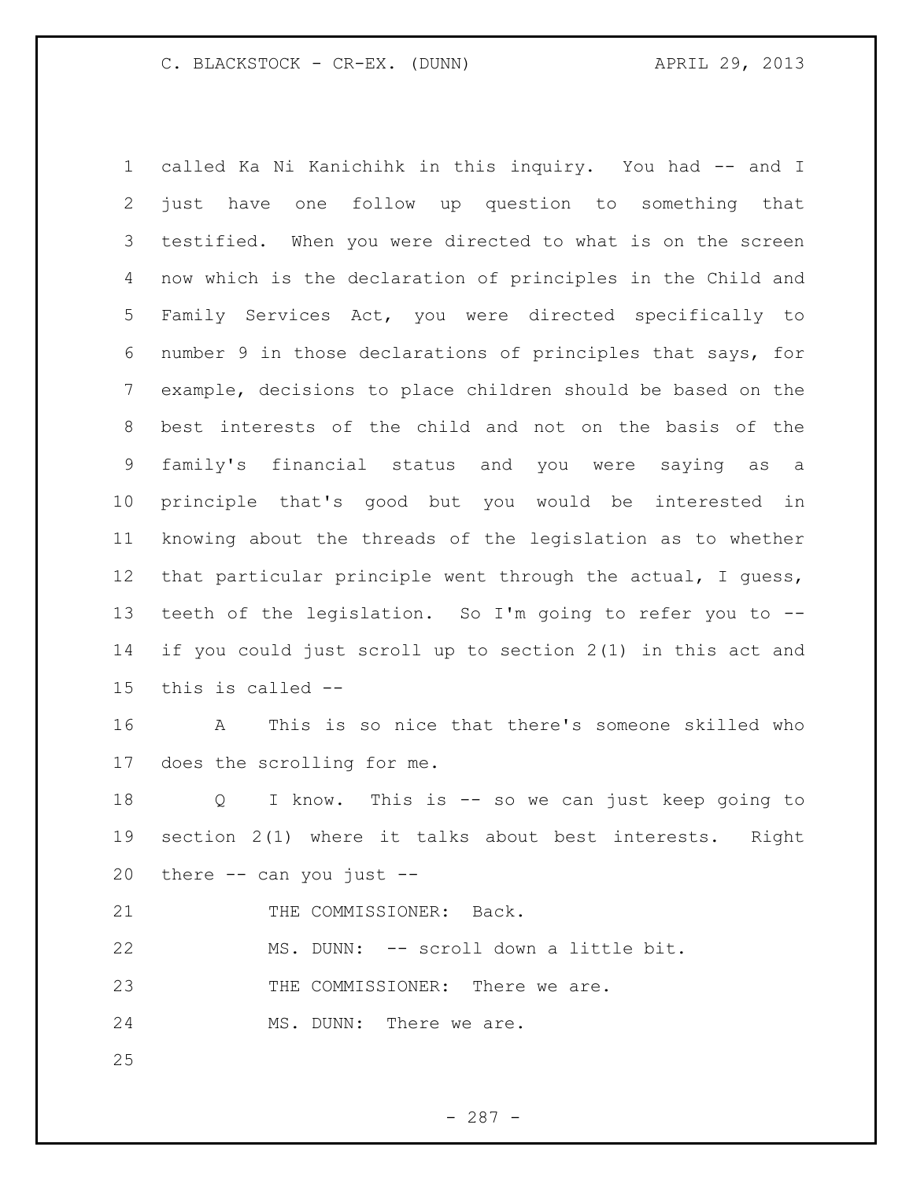called Ka Ni Kanichihk in this inquiry. You had -- and I just have one follow up question to something that testified. When you were directed to what is on the screen now which is the declaration of principles in the Child and Family Services Act, you were directed specifically to number 9 in those declarations of principles that says, for example, decisions to place children should be based on the best interests of the child and not on the basis of the family's financial status and you were saying as a principle that's good but you would be interested in knowing about the threads of the legislation as to whether that particular principle went through the actual, I guess, teeth of the legislation. So I'm going to refer you to -- if you could just scroll up to section 2(1) in this act and this is called --

A This is so nice that there's someone skilled who does the scrolling for me.

Q I know. This is -- so we can just keep going to section 2(1) where it talks about best interests. Right there -- can you just --

THE COMMISSIONER: Back.

MS. DUNN: -- scroll down a little bit.

THE COMMISSIONER: There we are.

MS. DUNN: There we are.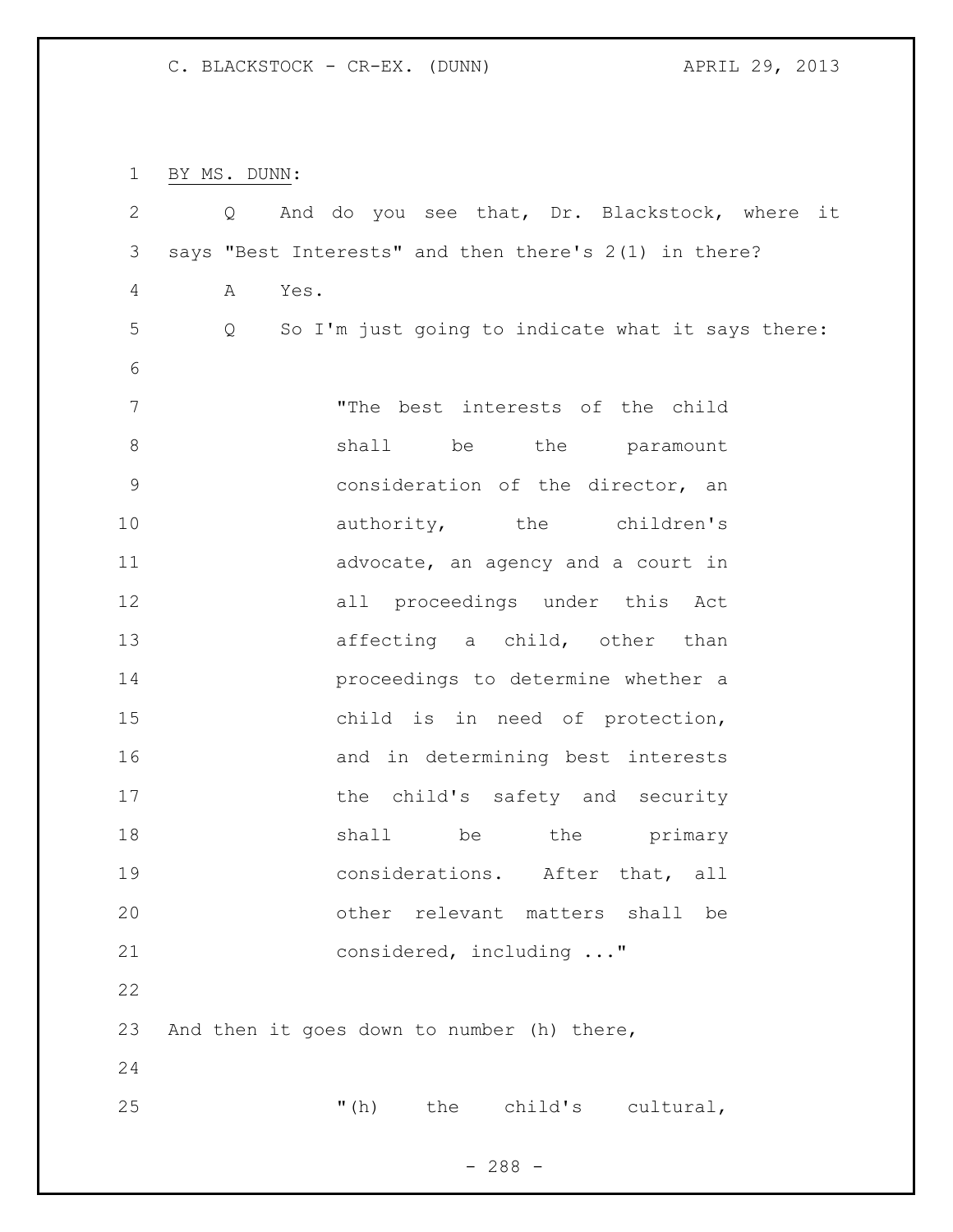BY MS. DUNN:

Q And do you see that, Dr. Blackstock, where it says "Best Interests" and then there's 2(1) in there?

A Yes.

Q So I'm just going to indicate what it says there:

> "The best interests of the child shall be the paramount consideration of the director, an authority, the children's advocate, an agency and a court in all proceedings under this Act affecting a child, other than proceedings to determine whether a child is in need of protection, and in determining best interests the child's safety and security shall be the primary considerations. After that, all other relevant matters shall be considered, including ..."

And then it goes down to number (h) there,

> "(h) the child's cultural,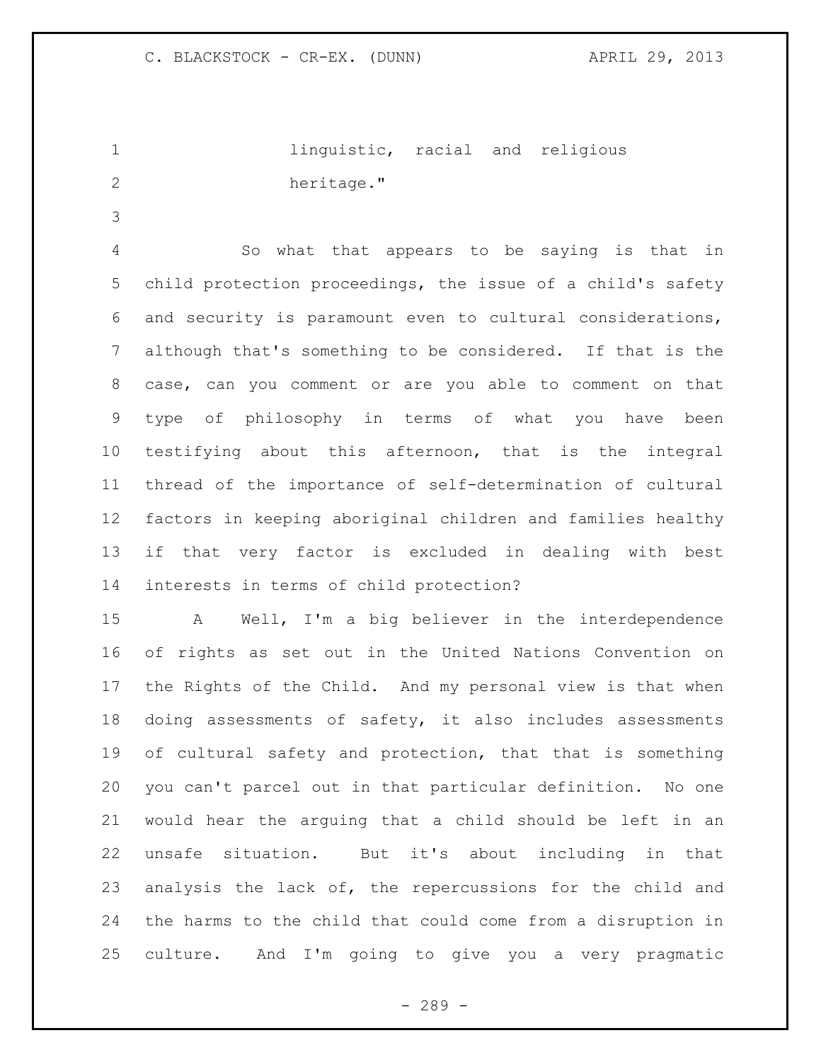linguistic, racial and religious heritage."

So what that appears to be saying is that in child protection proceedings, the issue of a child's safety and security is paramount even to cultural considerations, although that's something to be considered. If that is the case, can you comment or are you able to comment on that type of philosophy in terms of what you have been testifying about this afternoon, that is the integral thread of the importance of self-determination of cultural factors in keeping aboriginal children and families healthy if that very factor is excluded in dealing with best interests in terms of child protection?

A Well, I'm a big believer in the interdependence of rights as set out in the United Nations Convention on the Rights of the Child. And my personal view is that when doing assessments of safety, it also includes assessments of cultural safety and protection, that that is something you can't parcel out in that particular definition. No one would hear the arguing that a child should be left in an unsafe situation. But it's about including in that analysis the lack of, the repercussions for the child and the harms to the child that could come from a disruption in culture. And I'm going to give you a very pragmatic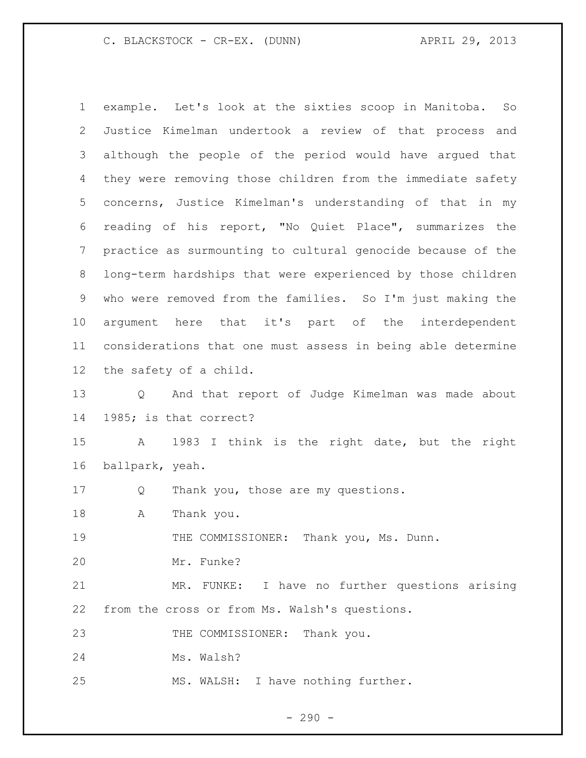example. Let's look at the sixties scoop in Manitoba. So Justice Kimelman undertook a review of that process and although the people of the period would have argued that they were removing those children from the immediate safety concerns, Justice Kimelman's understanding of that in my reading of his report, "No Quiet Place", summarizes the practice as surmounting to cultural genocide because of the long-term hardships that were experienced by those children who were removed from the families. So I'm just making the argument here that it's part of the interdependent considerations that one must assess in being able determine the safety of a child.

Q And that report of Judge Kimelman was made about 1985; is that correct?

A 1983 I think is the right date, but the right ballpark, yeah.

Q Thank you, those are my questions.

A Thank you.

THE COMMISSIONER: Thank you, Ms. Dunn.

Mr. Funke?

MR. FUNKE: I have no further questions arising from the cross or from Ms. Walsh's questions.

THE COMMISSIONER: Thank you.

Ms. Walsh?

MS. WALSH: I have nothing further.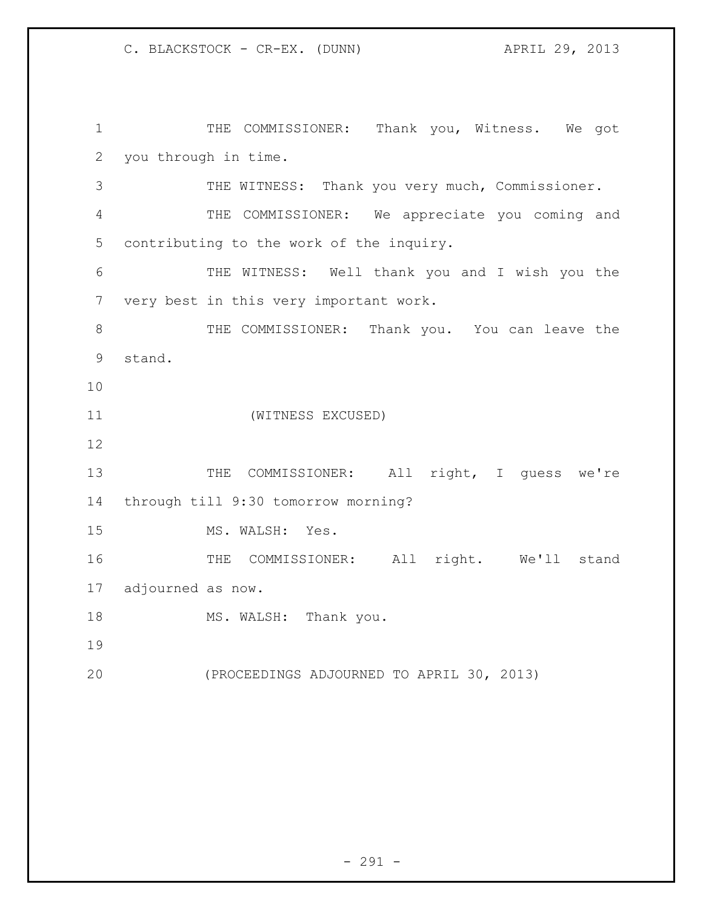THE COMMISSIONER: Thank you, Witness. We got you through in time.

THE WITNESS: Thank you very much, Commissioner.

THE COMMISSIONER: We appreciate you coming and contributing to the work of the inquiry.

THE WITNESS: Well thank you and I wish you the very best in this very important work.

THE COMMISSIONER: Thank you. You can leave the stand.

(WITNESS EXCUSED)

THE COMMISSIONER: All right, I guess we're through till 9:30 tomorrow morning?

MS. WALSH: Yes.

THE COMMISSIONER: All right. We'll stand adjourned as now.

MS. WALSH: Thank you.

(PROCEEDINGS ADJOURNED TO APRIL 30, 2013)